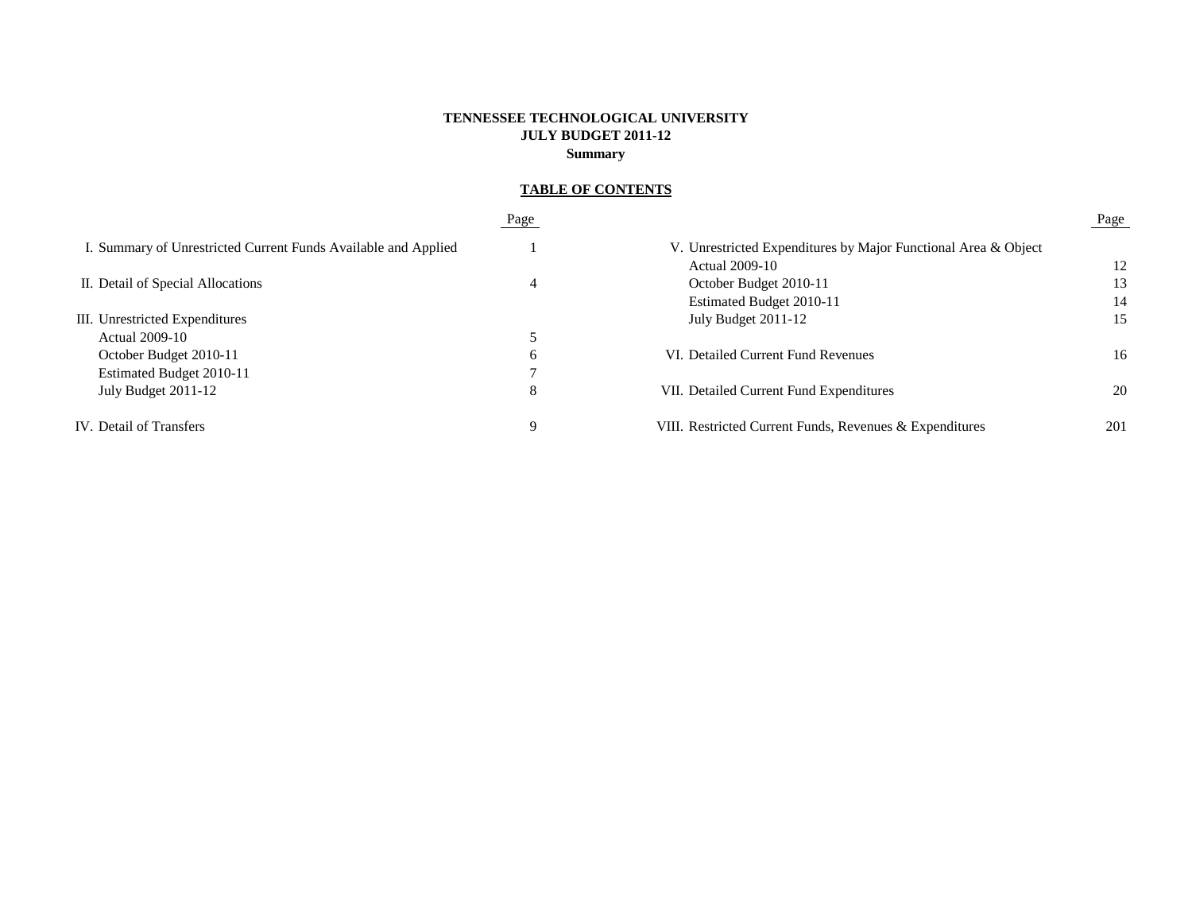# TENNESSEE TECHNOLOGICAL UNIVERSITY
## JULY BUDGET 2011-12
### Summary

**TABLE OF CONTENTS**

| | Page |
|---|---|
| I. Summary of Unrestricted Current Funds Available and Applied | 1 |
| II. Detail of Special Allocations | 4 |
| III. Unrestricted Expenditures | |
| Actual 2009-10 | 5 |
| October Budget 2010-11 | 6 |
| Estimated Budget 2010-11 | 7 |
| July Budget 2011-12 | 8 |
| IV. Detail of Transfers | 9 |

| | Page |
|---|---|
| V. Unrestricted Expenditures by Major Functional Area & Object | |
| Actual 2009-10 | 12 |
| October Budget 2010-11 | 13 |
| Estimated Budget 2010-11 | 14 |
| July Budget 2011-12 | 15 |
| VI. Detailed Current Fund Revenues | 16 |
| VII. Detailed Current Fund Expenditures | 20 |
| VIII. Restricted Current Funds, Revenues & Expenditures | 201 |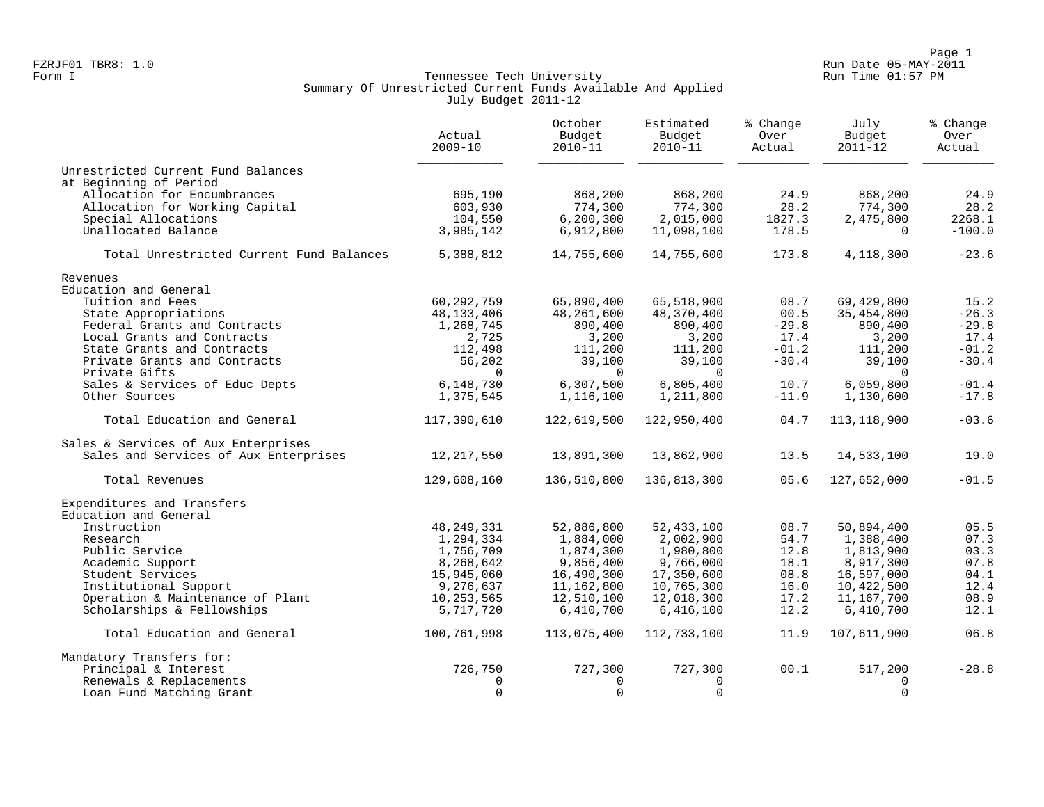FZRJF01 TBR8: 1.0
Form I

Run Date 05-MAY-2011
Run Time 01:57 PM

# Tennessee Tech University
## Summary Of Unrestricted Current Funds Available And Applied
### July Budget 2011-12

| | Actual 2009-10 | October Budget 2010-11 | Estimated Budget 2010-11 | % Change Over Actual | July Budget 2011-12 | % Change Over Actual |
|---|---|---|---|---|---|---|
| **Unrestricted Current Fund Balances at Beginning of Period** | | | | | | |
| Allocation for Encumbrances | 695,190 | 868,200 | 868,200 | 24.9 | 868,200 | 24.9 |
| Allocation for Working Capital | 603,930 | 774,300 | 774,300 | 28.2 | 774,300 | 28.2 |
| Special Allocations | 104,550 | 6,200,300 | 2,015,000 | 1827.3 | 2,475,800 | 2268.1 |
| Unallocated Balance | 3,985,142 | 6,912,800 | 11,098,100 | 178.5 | 0 | -100.0 |
| Total Unrestricted Current Fund Balances | 5,388,812 | 14,755,600 | 14,755,600 | 173.8 | 4,118,300 | -23.6 |
| **Revenues** | | | | | | |
| **Education and General** | | | | | | |
| Tuition and Fees | 60,292,759 | 65,890,400 | 65,518,900 | 08.7 | 69,429,800 | 15.2 |
| State Appropriations | 48,133,406 | 48,261,600 | 48,370,400 | 00.5 | 35,454,800 | -26.3 |
| Federal Grants and Contracts | 1,268,745 | 890,400 | 890,400 | -29.8 | 890,400 | -29.8 |
| Local Grants and Contracts | 2,725 | 3,200 | 3,200 | 17.4 | 3,200 | 17.4 |
| State Grants and Contracts | 112,498 | 111,200 | 111,200 | -01.2 | 111,200 | -01.2 |
| Private Grants and Contracts | 56,202 | 39,100 | 39,100 | -30.4 | 39,100 | -30.4 |
| Private Gifts | 0 | 0 | 0 | | 0 | |
| Sales & Services of Educ Depts | 6,148,730 | 6,307,500 | 6,805,400 | 10.7 | 6,059,800 | -01.4 |
| Other Sources | 1,375,545 | 1,116,100 | 1,211,800 | -11.9 | 1,130,600 | -17.8 |
| Total Education and General | 117,390,610 | 122,619,500 | 122,950,400 | 04.7 | 113,118,900 | -03.6 |
| **Sales & Services of Aux Enterprises** | | | | | | |
| Sales and Services of Aux Enterprises | 12,217,550 | 13,891,300 | 13,862,900 | 13.5 | 14,533,100 | 19.0 |
| Total Revenues | 129,608,160 | 136,510,800 | 136,813,300 | 05.6 | 127,652,000 | -01.5 |
| **Expenditures and Transfers** | | | | | | |
| **Education and General** | | | | | | |
| Instruction | 48,249,331 | 52,886,800 | 52,433,100 | 08.7 | 50,894,400 | 05.5 |
| Research | 1,294,334 | 1,884,000 | 2,002,900 | 54.7 | 1,388,400 | 07.3 |
| Public Service | 1,756,709 | 1,874,300 | 1,980,800 | 12.8 | 1,813,900 | 03.3 |
| Academic Support | 8,268,642 | 9,856,400 | 9,766,000 | 18.1 | 8,917,300 | 07.8 |
| Student Services | 15,945,060 | 16,490,300 | 17,350,600 | 08.8 | 16,597,000 | 04.1 |
| Institutional Support | 9,276,637 | 11,162,800 | 10,765,300 | 16.0 | 10,422,500 | 12.4 |
| Operation & Maintenance of Plant | 10,253,565 | 12,510,100 | 12,018,300 | 17.2 | 11,167,700 | 08.9 |
| Scholarships & Fellowships | 5,717,720 | 6,410,700 | 6,416,100 | 12.2 | 6,410,700 | 12.1 |
| Total Education and General | 100,761,998 | 113,075,400 | 112,733,100 | 11.9 | 107,611,900 | 06.8 |
| **Mandatory Transfers for:** | | | | | | |
| Principal & Interest | 726,750 | 727,300 | 727,300 | 00.1 | 517,200 | -28.8 |
| Renewals & Replacements | 0 | 0 | 0 | | 0 | |
| Loan Fund Matching Grant | 0 | 0 | 0 | | 0 | |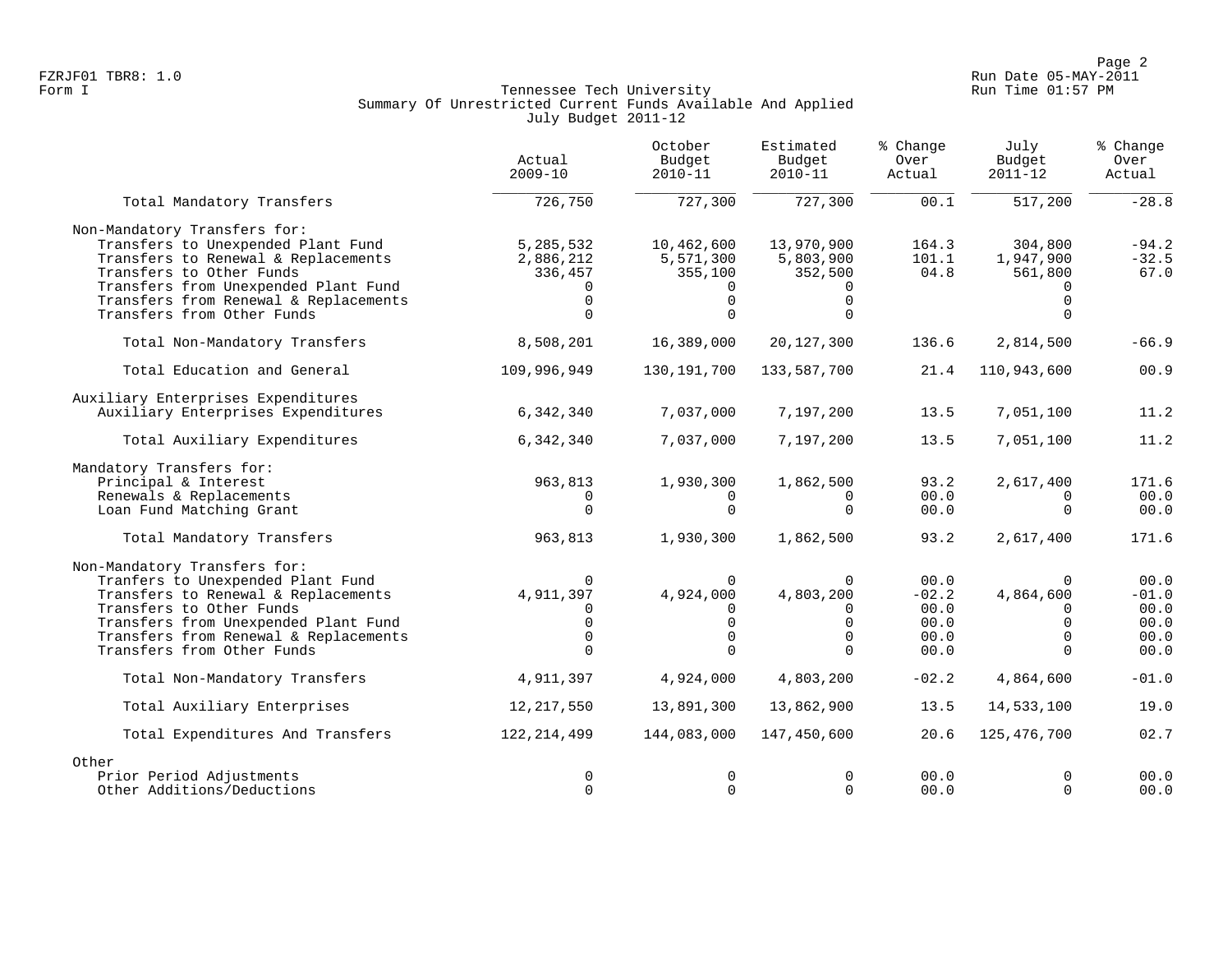Tennessee Tech University
Summary Of Unrestricted Current Funds Available And Applied
July Budget 2011-12

| | Actual 2009-10 | October Budget 2010-11 | Estimated Budget 2010-11 | % Change Over Actual | July Budget 2011-12 | % Change Over Actual |
|---|---|---|---|---|---|---|
| Total Mandatory Transfers | 726,750 | 727,300 | 727,300 | 00.1 | 517,200 | -28.8 |
| Non-Mandatory Transfers for: | | | | | | |
| Transfers to Unexpended Plant Fund | 5,285,532 | 10,462,600 | 13,970,900 | 164.3 | 304,800 | -94.2 |
| Transfers to Renewal & Replacements | 2,886,212 | 5,571,300 | 5,803,900 | 101.1 | 1,947,900 | -32.5 |
| Transfers to Other Funds | 336,457 | 355,100 | 352,500 | 04.8 | 561,800 | 67.0 |
| Transfers from Unexpended Plant Fund | 0 | 0 | 0 | | 0 | |
| Transfers from Renewal & Replacements | 0 | 0 | 0 | | 0 | |
| Transfers from Other Funds | 0 | 0 | 0 | | 0 | |
| Total Non-Mandatory Transfers | 8,508,201 | 16,389,000 | 20,127,300 | 136.6 | 2,814,500 | -66.9 |
| Total Education and General | 109,996,949 | 130,191,700 | 133,587,700 | 21.4 | 110,943,600 | 00.9 |
| Auxiliary Enterprises Expenditures | | | | | | |
| Auxiliary Enterprises Expenditures | 6,342,340 | 7,037,000 | 7,197,200 | 13.5 | 7,051,100 | 11.2 |
| Total Auxiliary Expenditures | 6,342,340 | 7,037,000 | 7,197,200 | 13.5 | 7,051,100 | 11.2 |
| Mandatory Transfers for: | | | | | | |
| Principal & Interest | 963,813 | 1,930,300 | 1,862,500 | 93.2 | 2,617,400 | 171.6 |
| Renewals & Replacements | 0 | 0 | 0 | 00.0 | 0 | 00.0 |
| Loan Fund Matching Grant | 0 | 0 | 0 | 00.0 | 0 | 00.0 |
| Total Mandatory Transfers | 963,813 | 1,930,300 | 1,862,500 | 93.2 | 2,617,400 | 171.6 |
| Non-Mandatory Transfers for: | | | | | | |
| Tranfers to Unexpended Plant Fund | 0 | 0 | 0 | 00.0 | 0 | 00.0 |
| Transfers to Renewal & Replacements | 4,911,397 | 4,924,000 | 4,803,200 | -02.2 | 4,864,600 | -01.0 |
| Transfers to Other Funds | 0 | 0 | 0 | 00.0 | 0 | 00.0 |
| Transfers from Unexpended Plant Fund | 0 | 0 | 0 | 00.0 | 0 | 00.0 |
| Transfers from Renewal & Replacements | 0 | 0 | 0 | 00.0 | 0 | 00.0 |
| Transfers from Other Funds | 0 | 0 | 0 | 00.0 | 0 | 00.0 |
| Total Non-Mandatory Transfers | 4,911,397 | 4,924,000 | 4,803,200 | -02.2 | 4,864,600 | -01.0 |
| Total Auxiliary Enterprises | 12,217,550 | 13,891,300 | 13,862,900 | 13.5 | 14,533,100 | 19.0 |
| Total Expenditures And Transfers | 122,214,499 | 144,083,000 | 147,450,600 | 20.6 | 125,476,700 | 02.7 |
| Other | | | | | | |
| Prior Period Adjustments | 0 | 0 | 0 | 00.0 | 0 | 00.0 |
| Other Additions/Deductions | 0 | 0 | 0 | 00.0 | 0 | 00.0 |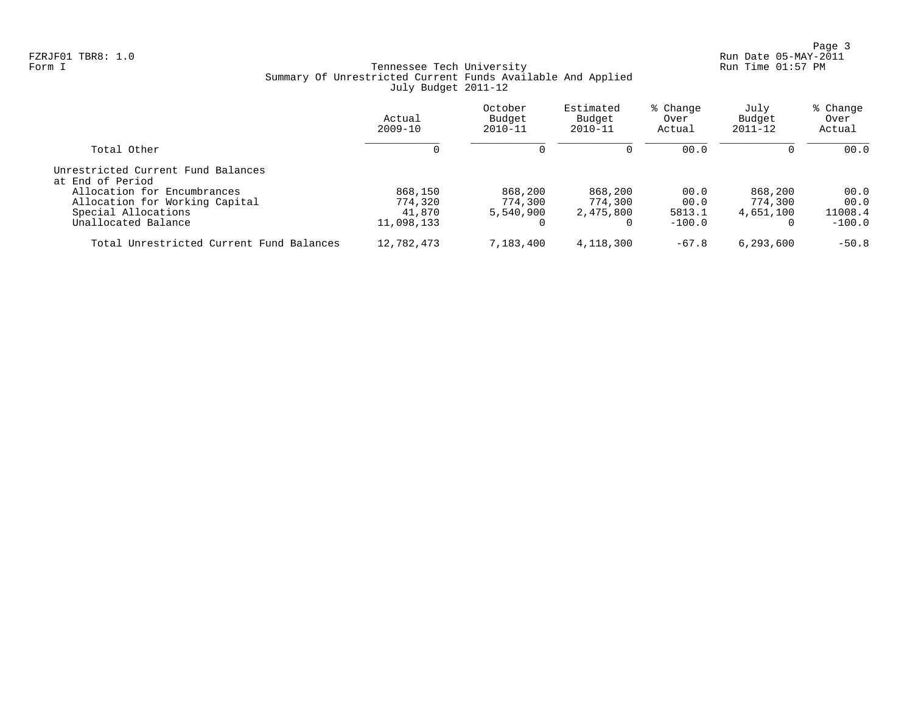FZRJF01 TBR8: 1.0
Form I

Tennessee Tech University
Summary Of Unrestricted Current Funds Available And Applied
July Budget 2011-12

| | Actual 2009-10 | October Budget 2010-11 | Estimated Budget 2010-11 | % Change Over Actual | July Budget 2011-12 | % Change Over Actual |
|---|---|---|---|---|---|---|
| Total Other | 0 | 0 | 0 | 00.0 | 0 | 00.0 |
| Unrestricted Current Fund Balances at End of Period | | | | | | |
| Allocation for Encumbrances | 868,150 | 868,200 | 868,200 | 00.0 | 868,200 | 00.0 |
| Allocation for Working Capital | 774,320 | 774,300 | 774,300 | 00.0 | 774,300 | 00.0 |
| Special Allocations | 41,870 | 5,540,900 | 2,475,800 | 5813.1 | 4,651,100 | 11008.4 |
| Unallocated Balance | 11,098,133 | 0 | 0 | -100.0 | 0 | -100.0 |
| Total Unrestricted Current Fund Balances | 12,782,473 | 7,183,400 | 4,118,300 | -67.8 | 6,293,600 | -50.8 |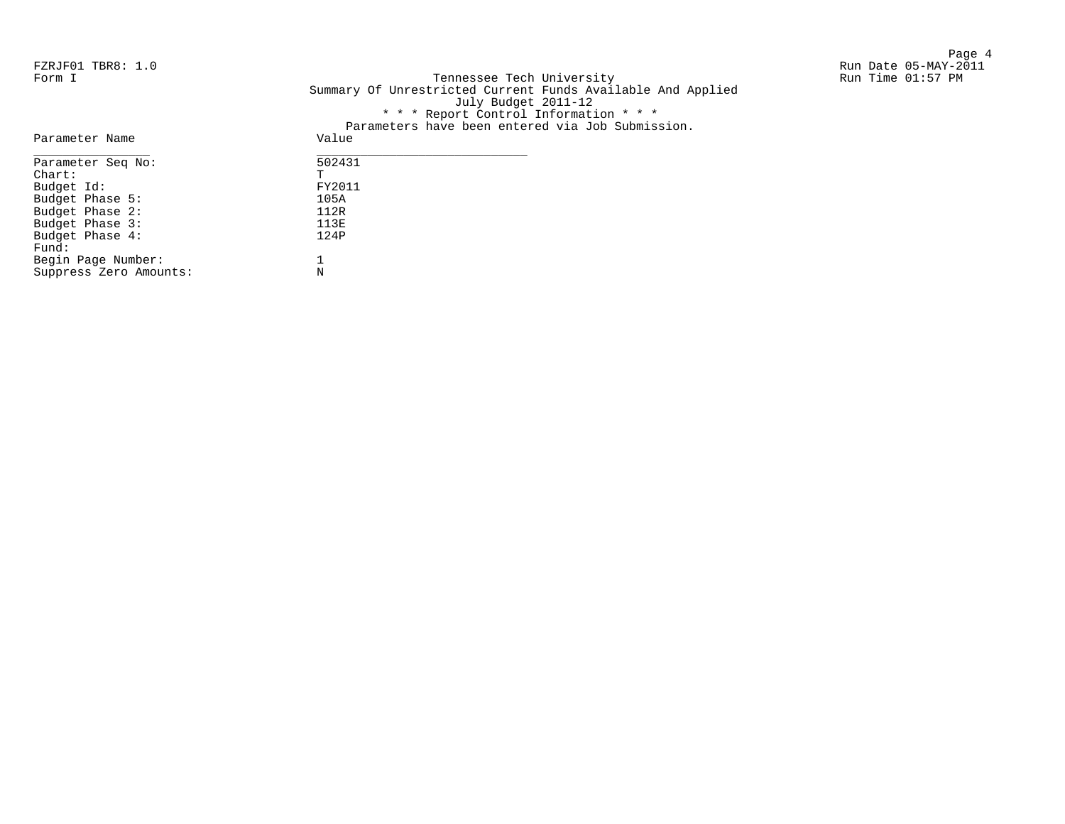FZRJF01 TBR8: 1.0
Form I

Tennessee Tech University
Summary Of Unrestricted Current Funds Available And Applied
July Budget 2011-12

Run Date 05-MAY-2011
Run Time 01:57 PM

\* \* \* Report Control Information \* \* \*
Parameters have been entered via Job Submission.

| Parameter Name | Value |
|---|---|
| Parameter Seq No: | 502431 |
| Chart: | T |
| Budget Id: | FY2011 |
| Budget Phase 5: | 105A |
| Budget Phase 2: | 112R |
| Budget Phase 3: | 113E |
| Budget Phase 4: | 124P |
| Fund: | |
| Begin Page Number: | 1 |
| Suppress Zero Amounts: | N |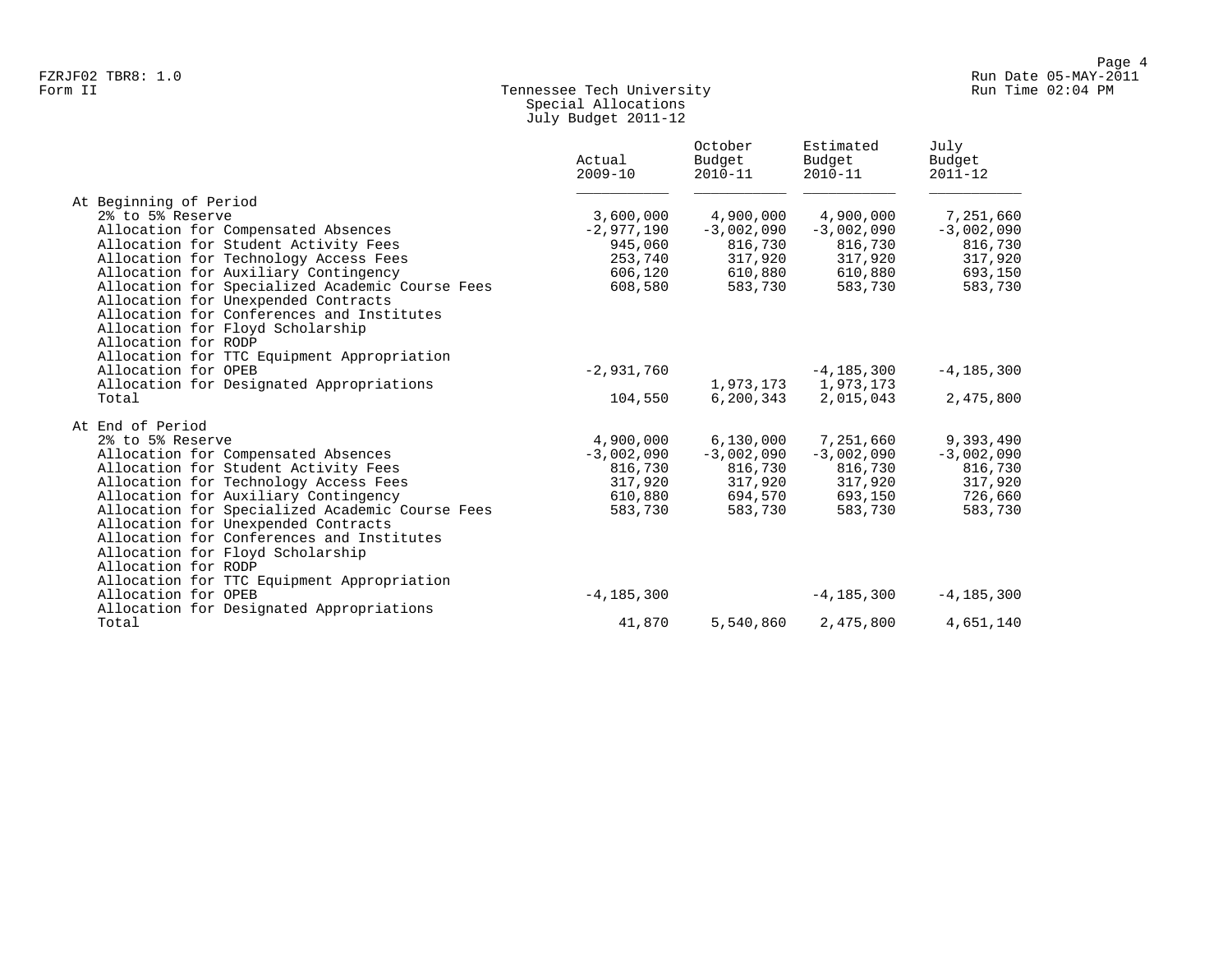FZRJF02 TBR8: 1.0
Form II

# Tennessee Tech University
## Special Allocations
## July Budget 2011-12

Run Date 05-MAY-2011
Run Time 02:04 PM

| | Actual 2009-10 | October Budget 2010-11 | Estimated Budget 2010-11 | July Budget 2011-12 |
|---|---|---|---|---|
| **At Beginning of Period** | | | | |
| 2% to 5% Reserve | 3,600,000 | 4,900,000 | 4,900,000 | 7,251,660 |
| Allocation for Compensated Absences | -2,977,190 | -3,002,090 | -3,002,090 | -3,002,090 |
| Allocation for Student Activity Fees | 945,060 | 816,730 | 816,730 | 816,730 |
| Allocation for Technology Access Fees | 253,740 | 317,920 | 317,920 | 317,920 |
| Allocation for Auxiliary Contingency | 606,120 | 610,880 | 610,880 | 693,150 |
| Allocation for Specialized Academic Course Fees | 608,580 | 583,730 | 583,730 | 583,730 |
| Allocation for Unexpended Contracts | | | | |
| Allocation for Conferences and Institutes | | | | |
| Allocation for Floyd Scholarship | | | | |
| Allocation for RODP | | | | |
| Allocation for TTC Equipment Appropriation | | | | |
| Allocation for OPEB | -2,931,760 | | -4,185,300 | -4,185,300 |
| Allocation for Designated Appropriations | | 1,973,173 | 1,973,173 | |
| Total | 104,550 | 6,200,343 | 2,015,043 | 2,475,800 |
| **At End of Period** | | | | |
| 2% to 5% Reserve | 4,900,000 | 6,130,000 | 7,251,660 | 9,393,490 |
| Allocation for Compensated Absences | -3,002,090 | -3,002,090 | -3,002,090 | -3,002,090 |
| Allocation for Student Activity Fees | 816,730 | 816,730 | 816,730 | 816,730 |
| Allocation for Technology Access Fees | 317,920 | 317,920 | 317,920 | 317,920 |
| Allocation for Auxiliary Contingency | 610,880 | 694,570 | 693,150 | 726,660 |
| Allocation for Specialized Academic Course Fees | 583,730 | 583,730 | 583,730 | 583,730 |
| Allocation for Unexpended Contracts | | | | |
| Allocation for Conferences and Institutes | | | | |
| Allocation for Floyd Scholarship | | | | |
| Allocation for RODP | | | | |
| Allocation for TTC Equipment Appropriation | | | | |
| Allocation for OPEB | -4,185,300 | | -4,185,300 | -4,185,300 |
| Allocation for Designated Appropriations | | | | |
| Total | 41,870 | 5,540,860 | 2,475,800 | 4,651,140 |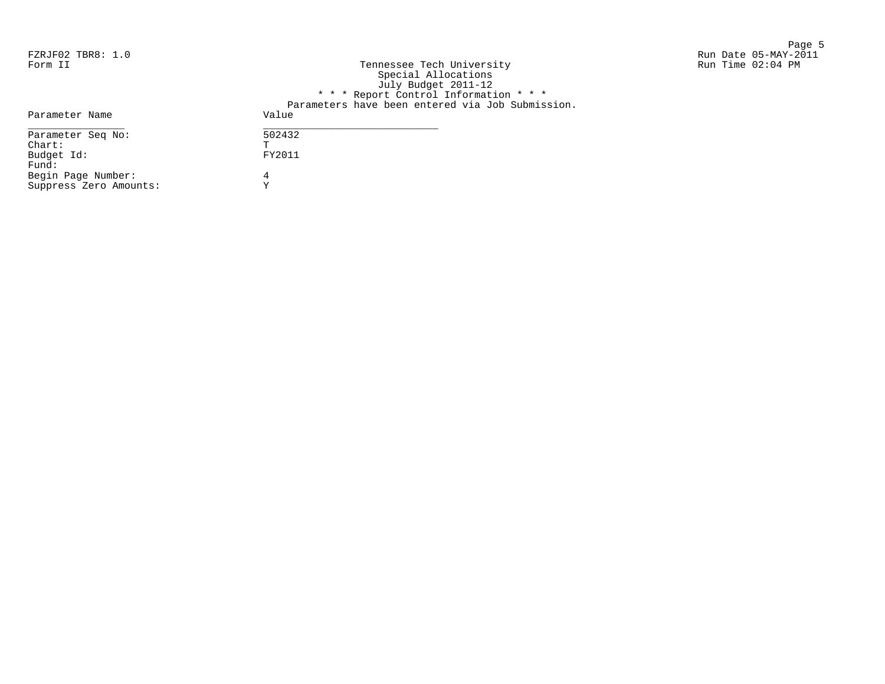FZRJF02 TBR8: 1.0
Form II

Tennessee Tech University
Special Allocations
July Budget 2011-12

Run Date 05-MAY-2011
Run Time 02:04 PM

* * * Report Control Information * * *

Parameters have been entered via Job Submission.

| Parameter Name | Value |
|---|---|
| Parameter Seq No: | 502432 |
| Chart: | T |
| Budget Id: | FY2011 |
| Fund: | |
| Begin Page Number: | 4 |
| Suppress Zero Amounts: | Y |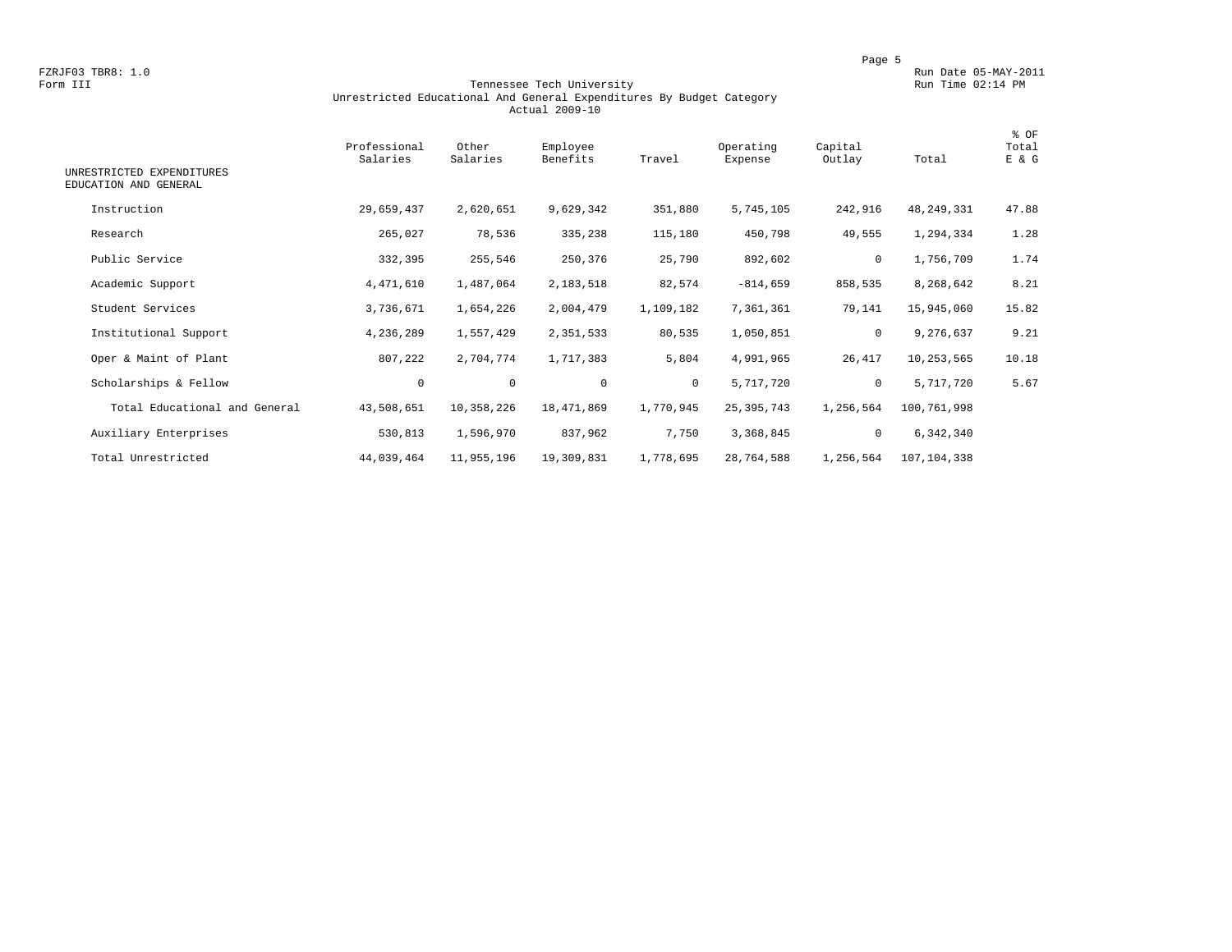FZRJF03 TBR8: 1.0
Form III

Run Date 05-MAY-2011
Run Time 02:14 PM

# Tennessee Tech University
## Unrestricted Educational And General Expenditures By Budget Category
### Actual 2009-10

| UNRESTRICTED EXPENDITURES EDUCATION AND GENERAL | Professional Salaries | Other Salaries | Employee Benefits | Travel | Operating Expense | Capital Outlay | Total | % OF Total E & G |
|---|---|---|---|---|---|---|---|---|
| Instruction | 29,659,437 | 2,620,651 | 9,629,342 | 351,880 | 5,745,105 | 242,916 | 48,249,331 | 47.88 |
| Research | 265,027 | 78,536 | 335,238 | 115,180 | 450,798 | 49,555 | 1,294,334 | 1.28 |
| Public Service | 332,395 | 255,546 | 250,376 | 25,790 | 892,602 | 0 | 1,756,709 | 1.74 |
| Academic Support | 4,471,610 | 1,487,064 | 2,183,518 | 82,574 | -814,659 | 858,535 | 8,268,642 | 8.21 |
| Student Services | 3,736,671 | 1,654,226 | 2,004,479 | 1,109,182 | 7,361,361 | 79,141 | 15,945,060 | 15.82 |
| Institutional Support | 4,236,289 | 1,557,429 | 2,351,533 | 80,535 | 1,050,851 | 0 | 9,276,637 | 9.21 |
| Oper & Maint of Plant | 807,222 | 2,704,774 | 1,717,383 | 5,804 | 4,991,965 | 26,417 | 10,253,565 | 10.18 |
| Scholarships & Fellow | 0 | 0 | 0 | 0 | 5,717,720 | 0 | 5,717,720 | 5.67 |
| Total Educational and General | 43,508,651 | 10,358,226 | 18,471,869 | 1,770,945 | 25,395,743 | 1,256,564 | 100,761,998 | |
| Auxiliary Enterprises | 530,813 | 1,596,970 | 837,962 | 7,750 | 3,368,845 | 0 | 6,342,340 | |
| Total Unrestricted | 44,039,464 | 11,955,196 | 19,309,831 | 1,778,695 | 28,764,588 | 1,256,564 | 107,104,338 | |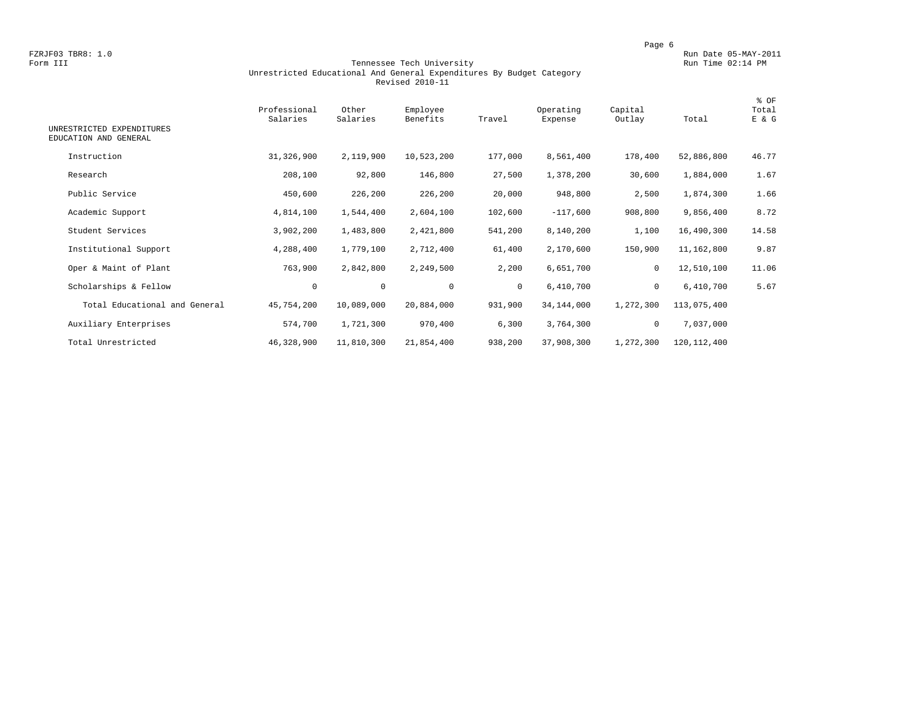FZRJF03 TBR8: 1.0

Form III

Run Date 05-MAY-2011

Run Time 02:14 PM

# Tennessee Tech University

## Unrestricted Educational And General Expenditures By Budget Category

### Revised 2010-11

| UNRESTRICTED EXPENDITURES EDUCATION AND GENERAL | Professional Salaries | Other Salaries | Employee Benefits | Travel | Operating Expense | Capital Outlay | Total | % OF Total E & G |
|---|---|---|---|---|---|---|---|---|
| Instruction | 31,326,900 | 2,119,900 | 10,523,200 | 177,000 | 8,561,400 | 178,400 | 52,886,800 | 46.77 |
| Research | 208,100 | 92,800 | 146,800 | 27,500 | 1,378,200 | 30,600 | 1,884,000 | 1.67 |
| Public Service | 450,600 | 226,200 | 226,200 | 20,000 | 948,800 | 2,500 | 1,874,300 | 1.66 |
| Academic Support | 4,814,100 | 1,544,400 | 2,604,100 | 102,600 | -117,600 | 908,800 | 9,856,400 | 8.72 |
| Student Services | 3,902,200 | 1,483,800 | 2,421,800 | 541,200 | 8,140,200 | 1,100 | 16,490,300 | 14.58 |
| Institutional Support | 4,288,400 | 1,779,100 | 2,712,400 | 61,400 | 2,170,600 | 150,900 | 11,162,800 | 9.87 |
| Oper & Maint of Plant | 763,900 | 2,842,800 | 2,249,500 | 2,200 | 6,651,700 | 0 | 12,510,100 | 11.06 |
| Scholarships & Fellow | 0 | 0 | 0 | 0 | 6,410,700 | 0 | 6,410,700 | 5.67 |
| Total Educational and General | 45,754,200 | 10,089,000 | 20,884,000 | 931,900 | 34,144,000 | 1,272,300 | 113,075,400 | |
| Auxiliary Enterprises | 574,700 | 1,721,300 | 970,400 | 6,300 | 3,764,300 | 0 | 7,037,000 | |
| Total Unrestricted | 46,328,900 | 11,810,300 | 21,854,400 | 938,200 | 37,908,300 | 1,272,300 | 120,112,400 | |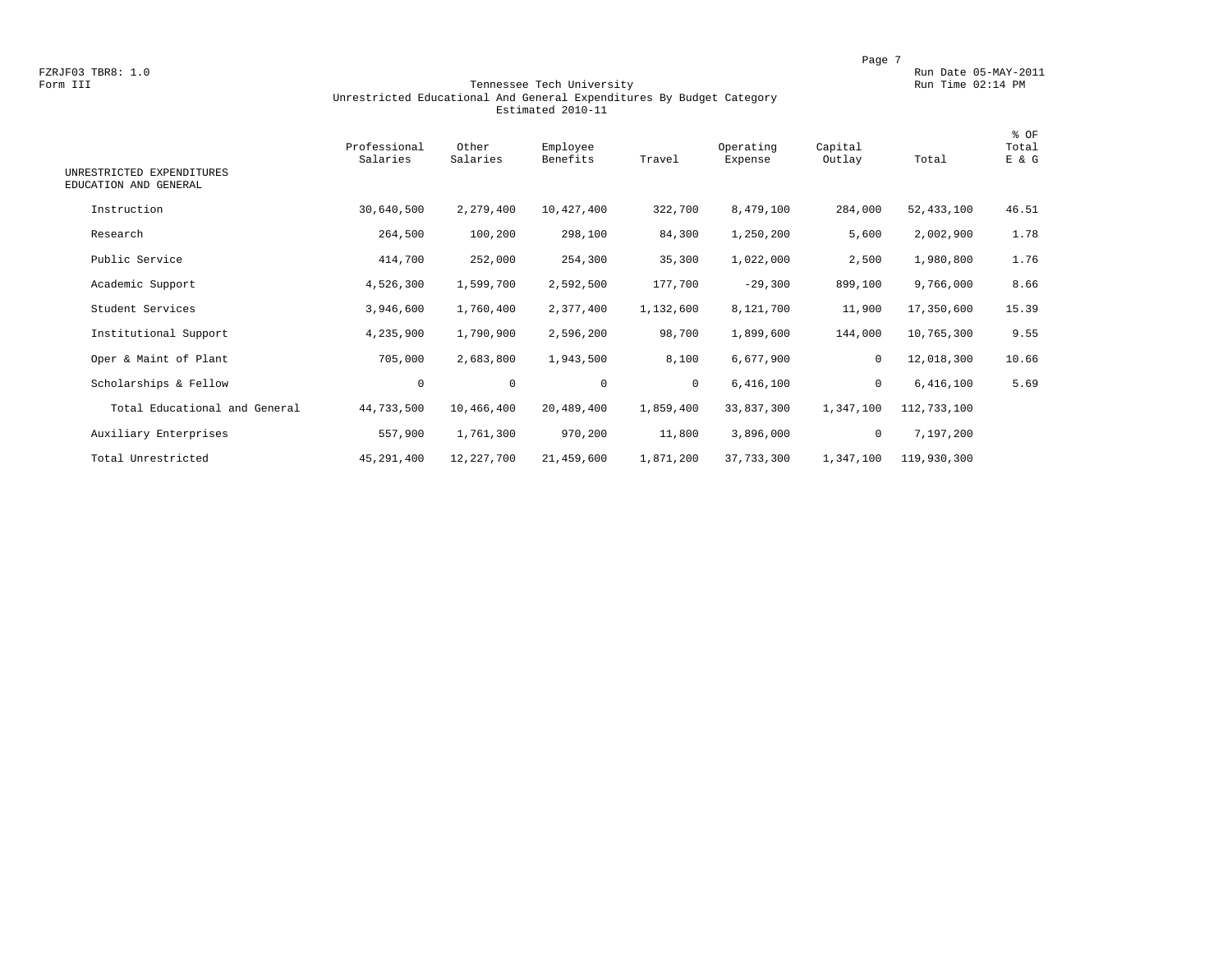FZRJF03 TBR8: 1.0
Form III

Run Date 05-MAY-2011
Run Time 02:14 PM

## Tennessee Tech University
### Unrestricted Educational And General Expenditures By Budget Category
### Estimated 2010-11

| UNRESTRICTED EXPENDITURES EDUCATION AND GENERAL | Professional Salaries | Other Salaries | Employee Benefits | Travel | Operating Expense | Capital Outlay | Total | % OF Total E & G |
|---|---|---|---|---|---|---|---|---|
| Instruction | 30,640,500 | 2,279,400 | 10,427,400 | 322,700 | 8,479,100 | 284,000 | 52,433,100 | 46.51 |
| Research | 264,500 | 100,200 | 298,100 | 84,300 | 1,250,200 | 5,600 | 2,002,900 | 1.78 |
| Public Service | 414,700 | 252,000 | 254,300 | 35,300 | 1,022,000 | 2,500 | 1,980,800 | 1.76 |
| Academic Support | 4,526,300 | 1,599,700 | 2,592,500 | 177,700 | -29,300 | 899,100 | 9,766,000 | 8.66 |
| Student Services | 3,946,600 | 1,760,400 | 2,377,400 | 1,132,600 | 8,121,700 | 11,900 | 17,350,600 | 15.39 |
| Institutional Support | 4,235,900 | 1,790,900 | 2,596,200 | 98,700 | 1,899,600 | 144,000 | 10,765,300 | 9.55 |
| Oper & Maint of Plant | 705,000 | 2,683,800 | 1,943,500 | 8,100 | 6,677,900 | 0 | 12,018,300 | 10.66 |
| Scholarships & Fellow | 0 | 0 | 0 | 0 | 6,416,100 | 0 | 6,416,100 | 5.69 |
| Total Educational and General | 44,733,500 | 10,466,400 | 20,489,400 | 1,859,400 | 33,837,300 | 1,347,100 | 112,733,100 | |
| Auxiliary Enterprises | 557,900 | 1,761,300 | 970,200 | 11,800 | 3,896,000 | 0 | 7,197,200 | |
| Total Unrestricted | 45,291,400 | 12,227,700 | 21,459,600 | 1,871,200 | 37,733,300 | 1,347,100 | 119,930,300 | |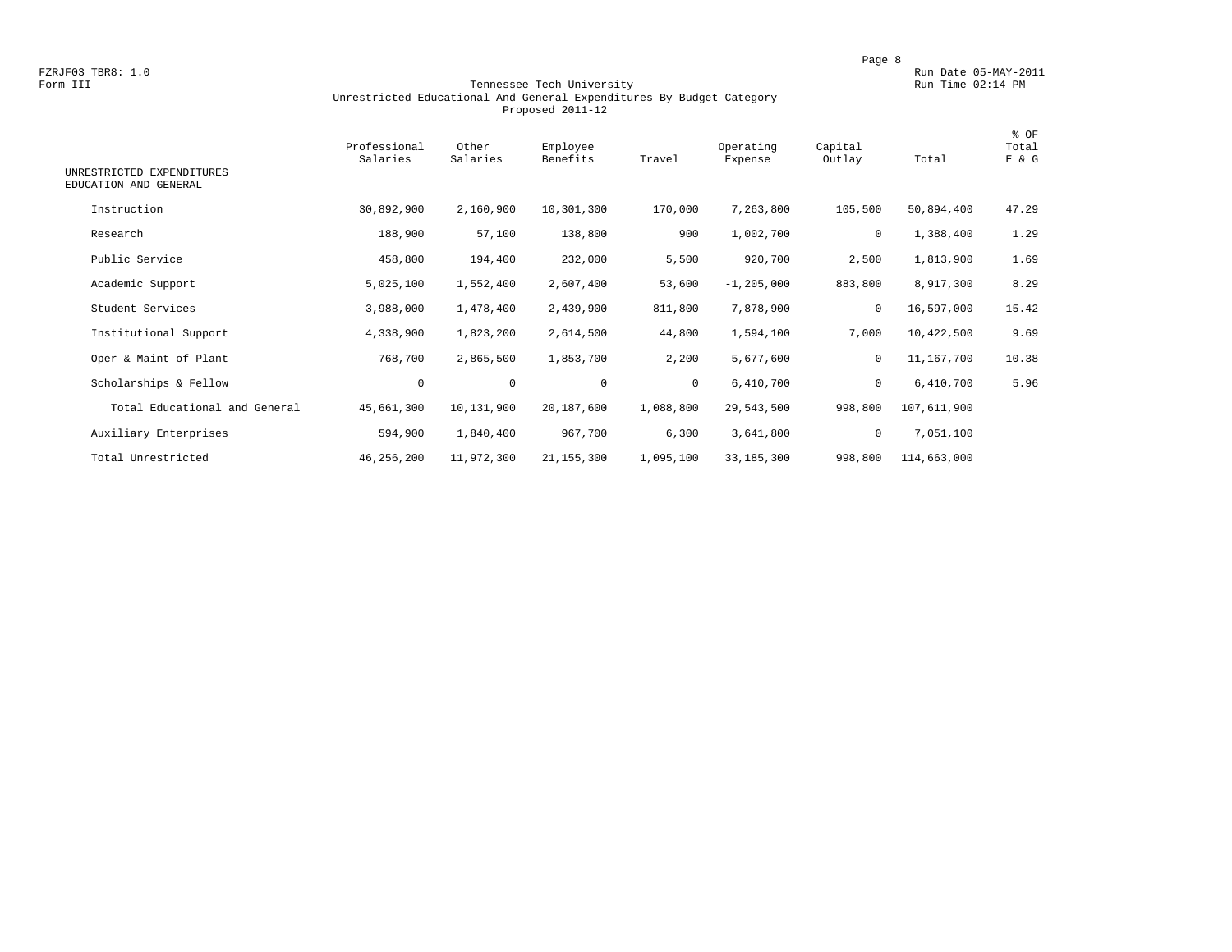FZRJF03 TBR8: 1.0
Form III

# Tennessee Tech University
## Unrestricted Educational And General Expenditures By Budget Category
### Proposed 2011-12

Run Date 05-MAY-2011
Run Time 02:14 PM

| UNRESTRICTED EXPENDITURES EDUCATION AND GENERAL | Professional Salaries | Other Salaries | Employee Benefits | Travel | Operating Expense | Capital Outlay | Total | % OF Total E & G |
|---|---|---|---|---|---|---|---|---|
| Instruction | 30,892,900 | 2,160,900 | 10,301,300 | 170,000 | 7,263,800 | 105,500 | 50,894,400 | 47.29 |
| Research | 188,900 | 57,100 | 138,800 | 900 | 1,002,700 | 0 | 1,388,400 | 1.29 |
| Public Service | 458,800 | 194,400 | 232,000 | 5,500 | 920,700 | 2,500 | 1,813,900 | 1.69 |
| Academic Support | 5,025,100 | 1,552,400 | 2,607,400 | 53,600 | -1,205,000 | 883,800 | 8,917,300 | 8.29 |
| Student Services | 3,988,000 | 1,478,400 | 2,439,900 | 811,800 | 7,878,900 | 0 | 16,597,000 | 15.42 |
| Institutional Support | 4,338,900 | 1,823,200 | 2,614,500 | 44,800 | 1,594,100 | 7,000 | 10,422,500 | 9.69 |
| Oper & Maint of Plant | 768,700 | 2,865,500 | 1,853,700 | 2,200 | 5,677,600 | 0 | 11,167,700 | 10.38 |
| Scholarships & Fellow | 0 | 0 | 0 | 0 | 6,410,700 | 0 | 6,410,700 | 5.96 |
| Total Educational and General | 45,661,300 | 10,131,900 | 20,187,600 | 1,088,800 | 29,543,500 | 998,800 | 107,611,900 | |
| Auxiliary Enterprises | 594,900 | 1,840,400 | 967,700 | 6,300 | 3,641,800 | 0 | 7,051,100 | |
| Total Unrestricted | 46,256,200 | 11,972,300 | 21,155,300 | 1,095,100 | 33,185,300 | 998,800 | 114,663,000 | |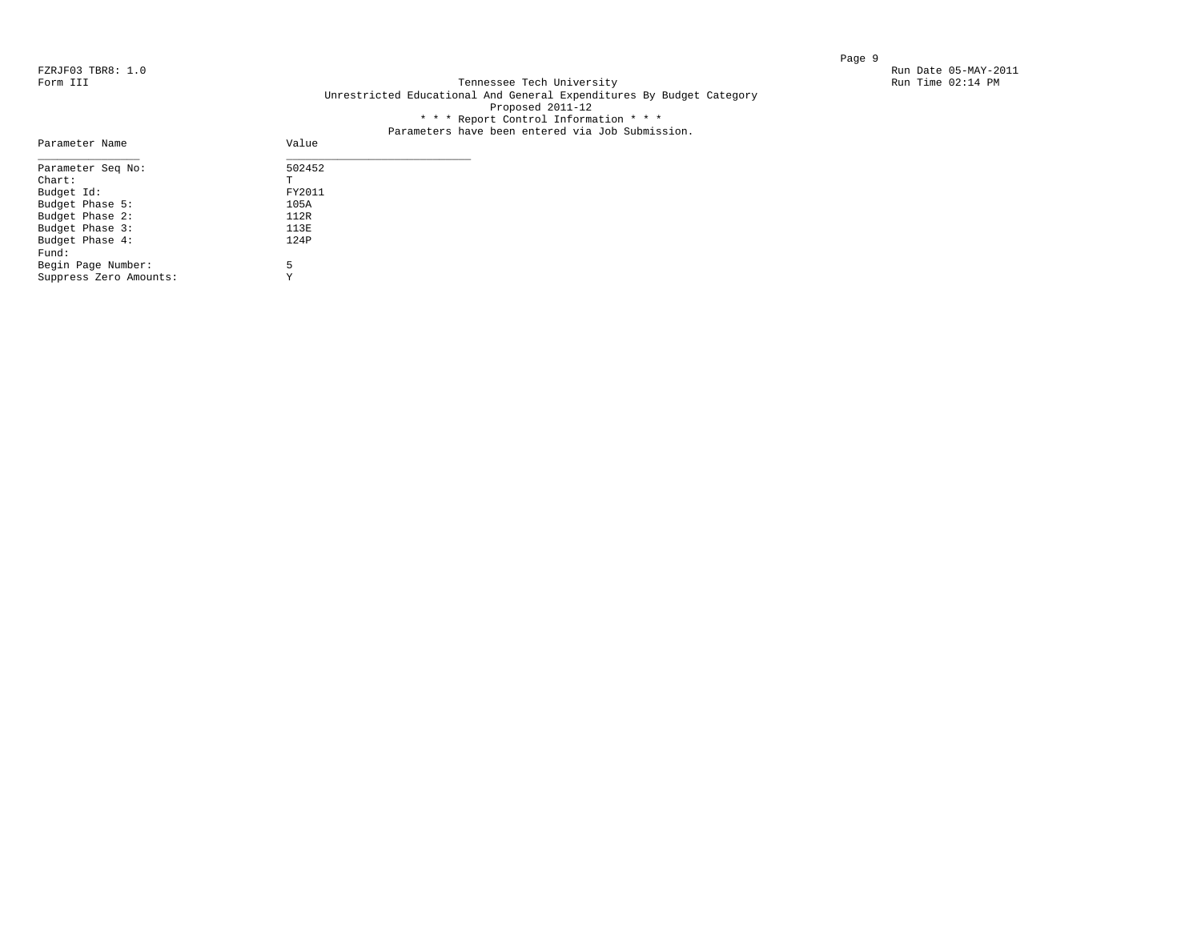FZRJF03 TBR8: 1.0

Form III

Run Date 05-MAY-2011

Run Time 02:14 PM

# Tennessee Tech University

## Unrestricted Educational And General Expenditures By Budget Category

### Proposed 2011-12

* * * Report Control Information * * *

Parameters have been entered via Job Submission.

| Parameter Name | Value |
|---|---|
| Parameter Seq No: | 502452 |
| Chart: | T |
| Budget Id: | FY2011 |
| Budget Phase 5: | 105A |
| Budget Phase 2: | 112R |
| Budget Phase 3: | 113E |
| Budget Phase 4: | 124P |
| Fund: | |
| Begin Page Number: | 5 |
| Suppress Zero Amounts: | Y |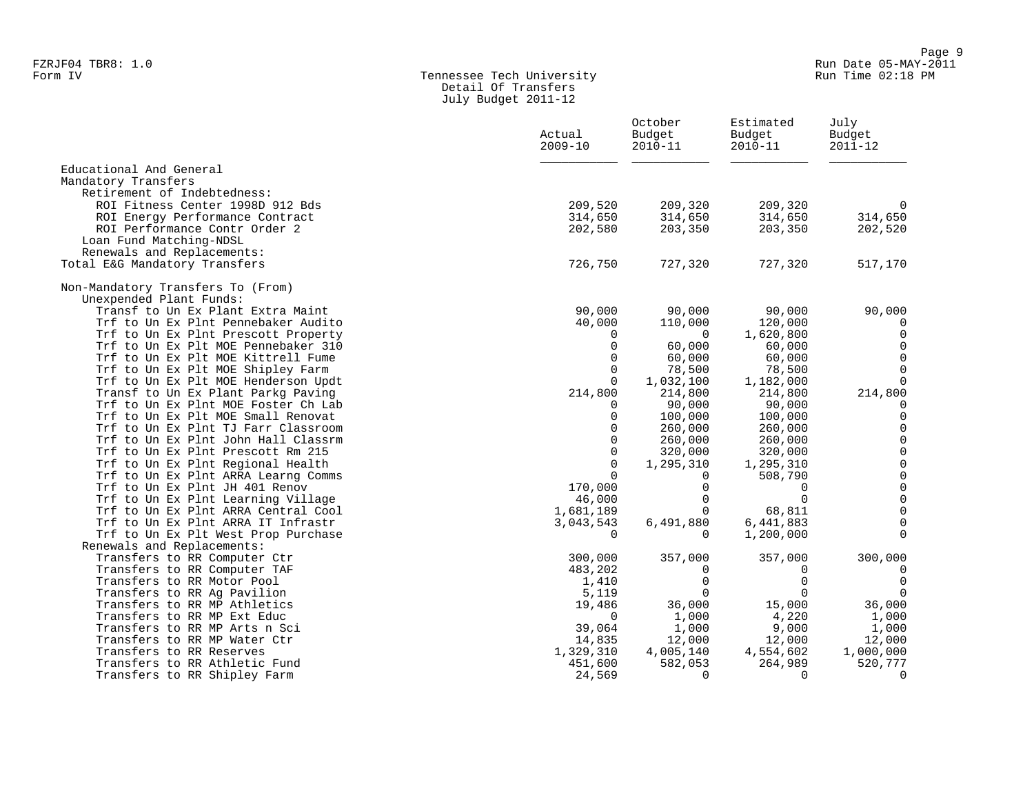Tennessee Tech University
Detail Of Transfers
July Budget 2011-12

| | Actual 2009-10 | October Budget 2010-11 | Estimated Budget 2010-11 | July Budget 2011-12 |
|---|---|---|---|---|
| Educational And General | | | | |
| Mandatory Transfers | | | | |
| Retirement of Indebtedness: | | | | |
| ROI Fitness Center 1998D 912 Bds | 209,520 | 209,320 | 209,320 | 0 |
| ROI Energy Performance Contract | 314,650 | 314,650 | 314,650 | 314,650 |
| ROI Performance Contr Order 2 | 202,580 | 203,350 | 203,350 | 202,520 |
| Loan Fund Matching-NDSL | | | | |
| Renewals and Replacements: | | | | |
| Total E&G Mandatory Transfers | 726,750 | 727,320 | 727,320 | 517,170 |
| | | | | |
| Non-Mandatory Transfers To (From) | | | | |
| Unexpended Plant Funds: | | | | |
| Transf to Un Ex Plant Extra Maint | 90,000 | 90,000 | 90,000 | 90,000 |
| Trf to Un Ex Plnt Pennebaker Audito | 40,000 | 110,000 | 120,000 | 0 |
| Trf to Un Ex Plnt Prescott Property | 0 | 0 | 1,620,800 | 0 |
| Trf to Un Ex Plt MOE Pennebaker 310 | 0 | 60,000 | 60,000 | 0 |
| Trf to Un Ex Plt MOE Kittrell Fume | 0 | 60,000 | 60,000 | 0 |
| Trf to Un Ex Plt MOE Shipley Farm | 0 | 78,500 | 78,500 | 0 |
| Trf to Un Ex Plt MOE Henderson Updt | 0 | 1,032,100 | 1,182,000 | 0 |
| Transf to Un Ex Plant Parkg Paving | 214,800 | 214,800 | 214,800 | 214,800 |
| Trf to Un Ex Plnt MOE Foster Ch Lab | 0 | 90,000 | 90,000 | 0 |
| Trf to Un Ex Plt MOE Small Renovat | 0 | 100,000 | 100,000 | 0 |
| Trf to Un Ex Plnt TJ Farr Classroom | 0 | 260,000 | 260,000 | 0 |
| Trf to Un Ex Plnt John Hall Classrm | 0 | 260,000 | 260,000 | 0 |
| Trf to Un Ex Plnt Prescott Rm 215 | 0 | 320,000 | 320,000 | 0 |
| Trf to Un Ex Plnt Regional Health | 0 | 1,295,310 | 1,295,310 | 0 |
| Trf to Un Ex Plnt ARRA Learng Comms | 0 | 0 | 508,790 | 0 |
| Trf to Un Ex Plnt JH 401 Renov | 170,000 | 0 | 0 | 0 |
| Trf to Un Ex Plnt Learning Village | 46,000 | 0 | 0 | 0 |
| Trf to Un Ex Plnt ARRA Central Cool | 1,681,189 | 0 | 68,811 | 0 |
| Trf to Un Ex Plnt ARRA IT Infrastr | 3,043,543 | 6,491,880 | 6,441,883 | 0 |
| Trf to Un Ex Plt West Prop Purchase | 0 | 0 | 1,200,000 | 0 |
| Renewals and Replacements: | | | | |
| Transfers to RR Computer Ctr | 300,000 | 357,000 | 357,000 | 300,000 |
| Transfers to RR Computer TAF | 483,202 | 0 | 0 | 0 |
| Transfers to RR Motor Pool | 1,410 | 0 | 0 | 0 |
| Transfers to RR Ag Pavilion | 5,119 | 0 | 0 | 0 |
| Transfers to RR MP Athletics | 19,486 | 36,000 | 15,000 | 36,000 |
| Transfers to RR MP Ext Educ | 0 | 1,000 | 4,220 | 1,000 |
| Transfers to RR MP Arts n Sci | 39,064 | 1,000 | 9,000 | 1,000 |
| Transfers to RR MP Water Ctr | 14,835 | 12,000 | 12,000 | 12,000 |
| Transfers to RR Reserves | 1,329,310 | 4,005,140 | 4,554,602 | 1,000,000 |
| Transfers to RR Athletic Fund | 451,600 | 582,053 | 264,989 | 520,777 |
| Transfers to RR Shipley Farm | 24,569 | 0 | 0 | 0 |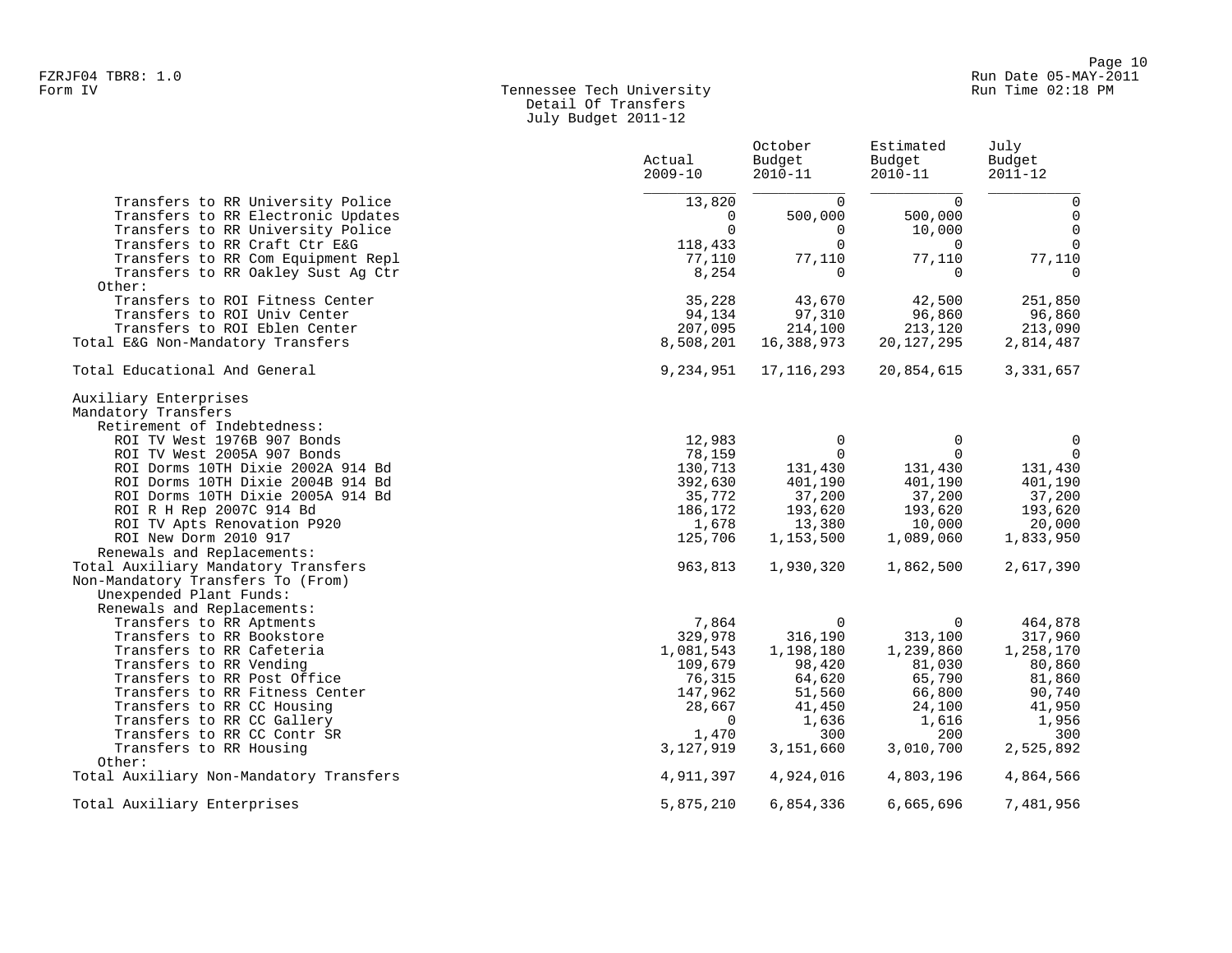Tennessee Tech University
Detail Of Transfers
July Budget 2011-12

| | Actual 2009-10 | October Budget 2010-11 | Estimated Budget 2010-11 | July Budget 2011-12 |
|---|---|---|---|---|
| Transfers to RR University Police | 13,820 | 0 | 0 | 0 |
| Transfers to RR Electronic Updates | 0 | 500,000 | 500,000 | 0 |
| Transfers to RR University Police | 0 | 0 | 10,000 | 0 |
| Transfers to RR Craft Ctr E&G | 118,433 | 0 | 0 | 0 |
| Transfers to RR Com Equipment Repl | 77,110 | 77,110 | 77,110 | 77,110 |
| Transfers to RR Oakley Sust Ag Ctr | 8,254 | 0 | 0 | 0 |
| Other: | | | | |
| Transfers to ROI Fitness Center | 35,228 | 43,670 | 42,500 | 251,850 |
| Transfers to ROI Univ Center | 94,134 | 97,310 | 96,860 | 96,860 |
| Transfers to ROI Eblen Center | 207,095 | 214,100 | 213,120 | 213,090 |
| Total E&G Non-Mandatory Transfers | 8,508,201 | 16,388,973 | 20,127,295 | 2,814,487 |
| Total Educational And General | 9,234,951 | 17,116,293 | 20,854,615 | 3,331,657 |
| Auxiliary Enterprises | | | | |
| Mandatory Transfers | | | | |
| Retirement of Indebtedness: | | | | |
| ROI TV West 1976B 907 Bonds | 12,983 | 0 | 0 | 0 |
| ROI TV West 2005A 907 Bonds | 78,159 | 0 | 0 | 0 |
| ROI Dorms 10TH Dixie 2002A 914 Bd | 130,713 | 131,430 | 131,430 | 131,430 |
| ROI Dorms 10TH Dixie 2004B 914 Bd | 392,630 | 401,190 | 401,190 | 401,190 |
| ROI Dorms 10TH Dixie 2005A 914 Bd | 35,772 | 37,200 | 37,200 | 37,200 |
| ROI R H Rep 2007C 914 Bd | 186,172 | 193,620 | 193,620 | 193,620 |
| ROI TV Apts Renovation P920 | 1,678 | 13,380 | 10,000 | 20,000 |
| ROI New Dorm 2010 917 | 125,706 | 1,153,500 | 1,089,060 | 1,833,950 |
| Renewals and Replacements: | | | | |
| Total Auxiliary Mandatory Transfers | 963,813 | 1,930,320 | 1,862,500 | 2,617,390 |
| Non-Mandatory Transfers To (From) | | | | |
| Unexpended Plant Funds: | | | | |
| Renewals and Replacements: | | | | |
| Transfers to RR Aptments | 7,864 | 0 | 0 | 464,878 |
| Transfers to RR Bookstore | 329,978 | 316,190 | 313,100 | 317,960 |
| Transfers to RR Cafeteria | 1,081,543 | 1,198,180 | 1,239,860 | 1,258,170 |
| Transfers to RR Vending | 109,679 | 98,420 | 81,030 | 80,860 |
| Transfers to RR Post Office | 76,315 | 64,620 | 65,790 | 81,860 |
| Transfers to RR Fitness Center | 147,962 | 51,560 | 66,800 | 90,740 |
| Transfers to RR CC Housing | 28,667 | 41,450 | 24,100 | 41,950 |
| Transfers to RR CC Gallery | 0 | 1,636 | 1,616 | 1,956 |
| Transfers to RR CC Contr SR | 1,470 | 300 | 200 | 300 |
| Transfers to RR Housing | 3,127,919 | 3,151,660 | 3,010,700 | 2,525,892 |
| Other: | | | | |
| Total Auxiliary Non-Mandatory Transfers | 4,911,397 | 4,924,016 | 4,803,196 | 4,864,566 |
| Total Auxiliary Enterprises | 5,875,210 | 6,854,336 | 6,665,696 | 7,481,956 |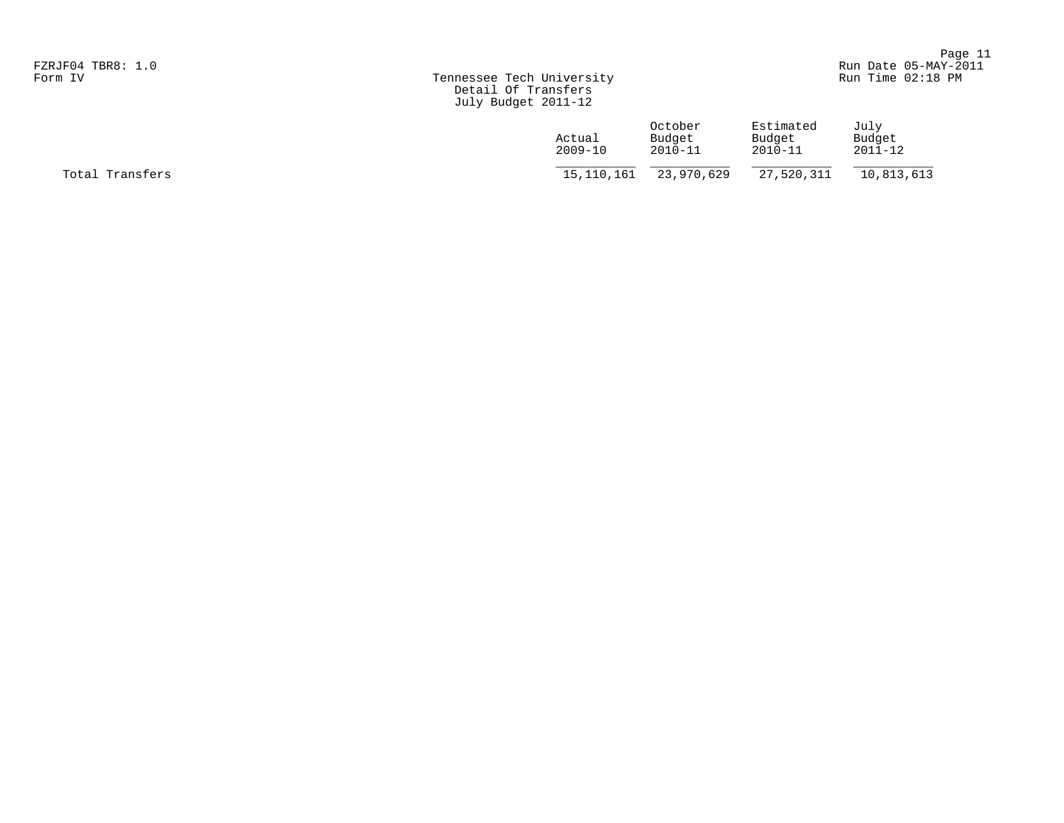Tennessee Tech University
Detail Of Transfers
July Budget 2011-12

| | Actual 2009-10 | October Budget 2010-11 | Estimated Budget 2010-11 | July Budget 2011-12 |
|---|---|---|---|---|
| Total Transfers | 15,110,161 | 23,970,629 | 27,520,311 | 10,813,613 |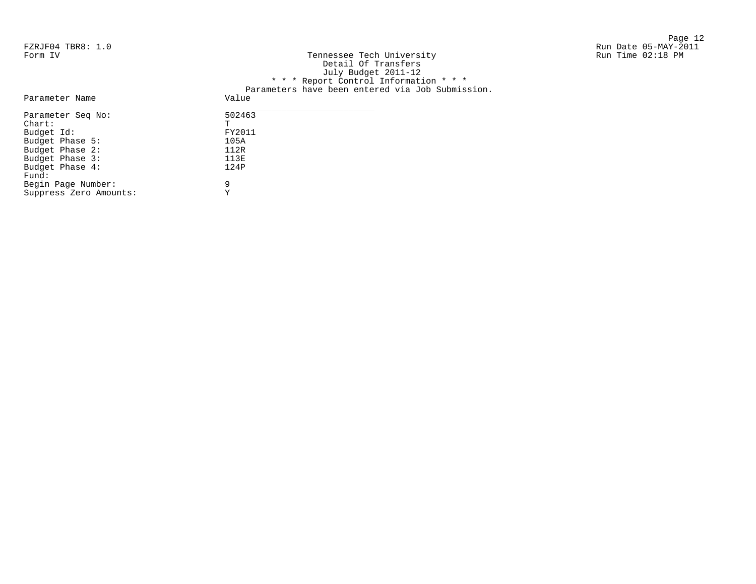FZRJF04 TBR8: 1.0
Form IV

Tennessee Tech University
Detail Of Transfers
July Budget 2011-12

Run Date 05-MAY-2011
Run Time 02:18 PM

* * * Report Control Information * * *

Parameters have been entered via Job Submission.

| Parameter Name | Value |
|---|---|
| Parameter Seq No: | 502463 |
| Chart: | T |
| Budget Id: | FY2011 |
| Budget Phase 5: | 105A |
| Budget Phase 2: | 112R |
| Budget Phase 3: | 113E |
| Budget Phase 4: | 124P |
| Fund: | |
| Begin Page Number: | 9 |
| Suppress Zero Amounts: | Y |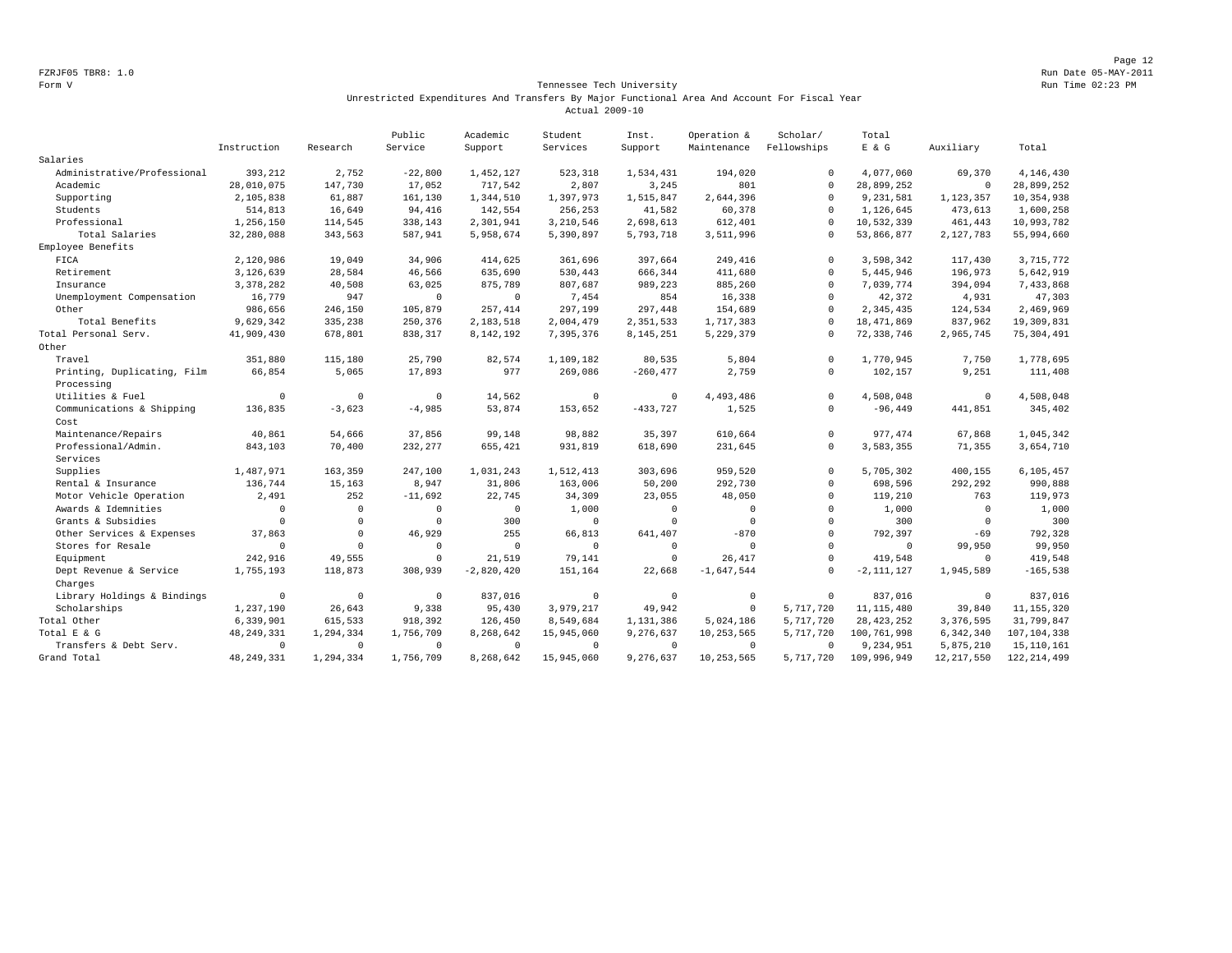FZRJF05 TBR8: 1.0
Form V

Run Date 05-MAY-2011
Run Time 02:23 PM

## Tennessee Tech University

### Unrestricted Expenditures And Transfers By Major Functional Area And Account For Fiscal Year

### Actual 2009-10

| | Instruction | Research | Public Service | Academic Support | Student Services | Inst. Support | Operation & Maintenance | Scholar/ Fellowships | Total E & G | Auxiliary | Total |
|---|---|---|---|---|---|---|---|---|---|---|---|
| Salaries | | | | | | | | | | | |
| Administrative/Professional | 393,212 | 2,752 | -22,800 | 1,452,127 | 523,318 | 1,534,431 | 194,020 | 0 | 4,077,060 | 69,370 | 4,146,430 |
| Academic | 28,010,075 | 147,730 | 17,052 | 717,542 | 2,807 | 3,245 | 801 | 0 | 28,899,252 | 0 | 28,899,252 |
| Supporting | 2,105,838 | 61,887 | 161,130 | 1,344,510 | 1,397,973 | 1,515,847 | 2,644,396 | 0 | 9,231,581 | 1,123,357 | 10,354,938 |
| Students | 514,813 | 16,649 | 94,416 | 142,554 | 256,253 | 41,582 | 60,378 | 0 | 1,126,645 | 473,613 | 1,600,258 |
| Professional | 1,256,150 | 114,545 | 338,143 | 2,301,941 | 3,210,546 | 2,698,613 | 612,401 | 0 | 10,532,339 | 461,443 | 10,993,782 |
| Total Salaries | 32,280,088 | 343,563 | 587,941 | 5,958,674 | 5,390,897 | 5,793,718 | 3,511,996 | 0 | 53,866,877 | 2,127,783 | 55,994,660 |
| Employee Benefits | | | | | | | | | | | |
| FICA | 2,120,986 | 19,049 | 34,906 | 414,625 | 361,696 | 397,664 | 249,416 | 0 | 3,598,342 | 117,430 | 3,715,772 |
| Retirement | 3,126,639 | 28,584 | 46,566 | 635,690 | 530,443 | 666,344 | 411,680 | 0 | 5,445,946 | 196,973 | 5,642,919 |
| Insurance | 3,378,282 | 40,508 | 63,025 | 875,789 | 807,687 | 989,223 | 885,260 | 0 | 7,039,774 | 394,094 | 7,433,868 |
| Unemployment Compensation | 16,779 | 947 | 0 | 0 | 7,454 | 854 | 16,338 | 0 | 42,372 | 4,931 | 47,303 |
| Other | 986,656 | 246,150 | 105,879 | 257,414 | 297,199 | 297,448 | 154,689 | 0 | 2,345,435 | 124,534 | 2,469,969 |
| Total Benefits | 9,629,342 | 335,238 | 250,376 | 2,183,518 | 2,004,479 | 2,351,533 | 1,717,383 | 0 | 18,471,869 | 837,962 | 19,309,831 |
| Total Personal Serv. | 41,909,430 | 678,801 | 838,317 | 8,142,192 | 7,395,376 | 8,145,251 | 5,229,379 | 0 | 72,338,746 | 2,965,745 | 75,304,491 |
| Other | | | | | | | | | | | |
| Travel | 351,880 | 115,180 | 25,790 | 82,574 | 1,109,182 | 80,535 | 5,804 | 0 | 1,770,945 | 7,750 | 1,778,695 |
| Printing, Duplicating, Film Processing | 66,854 | 5,065 | 17,893 | 977 | 269,086 | -260,477 | 2,759 | 0 | 102,157 | 9,251 | 111,408 |
| Utilities & Fuel | 0 | 0 | 0 | 14,562 | 0 | 0 | 4,493,486 | 0 | 4,508,048 | 0 | 4,508,048 |
| Communications & Shipping Cost | 136,835 | -3,623 | -4,985 | 53,874 | 153,652 | -433,727 | 1,525 | 0 | -96,449 | 441,851 | 345,402 |
| Maintenance/Repairs | 40,861 | 54,666 | 37,856 | 99,148 | 98,882 | 35,397 | 610,664 | 0 | 977,474 | 67,868 | 1,045,342 |
| Professional/Admin. Services | 843,103 | 70,400 | 232,277 | 655,421 | 931,819 | 618,690 | 231,645 | 0 | 3,583,355 | 71,355 | 3,654,710 |
| Supplies | 1,487,971 | 163,359 | 247,100 | 1,031,243 | 1,512,413 | 303,696 | 959,520 | 0 | 5,705,302 | 400,155 | 6,105,457 |
| Rental & Insurance | 136,744 | 15,163 | 8,947 | 31,806 | 163,006 | 50,200 | 292,730 | 0 | 698,596 | 292,292 | 990,888 |
| Motor Vehicle Operation | 2,491 | 252 | -11,692 | 22,745 | 34,309 | 23,055 | 48,050 | 0 | 119,210 | 763 | 119,973 |
| Awards & Idemnities | 0 | 0 | 0 | 0 | 1,000 | 0 | 0 | 0 | 1,000 | 0 | 1,000 |
| Grants & Subsidies | 0 | 0 | 0 | 300 | 0 | 0 | 0 | 0 | 300 | 0 | 300 |
| Other Services & Expenses | 37,863 | 0 | 46,929 | 255 | 66,813 | 641,407 | -870 | 0 | 792,397 | -69 | 792,328 |
| Stores for Resale | 0 | 0 | 0 | 0 | 0 | 0 | 0 | 0 | 0 | 99,950 | 99,950 |
| Equipment | 242,916 | 49,555 | 0 | 21,519 | 79,141 | 0 | 26,417 | 0 | 419,548 | 0 | 419,548 |
| Dept Revenue & Service Charges | 1,755,193 | 118,873 | 308,939 | -2,820,420 | 151,164 | 22,668 | -1,647,544 | 0 | -2,111,127 | 1,945,589 | -165,538 |
| Library Holdings & Bindings | 0 | 0 | 0 | 837,016 | 0 | 0 | 0 | 0 | 837,016 | 0 | 837,016 |
| Scholarships | 1,237,190 | 26,643 | 9,338 | 95,430 | 3,979,217 | 49,942 | 0 | 5,717,720 | 11,115,480 | 39,840 | 11,155,320 |
| Total Other | 6,339,901 | 615,533 | 918,392 | 126,450 | 8,549,684 | 1,131,386 | 5,024,186 | 5,717,720 | 28,423,252 | 3,376,595 | 31,799,847 |
| Total E & G | 48,249,331 | 1,294,334 | 1,756,709 | 8,268,642 | 15,945,060 | 9,276,637 | 10,253,565 | 5,717,720 | 100,761,998 | 6,342,340 | 107,104,338 |
| Transfers & Debt Serv. | 0 | 0 | 0 | 0 | 0 | 0 | 0 | 0 | 9,234,951 | 5,875,210 | 15,110,161 |
| Grand Total | 48,249,331 | 1,294,334 | 1,756,709 | 8,268,642 | 15,945,060 | 9,276,637 | 10,253,565 | 5,717,720 | 109,996,949 | 12,217,550 | 122,214,499 |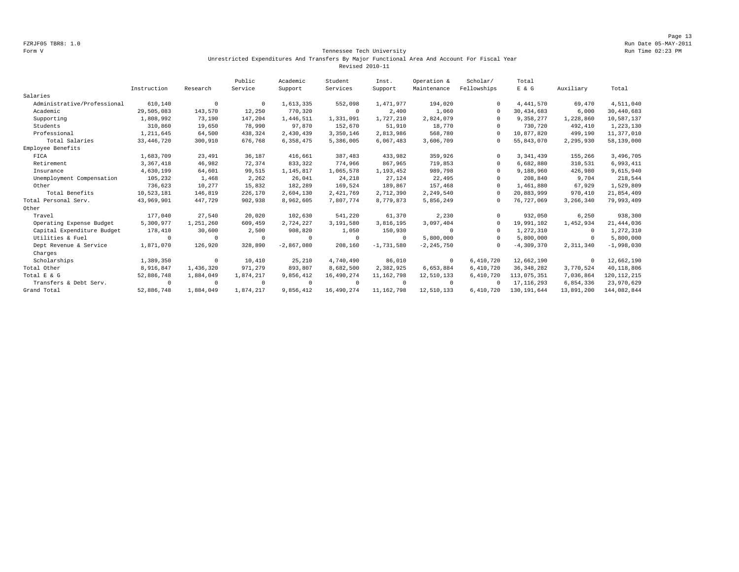FZRJF05 TBR8: 1.0
Form V

Run Date 05-MAY-2011
Run Time 02:23 PM

## Tennessee Tech University
### Unrestricted Expenditures And Transfers By Major Functional Area And Account For Fiscal Year
### Revised 2010-11

| | Instruction | Research | Public Service | Academic Support | Student Services | Inst. Support | Operation & Maintenance | Scholar/ Fellowships | Total E & G | Auxiliary | Total |
|---|---|---|---|---|---|---|---|---|---|---|---|
| Salaries | | | | | | | | | | | |
| Administrative/Professional | 610,140 | 0 | 0 | 1,613,335 | 552,098 | 1,471,977 | 194,020 | 0 | 4,441,570 | 69,470 | 4,511,040 |
| Academic | 29,505,083 | 143,570 | 12,250 | 770,320 | 0 | 2,400 | 1,060 | 0 | 30,434,683 | 6,000 | 30,440,683 |
| Supporting | 1,808,992 | 73,190 | 147,204 | 1,446,511 | 1,331,091 | 1,727,210 | 2,824,079 | 0 | 9,358,277 | 1,228,860 | 10,587,137 |
| Students | 310,860 | 19,650 | 78,990 | 97,870 | 152,670 | 51,910 | 18,770 | 0 | 730,720 | 492,410 | 1,223,130 |
| Professional | 1,211,645 | 64,500 | 438,324 | 2,430,439 | 3,350,146 | 2,813,986 | 568,780 | 0 | 10,877,820 | 499,190 | 11,377,010 |
| Total Salaries | 33,446,720 | 300,910 | 676,768 | 6,358,475 | 5,386,005 | 6,067,483 | 3,606,709 | 0 | 55,843,070 | 2,295,930 | 58,139,000 |
| Employee Benefits | | | | | | | | | | | |
| FICA | 1,683,709 | 23,491 | 36,187 | 416,661 | 387,483 | 433,982 | 359,926 | 0 | 3,341,439 | 155,266 | 3,496,705 |
| Retirement | 3,367,418 | 46,982 | 72,374 | 833,322 | 774,966 | 867,965 | 719,853 | 0 | 6,682,880 | 310,531 | 6,993,411 |
| Insurance | 4,630,199 | 64,601 | 99,515 | 1,145,817 | 1,065,578 | 1,193,452 | 989,798 | 0 | 9,188,960 | 426,980 | 9,615,940 |
| Unemployment Compensation | 105,232 | 1,468 | 2,262 | 26,041 | 24,218 | 27,124 | 22,495 | 0 | 208,840 | 9,704 | 218,544 |
| Other | 736,623 | 10,277 | 15,832 | 182,289 | 169,524 | 189,867 | 157,468 | 0 | 1,461,880 | 67,929 | 1,529,809 |
| Total Benefits | 10,523,181 | 146,819 | 226,170 | 2,604,130 | 2,421,769 | 2,712,390 | 2,249,540 | 0 | 20,883,999 | 970,410 | 21,854,409 |
| Total Personal Serv. | 43,969,901 | 447,729 | 902,938 | 8,962,605 | 7,807,774 | 8,779,873 | 5,856,249 | 0 | 76,727,069 | 3,266,340 | 79,993,409 |
| Other | | | | | | | | | | | |
| Travel | 177,040 | 27,540 | 20,020 | 102,630 | 541,220 | 61,370 | 2,230 | 0 | 932,050 | 6,250 | 938,300 |
| Operating Expense Budget | 5,300,977 | 1,251,260 | 609,459 | 2,724,227 | 3,191,580 | 3,816,195 | 3,097,404 | 0 | 19,991,102 | 1,452,934 | 21,444,036 |
| Capital Expenditure Budget | 178,410 | 30,600 | 2,500 | 908,820 | 1,050 | 150,930 | 0 | 0 | 1,272,310 | 0 | 1,272,310 |
| Utilities & Fuel | 0 | 0 | 0 | 0 | 0 | 0 | 5,800,000 | 0 | 5,800,000 | 0 | 5,800,000 |
| Dept Revenue & Service Charges | 1,871,070 | 126,920 | 328,890 | -2,867,080 | 208,160 | -1,731,580 | -2,245,750 | 0 | -4,309,370 | 2,311,340 | -1,998,030 |
| Scholarships | 1,389,350 | 0 | 10,410 | 25,210 | 4,740,490 | 86,010 | 0 | 6,410,720 | 12,662,190 | 0 | 12,662,190 |
| Total Other | 8,916,847 | 1,436,320 | 971,279 | 893,807 | 8,682,500 | 2,382,925 | 6,653,884 | 6,410,720 | 36,348,282 | 3,770,524 | 40,118,806 |
| Total E & G | 52,886,748 | 1,884,049 | 1,874,217 | 9,856,412 | 16,490,274 | 11,162,798 | 12,510,133 | 6,410,720 | 113,075,351 | 7,036,864 | 120,112,215 |
| Transfers & Debt Serv. | 0 | 0 | 0 | 0 | 0 | 0 | 0 | 0 | 17,116,293 | 6,854,336 | 23,970,629 |
| Grand Total | 52,886,748 | 1,884,049 | 1,874,217 | 9,856,412 | 16,490,274 | 11,162,798 | 12,510,133 | 6,410,720 | 130,191,644 | 13,891,200 | 144,082,844 |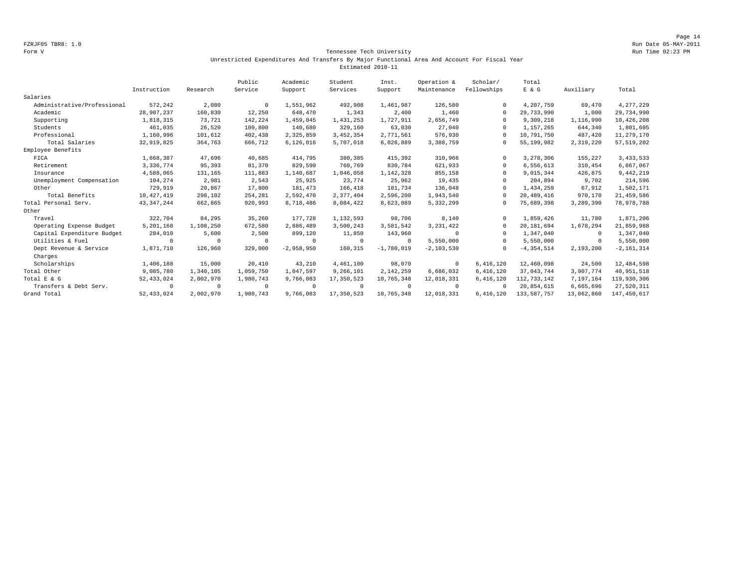Form V

## Tennessee Tech University

### Unrestricted Expenditures And Transfers By Major Functional Area And Account For Fiscal Year

### Estimated 2010-11

| | Instruction | Research | Public Service | Academic Support | Student Services | Inst. Support | Operation & Maintenance | Scholar/ Fellowships | Total E & G | Auxiliary | Total |
|---|---|---|---|---|---|---|---|---|---|---|---|
| Salaries | | | | | | | | | | | |
| Administrative/Professional | 572,242 | 2,080 | 0 | 1,551,962 | 492,908 | 1,461,987 | 126,580 | 0 | 4,207,759 | 69,470 | 4,277,229 |
| Academic | 28,907,237 | 160,830 | 12,250 | 648,470 | 1,343 | 2,400 | 1,460 | 0 | 29,733,990 | 1,000 | 29,734,990 |
| Supporting | 1,818,315 | 73,721 | 142,224 | 1,459,045 | 1,431,253 | 1,727,911 | 2,656,749 | 0 | 9,309,218 | 1,116,990 | 10,426,208 |
| Students | 461,035 | 26,520 | 109,800 | 140,680 | 329,160 | 63,030 | 27,040 | 0 | 1,157,265 | 644,340 | 1,801,605 |
| Professional | 1,160,996 | 101,612 | 402,438 | 2,325,859 | 3,452,354 | 2,771,561 | 576,930 | 0 | 10,791,750 | 487,420 | 11,279,170 |
| Total Salaries | 32,919,825 | 364,763 | 666,712 | 6,126,016 | 5,707,018 | 6,026,889 | 3,388,759 | 0 | 55,199,982 | 2,319,220 | 57,519,202 |
| Employee Benefits | | | | | | | | | | | |
| FICA | 1,668,387 | 47,696 | 40,685 | 414,795 | 380,385 | 415,392 | 310,966 | 0 | 3,278,306 | 155,227 | 3,433,533 |
| Retirement | 3,336,774 | 95,393 | 81,370 | 829,590 | 760,769 | 830,784 | 621,933 | 0 | 6,556,613 | 310,454 | 6,867,067 |
| Insurance | 4,588,065 | 131,165 | 111,883 | 1,140,687 | 1,046,058 | 1,142,328 | 855,158 | 0 | 9,015,344 | 426,875 | 9,442,219 |
| Unemployment Compensation | 104,274 | 2,981 | 2,543 | 25,925 | 23,774 | 25,962 | 19,435 | 0 | 204,894 | 9,702 | 214,596 |
| Other | 729,919 | 20,867 | 17,800 | 181,473 | 166,418 | 181,734 | 136,048 | 0 | 1,434,259 | 67,912 | 1,502,171 |
| Total Benefits | 10,427,419 | 298,102 | 254,281 | 2,592,470 | 2,377,404 | 2,596,200 | 1,943,540 | 0 | 20,489,416 | 970,170 | 21,459,586 |
| Total Personal Serv. | 43,347,244 | 662,865 | 920,993 | 8,718,486 | 8,084,422 | 8,623,089 | 5,332,299 | 0 | 75,689,398 | 3,289,390 | 78,978,788 |
| Other | | | | | | | | | | | |
| Travel | 322,704 | 84,295 | 35,260 | 177,728 | 1,132,593 | 98,706 | 8,140 | 0 | 1,859,426 | 11,780 | 1,871,206 |
| Operating Expense Budget | 5,201,168 | 1,108,250 | 672,580 | 2,886,489 | 3,500,243 | 3,581,542 | 3,231,422 | 0 | 20,181,694 | 1,678,294 | 21,859,988 |
| Capital Expenditure Budget | 284,010 | 5,600 | 2,500 | 899,120 | 11,850 | 143,960 | 0 | 0 | 1,347,040 | 0 | 1,347,040 |
| Utilities & Fuel | 0 | 0 | 0 | 0 | 0 | 0 | 5,550,000 | 0 | 5,550,000 | 0 | 5,550,000 |
| Dept Revenue & Service Charges | 1,871,710 | 126,960 | 329,000 | -2,958,950 | 160,315 | -1,780,019 | -2,103,530 | 0 | -4,354,514 | 2,193,200 | -2,161,314 |
| Scholarships | 1,406,188 | 15,000 | 20,410 | 43,210 | 4,461,100 | 98,070 | 0 | 6,416,120 | 12,460,098 | 24,500 | 12,484,598 |
| Total Other | 9,085,780 | 1,340,105 | 1,059,750 | 1,047,597 | 9,266,101 | 2,142,259 | 6,686,032 | 6,416,120 | 37,043,744 | 3,907,774 | 40,951,518 |
| Total E & G | 52,433,024 | 2,002,970 | 1,980,743 | 9,766,083 | 17,350,523 | 10,765,348 | 12,018,331 | 6,416,120 | 112,733,142 | 7,197,164 | 119,930,306 |
| Transfers & Debt Serv. | 0 | 0 | 0 | 0 | 0 | 0 | 0 | 0 | 20,854,615 | 6,665,696 | 27,520,311 |
| Grand Total | 52,433,024 | 2,002,970 | 1,980,743 | 9,766,083 | 17,350,523 | 10,765,348 | 12,018,331 | 6,416,120 | 133,587,757 | 13,862,860 | 147,450,617 |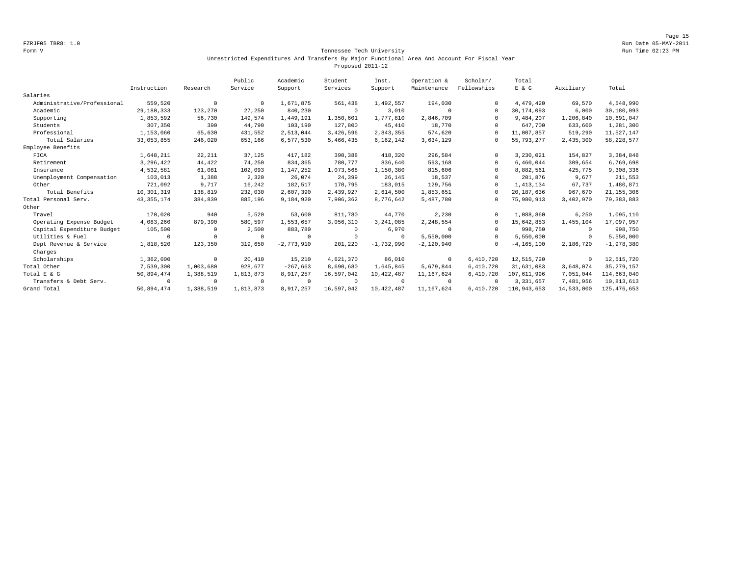Form V

Tennessee Tech University

Unrestricted Expenditures And Transfers By Major Functional Area And Account For Fiscal Year

Proposed 2011-12

| | Instruction | Research | Public Service | Academic Support | Student Services | Inst. Support | Operation & Maintenance | Scholar/ Fellowships | Total E & G | Auxiliary | Total |
|---|---|---|---|---|---|---|---|---|---|---|---|
| Salaries | | | | | | | | | | | |
| Administrative/Professional | 559,520 | 0 | 0 | 1,671,875 | 561,438 | 1,492,557 | 194,030 | 0 | 4,479,420 | 69,570 | 4,548,990 |
| Academic | 29,180,333 | 123,270 | 27,250 | 840,230 | 0 | 3,010 | 0 | 0 | 30,174,093 | 6,000 | 30,180,093 |
| Supporting | 1,853,592 | 56,730 | 149,574 | 1,449,191 | 1,350,601 | 1,777,810 | 2,846,709 | 0 | 9,484,207 | 1,206,840 | 10,691,047 |
| Students | 307,350 | 390 | 44,790 | 103,190 | 127,800 | 45,410 | 18,770 | 0 | 647,700 | 633,600 | 1,281,300 |
| Professional | 1,153,060 | 65,630 | 431,552 | 2,513,044 | 3,426,596 | 2,843,355 | 574,620 | 0 | 11,007,857 | 519,290 | 11,527,147 |
| Total Salaries | 33,053,855 | 246,020 | 653,166 | 6,577,530 | 5,466,435 | 6,162,142 | 3,634,129 | 0 | 55,793,277 | 2,435,300 | 58,228,577 |
| Employee Benefits | | | | | | | | | | | |
| FICA | 1,648,211 | 22,211 | 37,125 | 417,182 | 390,388 | 418,320 | 296,584 | 0 | 3,230,021 | 154,827 | 3,384,848 |
| Retirement | 3,296,422 | 44,422 | 74,250 | 834,365 | 780,777 | 836,640 | 593,168 | 0 | 6,460,044 | 309,654 | 6,769,698 |
| Insurance | 4,532,581 | 61,081 | 102,093 | 1,147,252 | 1,073,568 | 1,150,380 | 815,606 | 0 | 8,882,561 | 425,775 | 9,308,336 |
| Unemployment Compensation | 103,013 | 1,388 | 2,320 | 26,074 | 24,399 | 26,145 | 18,537 | 0 | 201,876 | 9,677 | 211,553 |
| Other | 721,092 | 9,717 | 16,242 | 182,517 | 170,795 | 183,015 | 129,756 | 0 | 1,413,134 | 67,737 | 1,480,871 |
| Total Benefits | 10,301,319 | 138,819 | 232,030 | 2,607,390 | 2,439,927 | 2,614,500 | 1,853,651 | 0 | 20,187,636 | 967,670 | 21,155,306 |
| Total Personal Serv. | 43,355,174 | 384,839 | 885,196 | 9,184,920 | 7,906,362 | 8,776,642 | 5,487,780 | 0 | 75,980,913 | 3,402,970 | 79,383,883 |
| Other | | | | | | | | | | | |
| Travel | 170,020 | 940 | 5,520 | 53,600 | 811,780 | 44,770 | 2,230 | 0 | 1,088,860 | 6,250 | 1,095,110 |
| Operating Expense Budget | 4,083,260 | 879,390 | 580,597 | 1,553,657 | 3,056,310 | 3,241,085 | 2,248,554 | 0 | 15,642,853 | 1,455,104 | 17,097,957 |
| Capital Expenditure Budget | 105,500 | 0 | 2,500 | 883,780 | 0 | 6,970 | 0 | 0 | 998,750 | 0 | 998,750 |
| Utilities & Fuel | 0 | 0 | 0 | 0 | 0 | 0 | 5,550,000 | 0 | 5,550,000 | 0 | 5,550,000 |
| Dept Revenue & Service Charges | 1,818,520 | 123,350 | 319,650 | -2,773,910 | 201,220 | -1,732,990 | -2,120,940 | 0 | -4,165,100 | 2,186,720 | -1,978,380 |
| Scholarships | 1,362,000 | 0 | 20,410 | 15,210 | 4,621,370 | 86,010 | 0 | 6,410,720 | 12,515,720 | 0 | 12,515,720 |
| Total Other | 7,539,300 | 1,003,680 | 928,677 | -267,663 | 8,690,680 | 1,645,845 | 5,679,844 | 6,410,720 | 31,631,083 | 3,648,074 | 35,279,157 |
| Total E & G | 50,894,474 | 1,388,519 | 1,813,873 | 8,917,257 | 16,597,042 | 10,422,487 | 11,167,624 | 6,410,720 | 107,611,996 | 7,051,044 | 114,663,040 |
| Transfers & Debt Serv. | 0 | 0 | 0 | 0 | 0 | 0 | 0 | 0 | 3,331,657 | 7,481,956 | 10,813,613 |
| Grand Total | 50,894,474 | 1,388,519 | 1,813,873 | 8,917,257 | 16,597,042 | 10,422,487 | 11,167,624 | 6,410,720 | 110,943,653 | 14,533,000 | 125,476,653 |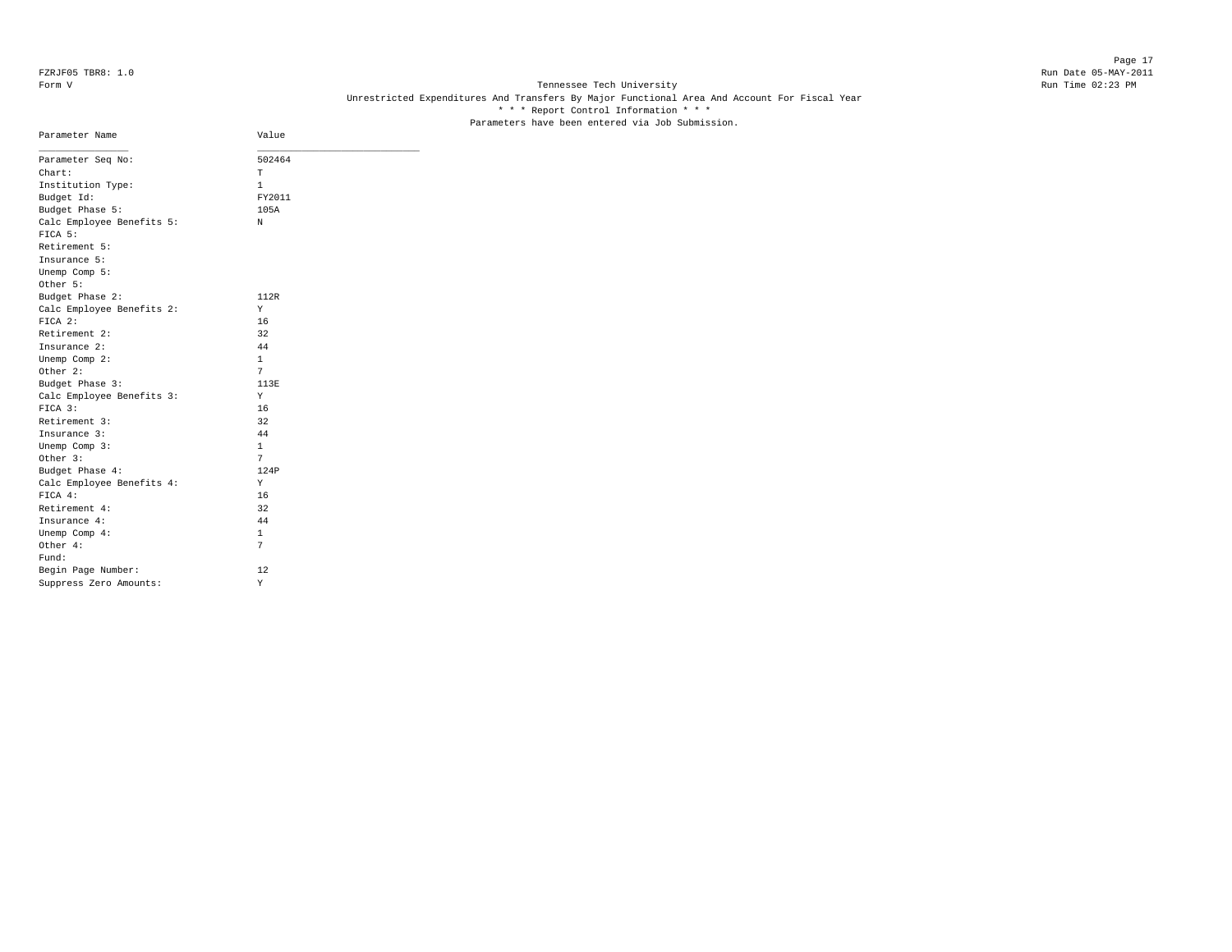FZRJF05 TBR8: 1.0

Form V

Tennessee Tech University

Unrestricted Expenditures And Transfers By Major Functional Area And Account For Fiscal Year

* * * Report Control Information * * *

Parameters have been entered via Job Submission.

Run Date 05-MAY-2011

Run Time 02:23 PM

| Parameter Name | Value |
|---|---|
| Parameter Seq No: | 502464 |
| Chart: | T |
| Institution Type: | 1 |
| Budget Id: | FY2011 |
| Budget Phase 5: | 105A |
| Calc Employee Benefits 5: | N |
| FICA 5: | |
| Retirement 5: | |
| Insurance 5: | |
| Unemp Comp 5: | |
| Other 5: | |
| Budget Phase 2: | 112R |
| Calc Employee Benefits 2: | Y |
| FICA 2: | 16 |
| Retirement 2: | 32 |
| Insurance 2: | 44 |
| Unemp Comp 2: | 1 |
| Other 2: | 7 |
| Budget Phase 3: | 113E |
| Calc Employee Benefits 3: | Y |
| FICA 3: | 16 |
| Retirement 3: | 32 |
| Insurance 3: | 44 |
| Unemp Comp 3: | 1 |
| Other 3: | 7 |
| Budget Phase 4: | 124P |
| Calc Employee Benefits 4: | Y |
| FICA 4: | 16 |
| Retirement 4: | 32 |
| Insurance 4: | 44 |
| Unemp Comp 4: | 1 |
| Other 4: | 7 |
| Fund: | |
| Begin Page Number: | 12 |
| Suppress Zero Amounts: | Y |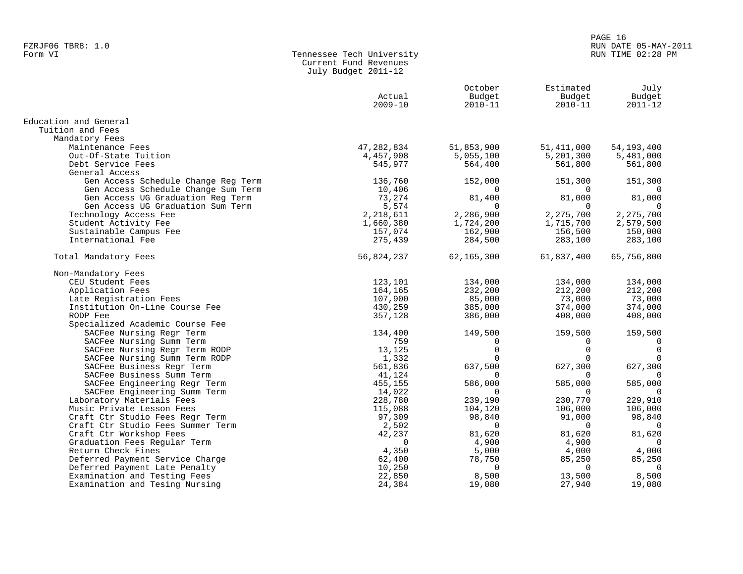FZRJF06 TBR8: 1.0
Form VI

Tennessee Tech University
Current Fund Revenues
July Budget 2011-12

RUN DATE 05-MAY-2011
RUN TIME 02:28 PM

| | Actual 2009-10 | October Budget 2010-11 | Estimated Budget 2010-11 | July Budget 2011-12 |
|---|---|---|---|---|
| Education and General | | | | |
| Tuition and Fees | | | | |
| Mandatory Fees | | | | |
| Maintenance Fees | 47,282,834 | 51,853,900 | 51,411,000 | 54,193,400 |
| Out-Of-State Tuition | 4,457,908 | 5,055,100 | 5,201,300 | 5,481,000 |
| Debt Service Fees | 545,977 | 564,400 | 561,800 | 561,800 |
| General Access | | | | |
| Gen Access Schedule Change Reg Term | 136,760 | 152,000 | 151,300 | 151,300 |
| Gen Access Schedule Change Sum Term | 10,406 | 0 | 0 | 0 |
| Gen Access UG Graduation Reg Term | 73,274 | 81,400 | 81,000 | 81,000 |
| Gen Access UG Graduation Sum Term | 5,574 | 0 | 0 | 0 |
| Technology Access Fee | 2,218,611 | 2,286,900 | 2,275,700 | 2,275,700 |
| Student Activity Fee | 1,660,380 | 1,724,200 | 1,715,700 | 2,579,500 |
| Sustainable Campus Fee | 157,074 | 162,900 | 156,500 | 150,000 |
| International Fee | 275,439 | 284,500 | 283,100 | 283,100 |
| Total Mandatory Fees | 56,824,237 | 62,165,300 | 61,837,400 | 65,756,800 |
| Non-Mandatory Fees | | | | |
| CEU Student Fees | 123,101 | 134,000 | 134,000 | 134,000 |
| Application Fees | 164,165 | 232,200 | 212,200 | 212,200 |
| Late Registration Fees | 107,900 | 85,000 | 73,000 | 73,000 |
| Institution On-Line Course Fee | 430,259 | 385,000 | 374,000 | 374,000 |
| RODP Fee | 357,128 | 386,000 | 408,000 | 408,000 |
| Specialized Academic Course Fee | | | | |
| SACFee Nursing Regr Term | 134,400 | 149,500 | 159,500 | 159,500 |
| SACFee Nursing Summ Term | 759 | 0 | 0 | 0 |
| SACFee Nursing Regr Term RODP | 13,125 | 0 | 0 | 0 |
| SACFee Nursing Summ Term RODP | 1,332 | 0 | 0 | 0 |
| SACFee Business Regr Term | 561,836 | 637,500 | 627,300 | 627,300 |
| SACFee Business Summ Term | 41,124 | 0 | 0 | 0 |
| SACFee Engineering Regr Term | 455,155 | 586,000 | 585,000 | 585,000 |
| SACFee Engineering Summ Term | 14,022 | 0 | 0 | 0 |
| Laboratory Materials Fees | 228,780 | 239,190 | 230,770 | 229,910 |
| Music Private Lesson Fees | 115,088 | 104,120 | 106,000 | 106,000 |
| Craft Ctr Studio Fees Regr Term | 97,309 | 98,840 | 91,000 | 98,840 |
| Craft Ctr Studio Fees Summer Term | 2,502 | 0 | 0 | 0 |
| Craft Ctr Workshop Fees | 42,237 | 81,620 | 81,620 | 81,620 |
| Graduation Fees Regular Term | 0 | 4,900 | 4,900 | 0 |
| Return Check Fines | 4,350 | 5,000 | 4,000 | 4,000 |
| Deferred Payment Service Charge | 62,400 | 78,750 | 85,250 | 85,250 |
| Deferred Payment Late Penalty | 10,250 | 0 | 0 | 0 |
| Examination and Testing Fees | 22,850 | 8,500 | 13,500 | 8,500 |
| Examination and Tesing Nursing | 24,384 | 19,080 | 27,940 | 19,080 |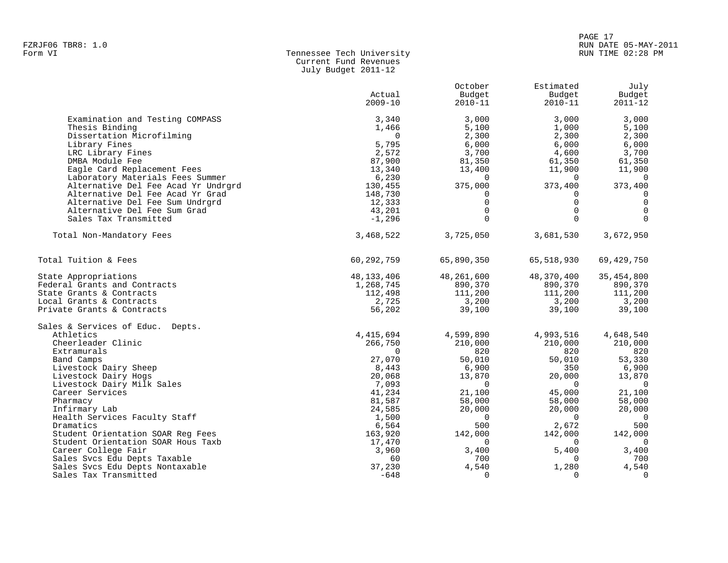Tennessee Tech University
Current Fund Revenues
July Budget 2011-12

| | Actual 2009-10 | October Budget 2010-11 | Estimated Budget 2010-11 | July Budget 2011-12 |
|---|---|---|---|---|
| Examination and Testing COMPASS | 3,340 | 3,000 | 3,000 | 3,000 |
| Thesis Binding | 1,466 | 5,100 | 1,000 | 5,100 |
| Dissertation Microfilming | 0 | 2,300 | 2,300 | 2,300 |
| Library Fines | 5,795 | 6,000 | 6,000 | 6,000 |
| LRC Library Fines | 2,572 | 3,700 | 4,600 | 3,700 |
| DMBA Module Fee | 87,900 | 81,350 | 61,350 | 61,350 |
| Eagle Card Replacement Fees | 13,340 | 13,400 | 11,900 | 11,900 |
| Laboratory Materials Fees Summer | 6,230 | 0 | 0 | 0 |
| Alternative Del Fee Acad Yr Undrgrd | 130,455 | 375,000 | 373,400 | 373,400 |
| Alternative Del Fee Acad Yr Grad | 148,730 | 0 | 0 | 0 |
| Alternative Del Fee Sum Undrgrd | 12,333 | 0 | 0 | 0 |
| Alternative Del Fee Sum Grad | 43,201 | 0 | 0 | 0 |
| Sales Tax Transmitted | -1,296 | 0 | 0 | 0 |
| Total Non-Mandatory Fees | 3,468,522 | 3,725,050 | 3,681,530 | 3,672,950 |
| Total Tuition & Fees | 60,292,759 | 65,890,350 | 65,518,930 | 69,429,750 |
| State Appropriations | 48,133,406 | 48,261,600 | 48,370,400 | 35,454,800 |
| Federal Grants and Contracts | 1,268,745 | 890,370 | 890,370 | 890,370 |
| State Grants & Contracts | 112,498 | 111,200 | 111,200 | 111,200 |
| Local Grants & Contracts | 2,725 | 3,200 | 3,200 | 3,200 |
| Private Grants & Contracts | 56,202 | 39,100 | 39,100 | 39,100 |
| Sales & Services of Educ. Depts. | | | | |
| Athletics | 4,415,694 | 4,599,890 | 4,993,516 | 4,648,540 |
| Cheerleader Clinic | 266,750 | 210,000 | 210,000 | 210,000 |
| Extramurals | 0 | 820 | 820 | 820 |
| Band Camps | 27,070 | 50,010 | 50,010 | 53,330 |
| Livestock Dairy Sheep | 8,443 | 6,900 | 350 | 6,900 |
| Livestock Dairy Hogs | 20,068 | 13,870 | 20,000 | 13,870 |
| Livestock Dairy Milk Sales | 7,093 | 0 | 0 | 0 |
| Career Services | 41,234 | 21,100 | 45,000 | 21,100 |
| Pharmacy | 81,587 | 58,000 | 58,000 | 58,000 |
| Infirmary Lab | 24,585 | 20,000 | 20,000 | 20,000 |
| Health Services Faculty Staff | 1,500 | 0 | 0 | 0 |
| Dramatics | 6,564 | 500 | 2,672 | 500 |
| Student Orientation SOAR Reg Fees | 163,920 | 142,000 | 142,000 | 142,000 |
| Student Orientation SOAR Hous Taxb | 17,470 | 0 | 0 | 0 |
| Career College Fair | 3,960 | 3,400 | 5,400 | 3,400 |
| Sales Svcs Edu Depts Taxable | 60 | 700 | 0 | 700 |
| Sales Svcs Edu Depts Nontaxable | 37,230 | 4,540 | 1,280 | 4,540 |
| Sales Tax Transmitted | -648 | 0 | 0 | 0 |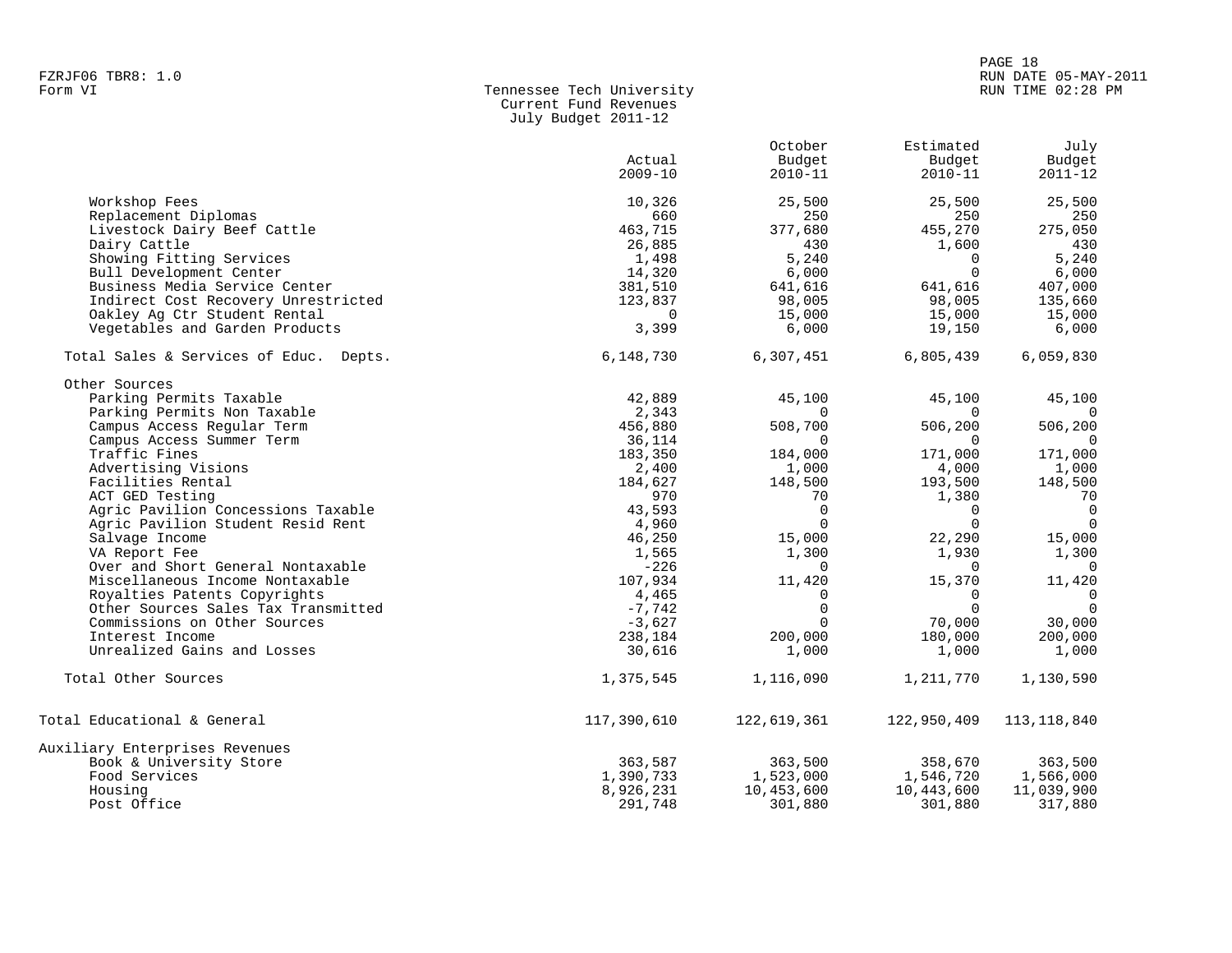FZRJF06 TBR8: 1.0
Form VI

# Tennessee Tech University
## Current Fund Revenues
### July Budget 2011-12

RUN DATE 05-MAY-2011
RUN TIME 02:28 PM

| | Actual 2009-10 | October Budget 2010-11 | Estimated Budget 2010-11 | July Budget 2011-12 |
|---|---|---|---|---|
| Workshop Fees | 10,326 | 25,500 | 25,500 | 25,500 |
| Replacement Diplomas | 660 | 250 | 250 | 250 |
| Livestock Dairy Beef Cattle | 463,715 | 377,680 | 455,270 | 275,050 |
| Dairy Cattle | 26,885 | 430 | 1,600 | 430 |
| Showing Fitting Services | 1,498 | 5,240 | 0 | 5,240 |
| Bull Development Center | 14,320 | 6,000 | 0 | 6,000 |
| Business Media Service Center | 381,510 | 641,616 | 641,616 | 407,000 |
| Indirect Cost Recovery Unrestricted | 123,837 | 98,005 | 98,005 | 135,660 |
| Oakley Ag Ctr Student Rental | 0 | 15,000 | 15,000 | 15,000 |
| Vegetables and Garden Products | 3,399 | 6,000 | 19,150 | 6,000 |
| Total Sales & Services of Educ. Depts. | 6,148,730 | 6,307,451 | 6,805,439 | 6,059,830 |
| Other Sources | | | | |
| Parking Permits Taxable | 42,889 | 45,100 | 45,100 | 45,100 |
| Parking Permits Non Taxable | 2,343 | 0 | 0 | 0 |
| Campus Access Regular Term | 456,880 | 508,700 | 506,200 | 506,200 |
| Campus Access Summer Term | 36,114 | 0 | 0 | 0 |
| Traffic Fines | 183,350 | 184,000 | 171,000 | 171,000 |
| Advertising Visions | 2,400 | 1,000 | 4,000 | 1,000 |
| Facilities Rental | 184,627 | 148,500 | 193,500 | 148,500 |
| ACT GED Testing | 970 | 70 | 1,380 | 70 |
| Agric Pavilion Concessions Taxable | 43,593 | 0 | 0 | 0 |
| Agric Pavilion Student Resid Rent | 4,960 | 0 | 0 | 0 |
| Salvage Income | 46,250 | 15,000 | 22,290 | 15,000 |
| VA Report Fee | 1,565 | 1,300 | 1,930 | 1,300 |
| Over and Short General Nontaxable | -226 | 0 | 0 | 0 |
| Miscellaneous Income Nontaxable | 107,934 | 11,420 | 15,370 | 11,420 |
| Royalties Patents Copyrights | 4,465 | 0 | 0 | 0 |
| Other Sources Sales Tax Transmitted | -7,742 | 0 | 0 | 0 |
| Commissions on Other Sources | -3,627 | 0 | 70,000 | 30,000 |
| Interest Income | 238,184 | 200,000 | 180,000 | 200,000 |
| Unrealized Gains and Losses | 30,616 | 1,000 | 1,000 | 1,000 |
| Total Other Sources | 1,375,545 | 1,116,090 | 1,211,770 | 1,130,590 |
| Total Educational & General | 117,390,610 | 122,619,361 | 122,950,409 | 113,118,840 |
| Auxiliary Enterprises Revenues | | | | |
| Book & University Store | 363,587 | 363,500 | 358,670 | 363,500 |
| Food Services | 1,390,733 | 1,523,000 | 1,546,720 | 1,566,000 |
| Housing | 8,926,231 | 10,453,600 | 10,443,600 | 11,039,900 |
| Post Office | 291,748 | 301,880 | 301,880 | 317,880 |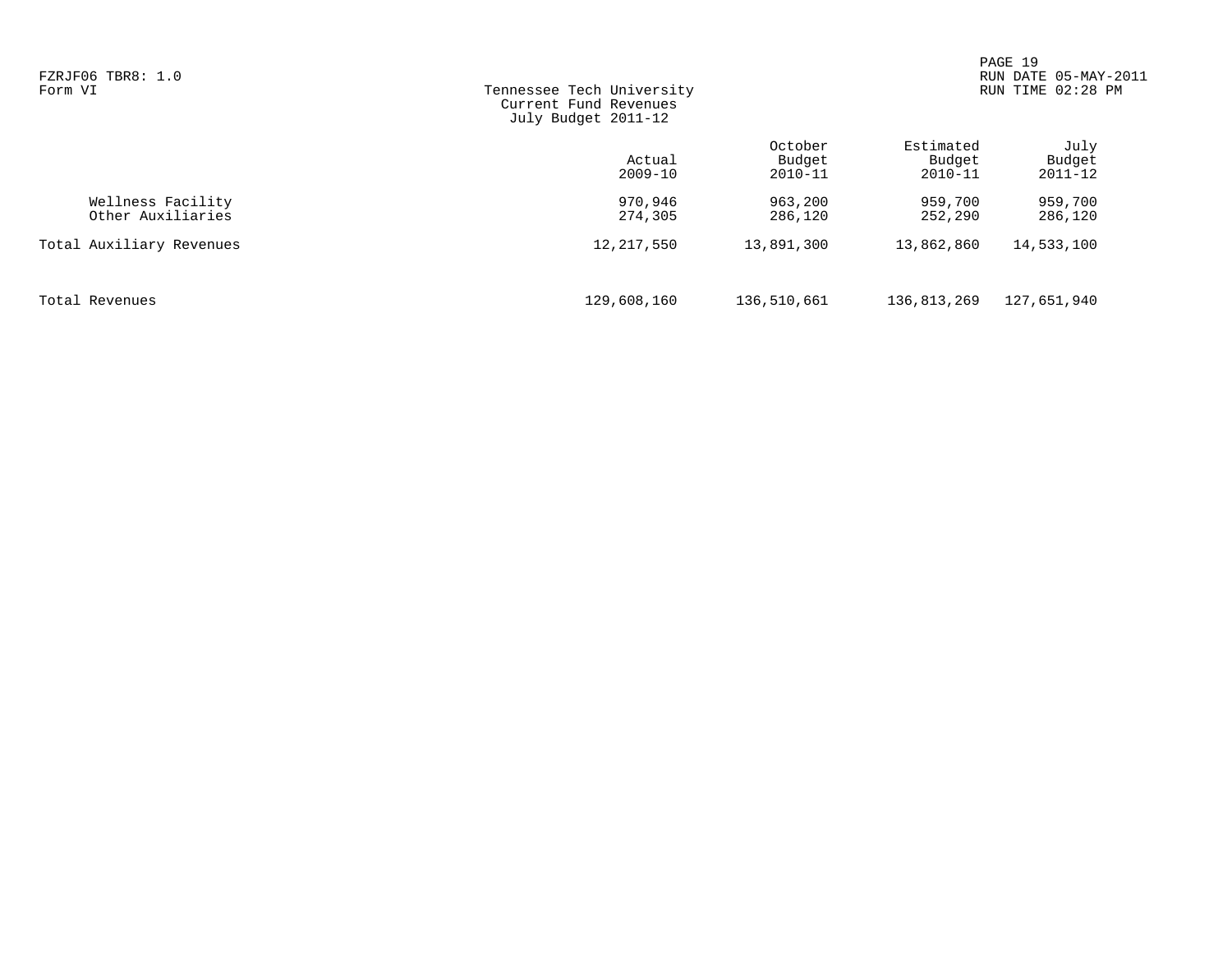FZRJF06 TBR8: 1.0
Form VI

# Tennessee Tech University
## Current Fund Revenues
### July Budget 2011-12

|  | Actual 2009-10 | October Budget 2010-11 | Estimated Budget 2010-11 | July Budget 2011-12 |
|---|---|---|---|---|
| Wellness Facility | 970,946 | 963,200 | 959,700 | 959,700 |
| Other Auxiliaries | 274,305 | 286,120 | 252,290 | 286,120 |
| Total Auxiliary Revenues | 12,217,550 | 13,891,300 | 13,862,860 | 14,533,100 |
| Total Revenues | 129,608,160 | 136,510,661 | 136,813,269 | 127,651,940 |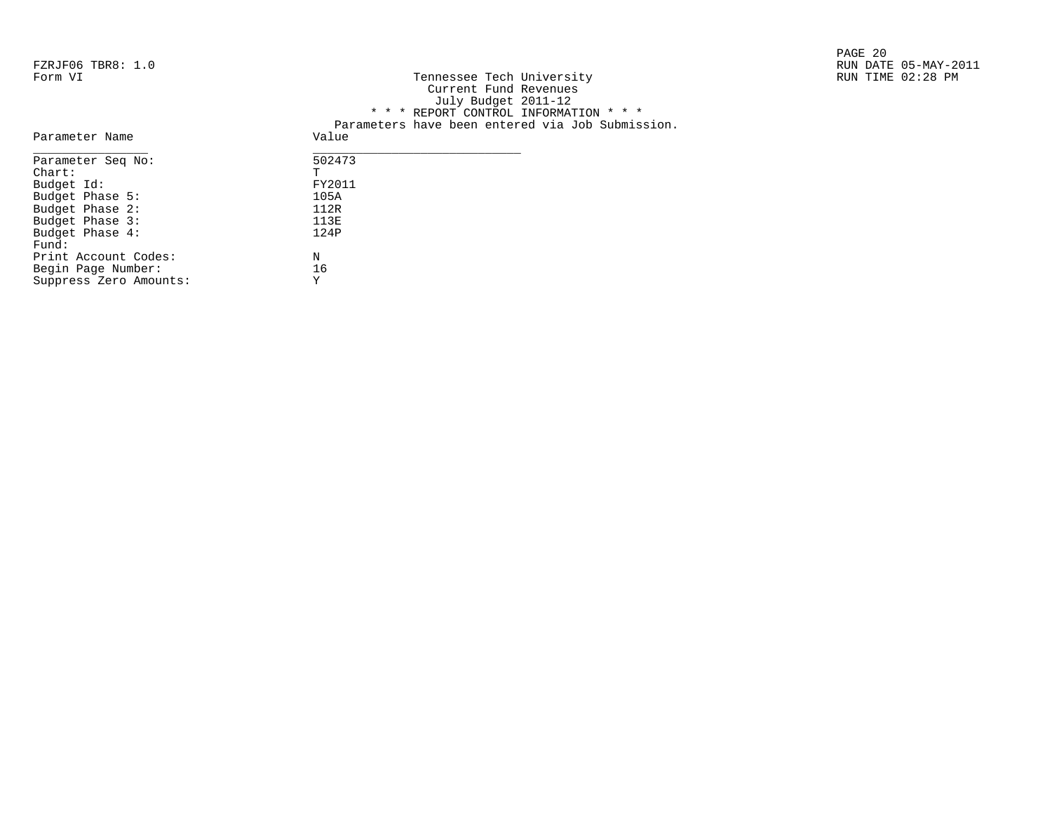FZRJF06 TBR8: 1.0
Form VI

Tennessee Tech University
Current Fund Revenues
July Budget 2011-12

RUN DATE 05-MAY-2011
RUN TIME 02:28 PM

\* \* \* REPORT CONTROL INFORMATION \* \* \*

Parameters have been entered via Job Submission.

| Parameter Name | Value |
|---|---|
| Parameter Seq No: | 502473 |
| Chart: | T |
| Budget Id: | FY2011 |
| Budget Phase 5: | 105A |
| Budget Phase 2: | 112R |
| Budget Phase 3: | 113E |
| Budget Phase 4: | 124P |
| Fund: | |
| Print Account Codes: | N |
| Begin Page Number: | 16 |
| Suppress Zero Amounts: | Y |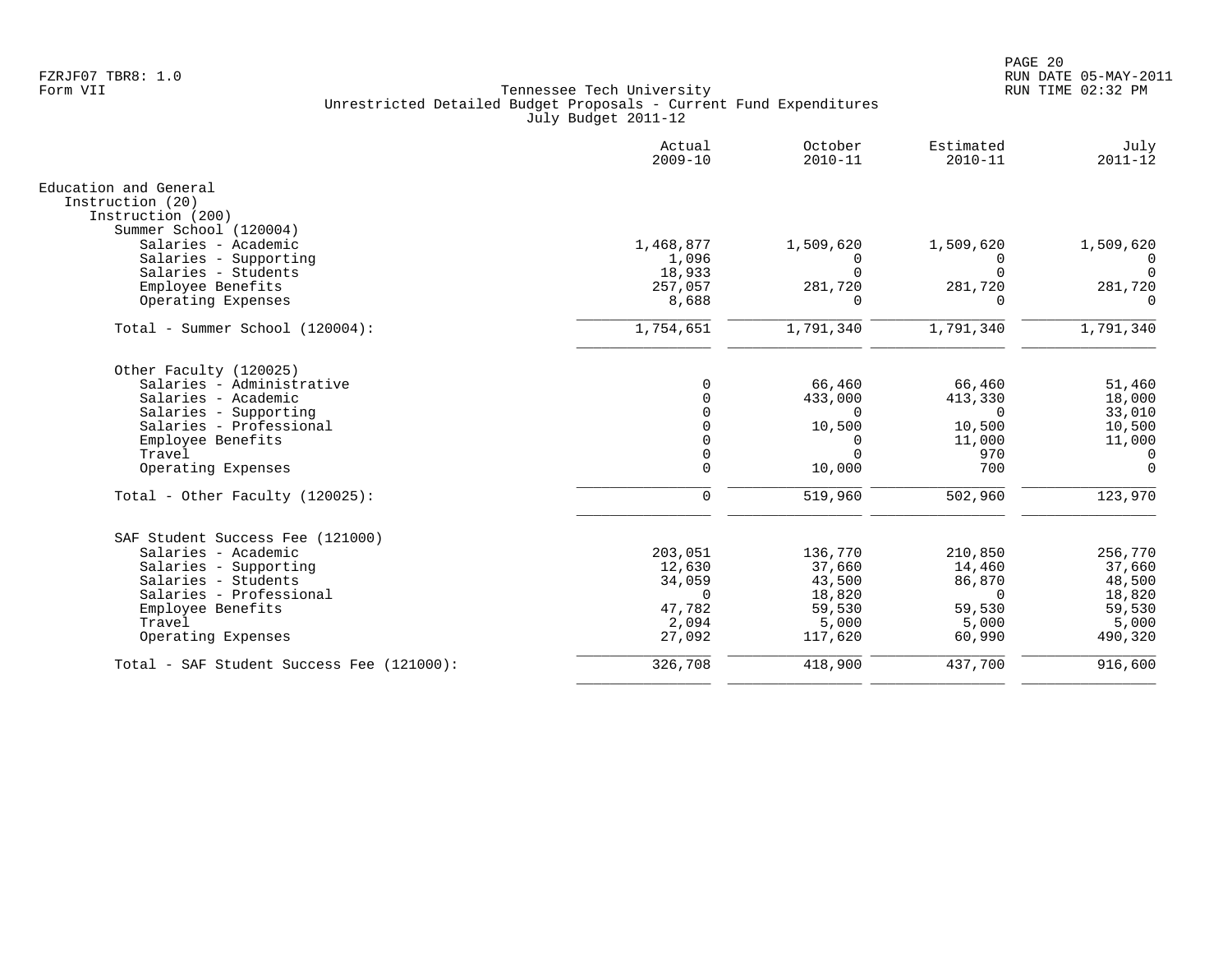FZRJF07 TBR8: 1.0
Form VII

Tennessee Tech University
Unrestricted Detailed Budget Proposals - Current Fund Expenditures
July Budget 2011-12

RUN DATE 05-MAY-2011
RUN TIME 02:32 PM

| | Actual 2009-10 | October 2010-11 | Estimated 2010-11 | July 2011-12 |
|---|---|---|---|---|
| Education and General | | | | |
| Instruction (20) | | | | |
| Instruction (200) | | | | |
| Summer School (120004) | | | | |
| Salaries - Academic | 1,468,877 | 1,509,620 | 1,509,620 | 1,509,620 |
| Salaries - Supporting | 1,096 | 0 | 0 | 0 |
| Salaries - Students | 18,933 | 0 | 0 | 0 |
| Employee Benefits | 257,057 | 281,720 | 281,720 | 281,720 |
| Operating Expenses | 8,688 | 0 | 0 | 0 |
| Total - Summer School (120004): | 1,754,651 | 1,791,340 | 1,791,340 | 1,791,340 |
| Other Faculty (120025) | | | | |
| Salaries - Administrative | 0 | 66,460 | 66,460 | 51,460 |
| Salaries - Academic | 0 | 433,000 | 413,330 | 18,000 |
| Salaries - Supporting | 0 | 0 | 0 | 33,010 |
| Salaries - Professional | 0 | 10,500 | 10,500 | 10,500 |
| Employee Benefits | 0 | 0 | 11,000 | 11,000 |
| Travel | 0 | 0 | 970 | 0 |
| Operating Expenses | 0 | 10,000 | 700 | 0 |
| Total - Other Faculty (120025): | 0 | 519,960 | 502,960 | 123,970 |
| SAF Student Success Fee (121000) | | | | |
| Salaries - Academic | 203,051 | 136,770 | 210,850 | 256,770 |
| Salaries - Supporting | 12,630 | 37,660 | 14,460 | 37,660 |
| Salaries - Students | 34,059 | 43,500 | 86,870 | 48,500 |
| Salaries - Professional | 0 | 18,820 | 0 | 18,820 |
| Employee Benefits | 47,782 | 59,530 | 59,530 | 59,530 |
| Travel | 2,094 | 5,000 | 5,000 | 5,000 |
| Operating Expenses | 27,092 | 117,620 | 60,990 | 490,320 |
| Total - SAF Student Success Fee (121000): | 326,708 | 418,900 | 437,700 | 916,600 |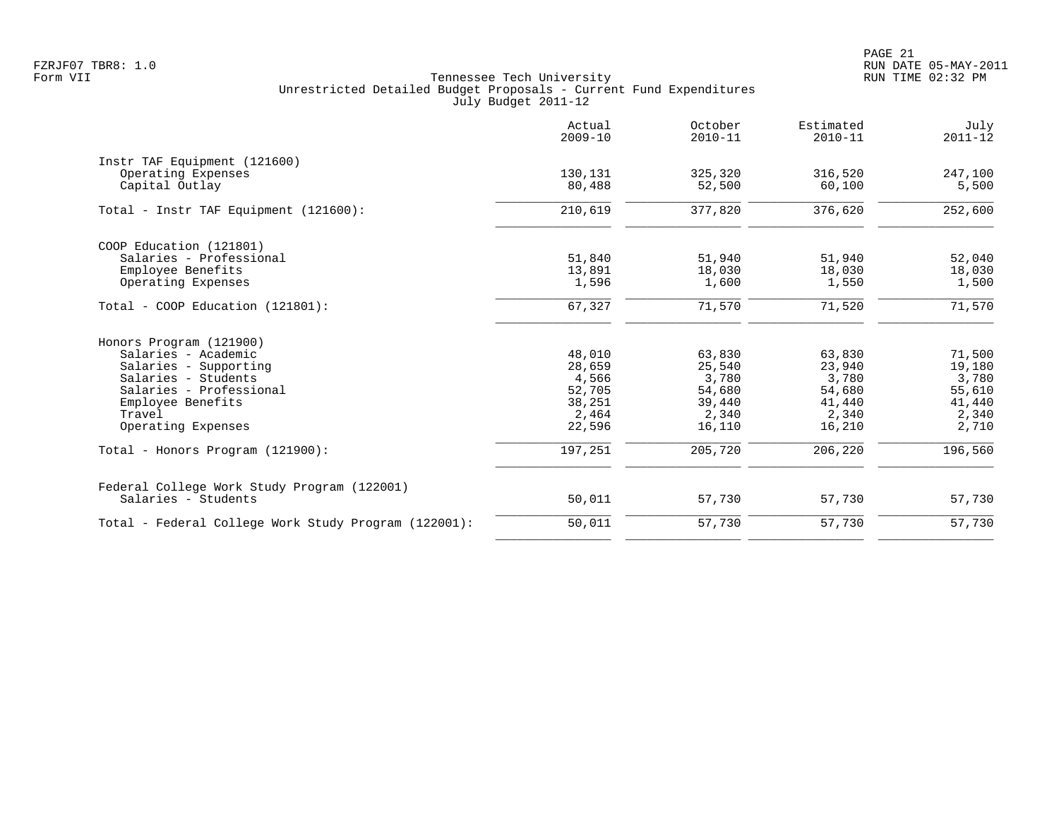Tennessee Tech University
Unrestricted Detailed Budget Proposals - Current Fund Expenditures
July Budget 2011-12

FZRJF07 TBR8: 1.0
Form VII

RUN DATE 05-MAY-2011
RUN TIME 02:32 PM

| | Actual 2009-10 | October 2010-11 | Estimated 2010-11 | July 2011-12 |
|---|---|---|---|---|
| **Instr TAF Equipment (121600)** | | | | |
| Operating Expenses | 130,131 | 325,320 | 316,520 | 247,100 |
| Capital Outlay | 80,488 | 52,500 | 60,100 | 5,500 |
| Total - Instr TAF Equipment (121600): | 210,619 | 377,820 | 376,620 | 252,600 |
| **COOP Education (121801)** | | | | |
| Salaries - Professional | 51,840 | 51,940 | 51,940 | 52,040 |
| Employee Benefits | 13,891 | 18,030 | 18,030 | 18,030 |
| Operating Expenses | 1,596 | 1,600 | 1,550 | 1,500 |
| Total - COOP Education (121801): | 67,327 | 71,570 | 71,520 | 71,570 |
| **Honors Program (121900)** | | | | |
| Salaries - Academic | 48,010 | 63,830 | 63,830 | 71,500 |
| Salaries - Supporting | 28,659 | 25,540 | 23,940 | 19,180 |
| Salaries - Students | 4,566 | 3,780 | 3,780 | 3,780 |
| Salaries - Professional | 52,705 | 54,680 | 54,680 | 55,610 |
| Employee Benefits | 38,251 | 39,440 | 41,440 | 41,440 |
| Travel | 2,464 | 2,340 | 2,340 | 2,340 |
| Operating Expenses | 22,596 | 16,110 | 16,210 | 2,710 |
| Total - Honors Program (121900): | 197,251 | 205,720 | 206,220 | 196,560 |
| **Federal College Work Study Program (122001)** | | | | |
| Salaries - Students | 50,011 | 57,730 | 57,730 | 57,730 |
| Total - Federal College Work Study Program (122001): | 50,011 | 57,730 | 57,730 | 57,730 |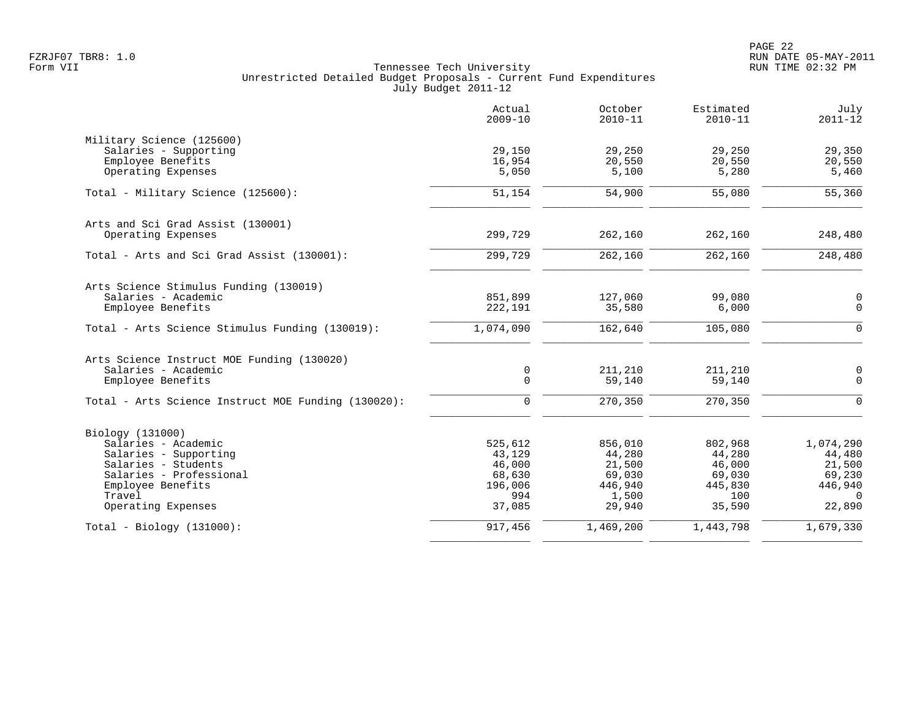FZRJF07 TBR8: 1.0
Form VII

Tennessee Tech University
Unrestricted Detailed Budget Proposals - Current Fund Expenditures
July Budget 2011-12

RUN DATE 05-MAY-2011
RUN TIME 02:32 PM

| | Actual 2009-10 | October 2010-11 | Estimated 2010-11 | July 2011-12 |
|---|---|---|---|---|
| **Military Science (125600)** | | | | |
| Salaries - Supporting | 29,150 | 29,250 | 29,250 | 29,350 |
| Employee Benefits | 16,954 | 20,550 | 20,550 | 20,550 |
| Operating Expenses | 5,050 | 5,100 | 5,280 | 5,460 |
| Total - Military Science (125600): | 51,154 | 54,900 | 55,080 | 55,360 |
| **Arts and Sci Grad Assist (130001)** | | | | |
| Operating Expenses | 299,729 | 262,160 | 262,160 | 248,480 |
| Total - Arts and Sci Grad Assist (130001): | 299,729 | 262,160 | 262,160 | 248,480 |
| **Arts Science Stimulus Funding (130019)** | | | | |
| Salaries - Academic | 851,899 | 127,060 | 99,080 | 0 |
| Employee Benefits | 222,191 | 35,580 | 6,000 | 0 |
| Total - Arts Science Stimulus Funding (130019): | 1,074,090 | 162,640 | 105,080 | 0 |
| **Arts Science Instruct MOE Funding (130020)** | | | | |
| Salaries - Academic | 0 | 211,210 | 211,210 | 0 |
| Employee Benefits | 0 | 59,140 | 59,140 | 0 |
| Total - Arts Science Instruct MOE Funding (130020): | 0 | 270,350 | 270,350 | 0 |
| **Biology (131000)** | | | | |
| Salaries - Academic | 525,612 | 856,010 | 802,968 | 1,074,290 |
| Salaries - Supporting | 43,129 | 44,280 | 44,280 | 44,480 |
| Salaries - Students | 46,000 | 21,500 | 46,000 | 21,500 |
| Salaries - Professional | 68,630 | 69,030 | 69,030 | 69,230 |
| Employee Benefits | 196,006 | 446,940 | 445,830 | 446,940 |
| Travel | 994 | 1,500 | 100 | 0 |
| Operating Expenses | 37,085 | 29,940 | 35,590 | 22,890 |
| Total - Biology (131000): | 917,456 | 1,469,200 | 1,443,798 | 1,679,330 |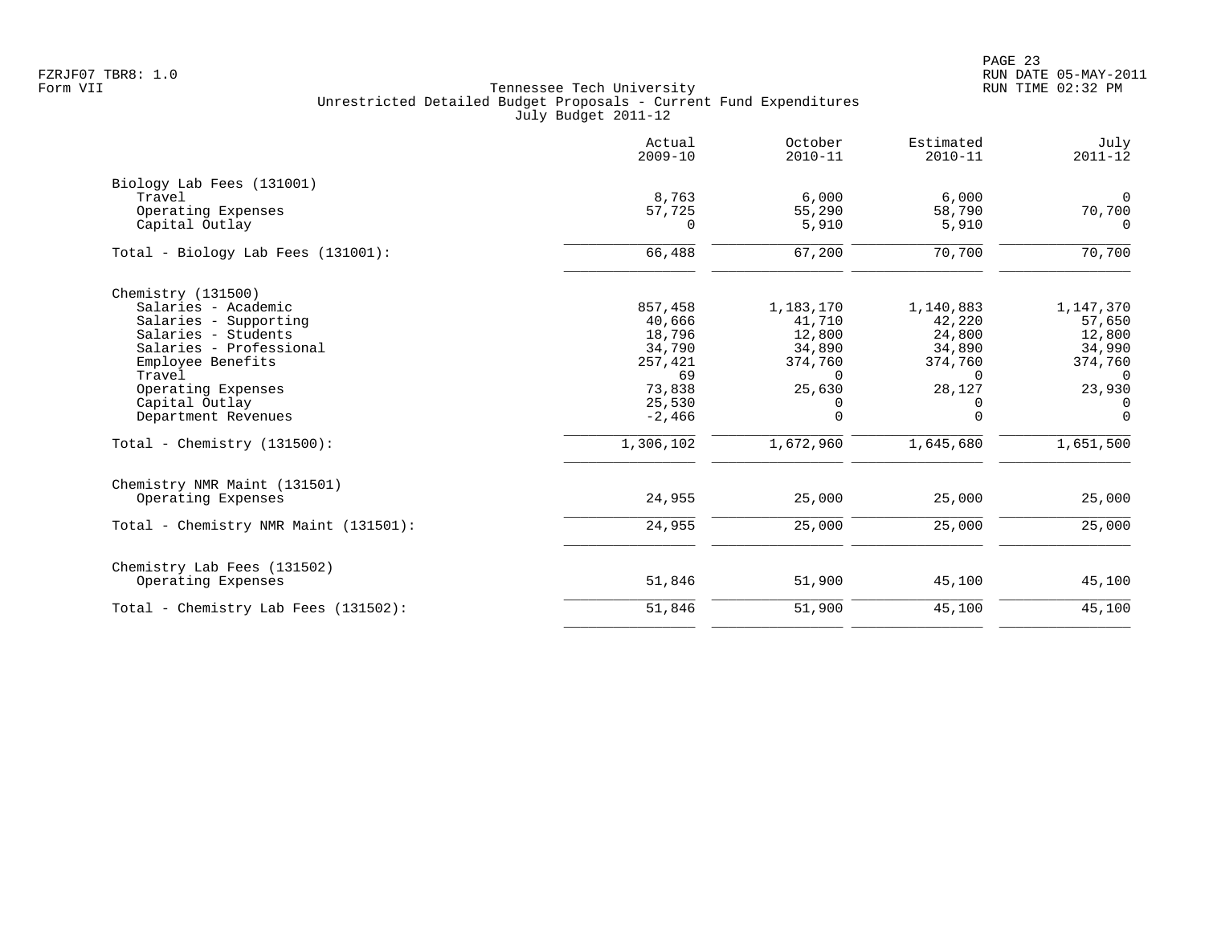Tennessee Tech University
Unrestricted Detailed Budget Proposals - Current Fund Expenditures
July Budget 2011-12

Form VII

| | Actual 2009-10 | October 2010-11 | Estimated 2010-11 | July 2011-12 |
|---|---|---|---|---|
| **Biology Lab Fees (131001)** | | | | |
| Travel | 8,763 | 6,000 | 6,000 | 0 |
| Operating Expenses | 57,725 | 55,290 | 58,790 | 70,700 |
| Capital Outlay | 0 | 5,910 | 5,910 | 0 |
| Total - Biology Lab Fees (131001): | 66,488 | 67,200 | 70,700 | 70,700 |
| **Chemistry (131500)** | | | | |
| Salaries - Academic | 857,458 | 1,183,170 | 1,140,883 | 1,147,370 |
| Salaries - Supporting | 40,666 | 41,710 | 42,220 | 57,650 |
| Salaries - Students | 18,796 | 12,800 | 24,800 | 12,800 |
| Salaries - Professional | 34,790 | 34,890 | 34,890 | 34,990 |
| Employee Benefits | 257,421 | 374,760 | 374,760 | 374,760 |
| Travel | 69 | 0 | 0 | 0 |
| Operating Expenses | 73,838 | 25,630 | 28,127 | 23,930 |
| Capital Outlay | 25,530 | 0 | 0 | 0 |
| Department Revenues | -2,466 | 0 | 0 | 0 |
| Total - Chemistry (131500): | 1,306,102 | 1,672,960 | 1,645,680 | 1,651,500 |
| **Chemistry NMR Maint (131501)** | | | | |
| Operating Expenses | 24,955 | 25,000 | 25,000 | 25,000 |
| Total - Chemistry NMR Maint (131501): | 24,955 | 25,000 | 25,000 | 25,000 |
| **Chemistry Lab Fees (131502)** | | | | |
| Operating Expenses | 51,846 | 51,900 | 45,100 | 45,100 |
| Total - Chemistry Lab Fees (131502): | 51,846 | 51,900 | 45,100 | 45,100 |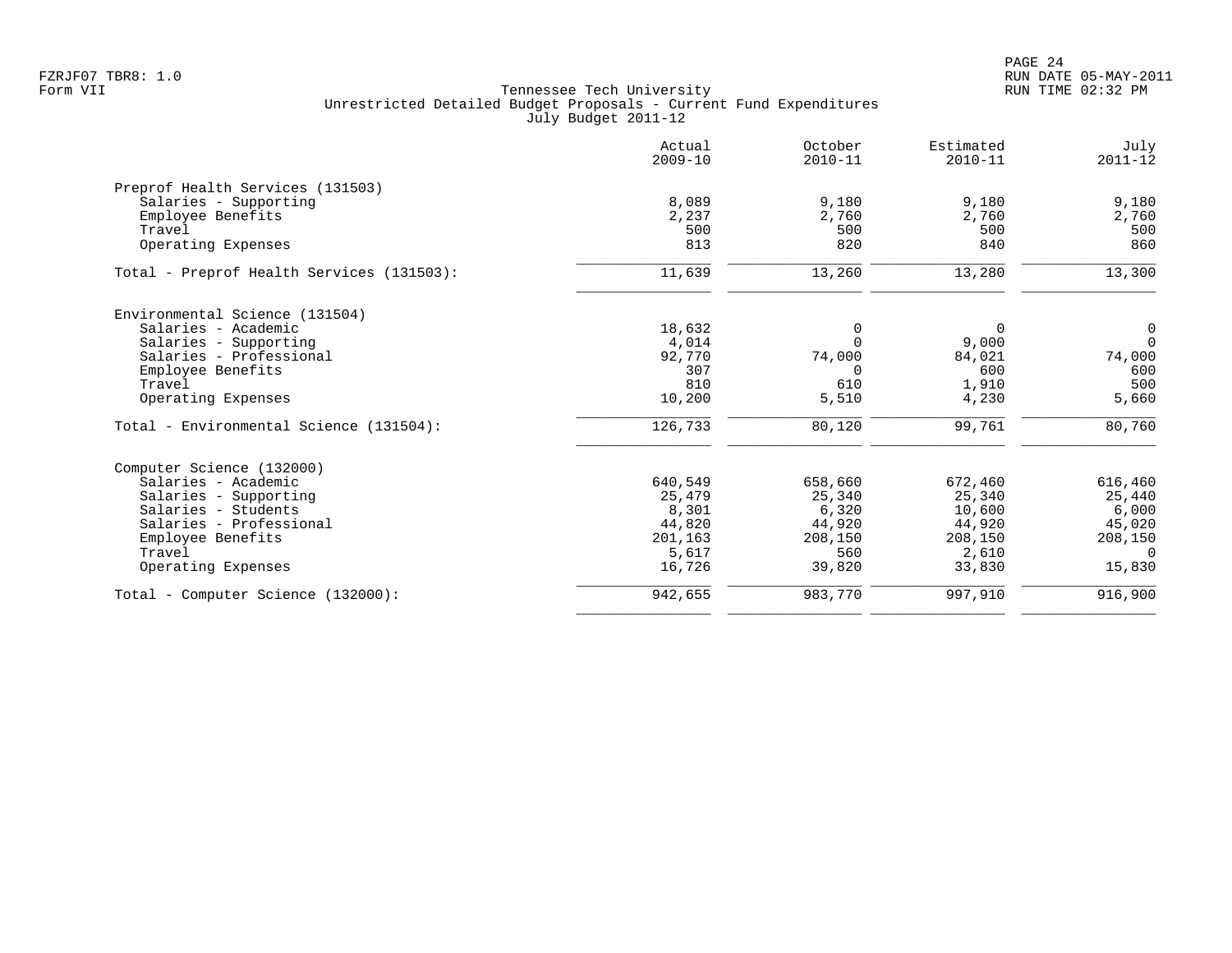FZRJF07 TBR8: 1.0
Form VII

Tennessee Tech University
Unrestricted Detailed Budget Proposals - Current Fund Expenditures
July Budget 2011-12

| | Actual 2009-10 | October 2010-11 | Estimated 2010-11 | July 2011-12 |
|---|---|---|---|---|
| **Preprof Health Services (131503)** | | | | |
| Salaries - Supporting | 8,089 | 9,180 | 9,180 | 9,180 |
| Employee Benefits | 2,237 | 2,760 | 2,760 | 2,760 |
| Travel | 500 | 500 | 500 | 500 |
| Operating Expenses | 813 | 820 | 840 | 860 |
| Total - Preprof Health Services (131503): | 11,639 | 13,260 | 13,280 | 13,300 |
| **Environmental Science (131504)** | | | | |
| Salaries - Academic | 18,632 | 0 | 0 | 0 |
| Salaries - Supporting | 4,014 | 0 | 9,000 | 0 |
| Salaries - Professional | 92,770 | 74,000 | 84,021 | 74,000 |
| Employee Benefits | 307 | 0 | 600 | 600 |
| Travel | 810 | 610 | 1,910 | 500 |
| Operating Expenses | 10,200 | 5,510 | 4,230 | 5,660 |
| Total - Environmental Science (131504): | 126,733 | 80,120 | 99,761 | 80,760 |
| **Computer Science (132000)** | | | | |
| Salaries - Academic | 640,549 | 658,660 | 672,460 | 616,460 |
| Salaries - Supporting | 25,479 | 25,340 | 25,340 | 25,440 |
| Salaries - Students | 8,301 | 6,320 | 10,600 | 6,000 |
| Salaries - Professional | 44,820 | 44,920 | 44,920 | 45,020 |
| Employee Benefits | 201,163 | 208,150 | 208,150 | 208,150 |
| Travel | 5,617 | 560 | 2,610 | 0 |
| Operating Expenses | 16,726 | 39,820 | 33,830 | 15,830 |
| Total - Computer Science (132000): | 942,655 | 983,770 | 997,910 | 916,900 |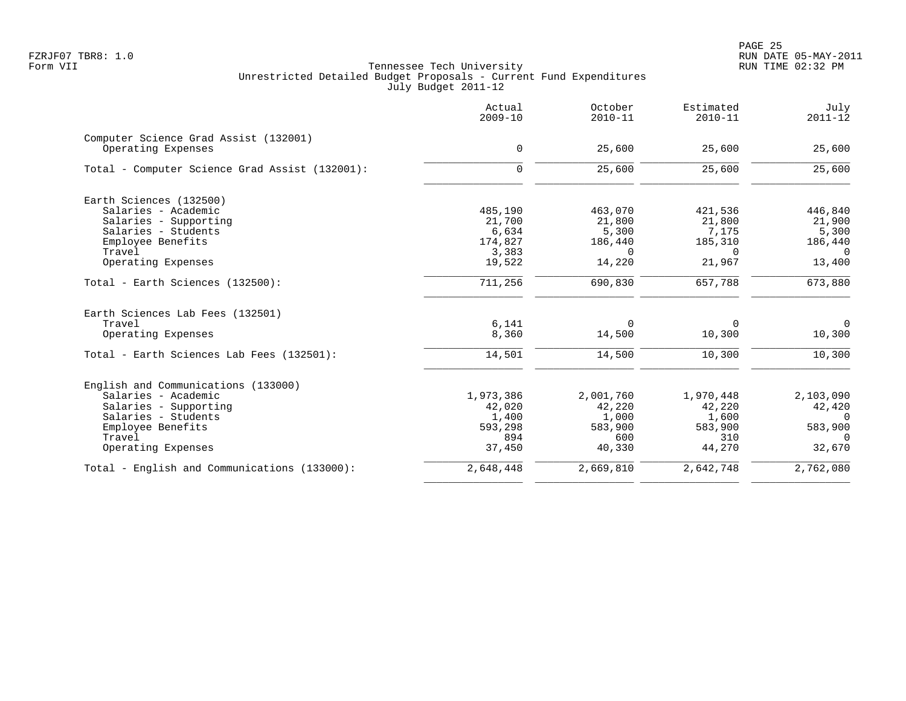FZRJF07 TBR8: 1.0
Form VII

Tennessee Tech University
Unrestricted Detailed Budget Proposals - Current Fund Expenditures
July Budget 2011-12

| | Actual 2009-10 | October 2010-11 | Estimated 2010-11 | July 2011-12 |
|---|---:|---:|---:|---:|
| **Computer Science Grad Assist (132001)** | | | | |
| Operating Expenses | 0 | 25,600 | 25,600 | 25,600 |
| Total - Computer Science Grad Assist (132001): | 0 | 25,600 | 25,600 | 25,600 |
| **Earth Sciences (132500)** | | | | |
| Salaries - Academic | 485,190 | 463,070 | 421,536 | 446,840 |
| Salaries - Supporting | 21,700 | 21,800 | 21,800 | 21,900 |
| Salaries - Students | 6,634 | 5,300 | 7,175 | 5,300 |
| Employee Benefits | 174,827 | 186,440 | 185,310 | 186,440 |
| Travel | 3,383 | 0 | 0 | 0 |
| Operating Expenses | 19,522 | 14,220 | 21,967 | 13,400 |
| Total - Earth Sciences (132500): | 711,256 | 690,830 | 657,788 | 673,880 |
| **Earth Sciences Lab Fees (132501)** | | | | |
| Travel | 6,141 | 0 | 0 | 0 |
| Operating Expenses | 8,360 | 14,500 | 10,300 | 10,300 |
| Total - Earth Sciences Lab Fees (132501): | 14,501 | 14,500 | 10,300 | 10,300 |
| **English and Communications (133000)** | | | | |
| Salaries - Academic | 1,973,386 | 2,001,760 | 1,970,448 | 2,103,090 |
| Salaries - Supporting | 42,020 | 42,220 | 42,220 | 42,420 |
| Salaries - Students | 1,400 | 1,000 | 1,600 | 0 |
| Employee Benefits | 593,298 | 583,900 | 583,900 | 583,900 |
| Travel | 894 | 600 | 310 | 0 |
| Operating Expenses | 37,450 | 40,330 | 44,270 | 32,670 |
| Total - English and Communications (133000): | 2,648,448 | 2,669,810 | 2,642,748 | 2,762,080 |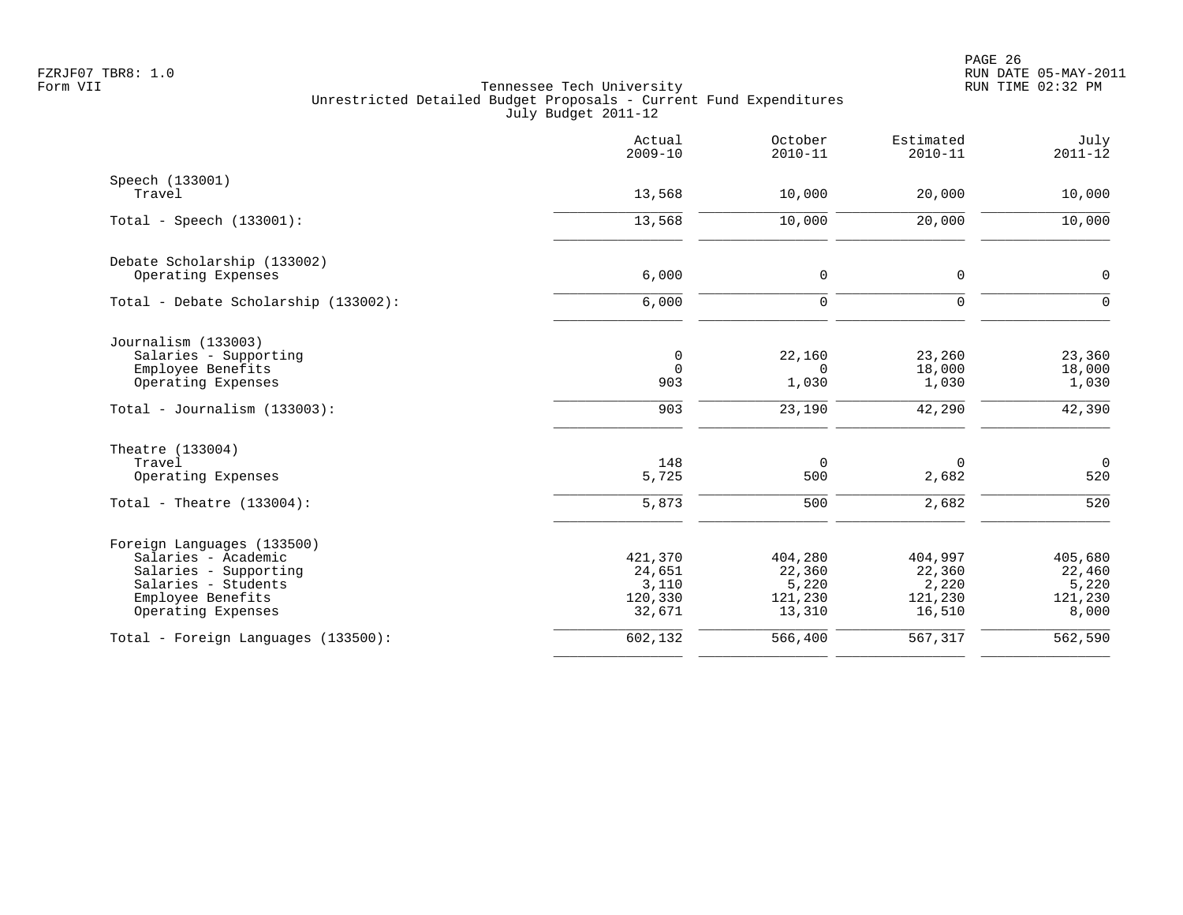FZRJF07 TBR8: 1.0
Form VII

# Tennessee Tech University
## Unrestricted Detailed Budget Proposals - Current Fund Expenditures
### July Budget 2011-12

| | Actual 2009-10 | October 2010-11 | Estimated 2010-11 | July 2011-12 |
|---|---:|---:|---:|---:|
| **Speech (133001)** | | | | |
| Travel | 13,568 | 10,000 | 20,000 | 10,000 |
| Total - Speech (133001): | 13,568 | 10,000 | 20,000 | 10,000 |
| **Debate Scholarship (133002)** | | | | |
| Operating Expenses | 6,000 | 0 | 0 | 0 |
| Total - Debate Scholarship (133002): | 6,000 | 0 | 0 | 0 |
| **Journalism (133003)** | | | | |
| Salaries - Supporting | 0 | 22,160 | 23,260 | 23,360 |
| Employee Benefits | 0 | 0 | 18,000 | 18,000 |
| Operating Expenses | 903 | 1,030 | 1,030 | 1,030 |
| Total - Journalism (133003): | 903 | 23,190 | 42,290 | 42,390 |
| **Theatre (133004)** | | | | |
| Travel | 148 | 0 | 0 | 0 |
| Operating Expenses | 5,725 | 500 | 2,682 | 520 |
| Total - Theatre (133004): | 5,873 | 500 | 2,682 | 520 |
| **Foreign Languages (133500)** | | | | |
| Salaries - Academic | 421,370 | 404,280 | 404,997 | 405,680 |
| Salaries - Supporting | 24,651 | 22,360 | 22,360 | 22,460 |
| Salaries - Students | 3,110 | 5,220 | 2,220 | 5,220 |
| Employee Benefits | 120,330 | 121,230 | 121,230 | 121,230 |
| Operating Expenses | 32,671 | 13,310 | 16,510 | 8,000 |
| Total - Foreign Languages (133500): | 602,132 | 566,400 | 567,317 | 562,590 |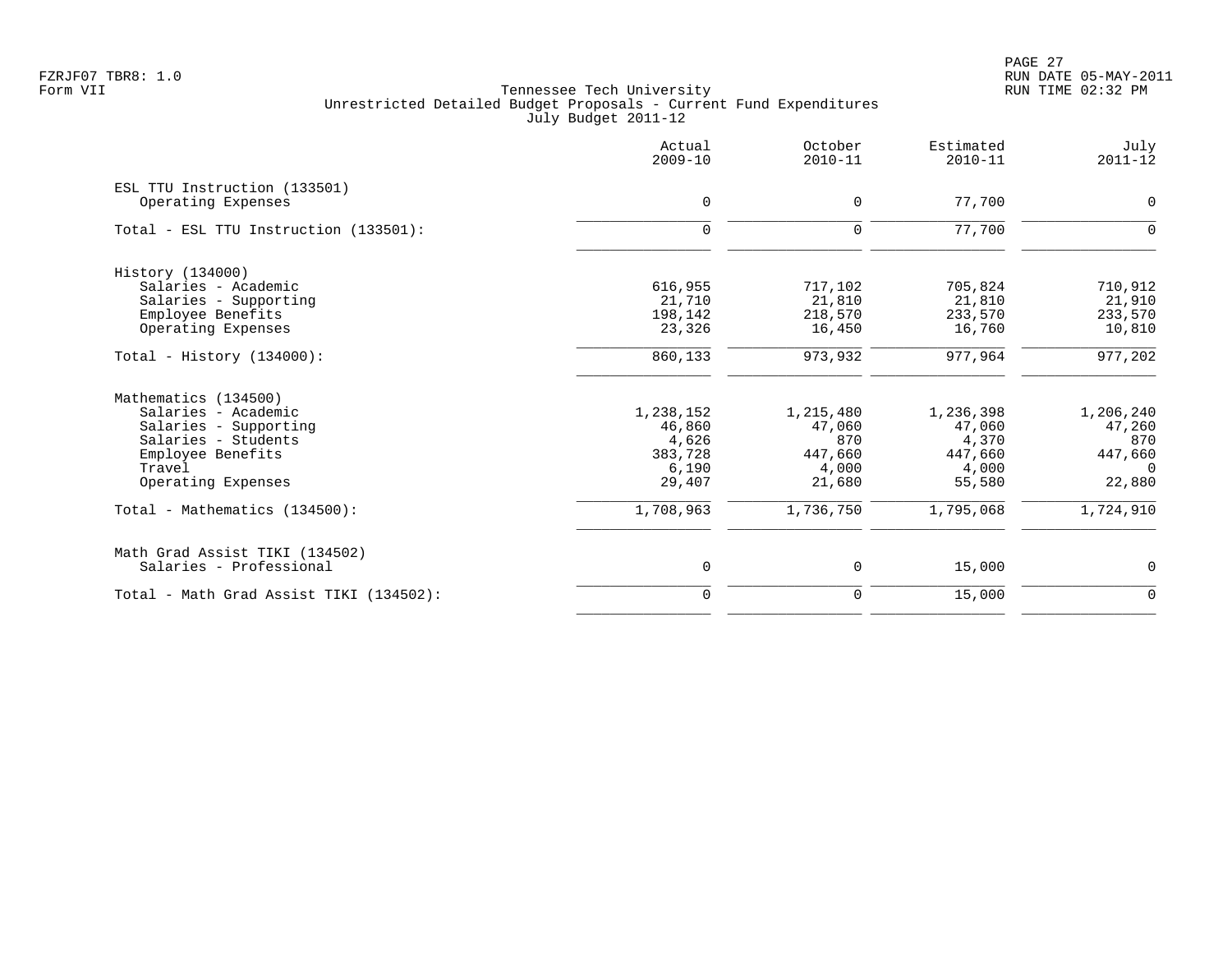FZRJF07 TBR8: 1.0
Form VII

Tennessee Tech University
Unrestricted Detailed Budget Proposals - Current Fund Expenditures
July Budget 2011-12

| | Actual 2009-10 | October 2010-11 | Estimated 2010-11 | July 2011-12 |
|---|---|---|---|---|
| ESL TTU Instruction (133501) | | | | |
| Operating Expenses | 0 | 0 | 77,700 | 0 |
| Total - ESL TTU Instruction (133501): | 0 | 0 | 77,700 | 0 |
| History (134000) | | | | |
| Salaries - Academic | 616,955 | 717,102 | 705,824 | 710,912 |
| Salaries - Supporting | 21,710 | 21,810 | 21,810 | 21,910 |
| Employee Benefits | 198,142 | 218,570 | 233,570 | 233,570 |
| Operating Expenses | 23,326 | 16,450 | 16,760 | 10,810 |
| Total - History (134000): | 860,133 | 973,932 | 977,964 | 977,202 |
| Mathematics (134500) | | | | |
| Salaries - Academic | 1,238,152 | 1,215,480 | 1,236,398 | 1,206,240 |
| Salaries - Supporting | 46,860 | 47,060 | 47,060 | 47,260 |
| Salaries - Students | 4,626 | 870 | 4,370 | 870 |
| Employee Benefits | 383,728 | 447,660 | 447,660 | 447,660 |
| Travel | 6,190 | 4,000 | 4,000 | 0 |
| Operating Expenses | 29,407 | 21,680 | 55,580 | 22,880 |
| Total - Mathematics (134500): | 1,708,963 | 1,736,750 | 1,795,068 | 1,724,910 |
| Math Grad Assist TIKI (134502) | | | | |
| Salaries - Professional | 0 | 0 | 15,000 | 0 |
| Total - Math Grad Assist TIKI (134502): | 0 | 0 | 15,000 | 0 |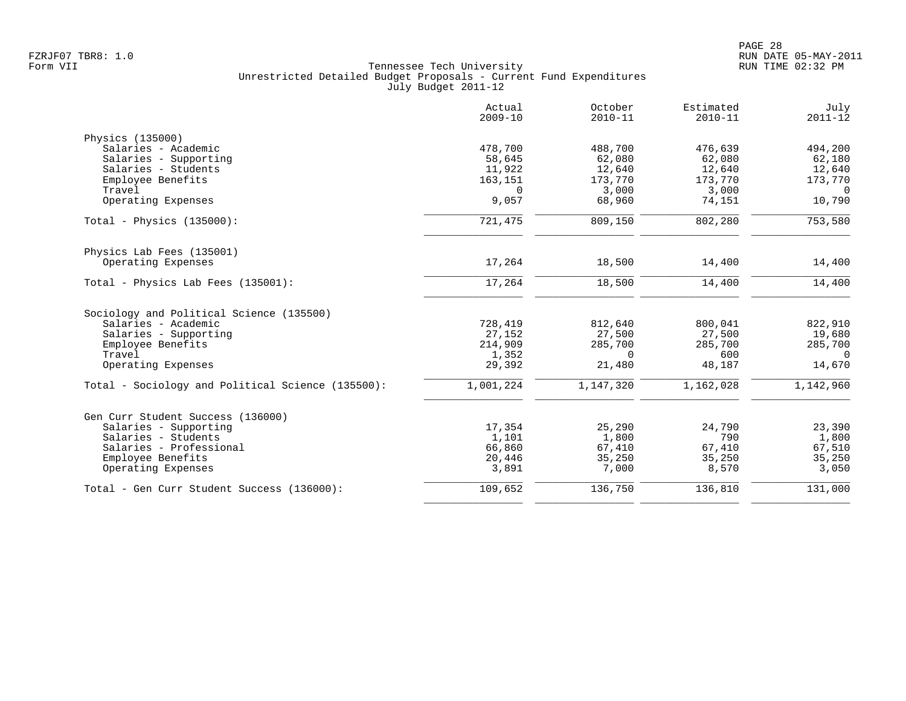FZRJF07 TBR8: 1.0
Form VII

# Tennessee Tech University
## Unrestricted Detailed Budget Proposals - Current Fund Expenditures
### July Budget 2011-12

RUN DATE 05-MAY-2011
RUN TIME 02:32 PM

| | Actual 2009-10 | October 2010-11 | Estimated 2010-11 | July 2011-12 |
|---|---|---|---|---|
| **Physics (135000)** | | | | |
| Salaries - Academic | 478,700 | 488,700 | 476,639 | 494,200 |
| Salaries - Supporting | 58,645 | 62,080 | 62,080 | 62,180 |
| Salaries - Students | 11,922 | 12,640 | 12,640 | 12,640 |
| Employee Benefits | 163,151 | 173,770 | 173,770 | 173,770 |
| Travel | 0 | 3,000 | 3,000 | 0 |
| Operating Expenses | 9,057 | 68,960 | 74,151 | 10,790 |
| Total - Physics (135000): | 721,475 | 809,150 | 802,280 | 753,580 |
| **Physics Lab Fees (135001)** | | | | |
| Operating Expenses | 17,264 | 18,500 | 14,400 | 14,400 |
| Total - Physics Lab Fees (135001): | 17,264 | 18,500 | 14,400 | 14,400 |
| **Sociology and Political Science (135500)** | | | | |
| Salaries - Academic | 728,419 | 812,640 | 800,041 | 822,910 |
| Salaries - Supporting | 27,152 | 27,500 | 27,500 | 19,680 |
| Employee Benefits | 214,909 | 285,700 | 285,700 | 285,700 |
| Travel | 1,352 | 0 | 600 | 0 |
| Operating Expenses | 29,392 | 21,480 | 48,187 | 14,670 |
| Total - Sociology and Political Science (135500): | 1,001,224 | 1,147,320 | 1,162,028 | 1,142,960 |
| **Gen Curr Student Success (136000)** | | | | |
| Salaries - Supporting | 17,354 | 25,290 | 24,790 | 23,390 |
| Salaries - Students | 1,101 | 1,800 | 790 | 1,800 |
| Salaries - Professional | 66,860 | 67,410 | 67,410 | 67,510 |
| Employee Benefits | 20,446 | 35,250 | 35,250 | 35,250 |
| Operating Expenses | 3,891 | 7,000 | 8,570 | 3,050 |
| Total - Gen Curr Student Success (136000): | 109,652 | 136,750 | 136,810 | 131,000 |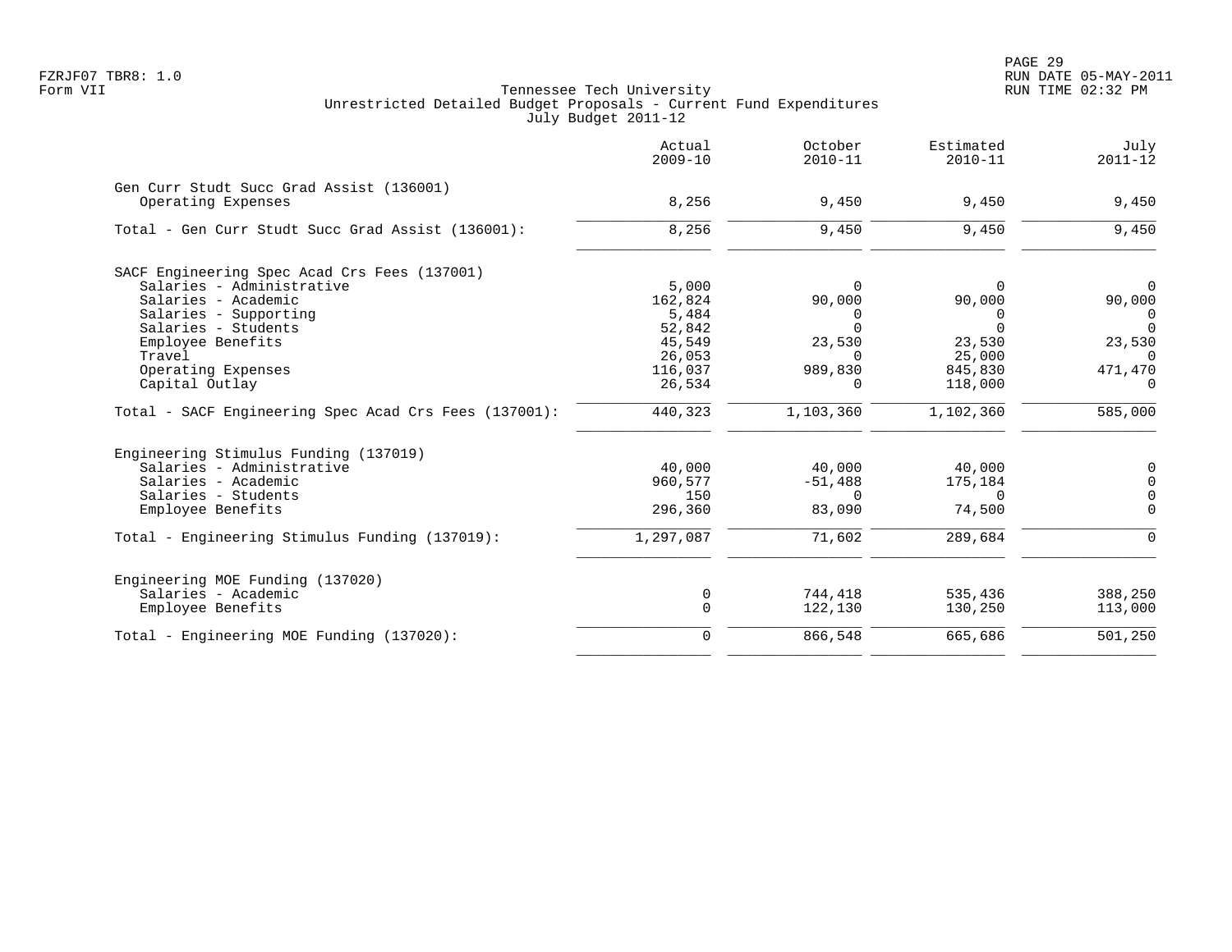FZRJF07 TBR8: 1.0
Form VII

Tennessee Tech University
Unrestricted Detailed Budget Proposals - Current Fund Expenditures
July Budget 2011-12

RUN DATE 05-MAY-2011
RUN TIME 02:32 PM

| | Actual 2009-10 | October 2010-11 | Estimated 2010-11 | July 2011-12 |
|---|---|---|---|---|
| **Gen Curr Studt Succ Grad Assist (136001)** | | | | |
| Operating Expenses | 8,256 | 9,450 | 9,450 | 9,450 |
| Total - Gen Curr Studt Succ Grad Assist (136001): | 8,256 | 9,450 | 9,450 | 9,450 |
| **SACF Engineering Spec Acad Crs Fees (137001)** | | | | |
| Salaries - Administrative | 5,000 | 0 | 0 | 0 |
| Salaries - Academic | 162,824 | 90,000 | 90,000 | 90,000 |
| Salaries - Supporting | 5,484 | 0 | 0 | 0 |
| Salaries - Students | 52,842 | 0 | 0 | 0 |
| Employee Benefits | 45,549 | 23,530 | 23,530 | 23,530 |
| Travel | 26,053 | 0 | 25,000 | 0 |
| Operating Expenses | 116,037 | 989,830 | 845,830 | 471,470 |
| Capital Outlay | 26,534 | 0 | 118,000 | 0 |
| Total - SACF Engineering Spec Acad Crs Fees (137001): | 440,323 | 1,103,360 | 1,102,360 | 585,000 |
| **Engineering Stimulus Funding (137019)** | | | | |
| Salaries - Administrative | 40,000 | 40,000 | 40,000 | 0 |
| Salaries - Academic | 960,577 | -51,488 | 175,184 | 0 |
| Salaries - Students | 150 | 0 | 0 | 0 |
| Employee Benefits | 296,360 | 83,090 | 74,500 | 0 |
| Total - Engineering Stimulus Funding (137019): | 1,297,087 | 71,602 | 289,684 | 0 |
| **Engineering MOE Funding (137020)** | | | | |
| Salaries - Academic | 0 | 744,418 | 535,436 | 388,250 |
| Employee Benefits | 0 | 122,130 | 130,250 | 113,000 |
| Total - Engineering MOE Funding (137020): | 0 | 866,548 | 665,686 | 501,250 |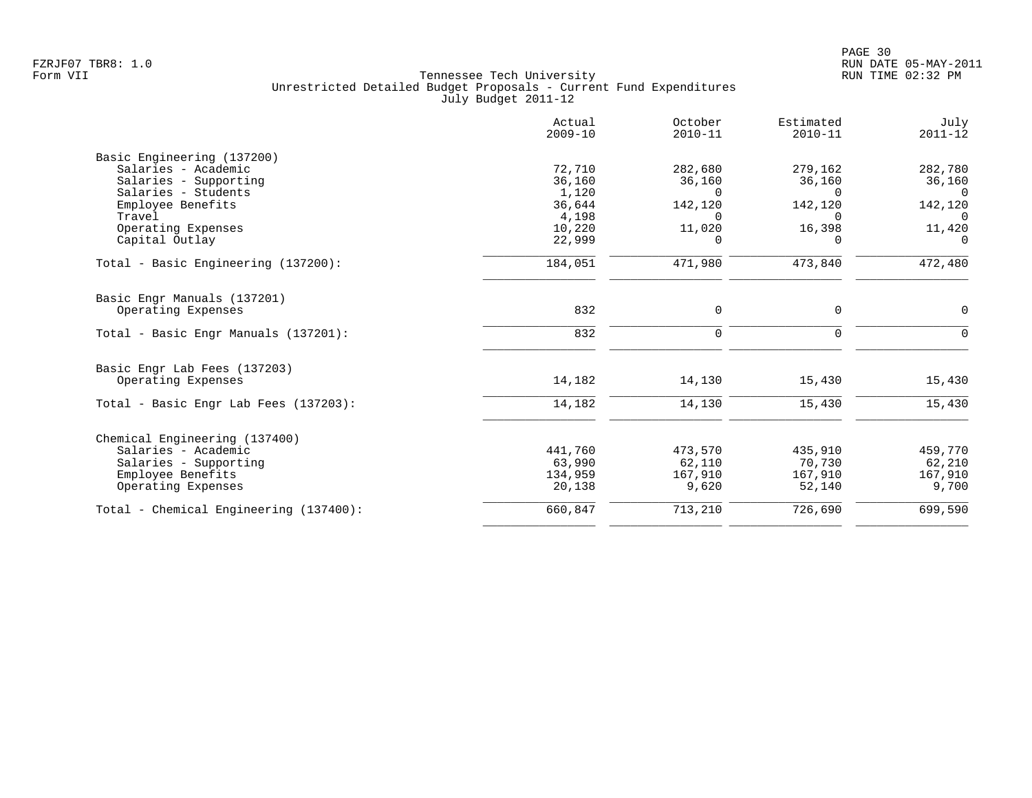Tennessee Tech University
Unrestricted Detailed Budget Proposals - Current Fund Expenditures
July Budget 2011-12

Form VII

| | Actual 2009-10 | October 2010-11 | Estimated 2010-11 | July 2011-12 |
|---|---|---|---|---|
| **Basic Engineering (137200)** | | | | |
| Salaries - Academic | 72,710 | 282,680 | 279,162 | 282,780 |
| Salaries - Supporting | 36,160 | 36,160 | 36,160 | 36,160 |
| Salaries - Students | 1,120 | 0 | 0 | 0 |
| Employee Benefits | 36,644 | 142,120 | 142,120 | 142,120 |
| Travel | 4,198 | 0 | 0 | 0 |
| Operating Expenses | 10,220 | 11,020 | 16,398 | 11,420 |
| Capital Outlay | 22,999 | 0 | 0 | 0 |
| Total - Basic Engineering (137200): | 184,051 | 471,980 | 473,840 | 472,480 |
| **Basic Engr Manuals (137201)** | | | | |
| Operating Expenses | 832 | 0 | 0 | 0 |
| Total - Basic Engr Manuals (137201): | 832 | 0 | 0 | 0 |
| **Basic Engr Lab Fees (137203)** | | | | |
| Operating Expenses | 14,182 | 14,130 | 15,430 | 15,430 |
| Total - Basic Engr Lab Fees (137203): | 14,182 | 14,130 | 15,430 | 15,430 |
| **Chemical Engineering (137400)** | | | | |
| Salaries - Academic | 441,760 | 473,570 | 435,910 | 459,770 |
| Salaries - Supporting | 63,990 | 62,110 | 70,730 | 62,210 |
| Employee Benefits | 134,959 | 167,910 | 167,910 | 167,910 |
| Operating Expenses | 20,138 | 9,620 | 52,140 | 9,700 |
| Total - Chemical Engineering (137400): | 660,847 | 713,210 | 726,690 | 699,590 |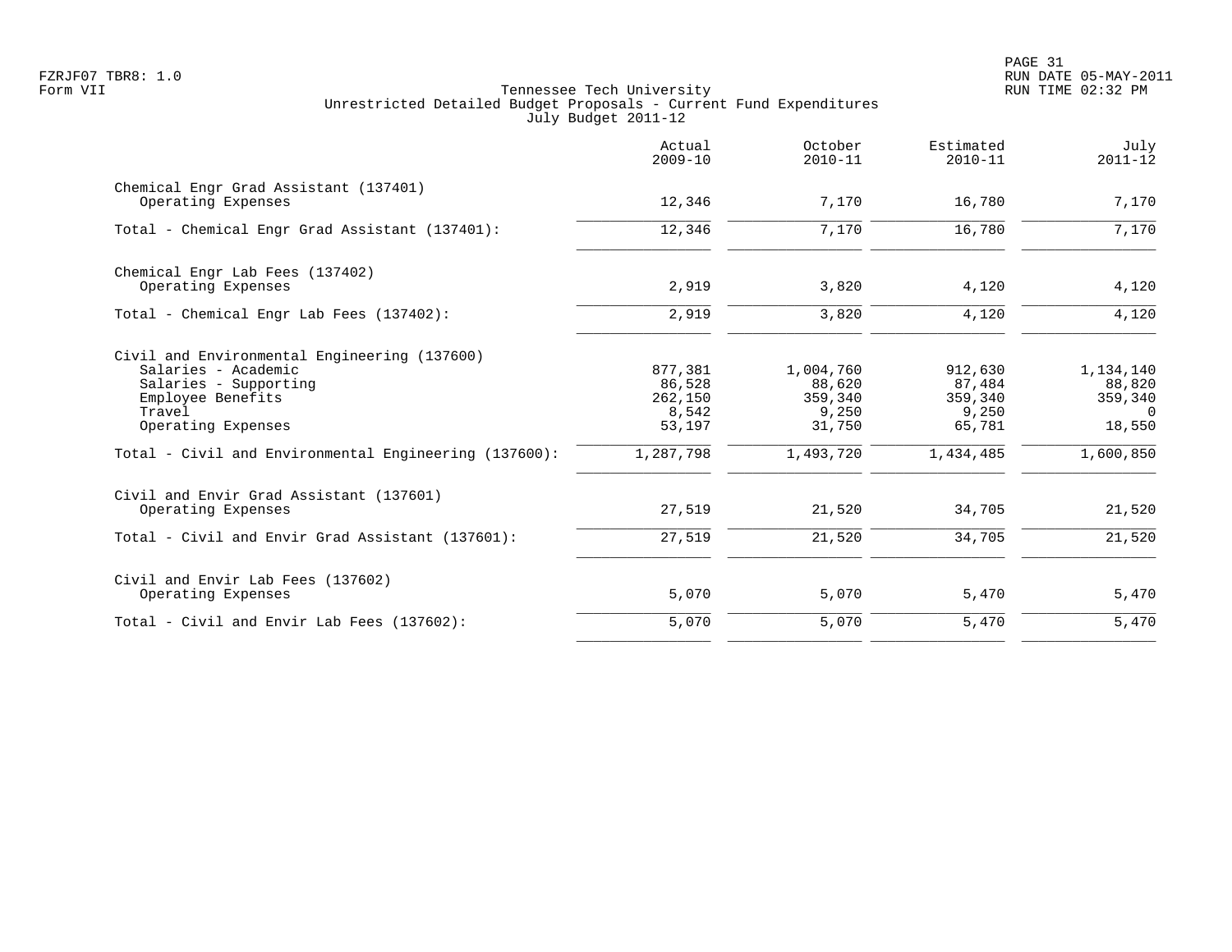Tennessee Tech University
Unrestricted Detailed Budget Proposals - Current Fund Expenditures
July Budget 2011-12

FZRJF07 TBR8: 1.0
Form VII

RUN DATE 05-MAY-2011
RUN TIME 02:32 PM

| | Actual 2009-10 | October 2010-11 | Estimated 2010-11 | July 2011-12 |
|---|---|---|---|---|
| **Chemical Engr Grad Assistant (137401)** | | | | |
| Operating Expenses | 12,346 | 7,170 | 16,780 | 7,170 |
| Total - Chemical Engr Grad Assistant (137401): | 12,346 | 7,170 | 16,780 | 7,170 |
| **Chemical Engr Lab Fees (137402)** | | | | |
| Operating Expenses | 2,919 | 3,820 | 4,120 | 4,120 |
| Total - Chemical Engr Lab Fees (137402): | 2,919 | 3,820 | 4,120 | 4,120 |
| **Civil and Environmental Engineering (137600)** | | | | |
| Salaries - Academic | 877,381 | 1,004,760 | 912,630 | 1,134,140 |
| Salaries - Supporting | 86,528 | 88,620 | 87,484 | 88,820 |
| Employee Benefits | 262,150 | 359,340 | 359,340 | 359,340 |
| Travel | 8,542 | 9,250 | 9,250 | 0 |
| Operating Expenses | 53,197 | 31,750 | 65,781 | 18,550 |
| Total - Civil and Environmental Engineering (137600): | 1,287,798 | 1,493,720 | 1,434,485 | 1,600,850 |
| **Civil and Envir Grad Assistant (137601)** | | | | |
| Operating Expenses | 27,519 | 21,520 | 34,705 | 21,520 |
| Total - Civil and Envir Grad Assistant (137601): | 27,519 | 21,520 | 34,705 | 21,520 |
| **Civil and Envir Lab Fees (137602)** | | | | |
| Operating Expenses | 5,070 | 5,070 | 5,470 | 5,470 |
| Total - Civil and Envir Lab Fees (137602): | 5,070 | 5,070 | 5,470 | 5,470 |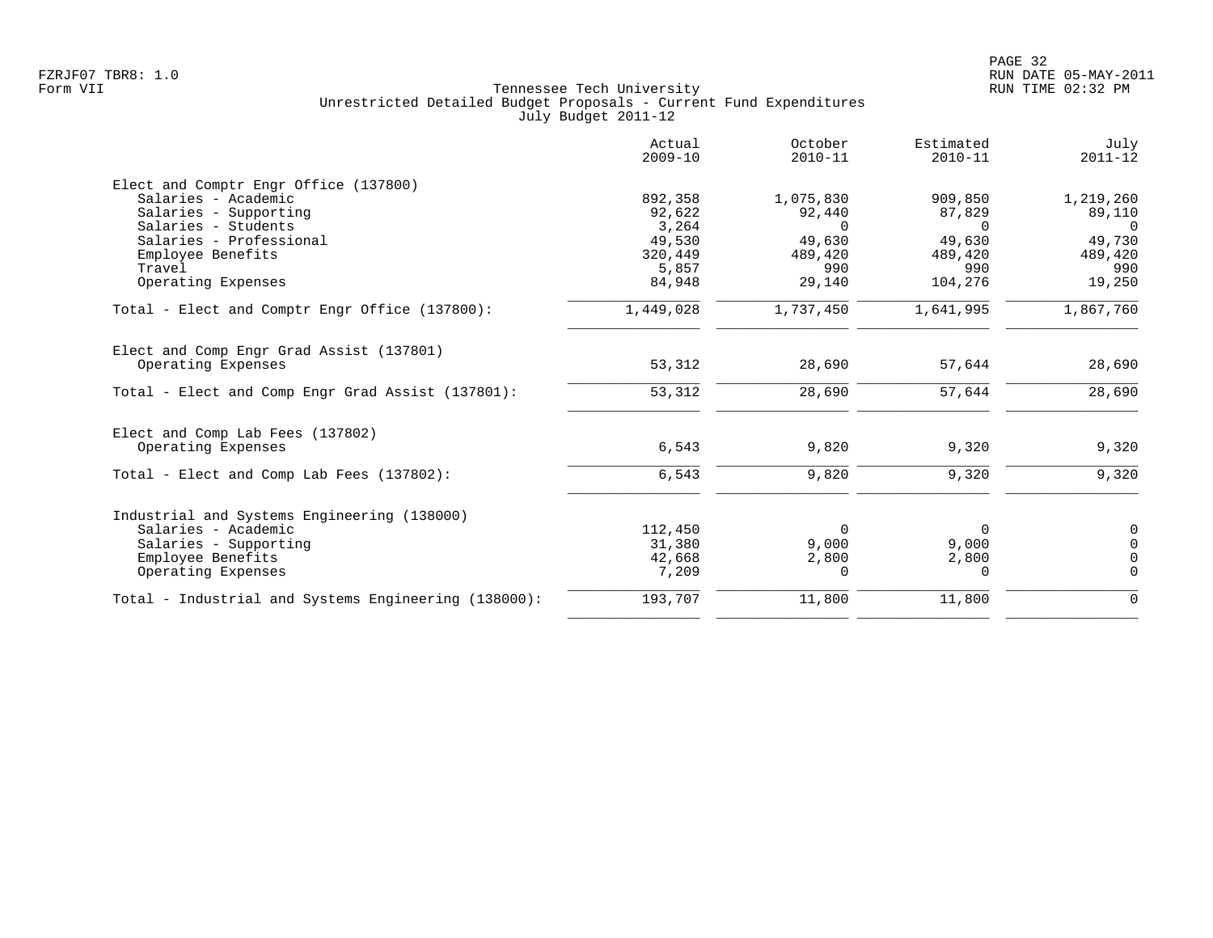Tennessee Tech University
Unrestricted Detailed Budget Proposals - Current Fund Expenditures
July Budget 2011-12

Form VII

| | Actual 2009-10 | October 2010-11 | Estimated 2010-11 | July 2011-12 |
|---|---|---|---|---|
| **Elect and Comptr Engr Office (137800)** | | | | |
| Salaries - Academic | 892,358 | 1,075,830 | 909,850 | 1,219,260 |
| Salaries - Supporting | 92,622 | 92,440 | 87,829 | 89,110 |
| Salaries - Students | 3,264 | 0 | 0 | 0 |
| Salaries - Professional | 49,530 | 49,630 | 49,630 | 49,730 |
| Employee Benefits | 320,449 | 489,420 | 489,420 | 489,420 |
| Travel | 5,857 | 990 | 990 | 990 |
| Operating Expenses | 84,948 | 29,140 | 104,276 | 19,250 |
| Total - Elect and Comptr Engr Office (137800): | 1,449,028 | 1,737,450 | 1,641,995 | 1,867,760 |
| **Elect and Comp Engr Grad Assist (137801)** | | | | |
| Operating Expenses | 53,312 | 28,690 | 57,644 | 28,690 |
| Total - Elect and Comp Engr Grad Assist (137801): | 53,312 | 28,690 | 57,644 | 28,690 |
| **Elect and Comp Lab Fees (137802)** | | | | |
| Operating Expenses | 6,543 | 9,820 | 9,320 | 9,320 |
| Total - Elect and Comp Lab Fees (137802): | 6,543 | 9,820 | 9,320 | 9,320 |
| **Industrial and Systems Engineering (138000)** | | | | |
| Salaries - Academic | 112,450 | 0 | 0 | 0 |
| Salaries - Supporting | 31,380 | 9,000 | 9,000 | 0 |
| Employee Benefits | 42,668 | 2,800 | 2,800 | 0 |
| Operating Expenses | 7,209 | 0 | 0 | 0 |
| Total - Industrial and Systems Engineering (138000): | 193,707 | 11,800 | 11,800 | 0 |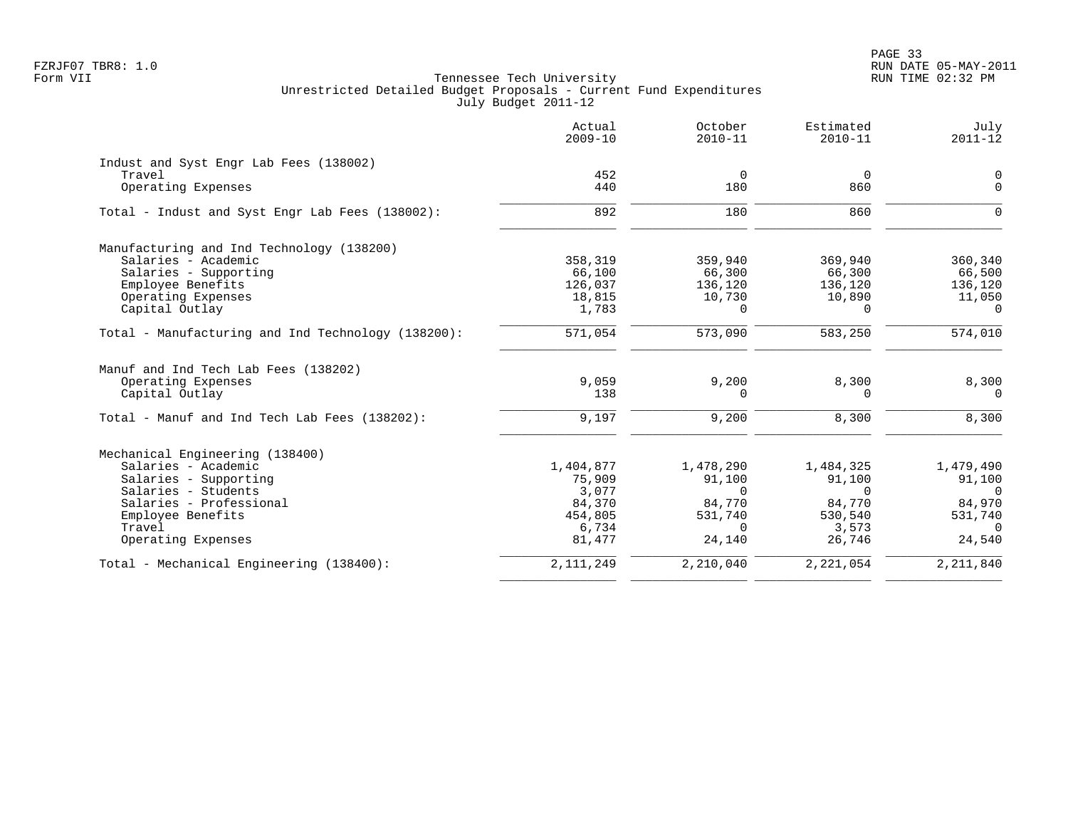Tennessee Tech University
Unrestricted Detailed Budget Proposals - Current Fund Expenditures
July Budget 2011-12

FZRJF07 TBR8: 1.0
Form VII

| | Actual 2009-10 | October 2010-11 | Estimated 2010-11 | July 2011-12 |
|---|---|---|---|---|
| **Indust and Syst Engr Lab Fees (138002)** | | | | |
| Travel | 452 | 0 | 0 | 0 |
| Operating Expenses | 440 | 180 | 860 | 0 |
| Total - Indust and Syst Engr Lab Fees (138002): | 892 | 180 | 860 | 0 |
| **Manufacturing and Ind Technology (138200)** | | | | |
| Salaries - Academic | 358,319 | 359,940 | 369,940 | 360,340 |
| Salaries - Supporting | 66,100 | 66,300 | 66,300 | 66,500 |
| Employee Benefits | 126,037 | 136,120 | 136,120 | 136,120 |
| Operating Expenses | 18,815 | 10,730 | 10,890 | 11,050 |
| Capital Outlay | 1,783 | 0 | 0 | 0 |
| Total - Manufacturing and Ind Technology (138200): | 571,054 | 573,090 | 583,250 | 574,010 |
| **Manuf and Ind Tech Lab Fees (138202)** | | | | |
| Operating Expenses | 9,059 | 9,200 | 8,300 | 8,300 |
| Capital Outlay | 138 | 0 | 0 | 0 |
| Total - Manuf and Ind Tech Lab Fees (138202): | 9,197 | 9,200 | 8,300 | 8,300 |
| **Mechanical Engineering (138400)** | | | | |
| Salaries - Academic | 1,404,877 | 1,478,290 | 1,484,325 | 1,479,490 |
| Salaries - Supporting | 75,909 | 91,100 | 91,100 | 91,100 |
| Salaries - Students | 3,077 | 0 | 0 | 0 |
| Salaries - Professional | 84,370 | 84,770 | 84,770 | 84,970 |
| Employee Benefits | 454,805 | 531,740 | 530,540 | 531,740 |
| Travel | 6,734 | 0 | 3,573 | 0 |
| Operating Expenses | 81,477 | 24,140 | 26,746 | 24,540 |
| Total - Mechanical Engineering (138400): | 2,111,249 | 2,210,040 | 2,221,054 | 2,211,840 |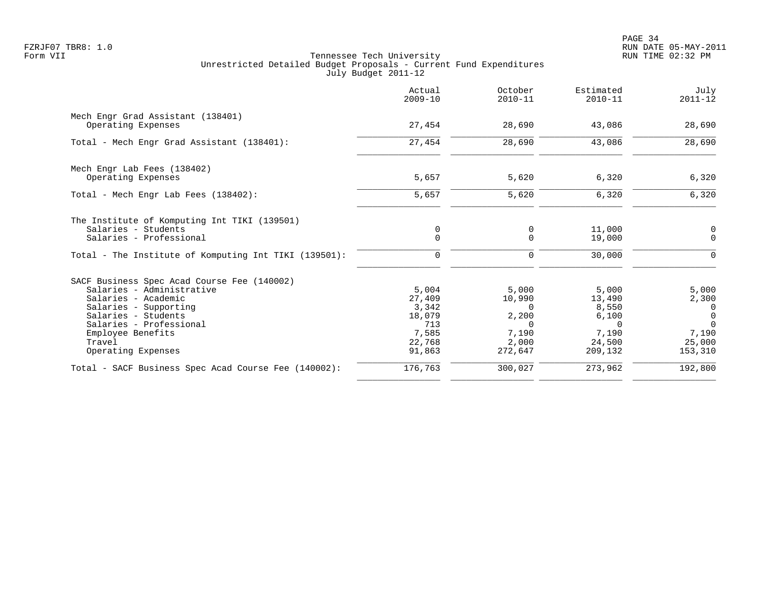Tennessee Tech University
Unrestricted Detailed Budget Proposals - Current Fund Expenditures
July Budget 2011-12

| | Actual 2009-10 | October 2010-11 | Estimated 2010-11 | July 2011-12 |
|---|---|---|---|---|
| Mech Engr Grad Assistant (138401) | | | | |
| Operating Expenses | 27,454 | 28,690 | 43,086 | 28,690 |
| Total - Mech Engr Grad Assistant (138401): | 27,454 | 28,690 | 43,086 | 28,690 |
| Mech Engr Lab Fees (138402) | | | | |
| Operating Expenses | 5,657 | 5,620 | 6,320 | 6,320 |
| Total - Mech Engr Lab Fees (138402): | 5,657 | 5,620 | 6,320 | 6,320 |
| The Institute of Komputing Int TIKI (139501) | | | | |
| Salaries - Students | 0 | 0 | 11,000 | 0 |
| Salaries - Professional | 0 | 0 | 19,000 | 0 |
| Total - The Institute of Komputing Int TIKI (139501): | 0 | 0 | 30,000 | 0 |
| SACF Business Spec Acad Course Fee (140002) | | | | |
| Salaries - Administrative | 5,004 | 5,000 | 5,000 | 5,000 |
| Salaries - Academic | 27,409 | 10,990 | 13,490 | 2,300 |
| Salaries - Supporting | 3,342 | 0 | 8,550 | 0 |
| Salaries - Students | 18,079 | 2,200 | 6,100 | 0 |
| Salaries - Professional | 713 | 0 | 0 | 0 |
| Employee Benefits | 7,585 | 7,190 | 7,190 | 7,190 |
| Travel | 22,768 | 2,000 | 24,500 | 25,000 |
| Operating Expenses | 91,863 | 272,647 | 209,132 | 153,310 |
| Total - SACF Business Spec Acad Course Fee (140002): | 176,763 | 300,027 | 273,962 | 192,800 |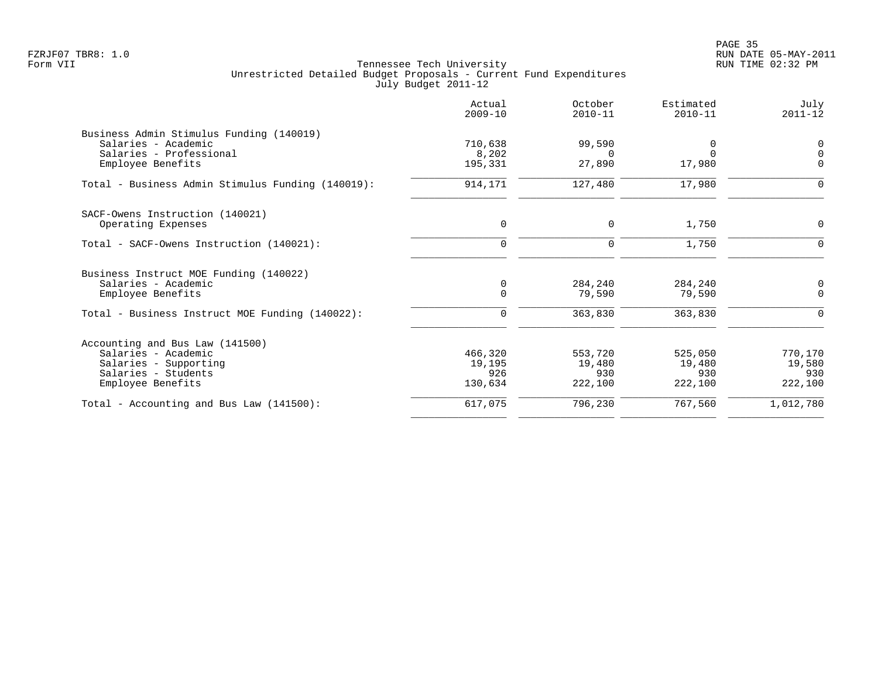FZRJF07 TBR8: 1.0
Form VII

# Tennessee Tech University
## Unrestricted Detailed Budget Proposals - Current Fund Expenditures
### July Budget 2011-12

| | Actual 2009-10 | October 2010-11 | Estimated 2010-11 | July 2011-12 |
|---|---|---|---|---|
| **Business Admin Stimulus Funding (140019)** | | | | |
| Salaries - Academic | 710,638 | 99,590 | 0 | 0 |
| Salaries - Professional | 8,202 | 0 | 0 | 0 |
| Employee Benefits | 195,331 | 27,890 | 17,980 | 0 |
| Total - Business Admin Stimulus Funding (140019): | 914,171 | 127,480 | 17,980 | 0 |
| **SACF-Owens Instruction (140021)** | | | | |
| Operating Expenses | 0 | 0 | 1,750 | 0 |
| Total - SACF-Owens Instruction (140021): | 0 | 0 | 1,750 | 0 |
| **Business Instruct MOE Funding (140022)** | | | | |
| Salaries - Academic | 0 | 284,240 | 284,240 | 0 |
| Employee Benefits | 0 | 79,590 | 79,590 | 0 |
| Total - Business Instruct MOE Funding (140022): | 0 | 363,830 | 363,830 | 0 |
| **Accounting and Bus Law (141500)** | | | | |
| Salaries - Academic | 466,320 | 553,720 | 525,050 | 770,170 |
| Salaries - Supporting | 19,195 | 19,480 | 19,480 | 19,580 |
| Salaries - Students | 926 | 930 | 930 | 930 |
| Employee Benefits | 130,634 | 222,100 | 222,100 | 222,100 |
| Total - Accounting and Bus Law (141500): | 617,075 | 796,230 | 767,560 | 1,012,780 |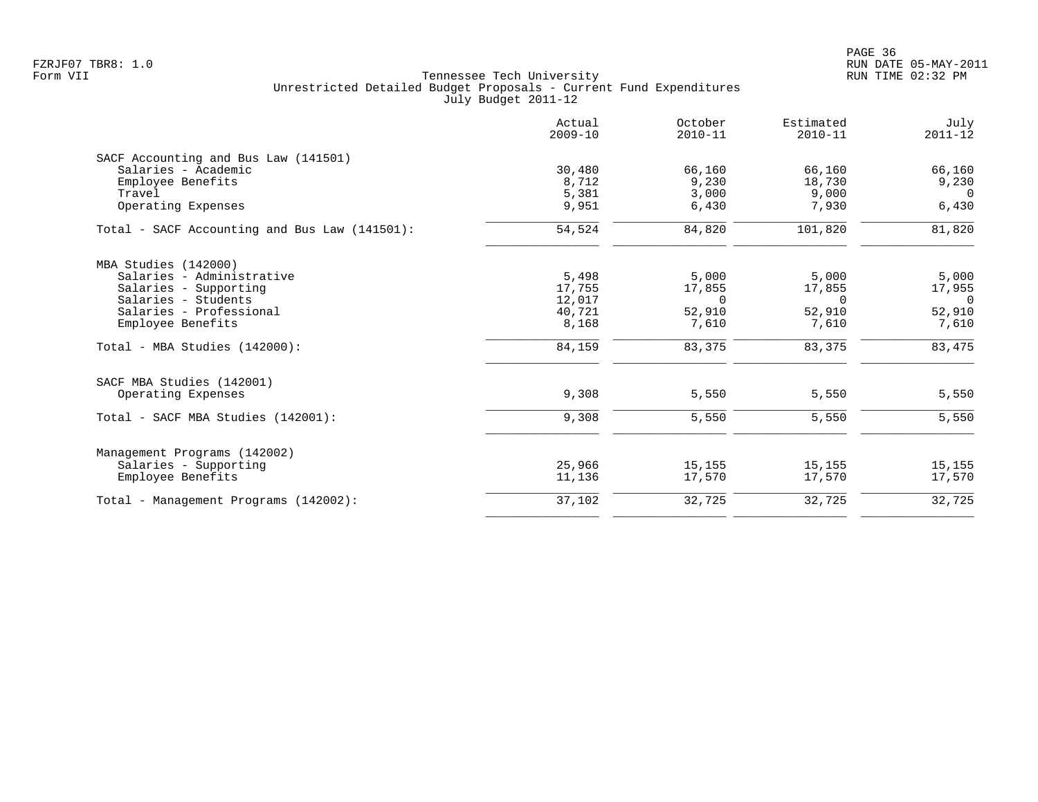Tennessee Tech University
Unrestricted Detailed Budget Proposals - Current Fund Expenditures
July Budget 2011-12

Form VII

| | Actual 2009-10 | October 2010-11 | Estimated 2010-11 | July 2011-12 |
|---|---|---|---|---|
| **SACF Accounting and Bus Law (141501)** | | | | |
| Salaries - Academic | 30,480 | 66,160 | 66,160 | 66,160 |
| Employee Benefits | 8,712 | 9,230 | 18,730 | 9,230 |
| Travel | 5,381 | 3,000 | 9,000 | 0 |
| Operating Expenses | 9,951 | 6,430 | 7,930 | 6,430 |
| Total - SACF Accounting and Bus Law (141501): | 54,524 | 84,820 | 101,820 | 81,820 |
| **MBA Studies (142000)** | | | | |
| Salaries - Administrative | 5,498 | 5,000 | 5,000 | 5,000 |
| Salaries - Supporting | 17,755 | 17,855 | 17,855 | 17,955 |
| Salaries - Students | 12,017 | 0 | 0 | 0 |
| Salaries - Professional | 40,721 | 52,910 | 52,910 | 52,910 |
| Employee Benefits | 8,168 | 7,610 | 7,610 | 7,610 |
| Total - MBA Studies (142000): | 84,159 | 83,375 | 83,375 | 83,475 |
| **SACF MBA Studies (142001)** | | | | |
| Operating Expenses | 9,308 | 5,550 | 5,550 | 5,550 |
| Total - SACF MBA Studies (142001): | 9,308 | 5,550 | 5,550 | 5,550 |
| **Management Programs (142002)** | | | | |
| Salaries - Supporting | 25,966 | 15,155 | 15,155 | 15,155 |
| Employee Benefits | 11,136 | 17,570 | 17,570 | 17,570 |
| Total - Management Programs (142002): | 37,102 | 32,725 | 32,725 | 32,725 |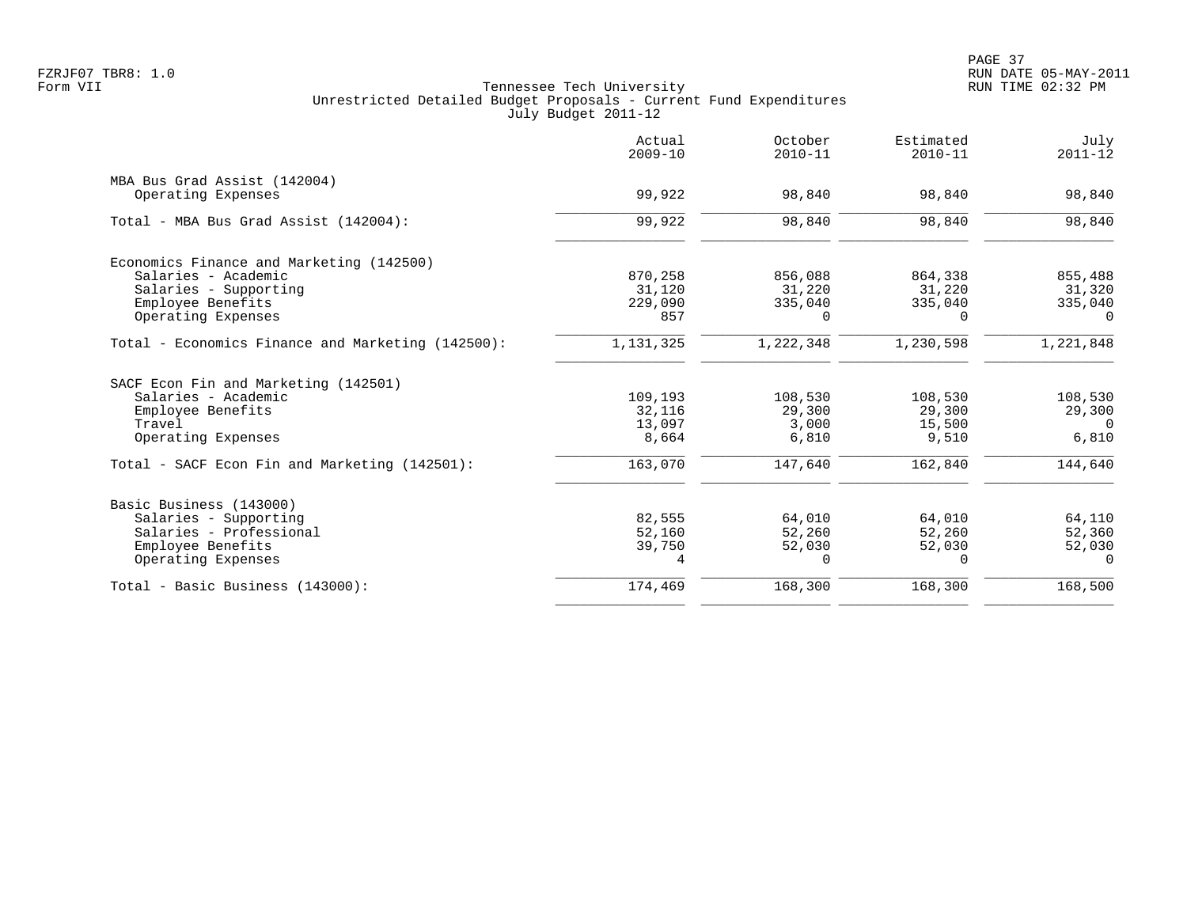Tennessee Tech University
Unrestricted Detailed Budget Proposals - Current Fund Expenditures
July Budget 2011-12

| | Actual 2009-10 | October 2010-11 | Estimated 2010-11 | July 2011-12 |
|---|---:|---:|---:|---:|
| **MBA Bus Grad Assist (142004)** | | | | |
| Operating Expenses | 99,922 | 98,840 | 98,840 | 98,840 |
| Total - MBA Bus Grad Assist (142004): | 99,922 | 98,840 | 98,840 | 98,840 |
| **Economics Finance and Marketing (142500)** | | | | |
| Salaries - Academic | 870,258 | 856,088 | 864,338 | 855,488 |
| Salaries - Supporting | 31,120 | 31,220 | 31,220 | 31,320 |
| Employee Benefits | 229,090 | 335,040 | 335,040 | 335,040 |
| Operating Expenses | 857 | 0 | 0 | 0 |
| Total - Economics Finance and Marketing (142500): | 1,131,325 | 1,222,348 | 1,230,598 | 1,221,848 |
| **SACF Econ Fin and Marketing (142501)** | | | | |
| Salaries - Academic | 109,193 | 108,530 | 108,530 | 108,530 |
| Employee Benefits | 32,116 | 29,300 | 29,300 | 29,300 |
| Travel | 13,097 | 3,000 | 15,500 | 0 |
| Operating Expenses | 8,664 | 6,810 | 9,510 | 6,810 |
| Total - SACF Econ Fin and Marketing (142501): | 163,070 | 147,640 | 162,840 | 144,640 |
| **Basic Business (143000)** | | | | |
| Salaries - Supporting | 82,555 | 64,010 | 64,010 | 64,110 |
| Salaries - Professional | 52,160 | 52,260 | 52,260 | 52,360 |
| Employee Benefits | 39,750 | 52,030 | 52,030 | 52,030 |
| Operating Expenses | 4 | 0 | 0 | 0 |
| Total - Basic Business (143000): | 174,469 | 168,300 | 168,300 | 168,500 |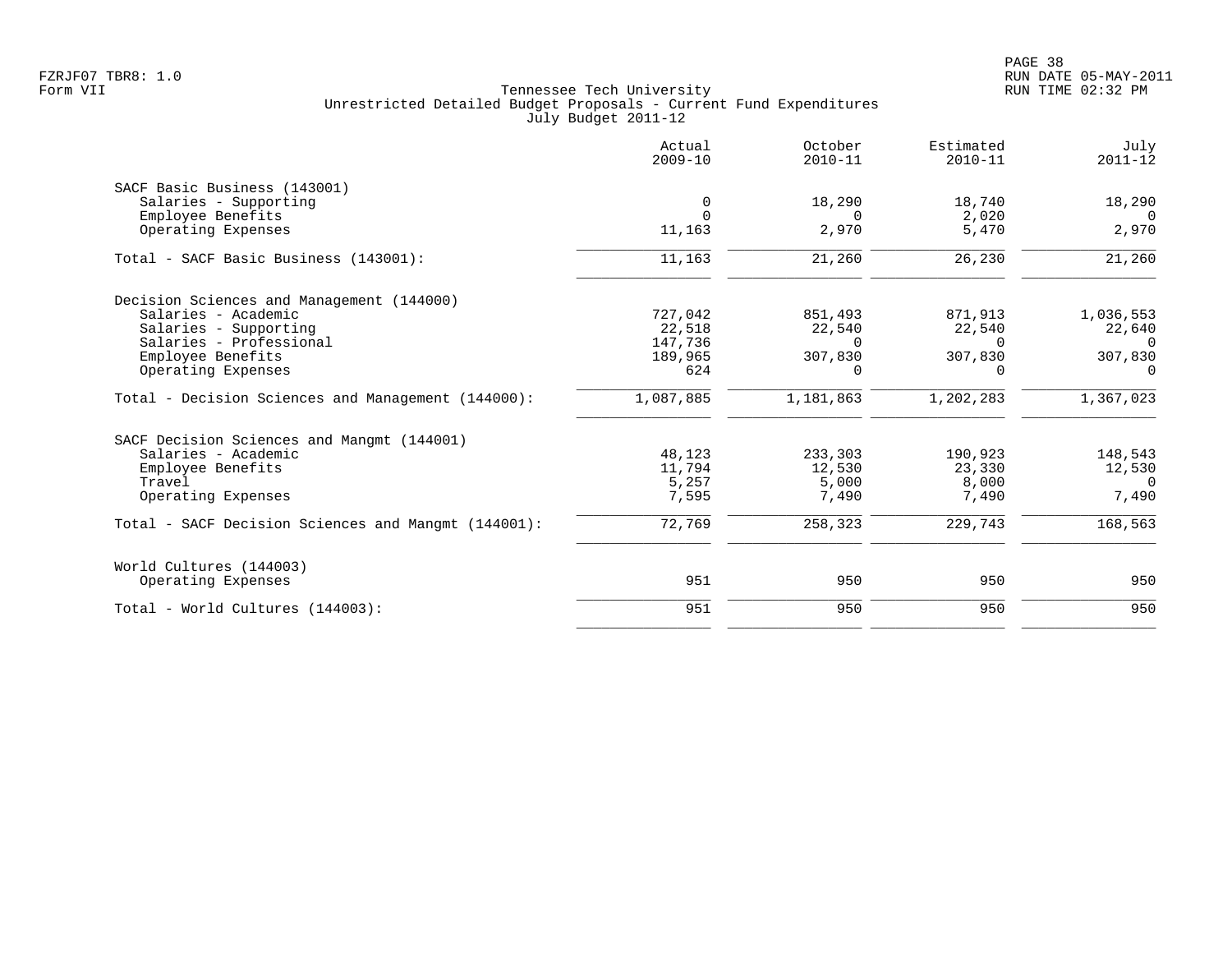Tennessee Tech University
Unrestricted Detailed Budget Proposals - Current Fund Expenditures
July Budget 2011-12

| | Actual 2009-10 | October 2010-11 | Estimated 2010-11 | July 2011-12 |
|---|---|---|---|---|
| **SACF Basic Business (143001)** | | | | |
| Salaries - Supporting | 0 | 18,290 | 18,740 | 18,290 |
| Employee Benefits | 0 | 0 | 2,020 | 0 |
| Operating Expenses | 11,163 | 2,970 | 5,470 | 2,970 |
| Total - SACF Basic Business (143001): | 11,163 | 21,260 | 26,230 | 21,260 |
| **Decision Sciences and Management (144000)** | | | | |
| Salaries - Academic | 727,042 | 851,493 | 871,913 | 1,036,553 |
| Salaries - Supporting | 22,518 | 22,540 | 22,540 | 22,640 |
| Salaries - Professional | 147,736 | 0 | 0 | 0 |
| Employee Benefits | 189,965 | 307,830 | 307,830 | 307,830 |
| Operating Expenses | 624 | 0 | 0 | 0 |
| Total - Decision Sciences and Management (144000): | 1,087,885 | 1,181,863 | 1,202,283 | 1,367,023 |
| **SACF Decision Sciences and Mangmt (144001)** | | | | |
| Salaries - Academic | 48,123 | 233,303 | 190,923 | 148,543 |
| Employee Benefits | 11,794 | 12,530 | 23,330 | 12,530 |
| Travel | 5,257 | 5,000 | 8,000 | 0 |
| Operating Expenses | 7,595 | 7,490 | 7,490 | 7,490 |
| Total - SACF Decision Sciences and Mangmt (144001): | 72,769 | 258,323 | 229,743 | 168,563 |
| **World Cultures (144003)** | | | | |
| Operating Expenses | 951 | 950 | 950 | 950 |
| Total - World Cultures (144003): | 951 | 950 | 950 | 950 |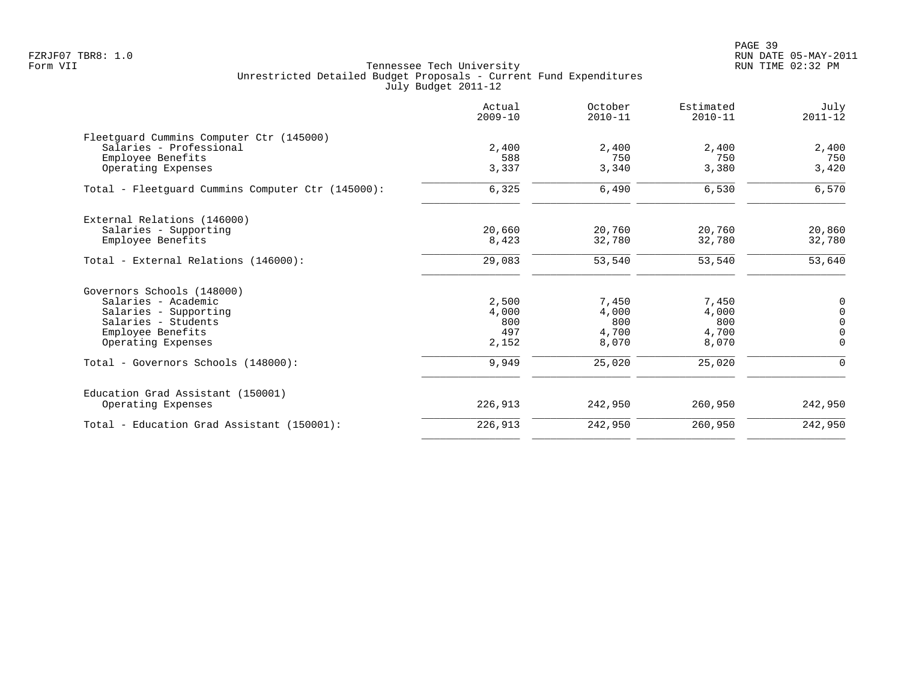Tennessee Tech University
Unrestricted Detailed Budget Proposals - Current Fund Expenditures
July Budget 2011-12

Form VII

| | Actual 2009-10 | October 2010-11 | Estimated 2010-11 | July 2011-12 |
|---|---|---|---|---|
| **Fleetguard Cummins Computer Ctr (145000)** | | | | |
| Salaries - Professional | 2,400 | 2,400 | 2,400 | 2,400 |
| Employee Benefits | 588 | 750 | 750 | 750 |
| Operating Expenses | 3,337 | 3,340 | 3,380 | 3,420 |
| Total - Fleetguard Cummins Computer Ctr (145000): | 6,325 | 6,490 | 6,530 | 6,570 |
| **External Relations (146000)** | | | | |
| Salaries - Supporting | 20,660 | 20,760 | 20,760 | 20,860 |
| Employee Benefits | 8,423 | 32,780 | 32,780 | 32,780 |
| Total - External Relations (146000): | 29,083 | 53,540 | 53,540 | 53,640 |
| **Governors Schools (148000)** | | | | |
| Salaries - Academic | 2,500 | 7,450 | 7,450 | 0 |
| Salaries - Supporting | 4,000 | 4,000 | 4,000 | 0 |
| Salaries - Students | 800 | 800 | 800 | 0 |
| Employee Benefits | 497 | 4,700 | 4,700 | 0 |
| Operating Expenses | 2,152 | 8,070 | 8,070 | 0 |
| Total - Governors Schools (148000): | 9,949 | 25,020 | 25,020 | 0 |
| **Education Grad Assistant (150001)** | | | | |
| Operating Expenses | 226,913 | 242,950 | 260,950 | 242,950 |
| Total - Education Grad Assistant (150001): | 226,913 | 242,950 | 260,950 | 242,950 |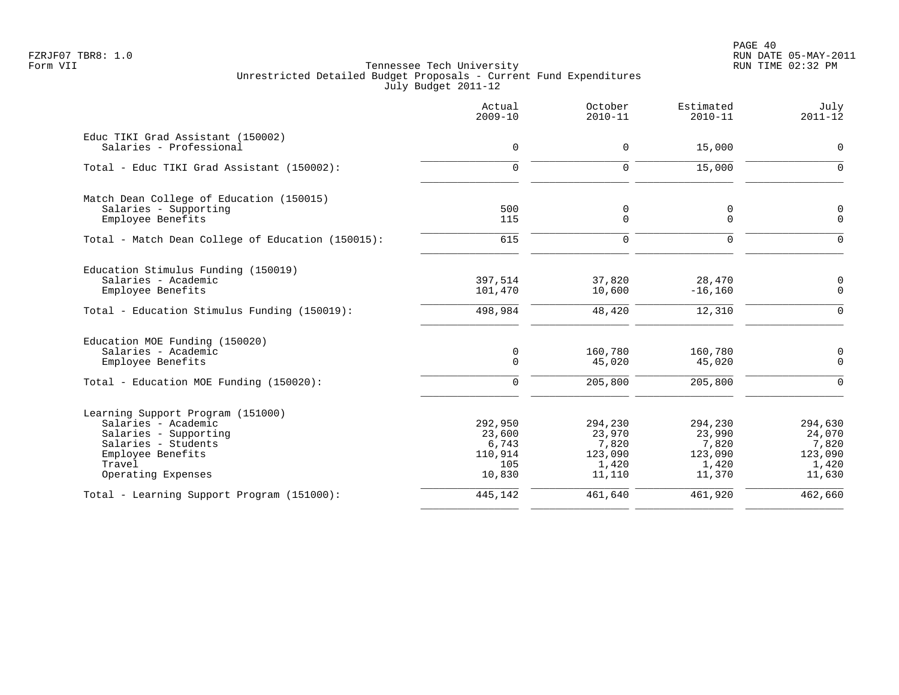FZRJF07 TBR8: 1.0
Form VII

Tennessee Tech University
Unrestricted Detailed Budget Proposals - Current Fund Expenditures
July Budget 2011-12

RUN DATE 05-MAY-2011
RUN TIME 02:32 PM

| | Actual 2009-10 | October 2010-11 | Estimated 2010-11 | July 2011-12 |
|---|---|---|---|---|
| **Educ TIKI Grad Assistant (150002)** | | | | |
| Salaries - Professional | 0 | 0 | 15,000 | 0 |
| Total - Educ TIKI Grad Assistant (150002): | 0 | 0 | 15,000 | 0 |
| **Match Dean College of Education (150015)** | | | | |
| Salaries - Supporting | 500 | 0 | 0 | 0 |
| Employee Benefits | 115 | 0 | 0 | 0 |
| Total - Match Dean College of Education (150015): | 615 | 0 | 0 | 0 |
| **Education Stimulus Funding (150019)** | | | | |
| Salaries - Academic | 397,514 | 37,820 | 28,470 | 0 |
| Employee Benefits | 101,470 | 10,600 | -16,160 | 0 |
| Total - Education Stimulus Funding (150019): | 498,984 | 48,420 | 12,310 | 0 |
| **Education MOE Funding (150020)** | | | | |
| Salaries - Academic | 0 | 160,780 | 160,780 | 0 |
| Employee Benefits | 0 | 45,020 | 45,020 | 0 |
| Total - Education MOE Funding (150020): | 0 | 205,800 | 205,800 | 0 |
| **Learning Support Program (151000)** | | | | |
| Salaries - Academic | 292,950 | 294,230 | 294,230 | 294,630 |
| Salaries - Supporting | 23,600 | 23,970 | 23,990 | 24,070 |
| Salaries - Students | 6,743 | 7,820 | 7,820 | 7,820 |
| Employee Benefits | 110,914 | 123,090 | 123,090 | 123,090 |
| Travel | 105 | 1,420 | 1,420 | 1,420 |
| Operating Expenses | 10,830 | 11,110 | 11,370 | 11,630 |
| Total - Learning Support Program (151000): | 445,142 | 461,640 | 461,920 | 462,660 |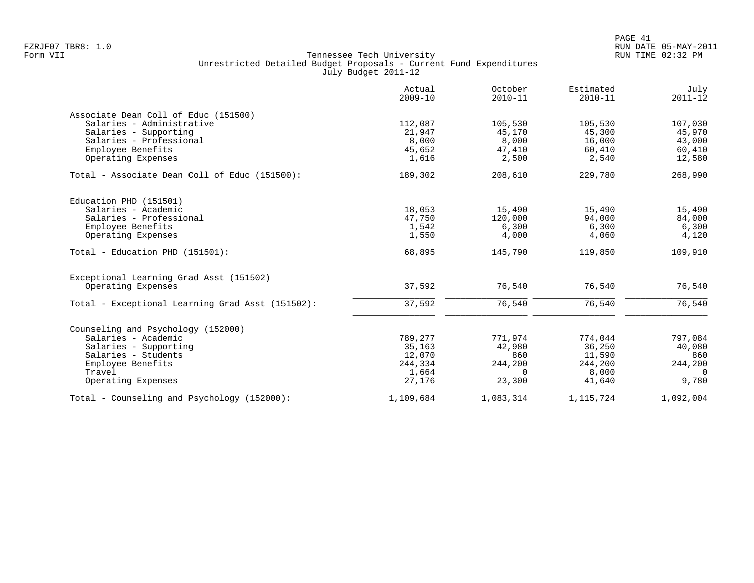Tennessee Tech University
Unrestricted Detailed Budget Proposals - Current Fund Expenditures
July Budget 2011-12

Form VII

| | Actual 2009-10 | October 2010-11 | Estimated 2010-11 | July 2011-12 |
|---|---|---|---|---|
| **Associate Dean Coll of Educ (151500)** | | | | |
| Salaries - Administrative | 112,087 | 105,530 | 105,530 | 107,030 |
| Salaries - Supporting | 21,947 | 45,170 | 45,300 | 45,970 |
| Salaries - Professional | 8,000 | 8,000 | 16,000 | 43,000 |
| Employee Benefits | 45,652 | 47,410 | 60,410 | 60,410 |
| Operating Expenses | 1,616 | 2,500 | 2,540 | 12,580 |
| Total - Associate Dean Coll of Educ (151500): | 189,302 | 208,610 | 229,780 | 268,990 |
| **Education PHD (151501)** | | | | |
| Salaries - Academic | 18,053 | 15,490 | 15,490 | 15,490 |
| Salaries - Professional | 47,750 | 120,000 | 94,000 | 84,000 |
| Employee Benefits | 1,542 | 6,300 | 6,300 | 6,300 |
| Operating Expenses | 1,550 | 4,000 | 4,060 | 4,120 |
| Total - Education PHD (151501): | 68,895 | 145,790 | 119,850 | 109,910 |
| **Exceptional Learning Grad Asst (151502)** | | | | |
| Operating Expenses | 37,592 | 76,540 | 76,540 | 76,540 |
| Total - Exceptional Learning Grad Asst (151502): | 37,592 | 76,540 | 76,540 | 76,540 |
| **Counseling and Psychology (152000)** | | | | |
| Salaries - Academic | 789,277 | 771,974 | 774,044 | 797,084 |
| Salaries - Supporting | 35,163 | 42,980 | 36,250 | 40,080 |
| Salaries - Students | 12,070 | 860 | 11,590 | 860 |
| Employee Benefits | 244,334 | 244,200 | 244,200 | 244,200 |
| Travel | 1,664 | 0 | 8,000 | 0 |
| Operating Expenses | 27,176 | 23,300 | 41,640 | 9,780 |
| Total - Counseling and Psychology (152000): | 1,109,684 | 1,083,314 | 1,115,724 | 1,092,004 |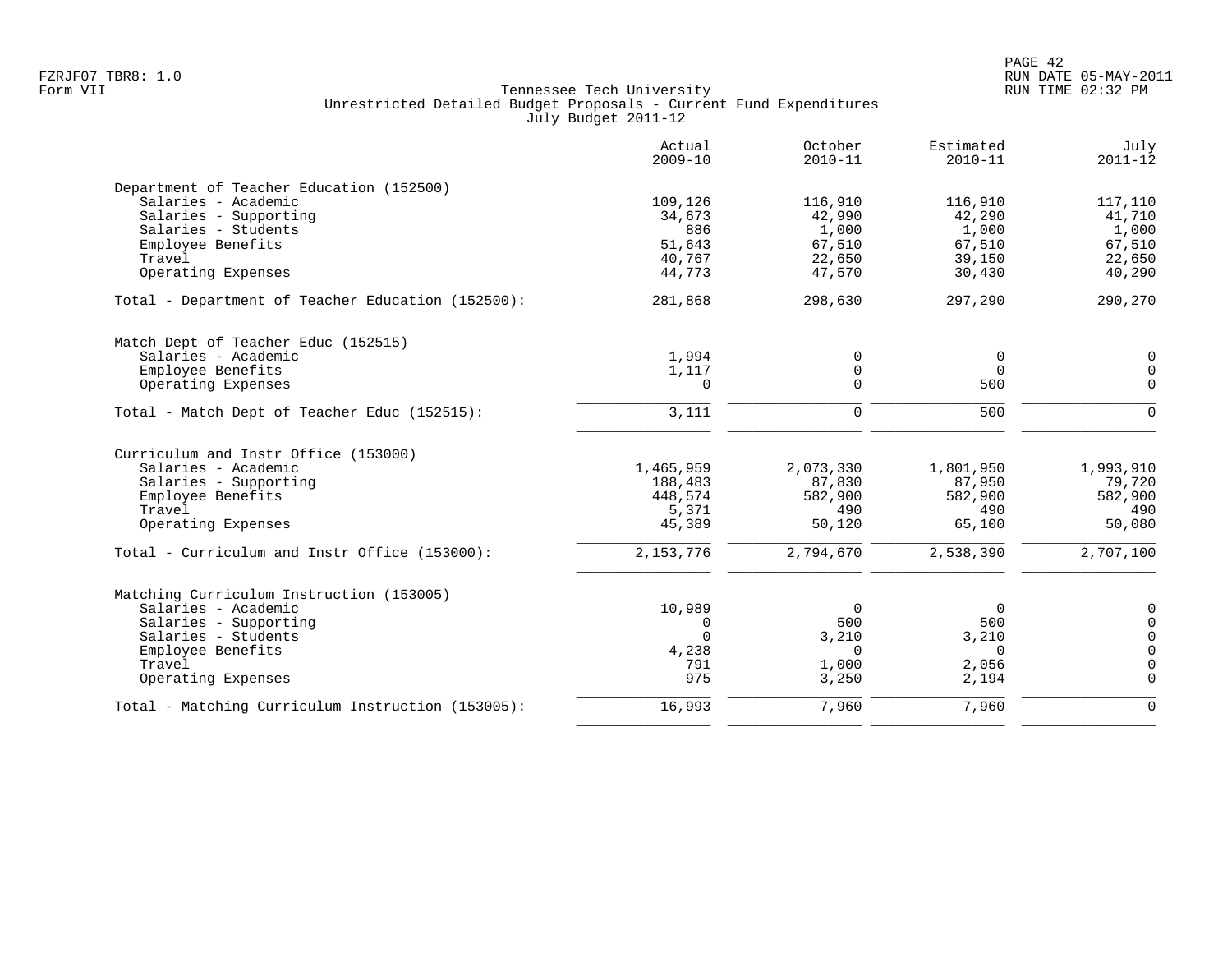FZRJF07 TBR8: 1.0
Form VII

Tennessee Tech University
Unrestricted Detailed Budget Proposals - Current Fund Expenditures
July Budget 2011-12

RUN DATE 05-MAY-2011
RUN TIME 02:32 PM

| | Actual 2009-10 | October 2010-11 | Estimated 2010-11 | July 2011-12 |
|---|---|---|---|---|
| **Department of Teacher Education (152500)** | | | | |
| Salaries - Academic | 109,126 | 116,910 | 116,910 | 117,110 |
| Salaries - Supporting | 34,673 | 42,990 | 42,290 | 41,710 |
| Salaries - Students | 886 | 1,000 | 1,000 | 1,000 |
| Employee Benefits | 51,643 | 67,510 | 67,510 | 67,510 |
| Travel | 40,767 | 22,650 | 39,150 | 22,650 |
| Operating Expenses | 44,773 | 47,570 | 30,430 | 40,290 |
| Total - Department of Teacher Education (152500): | 281,868 | 298,630 | 297,290 | 290,270 |
| **Match Dept of Teacher Educ (152515)** | | | | |
| Salaries - Academic | 1,994 | 0 | 0 | 0 |
| Employee Benefits | 1,117 | 0 | 0 | 0 |
| Operating Expenses | 0 | 0 | 500 | 0 |
| Total - Match Dept of Teacher Educ (152515): | 3,111 | 0 | 500 | 0 |
| **Curriculum and Instr Office (153000)** | | | | |
| Salaries - Academic | 1,465,959 | 2,073,330 | 1,801,950 | 1,993,910 |
| Salaries - Supporting | 188,483 | 87,830 | 87,950 | 79,720 |
| Employee Benefits | 448,574 | 582,900 | 582,900 | 582,900 |
| Travel | 5,371 | 490 | 490 | 490 |
| Operating Expenses | 45,389 | 50,120 | 65,100 | 50,080 |
| Total - Curriculum and Instr Office (153000): | 2,153,776 | 2,794,670 | 2,538,390 | 2,707,100 |
| **Matching Curriculum Instruction (153005)** | | | | |
| Salaries - Academic | 10,989 | 0 | 0 | 0 |
| Salaries - Supporting | 0 | 500 | 500 | 0 |
| Salaries - Students | 0 | 3,210 | 3,210 | 0 |
| Employee Benefits | 4,238 | 0 | 0 | 0 |
| Travel | 791 | 1,000 | 2,056 | 0 |
| Operating Expenses | 975 | 3,250 | 2,194 | 0 |
| Total - Matching Curriculum Instruction (153005): | 16,993 | 7,960 | 7,960 | 0 |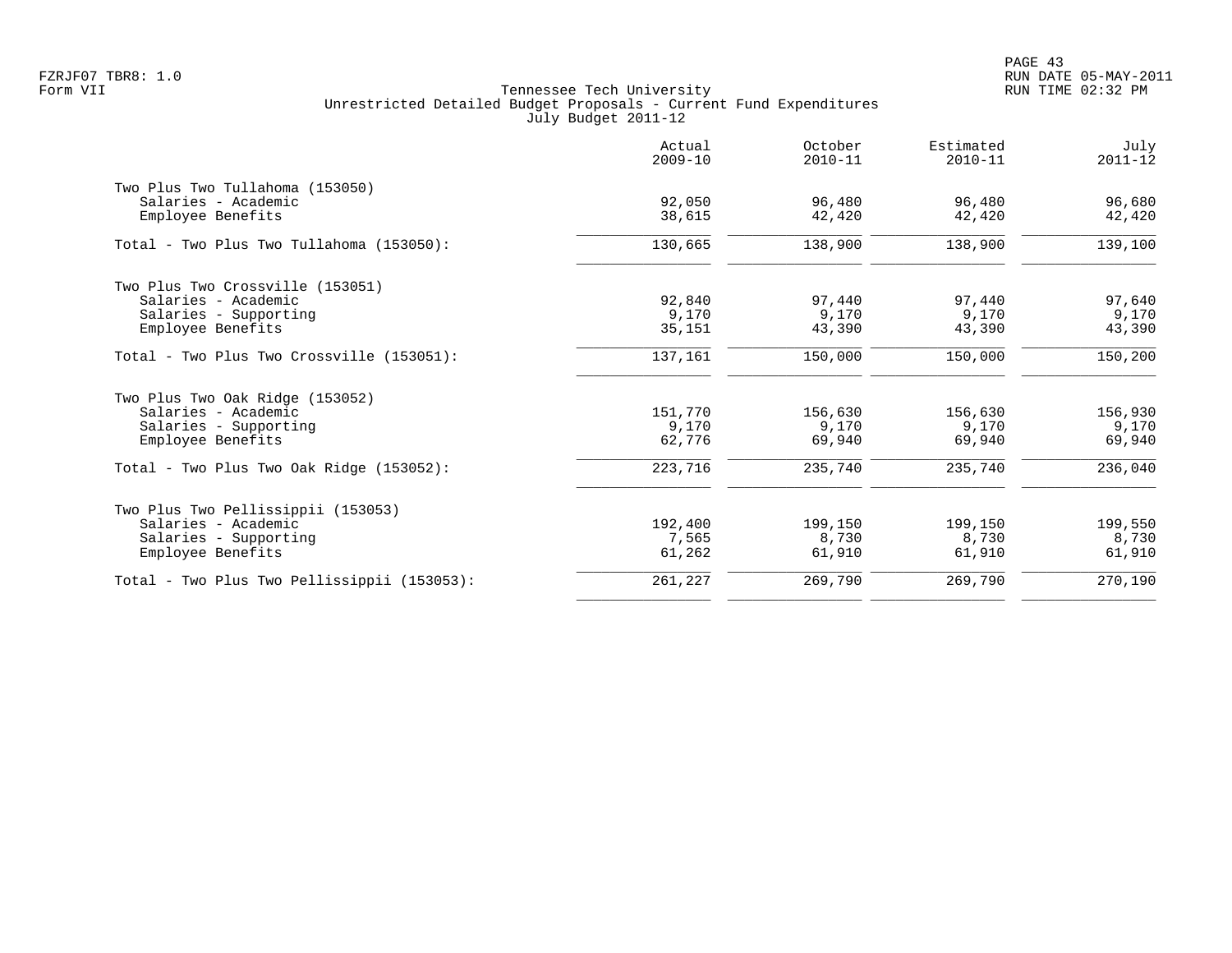Tennessee Tech University
Unrestricted Detailed Budget Proposals - Current Fund Expenditures
July Budget 2011-12

| | Actual 2009-10 | October 2010-11 | Estimated 2010-11 | July 2011-12 |
|---|---|---|---|---|
| **Two Plus Two Tullahoma (153050)** | | | | |
| Salaries - Academic | 92,050 | 96,480 | 96,480 | 96,680 |
| Employee Benefits | 38,615 | 42,420 | 42,420 | 42,420 |
| Total - Two Plus Two Tullahoma (153050): | 130,665 | 138,900 | 138,900 | 139,100 |
| **Two Plus Two Crossville (153051)** | | | | |
| Salaries - Academic | 92,840 | 97,440 | 97,440 | 97,640 |
| Salaries - Supporting | 9,170 | 9,170 | 9,170 | 9,170 |
| Employee Benefits | 35,151 | 43,390 | 43,390 | 43,390 |
| Total - Two Plus Two Crossville (153051): | 137,161 | 150,000 | 150,000 | 150,200 |
| **Two Plus Two Oak Ridge (153052)** | | | | |
| Salaries - Academic | 151,770 | 156,630 | 156,630 | 156,930 |
| Salaries - Supporting | 9,170 | 9,170 | 9,170 | 9,170 |
| Employee Benefits | 62,776 | 69,940 | 69,940 | 69,940 |
| Total - Two Plus Two Oak Ridge (153052): | 223,716 | 235,740 | 235,740 | 236,040 |
| **Two Plus Two Pellissippii (153053)** | | | | |
| Salaries - Academic | 192,400 | 199,150 | 199,150 | 199,550 |
| Salaries - Supporting | 7,565 | 8,730 | 8,730 | 8,730 |
| Employee Benefits | 61,262 | 61,910 | 61,910 | 61,910 |
| Total - Two Plus Two Pellissippii (153053): | 261,227 | 269,790 | 269,790 | 270,190 |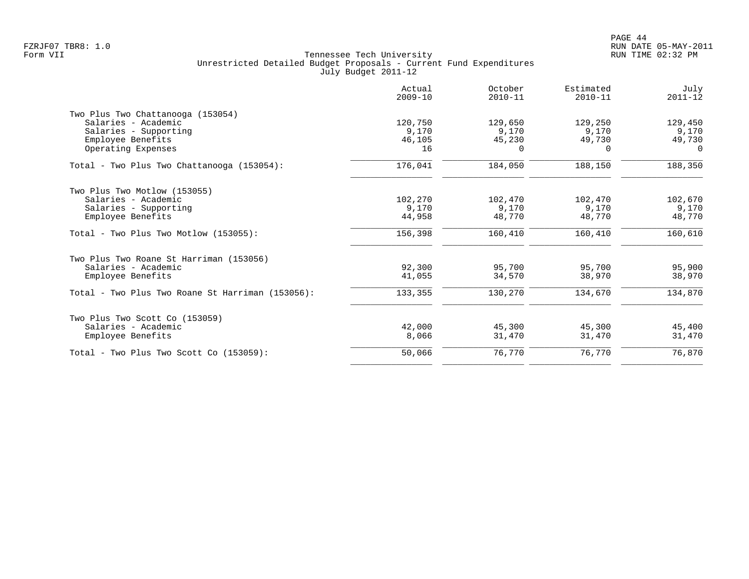FZRJF07 TBR8: 1.0
Form VII

Tennessee Tech University
Unrestricted Detailed Budget Proposals - Current Fund Expenditures
July Budget 2011-12

RUN DATE 05-MAY-2011
RUN TIME 02:32 PM

| | Actual 2009-10 | October 2010-11 | Estimated 2010-11 | July 2011-12 |
|---|---|---|---|---|
| **Two Plus Two Chattanooga (153054)** | | | | |
| Salaries - Academic | 120,750 | 129,650 | 129,250 | 129,450 |
| Salaries - Supporting | 9,170 | 9,170 | 9,170 | 9,170 |
| Employee Benefits | 46,105 | 45,230 | 49,730 | 49,730 |
| Operating Expenses | 16 | 0 | 0 | 0 |
| Total - Two Plus Two Chattanooga (153054): | 176,041 | 184,050 | 188,150 | 188,350 |
| **Two Plus Two Motlow (153055)** | | | | |
| Salaries - Academic | 102,270 | 102,470 | 102,470 | 102,670 |
| Salaries - Supporting | 9,170 | 9,170 | 9,170 | 9,170 |
| Employee Benefits | 44,958 | 48,770 | 48,770 | 48,770 |
| Total - Two Plus Two Motlow (153055): | 156,398 | 160,410 | 160,410 | 160,610 |
| **Two Plus Two Roane St Harriman (153056)** | | | | |
| Salaries - Academic | 92,300 | 95,700 | 95,700 | 95,900 |
| Employee Benefits | 41,055 | 34,570 | 38,970 | 38,970 |
| Total - Two Plus Two Roane St Harriman (153056): | 133,355 | 130,270 | 134,670 | 134,870 |
| **Two Plus Two Scott Co (153059)** | | | | |
| Salaries - Academic | 42,000 | 45,300 | 45,300 | 45,400 |
| Employee Benefits | 8,066 | 31,470 | 31,470 | 31,470 |
| Total - Two Plus Two Scott Co (153059): | 50,066 | 76,770 | 76,770 | 76,870 |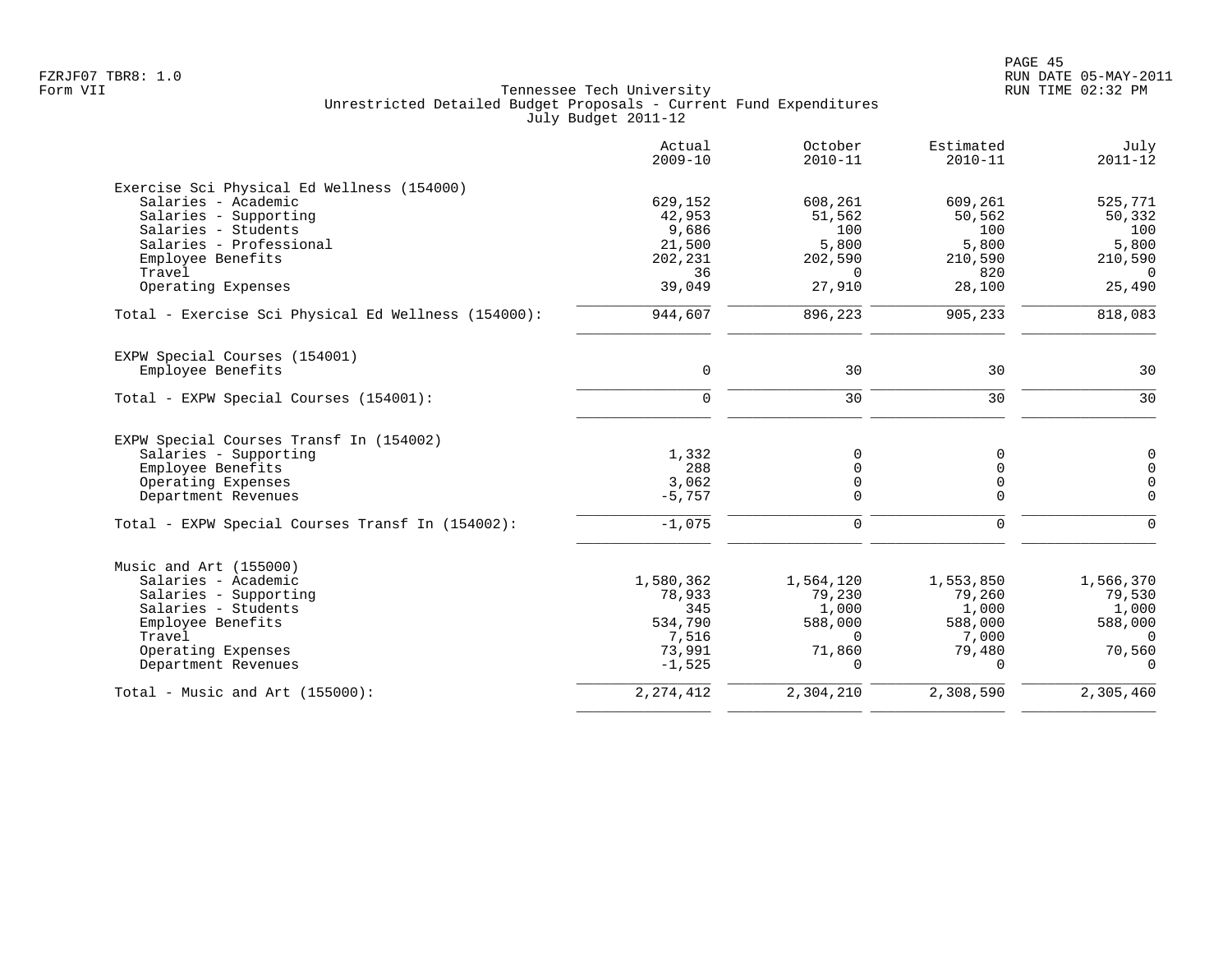Tennessee Tech University
Unrestricted Detailed Budget Proposals - Current Fund Expenditures
July Budget 2011-12

| | Actual 2009-10 | October 2010-11 | Estimated 2010-11 | July 2011-12 |
|---|---|---|---|---|
| **Exercise Sci Physical Ed Wellness (154000)** | | | | |
| Salaries - Academic | 629,152 | 608,261 | 609,261 | 525,771 |
| Salaries - Supporting | 42,953 | 51,562 | 50,562 | 50,332 |
| Salaries - Students | 9,686 | 100 | 100 | 100 |
| Salaries - Professional | 21,500 | 5,800 | 5,800 | 5,800 |
| Employee Benefits | 202,231 | 202,590 | 210,590 | 210,590 |
| Travel | 36 | 0 | 820 | 0 |
| Operating Expenses | 39,049 | 27,910 | 28,100 | 25,490 |
| Total - Exercise Sci Physical Ed Wellness (154000): | 944,607 | 896,223 | 905,233 | 818,083 |
| **EXPW Special Courses (154001)** | | | | |
| Employee Benefits | 0 | 30 | 30 | 30 |
| Total - EXPW Special Courses (154001): | 0 | 30 | 30 | 30 |
| **EXPW Special Courses Transf In (154002)** | | | | |
| Salaries - Supporting | 1,332 | 0 | 0 | 0 |
| Employee Benefits | 288 | 0 | 0 | 0 |
| Operating Expenses | 3,062 | 0 | 0 | 0 |
| Department Revenues | -5,757 | 0 | 0 | 0 |
| Total - EXPW Special Courses Transf In (154002): | -1,075 | 0 | 0 | 0 |
| **Music and Art (155000)** | | | | |
| Salaries - Academic | 1,580,362 | 1,564,120 | 1,553,850 | 1,566,370 |
| Salaries - Supporting | 78,933 | 79,230 | 79,260 | 79,530 |
| Salaries - Students | 345 | 1,000 | 1,000 | 1,000 |
| Employee Benefits | 534,790 | 588,000 | 588,000 | 588,000 |
| Travel | 7,516 | 0 | 7,000 | 0 |
| Operating Expenses | 73,991 | 71,860 | 79,480 | 70,560 |
| Department Revenues | -1,525 | 0 | 0 | 0 |
| Total - Music and Art (155000): | 2,274,412 | 2,304,210 | 2,308,590 | 2,305,460 |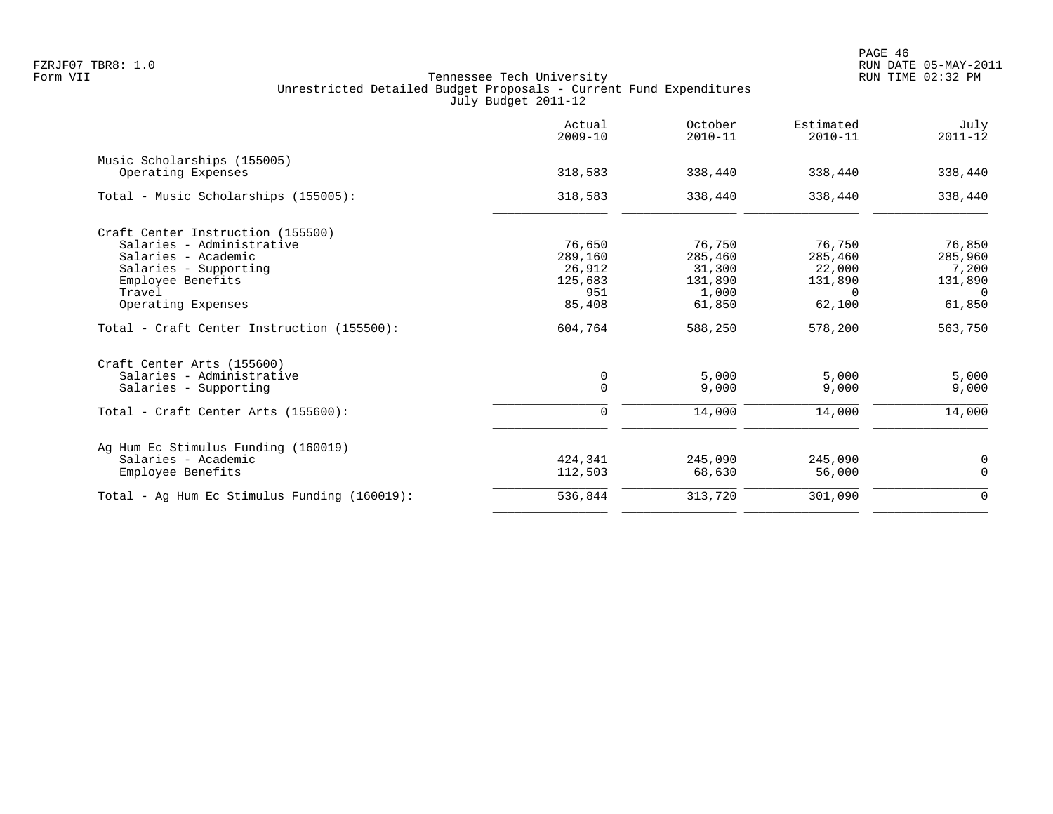Tennessee Tech University
Unrestricted Detailed Budget Proposals - Current Fund Expenditures
July Budget 2011-12

| | Actual 2009-10 | October 2010-11 | Estimated 2010-11 | July 2011-12 |
|---|---|---|---|---|
| **Music Scholarships (155005)** | | | | |
| Operating Expenses | 318,583 | 338,440 | 338,440 | 338,440 |
| Total - Music Scholarships (155005): | 318,583 | 338,440 | 338,440 | 338,440 |
| **Craft Center Instruction (155500)** | | | | |
| Salaries - Administrative | 76,650 | 76,750 | 76,750 | 76,850 |
| Salaries - Academic | 289,160 | 285,460 | 285,460 | 285,960 |
| Salaries - Supporting | 26,912 | 31,300 | 22,000 | 7,200 |
| Employee Benefits | 125,683 | 131,890 | 131,890 | 131,890 |
| Travel | 951 | 1,000 | 0 | 0 |
| Operating Expenses | 85,408 | 61,850 | 62,100 | 61,850 |
| Total - Craft Center Instruction (155500): | 604,764 | 588,250 | 578,200 | 563,750 |
| **Craft Center Arts (155600)** | | | | |
| Salaries - Administrative | 0 | 5,000 | 5,000 | 5,000 |
| Salaries - Supporting | 0 | 9,000 | 9,000 | 9,000 |
| Total - Craft Center Arts (155600): | 0 | 14,000 | 14,000 | 14,000 |
| **Ag Hum Ec Stimulus Funding (160019)** | | | | |
| Salaries - Academic | 424,341 | 245,090 | 245,090 | 0 |
| Employee Benefits | 112,503 | 68,630 | 56,000 | 0 |
| Total - Ag Hum Ec Stimulus Funding (160019): | 536,844 | 313,720 | 301,090 | 0 |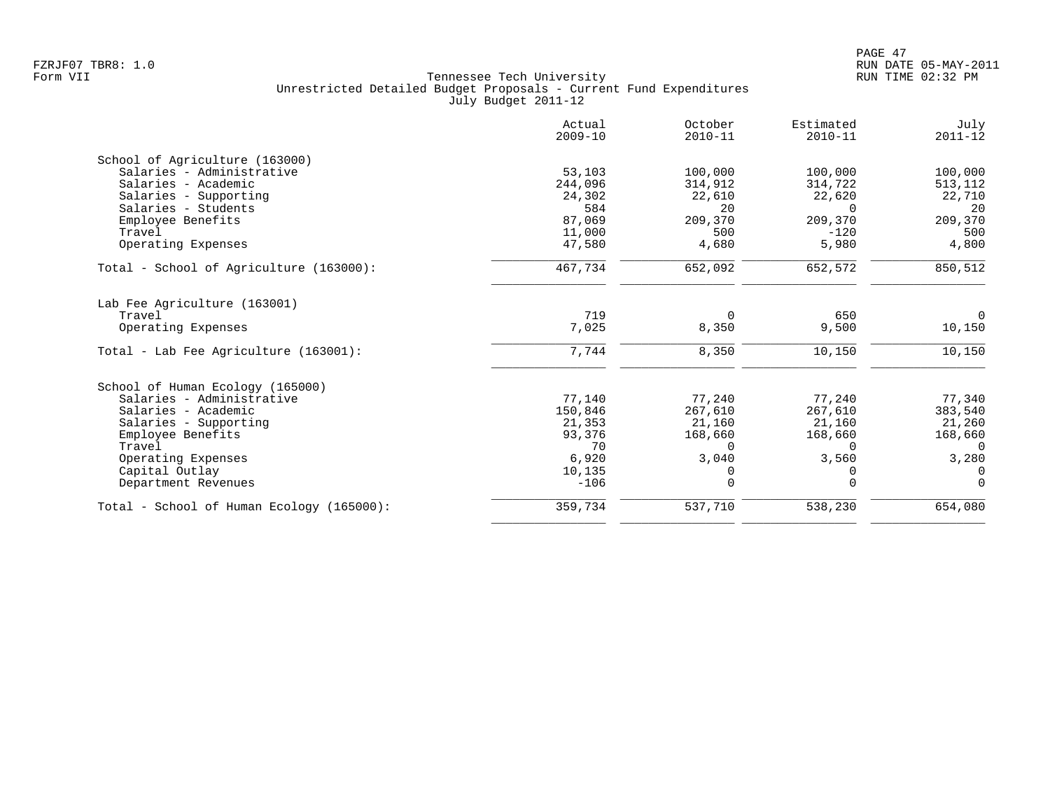Tennessee Tech University
Unrestricted Detailed Budget Proposals - Current Fund Expenditures
July Budget 2011-12

FZRJF07 TBR8: 1.0
Form VII

RUN DATE 05-MAY-2011
RUN TIME 02:32 PM

| | Actual 2009-10 | October 2010-11 | Estimated 2010-11 | July 2011-12 |
|---|---|---|---|---|
| **School of Agriculture (163000)** | | | | |
| Salaries - Administrative | 53,103 | 100,000 | 100,000 | 100,000 |
| Salaries - Academic | 244,096 | 314,912 | 314,722 | 513,112 |
| Salaries - Supporting | 24,302 | 22,610 | 22,620 | 22,710 |
| Salaries - Students | 584 | 20 | 0 | 20 |
| Employee Benefits | 87,069 | 209,370 | 209,370 | 209,370 |
| Travel | 11,000 | 500 | -120 | 500 |
| Operating Expenses | 47,580 | 4,680 | 5,980 | 4,800 |
| Total - School of Agriculture (163000): | 467,734 | 652,092 | 652,572 | 850,512 |
| **Lab Fee Agriculture (163001)** | | | | |
| Travel | 719 | 0 | 650 | 0 |
| Operating Expenses | 7,025 | 8,350 | 9,500 | 10,150 |
| Total - Lab Fee Agriculture (163001): | 7,744 | 8,350 | 10,150 | 10,150 |
| **School of Human Ecology (165000)** | | | | |
| Salaries - Administrative | 77,140 | 77,240 | 77,240 | 77,340 |
| Salaries - Academic | 150,846 | 267,610 | 267,610 | 383,540 |
| Salaries - Supporting | 21,353 | 21,160 | 21,160 | 21,260 |
| Employee Benefits | 93,376 | 168,660 | 168,660 | 168,660 |
| Travel | 70 | 0 | 0 | 0 |
| Operating Expenses | 6,920 | 3,040 | 3,560 | 3,280 |
| Capital Outlay | 10,135 | 0 | 0 | 0 |
| Department Revenues | -106 | 0 | 0 | 0 |
| Total - School of Human Ecology (165000): | 359,734 | 537,710 | 538,230 | 654,080 |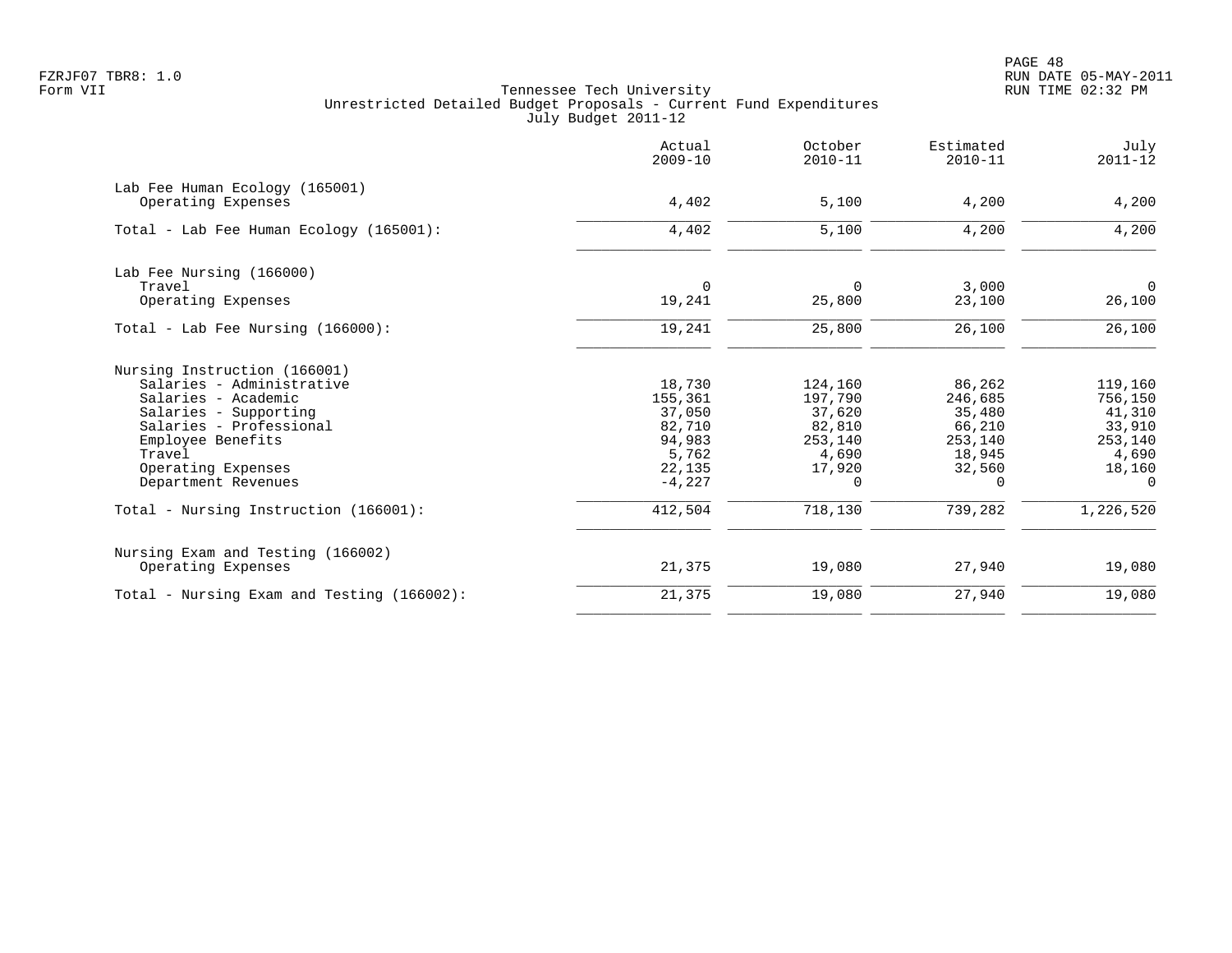Tennessee Tech University
Unrestricted Detailed Budget Proposals - Current Fund Expenditures
July Budget 2011-12

| | Actual 2009-10 | October 2010-11 | Estimated 2010-11 | July 2011-12 |
|---|---|---|---|---|
| **Lab Fee Human Ecology (165001)** | | | | |
| Operating Expenses | 4,402 | 5,100 | 4,200 | 4,200 |
| Total - Lab Fee Human Ecology (165001): | 4,402 | 5,100 | 4,200 | 4,200 |
| **Lab Fee Nursing (166000)** | | | | |
| Travel | 0 | 0 | 3,000 | 0 |
| Operating Expenses | 19,241 | 25,800 | 23,100 | 26,100 |
| Total - Lab Fee Nursing (166000): | 19,241 | 25,800 | 26,100 | 26,100 |
| **Nursing Instruction (166001)** | | | | |
| Salaries - Administrative | 18,730 | 124,160 | 86,262 | 119,160 |
| Salaries - Academic | 155,361 | 197,790 | 246,685 | 756,150 |
| Salaries - Supporting | 37,050 | 37,620 | 35,480 | 41,310 |
| Salaries - Professional | 82,710 | 82,810 | 66,210 | 33,910 |
| Employee Benefits | 94,983 | 253,140 | 253,140 | 253,140 |
| Travel | 5,762 | 4,690 | 18,945 | 4,690 |
| Operating Expenses | 22,135 | 17,920 | 32,560 | 18,160 |
| Department Revenues | -4,227 | 0 | 0 | 0 |
| Total - Nursing Instruction (166001): | 412,504 | 718,130 | 739,282 | 1,226,520 |
| **Nursing Exam and Testing (166002)** | | | | |
| Operating Expenses | 21,375 | 19,080 | 27,940 | 19,080 |
| Total - Nursing Exam and Testing (166002): | 21,375 | 19,080 | 27,940 | 19,080 |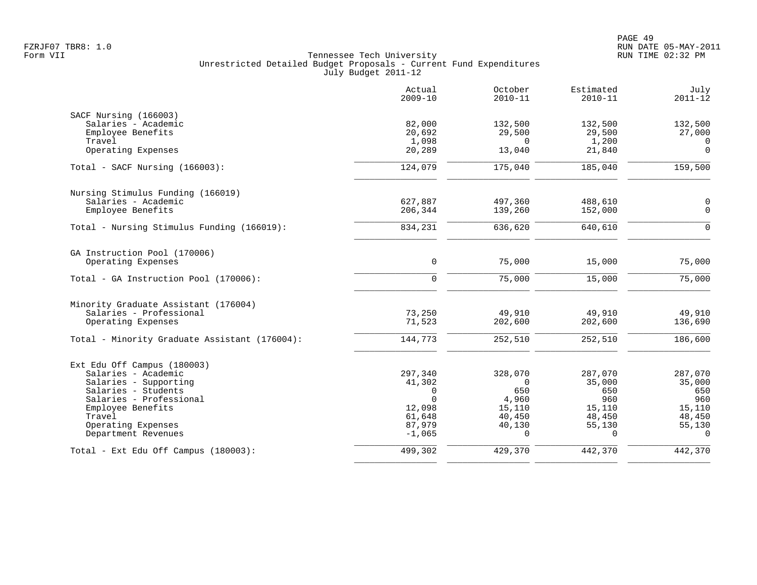Tennessee Tech University
Unrestricted Detailed Budget Proposals - Current Fund Expenditures
July Budget 2011-12

Form VII

|  | Actual 2009-10 | October 2010-11 | Estimated 2010-11 | July 2011-12 |
|---|---|---|---|---|
| **SACF Nursing (166003)** | | | | |
| Salaries - Academic | 82,000 | 132,500 | 132,500 | 132,500 |
| Employee Benefits | 20,692 | 29,500 | 29,500 | 27,000 |
| Travel | 1,098 | 0 | 1,200 | 0 |
| Operating Expenses | 20,289 | 13,040 | 21,840 | 0 |
| Total - SACF Nursing (166003): | 124,079 | 175,040 | 185,040 | 159,500 |
| **Nursing Stimulus Funding (166019)** | | | | |
| Salaries - Academic | 627,887 | 497,360 | 488,610 | 0 |
| Employee Benefits | 206,344 | 139,260 | 152,000 | 0 |
| Total - Nursing Stimulus Funding (166019): | 834,231 | 636,620 | 640,610 | 0 |
| **GA Instruction Pool (170006)** | | | | |
| Operating Expenses | 0 | 75,000 | 15,000 | 75,000 |
| Total - GA Instruction Pool (170006): | 0 | 75,000 | 15,000 | 75,000 |
| **Minority Graduate Assistant (176004)** | | | | |
| Salaries - Professional | 73,250 | 49,910 | 49,910 | 49,910 |
| Operating Expenses | 71,523 | 202,600 | 202,600 | 136,690 |
| Total - Minority Graduate Assistant (176004): | 144,773 | 252,510 | 252,510 | 186,600 |
| **Ext Edu Off Campus (180003)** | | | | |
| Salaries - Academic | 297,340 | 328,070 | 287,070 | 287,070 |
| Salaries - Supporting | 41,302 | 0 | 35,000 | 35,000 |
| Salaries - Students | 0 | 650 | 650 | 650 |
| Salaries - Professional | 0 | 4,960 | 960 | 960 |
| Employee Benefits | 12,098 | 15,110 | 15,110 | 15,110 |
| Travel | 61,648 | 40,450 | 48,450 | 48,450 |
| Operating Expenses | 87,979 | 40,130 | 55,130 | 55,130 |
| Department Revenues | -1,065 | 0 | 0 | 0 |
| Total - Ext Edu Off Campus (180003): | 499,302 | 429,370 | 442,370 | 442,370 |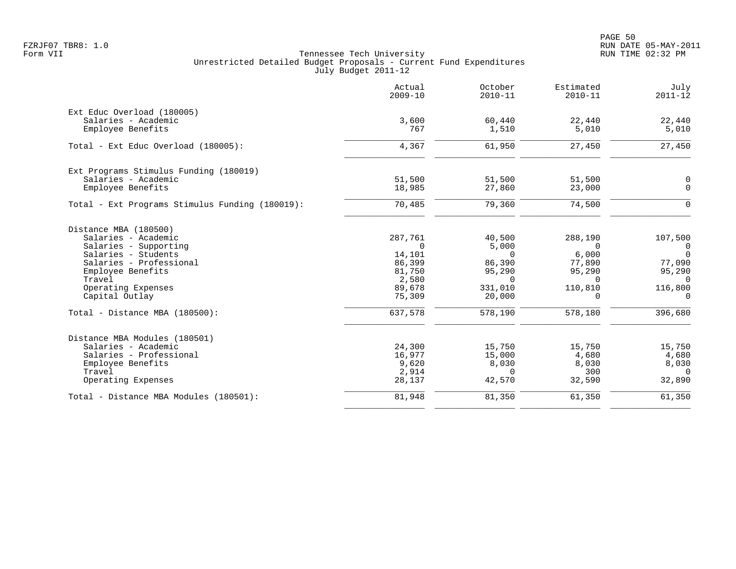FZRJF07 TBR8: 1.0
Form VII

Tennessee Tech University
Unrestricted Detailed Budget Proposals - Current Fund Expenditures
July Budget 2011-12

RUN DATE 05-MAY-2011
RUN TIME 02:32 PM

| | Actual 2009-10 | October 2010-11 | Estimated 2010-11 | July 2011-12 |
|---|---|---|---|---|
| **Ext Educ Overload (180005)** | | | | |
| Salaries - Academic | 3,600 | 60,440 | 22,440 | 22,440 |
| Employee Benefits | 767 | 1,510 | 5,010 | 5,010 |
| Total - Ext Educ Overload (180005): | 4,367 | 61,950 | 27,450 | 27,450 |
| **Ext Programs Stimulus Funding (180019)** | | | | |
| Salaries - Academic | 51,500 | 51,500 | 51,500 | 0 |
| Employee Benefits | 18,985 | 27,860 | 23,000 | 0 |
| Total - Ext Programs Stimulus Funding (180019): | 70,485 | 79,360 | 74,500 | 0 |
| **Distance MBA (180500)** | | | | |
| Salaries - Academic | 287,761 | 40,500 | 288,190 | 107,500 |
| Salaries - Supporting | 0 | 5,000 | 0 | 0 |
| Salaries - Students | 14,101 | 0 | 6,000 | 0 |
| Salaries - Professional | 86,399 | 86,390 | 77,890 | 77,090 |
| Employee Benefits | 81,750 | 95,290 | 95,290 | 95,290 |
| Travel | 2,580 | 0 | 0 | 0 |
| Operating Expenses | 89,678 | 331,010 | 110,810 | 116,800 |
| Capital Outlay | 75,309 | 20,000 | 0 | 0 |
| Total - Distance MBA (180500): | 637,578 | 578,190 | 578,180 | 396,680 |
| **Distance MBA Modules (180501)** | | | | |
| Salaries - Academic | 24,300 | 15,750 | 15,750 | 15,750 |
| Salaries - Professional | 16,977 | 15,000 | 4,680 | 4,680 |
| Employee Benefits | 9,620 | 8,030 | 8,030 | 8,030 |
| Travel | 2,914 | 0 | 300 | 0 |
| Operating Expenses | 28,137 | 42,570 | 32,590 | 32,890 |
| Total - Distance MBA Modules (180501): | 81,948 | 81,350 | 61,350 | 61,350 |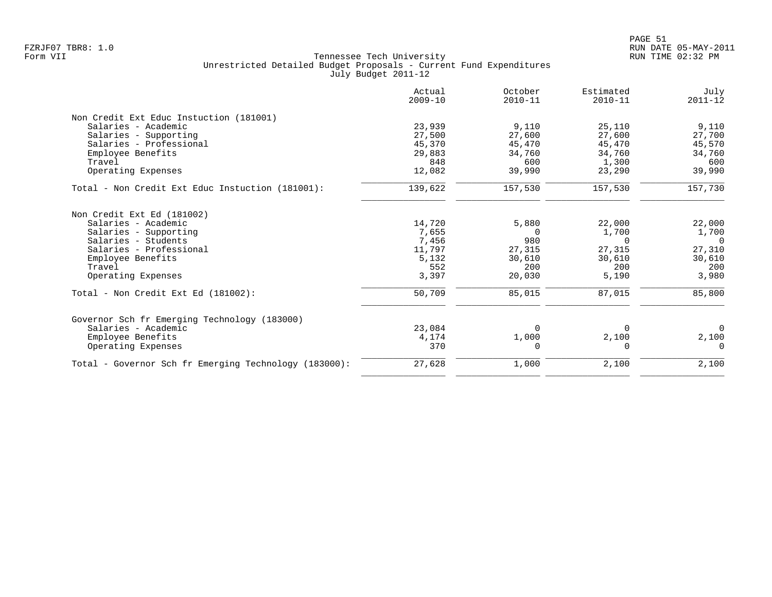FZRJF07 TBR8: 1.0
Form VII

Tennessee Tech University
Unrestricted Detailed Budget Proposals - Current Fund Expenditures
July Budget 2011-12

RUN DATE 05-MAY-2011
RUN TIME 02:32 PM

| | Actual 2009-10 | October 2010-11 | Estimated 2010-11 | July 2011-12 |
|---|---|---|---|---|
| **Non Credit Ext Educ Instuction (181001)** | | | | |
| Salaries - Academic | 23,939 | 9,110 | 25,110 | 9,110 |
| Salaries - Supporting | 27,500 | 27,600 | 27,600 | 27,700 |
| Salaries - Professional | 45,370 | 45,470 | 45,470 | 45,570 |
| Employee Benefits | 29,883 | 34,760 | 34,760 | 34,760 |
| Travel | 848 | 600 | 1,300 | 600 |
| Operating Expenses | 12,082 | 39,990 | 23,290 | 39,990 |
| Total - Non Credit Ext Educ Instuction (181001): | 139,622 | 157,530 | 157,530 | 157,730 |
| **Non Credit Ext Ed (181002)** | | | | |
| Salaries - Academic | 14,720 | 5,880 | 22,000 | 22,000 |
| Salaries - Supporting | 7,655 | 0 | 1,700 | 1,700 |
| Salaries - Students | 7,456 | 980 | 0 | 0 |
| Salaries - Professional | 11,797 | 27,315 | 27,315 | 27,310 |
| Employee Benefits | 5,132 | 30,610 | 30,610 | 30,610 |
| Travel | 552 | 200 | 200 | 200 |
| Operating Expenses | 3,397 | 20,030 | 5,190 | 3,980 |
| Total - Non Credit Ext Ed (181002): | 50,709 | 85,015 | 87,015 | 85,800 |
| **Governor Sch fr Emerging Technology (183000)** | | | | |
| Salaries - Academic | 23,084 | 0 | 0 | 0 |
| Employee Benefits | 4,174 | 1,000 | 2,100 | 2,100 |
| Operating Expenses | 370 | 0 | 0 | 0 |
| Total - Governor Sch fr Emerging Technology (183000): | 27,628 | 1,000 | 2,100 | 2,100 |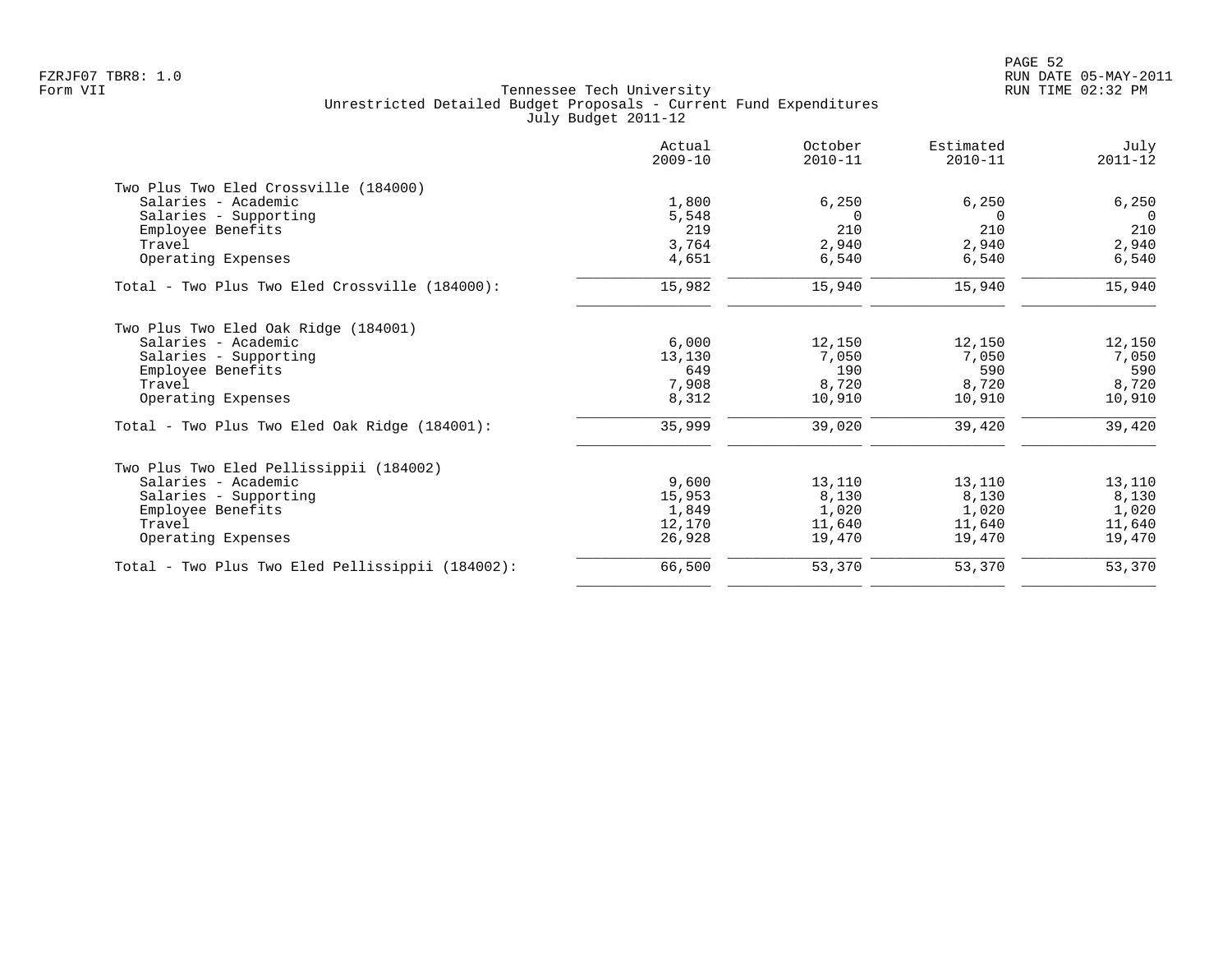Tennessee Tech University
Unrestricted Detailed Budget Proposals - Current Fund Expenditures
July Budget 2011-12

| | Actual 2009-10 | October 2010-11 | Estimated 2010-11 | July 2011-12 |
|---|---|---|---|---|
| **Two Plus Two Eled Crossville (184000)** | | | | |
| Salaries - Academic | 1,800 | 6,250 | 6,250 | 6,250 |
| Salaries - Supporting | 5,548 | 0 | 0 | 0 |
| Employee Benefits | 219 | 210 | 210 | 210 |
| Travel | 3,764 | 2,940 | 2,940 | 2,940 |
| Operating Expenses | 4,651 | 6,540 | 6,540 | 6,540 |
| Total - Two Plus Two Eled Crossville (184000): | 15,982 | 15,940 | 15,940 | 15,940 |
| **Two Plus Two Eled Oak Ridge (184001)** | | | | |
| Salaries - Academic | 6,000 | 12,150 | 12,150 | 12,150 |
| Salaries - Supporting | 13,130 | 7,050 | 7,050 | 7,050 |
| Employee Benefits | 649 | 190 | 590 | 590 |
| Travel | 7,908 | 8,720 | 8,720 | 8,720 |
| Operating Expenses | 8,312 | 10,910 | 10,910 | 10,910 |
| Total - Two Plus Two Eled Oak Ridge (184001): | 35,999 | 39,020 | 39,420 | 39,420 |
| **Two Plus Two Eled Pellissippii (184002)** | | | | |
| Salaries - Academic | 9,600 | 13,110 | 13,110 | 13,110 |
| Salaries - Supporting | 15,953 | 8,130 | 8,130 | 8,130 |
| Employee Benefits | 1,849 | 1,020 | 1,020 | 1,020 |
| Travel | 12,170 | 11,640 | 11,640 | 11,640 |
| Operating Expenses | 26,928 | 19,470 | 19,470 | 19,470 |
| Total - Two Plus Two Eled Pellissippii (184002): | 66,500 | 53,370 | 53,370 | 53,370 |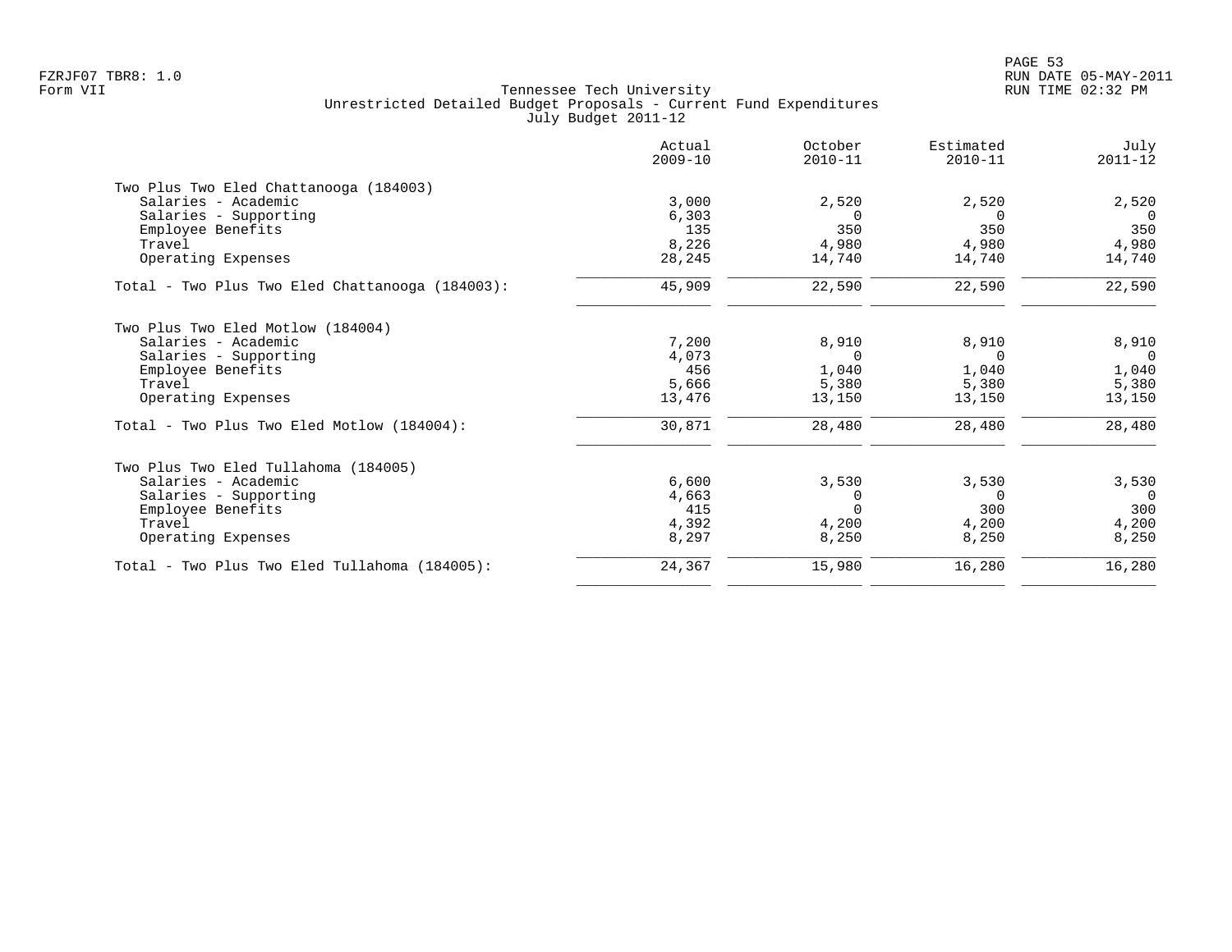Tennessee Tech University
Unrestricted Detailed Budget Proposals - Current Fund Expenditures
July Budget 2011-12

| | Actual 2009-10 | October 2010-11 | Estimated 2010-11 | July 2011-12 |
|---|---|---|---|---|
| **Two Plus Two Eled Chattanooga (184003)** | | | | |
| Salaries - Academic | 3,000 | 2,520 | 2,520 | 2,520 |
| Salaries - Supporting | 6,303 | 0 | 0 | 0 |
| Employee Benefits | 135 | 350 | 350 | 350 |
| Travel | 8,226 | 4,980 | 4,980 | 4,980 |
| Operating Expenses | 28,245 | 14,740 | 14,740 | 14,740 |
| Total - Two Plus Two Eled Chattanooga (184003): | 45,909 | 22,590 | 22,590 | 22,590 |
| **Two Plus Two Eled Motlow (184004)** | | | | |
| Salaries - Academic | 7,200 | 8,910 | 8,910 | 8,910 |
| Salaries - Supporting | 4,073 | 0 | 0 | 0 |
| Employee Benefits | 456 | 1,040 | 1,040 | 1,040 |
| Travel | 5,666 | 5,380 | 5,380 | 5,380 |
| Operating Expenses | 13,476 | 13,150 | 13,150 | 13,150 |
| Total - Two Plus Two Eled Motlow (184004): | 30,871 | 28,480 | 28,480 | 28,480 |
| **Two Plus Two Eled Tullahoma (184005)** | | | | |
| Salaries - Academic | 6,600 | 3,530 | 3,530 | 3,530 |
| Salaries - Supporting | 4,663 | 0 | 0 | 0 |
| Employee Benefits | 415 | 0 | 300 | 300 |
| Travel | 4,392 | 4,200 | 4,200 | 4,200 |
| Operating Expenses | 8,297 | 8,250 | 8,250 | 8,250 |
| Total - Two Plus Two Eled Tullahoma (184005): | 24,367 | 15,980 | 16,280 | 16,280 |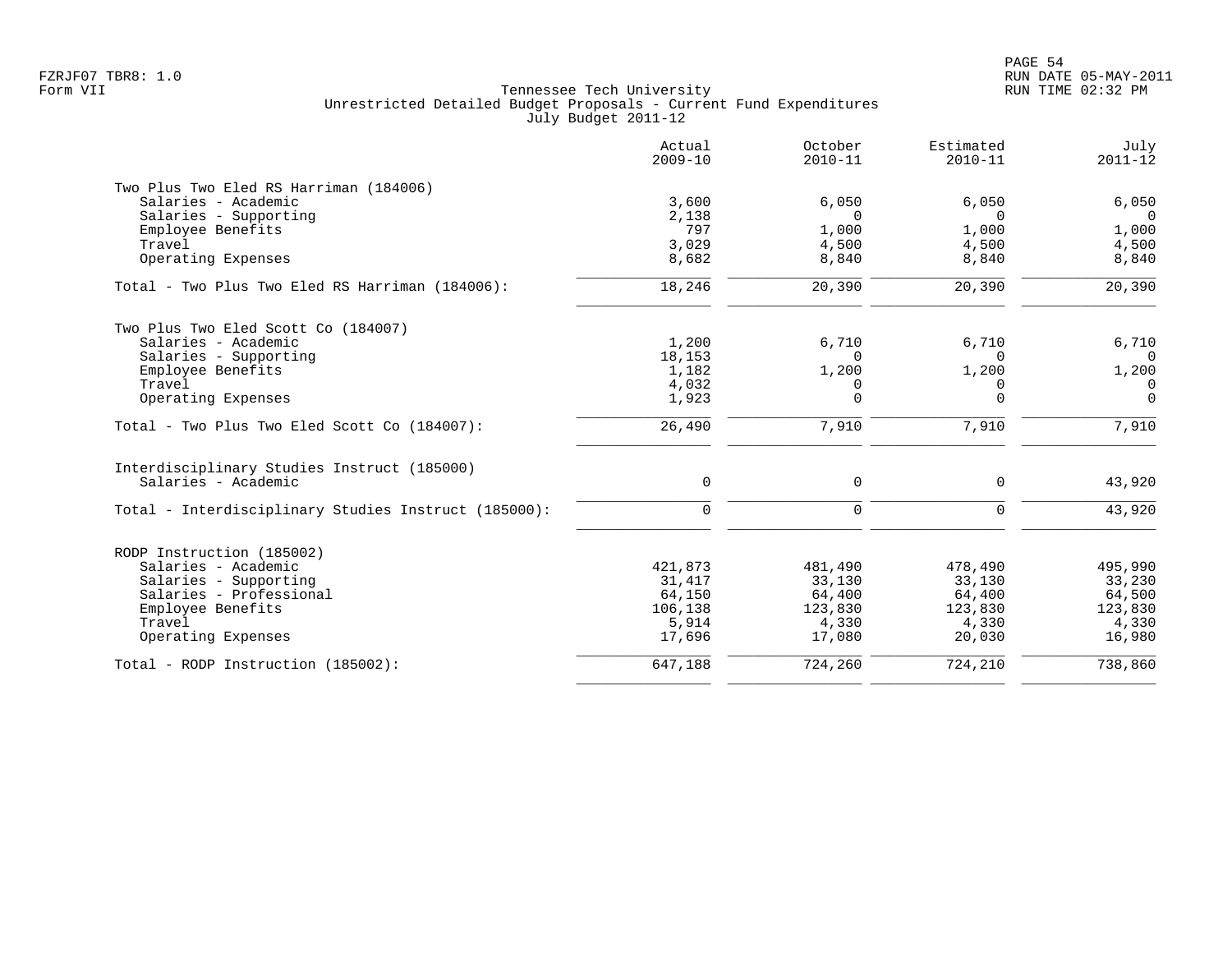Tennessee Tech University
Unrestricted Detailed Budget Proposals - Current Fund Expenditures
July Budget 2011-12

| | Actual 2009-10 | October 2010-11 | Estimated 2010-11 | July 2011-12 |
|---|---:|---:|---:|---:|
| **Two Plus Two Eled RS Harriman (184006)** | | | | |
| Salaries - Academic | 3,600 | 6,050 | 6,050 | 6,050 |
| Salaries - Supporting | 2,138 | 0 | 0 | 0 |
| Employee Benefits | 797 | 1,000 | 1,000 | 1,000 |
| Travel | 3,029 | 4,500 | 4,500 | 4,500 |
| Operating Expenses | 8,682 | 8,840 | 8,840 | 8,840 |
| Total - Two Plus Two Eled RS Harriman (184006): | 18,246 | 20,390 | 20,390 | 20,390 |
| **Two Plus Two Eled Scott Co (184007)** | | | | |
| Salaries - Academic | 1,200 | 6,710 | 6,710 | 6,710 |
| Salaries - Supporting | 18,153 | 0 | 0 | 0 |
| Employee Benefits | 1,182 | 1,200 | 1,200 | 1,200 |
| Travel | 4,032 | 0 | 0 | 0 |
| Operating Expenses | 1,923 | 0 | 0 | 0 |
| Total - Two Plus Two Eled Scott Co (184007): | 26,490 | 7,910 | 7,910 | 7,910 |
| **Interdisciplinary Studies Instruct (185000)** | | | | |
| Salaries - Academic | 0 | 0 | 0 | 43,920 |
| Total - Interdisciplinary Studies Instruct (185000): | 0 | 0 | 0 | 43,920 |
| **RODP Instruction (185002)** | | | | |
| Salaries - Academic | 421,873 | 481,490 | 478,490 | 495,990 |
| Salaries - Supporting | 31,417 | 33,130 | 33,130 | 33,230 |
| Salaries - Professional | 64,150 | 64,400 | 64,400 | 64,500 |
| Employee Benefits | 106,138 | 123,830 | 123,830 | 123,830 |
| Travel | 5,914 | 4,330 | 4,330 | 4,330 |
| Operating Expenses | 17,696 | 17,080 | 20,030 | 16,980 |
| Total - RODP Instruction (185002): | 647,188 | 724,260 | 724,210 | 738,860 |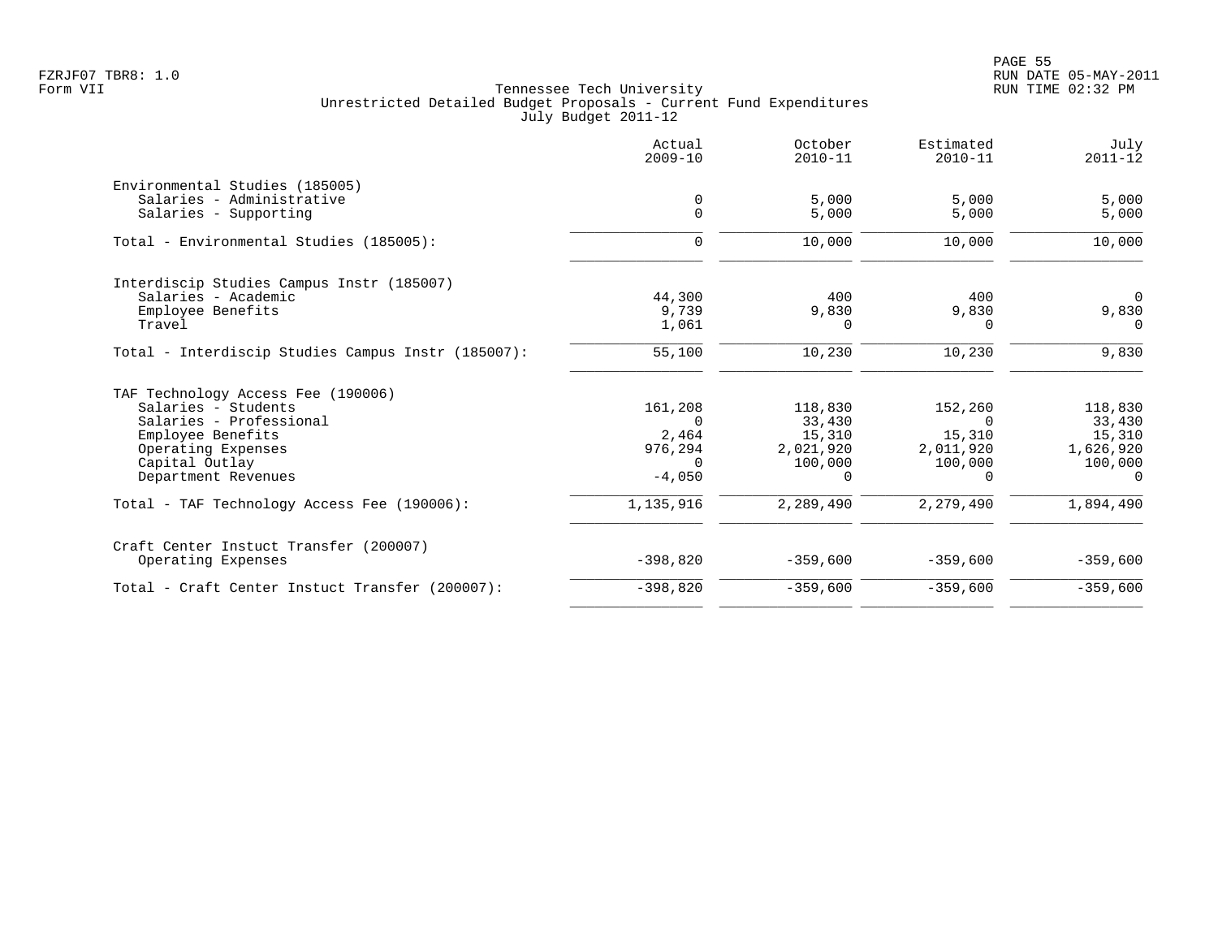FZRJF07 TBR8: 1.0
Form VII

Tennessee Tech University
Unrestricted Detailed Budget Proposals - Current Fund Expenditures
July Budget 2011-12

RUN DATE 05-MAY-2011
RUN TIME 02:32 PM

| | Actual 2009-10 | October 2010-11 | Estimated 2010-11 | July 2011-12 |
|---|---:|---:|---:|---:|
| Environmental Studies (185005) | | | | |
| Salaries - Administrative | 0 | 5,000 | 5,000 | 5,000 |
| Salaries - Supporting | 0 | 5,000 | 5,000 | 5,000 |
| Total - Environmental Studies (185005): | 0 | 10,000 | 10,000 | 10,000 |
| Interdiscip Studies Campus Instr (185007) | | | | |
| Salaries - Academic | 44,300 | 400 | 400 | 0 |
| Employee Benefits | 9,739 | 9,830 | 9,830 | 9,830 |
| Travel | 1,061 | 0 | 0 | 0 |
| Total - Interdiscip Studies Campus Instr (185007): | 55,100 | 10,230 | 10,230 | 9,830 |
| TAF Technology Access Fee (190006) | | | | |
| Salaries - Students | 161,208 | 118,830 | 152,260 | 118,830 |
| Salaries - Professional | 0 | 33,430 | 0 | 33,430 |
| Employee Benefits | 2,464 | 15,310 | 15,310 | 15,310 |
| Operating Expenses | 976,294 | 2,021,920 | 2,011,920 | 1,626,920 |
| Capital Outlay | 0 | 100,000 | 100,000 | 100,000 |
| Department Revenues | -4,050 | 0 | 0 | 0 |
| Total - TAF Technology Access Fee (190006): | 1,135,916 | 2,289,490 | 2,279,490 | 1,894,490 |
| Craft Center Instuct Transfer (200007) | | | | |
| Operating Expenses | -398,820 | -359,600 | -359,600 | -359,600 |
| Total - Craft Center Instuct Transfer (200007): | -398,820 | -359,600 | -359,600 | -359,600 |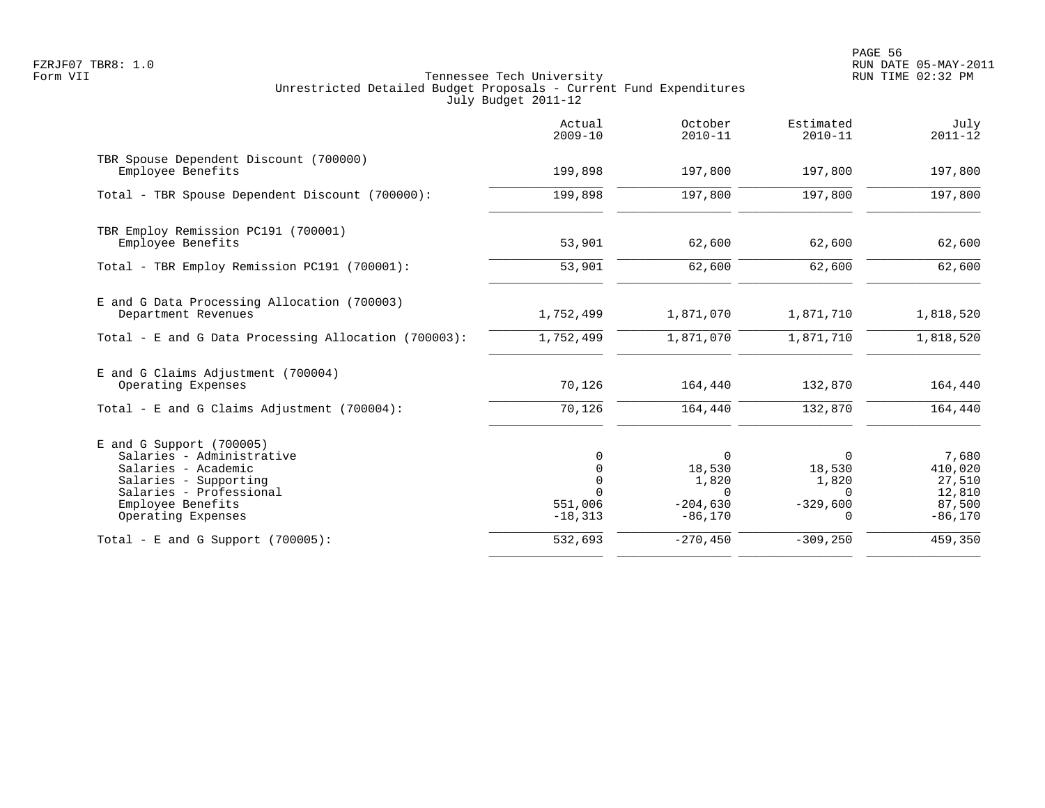Tennessee Tech University
Unrestricted Detailed Budget Proposals - Current Fund Expenditures
July Budget 2011-12

| | Actual 2009-10 | October 2010-11 | Estimated 2010-11 | July 2011-12 |
|---|---|---|---|---|
| TBR Spouse Dependent Discount (700000) | | | | |
| Employee Benefits | 199,898 | 197,800 | 197,800 | 197,800 |
| Total - TBR Spouse Dependent Discount (700000): | 199,898 | 197,800 | 197,800 | 197,800 |
| TBR Employ Remission PC191 (700001) | | | | |
| Employee Benefits | 53,901 | 62,600 | 62,600 | 62,600 |
| Total - TBR Employ Remission PC191 (700001): | 53,901 | 62,600 | 62,600 | 62,600 |
| E and G Data Processing Allocation (700003) | | | | |
| Department Revenues | 1,752,499 | 1,871,070 | 1,871,710 | 1,818,520 |
| Total - E and G Data Processing Allocation (700003): | 1,752,499 | 1,871,070 | 1,871,710 | 1,818,520 |
| E and G Claims Adjustment (700004) | | | | |
| Operating Expenses | 70,126 | 164,440 | 132,870 | 164,440 |
| Total - E and G Claims Adjustment (700004): | 70,126 | 164,440 | 132,870 | 164,440 |
| E and G Support (700005) | | | | |
| Salaries - Administrative | 0 | 0 | 0 | 7,680 |
| Salaries - Academic | 0 | 18,530 | 18,530 | 410,020 |
| Salaries - Supporting | 0 | 1,820 | 1,820 | 27,510 |
| Salaries - Professional | 0 | 0 | 0 | 12,810 |
| Employee Benefits | 551,006 | -204,630 | -329,600 | 87,500 |
| Operating Expenses | -18,313 | -86,170 | 0 | -86,170 |
| Total - E and G Support (700005): | 532,693 | -270,450 | -309,250 | 459,350 |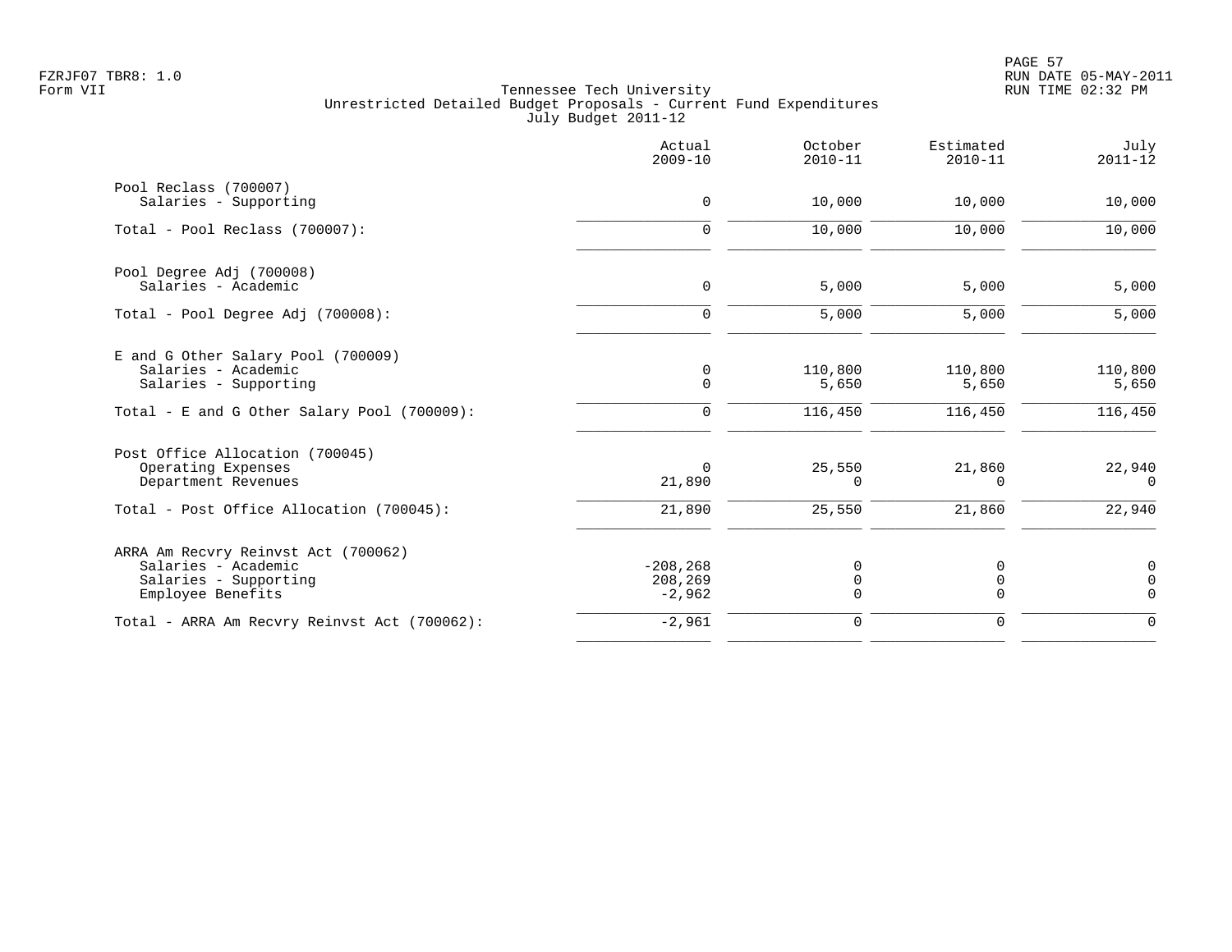FZRJF07 TBR8: 1.0
Form VII

# Tennessee Tech University
## Unrestricted Detailed Budget Proposals - Current Fund Expenditures
### July Budget 2011-12

| | Actual 2009-10 | October 2010-11 | Estimated 2010-11 | July 2011-12 |
|---|---|---|---|---|
| **Pool Reclass (700007)** | | | | |
| Salaries - Supporting | 0 | 10,000 | 10,000 | 10,000 |
| Total - Pool Reclass (700007): | 0 | 10,000 | 10,000 | 10,000 |
| **Pool Degree Adj (700008)** | | | | |
| Salaries - Academic | 0 | 5,000 | 5,000 | 5,000 |
| Total - Pool Degree Adj (700008): | 0 | 5,000 | 5,000 | 5,000 |
| **E and G Other Salary Pool (700009)** | | | | |
| Salaries - Academic | 0 | 110,800 | 110,800 | 110,800 |
| Salaries - Supporting | 0 | 5,650 | 5,650 | 5,650 |
| Total - E and G Other Salary Pool (700009): | 0 | 116,450 | 116,450 | 116,450 |
| **Post Office Allocation (700045)** | | | | |
| Operating Expenses | 0 | 25,550 | 21,860 | 22,940 |
| Department Revenues | 21,890 | 0 | 0 | 0 |
| Total - Post Office Allocation (700045): | 21,890 | 25,550 | 21,860 | 22,940 |
| **ARRA Am Recvry Reinvst Act (700062)** | | | | |
| Salaries - Academic | -208,268 | 0 | 0 | 0 |
| Salaries - Supporting | 208,269 | 0 | 0 | 0 |
| Employee Benefits | -2,962 | 0 | 0 | 0 |
| Total - ARRA Am Recvry Reinvst Act (700062): | -2,961 | 0 | 0 | 0 |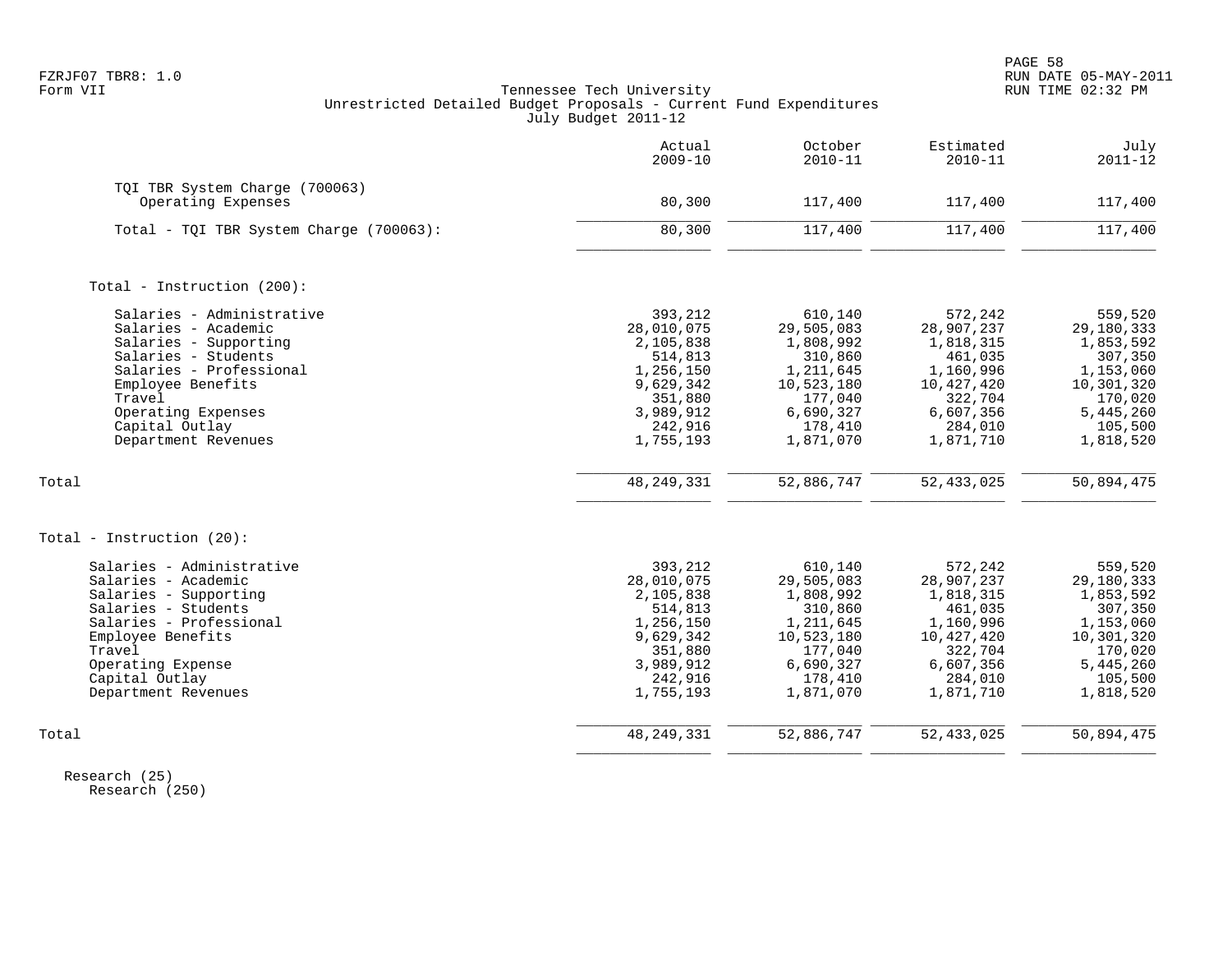FZRJF07 TBR8: 1.0
Form VII

Tennessee Tech University
Unrestricted Detailed Budget Proposals - Current Fund Expenditures
July Budget 2011-12

RUN DATE 05-MAY-2011
RUN TIME 02:32 PM

| | Actual 2009-10 | October 2010-11 | Estimated 2010-11 | July 2011-12 |
|---|---|---|---|---|
| TQI TBR System Charge (700063) | | | | |
| Operating Expenses | 80,300 | 117,400 | 117,400 | 117,400 |
| Total - TQI TBR System Charge (700063): | 80,300 | 117,400 | 117,400 | 117,400 |
| | | | | |
| Total - Instruction (200): | | | | |
| Salaries - Administrative | 393,212 | 610,140 | 572,242 | 559,520 |
| Salaries - Academic | 28,010,075 | 29,505,083 | 28,907,237 | 29,180,333 |
| Salaries - Supporting | 2,105,838 | 1,808,992 | 1,818,315 | 1,853,592 |
| Salaries - Students | 514,813 | 310,860 | 461,035 | 307,350 |
| Salaries - Professional | 1,256,150 | 1,211,645 | 1,160,996 | 1,153,060 |
| Employee Benefits | 9,629,342 | 10,523,180 | 10,427,420 | 10,301,320 |
| Travel | 351,880 | 177,040 | 322,704 | 170,020 |
| Operating Expenses | 3,989,912 | 6,690,327 | 6,607,356 | 5,445,260 |
| Capital Outlay | 242,916 | 178,410 | 284,010 | 105,500 |
| Department Revenues | 1,755,193 | 1,871,070 | 1,871,710 | 1,818,520 |
| Total | 48,249,331 | 52,886,747 | 52,433,025 | 50,894,475 |
| | | | | |
| Total - Instruction (20): | | | | |
| Salaries - Administrative | 393,212 | 610,140 | 572,242 | 559,520 |
| Salaries - Academic | 28,010,075 | 29,505,083 | 28,907,237 | 29,180,333 |
| Salaries - Supporting | 2,105,838 | 1,808,992 | 1,818,315 | 1,853,592 |
| Salaries - Students | 514,813 | 310,860 | 461,035 | 307,350 |
| Salaries - Professional | 1,256,150 | 1,211,645 | 1,160,996 | 1,153,060 |
| Employee Benefits | 9,629,342 | 10,523,180 | 10,427,420 | 10,301,320 |
| Travel | 351,880 | 177,040 | 322,704 | 170,020 |
| Operating Expense | 3,989,912 | 6,690,327 | 6,607,356 | 5,445,260 |
| Capital Outlay | 242,916 | 178,410 | 284,010 | 105,500 |
| Department Revenues | 1,755,193 | 1,871,070 | 1,871,710 | 1,818,520 |
| Total | 48,249,331 | 52,886,747 | 52,433,025 | 50,894,475 |

Research (25)
Research (250)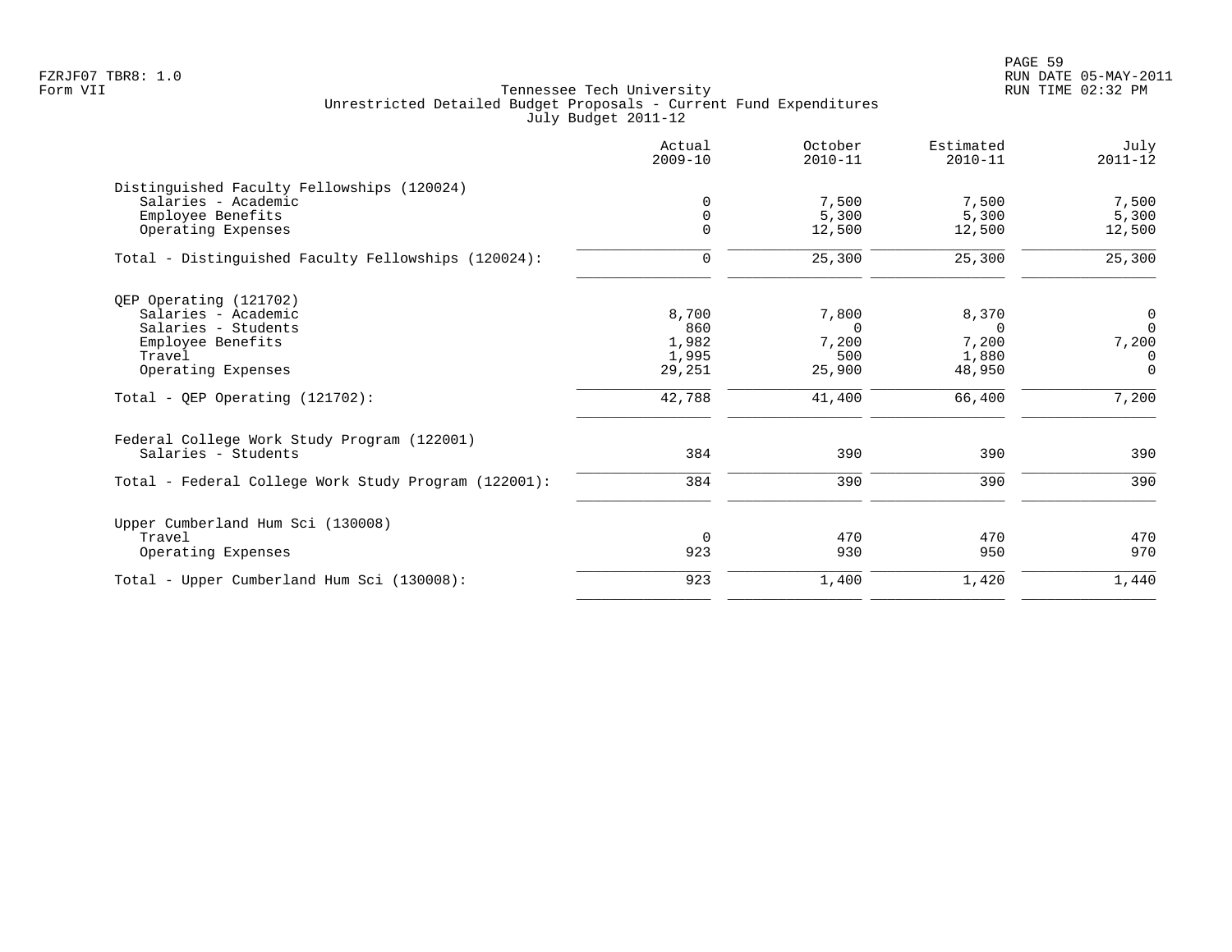FZRJF07 TBR8: 1.0
Form VII

Tennessee Tech University
Unrestricted Detailed Budget Proposals - Current Fund Expenditures
July Budget 2011-12

| | Actual 2009-10 | October 2010-11 | Estimated 2010-11 | July 2011-12 |
|---|---|---|---|---|
| Distinguished Faculty Fellowships (120024) | | | | |
| Salaries - Academic | 0 | 7,500 | 7,500 | 7,500 |
| Employee Benefits | 0 | 5,300 | 5,300 | 5,300 |
| Operating Expenses | 0 | 12,500 | 12,500 | 12,500 |
| Total - Distinguished Faculty Fellowships (120024): | 0 | 25,300 | 25,300 | 25,300 |
| QEP Operating (121702) | | | | |
| Salaries - Academic | 8,700 | 7,800 | 8,370 | 0 |
| Salaries - Students | 860 | 0 | 0 | 0 |
| Employee Benefits | 1,982 | 7,200 | 7,200 | 7,200 |
| Travel | 1,995 | 500 | 1,880 | 0 |
| Operating Expenses | 29,251 | 25,900 | 48,950 | 0 |
| Total - QEP Operating (121702): | 42,788 | 41,400 | 66,400 | 7,200 |
| Federal College Work Study Program (122001) | | | | |
| Salaries - Students | 384 | 390 | 390 | 390 |
| Total - Federal College Work Study Program (122001): | 384 | 390 | 390 | 390 |
| Upper Cumberland Hum Sci (130008) | | | | |
| Travel | 0 | 470 | 470 | 470 |
| Operating Expenses | 923 | 930 | 950 | 970 |
| Total - Upper Cumberland Hum Sci (130008): | 923 | 1,400 | 1,420 | 1,440 |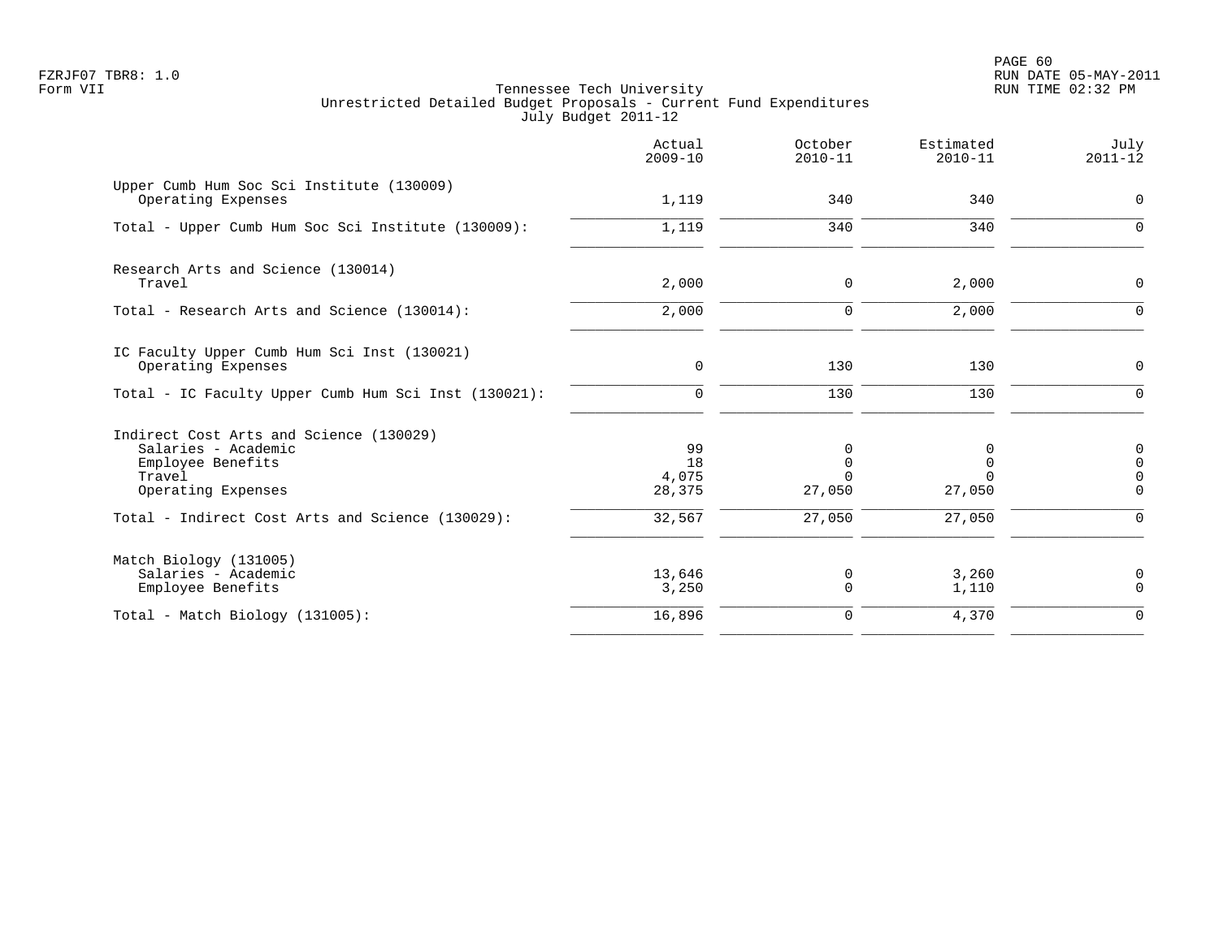FZRJF07 TBR8: 1.0
Form VII

Tennessee Tech University
Unrestricted Detailed Budget Proposals - Current Fund Expenditures
July Budget 2011-12

| | Actual 2009-10 | October 2010-11 | Estimated 2010-11 | July 2011-12 |
|---|---|---|---|---|
| Upper Cumb Hum Soc Sci Institute (130009) | | | | |
| Operating Expenses | 1,119 | 340 | 340 | 0 |
| Total - Upper Cumb Hum Soc Sci Institute (130009): | 1,119 | 340 | 340 | 0 |
| Research Arts and Science (130014) | | | | |
| Travel | 2,000 | 0 | 2,000 | 0 |
| Total - Research Arts and Science (130014): | 2,000 | 0 | 2,000 | 0 |
| IC Faculty Upper Cumb Hum Sci Inst (130021) | | | | |
| Operating Expenses | 0 | 130 | 130 | 0 |
| Total - IC Faculty Upper Cumb Hum Sci Inst (130021): | 0 | 130 | 130 | 0 |
| Indirect Cost Arts and Science (130029) | | | | |
| Salaries - Academic | 99 | 0 | 0 | 0 |
| Employee Benefits | 18 | 0 | 0 | 0 |
| Travel | 4,075 | 0 | 0 | 0 |
| Operating Expenses | 28,375 | 27,050 | 27,050 | 0 |
| Total - Indirect Cost Arts and Science (130029): | 32,567 | 27,050 | 27,050 | 0 |
| Match Biology (131005) | | | | |
| Salaries - Academic | 13,646 | 0 | 3,260 | 0 |
| Employee Benefits | 3,250 | 0 | 1,110 | 0 |
| Total - Match Biology (131005): | 16,896 | 0 | 4,370 | 0 |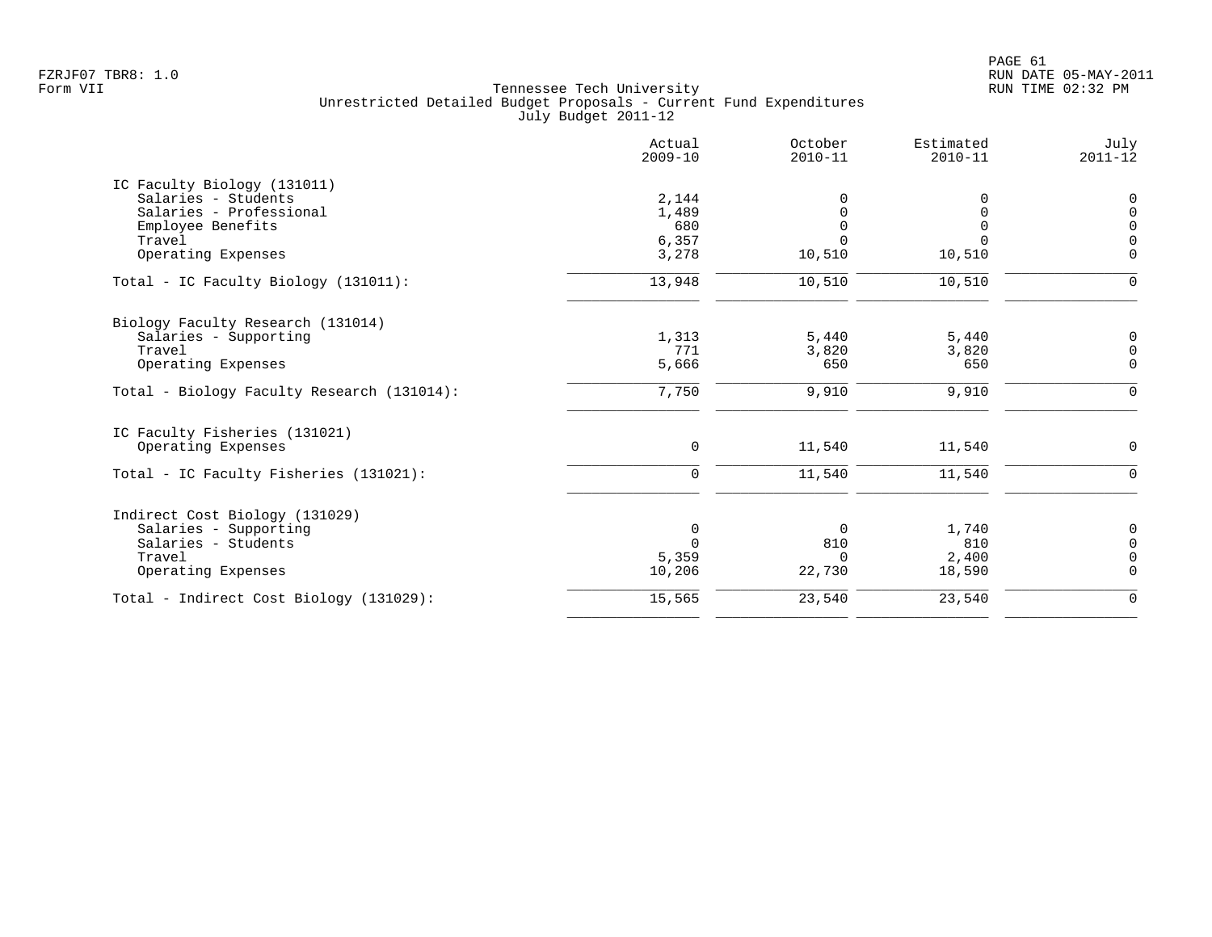FZRJF07 TBR8: 1.0
Form VII

Tennessee Tech University
Unrestricted Detailed Budget Proposals - Current Fund Expenditures
July Budget 2011-12

RUN DATE 05-MAY-2011
RUN TIME 02:32 PM

| | Actual 2009-10 | October 2010-11 | Estimated 2010-11 | July 2011-12 |
|---|---|---|---|---|
| **IC Faculty Biology (131011)** | | | | |
| Salaries - Students | 2,144 | 0 | 0 | 0 |
| Salaries - Professional | 1,489 | 0 | 0 | 0 |
| Employee Benefits | 680 | 0 | 0 | 0 |
| Travel | 6,357 | 0 | 0 | 0 |
| Operating Expenses | 3,278 | 10,510 | 10,510 | 0 |
| Total - IC Faculty Biology (131011): | 13,948 | 10,510 | 10,510 | 0 |
| **Biology Faculty Research (131014)** | | | | |
| Salaries - Supporting | 1,313 | 5,440 | 5,440 | 0 |
| Travel | 771 | 3,820 | 3,820 | 0 |
| Operating Expenses | 5,666 | 650 | 650 | 0 |
| Total - Biology Faculty Research (131014): | 7,750 | 9,910 | 9,910 | 0 |
| **IC Faculty Fisheries (131021)** | | | | |
| Operating Expenses | 0 | 11,540 | 11,540 | 0 |
| Total - IC Faculty Fisheries (131021): | 0 | 11,540 | 11,540 | 0 |
| **Indirect Cost Biology (131029)** | | | | |
| Salaries - Supporting | 0 | 0 | 1,740 | 0 |
| Salaries - Students | 0 | 810 | 810 | 0 |
| Travel | 5,359 | 0 | 2,400 | 0 |
| Operating Expenses | 10,206 | 22,730 | 18,590 | 0 |
| Total - Indirect Cost Biology (131029): | 15,565 | 23,540 | 23,540 | 0 |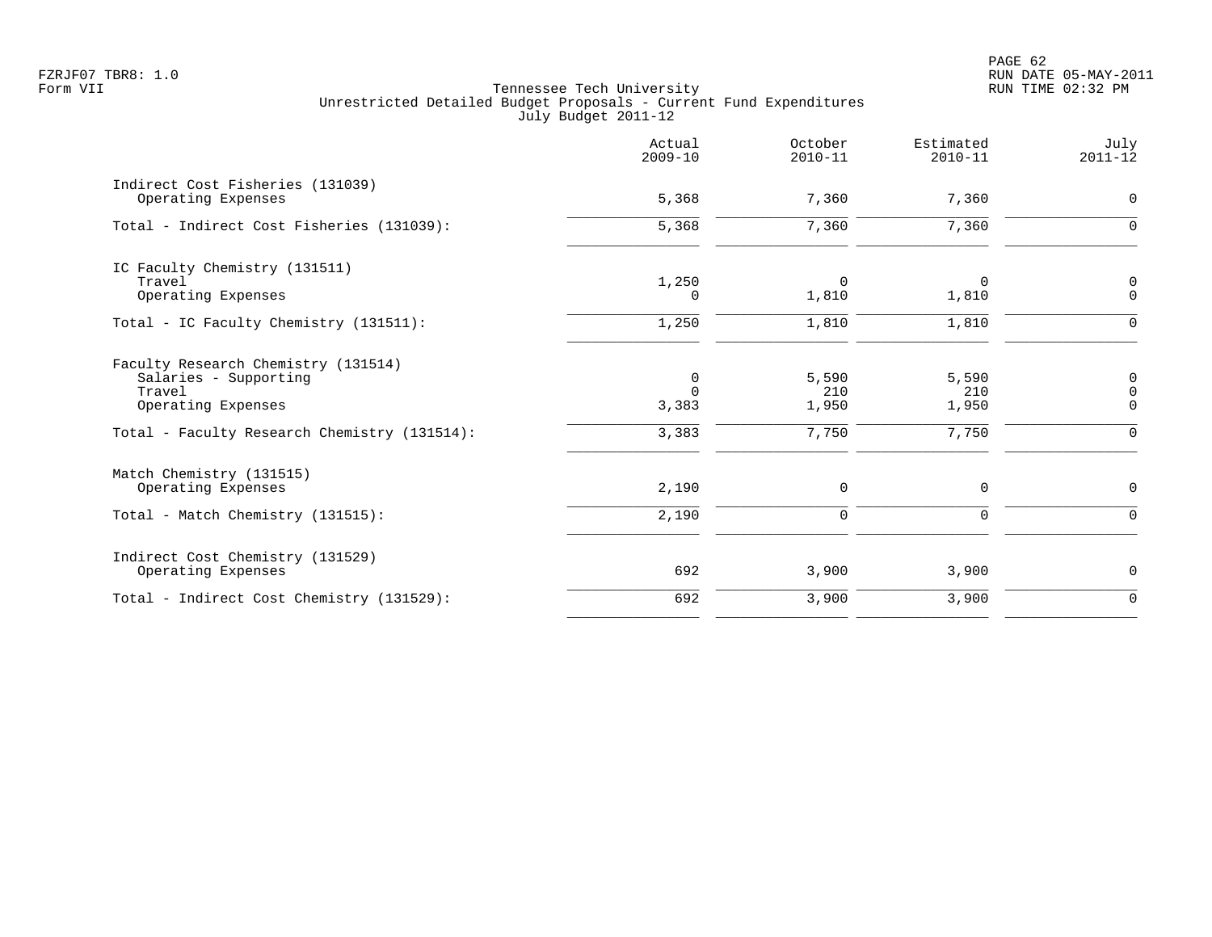Tennessee Tech University
Unrestricted Detailed Budget Proposals - Current Fund Expenditures
July Budget 2011-12

| | Actual 2009-10 | October 2010-11 | Estimated 2010-11 | July 2011-12 |
|---|---|---|---|---|
| **Indirect Cost Fisheries (131039)** | | | | |
| Operating Expenses | 5,368 | 7,360 | 7,360 | 0 |
| Total - Indirect Cost Fisheries (131039): | 5,368 | 7,360 | 7,360 | 0 |
| **IC Faculty Chemistry (131511)** | | | | |
| Travel | 1,250 | 0 | 0 | 0 |
| Operating Expenses | 0 | 1,810 | 1,810 | 0 |
| Total - IC Faculty Chemistry (131511): | 1,250 | 1,810 | 1,810 | 0 |
| **Faculty Research Chemistry (131514)** | | | | |
| Salaries - Supporting | 0 | 5,590 | 5,590 | 0 |
| Travel | 0 | 210 | 210 | 0 |
| Operating Expenses | 3,383 | 1,950 | 1,950 | 0 |
| Total - Faculty Research Chemistry (131514): | 3,383 | 7,750 | 7,750 | 0 |
| **Match Chemistry (131515)** | | | | |
| Operating Expenses | 2,190 | 0 | 0 | 0 |
| Total - Match Chemistry (131515): | 2,190 | 0 | 0 | 0 |
| **Indirect Cost Chemistry (131529)** | | | | |
| Operating Expenses | 692 | 3,900 | 3,900 | 0 |
| Total - Indirect Cost Chemistry (131529): | 692 | 3,900 | 3,900 | 0 |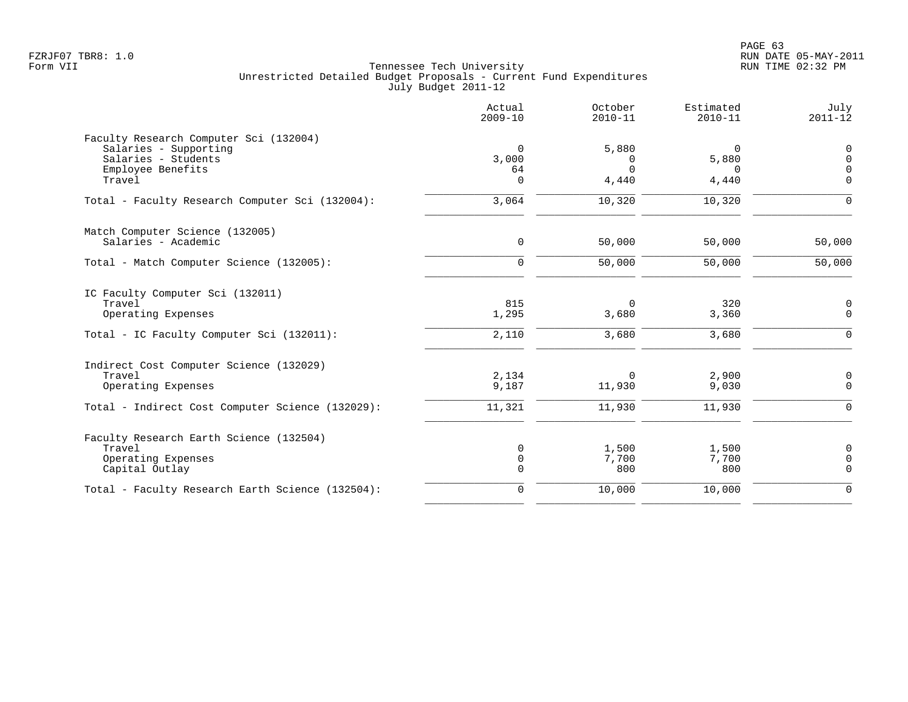FZRJF07 TBR8: 1.0
Form VII

Tennessee Tech University
Unrestricted Detailed Budget Proposals - Current Fund Expenditures
July Budget 2011-12

RUN DATE 05-MAY-2011
RUN TIME 02:32 PM

| | Actual 2009-10 | October 2010-11 | Estimated 2010-11 | July 2011-12 |
|---|---|---|---|---|
| **Faculty Research Computer Sci (132004)** | | | | |
| Salaries - Supporting | 0 | 5,880 | 0 | 0 |
| Salaries - Students | 3,000 | 0 | 5,880 | 0 |
| Employee Benefits | 64 | 0 | 0 | 0 |
| Travel | 0 | 4,440 | 4,440 | 0 |
| Total - Faculty Research Computer Sci (132004): | 3,064 | 10,320 | 10,320 | 0 |
| **Match Computer Science (132005)** | | | | |
| Salaries - Academic | 0 | 50,000 | 50,000 | 50,000 |
| Total - Match Computer Science (132005): | 0 | 50,000 | 50,000 | 50,000 |
| **IC Faculty Computer Sci (132011)** | | | | |
| Travel | 815 | 0 | 320 | 0 |
| Operating Expenses | 1,295 | 3,680 | 3,360 | 0 |
| Total - IC Faculty Computer Sci (132011): | 2,110 | 3,680 | 3,680 | 0 |
| **Indirect Cost Computer Science (132029)** | | | | |
| Travel | 2,134 | 0 | 2,900 | 0 |
| Operating Expenses | 9,187 | 11,930 | 9,030 | 0 |
| Total - Indirect Cost Computer Science (132029): | 11,321 | 11,930 | 11,930 | 0 |
| **Faculty Research Earth Science (132504)** | | | | |
| Travel | 0 | 1,500 | 1,500 | 0 |
| Operating Expenses | 0 | 7,700 | 7,700 | 0 |
| Capital Outlay | 0 | 800 | 800 | 0 |
| Total - Faculty Research Earth Science (132504): | 0 | 10,000 | 10,000 | 0 |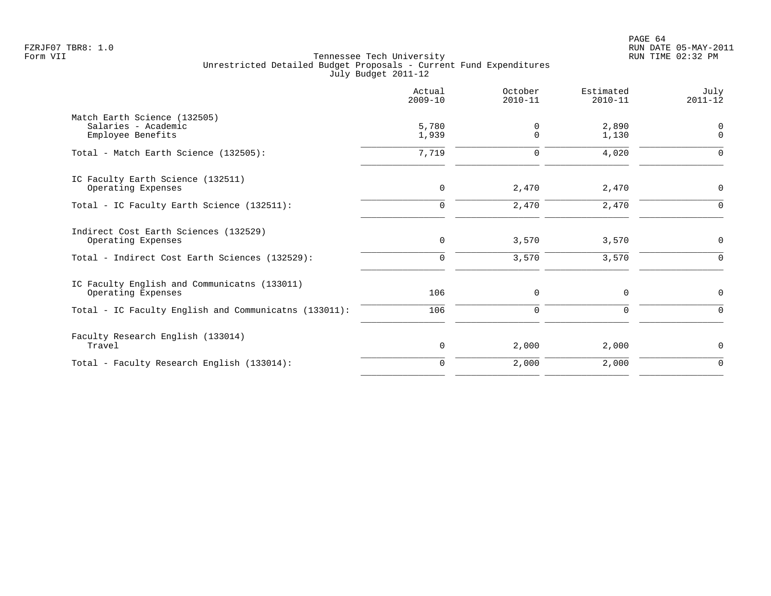Tennessee Tech University
Unrestricted Detailed Budget Proposals - Current Fund Expenditures
July Budget 2011-12

| | Actual 2009-10 | October 2010-11 | Estimated 2010-11 | July 2011-12 |
|---|---|---|---|---|
| Match Earth Science (132505) | | | | |
| Salaries - Academic | 5,780 | 0 | 2,890 | 0 |
| Employee Benefits | 1,939 | 0 | 1,130 | 0 |
| Total - Match Earth Science (132505): | 7,719 | 0 | 4,020 | 0 |
| IC Faculty Earth Science (132511) | | | | |
| Operating Expenses | 0 | 2,470 | 2,470 | 0 |
| Total - IC Faculty Earth Science (132511): | 0 | 2,470 | 2,470 | 0 |
| Indirect Cost Earth Sciences (132529) | | | | |
| Operating Expenses | 0 | 3,570 | 3,570 | 0 |
| Total - Indirect Cost Earth Sciences (132529): | 0 | 3,570 | 3,570 | 0 |
| IC Faculty English and Communicatns (133011) | | | | |
| Operating Expenses | 106 | 0 | 0 | 0 |
| Total - IC Faculty English and Communicatns (133011): | 106 | 0 | 0 | 0 |
| Faculty Research English (133014) | | | | |
| Travel | 0 | 2,000 | 2,000 | 0 |
| Total - Faculty Research English (133014): | 0 | 2,000 | 2,000 | 0 |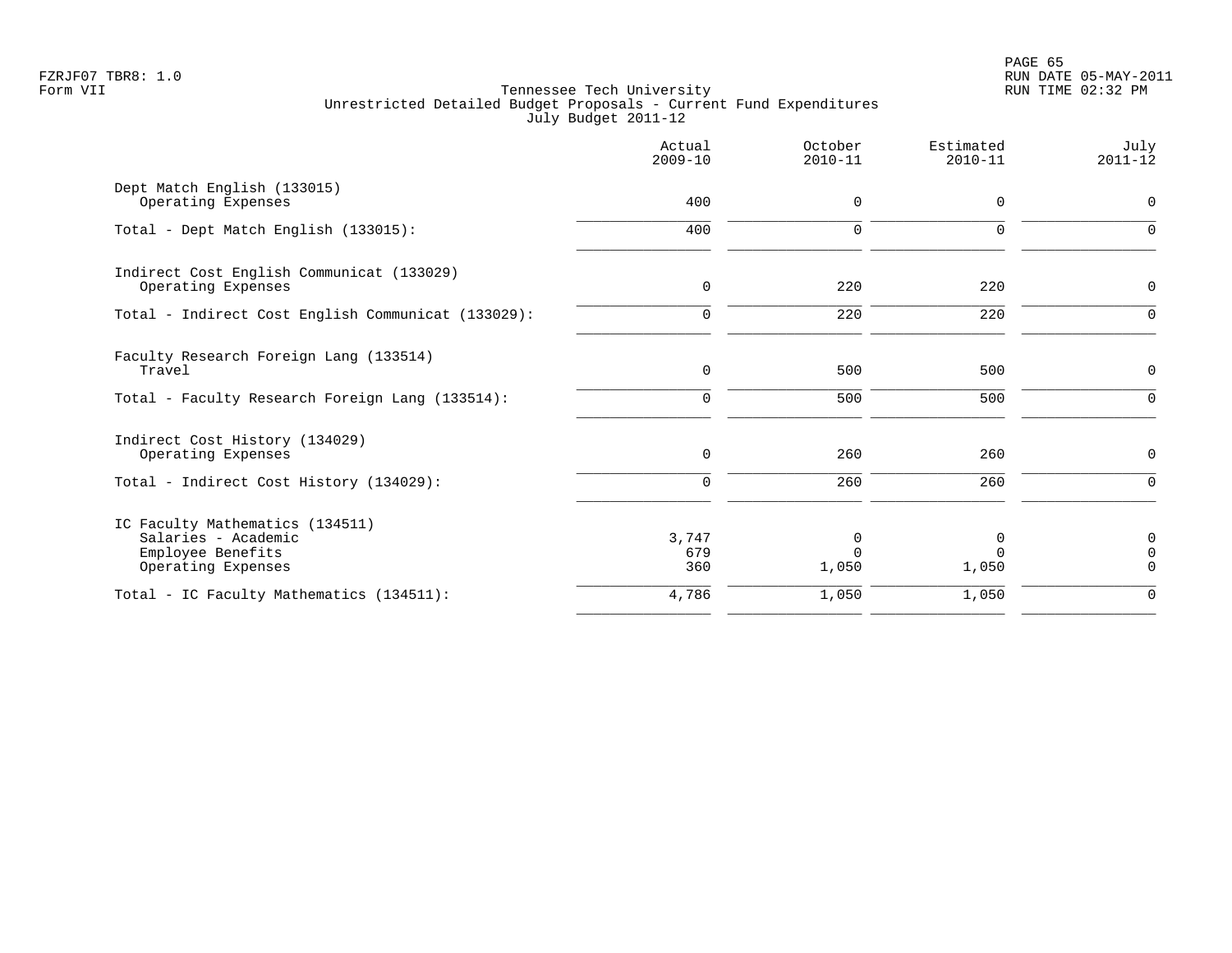FZRJF07 TBR8: 1.0
Form VII

Tennessee Tech University
Unrestricted Detailed Budget Proposals - Current Fund Expenditures
July Budget 2011-12

RUN DATE 05-MAY-2011
RUN TIME 02:32 PM

| | Actual 2009-10 | October 2010-11 | Estimated 2010-11 | July 2011-12 |
|---|---|---|---|---|
| Dept Match English (133015) | | | | |
| Operating Expenses | 400 | 0 | 0 | 0 |
| Total - Dept Match English (133015): | 400 | 0 | 0 | 0 |
| Indirect Cost English Communicat (133029) | | | | |
| Operating Expenses | 0 | 220 | 220 | 0 |
| Total - Indirect Cost English Communicat (133029): | 0 | 220 | 220 | 0 |
| Faculty Research Foreign Lang (133514) | | | | |
| Travel | 0 | 500 | 500 | 0 |
| Total - Faculty Research Foreign Lang (133514): | 0 | 500 | 500 | 0 |
| Indirect Cost History (134029) | | | | |
| Operating Expenses | 0 | 260 | 260 | 0 |
| Total - Indirect Cost History (134029): | 0 | 260 | 260 | 0 |
| IC Faculty Mathematics (134511) | | | | |
| Salaries - Academic | 3,747 | 0 | 0 | 0 |
| Employee Benefits | 679 | 0 | 0 | 0 |
| Operating Expenses | 360 | 1,050 | 1,050 | 0 |
| Total - IC Faculty Mathematics (134511): | 4,786 | 1,050 | 1,050 | 0 |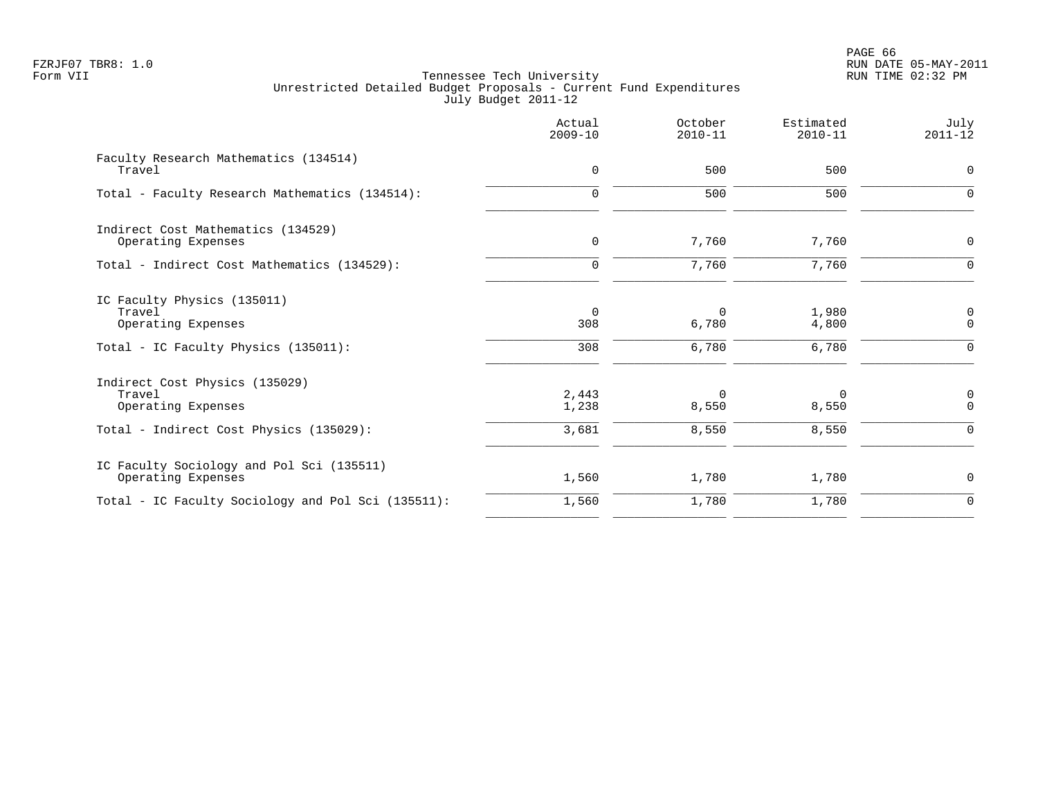FZRJF07 TBR8: 1.0
Form VII

Tennessee Tech University
Unrestricted Detailed Budget Proposals - Current Fund Expenditures
July Budget 2011-12

RUN DATE 05-MAY-2011
RUN TIME 02:32 PM

| | Actual 2009-10 | October 2010-11 | Estimated 2010-11 | July 2011-12 |
|---|---|---|---|---|
| Faculty Research Mathematics (134514) | | | | |
| Travel | 0 | 500 | 500 | 0 |
| Total - Faculty Research Mathematics (134514): | 0 | 500 | 500 | 0 |
| Indirect Cost Mathematics (134529) | | | | |
| Operating Expenses | 0 | 7,760 | 7,760 | 0 |
| Total - Indirect Cost Mathematics (134529): | 0 | 7,760 | 7,760 | 0 |
| IC Faculty Physics (135011) | | | | |
| Travel | 0 | 0 | 1,980 | 0 |
| Operating Expenses | 308 | 6,780 | 4,800 | 0 |
| Total - IC Faculty Physics (135011): | 308 | 6,780 | 6,780 | 0 |
| Indirect Cost Physics (135029) | | | | |
| Travel | 2,443 | 0 | 0 | 0 |
| Operating Expenses | 1,238 | 8,550 | 8,550 | 0 |
| Total - Indirect Cost Physics (135029): | 3,681 | 8,550 | 8,550 | 0 |
| IC Faculty Sociology and Pol Sci (135511) | | | | |
| Operating Expenses | 1,560 | 1,780 | 1,780 | 0 |
| Total - IC Faculty Sociology and Pol Sci (135511): | 1,560 | 1,780 | 1,780 | 0 |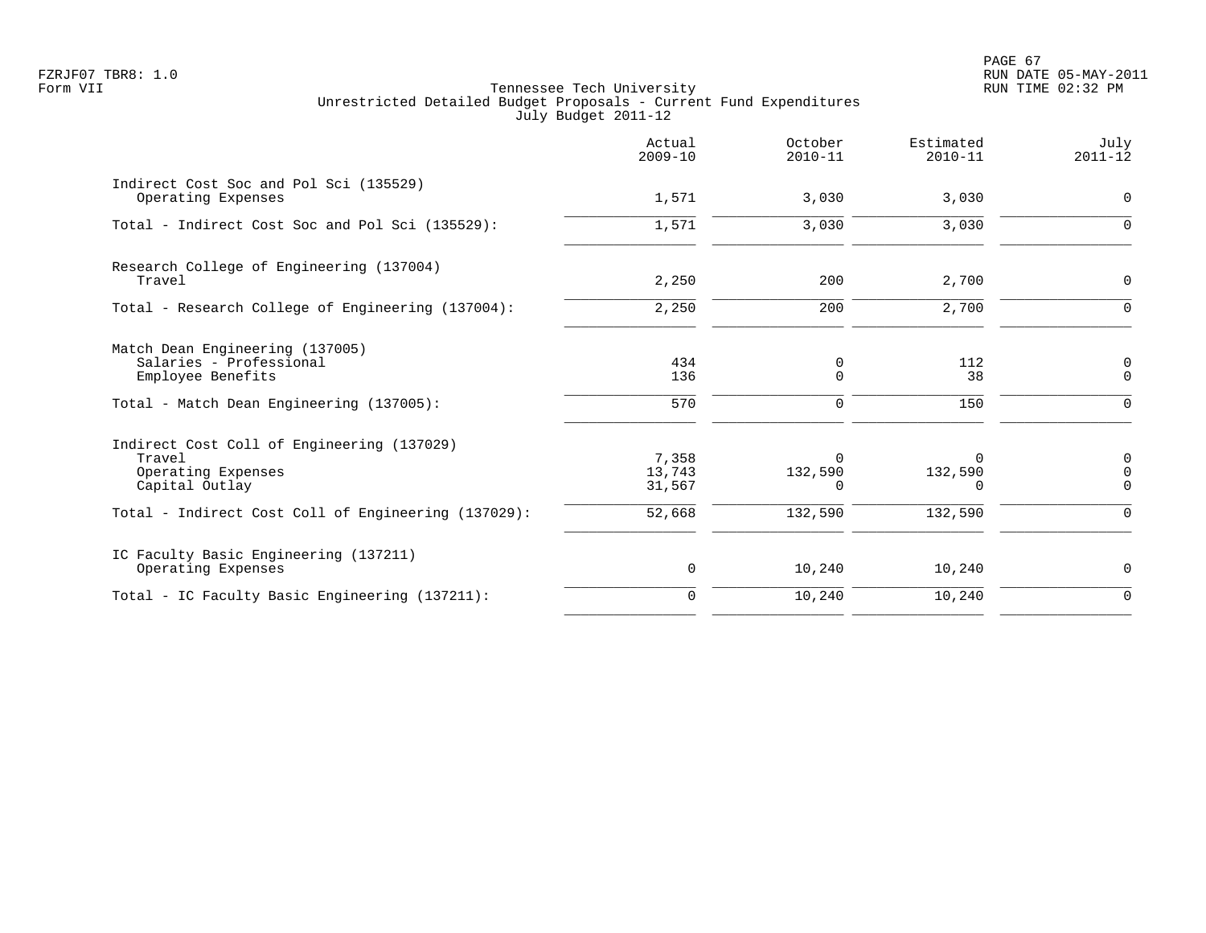FZRJF07 TBR8: 1.0
Form VII

Tennessee Tech University
Unrestricted Detailed Budget Proposals - Current Fund Expenditures
July Budget 2011-12

RUN DATE 05-MAY-2011
RUN TIME 02:32 PM

| | Actual 2009-10 | October 2010-11 | Estimated 2010-11 | July 2011-12 |
|---|---|---|---|---|
| **Indirect Cost Soc and Pol Sci (135529)** | | | | |
| Operating Expenses | 1,571 | 3,030 | 3,030 | 0 |
| Total - Indirect Cost Soc and Pol Sci (135529): | 1,571 | 3,030 | 3,030 | 0 |
| **Research College of Engineering (137004)** | | | | |
| Travel | 2,250 | 200 | 2,700 | 0 |
| Total - Research College of Engineering (137004): | 2,250 | 200 | 2,700 | 0 |
| **Match Dean Engineering (137005)** | | | | |
| Salaries - Professional | 434 | 0 | 112 | 0 |
| Employee Benefits | 136 | 0 | 38 | 0 |
| Total - Match Dean Engineering (137005): | 570 | 0 | 150 | 0 |
| **Indirect Cost Coll of Engineering (137029)** | | | | |
| Travel | 7,358 | 0 | 0 | 0 |
| Operating Expenses | 13,743 | 132,590 | 132,590 | 0 |
| Capital Outlay | 31,567 | 0 | 0 | 0 |
| Total - Indirect Cost Coll of Engineering (137029): | 52,668 | 132,590 | 132,590 | 0 |
| **IC Faculty Basic Engineering (137211)** | | | | |
| Operating Expenses | 0 | 10,240 | 10,240 | 0 |
| Total - IC Faculty Basic Engineering (137211): | 0 | 10,240 | 10,240 | 0 |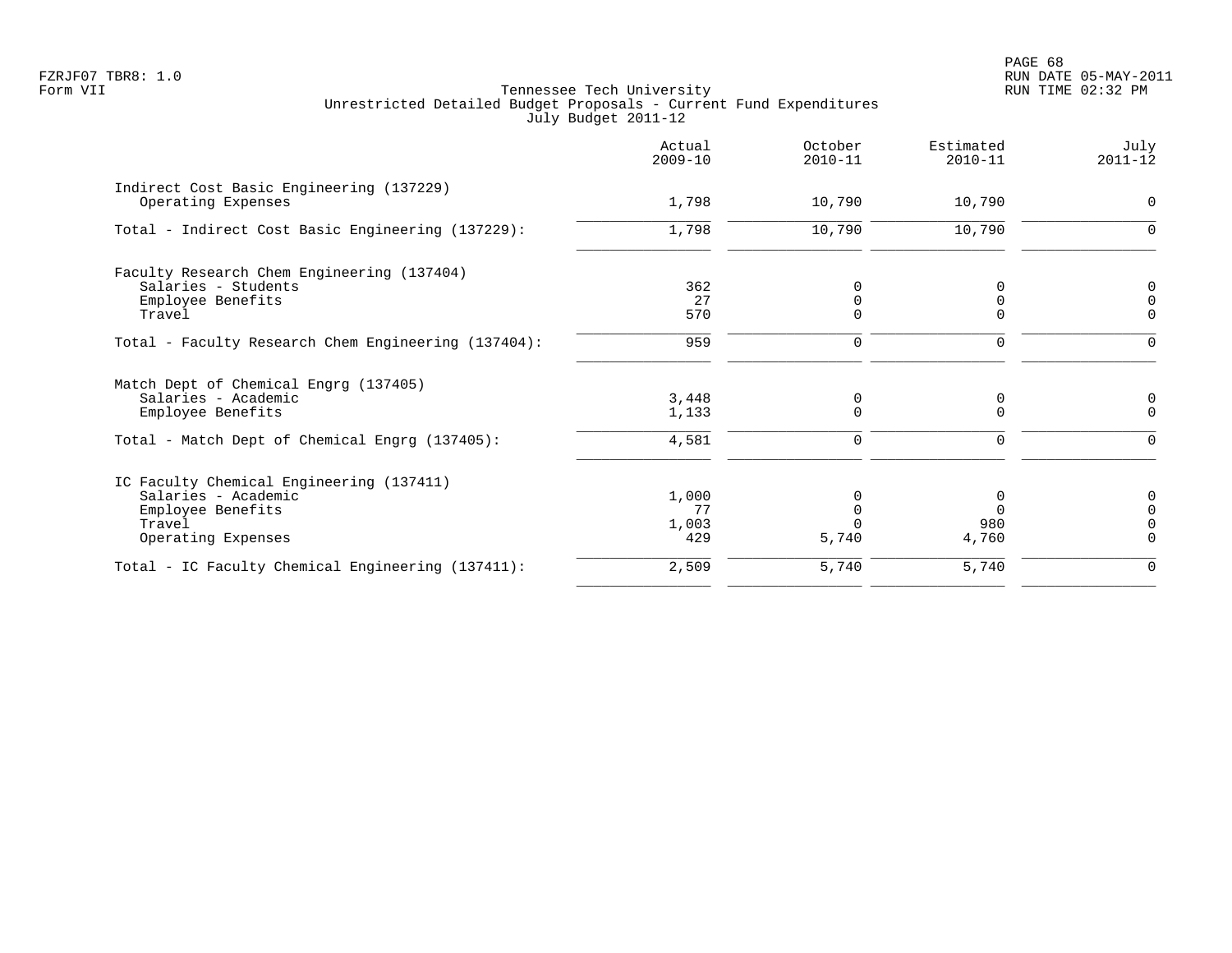FZRJF07 TBR8: 1.0
Form VII

Tennessee Tech University
Unrestricted Detailed Budget Proposals - Current Fund Expenditures
July Budget 2011-12

RUN DATE 05-MAY-2011
RUN TIME 02:32 PM

| | Actual 2009-10 | October 2010-11 | Estimated 2010-11 | July 2011-12 |
|---|---|---|---|---|
| Indirect Cost Basic Engineering (137229) | | | | |
| Operating Expenses | 1,798 | 10,790 | 10,790 | 0 |
| Total - Indirect Cost Basic Engineering (137229): | 1,798 | 10,790 | 10,790 | 0 |
| Faculty Research Chem Engineering (137404) | | | | |
| Salaries - Students | 362 | 0 | 0 | 0 |
| Employee Benefits | 27 | 0 | 0 | 0 |
| Travel | 570 | 0 | 0 | 0 |
| Total - Faculty Research Chem Engineering (137404): | 959 | 0 | 0 | 0 |
| Match Dept of Chemical Engrg (137405) | | | | |
| Salaries - Academic | 3,448 | 0 | 0 | 0 |
| Employee Benefits | 1,133 | 0 | 0 | 0 |
| Total - Match Dept of Chemical Engrg (137405): | 4,581 | 0 | 0 | 0 |
| IC Faculty Chemical Engineering (137411) | | | | |
| Salaries - Academic | 1,000 | 0 | 0 | 0 |
| Employee Benefits | 77 | 0 | 0 | 0 |
| Travel | 1,003 | 0 | 980 | 0 |
| Operating Expenses | 429 | 5,740 | 4,760 | 0 |
| Total - IC Faculty Chemical Engineering (137411): | 2,509 | 5,740 | 5,740 | 0 |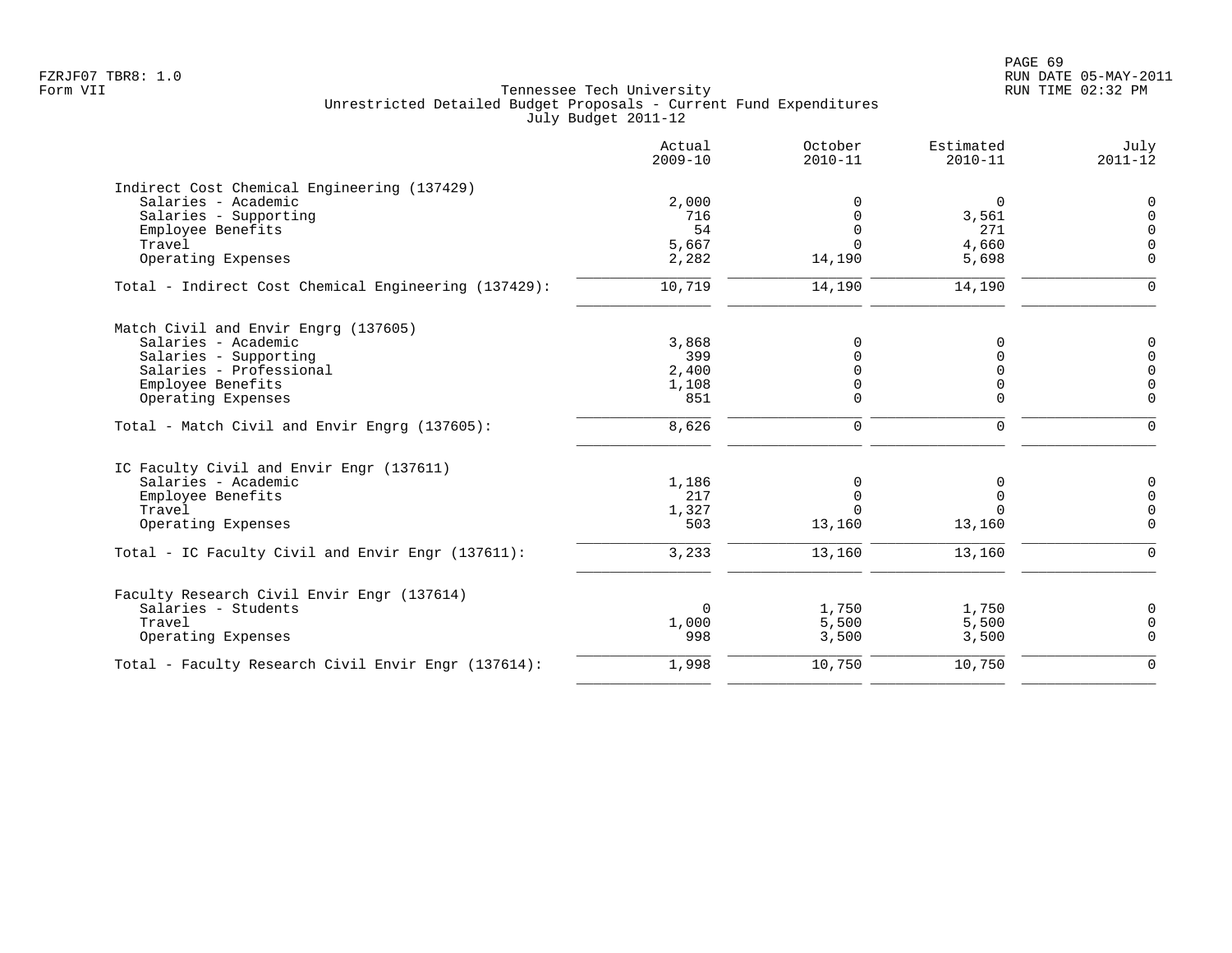Tennessee Tech University
Unrestricted Detailed Budget Proposals - Current Fund Expenditures
July Budget 2011-12

| | Actual 2009-10 | October 2010-11 | Estimated 2010-11 | July 2011-12 |
|---|---|---|---|---|
| **Indirect Cost Chemical Engineering (137429)** | | | | |
| Salaries - Academic | 2,000 | 0 | 0 | 0 |
| Salaries - Supporting | 716 | 0 | 3,561 | 0 |
| Employee Benefits | 54 | 0 | 271 | 0 |
| Travel | 5,667 | 0 | 4,660 | 0 |
| Operating Expenses | 2,282 | 14,190 | 5,698 | 0 |
| Total - Indirect Cost Chemical Engineering (137429): | 10,719 | 14,190 | 14,190 | 0 |
| **Match Civil and Envir Engrg (137605)** | | | | |
| Salaries - Academic | 3,868 | 0 | 0 | 0 |
| Salaries - Supporting | 399 | 0 | 0 | 0 |
| Salaries - Professional | 2,400 | 0 | 0 | 0 |
| Employee Benefits | 1,108 | 0 | 0 | 0 |
| Operating Expenses | 851 | 0 | 0 | 0 |
| Total - Match Civil and Envir Engrg (137605): | 8,626 | 0 | 0 | 0 |
| **IC Faculty Civil and Envir Engr (137611)** | | | | |
| Salaries - Academic | 1,186 | 0 | 0 | 0 |
| Employee Benefits | 217 | 0 | 0 | 0 |
| Travel | 1,327 | 0 | 0 | 0 |
| Operating Expenses | 503 | 13,160 | 13,160 | 0 |
| Total - IC Faculty Civil and Envir Engr (137611): | 3,233 | 13,160 | 13,160 | 0 |
| **Faculty Research Civil Envir Engr (137614)** | | | | |
| Salaries - Students | 0 | 1,750 | 1,750 | 0 |
| Travel | 1,000 | 5,500 | 5,500 | 0 |
| Operating Expenses | 998 | 3,500 | 3,500 | 0 |
| Total - Faculty Research Civil Envir Engr (137614): | 1,998 | 10,750 | 10,750 | 0 |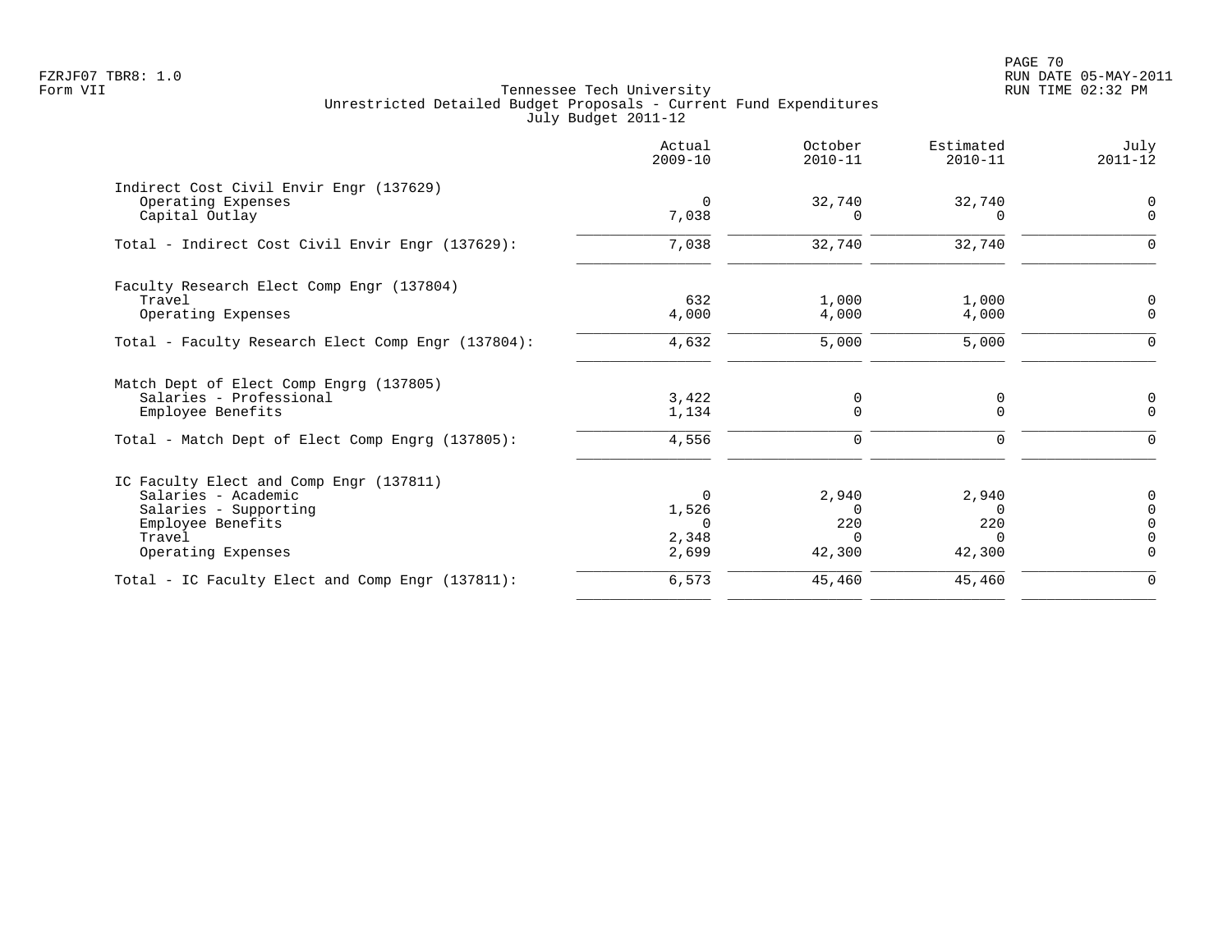Tennessee Tech University
Unrestricted Detailed Budget Proposals - Current Fund Expenditures
July Budget 2011-12

Form VII

| | Actual 2009-10 | October 2010-11 | Estimated 2010-11 | July 2011-12 |
|---|---|---|---|---|
| **Indirect Cost Civil Envir Engr (137629)** | | | | |
| Operating Expenses | 0 | 32,740 | 32,740 | 0 |
| Capital Outlay | 7,038 | 0 | 0 | 0 |
| Total - Indirect Cost Civil Envir Engr (137629): | 7,038 | 32,740 | 32,740 | 0 |
| **Faculty Research Elect Comp Engr (137804)** | | | | |
| Travel | 632 | 1,000 | 1,000 | 0 |
| Operating Expenses | 4,000 | 4,000 | 4,000 | 0 |
| Total - Faculty Research Elect Comp Engr (137804): | 4,632 | 5,000 | 5,000 | 0 |
| **Match Dept of Elect Comp Engrg (137805)** | | | | |
| Salaries - Professional | 3,422 | 0 | 0 | 0 |
| Employee Benefits | 1,134 | 0 | 0 | 0 |
| Total - Match Dept of Elect Comp Engrg (137805): | 4,556 | 0 | 0 | 0 |
| **IC Faculty Elect and Comp Engr (137811)** | | | | |
| Salaries - Academic | 0 | 2,940 | 2,940 | 0 |
| Salaries - Supporting | 1,526 | 0 | 0 | 0 |
| Employee Benefits | 0 | 220 | 220 | 0 |
| Travel | 2,348 | 0 | 0 | 0 |
| Operating Expenses | 2,699 | 42,300 | 42,300 | 0 |
| Total - IC Faculty Elect and Comp Engr (137811): | 6,573 | 45,460 | 45,460 | 0 |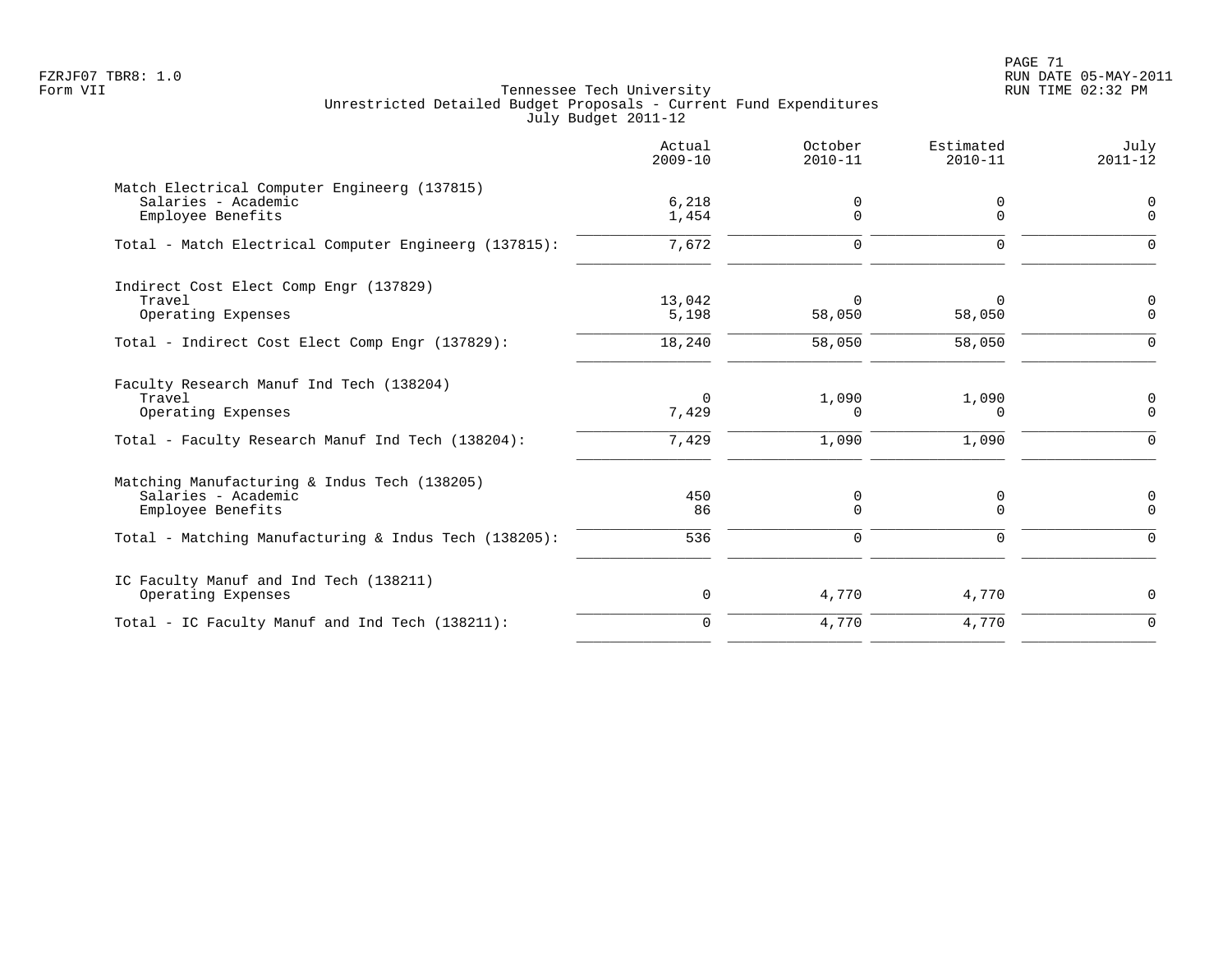Tennessee Tech University
Unrestricted Detailed Budget Proposals - Current Fund Expenditures
July Budget 2011-12

Form VII

| | Actual 2009-10 | October 2010-11 | Estimated 2010-11 | July 2011-12 |
|---|---|---|---|---|
| **Match Electrical Computer Engineerg (137815)** | | | | |
| Salaries - Academic | 6,218 | 0 | 0 | 0 |
| Employee Benefits | 1,454 | 0 | 0 | 0 |
| Total - Match Electrical Computer Engineerg (137815): | 7,672 | 0 | 0 | 0 |
| **Indirect Cost Elect Comp Engr (137829)** | | | | |
| Travel | 13,042 | 0 | 0 | 0 |
| Operating Expenses | 5,198 | 58,050 | 58,050 | 0 |
| Total - Indirect Cost Elect Comp Engr (137829): | 18,240 | 58,050 | 58,050 | 0 |
| **Faculty Research Manuf Ind Tech (138204)** | | | | |
| Travel | 0 | 1,090 | 1,090 | 0 |
| Operating Expenses | 7,429 | 0 | 0 | 0 |
| Total - Faculty Research Manuf Ind Tech (138204): | 7,429 | 1,090 | 1,090 | 0 |
| **Matching Manufacturing & Indus Tech (138205)** | | | | |
| Salaries - Academic | 450 | 0 | 0 | 0 |
| Employee Benefits | 86 | 0 | 0 | 0 |
| Total - Matching Manufacturing & Indus Tech (138205): | 536 | 0 | 0 | 0 |
| **IC Faculty Manuf and Ind Tech (138211)** | | | | |
| Operating Expenses | 0 | 4,770 | 4,770 | 0 |
| Total - IC Faculty Manuf and Ind Tech (138211): | 0 | 4,770 | 4,770 | 0 |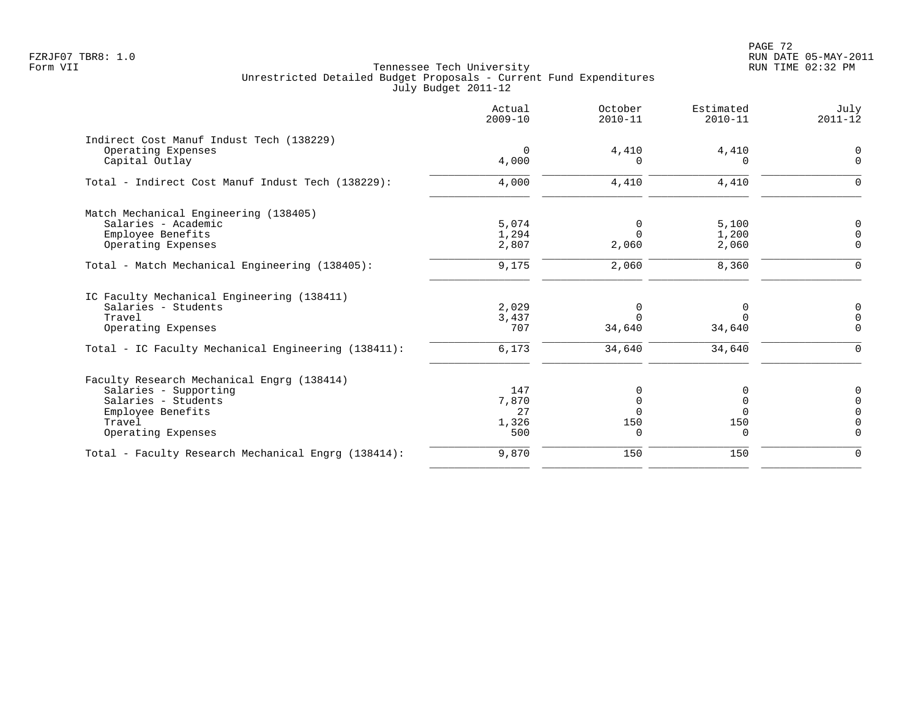FZRJF07 TBR8: 1.0
Form VII

Tennessee Tech University
Unrestricted Detailed Budget Proposals - Current Fund Expenditures
July Budget 2011-12

RUN DATE 05-MAY-2011
RUN TIME 02:32 PM

| | Actual 2009-10 | October 2010-11 | Estimated 2010-11 | July 2011-12 |
|---|---|---|---|---|
| **Indirect Cost Manuf Indust Tech (138229)** | | | | |
| Operating Expenses | 0 | 4,410 | 4,410 | 0 |
| Capital Outlay | 4,000 | 0 | 0 | 0 |
| Total - Indirect Cost Manuf Indust Tech (138229): | 4,000 | 4,410 | 4,410 | 0 |
| **Match Mechanical Engineering (138405)** | | | | |
| Salaries - Academic | 5,074 | 0 | 5,100 | 0 |
| Employee Benefits | 1,294 | 0 | 1,200 | 0 |
| Operating Expenses | 2,807 | 2,060 | 2,060 | 0 |
| Total - Match Mechanical Engineering (138405): | 9,175 | 2,060 | 8,360 | 0 |
| **IC Faculty Mechanical Engineering (138411)** | | | | |
| Salaries - Students | 2,029 | 0 | 0 | 0 |
| Travel | 3,437 | 0 | 0 | 0 |
| Operating Expenses | 707 | 34,640 | 34,640 | 0 |
| Total - IC Faculty Mechanical Engineering (138411): | 6,173 | 34,640 | 34,640 | 0 |
| **Faculty Research Mechanical Engrg (138414)** | | | | |
| Salaries - Supporting | 147 | 0 | 0 | 0 |
| Salaries - Students | 7,870 | 0 | 0 | 0 |
| Employee Benefits | 27 | 0 | 0 | 0 |
| Travel | 1,326 | 150 | 150 | 0 |
| Operating Expenses | 500 | 0 | 0 | 0 |
| Total - Faculty Research Mechanical Engrg (138414): | 9,870 | 150 | 150 | 0 |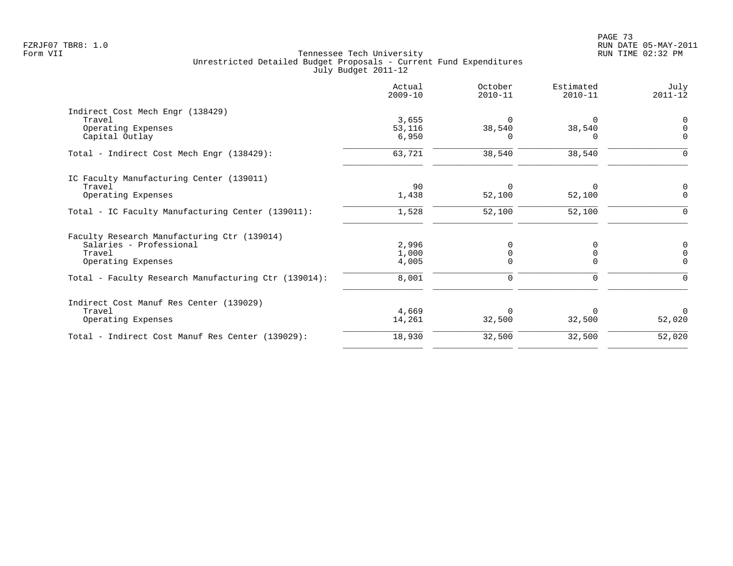FZRJF07 TBR8: 1.0
Form VII

Tennessee Tech University
Unrestricted Detailed Budget Proposals - Current Fund Expenditures
July Budget 2011-12

RUN DATE 05-MAY-2011
RUN TIME 02:32 PM

| | Actual 2009-10 | October 2010-11 | Estimated 2010-11 | July 2011-12 |
|---|---|---|---|---|
| Indirect Cost Mech Engr (138429) | | | | |
| Travel | 3,655 | 0 | 0 | 0 |
| Operating Expenses | 53,116 | 38,540 | 38,540 | 0 |
| Capital Outlay | 6,950 | 0 | 0 | 0 |
| Total - Indirect Cost Mech Engr (138429): | 63,721 | 38,540 | 38,540 | 0 |
| IC Faculty Manufacturing Center (139011) | | | | |
| Travel | 90 | 0 | 0 | 0 |
| Operating Expenses | 1,438 | 52,100 | 52,100 | 0 |
| Total - IC Faculty Manufacturing Center (139011): | 1,528 | 52,100 | 52,100 | 0 |
| Faculty Research Manufacturing Ctr (139014) | | | | |
| Salaries - Professional | 2,996 | 0 | 0 | 0 |
| Travel | 1,000 | 0 | 0 | 0 |
| Operating Expenses | 4,005 | 0 | 0 | 0 |
| Total - Faculty Research Manufacturing Ctr (139014): | 8,001 | 0 | 0 | 0 |
| Indirect Cost Manuf Res Center (139029) | | | | |
| Travel | 4,669 | 0 | 0 | 0 |
| Operating Expenses | 14,261 | 32,500 | 32,500 | 52,020 |
| Total - Indirect Cost Manuf Res Center (139029): | 18,930 | 32,500 | 32,500 | 52,020 |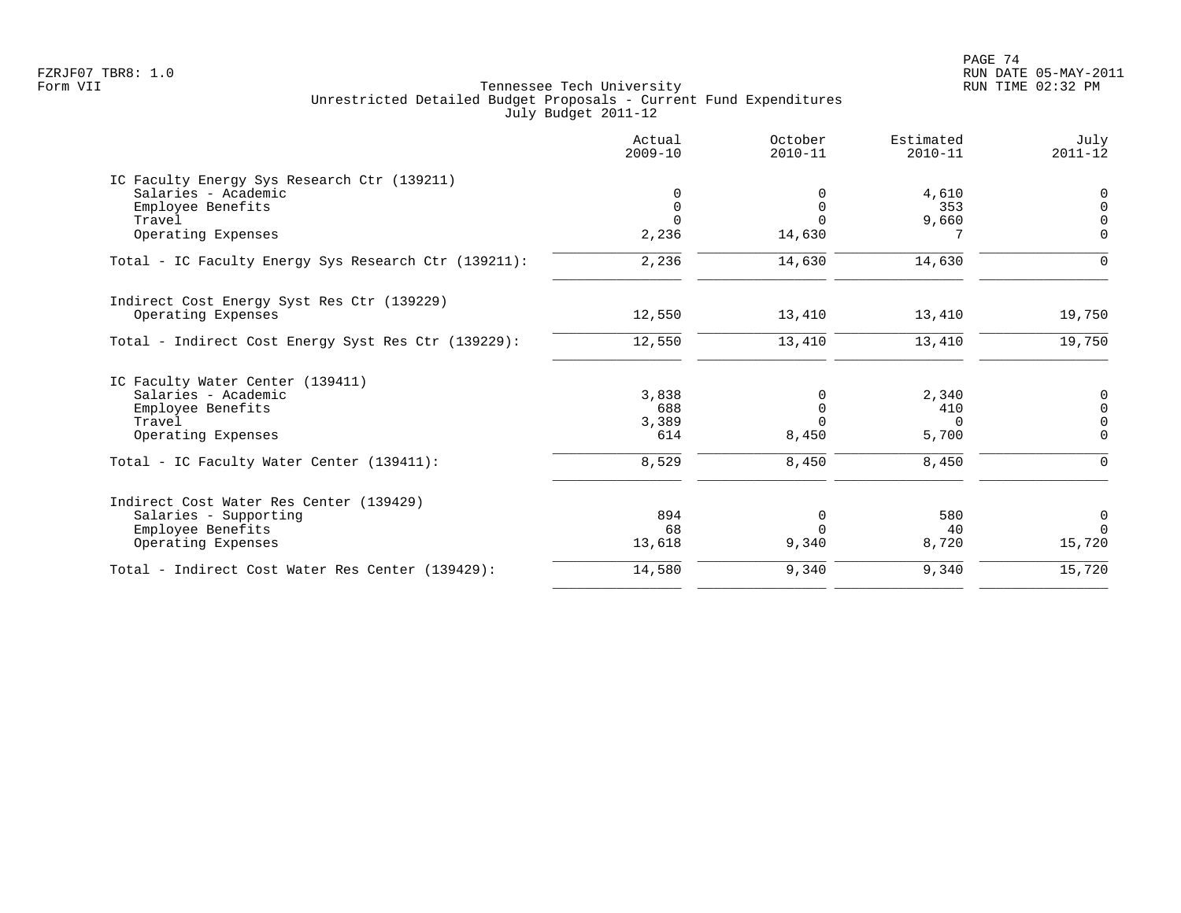FZRJF07 TBR8: 1.0
Form VII

Tennessee Tech University
Unrestricted Detailed Budget Proposals - Current Fund Expenditures
July Budget 2011-12

RUN DATE 05-MAY-2011
RUN TIME 02:32 PM

| | Actual 2009-10 | October 2010-11 | Estimated 2010-11 | July 2011-12 |
|---|---|---|---|---|
| **IC Faculty Energy Sys Research Ctr (139211)** | | | | |
| Salaries - Academic | 0 | 0 | 4,610 | 0 |
| Employee Benefits | 0 | 0 | 353 | 0 |
| Travel | 0 | 0 | 9,660 | 0 |
| Operating Expenses | 2,236 | 14,630 | 7 | 0 |
| Total - IC Faculty Energy Sys Research Ctr (139211): | 2,236 | 14,630 | 14,630 | 0 |
| **Indirect Cost Energy Syst Res Ctr (139229)** | | | | |
| Operating Expenses | 12,550 | 13,410 | 13,410 | 19,750 |
| Total - Indirect Cost Energy Syst Res Ctr (139229): | 12,550 | 13,410 | 13,410 | 19,750 |
| **IC Faculty Water Center (139411)** | | | | |
| Salaries - Academic | 3,838 | 0 | 2,340 | 0 |
| Employee Benefits | 688 | 0 | 410 | 0 |
| Travel | 3,389 | 0 | 0 | 0 |
| Operating Expenses | 614 | 8,450 | 5,700 | 0 |
| Total - IC Faculty Water Center (139411): | 8,529 | 8,450 | 8,450 | 0 |
| **Indirect Cost Water Res Center (139429)** | | | | |
| Salaries - Supporting | 894 | 0 | 580 | 0 |
| Employee Benefits | 68 | 0 | 40 | 0 |
| Operating Expenses | 13,618 | 9,340 | 8,720 | 15,720 |
| Total - Indirect Cost Water Res Center (139429): | 14,580 | 9,340 | 9,340 | 15,720 |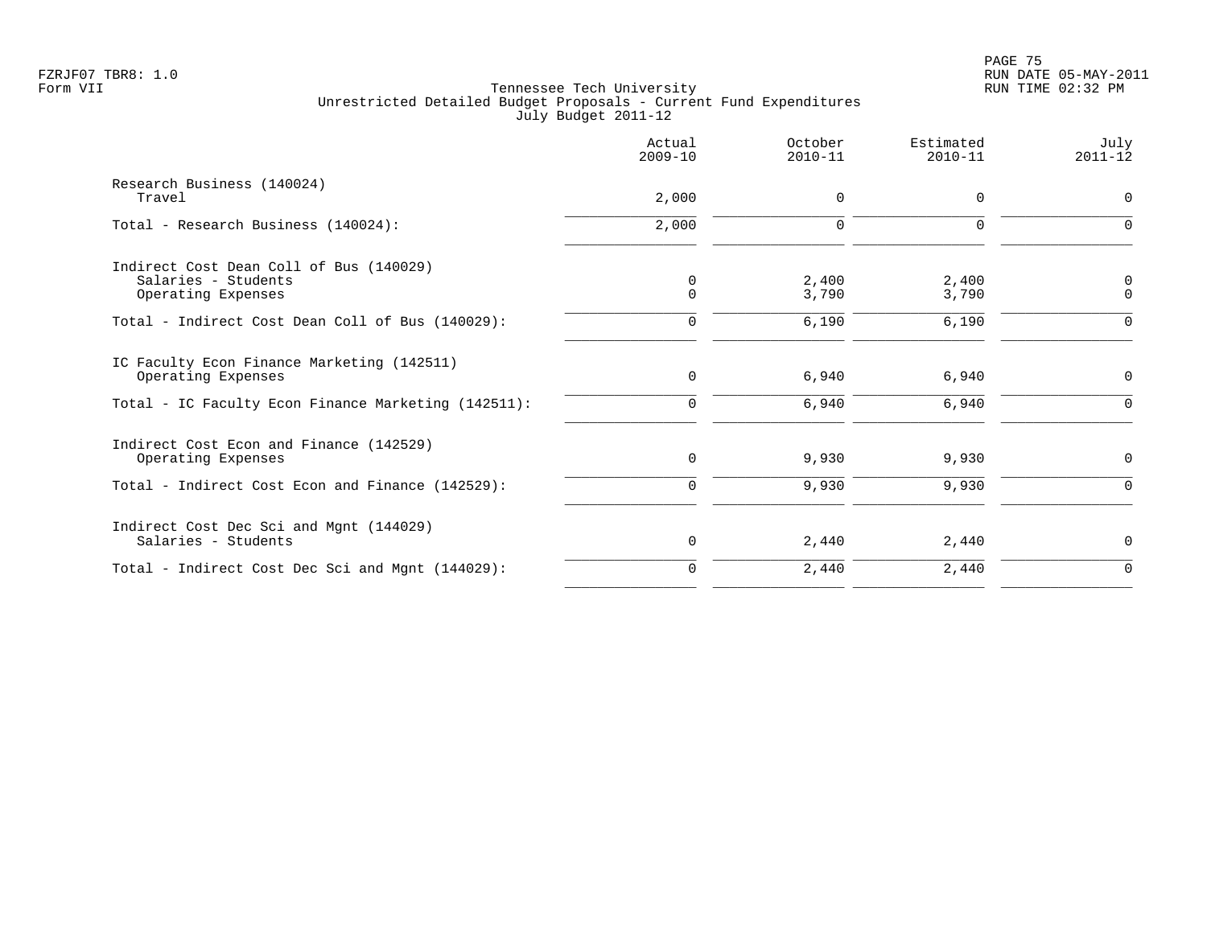Tennessee Tech University
Unrestricted Detailed Budget Proposals - Current Fund Expenditures
July Budget 2011-12

| | Actual 2009-10 | October 2010-11 | Estimated 2010-11 | July 2011-12 |
|---|---|---|---|---|
| **Research Business (140024)** | | | | |
| Travel | 2,000 | 0 | 0 | 0 |
| Total - Research Business (140024): | 2,000 | 0 | 0 | 0 |
| **Indirect Cost Dean Coll of Bus (140029)** | | | | |
| Salaries - Students | 0 | 2,400 | 2,400 | 0 |
| Operating Expenses | 0 | 3,790 | 3,790 | 0 |
| Total - Indirect Cost Dean Coll of Bus (140029): | 0 | 6,190 | 6,190 | 0 |
| **IC Faculty Econ Finance Marketing (142511)** | | | | |
| Operating Expenses | 0 | 6,940 | 6,940 | 0 |
| Total - IC Faculty Econ Finance Marketing (142511): | 0 | 6,940 | 6,940 | 0 |
| **Indirect Cost Econ and Finance (142529)** | | | | |
| Operating Expenses | 0 | 9,930 | 9,930 | 0 |
| Total - Indirect Cost Econ and Finance (142529): | 0 | 9,930 | 9,930 | 0 |
| **Indirect Cost Dec Sci and Mgnt (144029)** | | | | |
| Salaries - Students | 0 | 2,440 | 2,440 | 0 |
| Total - Indirect Cost Dec Sci and Mgnt (144029): | 0 | 2,440 | 2,440 | 0 |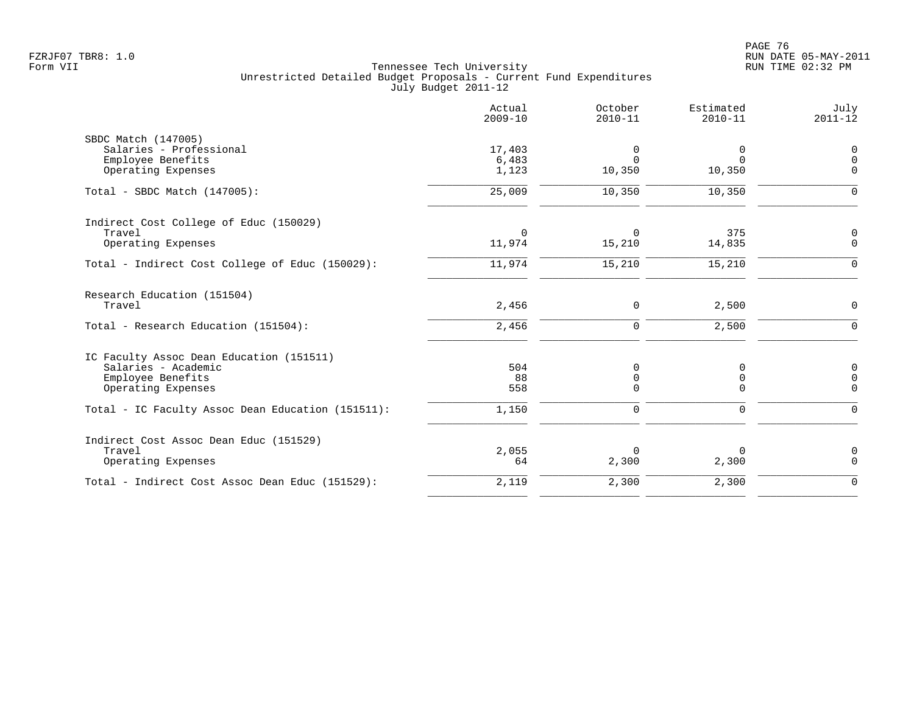Tennessee Tech University
Unrestricted Detailed Budget Proposals - Current Fund Expenditures
July Budget 2011-12

FZRJF07 TBR8: 1.0
Form VII

RUN DATE 05-MAY-2011
RUN TIME 02:32 PM

| | Actual 2009-10 | October 2010-11 | Estimated 2010-11 | July 2011-12 |
|---|---|---|---|---|
| **SBDC Match (147005)** | | | | |
| Salaries - Professional | 17,403 | 0 | 0 | 0 |
| Employee Benefits | 6,483 | 0 | 0 | 0 |
| Operating Expenses | 1,123 | 10,350 | 10,350 | 0 |
| Total - SBDC Match (147005): | 25,009 | 10,350 | 10,350 | 0 |
| **Indirect Cost College of Educ (150029)** | | | | |
| Travel | 0 | 0 | 375 | 0 |
| Operating Expenses | 11,974 | 15,210 | 14,835 | 0 |
| Total - Indirect Cost College of Educ (150029): | 11,974 | 15,210 | 15,210 | 0 |
| **Research Education (151504)** | | | | |
| Travel | 2,456 | 0 | 2,500 | 0 |
| Total - Research Education (151504): | 2,456 | 0 | 2,500 | 0 |
| **IC Faculty Assoc Dean Education (151511)** | | | | |
| Salaries - Academic | 504 | 0 | 0 | 0 |
| Employee Benefits | 88 | 0 | 0 | 0 |
| Operating Expenses | 558 | 0 | 0 | 0 |
| Total - IC Faculty Assoc Dean Education (151511): | 1,150 | 0 | 0 | 0 |
| **Indirect Cost Assoc Dean Educ (151529)** | | | | |
| Travel | 2,055 | 0 | 0 | 0 |
| Operating Expenses | 64 | 2,300 | 2,300 | 0 |
| Total - Indirect Cost Assoc Dean Educ (151529): | 2,119 | 2,300 | 2,300 | 0 |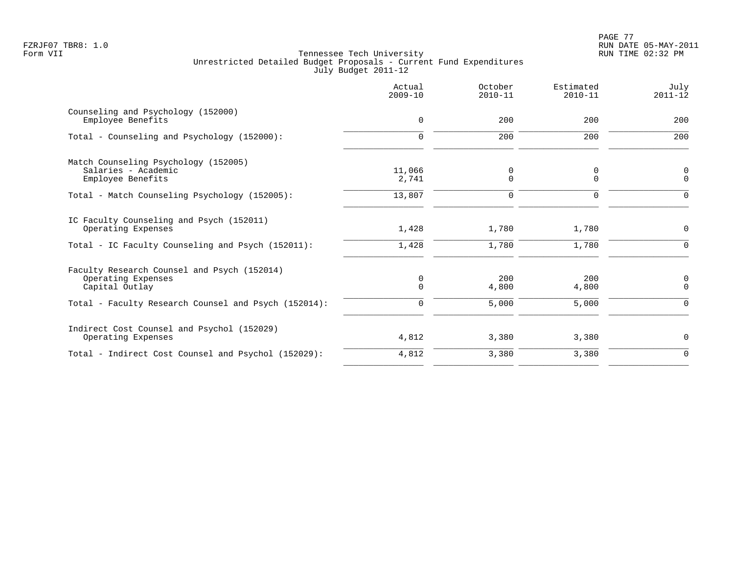Tennessee Tech University
Unrestricted Detailed Budget Proposals - Current Fund Expenditures
July Budget 2011-12

| | Actual 2009-10 | October 2010-11 | Estimated 2010-11 | July 2011-12 |
|---|---|---|---|---|
| **Counseling and Psychology (152000)** | | | | |
| Employee Benefits | 0 | 200 | 200 | 200 |
| Total - Counseling and Psychology (152000): | 0 | 200 | 200 | 200 |
| **Match Counseling Psychology (152005)** | | | | |
| Salaries - Academic | 11,066 | 0 | 0 | 0 |
| Employee Benefits | 2,741 | 0 | 0 | 0 |
| Total - Match Counseling Psychology (152005): | 13,807 | 0 | 0 | 0 |
| **IC Faculty Counseling and Psych (152011)** | | | | |
| Operating Expenses | 1,428 | 1,780 | 1,780 | 0 |
| Total - IC Faculty Counseling and Psych (152011): | 1,428 | 1,780 | 1,780 | 0 |
| **Faculty Research Counsel and Psych (152014)** | | | | |
| Operating Expenses | 0 | 200 | 200 | 0 |
| Capital Outlay | 0 | 4,800 | 4,800 | 0 |
| Total - Faculty Research Counsel and Psych (152014): | 0 | 5,000 | 5,000 | 0 |
| **Indirect Cost Counsel and Psychol (152029)** | | | | |
| Operating Expenses | 4,812 | 3,380 | 3,380 | 0 |
| Total - Indirect Cost Counsel and Psychol (152029): | 4,812 | 3,380 | 3,380 | 0 |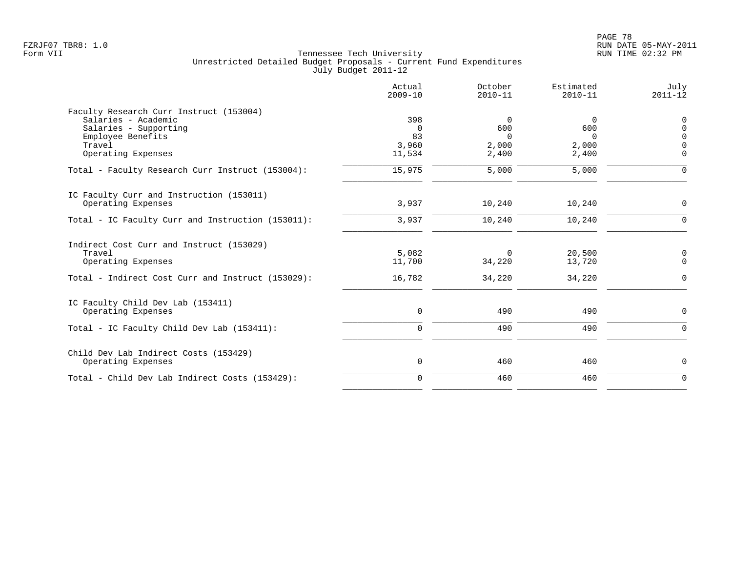FZRJF07 TBR8: 1.0
Form VII

# Tennessee Tech University
## Unrestricted Detailed Budget Proposals - Current Fund Expenditures
### July Budget 2011-12

RUN DATE 05-MAY-2011
RUN TIME 02:32 PM

| | Actual 2009-10 | October 2010-11 | Estimated 2010-11 | July 2011-12 |
|---|---|---|---|---|
| **Faculty Research Curr Instruct (153004)** | | | | |
| Salaries - Academic | 398 | 0 | 0 | 0 |
| Salaries - Supporting | 0 | 600 | 600 | 0 |
| Employee Benefits | 83 | 0 | 0 | 0 |
| Travel | 3,960 | 2,000 | 2,000 | 0 |
| Operating Expenses | 11,534 | 2,400 | 2,400 | 0 |
| Total - Faculty Research Curr Instruct (153004): | 15,975 | 5,000 | 5,000 | 0 |
| **IC Faculty Curr and Instruction (153011)** | | | | |
| Operating Expenses | 3,937 | 10,240 | 10,240 | 0 |
| Total - IC Faculty Curr and Instruction (153011): | 3,937 | 10,240 | 10,240 | 0 |
| **Indirect Cost Curr and Instruct (153029)** | | | | |
| Travel | 5,082 | 0 | 20,500 | 0 |
| Operating Expenses | 11,700 | 34,220 | 13,720 | 0 |
| Total - Indirect Cost Curr and Instruct (153029): | 16,782 | 34,220 | 34,220 | 0 |
| **IC Faculty Child Dev Lab (153411)** | | | | |
| Operating Expenses | 0 | 490 | 490 | 0 |
| Total - IC Faculty Child Dev Lab (153411): | 0 | 490 | 490 | 0 |
| **Child Dev Lab Indirect Costs (153429)** | | | | |
| Operating Expenses | 0 | 460 | 460 | 0 |
| Total - Child Dev Lab Indirect Costs (153429): | 0 | 460 | 460 | 0 |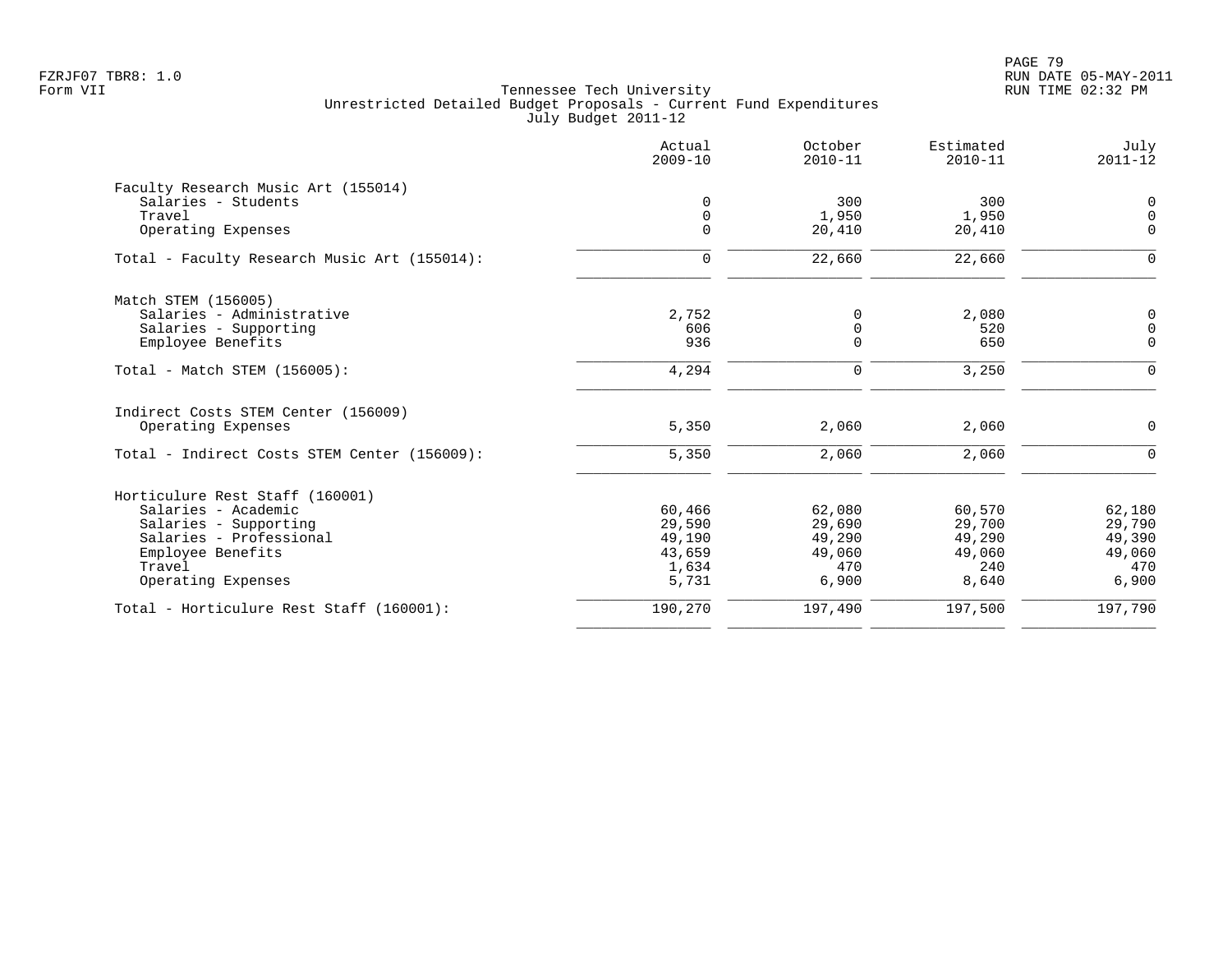FZRJF07 TBR8: 1.0
Form VII

Tennessee Tech University
Unrestricted Detailed Budget Proposals - Current Fund Expenditures
July Budget 2011-12

RUN DATE 05-MAY-2011
RUN TIME 02:32 PM

| | Actual 2009-10 | October 2010-11 | Estimated 2010-11 | July 2011-12 |
|---|---|---|---|---|
| **Faculty Research Music Art (155014)** | | | | |
| Salaries - Students | 0 | 300 | 300 | 0 |
| Travel | 0 | 1,950 | 1,950 | 0 |
| Operating Expenses | 0 | 20,410 | 20,410 | 0 |
| Total - Faculty Research Music Art (155014): | 0 | 22,660 | 22,660 | 0 |
| **Match STEM (156005)** | | | | |
| Salaries - Administrative | 2,752 | 0 | 2,080 | 0 |
| Salaries - Supporting | 606 | 0 | 520 | 0 |
| Employee Benefits | 936 | 0 | 650 | 0 |
| Total - Match STEM (156005): | 4,294 | 0 | 3,250 | 0 |
| **Indirect Costs STEM Center (156009)** | | | | |
| Operating Expenses | 5,350 | 2,060 | 2,060 | 0 |
| Total - Indirect Costs STEM Center (156009): | 5,350 | 2,060 | 2,060 | 0 |
| **Horticulure Rest Staff (160001)** | | | | |
| Salaries - Academic | 60,466 | 62,080 | 60,570 | 62,180 |
| Salaries - Supporting | 29,590 | 29,690 | 29,700 | 29,790 |
| Salaries - Professional | 49,190 | 49,290 | 49,290 | 49,390 |
| Employee Benefits | 43,659 | 49,060 | 49,060 | 49,060 |
| Travel | 1,634 | 470 | 240 | 470 |
| Operating Expenses | 5,731 | 6,900 | 8,640 | 6,900 |
| Total - Horticulure Rest Staff (160001): | 190,270 | 197,490 | 197,500 | 197,790 |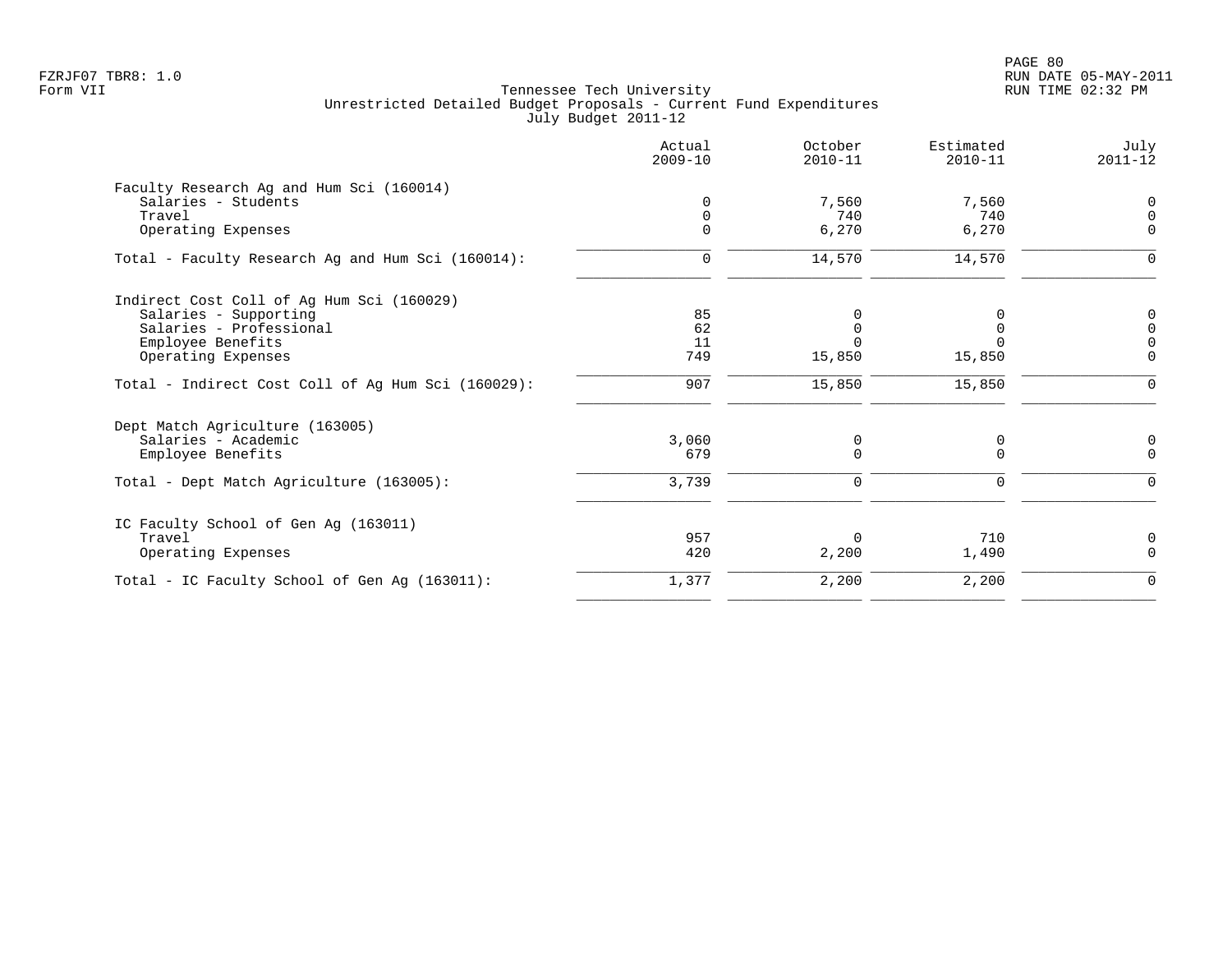FZRJF07 TBR8: 1.0
Form VII

Tennessee Tech University
Unrestricted Detailed Budget Proposals - Current Fund Expenditures
July Budget 2011-12

RUN DATE 05-MAY-2011
RUN TIME 02:32 PM

| | Actual 2009-10 | October 2010-11 | Estimated 2010-11 | July 2011-12 |
|---|---|---|---|---|
| **Faculty Research Ag and Hum Sci (160014)** | | | | |
| Salaries - Students | 0 | 7,560 | 7,560 | 0 |
| Travel | 0 | 740 | 740 | 0 |
| Operating Expenses | 0 | 6,270 | 6,270 | 0 |
| Total - Faculty Research Ag and Hum Sci (160014): | 0 | 14,570 | 14,570 | 0 |
| **Indirect Cost Coll of Ag Hum Sci (160029)** | | | | |
| Salaries - Supporting | 85 | 0 | 0 | 0 |
| Salaries - Professional | 62 | 0 | 0 | 0 |
| Employee Benefits | 11 | 0 | 0 | 0 |
| Operating Expenses | 749 | 15,850 | 15,850 | 0 |
| Total - Indirect Cost Coll of Ag Hum Sci (160029): | 907 | 15,850 | 15,850 | 0 |
| **Dept Match Agriculture (163005)** | | | | |
| Salaries - Academic | 3,060 | 0 | 0 | 0 |
| Employee Benefits | 679 | 0 | 0 | 0 |
| Total - Dept Match Agriculture (163005): | 3,739 | 0 | 0 | 0 |
| **IC Faculty School of Gen Ag (163011)** | | | | |
| Travel | 957 | 0 | 710 | 0 |
| Operating Expenses | 420 | 2,200 | 1,490 | 0 |
| Total - IC Faculty School of Gen Ag (163011): | 1,377 | 2,200 | 2,200 | 0 |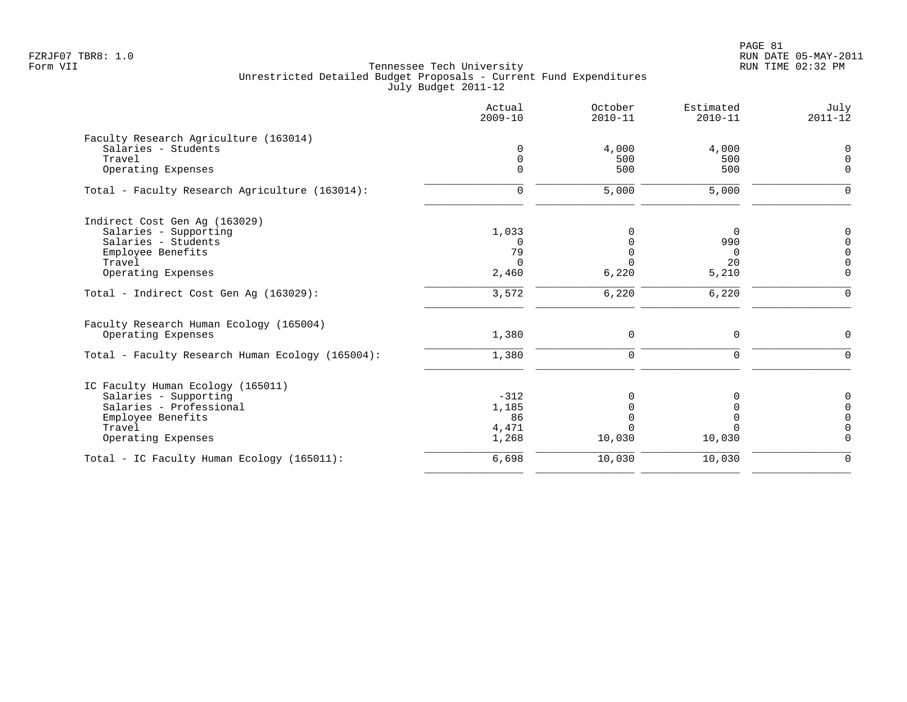FZRJF07 TBR8: 1.0
Form VII

Tennessee Tech University
Unrestricted Detailed Budget Proposals - Current Fund Expenditures
July Budget 2011-12

RUN DATE 05-MAY-2011
RUN TIME 02:32 PM

| | Actual 2009-10 | October 2010-11 | Estimated 2010-11 | July 2011-12 |
|---|---|---|---|---|
| Faculty Research Agriculture (163014) | | | | |
| Salaries - Students | 0 | 4,000 | 4,000 | 0 |
| Travel | 0 | 500 | 500 | 0 |
| Operating Expenses | 0 | 500 | 500 | 0 |
| Total - Faculty Research Agriculture (163014): | 0 | 5,000 | 5,000 | 0 |
| Indirect Cost Gen Ag (163029) | | | | |
| Salaries - Supporting | 1,033 | 0 | 0 | 0 |
| Salaries - Students | 0 | 0 | 990 | 0 |
| Employee Benefits | 79 | 0 | 0 | 0 |
| Travel | 0 | 0 | 20 | 0 |
| Operating Expenses | 2,460 | 6,220 | 5,210 | 0 |
| Total - Indirect Cost Gen Ag (163029): | 3,572 | 6,220 | 6,220 | 0 |
| Faculty Research Human Ecology (165004) | | | | |
| Operating Expenses | 1,380 | 0 | 0 | 0 |
| Total - Faculty Research Human Ecology (165004): | 1,380 | 0 | 0 | 0 |
| IC Faculty Human Ecology (165011) | | | | |
| Salaries - Supporting | -312 | 0 | 0 | 0 |
| Salaries - Professional | 1,185 | 0 | 0 | 0 |
| Employee Benefits | 86 | 0 | 0 | 0 |
| Travel | 4,471 | 0 | 0 | 0 |
| Operating Expenses | 1,268 | 10,030 | 10,030 | 0 |
| Total - IC Faculty Human Ecology (165011): | 6,698 | 10,030 | 10,030 | 0 |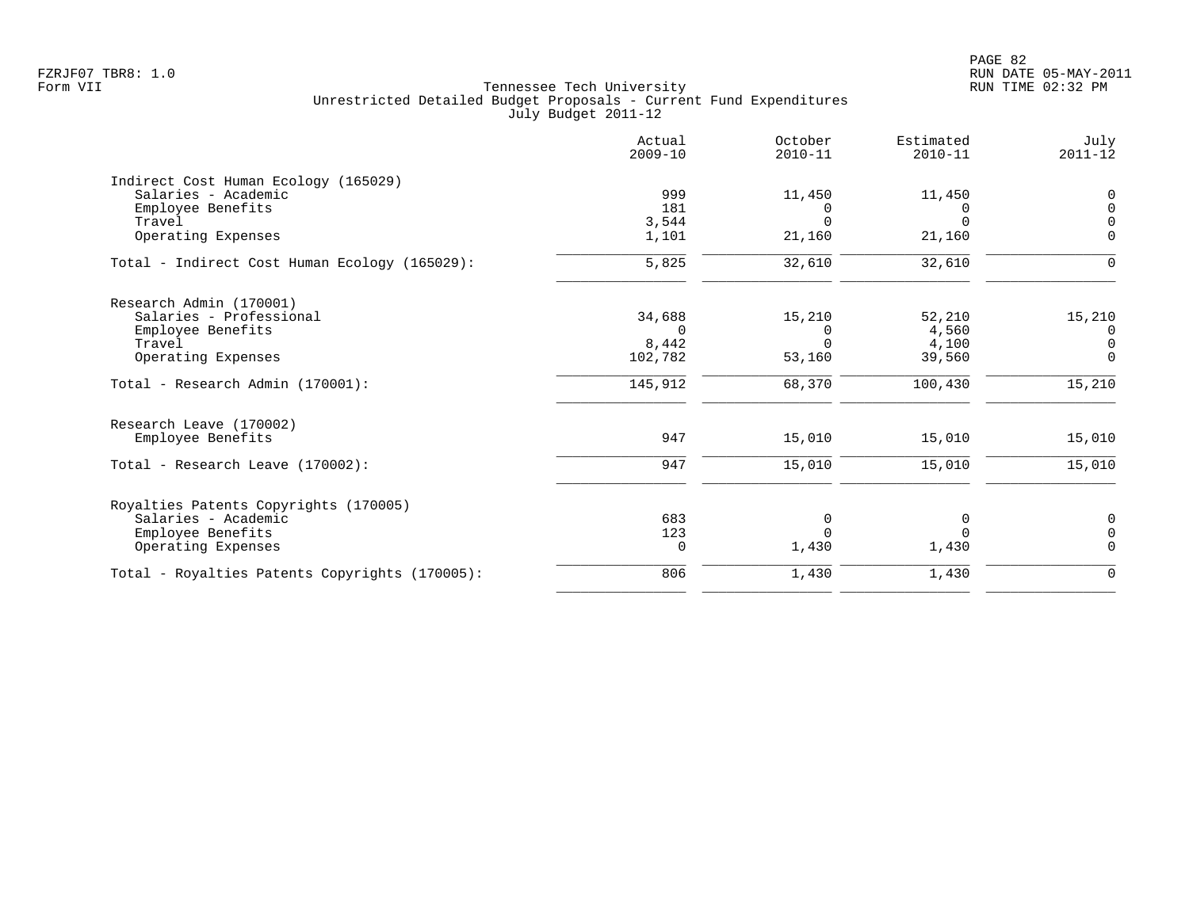Tennessee Tech University
Unrestricted Detailed Budget Proposals - Current Fund Expenditures
July Budget 2011-12

| | Actual 2009-10 | October 2010-11 | Estimated 2010-11 | July 2011-12 |
|---|---|---|---|---|
| **Indirect Cost Human Ecology (165029)** | | | | |
| Salaries - Academic | 999 | 11,450 | 11,450 | 0 |
| Employee Benefits | 181 | 0 | 0 | 0 |
| Travel | 3,544 | 0 | 0 | 0 |
| Operating Expenses | 1,101 | 21,160 | 21,160 | 0 |
| Total - Indirect Cost Human Ecology (165029): | 5,825 | 32,610 | 32,610 | 0 |
| **Research Admin (170001)** | | | | |
| Salaries - Professional | 34,688 | 15,210 | 52,210 | 15,210 |
| Employee Benefits | 0 | 0 | 4,560 | 0 |
| Travel | 8,442 | 0 | 4,100 | 0 |
| Operating Expenses | 102,782 | 53,160 | 39,560 | 0 |
| Total - Research Admin (170001): | 145,912 | 68,370 | 100,430 | 15,210 |
| **Research Leave (170002)** | | | | |
| Employee Benefits | 947 | 15,010 | 15,010 | 15,010 |
| Total - Research Leave (170002): | 947 | 15,010 | 15,010 | 15,010 |
| **Royalties Patents Copyrights (170005)** | | | | |
| Salaries - Academic | 683 | 0 | 0 | 0 |
| Employee Benefits | 123 | 0 | 0 | 0 |
| Operating Expenses | 0 | 1,430 | 1,430 | 0 |
| Total - Royalties Patents Copyrights (170005): | 806 | 1,430 | 1,430 | 0 |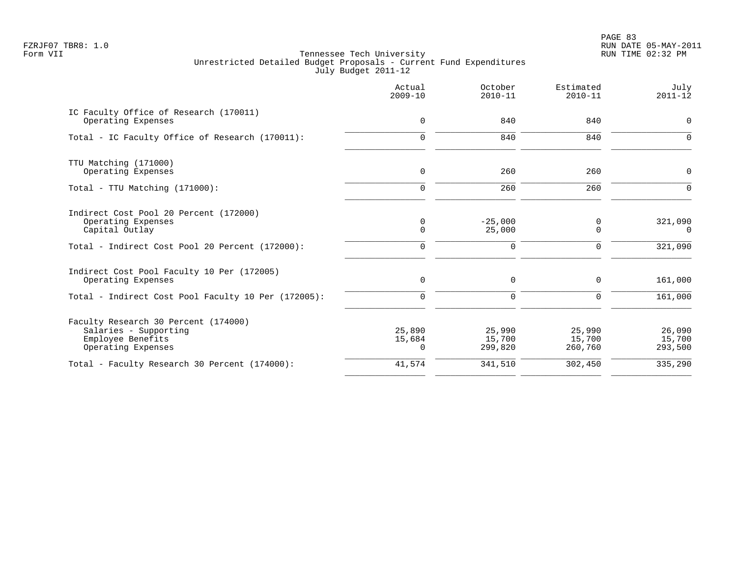FZRJF07 TBR8: 1.0
Form VII

Tennessee Tech University
Unrestricted Detailed Budget Proposals - Current Fund Expenditures
July Budget 2011-12

RUN DATE 05-MAY-2011
RUN TIME 02:32 PM

| | Actual 2009-10 | October 2010-11 | Estimated 2010-11 | July 2011-12 |
|---|---|---|---|---|
| IC Faculty Office of Research (170011) | | | | |
| Operating Expenses | 0 | 840 | 840 | 0 |
| Total - IC Faculty Office of Research (170011): | 0 | 840 | 840 | 0 |
| TTU Matching (171000) | | | | |
| Operating Expenses | 0 | 260 | 260 | 0 |
| Total - TTU Matching (171000): | 0 | 260 | 260 | 0 |
| Indirect Cost Pool 20 Percent (172000) | | | | |
| Operating Expenses | 0 | -25,000 | 0 | 321,090 |
| Capital Outlay | 0 | 25,000 | 0 | 0 |
| Total - Indirect Cost Pool 20 Percent (172000): | 0 | 0 | 0 | 321,090 |
| Indirect Cost Pool Faculty 10 Per (172005) | | | | |
| Operating Expenses | 0 | 0 | 0 | 161,000 |
| Total - Indirect Cost Pool Faculty 10 Per (172005): | 0 | 0 | 0 | 161,000 |
| Faculty Research 30 Percent (174000) | | | | |
| Salaries - Supporting | 25,890 | 25,990 | 25,990 | 26,090 |
| Employee Benefits | 15,684 | 15,700 | 15,700 | 15,700 |
| Operating Expenses | 0 | 299,820 | 260,760 | 293,500 |
| Total - Faculty Research 30 Percent (174000): | 41,574 | 341,510 | 302,450 | 335,290 |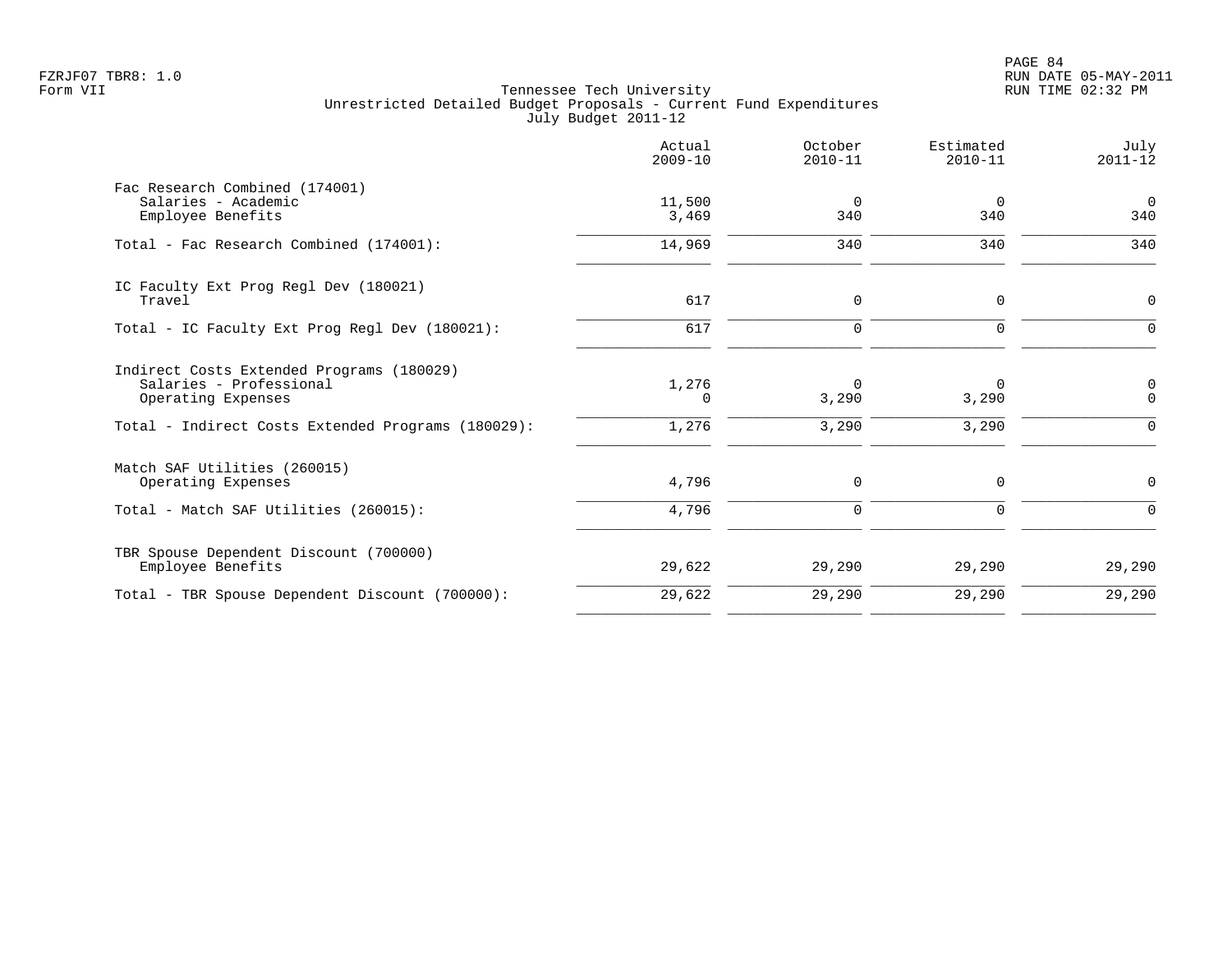FZRJF07 TBR8: 1.0
Form VII

Tennessee Tech University
Unrestricted Detailed Budget Proposals - Current Fund Expenditures
July Budget 2011-12

RUN DATE 05-MAY-2011
RUN TIME 02:32 PM

| | Actual 2009-10 | October 2010-11 | Estimated 2010-11 | July 2011-12 |
|---|---|---|---|---|
| Fac Research Combined (174001) | | | | |
| Salaries - Academic | 11,500 | 0 | 0 | 0 |
| Employee Benefits | 3,469 | 340 | 340 | 340 |
| Total - Fac Research Combined (174001): | 14,969 | 340 | 340 | 340 |
| IC Faculty Ext Prog Regl Dev (180021) | | | | |
| Travel | 617 | 0 | 0 | 0 |
| Total - IC Faculty Ext Prog Regl Dev (180021): | 617 | 0 | 0 | 0 |
| Indirect Costs Extended Programs (180029) | | | | |
| Salaries - Professional | 1,276 | 0 | 0 | 0 |
| Operating Expenses | 0 | 3,290 | 3,290 | 0 |
| Total - Indirect Costs Extended Programs (180029): | 1,276 | 3,290 | 3,290 | 0 |
| Match SAF Utilities (260015) | | | | |
| Operating Expenses | 4,796 | 0 | 0 | 0 |
| Total - Match SAF Utilities (260015): | 4,796 | 0 | 0 | 0 |
| TBR Spouse Dependent Discount (700000) | | | | |
| Employee Benefits | 29,622 | 29,290 | 29,290 | 29,290 |
| Total - TBR Spouse Dependent Discount (700000): | 29,622 | 29,290 | 29,290 | 29,290 |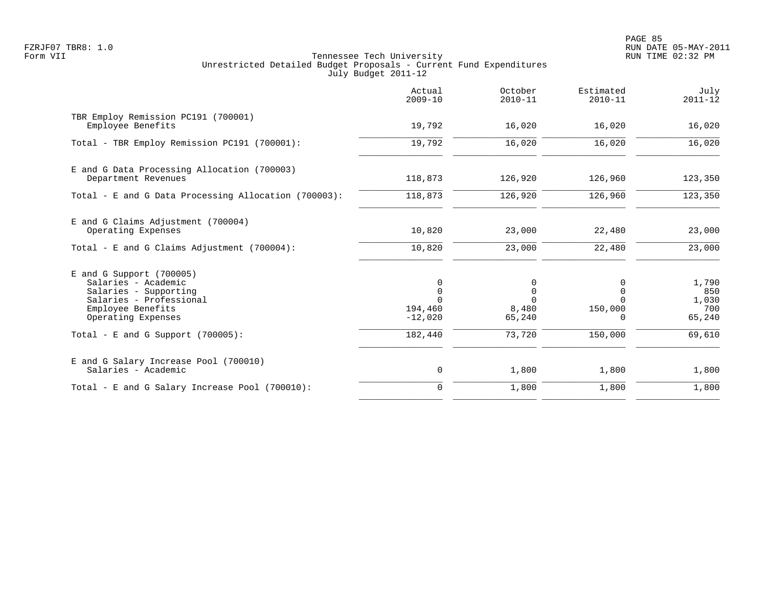FZRJF07 TBR8: 1.0
Form VII

# Tennessee Tech University
## Unrestricted Detailed Budget Proposals - Current Fund Expenditures
### July Budget 2011-12

| | Actual 2009-10 | October 2010-11 | Estimated 2010-11 | July 2011-12 |
|---|---|---|---|---|
| **TBR Employ Remission PC191 (700001)** | | | | |
| Employee Benefits | 19,792 | 16,020 | 16,020 | 16,020 |
| Total - TBR Employ Remission PC191 (700001): | 19,792 | 16,020 | 16,020 | 16,020 |
| **E and G Data Processing Allocation (700003)** | | | | |
| Department Revenues | 118,873 | 126,920 | 126,960 | 123,350 |
| Total - E and G Data Processing Allocation (700003): | 118,873 | 126,920 | 126,960 | 123,350 |
| **E and G Claims Adjustment (700004)** | | | | |
| Operating Expenses | 10,820 | 23,000 | 22,480 | 23,000 |
| Total - E and G Claims Adjustment (700004): | 10,820 | 23,000 | 22,480 | 23,000 |
| **E and G Support (700005)** | | | | |
| Salaries - Academic | 0 | 0 | 0 | 1,790 |
| Salaries - Supporting | 0 | 0 | 0 | 850 |
| Salaries - Professional | 0 | 0 | 0 | 1,030 |
| Employee Benefits | 194,460 | 8,480 | 150,000 | 700 |
| Operating Expenses | -12,020 | 65,240 | 0 | 65,240 |
| Total - E and G Support (700005): | 182,440 | 73,720 | 150,000 | 69,610 |
| **E and G Salary Increase Pool (700010)** | | | | |
| Salaries - Academic | 0 | 1,800 | 1,800 | 1,800 |
| Total - E and G Salary Increase Pool (700010): | 0 | 1,800 | 1,800 | 1,800 |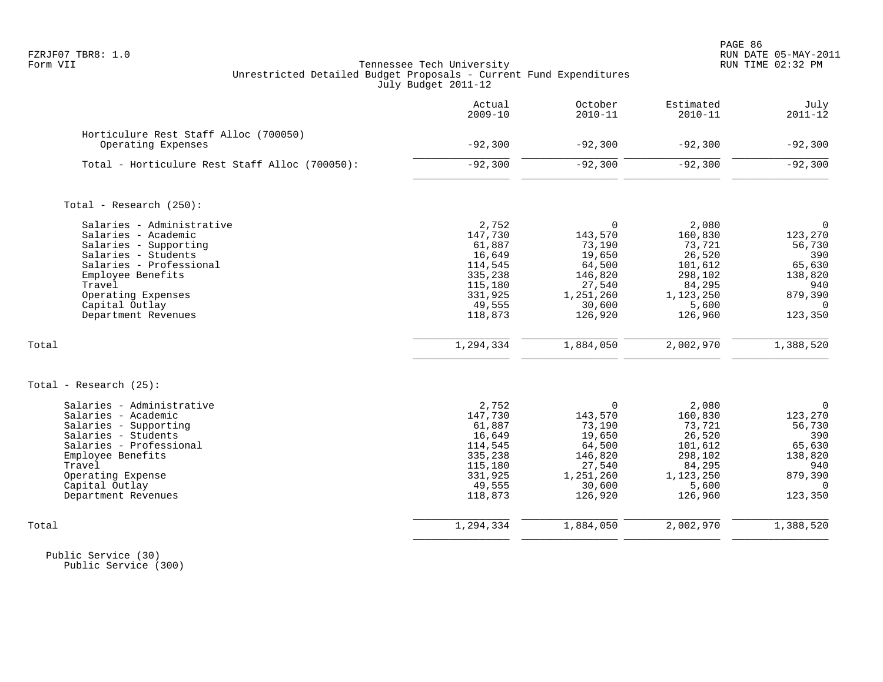Tennessee Tech University
Unrestricted Detailed Budget Proposals - Current Fund Expenditures
July Budget 2011-12

| | Actual 2009-10 | October 2010-11 | Estimated 2010-11 | July 2011-12 |
|---|---|---|---|---|
| Horticulure Rest Staff Alloc (700050) | | | | |
| Operating Expenses | -92,300 | -92,300 | -92,300 | -92,300 |
| Total - Horticulure Rest Staff Alloc (700050): | -92,300 | -92,300 | -92,300 | -92,300 |
| | | | | |
| Total - Research (250): | | | | |
| Salaries - Administrative | 2,752 | 0 | 2,080 | 0 |
| Salaries - Academic | 147,730 | 143,570 | 160,830 | 123,270 |
| Salaries - Supporting | 61,887 | 73,190 | 73,721 | 56,730 |
| Salaries - Students | 16,649 | 19,650 | 26,520 | 390 |
| Salaries - Professional | 114,545 | 64,500 | 101,612 | 65,630 |
| Employee Benefits | 335,238 | 146,820 | 298,102 | 138,820 |
| Travel | 115,180 | 27,540 | 84,295 | 940 |
| Operating Expenses | 331,925 | 1,251,260 | 1,123,250 | 879,390 |
| Capital Outlay | 49,555 | 30,600 | 5,600 | 0 |
| Department Revenues | 118,873 | 126,920 | 126,960 | 123,350 |
| Total | 1,294,334 | 1,884,050 | 2,002,970 | 1,388,520 |
| | | | | |
| Total - Research (25): | | | | |
| Salaries - Administrative | 2,752 | 0 | 2,080 | 0 |
| Salaries - Academic | 147,730 | 143,570 | 160,830 | 123,270 |
| Salaries - Supporting | 61,887 | 73,190 | 73,721 | 56,730 |
| Salaries - Students | 16,649 | 19,650 | 26,520 | 390 |
| Salaries - Professional | 114,545 | 64,500 | 101,612 | 65,630 |
| Employee Benefits | 335,238 | 146,820 | 298,102 | 138,820 |
| Travel | 115,180 | 27,540 | 84,295 | 940 |
| Operating Expense | 331,925 | 1,251,260 | 1,123,250 | 879,390 |
| Capital Outlay | 49,555 | 30,600 | 5,600 | 0 |
| Department Revenues | 118,873 | 126,920 | 126,960 | 123,350 |
| Total | 1,294,334 | 1,884,050 | 2,002,970 | 1,388,520 |

Public Service (30)
Public Service (300)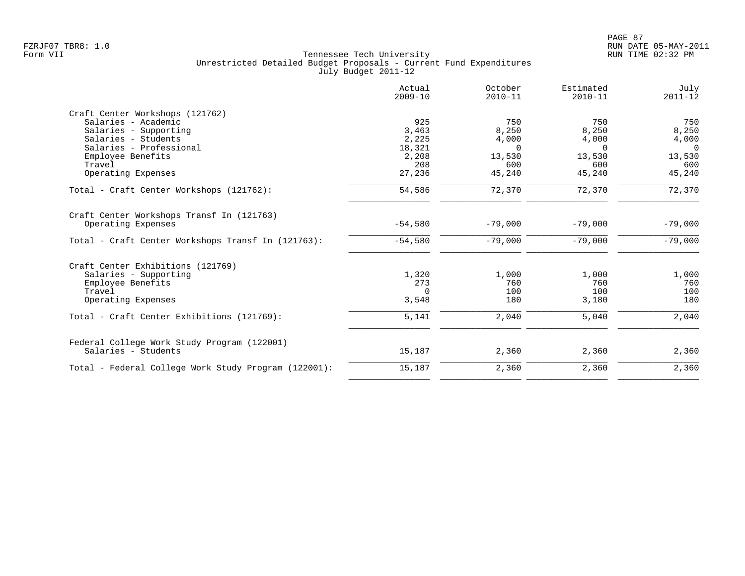Tennessee Tech University
Unrestricted Detailed Budget Proposals - Current Fund Expenditures
July Budget 2011-12

| | Actual 2009-10 | October 2010-11 | Estimated 2010-11 | July 2011-12 |
|---|---|---|---|---|
| **Craft Center Workshops (121762)** | | | | |
| Salaries - Academic | 925 | 750 | 750 | 750 |
| Salaries - Supporting | 3,463 | 8,250 | 8,250 | 8,250 |
| Salaries - Students | 2,225 | 4,000 | 4,000 | 4,000 |
| Salaries - Professional | 18,321 | 0 | 0 | 0 |
| Employee Benefits | 2,208 | 13,530 | 13,530 | 13,530 |
| Travel | 208 | 600 | 600 | 600 |
| Operating Expenses | 27,236 | 45,240 | 45,240 | 45,240 |
| Total - Craft Center Workshops (121762): | 54,586 | 72,370 | 72,370 | 72,370 |
| **Craft Center Workshops Transf In (121763)** | | | | |
| Operating Expenses | -54,580 | -79,000 | -79,000 | -79,000 |
| Total - Craft Center Workshops Transf In (121763): | -54,580 | -79,000 | -79,000 | -79,000 |
| **Craft Center Exhibitions (121769)** | | | | |
| Salaries - Supporting | 1,320 | 1,000 | 1,000 | 1,000 |
| Employee Benefits | 273 | 760 | 760 | 760 |
| Travel | 0 | 100 | 100 | 100 |
| Operating Expenses | 3,548 | 180 | 3,180 | 180 |
| Total - Craft Center Exhibitions (121769): | 5,141 | 2,040 | 5,040 | 2,040 |
| **Federal College Work Study Program (122001)** | | | | |
| Salaries - Students | 15,187 | 2,360 | 2,360 | 2,360 |
| Total - Federal College Work Study Program (122001): | 15,187 | 2,360 | 2,360 | 2,360 |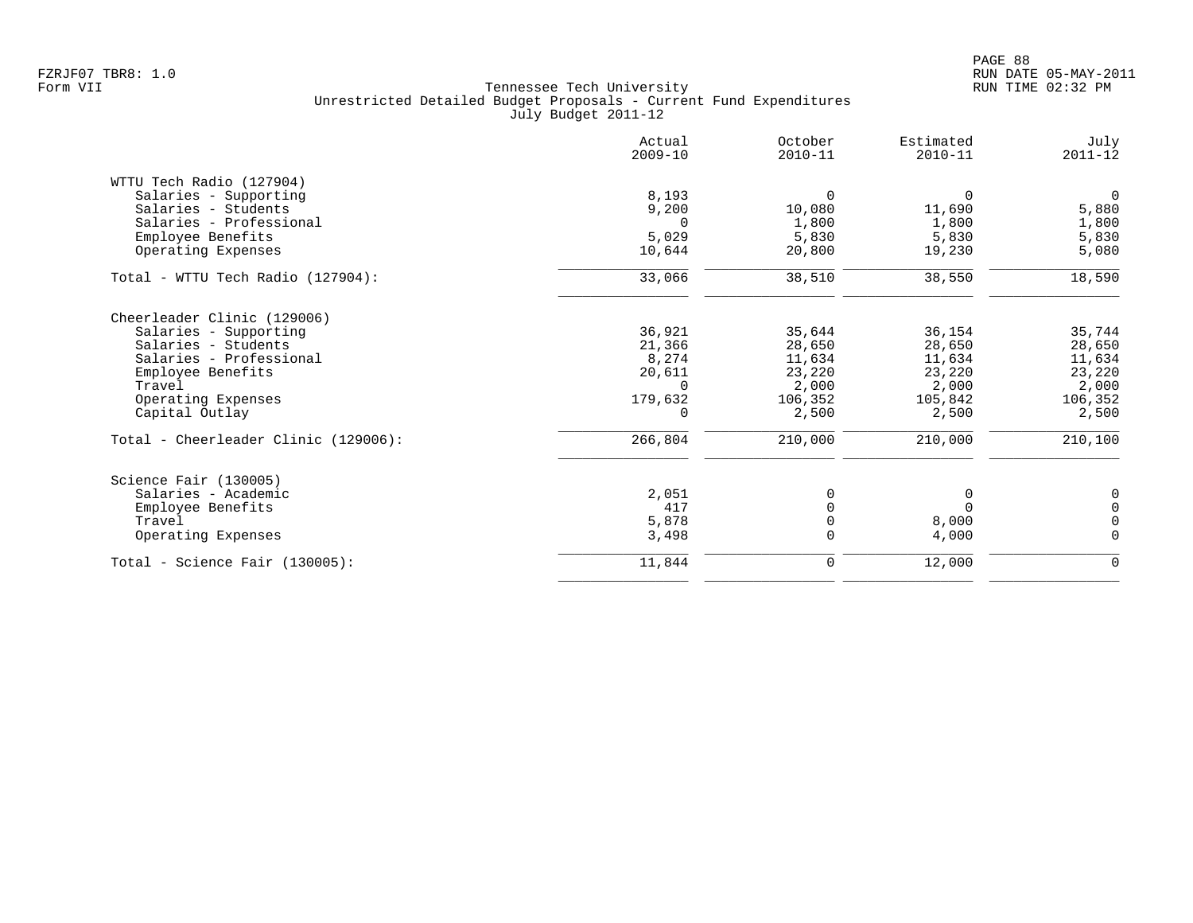Tennessee Tech University
Unrestricted Detailed Budget Proposals - Current Fund Expenditures
July Budget 2011-12

| | Actual 2009-10 | October 2010-11 | Estimated 2010-11 | July 2011-12 |
|---|---|---|---|---|
| **WTTU Tech Radio (127904)** | | | | |
| Salaries - Supporting | 8,193 | 0 | 0 | 0 |
| Salaries - Students | 9,200 | 10,080 | 11,690 | 5,880 |
| Salaries - Professional | 0 | 1,800 | 1,800 | 1,800 |
| Employee Benefits | 5,029 | 5,830 | 5,830 | 5,830 |
| Operating Expenses | 10,644 | 20,800 | 19,230 | 5,080 |
| Total - WTTU Tech Radio (127904): | 33,066 | 38,510 | 38,550 | 18,590 |
| **Cheerleader Clinic (129006)** | | | | |
| Salaries - Supporting | 36,921 | 35,644 | 36,154 | 35,744 |
| Salaries - Students | 21,366 | 28,650 | 28,650 | 28,650 |
| Salaries - Professional | 8,274 | 11,634 | 11,634 | 11,634 |
| Employee Benefits | 20,611 | 23,220 | 23,220 | 23,220 |
| Travel | 0 | 2,000 | 2,000 | 2,000 |
| Operating Expenses | 179,632 | 106,352 | 105,842 | 106,352 |
| Capital Outlay | 0 | 2,500 | 2,500 | 2,500 |
| Total - Cheerleader Clinic (129006): | 266,804 | 210,000 | 210,000 | 210,100 |
| **Science Fair (130005)** | | | | |
| Salaries - Academic | 2,051 | 0 | 0 | 0 |
| Employee Benefits | 417 | 0 | 0 | 0 |
| Travel | 5,878 | 0 | 8,000 | 0 |
| Operating Expenses | 3,498 | 0 | 4,000 | 0 |
| Total - Science Fair (130005): | 11,844 | 0 | 12,000 | 0 |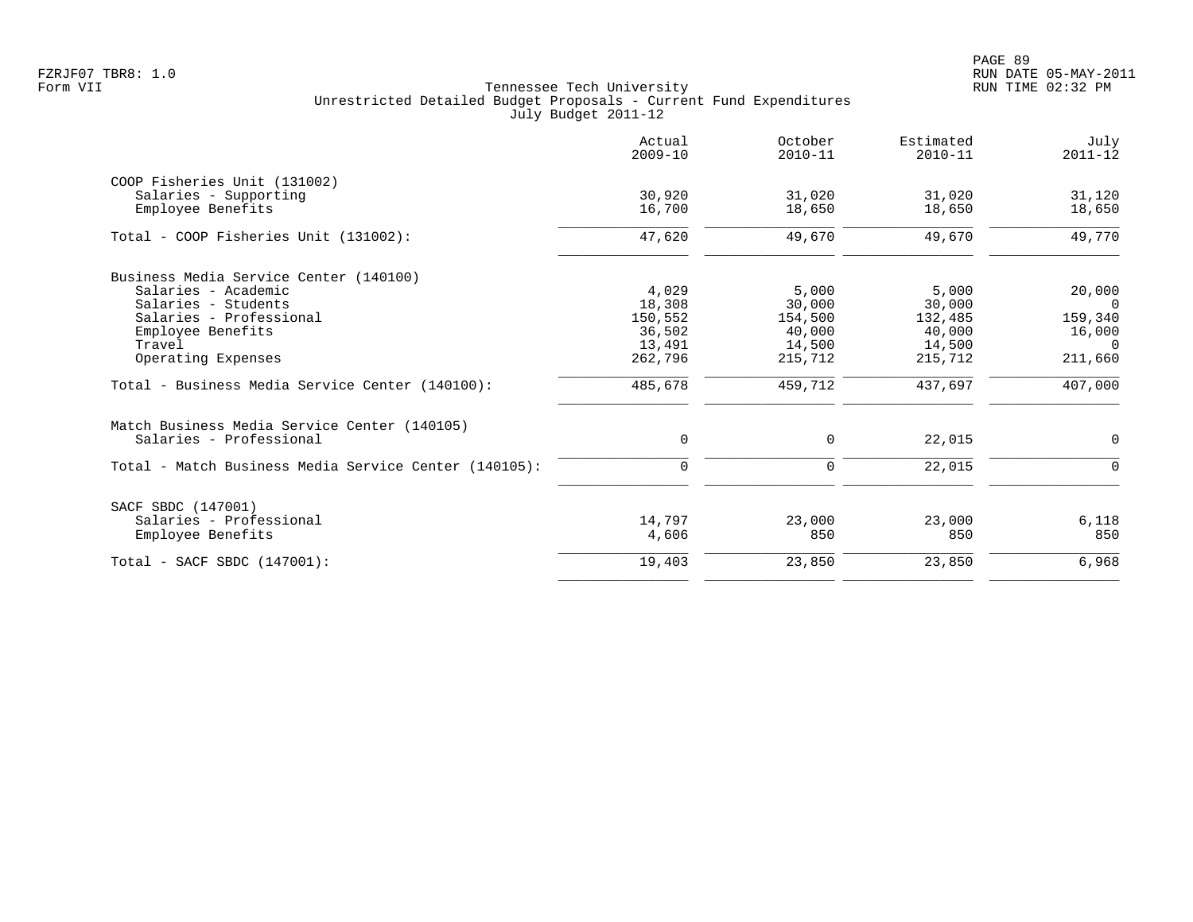Tennessee Tech University
Unrestricted Detailed Budget Proposals - Current Fund Expenditures
July Budget 2011-12

| | Actual 2009-10 | October 2010-11 | Estimated 2010-11 | July 2011-12 |
|---|---|---|---|---|
| **COOP Fisheries Unit (131002)** | | | | |
| Salaries - Supporting | 30,920 | 31,020 | 31,020 | 31,120 |
| Employee Benefits | 16,700 | 18,650 | 18,650 | 18,650 |
| Total - COOP Fisheries Unit (131002): | 47,620 | 49,670 | 49,670 | 49,770 |
| **Business Media Service Center (140100)** | | | | |
| Salaries - Academic | 4,029 | 5,000 | 5,000 | 20,000 |
| Salaries - Students | 18,308 | 30,000 | 30,000 | 0 |
| Salaries - Professional | 150,552 | 154,500 | 132,485 | 159,340 |
| Employee Benefits | 36,502 | 40,000 | 40,000 | 16,000 |
| Travel | 13,491 | 14,500 | 14,500 | 0 |
| Operating Expenses | 262,796 | 215,712 | 215,712 | 211,660 |
| Total - Business Media Service Center (140100): | 485,678 | 459,712 | 437,697 | 407,000 |
| **Match Business Media Service Center (140105)** | | | | |
| Salaries - Professional | 0 | 0 | 22,015 | 0 |
| Total - Match Business Media Service Center (140105): | 0 | 0 | 22,015 | 0 |
| **SACF SBDC (147001)** | | | | |
| Salaries - Professional | 14,797 | 23,000 | 23,000 | 6,118 |
| Employee Benefits | 4,606 | 850 | 850 | 850 |
| Total - SACF SBDC (147001): | 19,403 | 23,850 | 23,850 | 6,968 |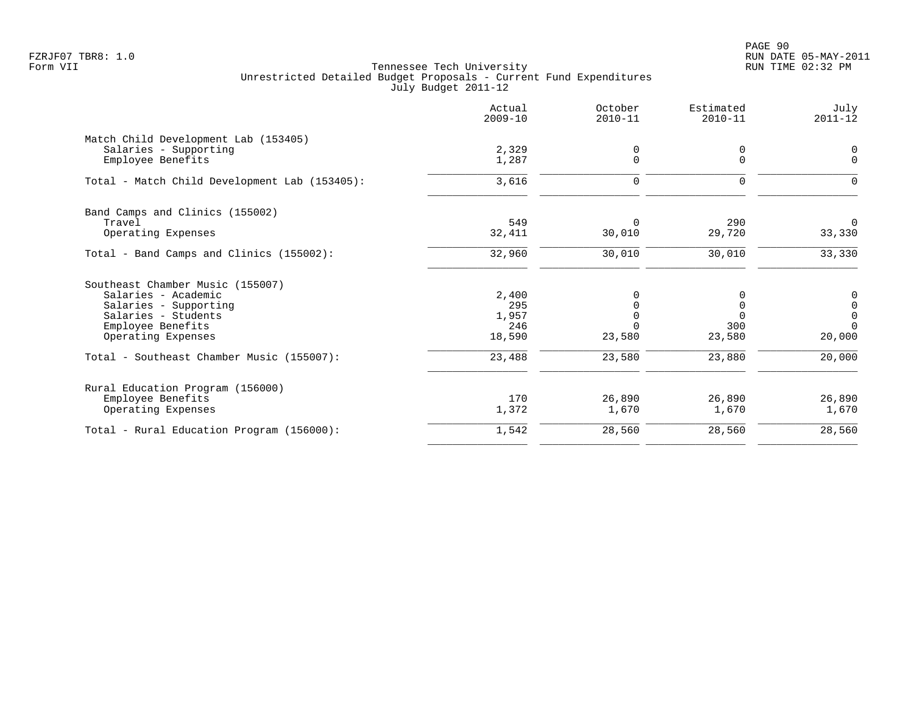Tennessee Tech University
Unrestricted Detailed Budget Proposals - Current Fund Expenditures
July Budget 2011-12

| | Actual 2009-10 | October 2010-11 | Estimated 2010-11 | July 2011-12 |
|---|---:|---:|---:|---:|
| **Match Child Development Lab (153405)** | | | | |
| Salaries - Supporting | 2,329 | 0 | 0 | 0 |
| Employee Benefits | 1,287 | 0 | 0 | 0 |
| Total - Match Child Development Lab (153405): | 3,616 | 0 | 0 | 0 |
| **Band Camps and Clinics (155002)** | | | | |
| Travel | 549 | 0 | 290 | 0 |
| Operating Expenses | 32,411 | 30,010 | 29,720 | 33,330 |
| Total - Band Camps and Clinics (155002): | 32,960 | 30,010 | 30,010 | 33,330 |
| **Southeast Chamber Music (155007)** | | | | |
| Salaries - Academic | 2,400 | 0 | 0 | 0 |
| Salaries - Supporting | 295 | 0 | 0 | 0 |
| Salaries - Students | 1,957 | 0 | 0 | 0 |
| Employee Benefits | 246 | 0 | 300 | 0 |
| Operating Expenses | 18,590 | 23,580 | 23,580 | 20,000 |
| Total - Southeast Chamber Music (155007): | 23,488 | 23,580 | 23,880 | 20,000 |
| **Rural Education Program (156000)** | | | | |
| Employee Benefits | 170 | 26,890 | 26,890 | 26,890 |
| Operating Expenses | 1,372 | 1,670 | 1,670 | 1,670 |
| Total - Rural Education Program (156000): | 1,542 | 28,560 | 28,560 | 28,560 |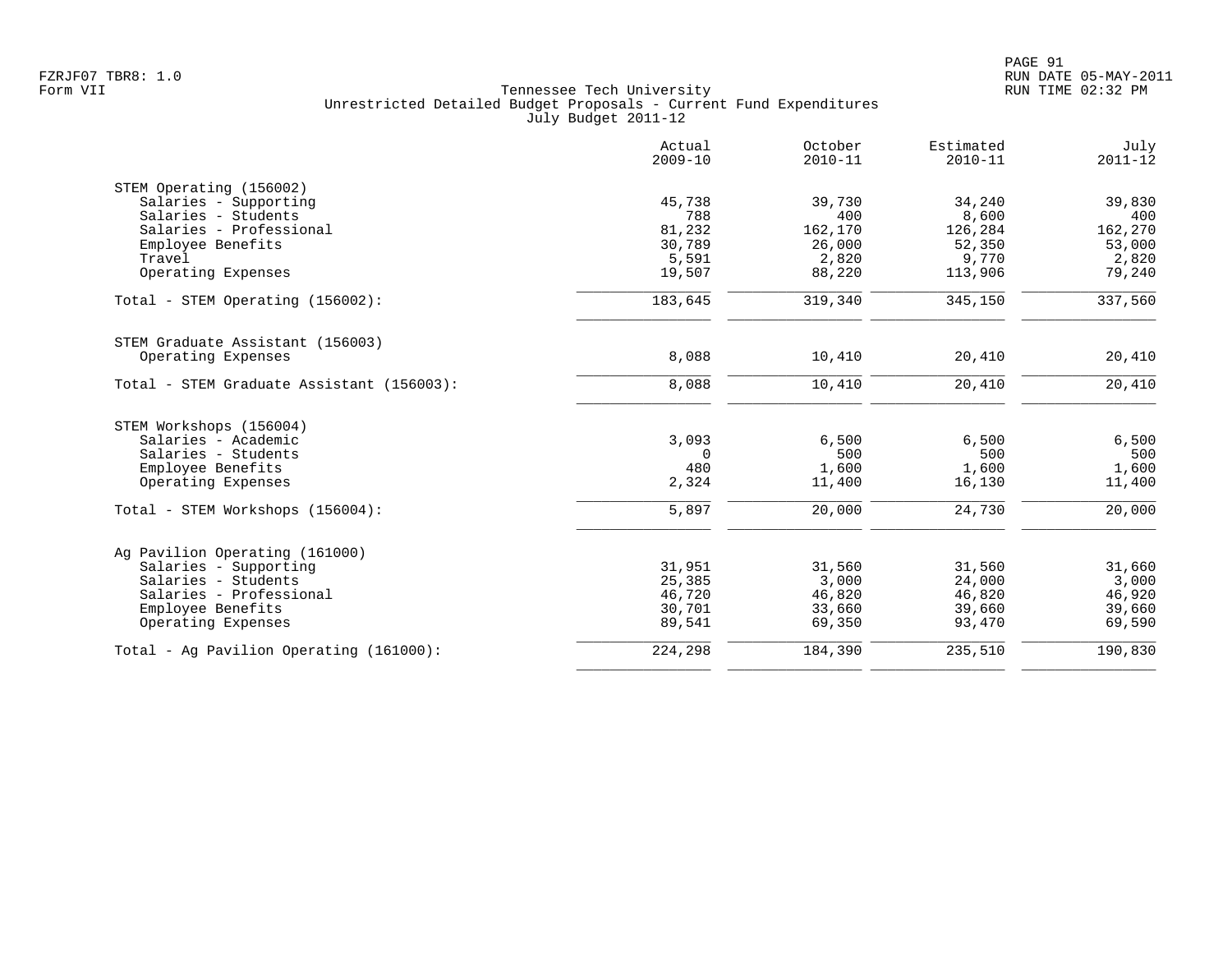Tennessee Tech University
Unrestricted Detailed Budget Proposals - Current Fund Expenditures
July Budget 2011-12

| | Actual 2009-10 | October 2010-11 | Estimated 2010-11 | July 2011-12 |
|---|---|---|---|---|
| **STEM Operating (156002)** | | | | |
| Salaries - Supporting | 45,738 | 39,730 | 34,240 | 39,830 |
| Salaries - Students | 788 | 400 | 8,600 | 400 |
| Salaries - Professional | 81,232 | 162,170 | 126,284 | 162,270 |
| Employee Benefits | 30,789 | 26,000 | 52,350 | 53,000 |
| Travel | 5,591 | 2,820 | 9,770 | 2,820 |
| Operating Expenses | 19,507 | 88,220 | 113,906 | 79,240 |
| Total - STEM Operating (156002): | 183,645 | 319,340 | 345,150 | 337,560 |
| **STEM Graduate Assistant (156003)** | | | | |
| Operating Expenses | 8,088 | 10,410 | 20,410 | 20,410 |
| Total - STEM Graduate Assistant (156003): | 8,088 | 10,410 | 20,410 | 20,410 |
| **STEM Workshops (156004)** | | | | |
| Salaries - Academic | 3,093 | 6,500 | 6,500 | 6,500 |
| Salaries - Students | 0 | 500 | 500 | 500 |
| Employee Benefits | 480 | 1,600 | 1,600 | 1,600 |
| Operating Expenses | 2,324 | 11,400 | 16,130 | 11,400 |
| Total - STEM Workshops (156004): | 5,897 | 20,000 | 24,730 | 20,000 |
| **Ag Pavilion Operating (161000)** | | | | |
| Salaries - Supporting | 31,951 | 31,560 | 31,560 | 31,660 |
| Salaries - Students | 25,385 | 3,000 | 24,000 | 3,000 |
| Salaries - Professional | 46,720 | 46,820 | 46,820 | 46,920 |
| Employee Benefits | 30,701 | 33,660 | 39,660 | 39,660 |
| Operating Expenses | 89,541 | 69,350 | 93,470 | 69,590 |
| Total - Ag Pavilion Operating (161000): | 224,298 | 184,390 | 235,510 | 190,830 |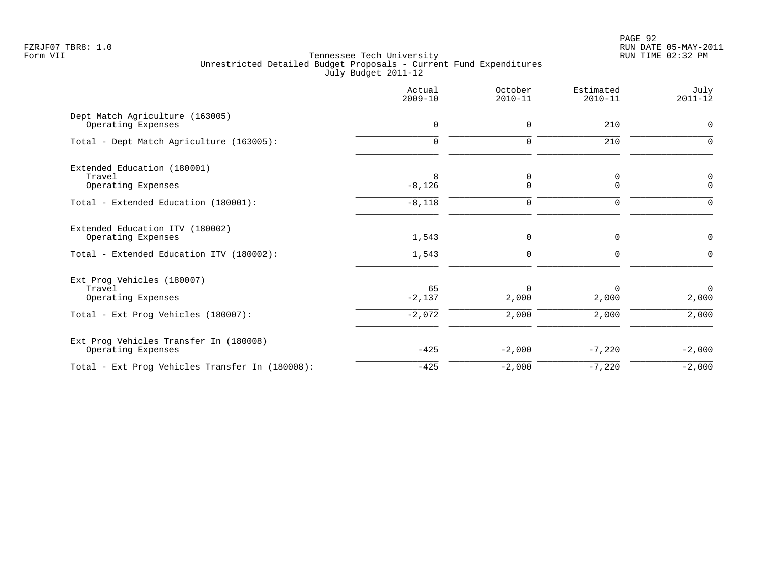FZRJF07 TBR8: 1.0
Form VII

Tennessee Tech University
Unrestricted Detailed Budget Proposals - Current Fund Expenditures
July Budget 2011-12

| | Actual 2009-10 | October 2010-11 | Estimated 2010-11 | July 2011-12 |
|---|---|---|---|---|
| Dept Match Agriculture (163005) | | | | |
| Operating Expenses | 0 | 0 | 210 | 0 |
| Total - Dept Match Agriculture (163005): | 0 | 0 | 210 | 0 |
| Extended Education (180001) | | | | |
| Travel | 8 | 0 | 0 | 0 |
| Operating Expenses | -8,126 | 0 | 0 | 0 |
| Total - Extended Education (180001): | -8,118 | 0 | 0 | 0 |
| Extended Education ITV (180002) | | | | |
| Operating Expenses | 1,543 | 0 | 0 | 0 |
| Total - Extended Education ITV (180002): | 1,543 | 0 | 0 | 0 |
| Ext Prog Vehicles (180007) | | | | |
| Travel | 65 | 0 | 0 | 0 |
| Operating Expenses | -2,137 | 2,000 | 2,000 | 2,000 |
| Total - Ext Prog Vehicles (180007): | -2,072 | 2,000 | 2,000 | 2,000 |
| Ext Prog Vehicles Transfer In (180008) | | | | |
| Operating Expenses | -425 | -2,000 | -7,220 | -2,000 |
| Total - Ext Prog Vehicles Transfer In (180008): | -425 | -2,000 | -7,220 | -2,000 |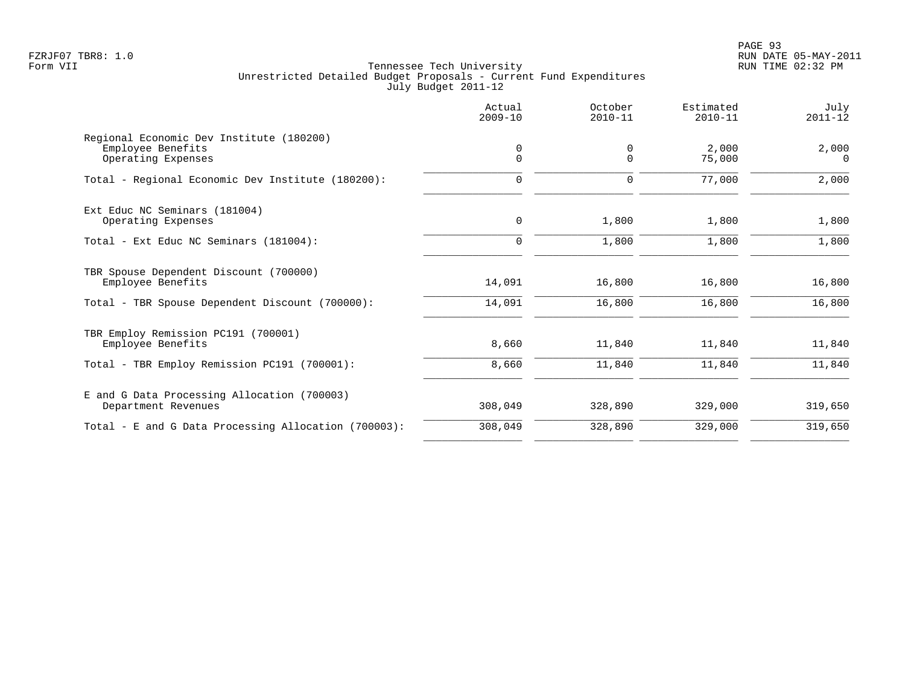FZRJF07 TBR8: 1.0
Form VII

Tennessee Tech University
Unrestricted Detailed Budget Proposals - Current Fund Expenditures
July Budget 2011-12

RUN DATE 05-MAY-2011
RUN TIME 02:32 PM

| | Actual 2009-10 | October 2010-11 | Estimated 2010-11 | July 2011-12 |
|---|---|---|---|---|
| Regional Economic Dev Institute (180200) | | | | |
| Employee Benefits | 0 | 0 | 2,000 | 2,000 |
| Operating Expenses | 0 | 0 | 75,000 | 0 |
| Total - Regional Economic Dev Institute (180200): | 0 | 0 | 77,000 | 2,000 |
| Ext Educ NC Seminars (181004) | | | | |
| Operating Expenses | 0 | 1,800 | 1,800 | 1,800 |
| Total - Ext Educ NC Seminars (181004): | 0 | 1,800 | 1,800 | 1,800 |
| TBR Spouse Dependent Discount (700000) | | | | |
| Employee Benefits | 14,091 | 16,800 | 16,800 | 16,800 |
| Total - TBR Spouse Dependent Discount (700000): | 14,091 | 16,800 | 16,800 | 16,800 |
| TBR Employ Remission PC191 (700001) | | | | |
| Employee Benefits | 8,660 | 11,840 | 11,840 | 11,840 |
| Total - TBR Employ Remission PC191 (700001): | 8,660 | 11,840 | 11,840 | 11,840 |
| E and G Data Processing Allocation (700003) | | | | |
| Department Revenues | 308,049 | 328,890 | 329,000 | 319,650 |
| Total - E and G Data Processing Allocation (700003): | 308,049 | 328,890 | 329,000 | 319,650 |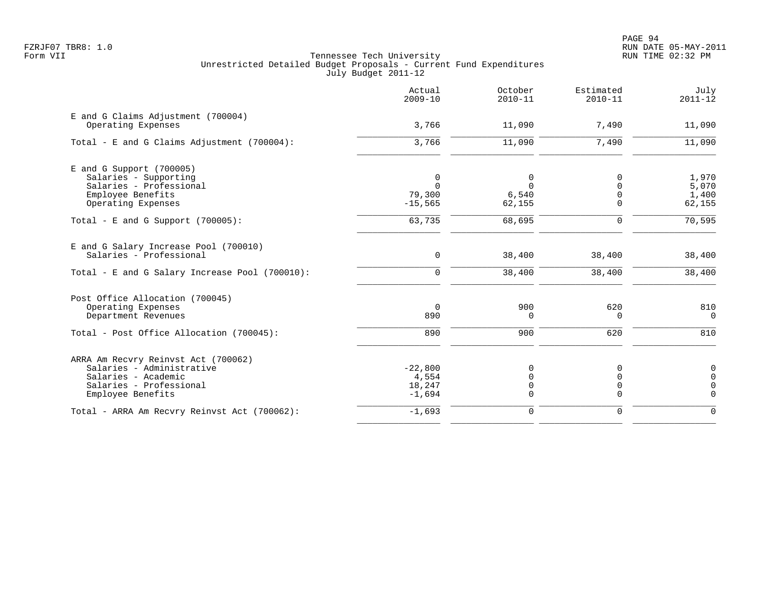FZRJF07 TBR8: 1.0
Form VII

Tennessee Tech University
Unrestricted Detailed Budget Proposals - Current Fund Expenditures
July Budget 2011-12

RUN DATE 05-MAY-2011
RUN TIME 02:32 PM

| | Actual 2009-10 | October 2010-11 | Estimated 2010-11 | July 2011-12 |
|---|---|---|---|---|
| **E and G Claims Adjustment (700004)** | | | | |
| Operating Expenses | 3,766 | 11,090 | 7,490 | 11,090 |
| Total - E and G Claims Adjustment (700004): | 3,766 | 11,090 | 7,490 | 11,090 |
| **E and G Support (700005)** | | | | |
| Salaries - Supporting | 0 | 0 | 0 | 1,970 |
| Salaries - Professional | 0 | 0 | 0 | 5,070 |
| Employee Benefits | 79,300 | 6,540 | 0 | 1,400 |
| Operating Expenses | -15,565 | 62,155 | 0 | 62,155 |
| Total - E and G Support (700005): | 63,735 | 68,695 | 0 | 70,595 |
| **E and G Salary Increase Pool (700010)** | | | | |
| Salaries - Professional | 0 | 38,400 | 38,400 | 38,400 |
| Total - E and G Salary Increase Pool (700010): | 0 | 38,400 | 38,400 | 38,400 |
| **Post Office Allocation (700045)** | | | | |
| Operating Expenses | 0 | 900 | 620 | 810 |
| Department Revenues | 890 | 0 | 0 | 0 |
| Total - Post Office Allocation (700045): | 890 | 900 | 620 | 810 |
| **ARRA Am Recvry Reinvst Act (700062)** | | | | |
| Salaries - Administrative | -22,800 | 0 | 0 | 0 |
| Salaries - Academic | 4,554 | 0 | 0 | 0 |
| Salaries - Professional | 18,247 | 0 | 0 | 0 |
| Employee Benefits | -1,694 | 0 | 0 | 0 |
| Total - ARRA Am Recvry Reinvst Act (700062): | -1,693 | 0 | 0 | 0 |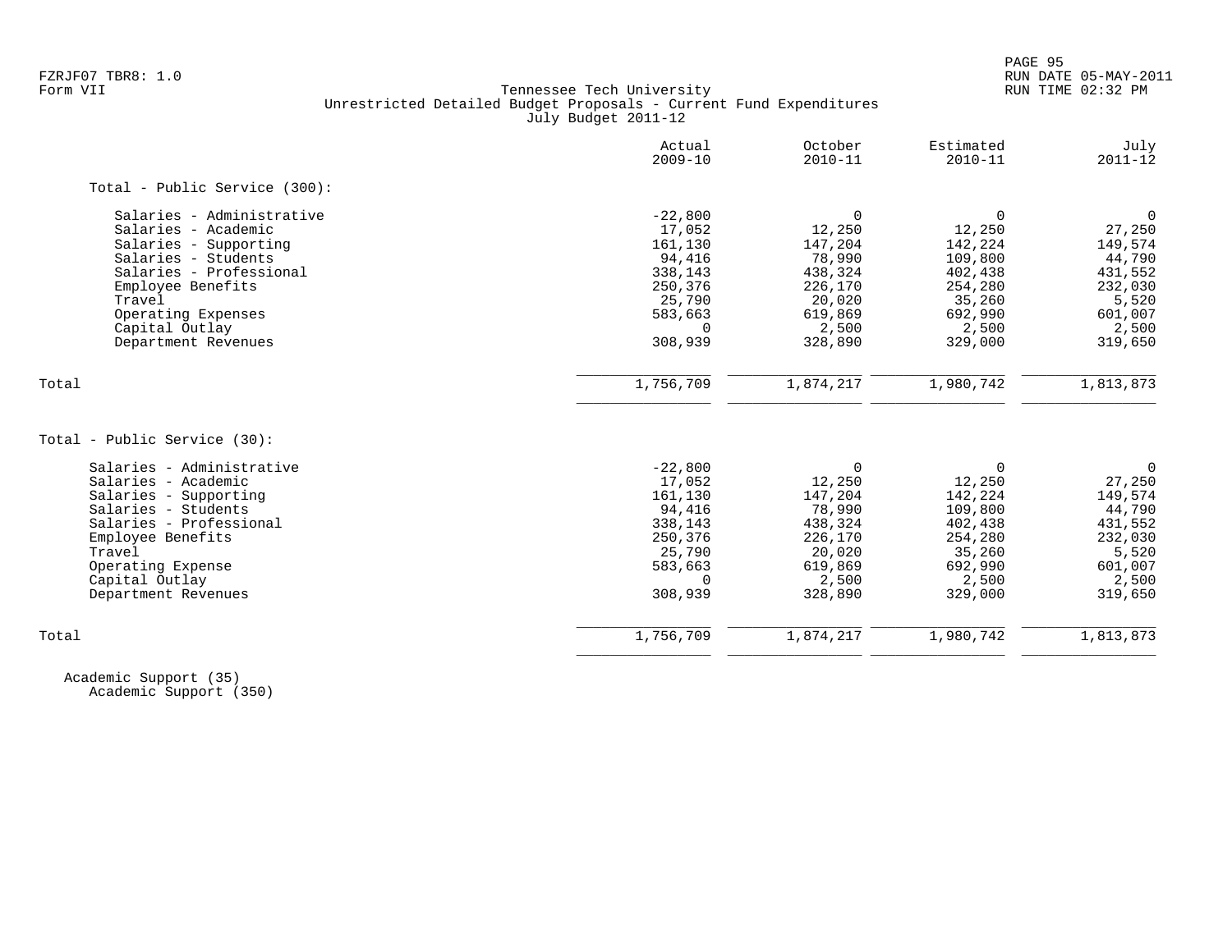FZRJF07 TBR8: 1.0
Form VII

Tennessee Tech University
Unrestricted Detailed Budget Proposals - Current Fund Expenditures
July Budget 2011-12

RUN DATE 05-MAY-2011
RUN TIME 02:32 PM

| | Actual 2009-10 | October 2010-11 | Estimated 2010-11 | July 2011-12 |
|---|---|---|---|---|
| **Total - Public Service (300):** | | | | |
| Salaries - Administrative | -22,800 | 0 | 0 | 0 |
| Salaries - Academic | 17,052 | 12,250 | 12,250 | 27,250 |
| Salaries - Supporting | 161,130 | 147,204 | 142,224 | 149,574 |
| Salaries - Students | 94,416 | 78,990 | 109,800 | 44,790 |
| Salaries - Professional | 338,143 | 438,324 | 402,438 | 431,552 |
| Employee Benefits | 250,376 | 226,170 | 254,280 | 232,030 |
| Travel | 25,790 | 20,020 | 35,260 | 5,520 |
| Operating Expenses | 583,663 | 619,869 | 692,990 | 601,007 |
| Capital Outlay | 0 | 2,500 | 2,500 | 2,500 |
| Department Revenues | 308,939 | 328,890 | 329,000 | 319,650 |
| Total | 1,756,709 | 1,874,217 | 1,980,742 | 1,813,873 |
| **Total - Public Service (30):** | | | | |
| Salaries - Administrative | -22,800 | 0 | 0 | 0 |
| Salaries - Academic | 17,052 | 12,250 | 12,250 | 27,250 |
| Salaries - Supporting | 161,130 | 147,204 | 142,224 | 149,574 |
| Salaries - Students | 94,416 | 78,990 | 109,800 | 44,790 |
| Salaries - Professional | 338,143 | 438,324 | 402,438 | 431,552 |
| Employee Benefits | 250,376 | 226,170 | 254,280 | 232,030 |
| Travel | 25,790 | 20,020 | 35,260 | 5,520 |
| Operating Expense | 583,663 | 619,869 | 692,990 | 601,007 |
| Capital Outlay | 0 | 2,500 | 2,500 | 2,500 |
| Department Revenues | 308,939 | 328,890 | 329,000 | 319,650 |
| Total | 1,756,709 | 1,874,217 | 1,980,742 | 1,813,873 |

Academic Support (35)
Academic Support (350)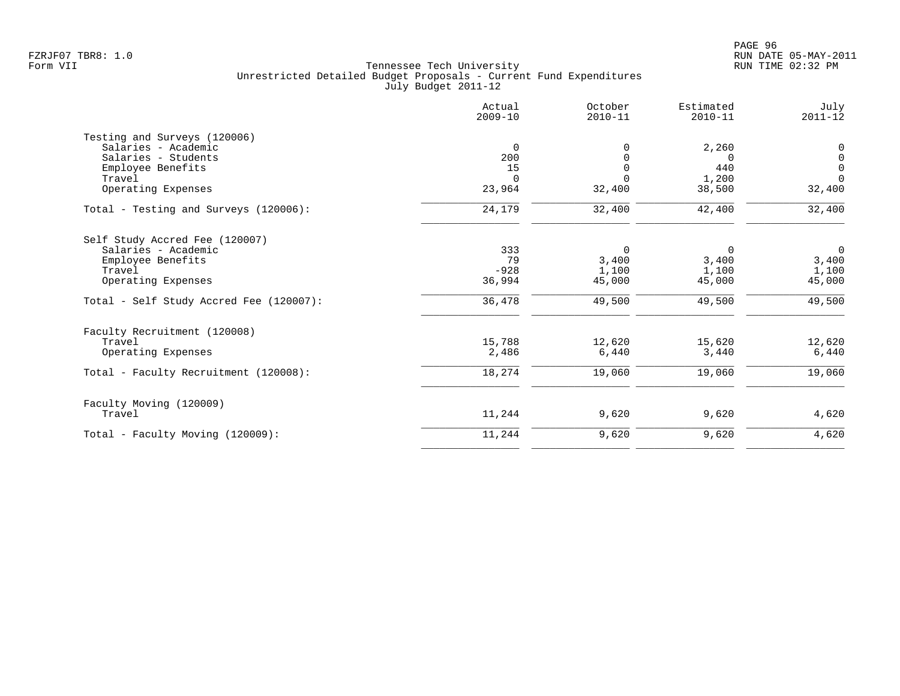FZRJF07 TBR8: 1.0
Form VII

Tennessee Tech University
Unrestricted Detailed Budget Proposals - Current Fund Expenditures
July Budget 2011-12

RUN DATE 05-MAY-2011
RUN TIME 02:32 PM

| | Actual 2009-10 | October 2010-11 | Estimated 2010-11 | July 2011-12 |
|---|---:|---:|---:|---:|
| **Testing and Surveys (120006)** | | | | |
| Salaries - Academic | 0 | 0 | 2,260 | 0 |
| Salaries - Students | 200 | 0 | 0 | 0 |
| Employee Benefits | 15 | 0 | 440 | 0 |
| Travel | 0 | 0 | 1,200 | 0 |
| Operating Expenses | 23,964 | 32,400 | 38,500 | 32,400 |
| Total - Testing and Surveys (120006): | 24,179 | 32,400 | 42,400 | 32,400 |
| **Self Study Accred Fee (120007)** | | | | |
| Salaries - Academic | 333 | 0 | 0 | 0 |
| Employee Benefits | 79 | 3,400 | 3,400 | 3,400 |
| Travel | -928 | 1,100 | 1,100 | 1,100 |
| Operating Expenses | 36,994 | 45,000 | 45,000 | 45,000 |
| Total - Self Study Accred Fee (120007): | 36,478 | 49,500 | 49,500 | 49,500 |
| **Faculty Recruitment (120008)** | | | | |
| Travel | 15,788 | 12,620 | 15,620 | 12,620 |
| Operating Expenses | 2,486 | 6,440 | 3,440 | 6,440 |
| Total - Faculty Recruitment (120008): | 18,274 | 19,060 | 19,060 | 19,060 |
| **Faculty Moving (120009)** | | | | |
| Travel | 11,244 | 9,620 | 9,620 | 4,620 |
| Total - Faculty Moving (120009): | 11,244 | 9,620 | 9,620 | 4,620 |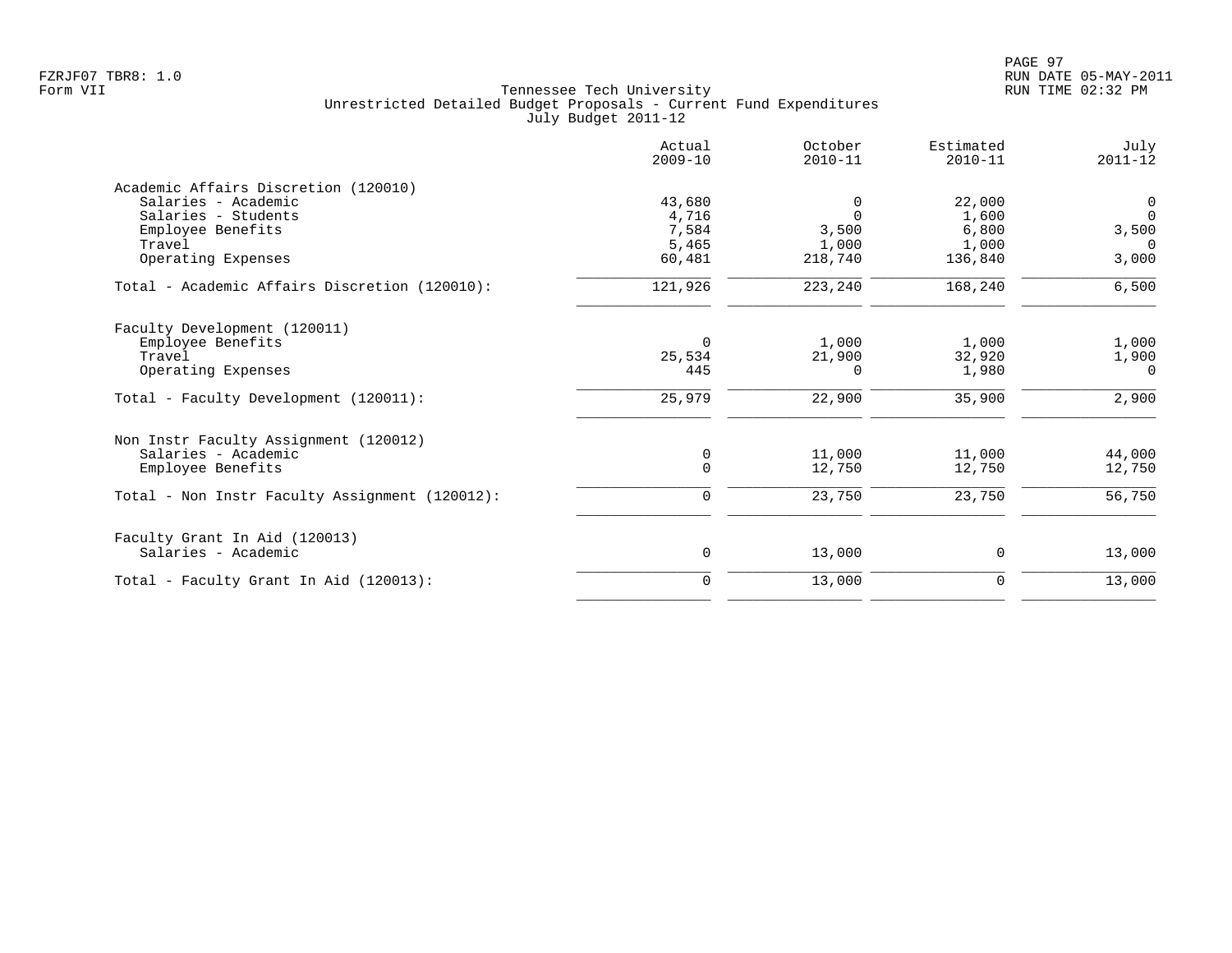FZRJF07 TBR8: 1.0
Form VII

Tennessee Tech University
Unrestricted Detailed Budget Proposals - Current Fund Expenditures
July Budget 2011-12

| | Actual 2009-10 | October 2010-11 | Estimated 2010-11 | July 2011-12 |
|---|---|---|---|---|
| **Academic Affairs Discretion (120010)** | | | | |
| Salaries - Academic | 43,680 | 0 | 22,000 | 0 |
| Salaries - Students | 4,716 | 0 | 1,600 | 0 |
| Employee Benefits | 7,584 | 3,500 | 6,800 | 3,500 |
| Travel | 5,465 | 1,000 | 1,000 | 0 |
| Operating Expenses | 60,481 | 218,740 | 136,840 | 3,000 |
| Total - Academic Affairs Discretion (120010): | 121,926 | 223,240 | 168,240 | 6,500 |
| **Faculty Development (120011)** | | | | |
| Employee Benefits | 0 | 1,000 | 1,000 | 1,000 |
| Travel | 25,534 | 21,900 | 32,920 | 1,900 |
| Operating Expenses | 445 | 0 | 1,980 | 0 |
| Total - Faculty Development (120011): | 25,979 | 22,900 | 35,900 | 2,900 |
| **Non Instr Faculty Assignment (120012)** | | | | |
| Salaries - Academic | 0 | 11,000 | 11,000 | 44,000 |
| Employee Benefits | 0 | 12,750 | 12,750 | 12,750 |
| Total - Non Instr Faculty Assignment (120012): | 0 | 23,750 | 23,750 | 56,750 |
| **Faculty Grant In Aid (120013)** | | | | |
| Salaries - Academic | 0 | 13,000 | 0 | 13,000 |
| Total - Faculty Grant In Aid (120013): | 0 | 13,000 | 0 | 13,000 |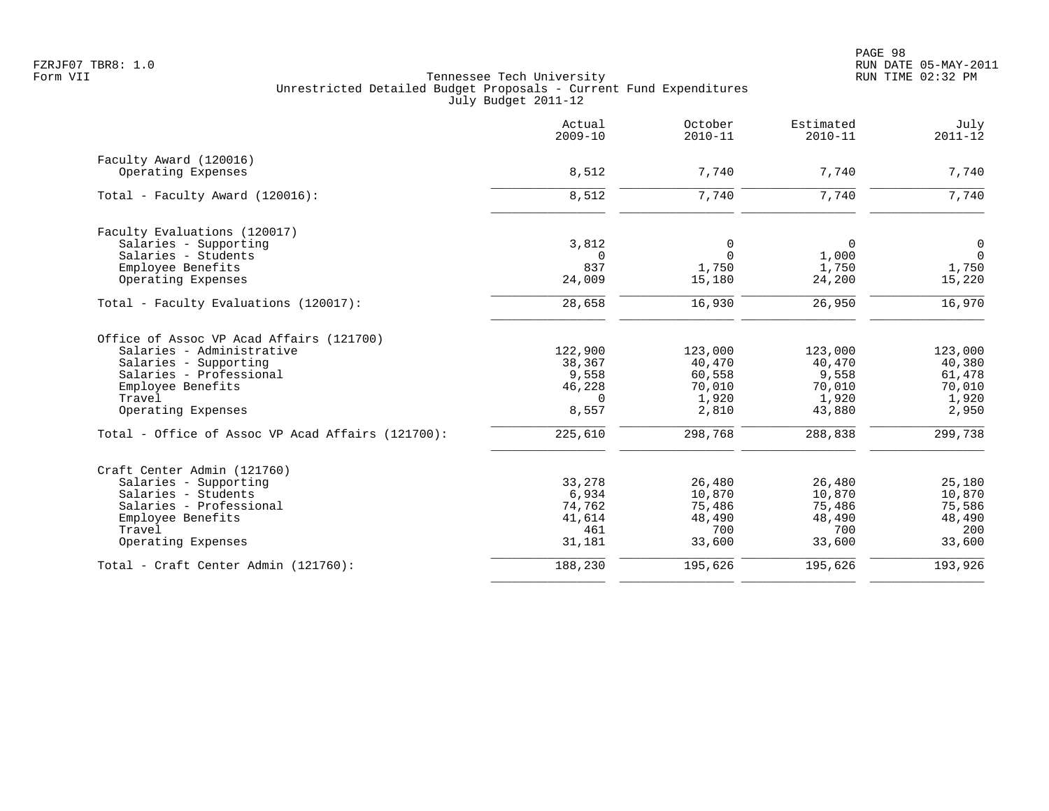Tennessee Tech University
Unrestricted Detailed Budget Proposals - Current Fund Expenditures
July Budget 2011-12

| | Actual 2009-10 | October 2010-11 | Estimated 2010-11 | July 2011-12 |
|---|---|---|---|---|
| **Faculty Award (120016)** | | | | |
| Operating Expenses | 8,512 | 7,740 | 7,740 | 7,740 |
| Total - Faculty Award (120016): | 8,512 | 7,740 | 7,740 | 7,740 |
| **Faculty Evaluations (120017)** | | | | |
| Salaries - Supporting | 3,812 | 0 | 0 | 0 |
| Salaries - Students | 0 | 0 | 1,000 | 0 |
| Employee Benefits | 837 | 1,750 | 1,750 | 1,750 |
| Operating Expenses | 24,009 | 15,180 | 24,200 | 15,220 |
| Total - Faculty Evaluations (120017): | 28,658 | 16,930 | 26,950 | 16,970 |
| **Office of Assoc VP Acad Affairs (121700)** | | | | |
| Salaries - Administrative | 122,900 | 123,000 | 123,000 | 123,000 |
| Salaries - Supporting | 38,367 | 40,470 | 40,470 | 40,380 |
| Salaries - Professional | 9,558 | 60,558 | 9,558 | 61,478 |
| Employee Benefits | 46,228 | 70,010 | 70,010 | 70,010 |
| Travel | 0 | 1,920 | 1,920 | 1,920 |
| Operating Expenses | 8,557 | 2,810 | 43,880 | 2,950 |
| Total - Office of Assoc VP Acad Affairs (121700): | 225,610 | 298,768 | 288,838 | 299,738 |
| **Craft Center Admin (121760)** | | | | |
| Salaries - Supporting | 33,278 | 26,480 | 26,480 | 25,180 |
| Salaries - Students | 6,934 | 10,870 | 10,870 | 10,870 |
| Salaries - Professional | 74,762 | 75,486 | 75,486 | 75,586 |
| Employee Benefits | 41,614 | 48,490 | 48,490 | 48,490 |
| Travel | 461 | 700 | 700 | 200 |
| Operating Expenses | 31,181 | 33,600 | 33,600 | 33,600 |
| Total - Craft Center Admin (121760): | 188,230 | 195,626 | 195,626 | 193,926 |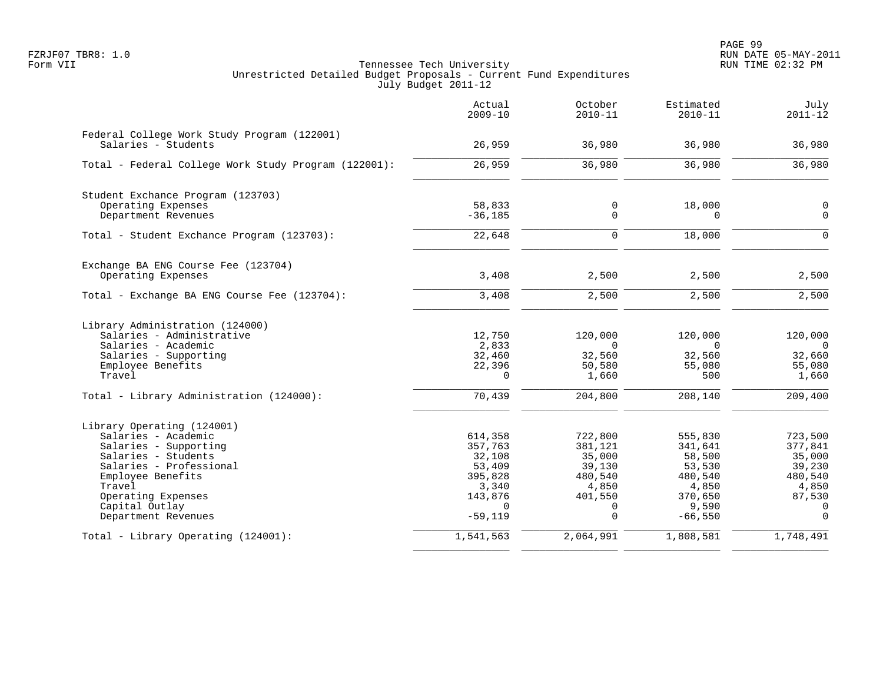FZRJF07 TBR8: 1.0
Form VII

Tennessee Tech University
Unrestricted Detailed Budget Proposals - Current Fund Expenditures
July Budget 2011-12

RUN DATE 05-MAY-2011
RUN TIME 02:32 PM

| | Actual 2009-10 | October 2010-11 | Estimated 2010-11 | July 2011-12 |
|---|---|---|---|---|
| **Federal College Work Study Program (122001)** | | | | |
| Salaries - Students | 26,959 | 36,980 | 36,980 | 36,980 |
| Total - Federal College Work Study Program (122001): | 26,959 | 36,980 | 36,980 | 36,980 |
| **Student Exchance Program (123703)** | | | | |
| Operating Expenses | 58,833 | 0 | 18,000 | 0 |
| Department Revenues | -36,185 | 0 | 0 | 0 |
| Total - Student Exchance Program (123703): | 22,648 | 0 | 18,000 | 0 |
| **Exchange BA ENG Course Fee (123704)** | | | | |
| Operating Expenses | 3,408 | 2,500 | 2,500 | 2,500 |
| Total - Exchange BA ENG Course Fee (123704): | 3,408 | 2,500 | 2,500 | 2,500 |
| **Library Administration (124000)** | | | | |
| Salaries - Administrative | 12,750 | 120,000 | 120,000 | 120,000 |
| Salaries - Academic | 2,833 | 0 | 0 | 0 |
| Salaries - Supporting | 32,460 | 32,560 | 32,560 | 32,660 |
| Employee Benefits | 22,396 | 50,580 | 55,080 | 55,080 |
| Travel | 0 | 1,660 | 500 | 1,660 |
| Total - Library Administration (124000): | 70,439 | 204,800 | 208,140 | 209,400 |
| **Library Operating (124001)** | | | | |
| Salaries - Academic | 614,358 | 722,800 | 555,830 | 723,500 |
| Salaries - Supporting | 357,763 | 381,121 | 341,641 | 377,841 |
| Salaries - Students | 32,108 | 35,000 | 58,500 | 35,000 |
| Salaries - Professional | 53,409 | 39,130 | 53,530 | 39,230 |
| Employee Benefits | 395,828 | 480,540 | 480,540 | 480,540 |
| Travel | 3,340 | 4,850 | 4,850 | 4,850 |
| Operating Expenses | 143,876 | 401,550 | 370,650 | 87,530 |
| Capital Outlay | 0 | 0 | 9,590 | 0 |
| Department Revenues | -59,119 | 0 | -66,550 | 0 |
| Total - Library Operating (124001): | 1,541,563 | 2,064,991 | 1,808,581 | 1,748,491 |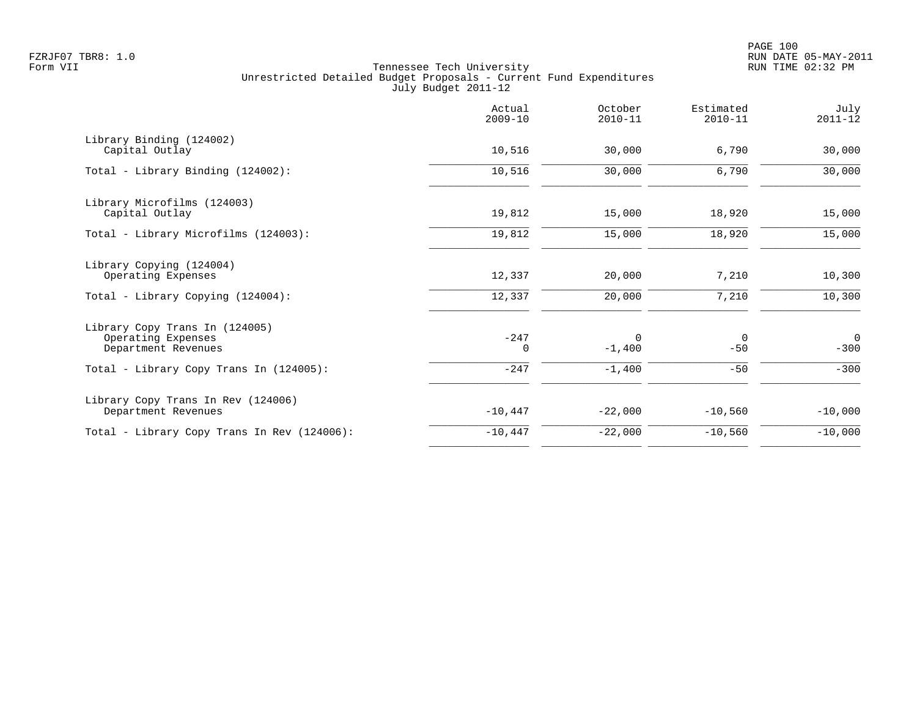FZRJF07 TBR8: 1.0
Form VII

Tennessee Tech University
Unrestricted Detailed Budget Proposals - Current Fund Expenditures
July Budget 2011-12

RUN DATE 05-MAY-2011
RUN TIME 02:32 PM

| | Actual 2009-10 | October 2010-11 | Estimated 2010-11 | July 2011-12 |
|---|---|---|---|---|
| Library Binding (124002) | | | | |
| Capital Outlay | 10,516 | 30,000 | 6,790 | 30,000 |
| Total - Library Binding (124002): | 10,516 | 30,000 | 6,790 | 30,000 |
| Library Microfilms (124003) | | | | |
| Capital Outlay | 19,812 | 15,000 | 18,920 | 15,000 |
| Total - Library Microfilms (124003): | 19,812 | 15,000 | 18,920 | 15,000 |
| Library Copying (124004) | | | | |
| Operating Expenses | 12,337 | 20,000 | 7,210 | 10,300 |
| Total - Library Copying (124004): | 12,337 | 20,000 | 7,210 | 10,300 |
| Library Copy Trans In (124005) | | | | |
| Operating Expenses | -247 | 0 | 0 | 0 |
| Department Revenues | 0 | -1,400 | -50 | -300 |
| Total - Library Copy Trans In (124005): | -247 | -1,400 | -50 | -300 |
| Library Copy Trans In Rev (124006) | | | | |
| Department Revenues | -10,447 | -22,000 | -10,560 | -10,000 |
| Total - Library Copy Trans In Rev (124006): | -10,447 | -22,000 | -10,560 | -10,000 |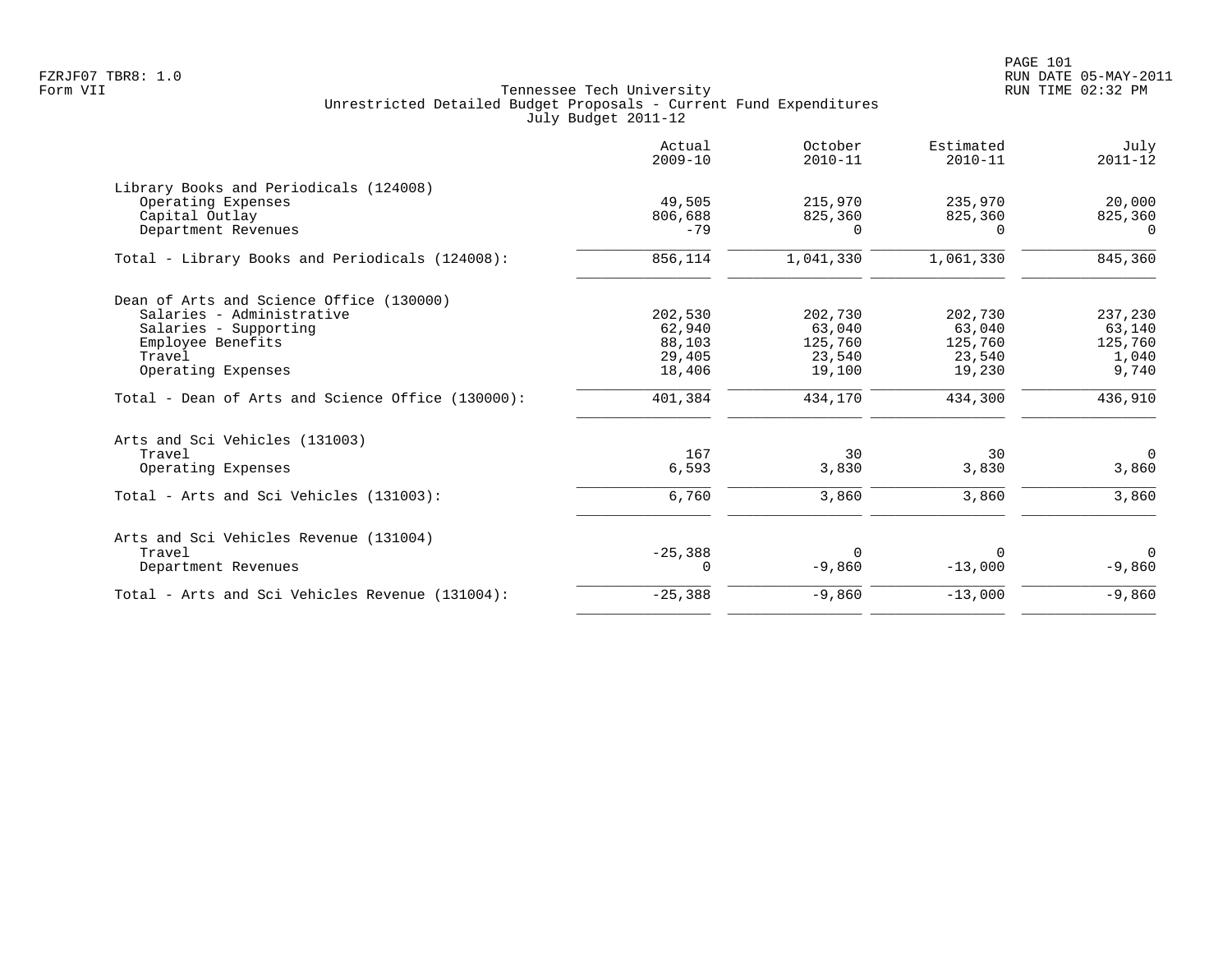Tennessee Tech University
Unrestricted Detailed Budget Proposals - Current Fund Expenditures
July Budget 2011-12

| | Actual 2009-10 | October 2010-11 | Estimated 2010-11 | July 2011-12 |
|---|---|---|---|---|
| **Library Books and Periodicals (124008)** | | | | |
| Operating Expenses | 49,505 | 215,970 | 235,970 | 20,000 |
| Capital Outlay | 806,688 | 825,360 | 825,360 | 825,360 |
| Department Revenues | -79 | 0 | 0 | 0 |
| Total - Library Books and Periodicals (124008): | 856,114 | 1,041,330 | 1,061,330 | 845,360 |
| **Dean of Arts and Science Office (130000)** | | | | |
| Salaries - Administrative | 202,530 | 202,730 | 202,730 | 237,230 |
| Salaries - Supporting | 62,940 | 63,040 | 63,040 | 63,140 |
| Employee Benefits | 88,103 | 125,760 | 125,760 | 125,760 |
| Travel | 29,405 | 23,540 | 23,540 | 1,040 |
| Operating Expenses | 18,406 | 19,100 | 19,230 | 9,740 |
| Total - Dean of Arts and Science Office (130000): | 401,384 | 434,170 | 434,300 | 436,910 |
| **Arts and Sci Vehicles (131003)** | | | | |
| Travel | 167 | 30 | 30 | 0 |
| Operating Expenses | 6,593 | 3,830 | 3,830 | 3,860 |
| Total - Arts and Sci Vehicles (131003): | 6,760 | 3,860 | 3,860 | 3,860 |
| **Arts and Sci Vehicles Revenue (131004)** | | | | |
| Travel | -25,388 | 0 | 0 | 0 |
| Department Revenues | 0 | -9,860 | -13,000 | -9,860 |
| Total - Arts and Sci Vehicles Revenue (131004): | -25,388 | -9,860 | -13,000 | -9,860 |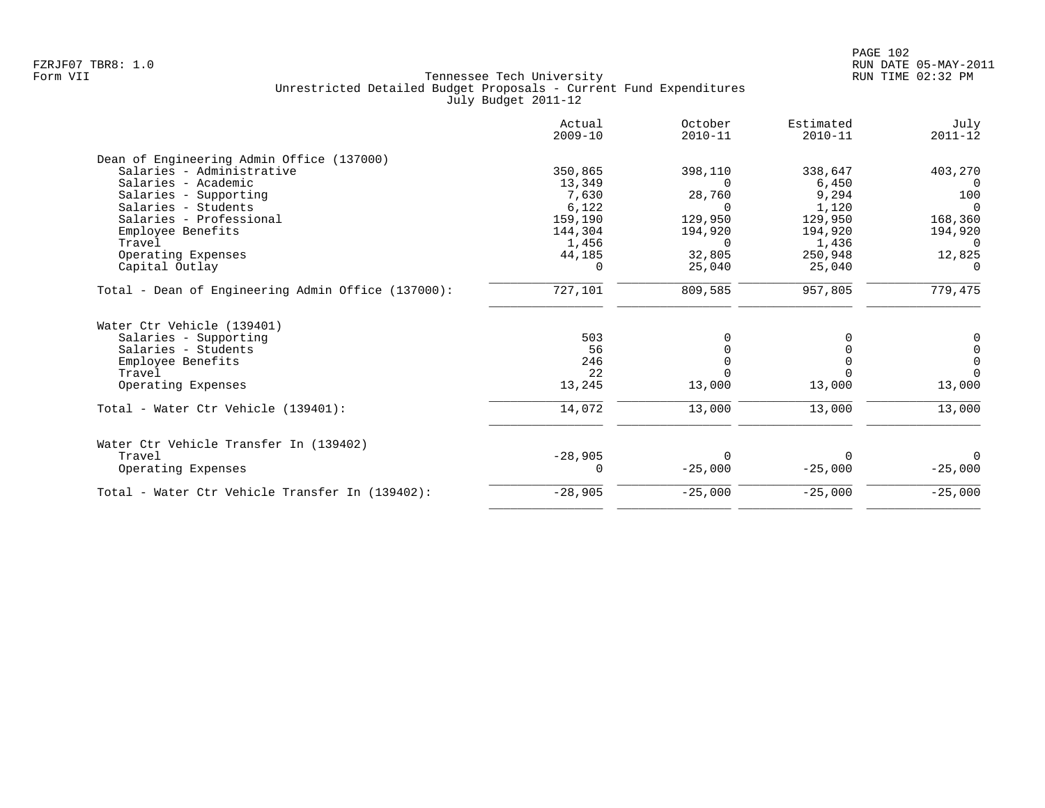FZRJF07 TBR8: 1.0
Form VII

# Tennessee Tech University
## Unrestricted Detailed Budget Proposals - Current Fund Expenditures
### July Budget 2011-12

RUN DATE 05-MAY-2011
RUN TIME 02:32 PM

| | Actual 2009-10 | October 2010-11 | Estimated 2010-11 | July 2011-12 |
|---|---|---|---|---|
| **Dean of Engineering Admin Office (137000)** | | | | |
| Salaries - Administrative | 350,865 | 398,110 | 338,647 | 403,270 |
| Salaries - Academic | 13,349 | 0 | 6,450 | 0 |
| Salaries - Supporting | 7,630 | 28,760 | 9,294 | 100 |
| Salaries - Students | 6,122 | 0 | 1,120 | 0 |
| Salaries - Professional | 159,190 | 129,950 | 129,950 | 168,360 |
| Employee Benefits | 144,304 | 194,920 | 194,920 | 194,920 |
| Travel | 1,456 | 0 | 1,436 | 0 |
| Operating Expenses | 44,185 | 32,805 | 250,948 | 12,825 |
| Capital Outlay | 0 | 25,040 | 25,040 | 0 |
| Total - Dean of Engineering Admin Office (137000): | 727,101 | 809,585 | 957,805 | 779,475 |
| **Water Ctr Vehicle (139401)** | | | | |
| Salaries - Supporting | 503 | 0 | 0 | 0 |
| Salaries - Students | 56 | 0 | 0 | 0 |
| Employee Benefits | 246 | 0 | 0 | 0 |
| Travel | 22 | 0 | 0 | 0 |
| Operating Expenses | 13,245 | 13,000 | 13,000 | 13,000 |
| Total - Water Ctr Vehicle (139401): | 14,072 | 13,000 | 13,000 | 13,000 |
| **Water Ctr Vehicle Transfer In (139402)** | | | | |
| Travel | -28,905 | 0 | 0 | 0 |
| Operating Expenses | 0 | -25,000 | -25,000 | -25,000 |
| Total - Water Ctr Vehicle Transfer In (139402): | -28,905 | -25,000 | -25,000 | -25,000 |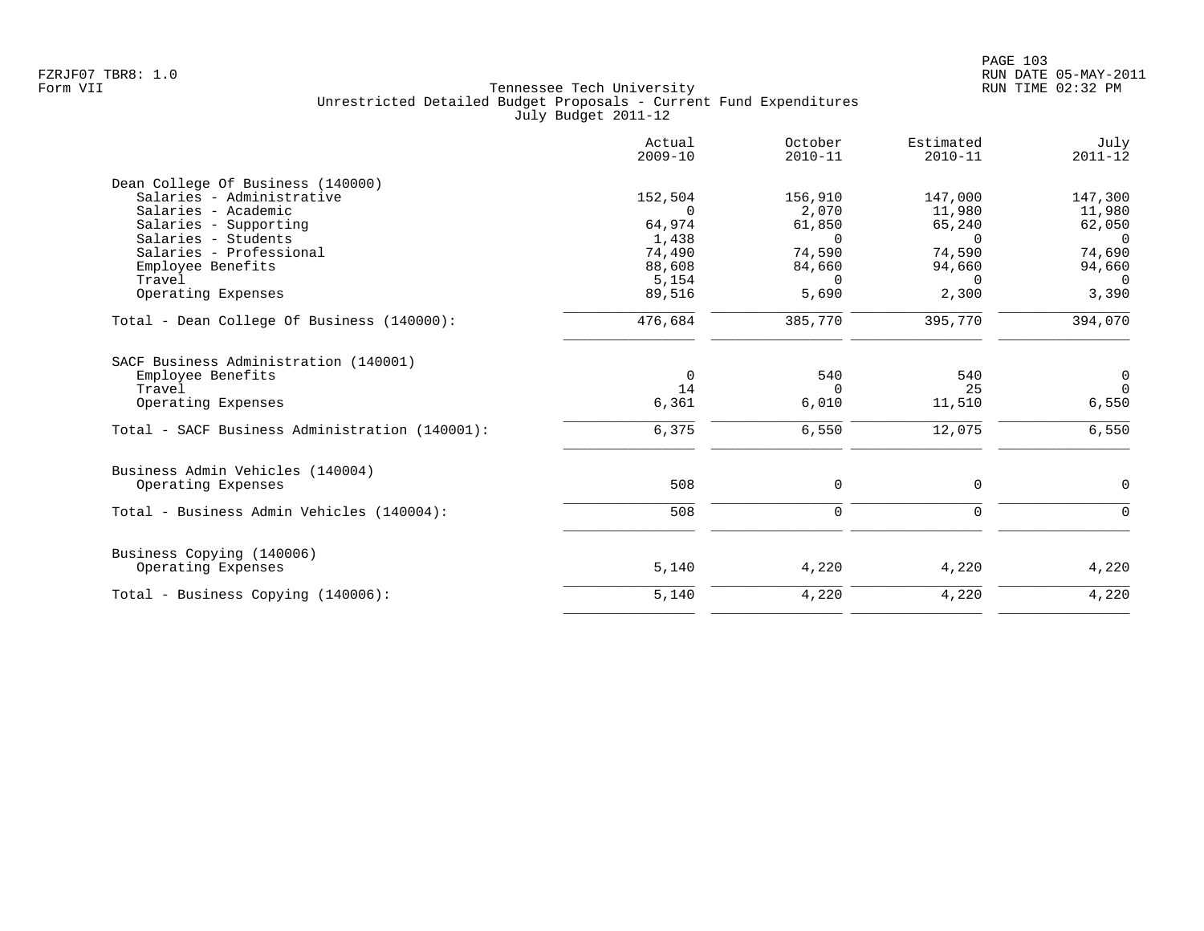Tennessee Tech University
Unrestricted Detailed Budget Proposals - Current Fund Expenditures
July Budget 2011-12

Form VII

| | Actual 2009-10 | October 2010-11 | Estimated 2010-11 | July 2011-12 |
|---|---|---|---|---|
| **Dean College Of Business (140000)** | | | | |
| Salaries - Administrative | 152,504 | 156,910 | 147,000 | 147,300 |
| Salaries - Academic | 0 | 2,070 | 11,980 | 11,980 |
| Salaries - Supporting | 64,974 | 61,850 | 65,240 | 62,050 |
| Salaries - Students | 1,438 | 0 | 0 | 0 |
| Salaries - Professional | 74,490 | 74,590 | 74,590 | 74,690 |
| Employee Benefits | 88,608 | 84,660 | 94,660 | 94,660 |
| Travel | 5,154 | 0 | 0 | 0 |
| Operating Expenses | 89,516 | 5,690 | 2,300 | 3,390 |
| Total - Dean College Of Business (140000): | 476,684 | 385,770 | 395,770 | 394,070 |
| **SACF Business Administration (140001)** | | | | |
| Employee Benefits | 0 | 540 | 540 | 0 |
| Travel | 14 | 0 | 25 | 0 |
| Operating Expenses | 6,361 | 6,010 | 11,510 | 6,550 |
| Total - SACF Business Administration (140001): | 6,375 | 6,550 | 12,075 | 6,550 |
| **Business Admin Vehicles (140004)** | | | | |
| Operating Expenses | 508 | 0 | 0 | 0 |
| Total - Business Admin Vehicles (140004): | 508 | 0 | 0 | 0 |
| **Business Copying (140006)** | | | | |
| Operating Expenses | 5,140 | 4,220 | 4,220 | 4,220 |
| Total - Business Copying (140006): | 5,140 | 4,220 | 4,220 | 4,220 |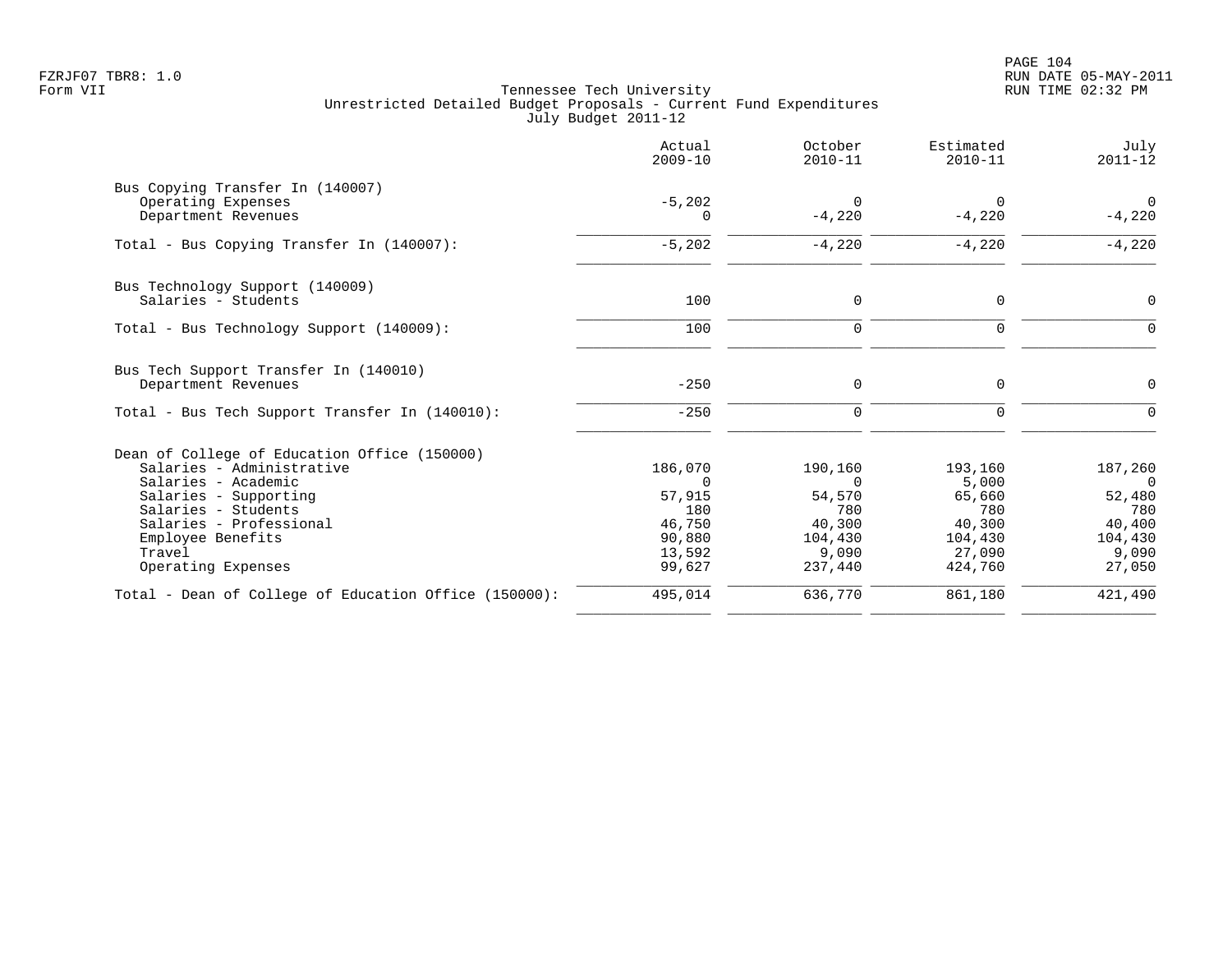FZRJF07 TBR8: 1.0
Form VII

Tennessee Tech University
Unrestricted Detailed Budget Proposals - Current Fund Expenditures
July Budget 2011-12

RUN DATE 05-MAY-2011
RUN TIME 02:32 PM

| | Actual 2009-10 | October 2010-11 | Estimated 2010-11 | July 2011-12 |
|---|---|---|---|---|
| **Bus Copying Transfer In (140007)** | | | | |
| Operating Expenses | -5,202 | 0 | 0 | 0 |
| Department Revenues | 0 | -4,220 | -4,220 | -4,220 |
| Total - Bus Copying Transfer In (140007): | -5,202 | -4,220 | -4,220 | -4,220 |
| **Bus Technology Support (140009)** | | | | |
| Salaries - Students | 100 | 0 | 0 | 0 |
| Total - Bus Technology Support (140009): | 100 | 0 | 0 | 0 |
| **Bus Tech Support Transfer In (140010)** | | | | |
| Department Revenues | -250 | 0 | 0 | 0 |
| Total - Bus Tech Support Transfer In (140010): | -250 | 0 | 0 | 0 |
| **Dean of College of Education Office (150000)** | | | | |
| Salaries - Administrative | 186,070 | 190,160 | 193,160 | 187,260 |
| Salaries - Academic | 0 | 0 | 5,000 | 0 |
| Salaries - Supporting | 57,915 | 54,570 | 65,660 | 52,480 |
| Salaries - Students | 180 | 780 | 780 | 780 |
| Salaries - Professional | 46,750 | 40,300 | 40,300 | 40,400 |
| Employee Benefits | 90,880 | 104,430 | 104,430 | 104,430 |
| Travel | 13,592 | 9,090 | 27,090 | 9,090 |
| Operating Expenses | 99,627 | 237,440 | 424,760 | 27,050 |
| Total - Dean of College of Education Office (150000): | 495,014 | 636,770 | 861,180 | 421,490 |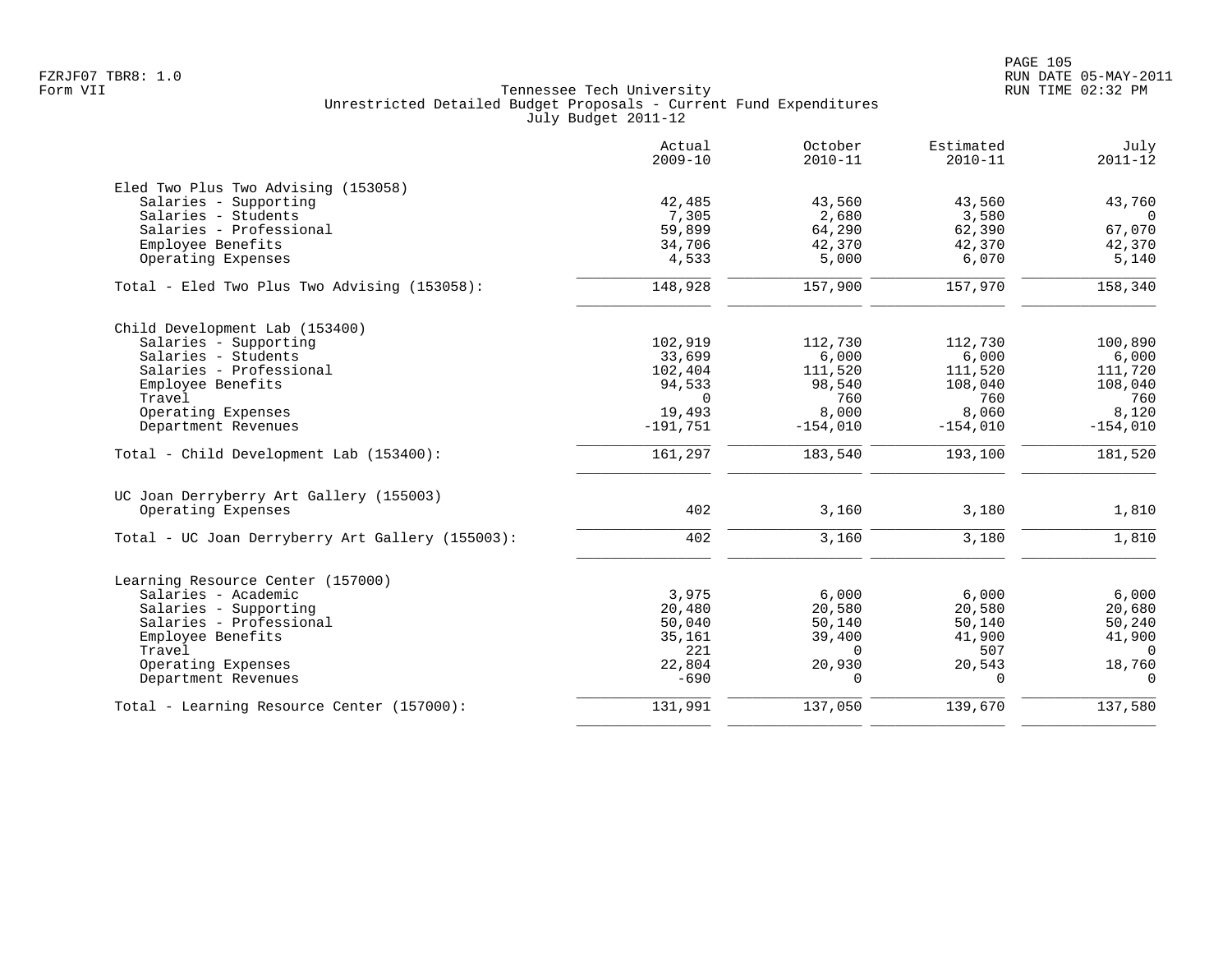Tennessee Tech University
Unrestricted Detailed Budget Proposals - Current Fund Expenditures
July Budget 2011-12

| | Actual 2009-10 | October 2010-11 | Estimated 2010-11 | July 2011-12 |
|---|---|---|---|---|
| **Eled Two Plus Two Advising (153058)** | | | | |
| Salaries - Supporting | 42,485 | 43,560 | 43,560 | 43,760 |
| Salaries - Students | 7,305 | 2,680 | 3,580 | 0 |
| Salaries - Professional | 59,899 | 64,290 | 62,390 | 67,070 |
| Employee Benefits | 34,706 | 42,370 | 42,370 | 42,370 |
| Operating Expenses | 4,533 | 5,000 | 6,070 | 5,140 |
| Total - Eled Two Plus Two Advising (153058): | 148,928 | 157,900 | 157,970 | 158,340 |
| **Child Development Lab (153400)** | | | | |
| Salaries - Supporting | 102,919 | 112,730 | 112,730 | 100,890 |
| Salaries - Students | 33,699 | 6,000 | 6,000 | 6,000 |
| Salaries - Professional | 102,404 | 111,520 | 111,520 | 111,720 |
| Employee Benefits | 94,533 | 98,540 | 108,040 | 108,040 |
| Travel | 0 | 760 | 760 | 760 |
| Operating Expenses | 19,493 | 8,000 | 8,060 | 8,120 |
| Department Revenues | -191,751 | -154,010 | -154,010 | -154,010 |
| Total - Child Development Lab (153400): | 161,297 | 183,540 | 193,100 | 181,520 |
| **UC Joan Derryberry Art Gallery (155003)** | | | | |
| Operating Expenses | 402 | 3,160 | 3,180 | 1,810 |
| Total - UC Joan Derryberry Art Gallery (155003): | 402 | 3,160 | 3,180 | 1,810 |
| **Learning Resource Center (157000)** | | | | |
| Salaries - Academic | 3,975 | 6,000 | 6,000 | 6,000 |
| Salaries - Supporting | 20,480 | 20,580 | 20,580 | 20,680 |
| Salaries - Professional | 50,040 | 50,140 | 50,140 | 50,240 |
| Employee Benefits | 35,161 | 39,400 | 41,900 | 41,900 |
| Travel | 221 | 0 | 507 | 0 |
| Operating Expenses | 22,804 | 20,930 | 20,543 | 18,760 |
| Department Revenues | -690 | 0 | 0 | 0 |
| Total - Learning Resource Center (157000): | 131,991 | 137,050 | 139,670 | 137,580 |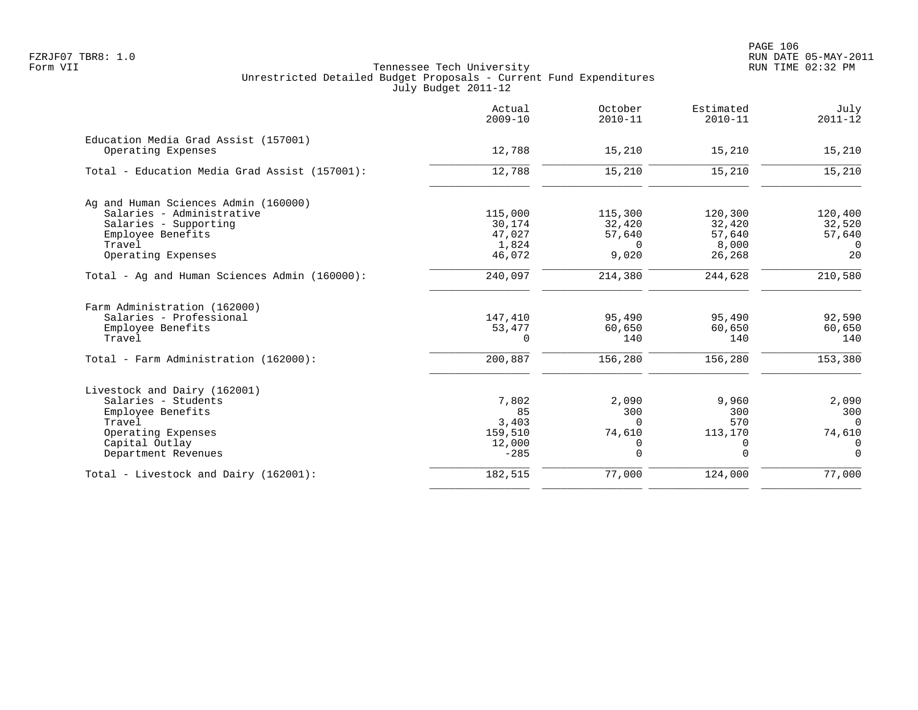Tennessee Tech University
Unrestricted Detailed Budget Proposals - Current Fund Expenditures
July Budget 2011-12

| | Actual 2009-10 | October 2010-11 | Estimated 2010-11 | July 2011-12 |
|---|---|---|---|---|
| **Education Media Grad Assist (157001)** | | | | |
| Operating Expenses | 12,788 | 15,210 | 15,210 | 15,210 |
| Total - Education Media Grad Assist (157001): | 12,788 | 15,210 | 15,210 | 15,210 |
| **Ag and Human Sciences Admin (160000)** | | | | |
| Salaries - Administrative | 115,000 | 115,300 | 120,300 | 120,400 |
| Salaries - Supporting | 30,174 | 32,420 | 32,420 | 32,520 |
| Employee Benefits | 47,027 | 57,640 | 57,640 | 57,640 |
| Travel | 1,824 | 0 | 8,000 | 0 |
| Operating Expenses | 46,072 | 9,020 | 26,268 | 20 |
| Total - Ag and Human Sciences Admin (160000): | 240,097 | 214,380 | 244,628 | 210,580 |
| **Farm Administration (162000)** | | | | |
| Salaries - Professional | 147,410 | 95,490 | 95,490 | 92,590 |
| Employee Benefits | 53,477 | 60,650 | 60,650 | 60,650 |
| Travel | 0 | 140 | 140 | 140 |
| Total - Farm Administration (162000): | 200,887 | 156,280 | 156,280 | 153,380 |
| **Livestock and Dairy (162001)** | | | | |
| Salaries - Students | 7,802 | 2,090 | 9,960 | 2,090 |
| Employee Benefits | 85 | 300 | 300 | 300 |
| Travel | 3,403 | 0 | 570 | 0 |
| Operating Expenses | 159,510 | 74,610 | 113,170 | 74,610 |
| Capital Outlay | 12,000 | 0 | 0 | 0 |
| Department Revenues | -285 | 0 | 0 | 0 |
| Total - Livestock and Dairy (162001): | 182,515 | 77,000 | 124,000 | 77,000 |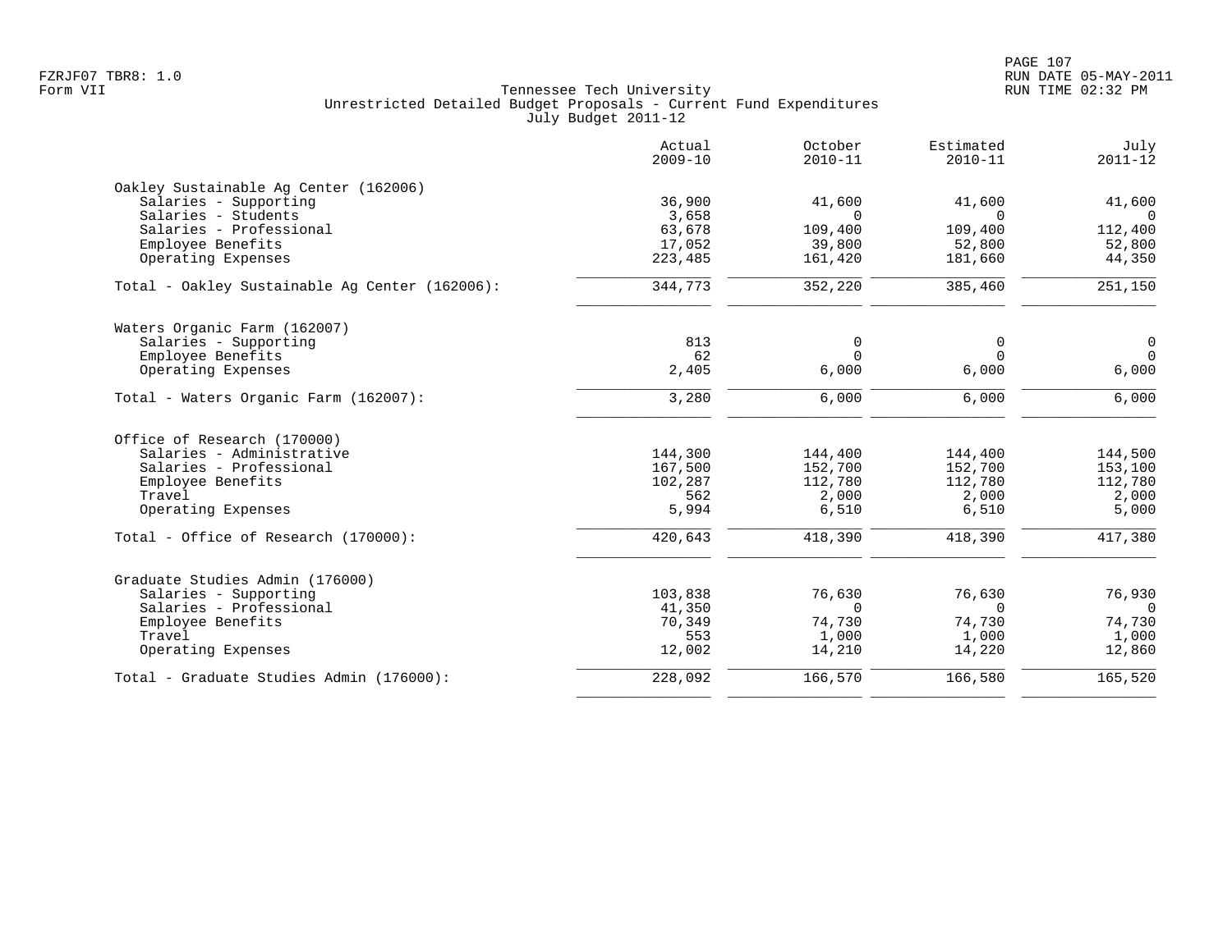FZRJF07 TBR8: 1.0
Form VII

Tennessee Tech University
Unrestricted Detailed Budget Proposals - Current Fund Expenditures
July Budget 2011-12

RUN DATE 05-MAY-2011
RUN TIME 02:32 PM

| | Actual 2009-10 | October 2010-11 | Estimated 2010-11 | July 2011-12 |
|---|---|---|---|---|
| **Oakley Sustainable Ag Center (162006)** | | | | |
| Salaries - Supporting | 36,900 | 41,600 | 41,600 | 41,600 |
| Salaries - Students | 3,658 | 0 | 0 | 0 |
| Salaries - Professional | 63,678 | 109,400 | 109,400 | 112,400 |
| Employee Benefits | 17,052 | 39,800 | 52,800 | 52,800 |
| Operating Expenses | 223,485 | 161,420 | 181,660 | 44,350 |
| Total - Oakley Sustainable Ag Center (162006): | 344,773 | 352,220 | 385,460 | 251,150 |
| **Waters Organic Farm (162007)** | | | | |
| Salaries - Supporting | 813 | 0 | 0 | 0 |
| Employee Benefits | 62 | 0 | 0 | 0 |
| Operating Expenses | 2,405 | 6,000 | 6,000 | 6,000 |
| Total - Waters Organic Farm (162007): | 3,280 | 6,000 | 6,000 | 6,000 |
| **Office of Research (170000)** | | | | |
| Salaries - Administrative | 144,300 | 144,400 | 144,400 | 144,500 |
| Salaries - Professional | 167,500 | 152,700 | 152,700 | 153,100 |
| Employee Benefits | 102,287 | 112,780 | 112,780 | 112,780 |
| Travel | 562 | 2,000 | 2,000 | 2,000 |
| Operating Expenses | 5,994 | 6,510 | 6,510 | 5,000 |
| Total - Office of Research (170000): | 420,643 | 418,390 | 418,390 | 417,380 |
| **Graduate Studies Admin (176000)** | | | | |
| Salaries - Supporting | 103,838 | 76,630 | 76,630 | 76,930 |
| Salaries - Professional | 41,350 | 0 | 0 | 0 |
| Employee Benefits | 70,349 | 74,730 | 74,730 | 74,730 |
| Travel | 553 | 1,000 | 1,000 | 1,000 |
| Operating Expenses | 12,002 | 14,210 | 14,220 | 12,860 |
| Total - Graduate Studies Admin (176000): | 228,092 | 166,570 | 166,580 | 165,520 |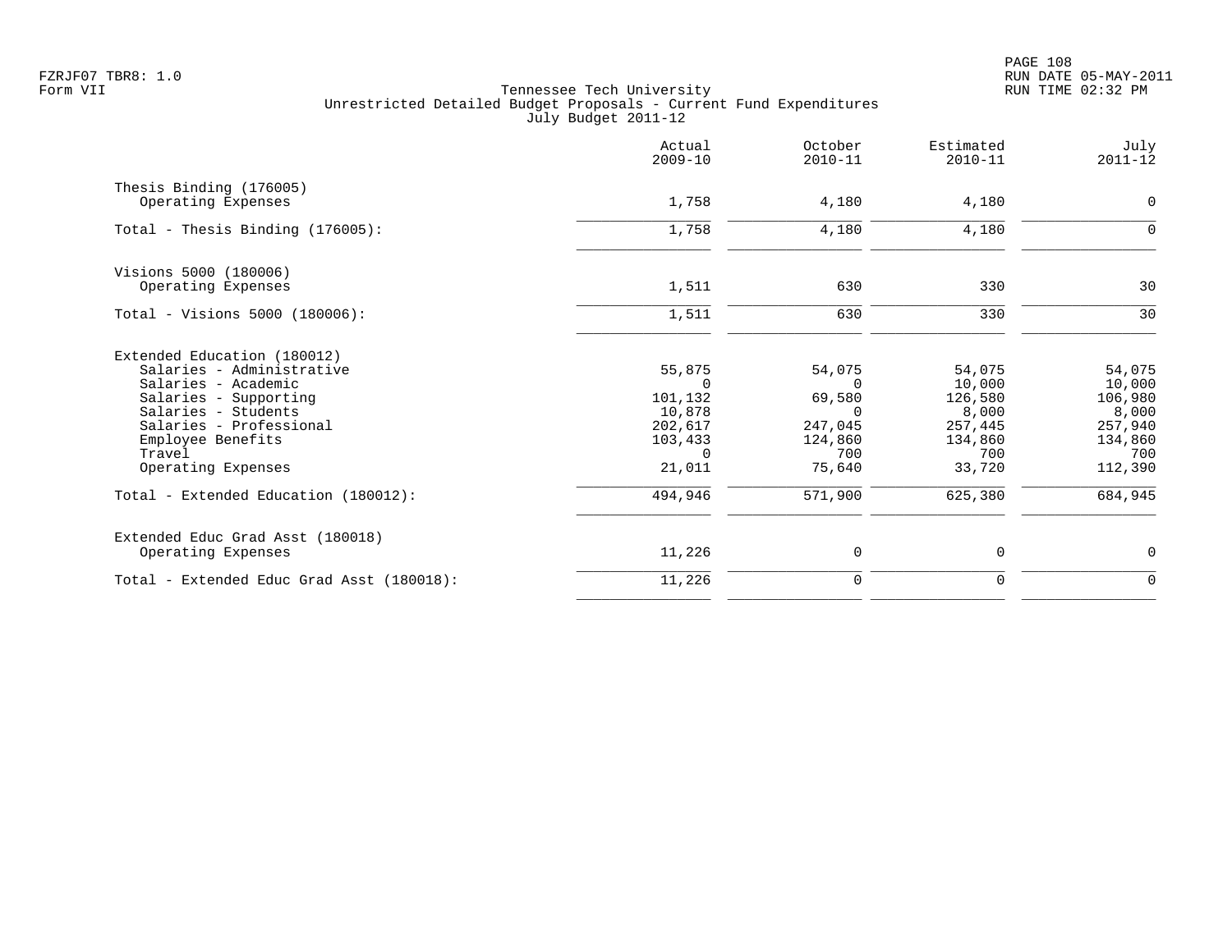FZRJF07 TBR8: 1.0
Form VII

Tennessee Tech University
Unrestricted Detailed Budget Proposals - Current Fund Expenditures
July Budget 2011-12

RUN DATE 05-MAY-2011
RUN TIME 02:32 PM

| | Actual 2009-10 | October 2010-11 | Estimated 2010-11 | July 2011-12 |
|---|---|---|---|---|
| **Thesis Binding (176005)** | | | | |
| Operating Expenses | 1,758 | 4,180 | 4,180 | 0 |
| Total - Thesis Binding (176005): | 1,758 | 4,180 | 4,180 | 0 |
| **Visions 5000 (180006)** | | | | |
| Operating Expenses | 1,511 | 630 | 330 | 30 |
| Total - Visions 5000 (180006): | 1,511 | 630 | 330 | 30 |
| **Extended Education (180012)** | | | | |
| Salaries - Administrative | 55,875 | 54,075 | 54,075 | 54,075 |
| Salaries - Academic | 0 | 0 | 10,000 | 10,000 |
| Salaries - Supporting | 101,132 | 69,580 | 126,580 | 106,980 |
| Salaries - Students | 10,878 | 0 | 8,000 | 8,000 |
| Salaries - Professional | 202,617 | 247,045 | 257,445 | 257,940 |
| Employee Benefits | 103,433 | 124,860 | 134,860 | 134,860 |
| Travel | 0 | 700 | 700 | 700 |
| Operating Expenses | 21,011 | 75,640 | 33,720 | 112,390 |
| Total - Extended Education (180012): | 494,946 | 571,900 | 625,380 | 684,945 |
| **Extended Educ Grad Asst (180018)** | | | | |
| Operating Expenses | 11,226 | 0 | 0 | 0 |
| Total - Extended Educ Grad Asst (180018): | 11,226 | 0 | 0 | 0 |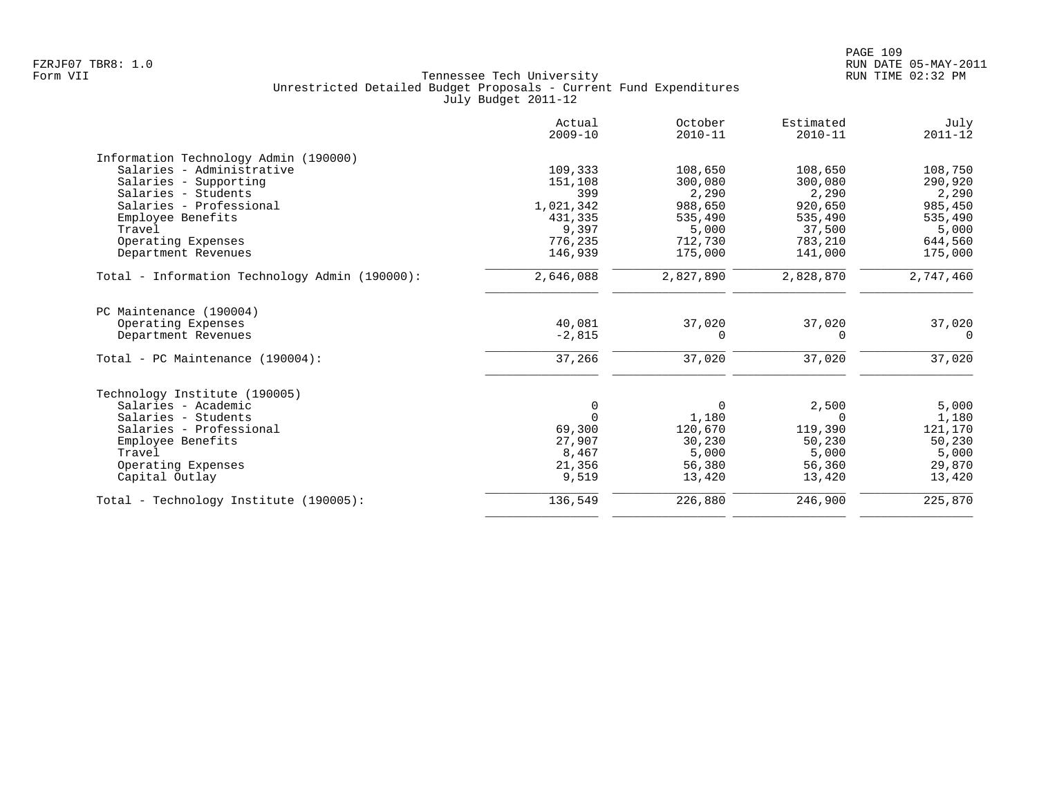Tennessee Tech University
Unrestricted Detailed Budget Proposals - Current Fund Expenditures
July Budget 2011-12

| | Actual 2009-10 | October 2010-11 | Estimated 2010-11 | July 2011-12 |
|---|---|---|---|---|
| **Information Technology Admin (190000)** | | | | |
| Salaries - Administrative | 109,333 | 108,650 | 108,650 | 108,750 |
| Salaries - Supporting | 151,108 | 300,080 | 300,080 | 290,920 |
| Salaries - Students | 399 | 2,290 | 2,290 | 2,290 |
| Salaries - Professional | 1,021,342 | 988,650 | 920,650 | 985,450 |
| Employee Benefits | 431,335 | 535,490 | 535,490 | 535,490 |
| Travel | 9,397 | 5,000 | 37,500 | 5,000 |
| Operating Expenses | 776,235 | 712,730 | 783,210 | 644,560 |
| Department Revenues | 146,939 | 175,000 | 141,000 | 175,000 |
| Total - Information Technology Admin (190000): | 2,646,088 | 2,827,890 | 2,828,870 | 2,747,460 |
| **PC Maintenance (190004)** | | | | |
| Operating Expenses | 40,081 | 37,020 | 37,020 | 37,020 |
| Department Revenues | -2,815 | 0 | 0 | 0 |
| Total - PC Maintenance (190004): | 37,266 | 37,020 | 37,020 | 37,020 |
| **Technology Institute (190005)** | | | | |
| Salaries - Academic | 0 | 0 | 2,500 | 5,000 |
| Salaries - Students | 0 | 1,180 | 0 | 1,180 |
| Salaries - Professional | 69,300 | 120,670 | 119,390 | 121,170 |
| Employee Benefits | 27,907 | 30,230 | 50,230 | 50,230 |
| Travel | 8,467 | 5,000 | 5,000 | 5,000 |
| Operating Expenses | 21,356 | 56,380 | 56,360 | 29,870 |
| Capital Outlay | 9,519 | 13,420 | 13,420 | 13,420 |
| Total - Technology Institute (190005): | 136,549 | 226,880 | 246,900 | 225,870 |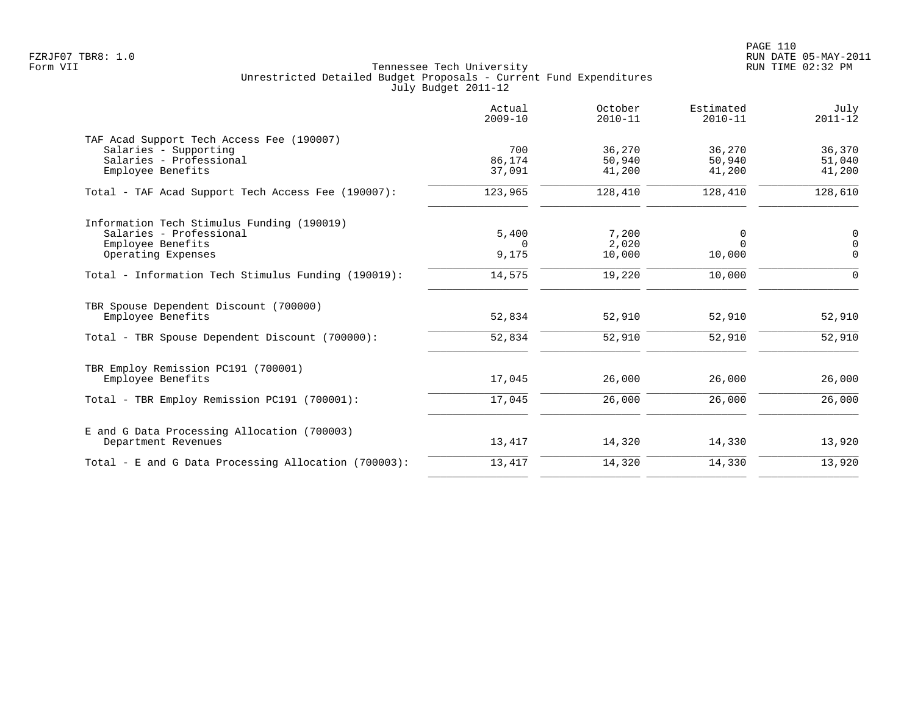Tennessee Tech University
Unrestricted Detailed Budget Proposals - Current Fund Expenditures
July Budget 2011-12

| | Actual 2009-10 | October 2010-11 | Estimated 2010-11 | July 2011-12 |
|---|---|---|---|---|
| **TAF Acad Support Tech Access Fee (190007)** | | | | |
| Salaries - Supporting | 700 | 36,270 | 36,270 | 36,370 |
| Salaries - Professional | 86,174 | 50,940 | 50,940 | 51,040 |
| Employee Benefits | 37,091 | 41,200 | 41,200 | 41,200 |
| Total - TAF Acad Support Tech Access Fee (190007): | 123,965 | 128,410 | 128,410 | 128,610 |
| **Information Tech Stimulus Funding (190019)** | | | | |
| Salaries - Professional | 5,400 | 7,200 | 0 | 0 |
| Employee Benefits | 0 | 2,020 | 0 | 0 |
| Operating Expenses | 9,175 | 10,000 | 10,000 | 0 |
| Total - Information Tech Stimulus Funding (190019): | 14,575 | 19,220 | 10,000 | 0 |
| **TBR Spouse Dependent Discount (700000)** | | | | |
| Employee Benefits | 52,834 | 52,910 | 52,910 | 52,910 |
| Total - TBR Spouse Dependent Discount (700000): | 52,834 | 52,910 | 52,910 | 52,910 |
| **TBR Employ Remission PC191 (700001)** | | | | |
| Employee Benefits | 17,045 | 26,000 | 26,000 | 26,000 |
| Total - TBR Employ Remission PC191 (700001): | 17,045 | 26,000 | 26,000 | 26,000 |
| **E and G Data Processing Allocation (700003)** | | | | |
| Department Revenues | 13,417 | 14,320 | 14,330 | 13,920 |
| Total - E and G Data Processing Allocation (700003): | 13,417 | 14,320 | 14,330 | 13,920 |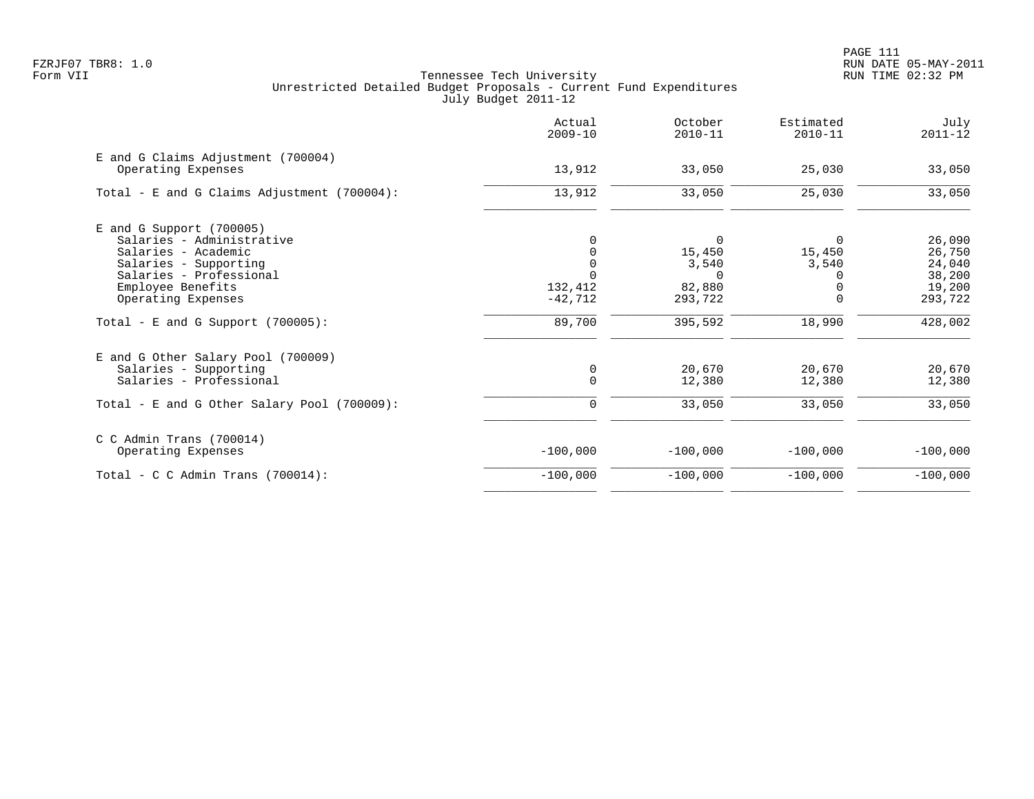FZRJF07 TBR8: 1.0
Form VII

Tennessee Tech University
Unrestricted Detailed Budget Proposals - Current Fund Expenditures
July Budget 2011-12

RUN DATE 05-MAY-2011
RUN TIME 02:32 PM

| | Actual 2009-10 | October 2010-11 | Estimated 2010-11 | July 2011-12 |
|---|---|---|---|---|
| E and G Claims Adjustment (700004) | | | | |
| Operating Expenses | 13,912 | 33,050 | 25,030 | 33,050 |
| Total - E and G Claims Adjustment (700004): | 13,912 | 33,050 | 25,030 | 33,050 |
| E and G Support (700005) | | | | |
| Salaries - Administrative | 0 | 0 | 0 | 26,090 |
| Salaries - Academic | 0 | 15,450 | 15,450 | 26,750 |
| Salaries - Supporting | 0 | 3,540 | 3,540 | 24,040 |
| Salaries - Professional | 0 | 0 | 0 | 38,200 |
| Employee Benefits | 132,412 | 82,880 | 0 | 19,200 |
| Operating Expenses | -42,712 | 293,722 | 0 | 293,722 |
| Total - E and G Support (700005): | 89,700 | 395,592 | 18,990 | 428,002 |
| E and G Other Salary Pool (700009) | | | | |
| Salaries - Supporting | 0 | 20,670 | 20,670 | 20,670 |
| Salaries - Professional | 0 | 12,380 | 12,380 | 12,380 |
| Total - E and G Other Salary Pool (700009): | 0 | 33,050 | 33,050 | 33,050 |
| C C Admin Trans (700014) | | | | |
| Operating Expenses | -100,000 | -100,000 | -100,000 | -100,000 |
| Total - C C Admin Trans (700014): | -100,000 | -100,000 | -100,000 | -100,000 |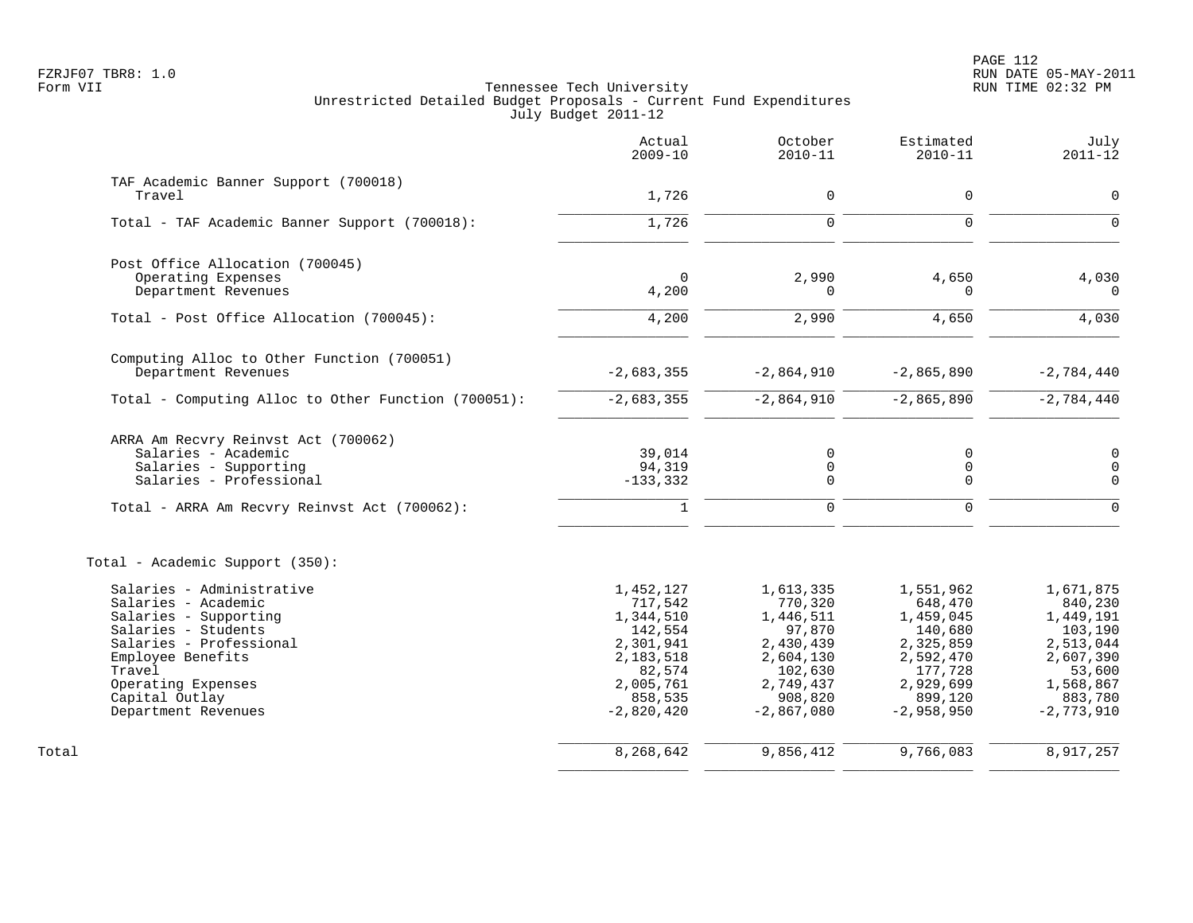Tennessee Tech University
Unrestricted Detailed Budget Proposals - Current Fund Expenditures
July Budget 2011-12

|  | Actual 2009-10 | October 2010-11 | Estimated 2010-11 | July 2011-12 |
|---|---|---|---|---|
| TAF Academic Banner Support (700018) | | | | |
| Travel | 1,726 | 0 | 0 | 0 |
| Total - TAF Academic Banner Support (700018): | 1,726 | 0 | 0 | 0 |
| Post Office Allocation (700045) | | | | |
| Operating Expenses | 0 | 2,990 | 4,650 | 4,030 |
| Department Revenues | 4,200 | 0 | 0 | 0 |
| Total - Post Office Allocation (700045): | 4,200 | 2,990 | 4,650 | 4,030 |
| Computing Alloc to Other Function (700051) | | | | |
| Department Revenues | -2,683,355 | -2,864,910 | -2,865,890 | -2,784,440 |
| Total - Computing Alloc to Other Function (700051): | -2,683,355 | -2,864,910 | -2,865,890 | -2,784,440 |
| ARRA Am Recvry Reinvst Act (700062) | | | | |
| Salaries - Academic | 39,014 | 0 | 0 | 0 |
| Salaries - Supporting | 94,319 | 0 | 0 | 0 |
| Salaries - Professional | -133,332 | 0 | 0 | 0 |
| Total - ARRA Am Recvry Reinvst Act (700062): | 1 | 0 | 0 | 0 |
| Total - Academic Support (350): | | | | |
| Salaries - Administrative | 1,452,127 | 1,613,335 | 1,551,962 | 1,671,875 |
| Salaries - Academic | 717,542 | 770,320 | 648,470 | 840,230 |
| Salaries - Supporting | 1,344,510 | 1,446,511 | 1,459,045 | 1,449,191 |
| Salaries - Students | 142,554 | 97,870 | 140,680 | 103,190 |
| Salaries - Professional | 2,301,941 | 2,430,439 | 2,325,859 | 2,513,044 |
| Employee Benefits | 2,183,518 | 2,604,130 | 2,592,470 | 2,607,390 |
| Travel | 82,574 | 102,630 | 177,728 | 53,600 |
| Operating Expenses | 2,005,761 | 2,749,437 | 2,929,699 | 1,568,867 |
| Capital Outlay | 858,535 | 908,820 | 899,120 | 883,780 |
| Department Revenues | -2,820,420 | -2,867,080 | -2,958,950 | -2,773,910 |
| Total | 8,268,642 | 9,856,412 | 9,766,083 | 8,917,257 |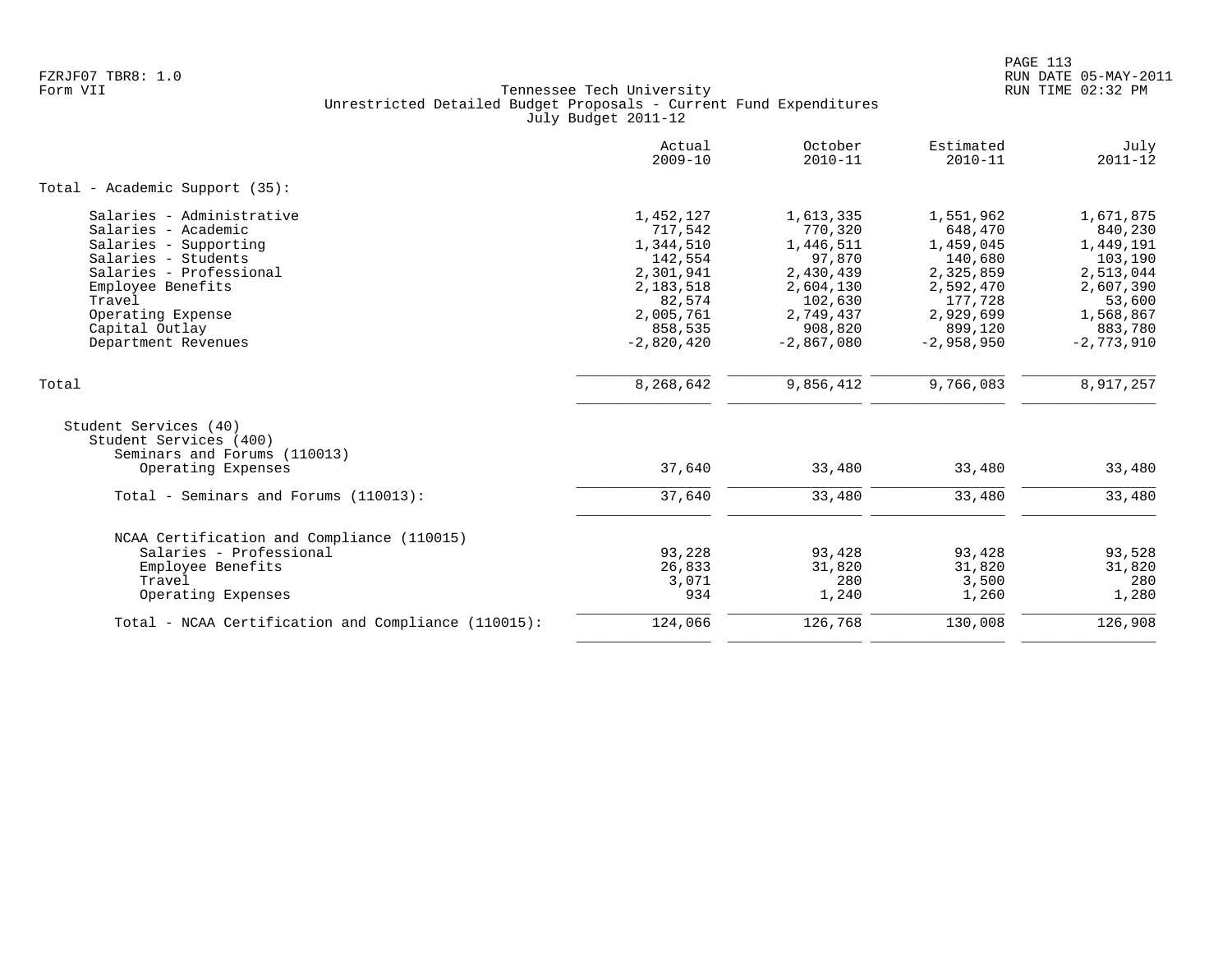FZRJF07 TBR8: 1.0
Form VII

Tennessee Tech University
Unrestricted Detailed Budget Proposals - Current Fund Expenditures
July Budget 2011-12

| | Actual 2009-10 | October 2010-11 | Estimated 2010-11 | July 2011-12 |
|---|---|---|---|---|
| **Total - Academic Support (35):** | | | | |
| Salaries - Administrative | 1,452,127 | 1,613,335 | 1,551,962 | 1,671,875 |
| Salaries - Academic | 717,542 | 770,320 | 648,470 | 840,230 |
| Salaries - Supporting | 1,344,510 | 1,446,511 | 1,459,045 | 1,449,191 |
| Salaries - Students | 142,554 | 97,870 | 140,680 | 103,190 |
| Salaries - Professional | 2,301,941 | 2,430,439 | 2,325,859 | 2,513,044 |
| Employee Benefits | 2,183,518 | 2,604,130 | 2,592,470 | 2,607,390 |
| Travel | 82,574 | 102,630 | 177,728 | 53,600 |
| Operating Expense | 2,005,761 | 2,749,437 | 2,929,699 | 1,568,867 |
| Capital Outlay | 858,535 | 908,820 | 899,120 | 883,780 |
| Department Revenues | -2,820,420 | -2,867,080 | -2,958,950 | -2,773,910 |
| Total | 8,268,642 | 9,856,412 | 9,766,083 | 8,917,257 |
| Student Services (40) | | | | |
| Student Services (400) | | | | |
| Seminars and Forums (110013) | | | | |
| Operating Expenses | 37,640 | 33,480 | 33,480 | 33,480 |
| Total - Seminars and Forums (110013): | 37,640 | 33,480 | 33,480 | 33,480 |
| NCAA Certification and Compliance (110015) | | | | |
| Salaries - Professional | 93,228 | 93,428 | 93,428 | 93,528 |
| Employee Benefits | 26,833 | 31,820 | 31,820 | 31,820 |
| Travel | 3,071 | 280 | 3,500 | 280 |
| Operating Expenses | 934 | 1,240 | 1,260 | 1,280 |
| Total - NCAA Certification and Compliance (110015): | 124,066 | 126,768 | 130,008 | 126,908 |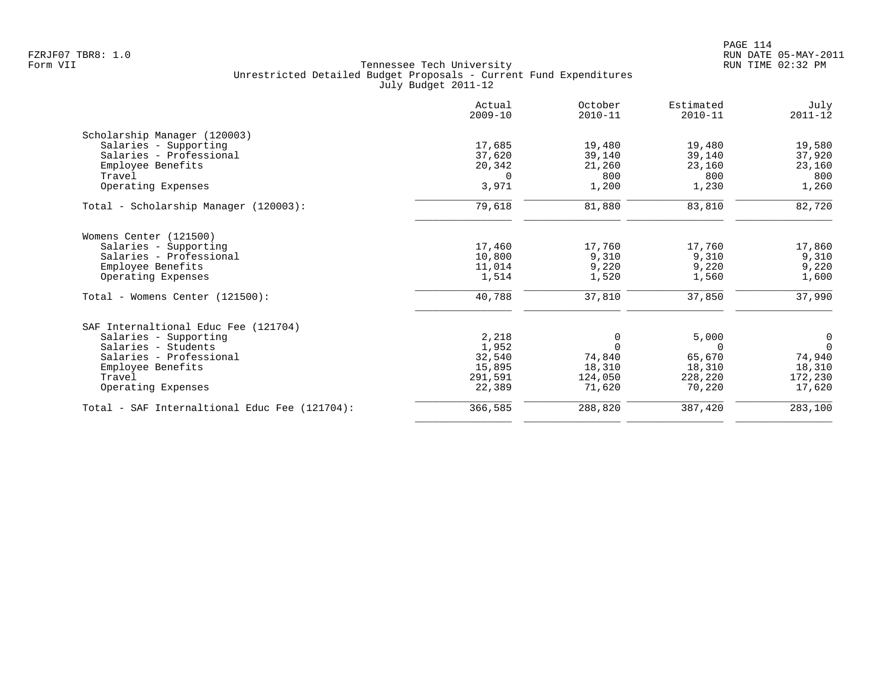Tennessee Tech University
Unrestricted Detailed Budget Proposals - Current Fund Expenditures
July Budget 2011-12

| | Actual 2009-10 | October 2010-11 | Estimated 2010-11 | July 2011-12 |
|---|---|---|---|---|
| **Scholarship Manager (120003)** | | | | |
| Salaries - Supporting | 17,685 | 19,480 | 19,480 | 19,580 |
| Salaries - Professional | 37,620 | 39,140 | 39,140 | 37,920 |
| Employee Benefits | 20,342 | 21,260 | 23,160 | 23,160 |
| Travel | 0 | 800 | 800 | 800 |
| Operating Expenses | 3,971 | 1,200 | 1,230 | 1,260 |
| Total - Scholarship Manager (120003): | 79,618 | 81,880 | 83,810 | 82,720 |
| **Womens Center (121500)** | | | | |
| Salaries - Supporting | 17,460 | 17,760 | 17,760 | 17,860 |
| Salaries - Professional | 10,800 | 9,310 | 9,310 | 9,310 |
| Employee Benefits | 11,014 | 9,220 | 9,220 | 9,220 |
| Operating Expenses | 1,514 | 1,520 | 1,560 | 1,600 |
| Total - Womens Center (121500): | 40,788 | 37,810 | 37,850 | 37,990 |
| **SAF Internaltional Educ Fee (121704)** | | | | |
| Salaries - Supporting | 2,218 | 0 | 5,000 | 0 |
| Salaries - Students | 1,952 | 0 | 0 | 0 |
| Salaries - Professional | 32,540 | 74,840 | 65,670 | 74,940 |
| Employee Benefits | 15,895 | 18,310 | 18,310 | 18,310 |
| Travel | 291,591 | 124,050 | 228,220 | 172,230 |
| Operating Expenses | 22,389 | 71,620 | 70,220 | 17,620 |
| Total - SAF Internaltional Educ Fee (121704): | 366,585 | 288,820 | 387,420 | 283,100 |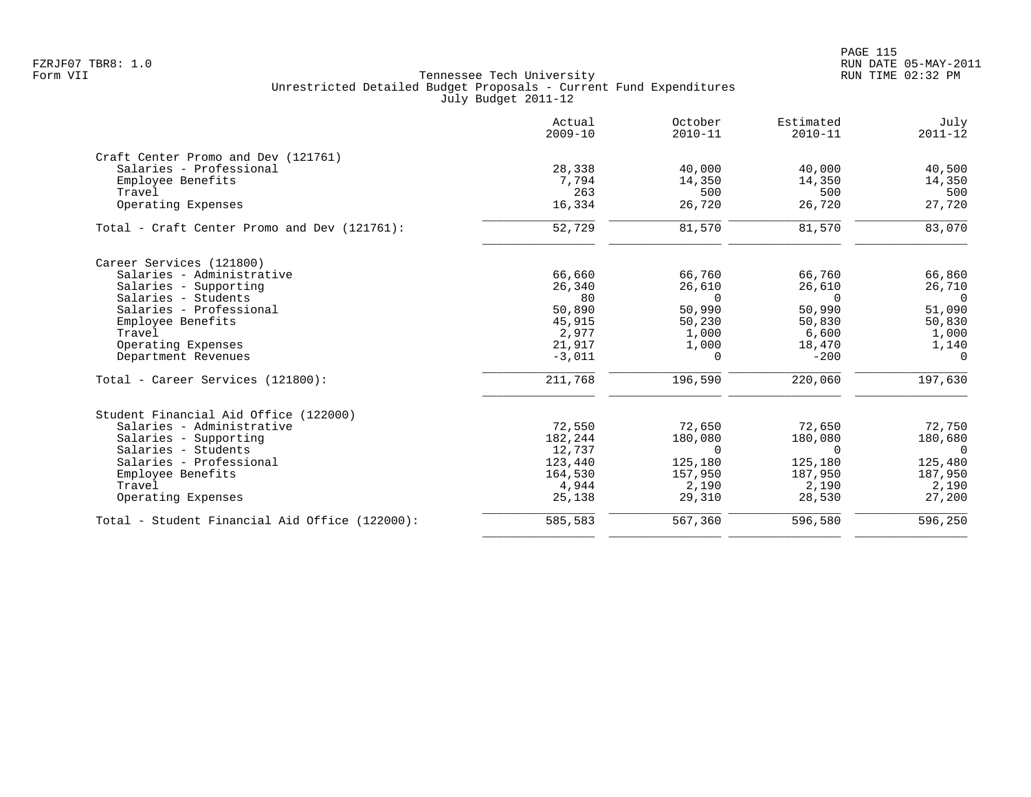Tennessee Tech University
Unrestricted Detailed Budget Proposals - Current Fund Expenditures
July Budget 2011-12

| | Actual 2009-10 | October 2010-11 | Estimated 2010-11 | July 2011-12 |
|---|---|---|---|---|
| **Craft Center Promo and Dev (121761)** | | | | |
| Salaries - Professional | 28,338 | 40,000 | 40,000 | 40,500 |
| Employee Benefits | 7,794 | 14,350 | 14,350 | 14,350 |
| Travel | 263 | 500 | 500 | 500 |
| Operating Expenses | 16,334 | 26,720 | 26,720 | 27,720 |
| Total - Craft Center Promo and Dev (121761): | 52,729 | 81,570 | 81,570 | 83,070 |
| **Career Services (121800)** | | | | |
| Salaries - Administrative | 66,660 | 66,760 | 66,760 | 66,860 |
| Salaries - Supporting | 26,340 | 26,610 | 26,610 | 26,710 |
| Salaries - Students | 80 | 0 | 0 | 0 |
| Salaries - Professional | 50,890 | 50,990 | 50,990 | 51,090 |
| Employee Benefits | 45,915 | 50,230 | 50,830 | 50,830 |
| Travel | 2,977 | 1,000 | 6,600 | 1,000 |
| Operating Expenses | 21,917 | 1,000 | 18,470 | 1,140 |
| Department Revenues | -3,011 | 0 | -200 | 0 |
| Total - Career Services (121800): | 211,768 | 196,590 | 220,060 | 197,630 |
| **Student Financial Aid Office (122000)** | | | | |
| Salaries - Administrative | 72,550 | 72,650 | 72,650 | 72,750 |
| Salaries - Supporting | 182,244 | 180,080 | 180,080 | 180,680 |
| Salaries - Students | 12,737 | 0 | 0 | 0 |
| Salaries - Professional | 123,440 | 125,180 | 125,180 | 125,480 |
| Employee Benefits | 164,530 | 157,950 | 187,950 | 187,950 |
| Travel | 4,944 | 2,190 | 2,190 | 2,190 |
| Operating Expenses | 25,138 | 29,310 | 28,530 | 27,200 |
| Total - Student Financial Aid Office (122000): | 585,583 | 567,360 | 596,580 | 596,250 |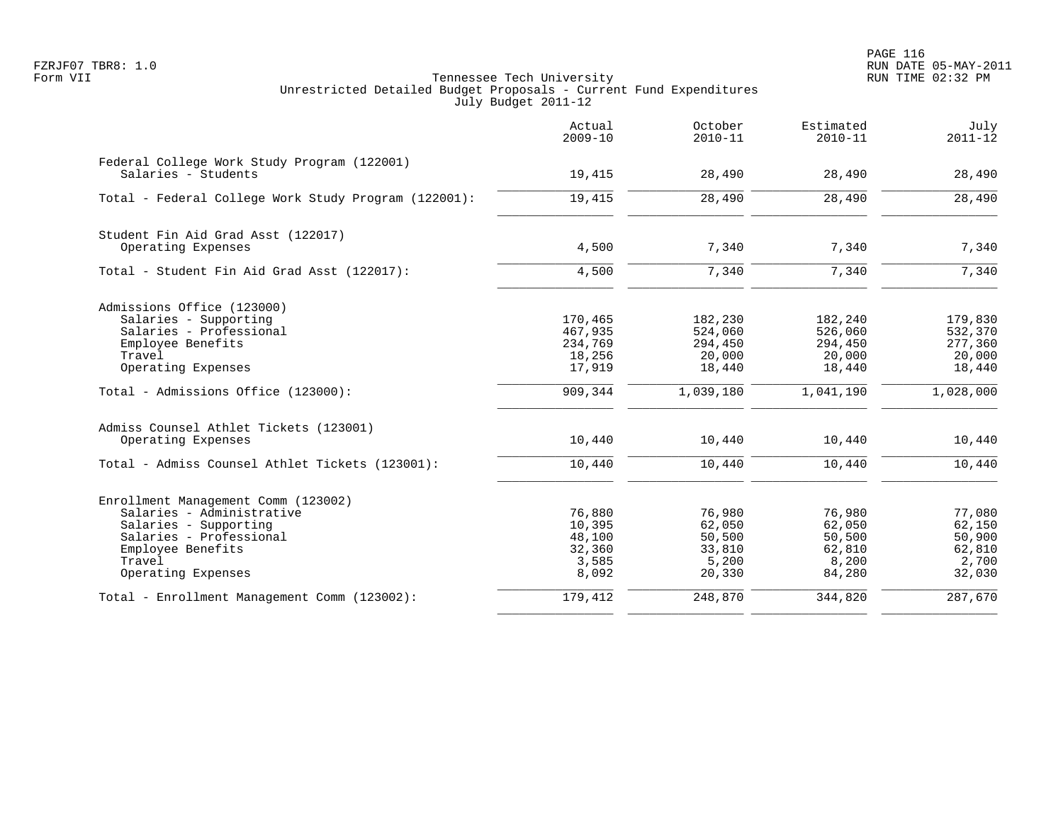Tennessee Tech University
Unrestricted Detailed Budget Proposals - Current Fund Expenditures
July Budget 2011-12

| | Actual 2009-10 | October 2010-11 | Estimated 2010-11 | July 2011-12 |
|---|---|---|---|---|
| **Federal College Work Study Program (122001)** | | | | |
| Salaries - Students | 19,415 | 28,490 | 28,490 | 28,490 |
| Total - Federal College Work Study Program (122001): | 19,415 | 28,490 | 28,490 | 28,490 |
| **Student Fin Aid Grad Asst (122017)** | | | | |
| Operating Expenses | 4,500 | 7,340 | 7,340 | 7,340 |
| Total - Student Fin Aid Grad Asst (122017): | 4,500 | 7,340 | 7,340 | 7,340 |
| **Admissions Office (123000)** | | | | |
| Salaries - Supporting | 170,465 | 182,230 | 182,240 | 179,830 |
| Salaries - Professional | 467,935 | 524,060 | 526,060 | 532,370 |
| Employee Benefits | 234,769 | 294,450 | 294,450 | 277,360 |
| Travel | 18,256 | 20,000 | 20,000 | 20,000 |
| Operating Expenses | 17,919 | 18,440 | 18,440 | 18,440 |
| Total - Admissions Office (123000): | 909,344 | 1,039,180 | 1,041,190 | 1,028,000 |
| **Admiss Counsel Athlet Tickets (123001)** | | | | |
| Operating Expenses | 10,440 | 10,440 | 10,440 | 10,440 |
| Total - Admiss Counsel Athlet Tickets (123001): | 10,440 | 10,440 | 10,440 | 10,440 |
| **Enrollment Management Comm (123002)** | | | | |
| Salaries - Administrative | 76,880 | 76,980 | 76,980 | 77,080 |
| Salaries - Supporting | 10,395 | 62,050 | 62,050 | 62,150 |
| Salaries - Professional | 48,100 | 50,500 | 50,500 | 50,900 |
| Employee Benefits | 32,360 | 33,810 | 62,810 | 62,810 |
| Travel | 3,585 | 5,200 | 8,200 | 2,700 |
| Operating Expenses | 8,092 | 20,330 | 84,280 | 32,030 |
| Total - Enrollment Management Comm (123002): | 179,412 | 248,870 | 344,820 | 287,670 |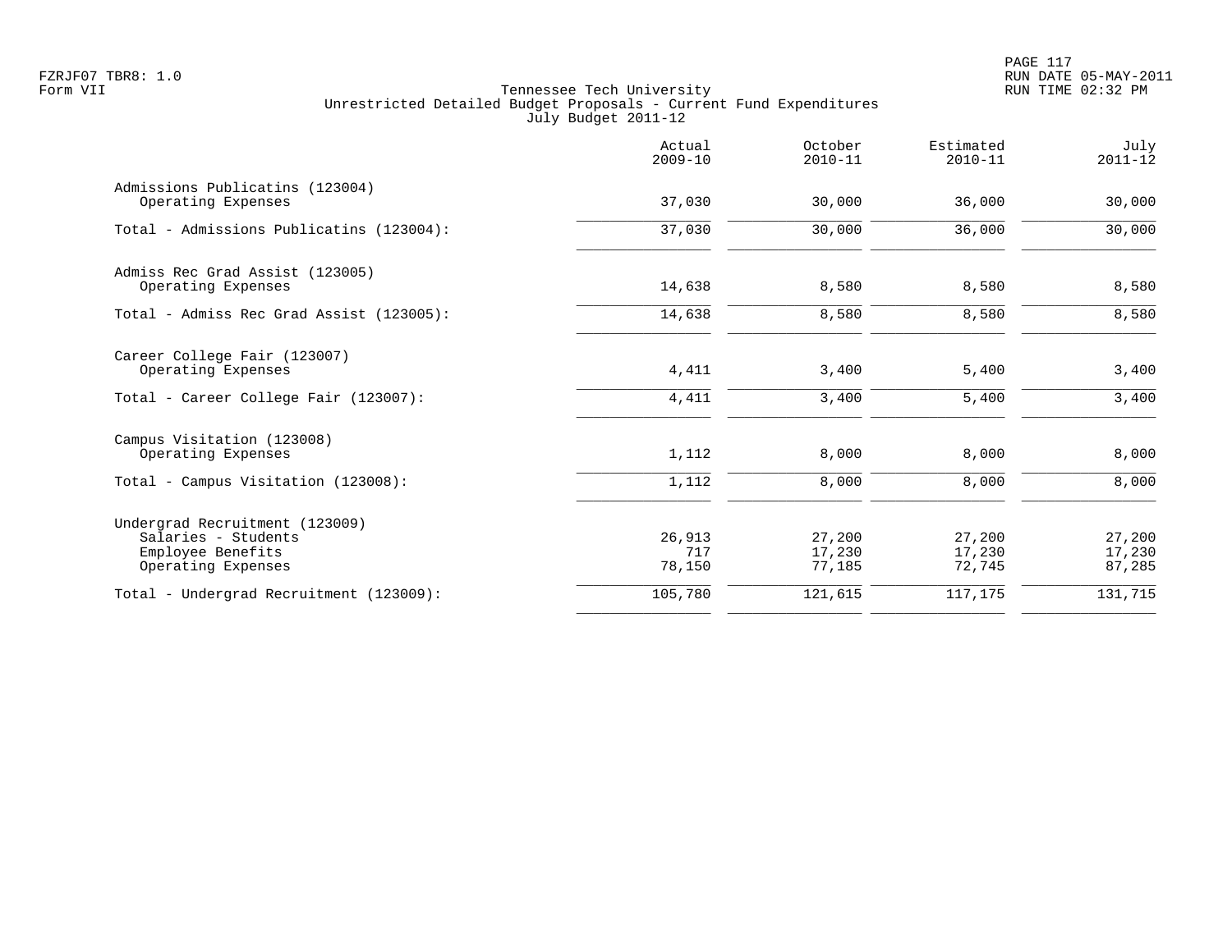FZRJF07 TBR8: 1.0
Form VII

Tennessee Tech University
Unrestricted Detailed Budget Proposals - Current Fund Expenditures
July Budget 2011-12

| | Actual 2009-10 | October 2010-11 | Estimated 2010-11 | July 2011-12 |
|---|---|---|---|---|
| **Admissions Publicatins (123004)** | | | | |
| Operating Expenses | 37,030 | 30,000 | 36,000 | 30,000 |
| Total - Admissions Publicatins (123004): | 37,030 | 30,000 | 36,000 | 30,000 |
| **Admiss Rec Grad Assist (123005)** | | | | |
| Operating Expenses | 14,638 | 8,580 | 8,580 | 8,580 |
| Total - Admiss Rec Grad Assist (123005): | 14,638 | 8,580 | 8,580 | 8,580 |
| **Career College Fair (123007)** | | | | |
| Operating Expenses | 4,411 | 3,400 | 5,400 | 3,400 |
| Total - Career College Fair (123007): | 4,411 | 3,400 | 5,400 | 3,400 |
| **Campus Visitation (123008)** | | | | |
| Operating Expenses | 1,112 | 8,000 | 8,000 | 8,000 |
| Total - Campus Visitation (123008): | 1,112 | 8,000 | 8,000 | 8,000 |
| **Undergrad Recruitment (123009)** | | | | |
| Salaries - Students | 26,913 | 27,200 | 27,200 | 27,200 |
| Employee Benefits | 717 | 17,230 | 17,230 | 17,230 |
| Operating Expenses | 78,150 | 77,185 | 72,745 | 87,285 |
| Total - Undergrad Recruitment (123009): | 105,780 | 121,615 | 117,175 | 131,715 |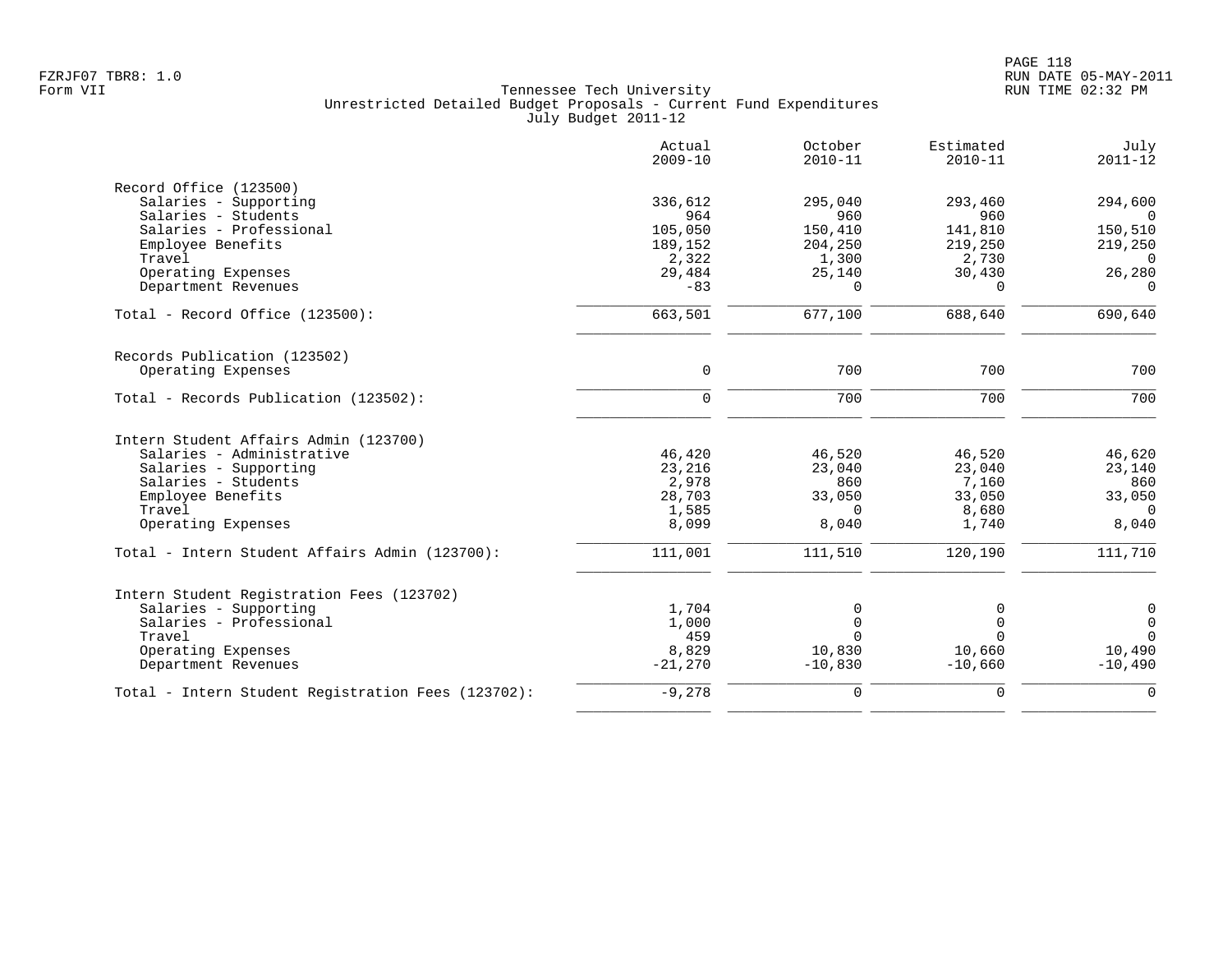Tennessee Tech University
Unrestricted Detailed Budget Proposals - Current Fund Expenditures
July Budget 2011-12

| | Actual 2009-10 | October 2010-11 | Estimated 2010-11 | July 2011-12 |
|---|---|---|---|---|
| **Record Office (123500)** | | | | |
| Salaries - Supporting | 336,612 | 295,040 | 293,460 | 294,600 |
| Salaries - Students | 964 | 960 | 960 | 0 |
| Salaries - Professional | 105,050 | 150,410 | 141,810 | 150,510 |
| Employee Benefits | 189,152 | 204,250 | 219,250 | 219,250 |
| Travel | 2,322 | 1,300 | 2,730 | 0 |
| Operating Expenses | 29,484 | 25,140 | 30,430 | 26,280 |
| Department Revenues | -83 | 0 | 0 | 0 |
| Total - Record Office (123500): | 663,501 | 677,100 | 688,640 | 690,640 |
| **Records Publication (123502)** | | | | |
| Operating Expenses | 0 | 700 | 700 | 700 |
| Total - Records Publication (123502): | 0 | 700 | 700 | 700 |
| **Intern Student Affairs Admin (123700)** | | | | |
| Salaries - Administrative | 46,420 | 46,520 | 46,520 | 46,620 |
| Salaries - Supporting | 23,216 | 23,040 | 23,040 | 23,140 |
| Salaries - Students | 2,978 | 860 | 7,160 | 860 |
| Employee Benefits | 28,703 | 33,050 | 33,050 | 33,050 |
| Travel | 1,585 | 0 | 8,680 | 0 |
| Operating Expenses | 8,099 | 8,040 | 1,740 | 8,040 |
| Total - Intern Student Affairs Admin (123700): | 111,001 | 111,510 | 120,190 | 111,710 |
| **Intern Student Registration Fees (123702)** | | | | |
| Salaries - Supporting | 1,704 | 0 | 0 | 0 |
| Salaries - Professional | 1,000 | 0 | 0 | 0 |
| Travel | 459 | 0 | 0 | 0 |
| Operating Expenses | 8,829 | 10,830 | 10,660 | 10,490 |
| Department Revenues | -21,270 | -10,830 | -10,660 | -10,490 |
| Total - Intern Student Registration Fees (123702): | -9,278 | 0 | 0 | 0 |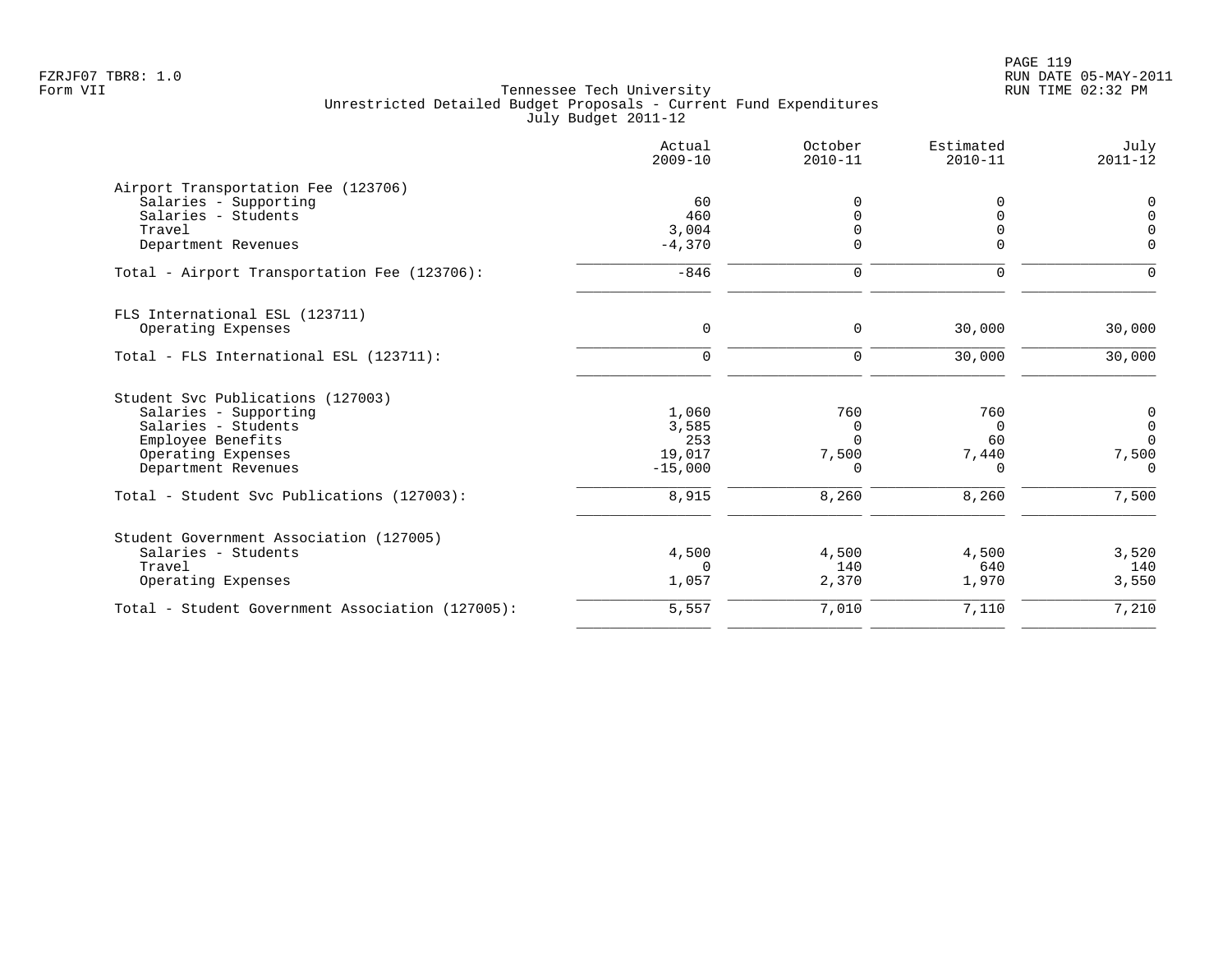Tennessee Tech University
Unrestricted Detailed Budget Proposals - Current Fund Expenditures
July Budget 2011-12

FZRJF07 TBR8: 1.0
Form VII

RUN DATE 05-MAY-2011
RUN TIME 02:32 PM

| | Actual 2009-10 | October 2010-11 | Estimated 2010-11 | July 2011-12 |
|---|---|---|---|---|
| **Airport Transportation Fee (123706)** | | | | |
| Salaries - Supporting | 60 | 0 | 0 | 0 |
| Salaries - Students | 460 | 0 | 0 | 0 |
| Travel | 3,004 | 0 | 0 | 0 |
| Department Revenues | -4,370 | 0 | 0 | 0 |
| Total - Airport Transportation Fee (123706): | -846 | 0 | 0 | 0 |
| **FLS International ESL (123711)** | | | | |
| Operating Expenses | 0 | 0 | 30,000 | 30,000 |
| Total - FLS International ESL (123711): | 0 | 0 | 30,000 | 30,000 |
| **Student Svc Publications (127003)** | | | | |
| Salaries - Supporting | 1,060 | 760 | 760 | 0 |
| Salaries - Students | 3,585 | 0 | 0 | 0 |
| Employee Benefits | 253 | 0 | 60 | 0 |
| Operating Expenses | 19,017 | 7,500 | 7,440 | 7,500 |
| Department Revenues | -15,000 | 0 | 0 | 0 |
| Total - Student Svc Publications (127003): | 8,915 | 8,260 | 8,260 | 7,500 |
| **Student Government Association (127005)** | | | | |
| Salaries - Students | 4,500 | 4,500 | 4,500 | 3,520 |
| Travel | 0 | 140 | 640 | 140 |
| Operating Expenses | 1,057 | 2,370 | 1,970 | 3,550 |
| Total - Student Government Association (127005): | 5,557 | 7,010 | 7,110 | 7,210 |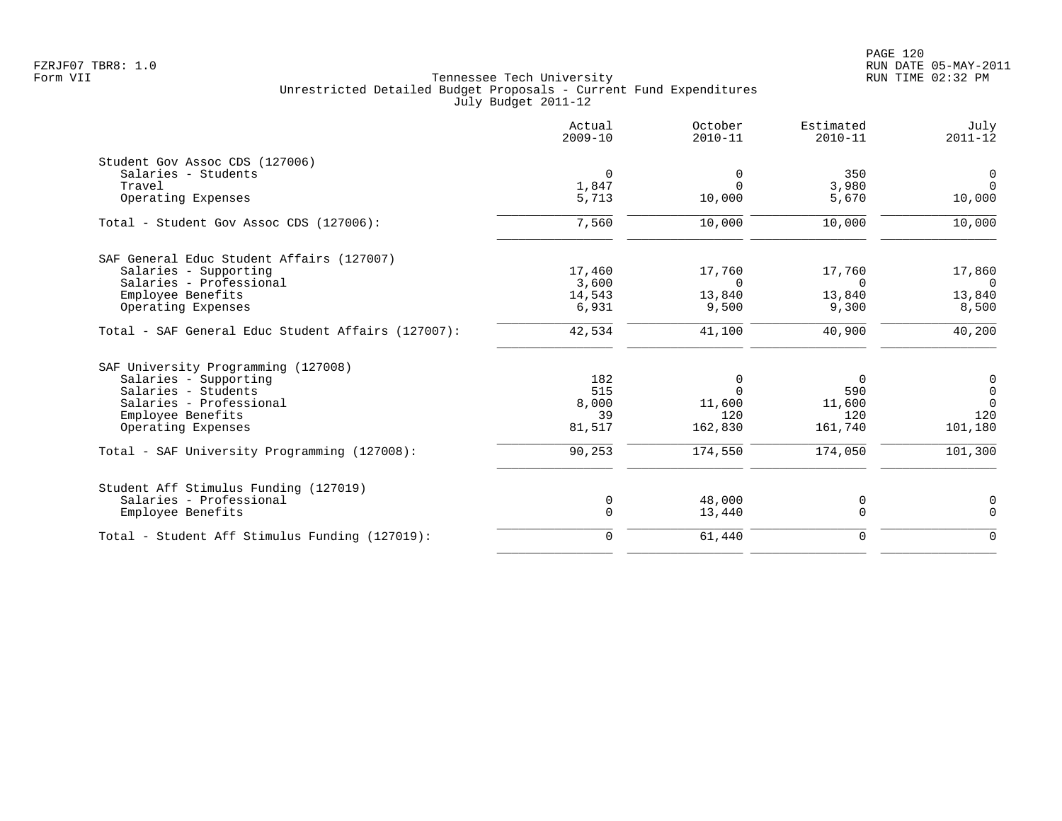Tennessee Tech University
Unrestricted Detailed Budget Proposals - Current Fund Expenditures
July Budget 2011-12

| | Actual 2009-10 | October 2010-11 | Estimated 2010-11 | July 2011-12 |
|---|---|---|---|---|
| **Student Gov Assoc CDS (127006)** | | | | |
| Salaries - Students | 0 | 0 | 350 | 0 |
| Travel | 1,847 | 0 | 3,980 | 0 |
| Operating Expenses | 5,713 | 10,000 | 5,670 | 10,000 |
| Total - Student Gov Assoc CDS (127006): | 7,560 | 10,000 | 10,000 | 10,000 |
| **SAF General Educ Student Affairs (127007)** | | | | |
| Salaries - Supporting | 17,460 | 17,760 | 17,760 | 17,860 |
| Salaries - Professional | 3,600 | 0 | 0 | 0 |
| Employee Benefits | 14,543 | 13,840 | 13,840 | 13,840 |
| Operating Expenses | 6,931 | 9,500 | 9,300 | 8,500 |
| Total - SAF General Educ Student Affairs (127007): | 42,534 | 41,100 | 40,900 | 40,200 |
| **SAF University Programming (127008)** | | | | |
| Salaries - Supporting | 182 | 0 | 0 | 0 |
| Salaries - Students | 515 | 0 | 590 | 0 |
| Salaries - Professional | 8,000 | 11,600 | 11,600 | 0 |
| Employee Benefits | 39 | 120 | 120 | 120 |
| Operating Expenses | 81,517 | 162,830 | 161,740 | 101,180 |
| Total - SAF University Programming (127008): | 90,253 | 174,550 | 174,050 | 101,300 |
| **Student Aff Stimulus Funding (127019)** | | | | |
| Salaries - Professional | 0 | 48,000 | 0 | 0 |
| Employee Benefits | 0 | 13,440 | 0 | 0 |
| Total - Student Aff Stimulus Funding (127019): | 0 | 61,440 | 0 | 0 |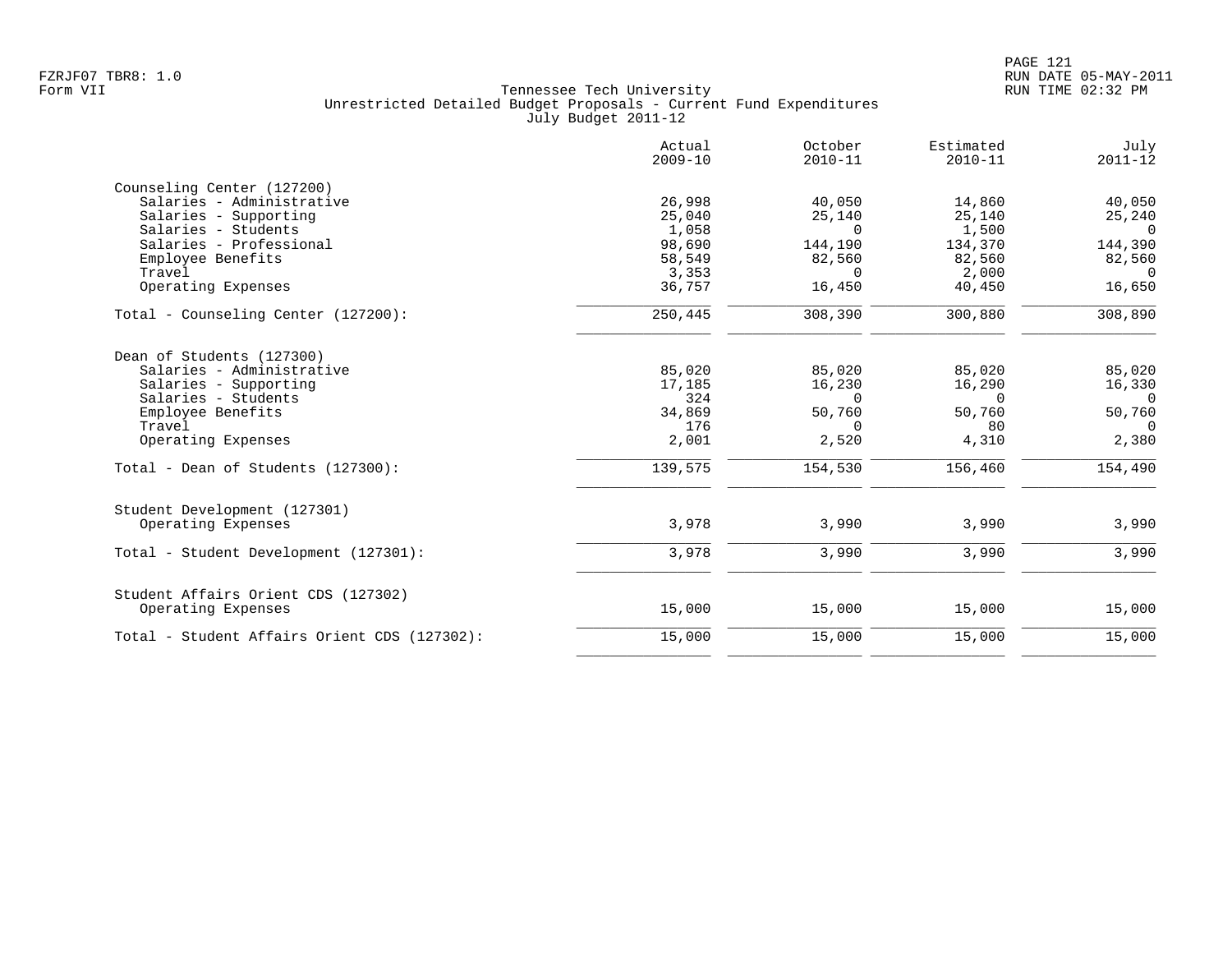Tennessee Tech University
Unrestricted Detailed Budget Proposals - Current Fund Expenditures
July Budget 2011-12

Form VII

| | Actual 2009-10 | October 2010-11 | Estimated 2010-11 | July 2011-12 |
|---|---|---|---|---|
| **Counseling Center (127200)** | | | | |
| Salaries - Administrative | 26,998 | 40,050 | 14,860 | 40,050 |
| Salaries - Supporting | 25,040 | 25,140 | 25,140 | 25,240 |
| Salaries - Students | 1,058 | 0 | 1,500 | 0 |
| Salaries - Professional | 98,690 | 144,190 | 134,370 | 144,390 |
| Employee Benefits | 58,549 | 82,560 | 82,560 | 82,560 |
| Travel | 3,353 | 0 | 2,000 | 0 |
| Operating Expenses | 36,757 | 16,450 | 40,450 | 16,650 |
| Total - Counseling Center (127200): | 250,445 | 308,390 | 300,880 | 308,890 |
| **Dean of Students (127300)** | | | | |
| Salaries - Administrative | 85,020 | 85,020 | 85,020 | 85,020 |
| Salaries - Supporting | 17,185 | 16,230 | 16,290 | 16,330 |
| Salaries - Students | 324 | 0 | 0 | 0 |
| Employee Benefits | 34,869 | 50,760 | 50,760 | 50,760 |
| Travel | 176 | 0 | 80 | 0 |
| Operating Expenses | 2,001 | 2,520 | 4,310 | 2,380 |
| Total - Dean of Students (127300): | 139,575 | 154,530 | 156,460 | 154,490 |
| **Student Development (127301)** | | | | |
| Operating Expenses | 3,978 | 3,990 | 3,990 | 3,990 |
| Total - Student Development (127301): | 3,978 | 3,990 | 3,990 | 3,990 |
| **Student Affairs Orient CDS (127302)** | | | | |
| Operating Expenses | 15,000 | 15,000 | 15,000 | 15,000 |
| Total - Student Affairs Orient CDS (127302): | 15,000 | 15,000 | 15,000 | 15,000 |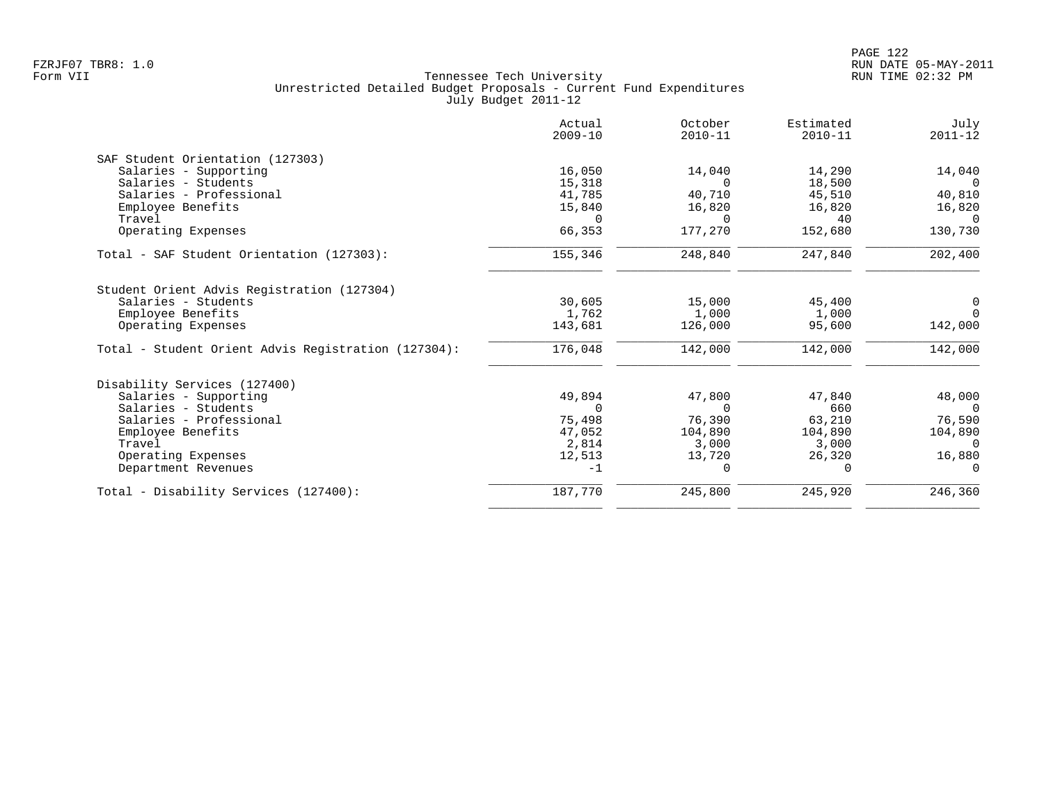Tennessee Tech University
Unrestricted Detailed Budget Proposals - Current Fund Expenditures
July Budget 2011-12

| | Actual 2009-10 | October 2010-11 | Estimated 2010-11 | July 2011-12 |
|---|---|---|---|---|
| **SAF Student Orientation (127303)** | | | | |
| Salaries - Supporting | 16,050 | 14,040 | 14,290 | 14,040 |
| Salaries - Students | 15,318 | 0 | 18,500 | 0 |
| Salaries - Professional | 41,785 | 40,710 | 45,510 | 40,810 |
| Employee Benefits | 15,840 | 16,820 | 16,820 | 16,820 |
| Travel | 0 | 0 | 40 | 0 |
| Operating Expenses | 66,353 | 177,270 | 152,680 | 130,730 |
| Total - SAF Student Orientation (127303): | 155,346 | 248,840 | 247,840 | 202,400 |
| **Student Orient Advis Registration (127304)** | | | | |
| Salaries - Students | 30,605 | 15,000 | 45,400 | 0 |
| Employee Benefits | 1,762 | 1,000 | 1,000 | 0 |
| Operating Expenses | 143,681 | 126,000 | 95,600 | 142,000 |
| Total - Student Orient Advis Registration (127304): | 176,048 | 142,000 | 142,000 | 142,000 |
| **Disability Services (127400)** | | | | |
| Salaries - Supporting | 49,894 | 47,800 | 47,840 | 48,000 |
| Salaries - Students | 0 | 0 | 660 | 0 |
| Salaries - Professional | 75,498 | 76,390 | 63,210 | 76,590 |
| Employee Benefits | 47,052 | 104,890 | 104,890 | 104,890 |
| Travel | 2,814 | 3,000 | 3,000 | 0 |
| Operating Expenses | 12,513 | 13,720 | 26,320 | 16,880 |
| Department Revenues | -1 | 0 | 0 | 0 |
| Total - Disability Services (127400): | 187,770 | 245,800 | 245,920 | 246,360 |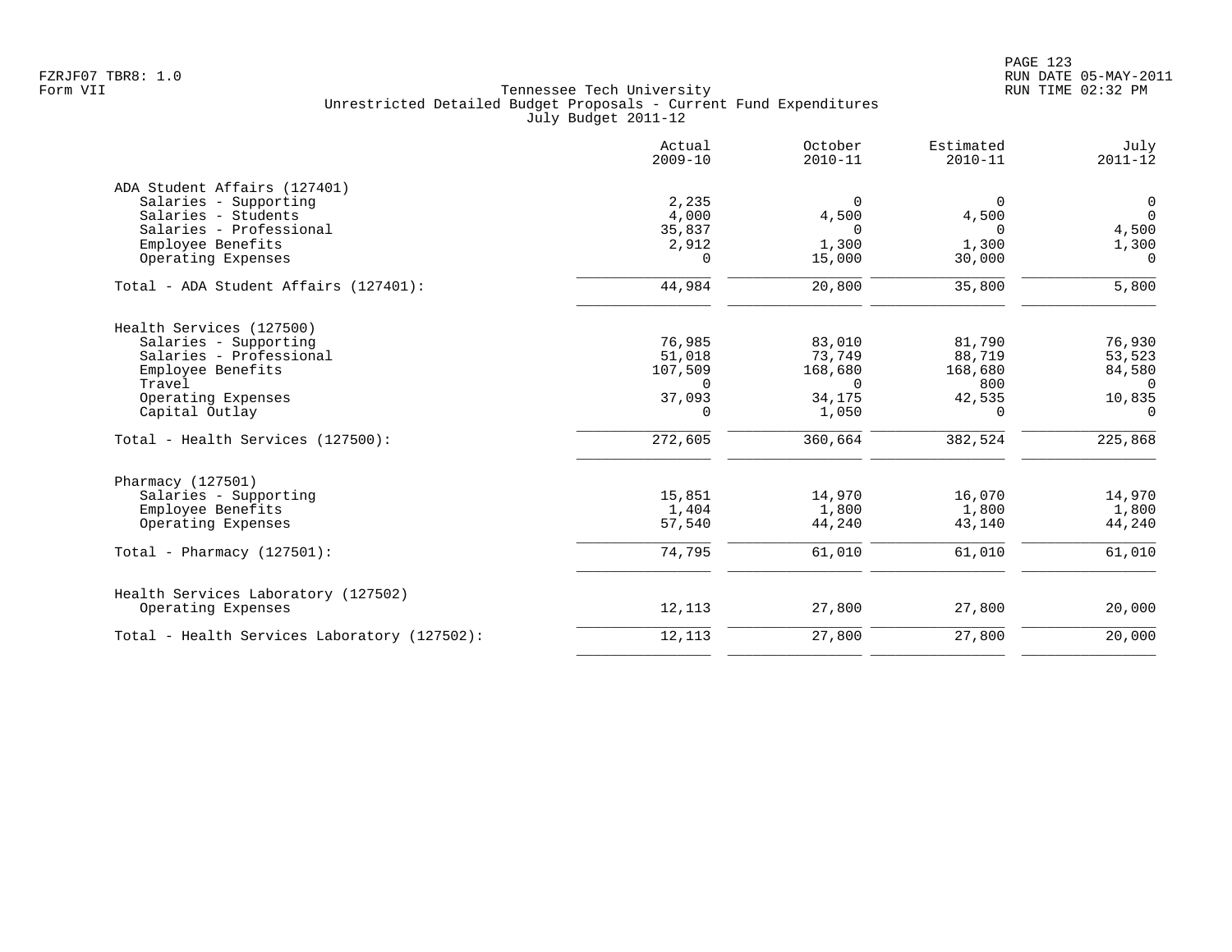FZRJF07 TBR8: 1.0
Form VII

Tennessee Tech University
Unrestricted Detailed Budget Proposals - Current Fund Expenditures
July Budget 2011-12

| | Actual 2009-10 | October 2010-11 | Estimated 2010-11 | July 2011-12 |
|---|---|---|---|---|
| ADA Student Affairs (127401) | | | | |
| Salaries - Supporting | 2,235 | 0 | 0 | 0 |
| Salaries - Students | 4,000 | 4,500 | 4,500 | 0 |
| Salaries - Professional | 35,837 | 0 | 0 | 4,500 |
| Employee Benefits | 2,912 | 1,300 | 1,300 | 1,300 |
| Operating Expenses | 0 | 15,000 | 30,000 | 0 |
| Total - ADA Student Affairs (127401): | 44,984 | 20,800 | 35,800 | 5,800 |
| Health Services (127500) | | | | |
| Salaries - Supporting | 76,985 | 83,010 | 81,790 | 76,930 |
| Salaries - Professional | 51,018 | 73,749 | 88,719 | 53,523 |
| Employee Benefits | 107,509 | 168,680 | 168,680 | 84,580 |
| Travel | 0 | 0 | 800 | 0 |
| Operating Expenses | 37,093 | 34,175 | 42,535 | 10,835 |
| Capital Outlay | 0 | 1,050 | 0 | 0 |
| Total - Health Services (127500): | 272,605 | 360,664 | 382,524 | 225,868 |
| Pharmacy (127501) | | | | |
| Salaries - Supporting | 15,851 | 14,970 | 16,070 | 14,970 |
| Employee Benefits | 1,404 | 1,800 | 1,800 | 1,800 |
| Operating Expenses | 57,540 | 44,240 | 43,140 | 44,240 |
| Total - Pharmacy (127501): | 74,795 | 61,010 | 61,010 | 61,010 |
| Health Services Laboratory (127502) | | | | |
| Operating Expenses | 12,113 | 27,800 | 27,800 | 20,000 |
| Total - Health Services Laboratory (127502): | 12,113 | 27,800 | 27,800 | 20,000 |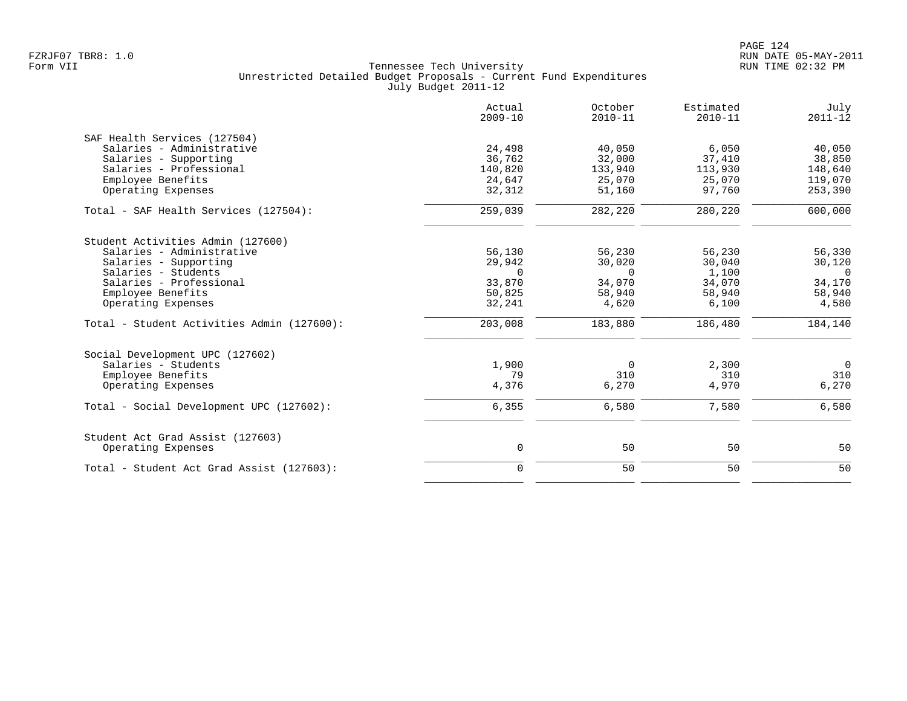Tennessee Tech University
Unrestricted Detailed Budget Proposals - Current Fund Expenditures
July Budget 2011-12

Form VII

| | Actual 2009-10 | October 2010-11 | Estimated 2010-11 | July 2011-12 |
|---|---|---|---|---|
| **SAF Health Services (127504)** | | | | |
| Salaries - Administrative | 24,498 | 40,050 | 6,050 | 40,050 |
| Salaries - Supporting | 36,762 | 32,000 | 37,410 | 38,850 |
| Salaries - Professional | 140,820 | 133,940 | 113,930 | 148,640 |
| Employee Benefits | 24,647 | 25,070 | 25,070 | 119,070 |
| Operating Expenses | 32,312 | 51,160 | 97,760 | 253,390 |
| Total - SAF Health Services (127504): | 259,039 | 282,220 | 280,220 | 600,000 |
| **Student Activities Admin (127600)** | | | | |
| Salaries - Administrative | 56,130 | 56,230 | 56,230 | 56,330 |
| Salaries - Supporting | 29,942 | 30,020 | 30,040 | 30,120 |
| Salaries - Students | 0 | 0 | 1,100 | 0 |
| Salaries - Professional | 33,870 | 34,070 | 34,070 | 34,170 |
| Employee Benefits | 50,825 | 58,940 | 58,940 | 58,940 |
| Operating Expenses | 32,241 | 4,620 | 6,100 | 4,580 |
| Total - Student Activities Admin (127600): | 203,008 | 183,880 | 186,480 | 184,140 |
| **Social Development UPC (127602)** | | | | |
| Salaries - Students | 1,900 | 0 | 2,300 | 0 |
| Employee Benefits | 79 | 310 | 310 | 310 |
| Operating Expenses | 4,376 | 6,270 | 4,970 | 6,270 |
| Total - Social Development UPC (127602): | 6,355 | 6,580 | 7,580 | 6,580 |
| **Student Act Grad Assist (127603)** | | | | |
| Operating Expenses | 0 | 50 | 50 | 50 |
| Total - Student Act Grad Assist (127603): | 0 | 50 | 50 | 50 |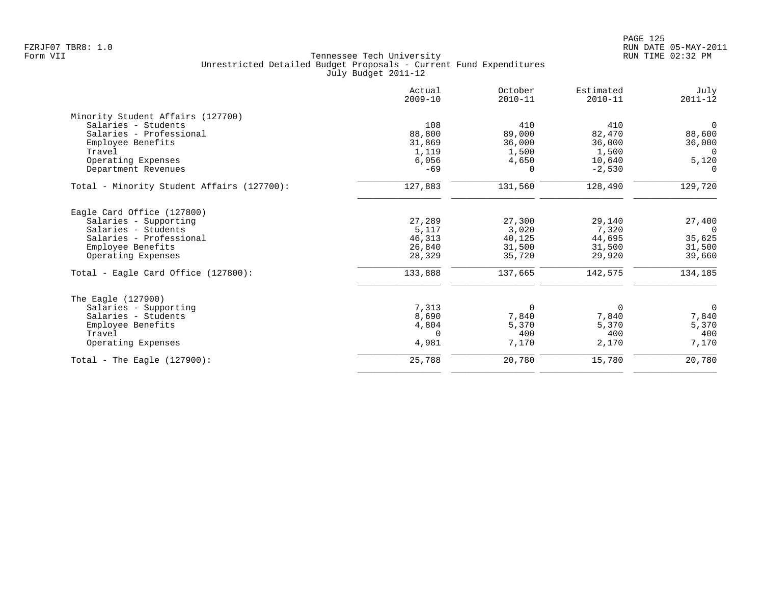Tennessee Tech University
Unrestricted Detailed Budget Proposals - Current Fund Expenditures
July Budget 2011-12

| | Actual 2009-10 | October 2010-11 | Estimated 2010-11 | July 2011-12 |
|---|---|---|---|---|
| **Minority Student Affairs (127700)** | | | | |
| Salaries - Students | 108 | 410 | 410 | 0 |
| Salaries - Professional | 88,800 | 89,000 | 82,470 | 88,600 |
| Employee Benefits | 31,869 | 36,000 | 36,000 | 36,000 |
| Travel | 1,119 | 1,500 | 1,500 | 0 |
| Operating Expenses | 6,056 | 4,650 | 10,640 | 5,120 |
| Department Revenues | -69 | 0 | -2,530 | 0 |
| Total - Minority Student Affairs (127700): | 127,883 | 131,560 | 128,490 | 129,720 |
| **Eagle Card Office (127800)** | | | | |
| Salaries - Supporting | 27,289 | 27,300 | 29,140 | 27,400 |
| Salaries - Students | 5,117 | 3,020 | 7,320 | 0 |
| Salaries - Professional | 46,313 | 40,125 | 44,695 | 35,625 |
| Employee Benefits | 26,840 | 31,500 | 31,500 | 31,500 |
| Operating Expenses | 28,329 | 35,720 | 29,920 | 39,660 |
| Total - Eagle Card Office (127800): | 133,888 | 137,665 | 142,575 | 134,185 |
| **The Eagle (127900)** | | | | |
| Salaries - Supporting | 7,313 | 0 | 0 | 0 |
| Salaries - Students | 8,690 | 7,840 | 7,840 | 7,840 |
| Employee Benefits | 4,804 | 5,370 | 5,370 | 5,370 |
| Travel | 0 | 400 | 400 | 400 |
| Operating Expenses | 4,981 | 7,170 | 2,170 | 7,170 |
| Total - The Eagle (127900): | 25,788 | 20,780 | 15,780 | 20,780 |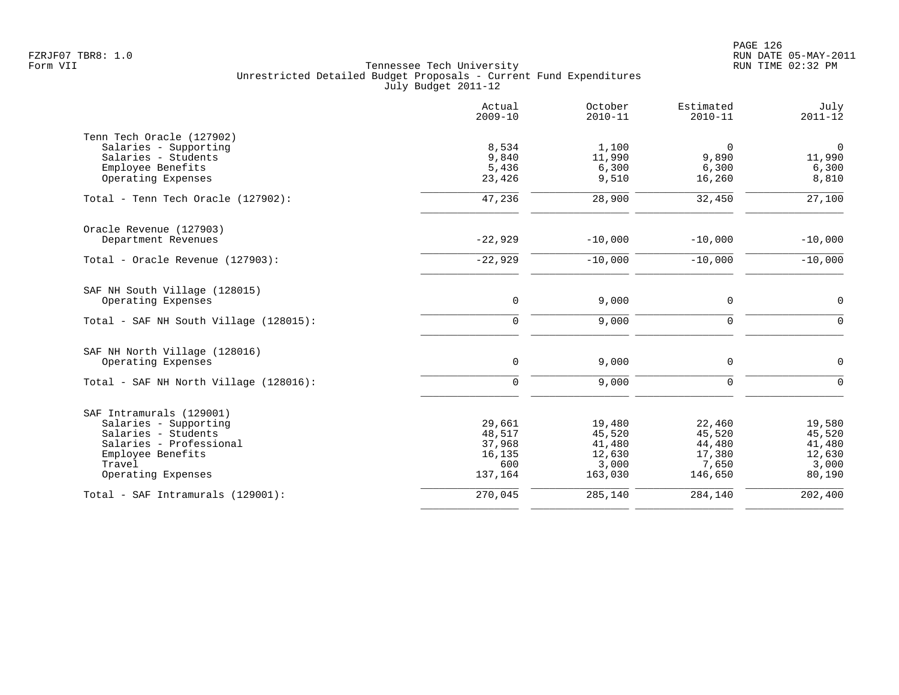FZRJF07 TBR8: 1.0
Form VII

Tennessee Tech University
Unrestricted Detailed Budget Proposals - Current Fund Expenditures
July Budget 2011-12

RUN DATE 05-MAY-2011
RUN TIME 02:32 PM

| | Actual 2009-10 | October 2010-11 | Estimated 2010-11 | July 2011-12 |
|---|---|---|---|---|
| **Tenn Tech Oracle (127902)** | | | | |
| Salaries - Supporting | 8,534 | 1,100 | 0 | 0 |
| Salaries - Students | 9,840 | 11,990 | 9,890 | 11,990 |
| Employee Benefits | 5,436 | 6,300 | 6,300 | 6,300 |
| Operating Expenses | 23,426 | 9,510 | 16,260 | 8,810 |
| Total - Tenn Tech Oracle (127902): | 47,236 | 28,900 | 32,450 | 27,100 |
| **Oracle Revenue (127903)** | | | | |
| Department Revenues | -22,929 | -10,000 | -10,000 | -10,000 |
| Total - Oracle Revenue (127903): | -22,929 | -10,000 | -10,000 | -10,000 |
| **SAF NH South Village (128015)** | | | | |
| Operating Expenses | 0 | 9,000 | 0 | 0 |
| Total - SAF NH South Village (128015): | 0 | 9,000 | 0 | 0 |
| **SAF NH North Village (128016)** | | | | |
| Operating Expenses | 0 | 9,000 | 0 | 0 |
| Total - SAF NH North Village (128016): | 0 | 9,000 | 0 | 0 |
| **SAF Intramurals (129001)** | | | | |
| Salaries - Supporting | 29,661 | 19,480 | 22,460 | 19,580 |
| Salaries - Students | 48,517 | 45,520 | 45,520 | 45,520 |
| Salaries - Professional | 37,968 | 41,480 | 44,480 | 41,480 |
| Employee Benefits | 16,135 | 12,630 | 17,380 | 12,630 |
| Travel | 600 | 3,000 | 7,650 | 3,000 |
| Operating Expenses | 137,164 | 163,030 | 146,650 | 80,190 |
| Total - SAF Intramurals (129001): | 270,045 | 285,140 | 284,140 | 202,400 |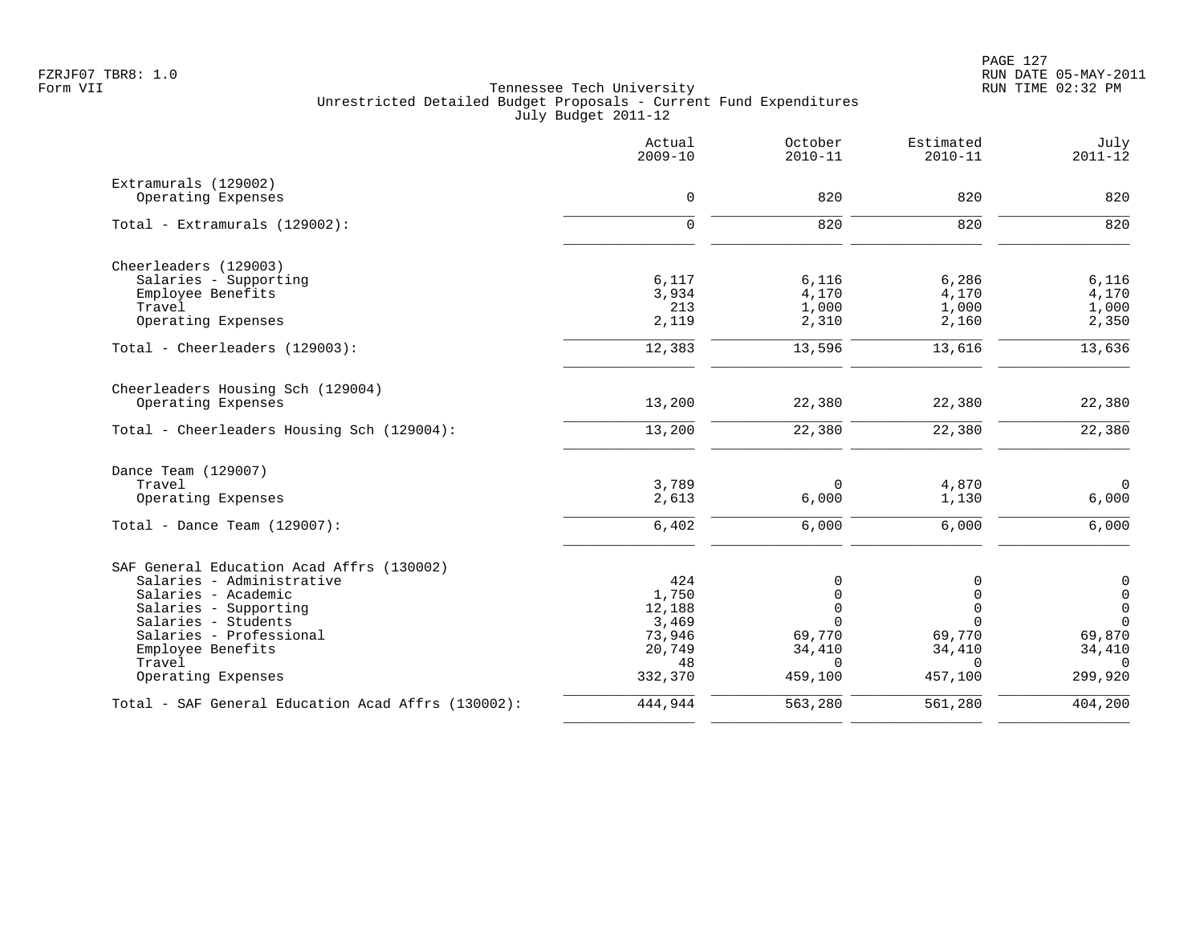Tennessee Tech University
Unrestricted Detailed Budget Proposals - Current Fund Expenditures
July Budget 2011-12

| | Actual 2009-10 | October 2010-11 | Estimated 2010-11 | July 2011-12 |
|---|---|---|---|---|
| **Extramurals (129002)** | | | | |
| Operating Expenses | 0 | 820 | 820 | 820 |
| Total - Extramurals (129002): | 0 | 820 | 820 | 820 |
| **Cheerleaders (129003)** | | | | |
| Salaries - Supporting | 6,117 | 6,116 | 6,286 | 6,116 |
| Employee Benefits | 3,934 | 4,170 | 4,170 | 4,170 |
| Travel | 213 | 1,000 | 1,000 | 1,000 |
| Operating Expenses | 2,119 | 2,310 | 2,160 | 2,350 |
| Total - Cheerleaders (129003): | 12,383 | 13,596 | 13,616 | 13,636 |
| **Cheerleaders Housing Sch (129004)** | | | | |
| Operating Expenses | 13,200 | 22,380 | 22,380 | 22,380 |
| Total - Cheerleaders Housing Sch (129004): | 13,200 | 22,380 | 22,380 | 22,380 |
| **Dance Team (129007)** | | | | |
| Travel | 3,789 | 0 | 4,870 | 0 |
| Operating Expenses | 2,613 | 6,000 | 1,130 | 6,000 |
| Total - Dance Team (129007): | 6,402 | 6,000 | 6,000 | 6,000 |
| **SAF General Education Acad Affrs (130002)** | | | | |
| Salaries - Administrative | 424 | 0 | 0 | 0 |
| Salaries - Academic | 1,750 | 0 | 0 | 0 |
| Salaries - Supporting | 12,188 | 0 | 0 | 0 |
| Salaries - Students | 3,469 | 0 | 0 | 0 |
| Salaries - Professional | 73,946 | 69,770 | 69,770 | 69,870 |
| Employee Benefits | 20,749 | 34,410 | 34,410 | 34,410 |
| Travel | 48 | 0 | 0 | 0 |
| Operating Expenses | 332,370 | 459,100 | 457,100 | 299,920 |
| Total - SAF General Education Acad Affrs (130002): | 444,944 | 563,280 | 561,280 | 404,200 |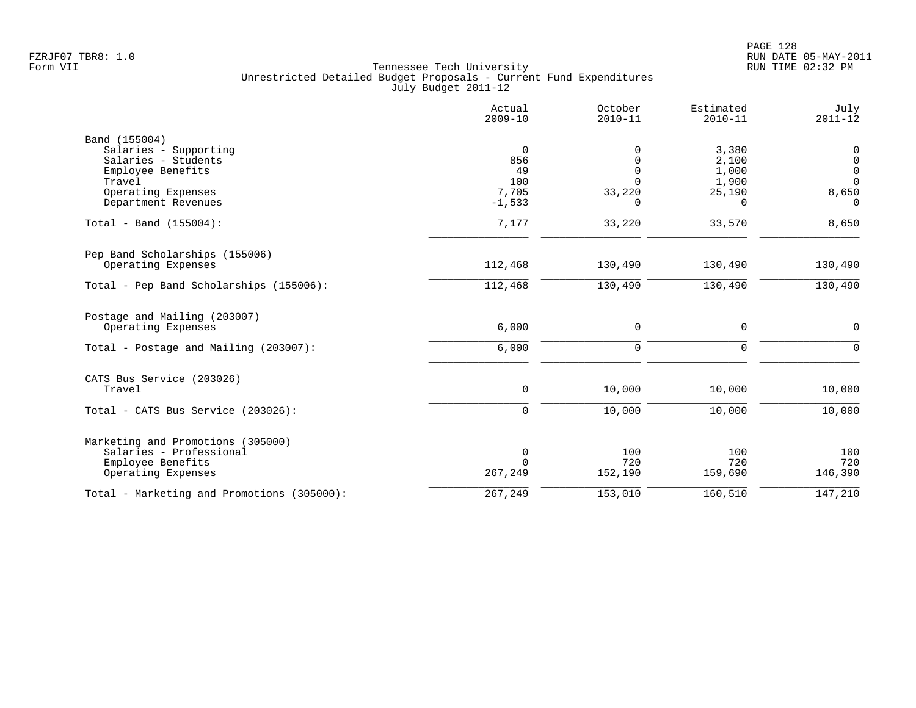FZRJF07 TBR8: 1.0
Form VII

Tennessee Tech University
Unrestricted Detailed Budget Proposals - Current Fund Expenditures
July Budget 2011-12

RUN DATE 05-MAY-2011
RUN TIME 02:32 PM

| | Actual 2009-10 | October 2010-11 | Estimated 2010-11 | July 2011-12 |
|---|---|---|---|---|
| **Band (155004)** | | | | |
| Salaries - Supporting | 0 | 0 | 3,380 | 0 |
| Salaries - Students | 856 | 0 | 2,100 | 0 |
| Employee Benefits | 49 | 0 | 1,000 | 0 |
| Travel | 100 | 0 | 1,900 | 0 |
| Operating Expenses | 7,705 | 33,220 | 25,190 | 8,650 |
| Department Revenues | -1,533 | 0 | 0 | 0 |
| Total - Band (155004): | 7,177 | 33,220 | 33,570 | 8,650 |
| **Pep Band Scholarships (155006)** | | | | |
| Operating Expenses | 112,468 | 130,490 | 130,490 | 130,490 |
| Total - Pep Band Scholarships (155006): | 112,468 | 130,490 | 130,490 | 130,490 |
| **Postage and Mailing (203007)** | | | | |
| Operating Expenses | 6,000 | 0 | 0 | 0 |
| Total - Postage and Mailing (203007): | 6,000 | 0 | 0 | 0 |
| **CATS Bus Service (203026)** | | | | |
| Travel | 0 | 10,000 | 10,000 | 10,000 |
| Total - CATS Bus Service (203026): | 0 | 10,000 | 10,000 | 10,000 |
| **Marketing and Promotions (305000)** | | | | |
| Salaries - Professional | 0 | 100 | 100 | 100 |
| Employee Benefits | 0 | 720 | 720 | 720 |
| Operating Expenses | 267,249 | 152,190 | 159,690 | 146,390 |
| Total - Marketing and Promotions (305000): | 267,249 | 153,010 | 160,510 | 147,210 |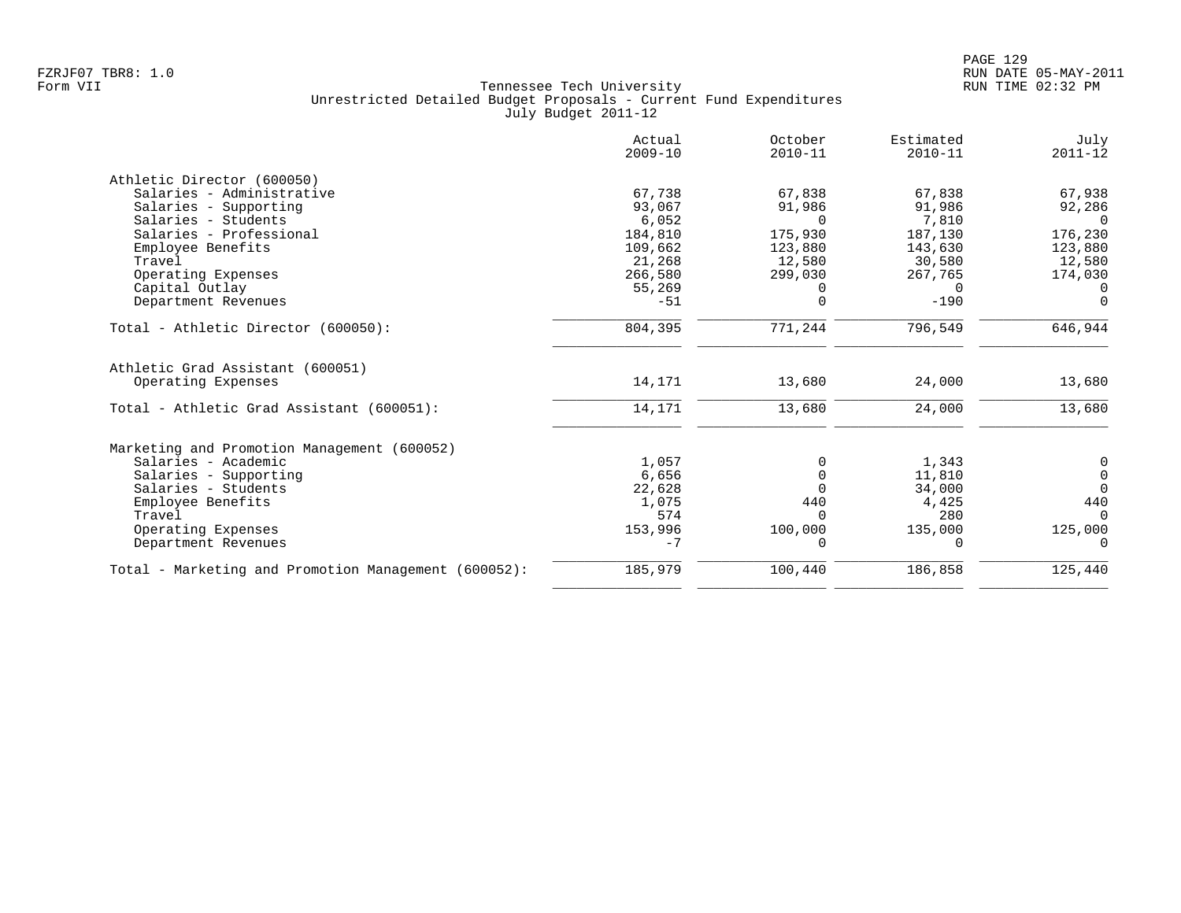Tennessee Tech University
Unrestricted Detailed Budget Proposals - Current Fund Expenditures
July Budget 2011-12

|  | Actual 2009-10 | October 2010-11 | Estimated 2010-11 | July 2011-12 |
|---|---:|---:|---:|---:|
| **Athletic Director (600050)** |  |  |  |  |
| Salaries - Administrative | 67,738 | 67,838 | 67,838 | 67,938 |
| Salaries - Supporting | 93,067 | 91,986 | 91,986 | 92,286 |
| Salaries - Students | 6,052 | 0 | 7,810 | 0 |
| Salaries - Professional | 184,810 | 175,930 | 187,130 | 176,230 |
| Employee Benefits | 109,662 | 123,880 | 143,630 | 123,880 |
| Travel | 21,268 | 12,580 | 30,580 | 12,580 |
| Operating Expenses | 266,580 | 299,030 | 267,765 | 174,030 |
| Capital Outlay | 55,269 | 0 | 0 | 0 |
| Department Revenues | -51 | 0 | -190 | 0 |
| Total - Athletic Director (600050): | 804,395 | 771,244 | 796,549 | 646,944 |
| **Athletic Grad Assistant (600051)** |  |  |  |  |
| Operating Expenses | 14,171 | 13,680 | 24,000 | 13,680 |
| Total - Athletic Grad Assistant (600051): | 14,171 | 13,680 | 24,000 | 13,680 |
| **Marketing and Promotion Management (600052)** |  |  |  |  |
| Salaries - Academic | 1,057 | 0 | 1,343 | 0 |
| Salaries - Supporting | 6,656 | 0 | 11,810 | 0 |
| Salaries - Students | 22,628 | 0 | 34,000 | 0 |
| Employee Benefits | 1,075 | 440 | 4,425 | 440 |
| Travel | 574 | 0 | 280 | 0 |
| Operating Expenses | 153,996 | 100,000 | 135,000 | 125,000 |
| Department Revenues | -7 | 0 | 0 | 0 |
| Total - Marketing and Promotion Management (600052): | 185,979 | 100,440 | 186,858 | 125,440 |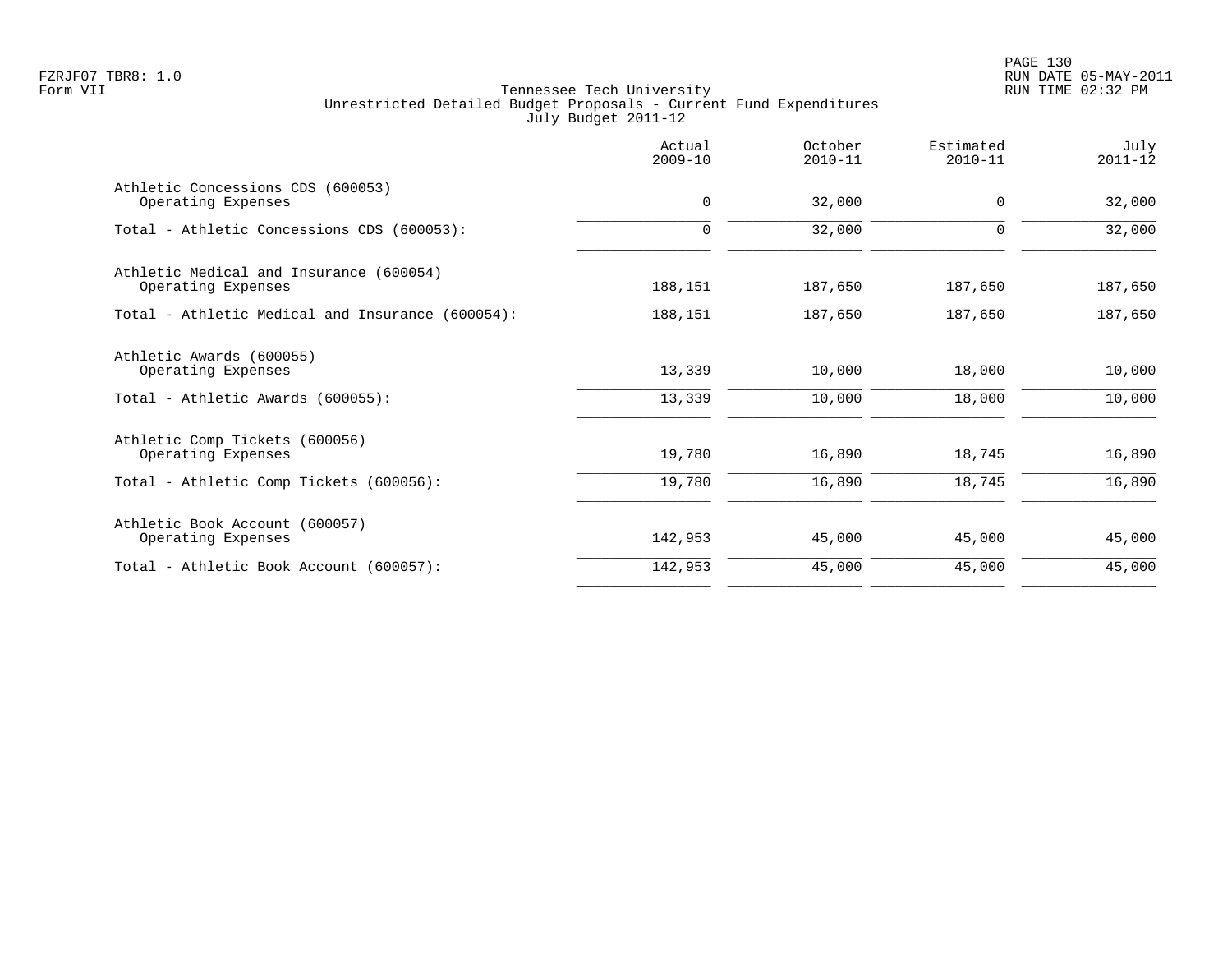Tennessee Tech University
Unrestricted Detailed Budget Proposals - Current Fund Expenditures
July Budget 2011-12

| | Actual 2009-10 | October 2010-11 | Estimated 2010-11 | July 2011-12 |
|---|---|---|---|---|
| Athletic Concessions CDS (600053) | | | | |
| Operating Expenses | 0 | 32,000 | 0 | 32,000 |
| Total - Athletic Concessions CDS (600053): | 0 | 32,000 | 0 | 32,000 |
| Athletic Medical and Insurance (600054) | | | | |
| Operating Expenses | 188,151 | 187,650 | 187,650 | 187,650 |
| Total - Athletic Medical and Insurance (600054): | 188,151 | 187,650 | 187,650 | 187,650 |
| Athletic Awards (600055) | | | | |
| Operating Expenses | 13,339 | 10,000 | 18,000 | 10,000 |
| Total - Athletic Awards (600055): | 13,339 | 10,000 | 18,000 | 10,000 |
| Athletic Comp Tickets (600056) | | | | |
| Operating Expenses | 19,780 | 16,890 | 18,745 | 16,890 |
| Total - Athletic Comp Tickets (600056): | 19,780 | 16,890 | 18,745 | 16,890 |
| Athletic Book Account (600057) | | | | |
| Operating Expenses | 142,953 | 45,000 | 45,000 | 45,000 |
| Total - Athletic Book Account (600057): | 142,953 | 45,000 | 45,000 | 45,000 |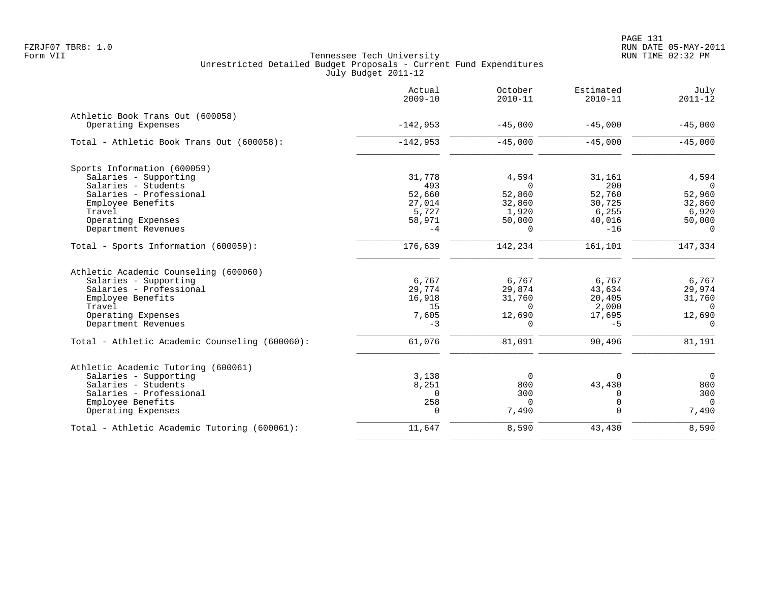FZRJF07 TBR8: 1.0
Form VII

Tennessee Tech University
Unrestricted Detailed Budget Proposals - Current Fund Expenditures
July Budget 2011-12

| | Actual 2009-10 | October 2010-11 | Estimated 2010-11 | July 2011-12 |
|---|---|---|---|---|
| **Athletic Book Trans Out (600058)** | | | | |
| Operating Expenses | -142,953 | -45,000 | -45,000 | -45,000 |
| Total - Athletic Book Trans Out (600058): | -142,953 | -45,000 | -45,000 | -45,000 |
| **Sports Information (600059)** | | | | |
| Salaries - Supporting | 31,778 | 4,594 | 31,161 | 4,594 |
| Salaries - Students | 493 | 0 | 200 | 0 |
| Salaries - Professional | 52,660 | 52,860 | 52,760 | 52,960 |
| Employee Benefits | 27,014 | 32,860 | 30,725 | 32,860 |
| Travel | 5,727 | 1,920 | 6,255 | 6,920 |
| Operating Expenses | 58,971 | 50,000 | 40,016 | 50,000 |
| Department Revenues | -4 | 0 | -16 | 0 |
| Total - Sports Information (600059): | 176,639 | 142,234 | 161,101 | 147,334 |
| **Athletic Academic Counseling (600060)** | | | | |
| Salaries - Supporting | 6,767 | 6,767 | 6,767 | 6,767 |
| Salaries - Professional | 29,774 | 29,874 | 43,634 | 29,974 |
| Employee Benefits | 16,918 | 31,760 | 20,405 | 31,760 |
| Travel | 15 | 0 | 2,000 | 0 |
| Operating Expenses | 7,605 | 12,690 | 17,695 | 12,690 |
| Department Revenues | -3 | 0 | -5 | 0 |
| Total - Athletic Academic Counseling (600060): | 61,076 | 81,091 | 90,496 | 81,191 |
| **Athletic Academic Tutoring (600061)** | | | | |
| Salaries - Supporting | 3,138 | 0 | 0 | 0 |
| Salaries - Students | 8,251 | 800 | 43,430 | 800 |
| Salaries - Professional | 0 | 300 | 0 | 300 |
| Employee Benefits | 258 | 0 | 0 | 0 |
| Operating Expenses | 0 | 7,490 | 0 | 7,490 |
| Total - Athletic Academic Tutoring (600061): | 11,647 | 8,590 | 43,430 | 8,590 |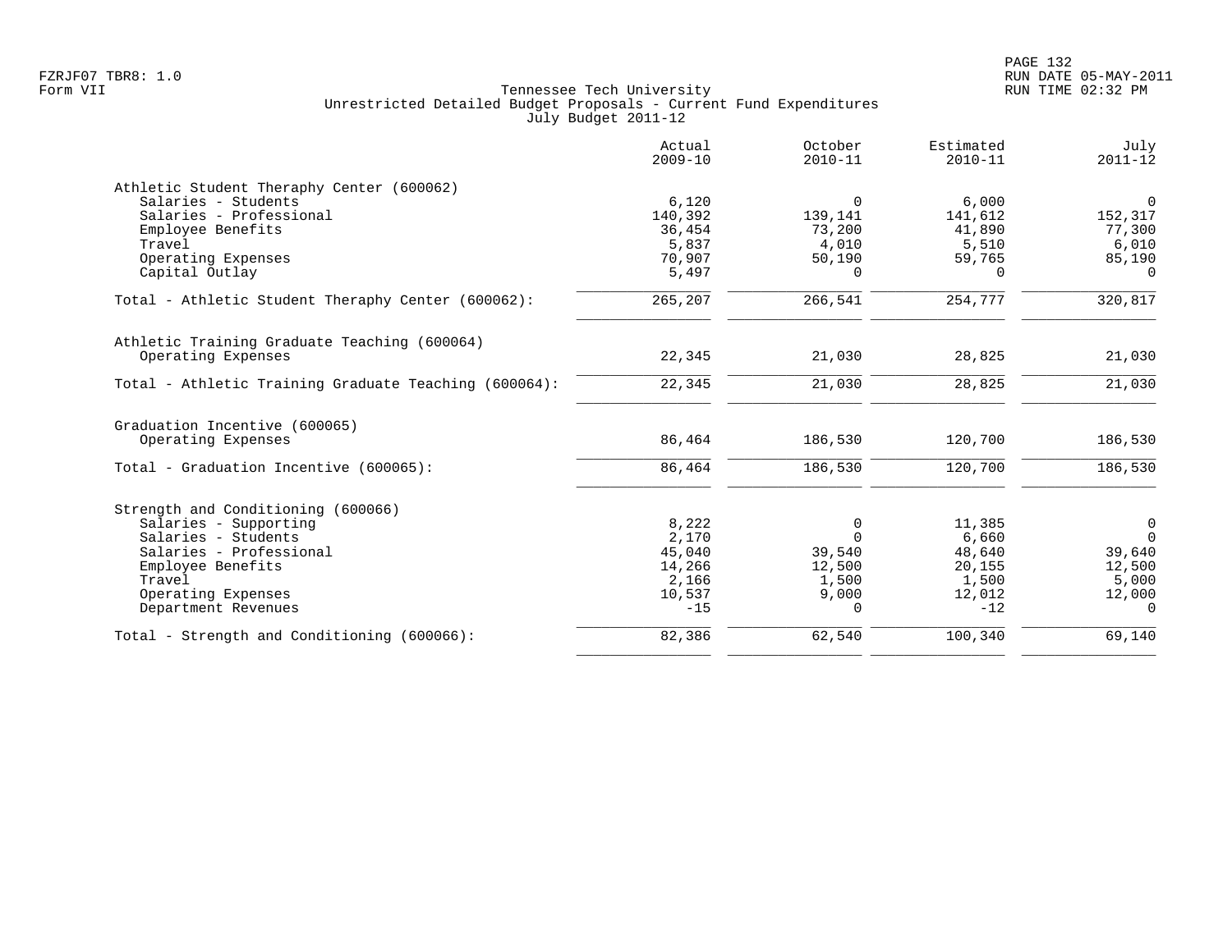FZRJF07 TBR8: 1.0
Form VII

Tennessee Tech University
Unrestricted Detailed Budget Proposals - Current Fund Expenditures
July Budget 2011-12

RUN DATE 05-MAY-2011
RUN TIME 02:32 PM

| | Actual 2009-10 | October 2010-11 | Estimated 2010-11 | July 2011-12 |
|---|---|---|---|---|
| **Athletic Student Theraphy Center (600062)** | | | | |
| Salaries - Students | 6,120 | 0 | 6,000 | 0 |
| Salaries - Professional | 140,392 | 139,141 | 141,612 | 152,317 |
| Employee Benefits | 36,454 | 73,200 | 41,890 | 77,300 |
| Travel | 5,837 | 4,010 | 5,510 | 6,010 |
| Operating Expenses | 70,907 | 50,190 | 59,765 | 85,190 |
| Capital Outlay | 5,497 | 0 | 0 | 0 |
| Total - Athletic Student Theraphy Center (600062): | 265,207 | 266,541 | 254,777 | 320,817 |
| **Athletic Training Graduate Teaching (600064)** | | | | |
| Operating Expenses | 22,345 | 21,030 | 28,825 | 21,030 |
| Total - Athletic Training Graduate Teaching (600064): | 22,345 | 21,030 | 28,825 | 21,030 |
| **Graduation Incentive (600065)** | | | | |
| Operating Expenses | 86,464 | 186,530 | 120,700 | 186,530 |
| Total - Graduation Incentive (600065): | 86,464 | 186,530 | 120,700 | 186,530 |
| **Strength and Conditioning (600066)** | | | | |
| Salaries - Supporting | 8,222 | 0 | 11,385 | 0 |
| Salaries - Students | 2,170 | 0 | 6,660 | 0 |
| Salaries - Professional | 45,040 | 39,540 | 48,640 | 39,640 |
| Employee Benefits | 14,266 | 12,500 | 20,155 | 12,500 |
| Travel | 2,166 | 1,500 | 1,500 | 5,000 |
| Operating Expenses | 10,537 | 9,000 | 12,012 | 12,000 |
| Department Revenues | -15 | 0 | -12 | 0 |
| Total - Strength and Conditioning (600066): | 82,386 | 62,540 | 100,340 | 69,140 |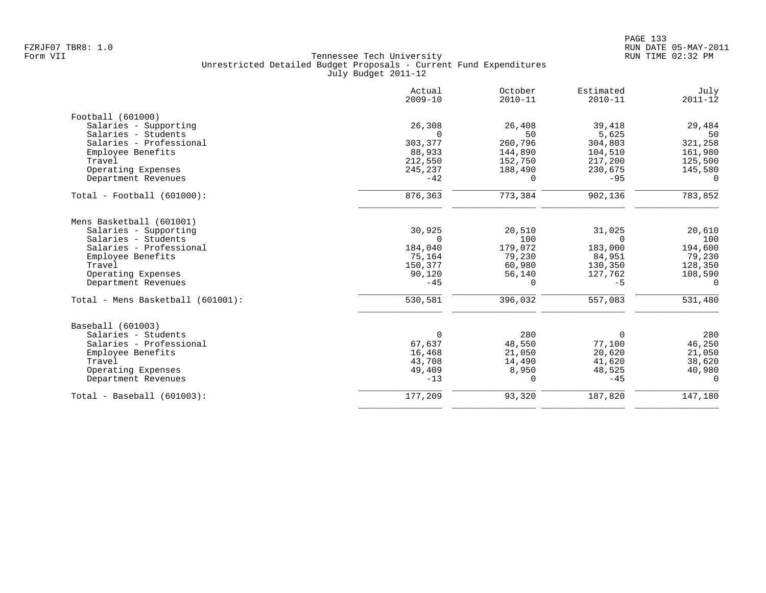FZRJF07 TBR8: 1.0
Form VII

Tennessee Tech University
Unrestricted Detailed Budget Proposals - Current Fund Expenditures
July Budget 2011-12

RUN DATE 05-MAY-2011
RUN TIME 02:32 PM

| | Actual 2009-10 | October 2010-11 | Estimated 2010-11 | July 2011-12 |
|---|---|---|---|---|
| **Football (601000)** | | | | |
| Salaries - Supporting | 26,308 | 26,408 | 39,418 | 29,484 |
| Salaries - Students | 0 | 50 | 5,625 | 50 |
| Salaries - Professional | 303,377 | 260,796 | 304,803 | 321,258 |
| Employee Benefits | 88,933 | 144,890 | 104,510 | 161,980 |
| Travel | 212,550 | 152,750 | 217,200 | 125,500 |
| Operating Expenses | 245,237 | 188,490 | 230,675 | 145,580 |
| Department Revenues | -42 | 0 | -95 | 0 |
| Total - Football (601000): | 876,363 | 773,384 | 902,136 | 783,852 |
| **Mens Basketball (601001)** | | | | |
| Salaries - Supporting | 30,925 | 20,510 | 31,025 | 20,610 |
| Salaries - Students | 0 | 100 | 0 | 100 |
| Salaries - Professional | 184,040 | 179,072 | 183,000 | 194,600 |
| Employee Benefits | 75,164 | 79,230 | 84,951 | 79,230 |
| Travel | 150,377 | 60,980 | 130,350 | 128,350 |
| Operating Expenses | 90,120 | 56,140 | 127,762 | 108,590 |
| Department Revenues | -45 | 0 | -5 | 0 |
| Total - Mens Basketball (601001): | 530,581 | 396,032 | 557,083 | 531,480 |
| **Baseball (601003)** | | | | |
| Salaries - Students | 0 | 280 | 0 | 280 |
| Salaries - Professional | 67,637 | 48,550 | 77,100 | 46,250 |
| Employee Benefits | 16,468 | 21,050 | 20,620 | 21,050 |
| Travel | 43,708 | 14,490 | 41,620 | 38,620 |
| Operating Expenses | 49,409 | 8,950 | 48,525 | 40,980 |
| Department Revenues | -13 | 0 | -45 | 0 |
| Total - Baseball (601003): | 177,209 | 93,320 | 187,820 | 147,180 |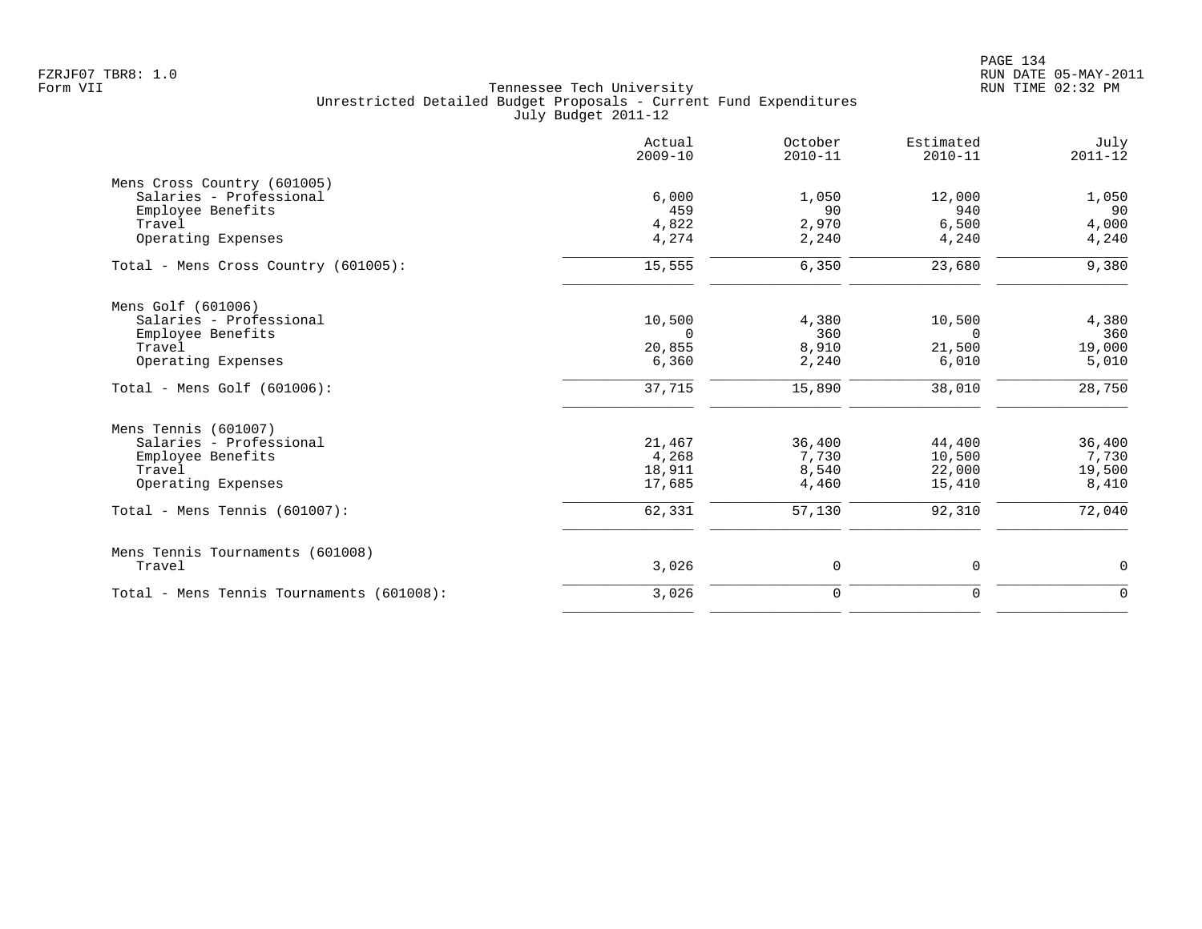FZRJF07 TBR8: 1.0
Form VII

Tennessee Tech University
Unrestricted Detailed Budget Proposals - Current Fund Expenditures
July Budget 2011-12

RUN DATE 05-MAY-2011
RUN TIME 02:32 PM

| | Actual 2009-10 | October 2010-11 | Estimated 2010-11 | July 2011-12 |
|---|---|---|---|---|
| **Mens Cross Country (601005)** | | | | |
| Salaries - Professional | 6,000 | 1,050 | 12,000 | 1,050 |
| Employee Benefits | 459 | 90 | 940 | 90 |
| Travel | 4,822 | 2,970 | 6,500 | 4,000 |
| Operating Expenses | 4,274 | 2,240 | 4,240 | 4,240 |
| Total - Mens Cross Country (601005): | 15,555 | 6,350 | 23,680 | 9,380 |
| **Mens Golf (601006)** | | | | |
| Salaries - Professional | 10,500 | 4,380 | 10,500 | 4,380 |
| Employee Benefits | 0 | 360 | 0 | 360 |
| Travel | 20,855 | 8,910 | 21,500 | 19,000 |
| Operating Expenses | 6,360 | 2,240 | 6,010 | 5,010 |
| Total - Mens Golf (601006): | 37,715 | 15,890 | 38,010 | 28,750 |
| **Mens Tennis (601007)** | | | | |
| Salaries - Professional | 21,467 | 36,400 | 44,400 | 36,400 |
| Employee Benefits | 4,268 | 7,730 | 10,500 | 7,730 |
| Travel | 18,911 | 8,540 | 22,000 | 19,500 |
| Operating Expenses | 17,685 | 4,460 | 15,410 | 8,410 |
| Total - Mens Tennis (601007): | 62,331 | 57,130 | 92,310 | 72,040 |
| **Mens Tennis Tournaments (601008)** | | | | |
| Travel | 3,026 | 0 | 0 | 0 |
| Total - Mens Tennis Tournaments (601008): | 3,026 | 0 | 0 | 0 |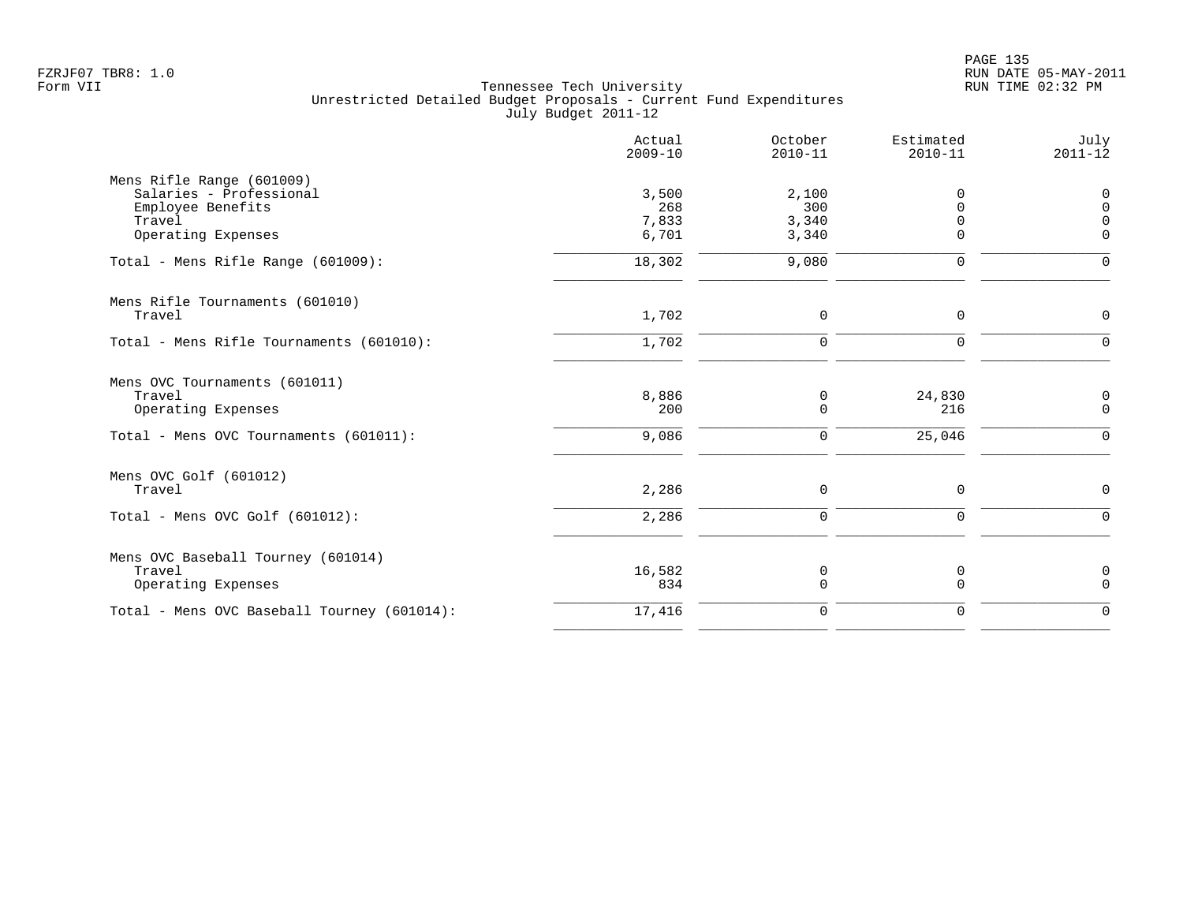Tennessee Tech University
Unrestricted Detailed Budget Proposals - Current Fund Expenditures
July Budget 2011-12

Form VII

| | Actual 2009-10 | October 2010-11 | Estimated 2010-11 | July 2011-12 |
|---|---|---|---|---|
| **Mens Rifle Range (601009)** | | | | |
| Salaries - Professional | 3,500 | 2,100 | 0 | 0 |
| Employee Benefits | 268 | 300 | 0 | 0 |
| Travel | 7,833 | 3,340 | 0 | 0 |
| Operating Expenses | 6,701 | 3,340 | 0 | 0 |
| Total - Mens Rifle Range (601009): | 18,302 | 9,080 | 0 | 0 |
| **Mens Rifle Tournaments (601010)** | | | | |
| Travel | 1,702 | 0 | 0 | 0 |
| Total - Mens Rifle Tournaments (601010): | 1,702 | 0 | 0 | 0 |
| **Mens OVC Tournaments (601011)** | | | | |
| Travel | 8,886 | 0 | 24,830 | 0 |
| Operating Expenses | 200 | 0 | 216 | 0 |
| Total - Mens OVC Tournaments (601011): | 9,086 | 0 | 25,046 | 0 |
| **Mens OVC Golf (601012)** | | | | |
| Travel | 2,286 | 0 | 0 | 0 |
| Total - Mens OVC Golf (601012): | 2,286 | 0 | 0 | 0 |
| **Mens OVC Baseball Tourney (601014)** | | | | |
| Travel | 16,582 | 0 | 0 | 0 |
| Operating Expenses | 834 | 0 | 0 | 0 |
| Total - Mens OVC Baseball Tourney (601014): | 17,416 | 0 | 0 | 0 |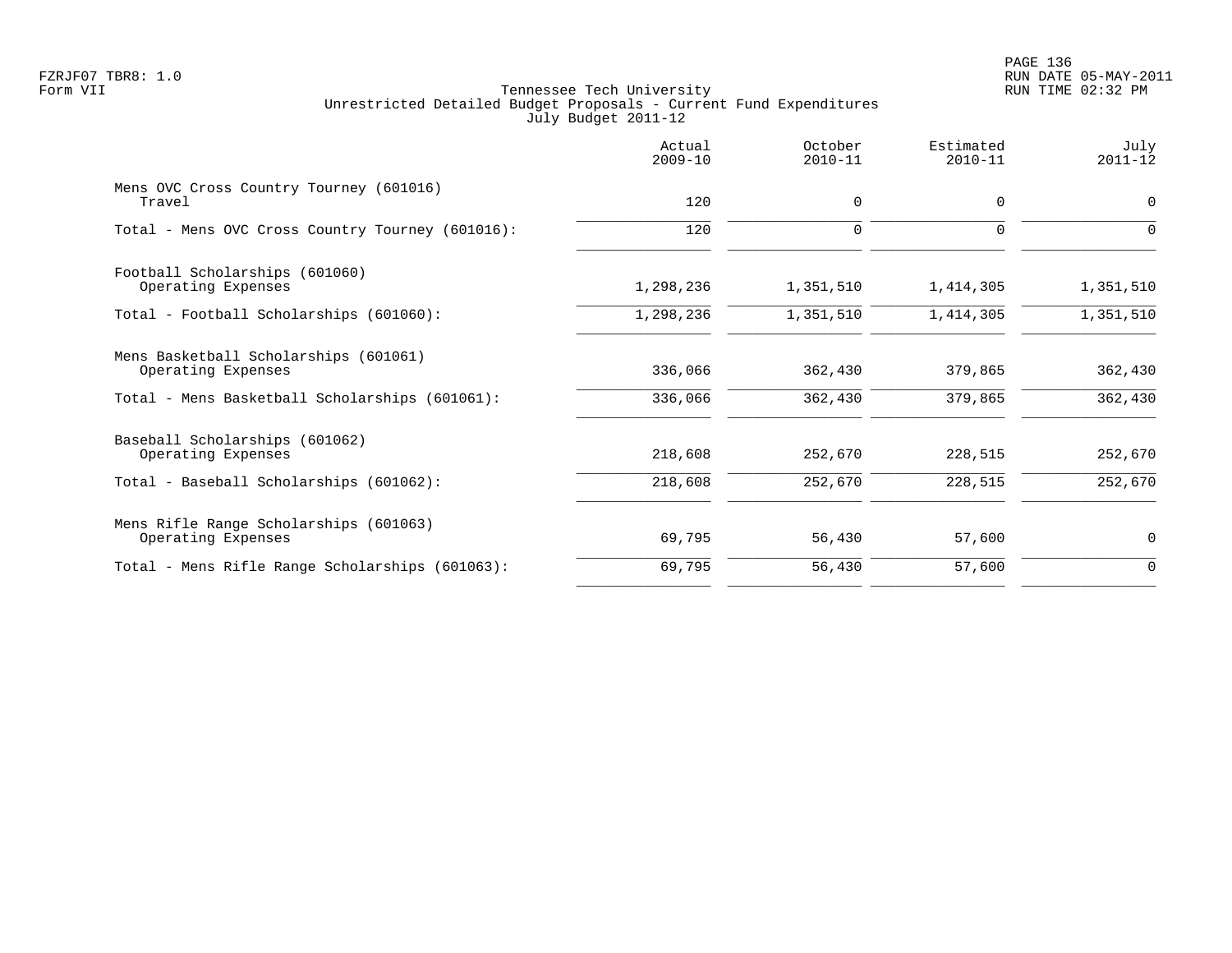FZRJF07 TBR8: 1.0
Form VII

Tennessee Tech University
Unrestricted Detailed Budget Proposals - Current Fund Expenditures
July Budget 2011-12

RUN DATE 05-MAY-2011
RUN TIME 02:32 PM

| | Actual 2009-10 | October 2010-11 | Estimated 2010-11 | July 2011-12 |
|---|---|---|---|---|
| Mens OVC Cross Country Tourney (601016) | | | | |
| Travel | 120 | 0 | 0 | 0 |
| Total - Mens OVC Cross Country Tourney (601016): | 120 | 0 | 0 | 0 |
| Football Scholarships (601060) | | | | |
| Operating Expenses | 1,298,236 | 1,351,510 | 1,414,305 | 1,351,510 |
| Total - Football Scholarships (601060): | 1,298,236 | 1,351,510 | 1,414,305 | 1,351,510 |
| Mens Basketball Scholarships (601061) | | | | |
| Operating Expenses | 336,066 | 362,430 | 379,865 | 362,430 |
| Total - Mens Basketball Scholarships (601061): | 336,066 | 362,430 | 379,865 | 362,430 |
| Baseball Scholarships (601062) | | | | |
| Operating Expenses | 218,608 | 252,670 | 228,515 | 252,670 |
| Total - Baseball Scholarships (601062): | 218,608 | 252,670 | 228,515 | 252,670 |
| Mens Rifle Range Scholarships (601063) | | | | |
| Operating Expenses | 69,795 | 56,430 | 57,600 | 0 |
| Total - Mens Rifle Range Scholarships (601063): | 69,795 | 56,430 | 57,600 | 0 |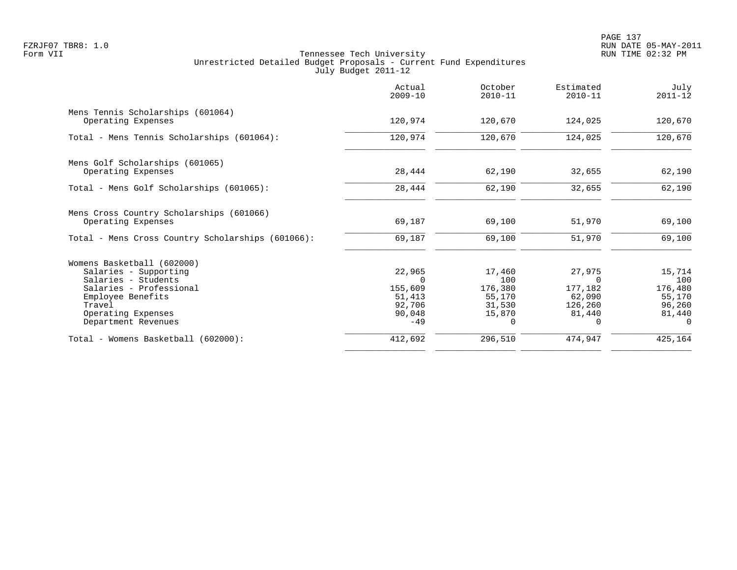Tennessee Tech University
Unrestricted Detailed Budget Proposals - Current Fund Expenditures
July Budget 2011-12

| | Actual 2009-10 | October 2010-11 | Estimated 2010-11 | July 2011-12 |
|---|---|---|---|---|
| **Mens Tennis Scholarships (601064)** | | | | |
| Operating Expenses | 120,974 | 120,670 | 124,025 | 120,670 |
| Total - Mens Tennis Scholarships (601064): | 120,974 | 120,670 | 124,025 | 120,670 |
| **Mens Golf Scholarships (601065)** | | | | |
| Operating Expenses | 28,444 | 62,190 | 32,655 | 62,190 |
| Total - Mens Golf Scholarships (601065): | 28,444 | 62,190 | 32,655 | 62,190 |
| **Mens Cross Country Scholarships (601066)** | | | | |
| Operating Expenses | 69,187 | 69,100 | 51,970 | 69,100 |
| Total - Mens Cross Country Scholarships (601066): | 69,187 | 69,100 | 51,970 | 69,100 |
| **Womens Basketball (602000)** | | | | |
| Salaries - Supporting | 22,965 | 17,460 | 27,975 | 15,714 |
| Salaries - Students | 0 | 100 | 0 | 100 |
| Salaries - Professional | 155,609 | 176,380 | 177,182 | 176,480 |
| Employee Benefits | 51,413 | 55,170 | 62,090 | 55,170 |
| Travel | 92,706 | 31,530 | 126,260 | 96,260 |
| Operating Expenses | 90,048 | 15,870 | 81,440 | 81,440 |
| Department Revenues | -49 | 0 | 0 | 0 |
| Total - Womens Basketball (602000): | 412,692 | 296,510 | 474,947 | 425,164 |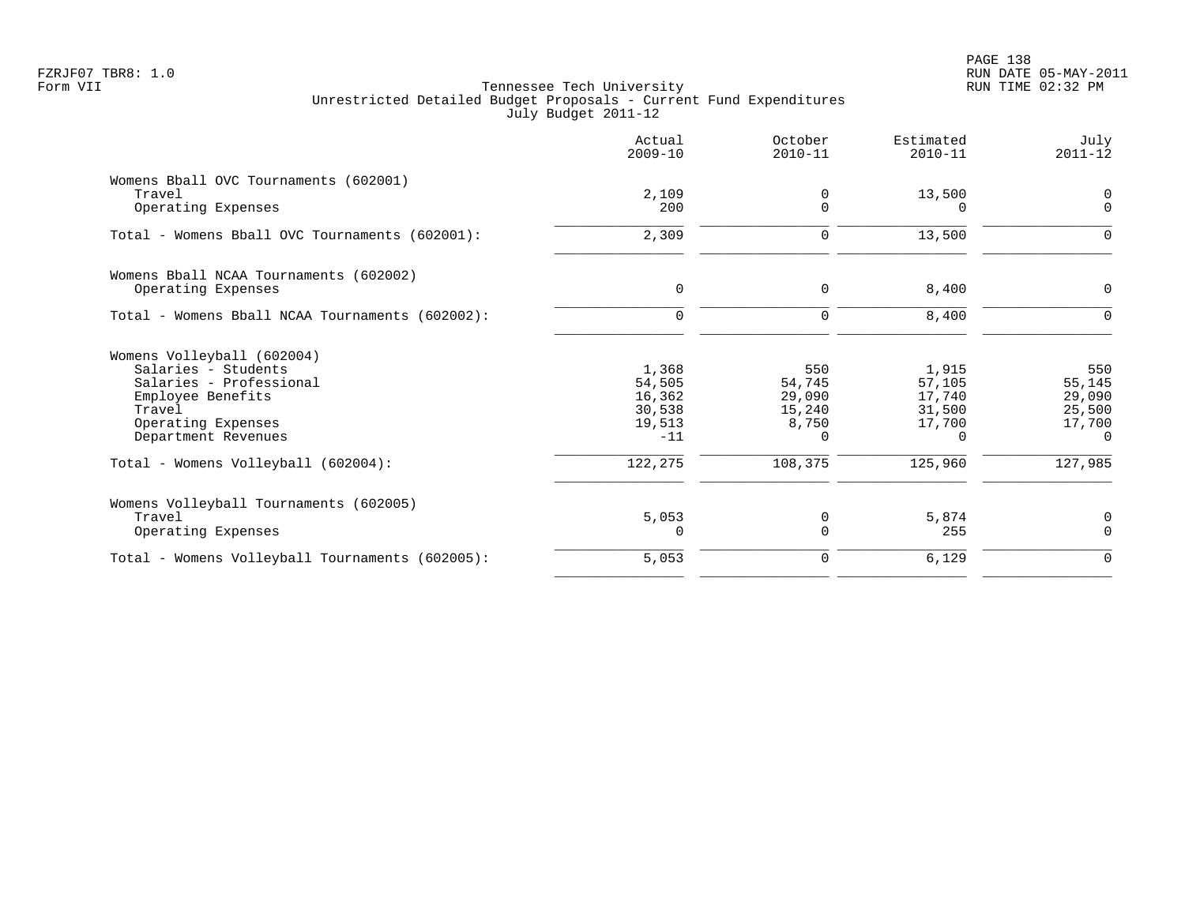Tennessee Tech University
Unrestricted Detailed Budget Proposals - Current Fund Expenditures
July Budget 2011-12

FZRJF07 TBR8: 1.0
Form VII

RUN DATE 05-MAY-2011
RUN TIME 02:32 PM

| | Actual 2009-10 | October 2010-11 | Estimated 2010-11 | July 2011-12 |
|---|---|---|---|---|
| **Womens Bball OVC Tournaments (602001)** | | | | |
| Travel | 2,109 | 0 | 13,500 | 0 |
| Operating Expenses | 200 | 0 | 0 | 0 |
| Total - Womens Bball OVC Tournaments (602001): | 2,309 | 0 | 13,500 | 0 |
| **Womens Bball NCAA Tournaments (602002)** | | | | |
| Operating Expenses | 0 | 0 | 8,400 | 0 |
| Total - Womens Bball NCAA Tournaments (602002): | 0 | 0 | 8,400 | 0 |
| **Womens Volleyball (602004)** | | | | |
| Salaries - Students | 1,368 | 550 | 1,915 | 550 |
| Salaries - Professional | 54,505 | 54,745 | 57,105 | 55,145 |
| Employee Benefits | 16,362 | 29,090 | 17,740 | 29,090 |
| Travel | 30,538 | 15,240 | 31,500 | 25,500 |
| Operating Expenses | 19,513 | 8,750 | 17,700 | 17,700 |
| Department Revenues | -11 | 0 | 0 | 0 |
| Total - Womens Volleyball (602004): | 122,275 | 108,375 | 125,960 | 127,985 |
| **Womens Volleyball Tournaments (602005)** | | | | |
| Travel | 5,053 | 0 | 5,874 | 0 |
| Operating Expenses | 0 | 0 | 255 | 0 |
| Total - Womens Volleyball Tournaments (602005): | 5,053 | 0 | 6,129 | 0 |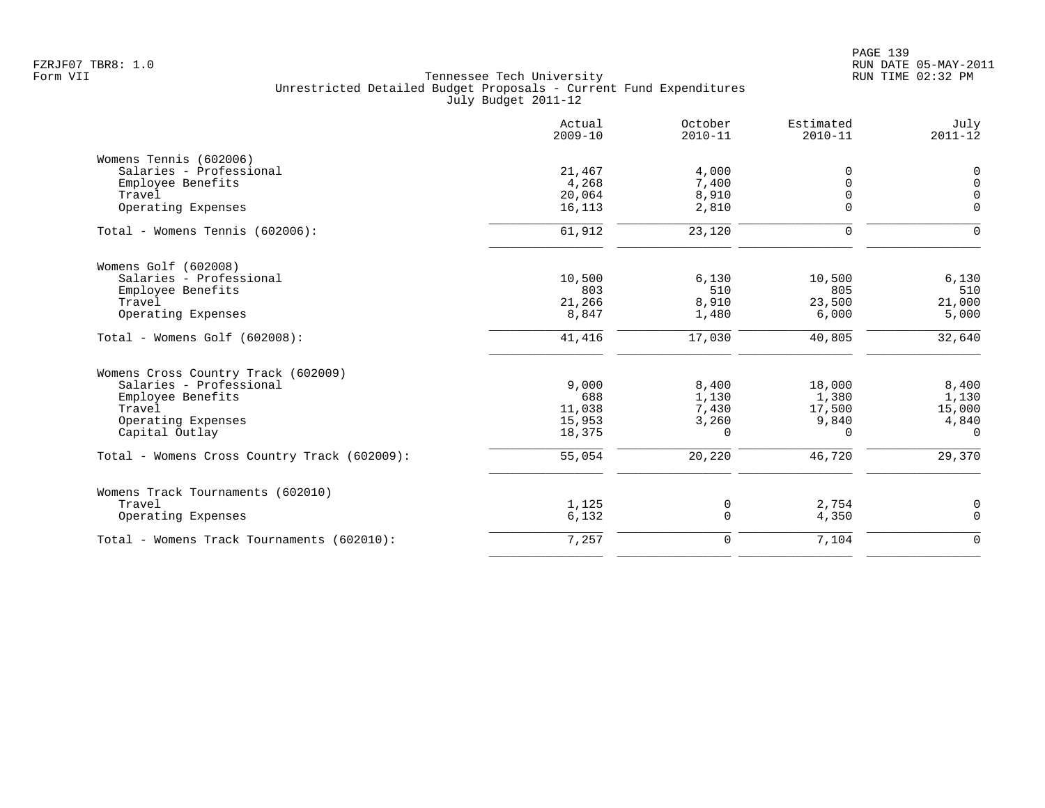FZRJF07 TBR8: 1.0
Form VII

Tennessee Tech University
Unrestricted Detailed Budget Proposals - Current Fund Expenditures
July Budget 2011-12

RUN DATE 05-MAY-2011
RUN TIME 02:32 PM

| | Actual 2009-10 | October 2010-11 | Estimated 2010-11 | July 2011-12 |
|---|---|---|---|---|
| **Womens Tennis (602006)** | | | | |
| Salaries - Professional | 21,467 | 4,000 | 0 | 0 |
| Employee Benefits | 4,268 | 7,400 | 0 | 0 |
| Travel | 20,064 | 8,910 | 0 | 0 |
| Operating Expenses | 16,113 | 2,810 | 0 | 0 |
| Total - Womens Tennis (602006): | 61,912 | 23,120 | 0 | 0 |
| **Womens Golf (602008)** | | | | |
| Salaries - Professional | 10,500 | 6,130 | 10,500 | 6,130 |
| Employee Benefits | 803 | 510 | 805 | 510 |
| Travel | 21,266 | 8,910 | 23,500 | 21,000 |
| Operating Expenses | 8,847 | 1,480 | 6,000 | 5,000 |
| Total - Womens Golf (602008): | 41,416 | 17,030 | 40,805 | 32,640 |
| **Womens Cross Country Track (602009)** | | | | |
| Salaries - Professional | 9,000 | 8,400 | 18,000 | 8,400 |
| Employee Benefits | 688 | 1,130 | 1,380 | 1,130 |
| Travel | 11,038 | 7,430 | 17,500 | 15,000 |
| Operating Expenses | 15,953 | 3,260 | 9,840 | 4,840 |
| Capital Outlay | 18,375 | 0 | 0 | 0 |
| Total - Womens Cross Country Track (602009): | 55,054 | 20,220 | 46,720 | 29,370 |
| **Womens Track Tournaments (602010)** | | | | |
| Travel | 1,125 | 0 | 2,754 | 0 |
| Operating Expenses | 6,132 | 0 | 4,350 | 0 |
| Total - Womens Track Tournaments (602010): | 7,257 | 0 | 7,104 | 0 |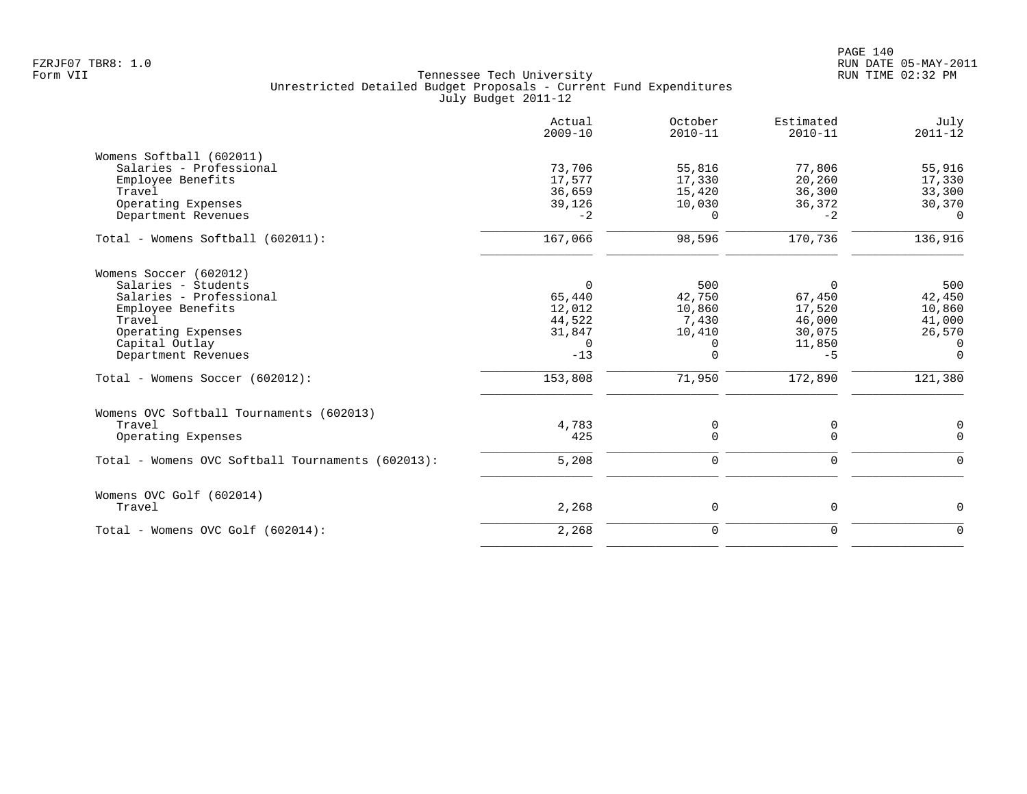Tennessee Tech University
Unrestricted Detailed Budget Proposals - Current Fund Expenditures
July Budget 2011-12

| | Actual 2009-10 | October 2010-11 | Estimated 2010-11 | July 2011-12 |
|---|---|---|---|---|
| **Womens Softball (602011)** | | | | |
| Salaries - Professional | 73,706 | 55,816 | 77,806 | 55,916 |
| Employee Benefits | 17,577 | 17,330 | 20,260 | 17,330 |
| Travel | 36,659 | 15,420 | 36,300 | 33,300 |
| Operating Expenses | 39,126 | 10,030 | 36,372 | 30,370 |
| Department Revenues | -2 | 0 | -2 | 0 |
| Total - Womens Softball (602011): | 167,066 | 98,596 | 170,736 | 136,916 |
| **Womens Soccer (602012)** | | | | |
| Salaries - Students | 0 | 500 | 0 | 500 |
| Salaries - Professional | 65,440 | 42,750 | 67,450 | 42,450 |
| Employee Benefits | 12,012 | 10,860 | 17,520 | 10,860 |
| Travel | 44,522 | 7,430 | 46,000 | 41,000 |
| Operating Expenses | 31,847 | 10,410 | 30,075 | 26,570 |
| Capital Outlay | 0 | 0 | 11,850 | 0 |
| Department Revenues | -13 | 0 | -5 | 0 |
| Total - Womens Soccer (602012): | 153,808 | 71,950 | 172,890 | 121,380 |
| **Womens OVC Softball Tournaments (602013)** | | | | |
| Travel | 4,783 | 0 | 0 | 0 |
| Operating Expenses | 425 | 0 | 0 | 0 |
| Total - Womens OVC Softball Tournaments (602013): | 5,208 | 0 | 0 | 0 |
| **Womens OVC Golf (602014)** | | | | |
| Travel | 2,268 | 0 | 0 | 0 |
| Total - Womens OVC Golf (602014): | 2,268 | 0 | 0 | 0 |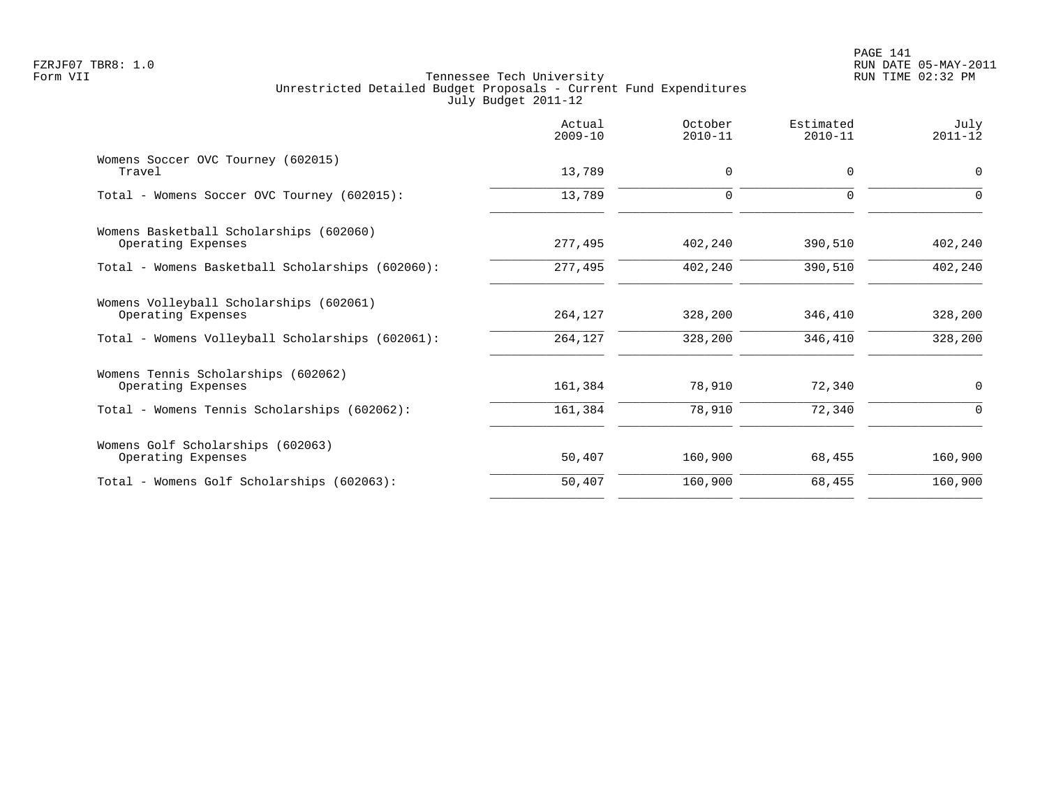Tennessee Tech University
Unrestricted Detailed Budget Proposals - Current Fund Expenditures
July Budget 2011-12

| | Actual 2009-10 | October 2010-11 | Estimated 2010-11 | July 2011-12 |
|---|---|---|---|---|
| Womens Soccer OVC Tourney (602015) | | | | |
| Travel | 13,789 | 0 | 0 | 0 |
| Total - Womens Soccer OVC Tourney (602015): | 13,789 | 0 | 0 | 0 |
| Womens Basketball Scholarships (602060) | | | | |
| Operating Expenses | 277,495 | 402,240 | 390,510 | 402,240 |
| Total - Womens Basketball Scholarships (602060): | 277,495 | 402,240 | 390,510 | 402,240 |
| Womens Volleyball Scholarships (602061) | | | | |
| Operating Expenses | 264,127 | 328,200 | 346,410 | 328,200 |
| Total - Womens Volleyball Scholarships (602061): | 264,127 | 328,200 | 346,410 | 328,200 |
| Womens Tennis Scholarships (602062) | | | | |
| Operating Expenses | 161,384 | 78,910 | 72,340 | 0 |
| Total - Womens Tennis Scholarships (602062): | 161,384 | 78,910 | 72,340 | 0 |
| Womens Golf Scholarships (602063) | | | | |
| Operating Expenses | 50,407 | 160,900 | 68,455 | 160,900 |
| Total - Womens Golf Scholarships (602063): | 50,407 | 160,900 | 68,455 | 160,900 |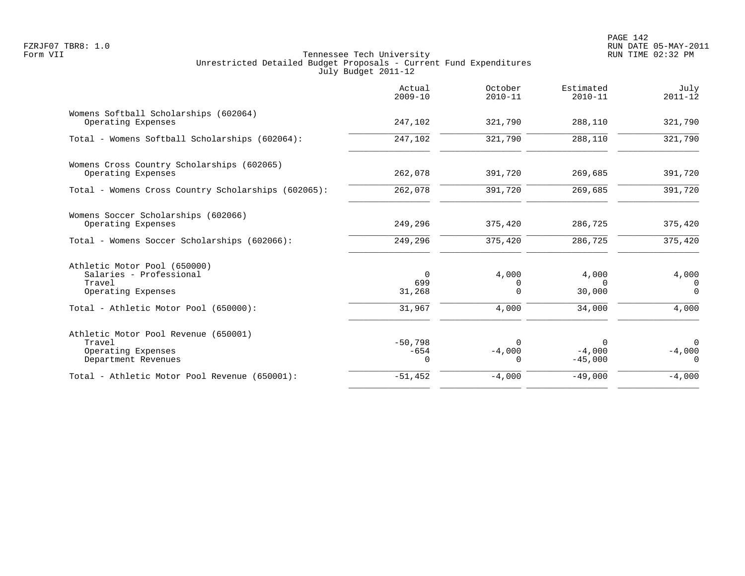FZRJF07 TBR8: 1.0
Form VII

Tennessee Tech University
Unrestricted Detailed Budget Proposals - Current Fund Expenditures
July Budget 2011-12

RUN DATE 05-MAY-2011
RUN TIME 02:32 PM

| | Actual 2009-10 | October 2010-11 | Estimated 2010-11 | July 2011-12 |
|---|---|---|---|---|
| **Womens Softball Scholarships (602064)** | | | | |
| Operating Expenses | 247,102 | 321,790 | 288,110 | 321,790 |
| Total - Womens Softball Scholarships (602064): | 247,102 | 321,790 | 288,110 | 321,790 |
| **Womens Cross Country Scholarships (602065)** | | | | |
| Operating Expenses | 262,078 | 391,720 | 269,685 | 391,720 |
| Total - Womens Cross Country Scholarships (602065): | 262,078 | 391,720 | 269,685 | 391,720 |
| **Womens Soccer Scholarships (602066)** | | | | |
| Operating Expenses | 249,296 | 375,420 | 286,725 | 375,420 |
| Total - Womens Soccer Scholarships (602066): | 249,296 | 375,420 | 286,725 | 375,420 |
| **Athletic Motor Pool (650000)** | | | | |
| Salaries - Professional | 0 | 4,000 | 4,000 | 4,000 |
| Travel | 699 | 0 | 0 | 0 |
| Operating Expenses | 31,268 | 0 | 30,000 | 0 |
| Total - Athletic Motor Pool (650000): | 31,967 | 4,000 | 34,000 | 4,000 |
| **Athletic Motor Pool Revenue (650001)** | | | | |
| Travel | -50,798 | 0 | 0 | 0 |
| Operating Expenses | -654 | -4,000 | -4,000 | -4,000 |
| Department Revenues | 0 | 0 | -45,000 | 0 |
| Total - Athletic Motor Pool Revenue (650001): | -51,452 | -4,000 | -49,000 | -4,000 |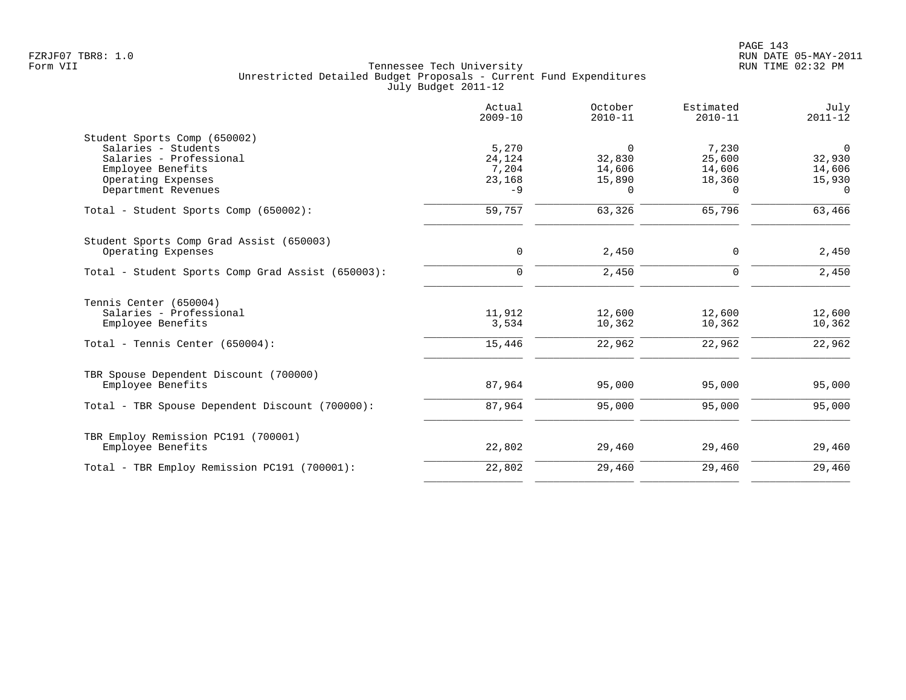Tennessee Tech University
Unrestricted Detailed Budget Proposals - Current Fund Expenditures
July Budget 2011-12

| | Actual 2009-10 | October 2010-11 | Estimated 2010-11 | July 2011-12 |
|---|---|---|---|---|
| **Student Sports Comp (650002)** | | | | |
| Salaries - Students | 5,270 | 0 | 7,230 | 0 |
| Salaries - Professional | 24,124 | 32,830 | 25,600 | 32,930 |
| Employee Benefits | 7,204 | 14,606 | 14,606 | 14,606 |
| Operating Expenses | 23,168 | 15,890 | 18,360 | 15,930 |
| Department Revenues | -9 | 0 | 0 | 0 |
| Total - Student Sports Comp (650002): | 59,757 | 63,326 | 65,796 | 63,466 |
| **Student Sports Comp Grad Assist (650003)** | | | | |
| Operating Expenses | 0 | 2,450 | 0 | 2,450 |
| Total - Student Sports Comp Grad Assist (650003): | 0 | 2,450 | 0 | 2,450 |
| **Tennis Center (650004)** | | | | |
| Salaries - Professional | 11,912 | 12,600 | 12,600 | 12,600 |
| Employee Benefits | 3,534 | 10,362 | 10,362 | 10,362 |
| Total - Tennis Center (650004): | 15,446 | 22,962 | 22,962 | 22,962 |
| **TBR Spouse Dependent Discount (700000)** | | | | |
| Employee Benefits | 87,964 | 95,000 | 95,000 | 95,000 |
| Total - TBR Spouse Dependent Discount (700000): | 87,964 | 95,000 | 95,000 | 95,000 |
| **TBR Employ Remission PC191 (700001)** | | | | |
| Employee Benefits | 22,802 | 29,460 | 29,460 | 29,460 |
| Total - TBR Employ Remission PC191 (700001): | 22,802 | 29,460 | 29,460 | 29,460 |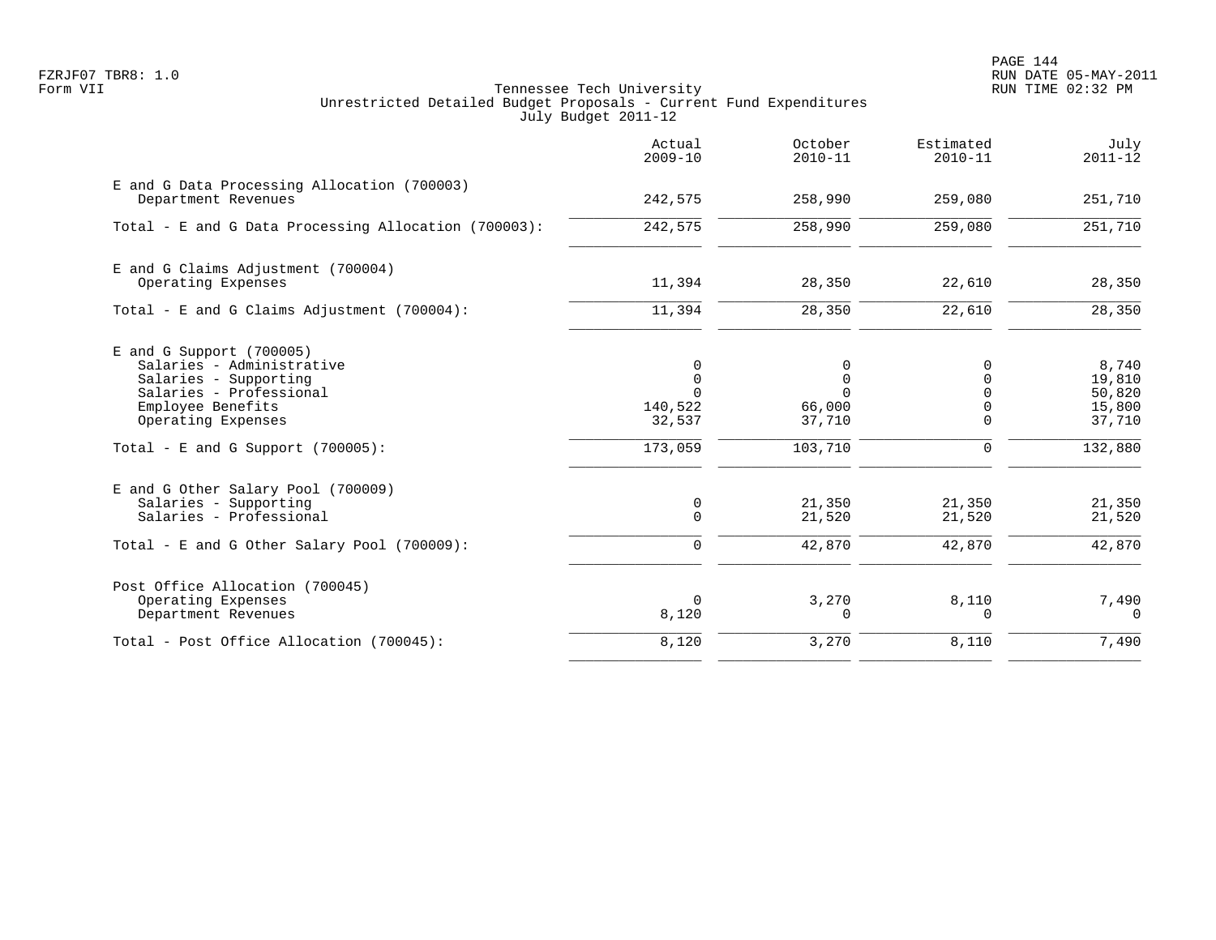Tennessee Tech University
Unrestricted Detailed Budget Proposals - Current Fund Expenditures
July Budget 2011-12

Form VII

| | Actual 2009-10 | October 2010-11 | Estimated 2010-11 | July 2011-12 |
|---|---|---|---|---|
| **E and G Data Processing Allocation (700003)** | | | | |
| Department Revenues | 242,575 | 258,990 | 259,080 | 251,710 |
| Total - E and G Data Processing Allocation (700003): | 242,575 | 258,990 | 259,080 | 251,710 |
| **E and G Claims Adjustment (700004)** | | | | |
| Operating Expenses | 11,394 | 28,350 | 22,610 | 28,350 |
| Total - E and G Claims Adjustment (700004): | 11,394 | 28,350 | 22,610 | 28,350 |
| **E and G Support (700005)** | | | | |
| Salaries - Administrative | 0 | 0 | 0 | 8,740 |
| Salaries - Supporting | 0 | 0 | 0 | 19,810 |
| Salaries - Professional | 0 | 0 | 0 | 50,820 |
| Employee Benefits | 140,522 | 66,000 | 0 | 15,800 |
| Operating Expenses | 32,537 | 37,710 | 0 | 37,710 |
| Total - E and G Support (700005): | 173,059 | 103,710 | 0 | 132,880 |
| **E and G Other Salary Pool (700009)** | | | | |
| Salaries - Supporting | 0 | 21,350 | 21,350 | 21,350 |
| Salaries - Professional | 0 | 21,520 | 21,520 | 21,520 |
| Total - E and G Other Salary Pool (700009): | 0 | 42,870 | 42,870 | 42,870 |
| **Post Office Allocation (700045)** | | | | |
| Operating Expenses | 0 | 3,270 | 8,110 | 7,490 |
| Department Revenues | 8,120 | 0 | 0 | 0 |
| Total - Post Office Allocation (700045): | 8,120 | 3,270 | 8,110 | 7,490 |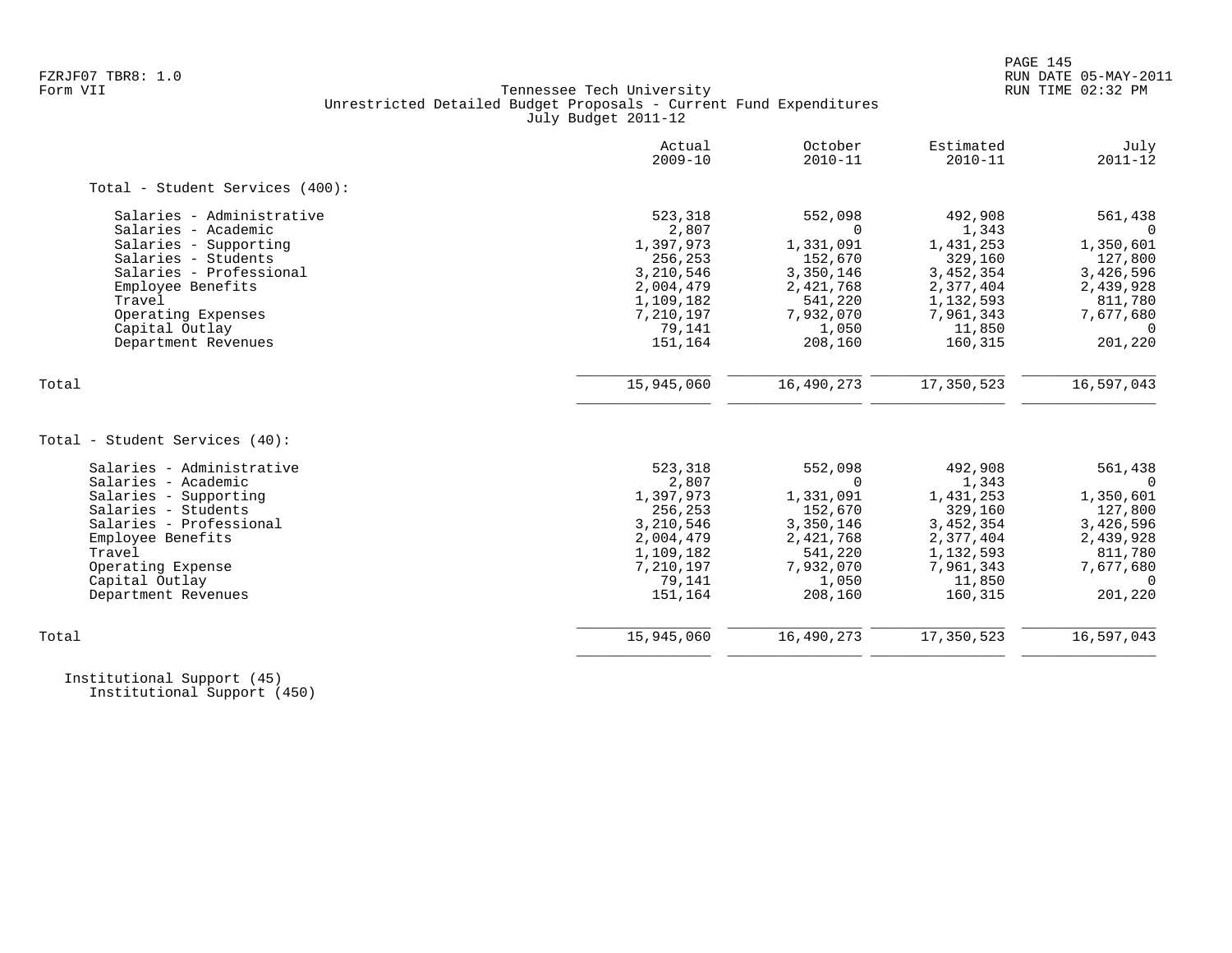Tennessee Tech University
Unrestricted Detailed Budget Proposals - Current Fund Expenditures
July Budget 2011-12

Form VII

| | Actual 2009-10 | October 2010-11 | Estimated 2010-11 | July 2011-12 |
|---|---|---|---|---|
| **Total - Student Services (400):** | | | | |
| Salaries - Administrative | 523,318 | 552,098 | 492,908 | 561,438 |
| Salaries - Academic | 2,807 | 0 | 1,343 | 0 |
| Salaries - Supporting | 1,397,973 | 1,331,091 | 1,431,253 | 1,350,601 |
| Salaries - Students | 256,253 | 152,670 | 329,160 | 127,800 |
| Salaries - Professional | 3,210,546 | 3,350,146 | 3,452,354 | 3,426,596 |
| Employee Benefits | 2,004,479 | 2,421,768 | 2,377,404 | 2,439,928 |
| Travel | 1,109,182 | 541,220 | 1,132,593 | 811,780 |
| Operating Expenses | 7,210,197 | 7,932,070 | 7,961,343 | 7,677,680 |
| Capital Outlay | 79,141 | 1,050 | 11,850 | 0 |
| Department Revenues | 151,164 | 208,160 | 160,315 | 201,220 |
| Total | 15,945,060 | 16,490,273 | 17,350,523 | 16,597,043 |
| **Total - Student Services (40):** | | | | |
| Salaries - Administrative | 523,318 | 552,098 | 492,908 | 561,438 |
| Salaries - Academic | 2,807 | 0 | 1,343 | 0 |
| Salaries - Supporting | 1,397,973 | 1,331,091 | 1,431,253 | 1,350,601 |
| Salaries - Students | 256,253 | 152,670 | 329,160 | 127,800 |
| Salaries - Professional | 3,210,546 | 3,350,146 | 3,452,354 | 3,426,596 |
| Employee Benefits | 2,004,479 | 2,421,768 | 2,377,404 | 2,439,928 |
| Travel | 1,109,182 | 541,220 | 1,132,593 | 811,780 |
| Operating Expense | 7,210,197 | 7,932,070 | 7,961,343 | 7,677,680 |
| Capital Outlay | 79,141 | 1,050 | 11,850 | 0 |
| Department Revenues | 151,164 | 208,160 | 160,315 | 201,220 |
| Total | 15,945,060 | 16,490,273 | 17,350,523 | 16,597,043 |

Institutional Support (45)
Institutional Support (450)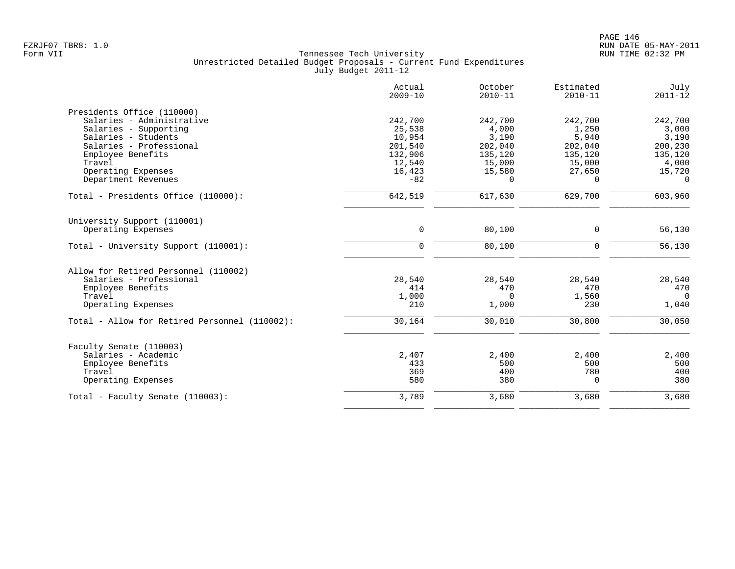FZRJF07 TBR8: 1.0
Form VII

Tennessee Tech University
Unrestricted Detailed Budget Proposals - Current Fund Expenditures
July Budget 2011-12

RUN DATE 05-MAY-2011
RUN TIME 02:32 PM

| | Actual 2009-10 | October 2010-11 | Estimated 2010-11 | July 2011-12 |
|---|---|---|---|---|
| **Presidents Office (110000)** | | | | |
| Salaries - Administrative | 242,700 | 242,700 | 242,700 | 242,700 |
| Salaries - Supporting | 25,538 | 4,000 | 1,250 | 3,000 |
| Salaries - Students | 10,954 | 3,190 | 5,940 | 3,190 |
| Salaries - Professional | 201,540 | 202,040 | 202,040 | 200,230 |
| Employee Benefits | 132,906 | 135,120 | 135,120 | 135,120 |
| Travel | 12,540 | 15,000 | 15,000 | 4,000 |
| Operating Expenses | 16,423 | 15,580 | 27,650 | 15,720 |
| Department Revenues | -82 | 0 | 0 | 0 |
| Total - Presidents Office (110000): | 642,519 | 617,630 | 629,700 | 603,960 |
| **University Support (110001)** | | | | |
| Operating Expenses | 0 | 80,100 | 0 | 56,130 |
| Total - University Support (110001): | 0 | 80,100 | 0 | 56,130 |
| **Allow for Retired Personnel (110002)** | | | | |
| Salaries - Professional | 28,540 | 28,540 | 28,540 | 28,540 |
| Employee Benefits | 414 | 470 | 470 | 470 |
| Travel | 1,000 | 0 | 1,560 | 0 |
| Operating Expenses | 210 | 1,000 | 230 | 1,040 |
| Total - Allow for Retired Personnel (110002): | 30,164 | 30,010 | 30,800 | 30,050 |
| **Faculty Senate (110003)** | | | | |
| Salaries - Academic | 2,407 | 2,400 | 2,400 | 2,400 |
| Employee Benefits | 433 | 500 | 500 | 500 |
| Travel | 369 | 400 | 780 | 400 |
| Operating Expenses | 580 | 380 | 0 | 380 |
| Total - Faculty Senate (110003): | 3,789 | 3,680 | 3,680 | 3,680 |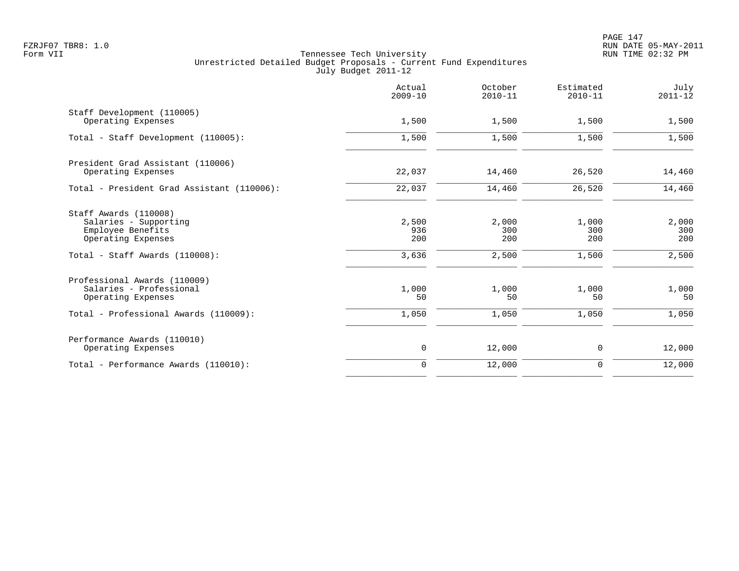FZRJF07 TBR8: 1.0
Form VII

Tennessee Tech University
Unrestricted Detailed Budget Proposals - Current Fund Expenditures
July Budget 2011-12

RUN DATE 05-MAY-2011
RUN TIME 02:32 PM

| | Actual 2009-10 | October 2010-11 | Estimated 2010-11 | July 2011-12 |
|---|---|---|---|---|
| Staff Development (110005) | | | | |
| Operating Expenses | 1,500 | 1,500 | 1,500 | 1,500 |
| Total - Staff Development (110005): | 1,500 | 1,500 | 1,500 | 1,500 |
| President Grad Assistant (110006) | | | | |
| Operating Expenses | 22,037 | 14,460 | 26,520 | 14,460 |
| Total - President Grad Assistant (110006): | 22,037 | 14,460 | 26,520 | 14,460 |
| Staff Awards (110008) | | | | |
| Salaries - Supporting | 2,500 | 2,000 | 1,000 | 2,000 |
| Employee Benefits | 936 | 300 | 300 | 300 |
| Operating Expenses | 200 | 200 | 200 | 200 |
| Total - Staff Awards (110008): | 3,636 | 2,500 | 1,500 | 2,500 |
| Professional Awards (110009) | | | | |
| Salaries - Professional | 1,000 | 1,000 | 1,000 | 1,000 |
| Operating Expenses | 50 | 50 | 50 | 50 |
| Total - Professional Awards (110009): | 1,050 | 1,050 | 1,050 | 1,050 |
| Performance Awards (110010) | | | | |
| Operating Expenses | 0 | 12,000 | 0 | 12,000 |
| Total - Performance Awards (110010): | 0 | 12,000 | 0 | 12,000 |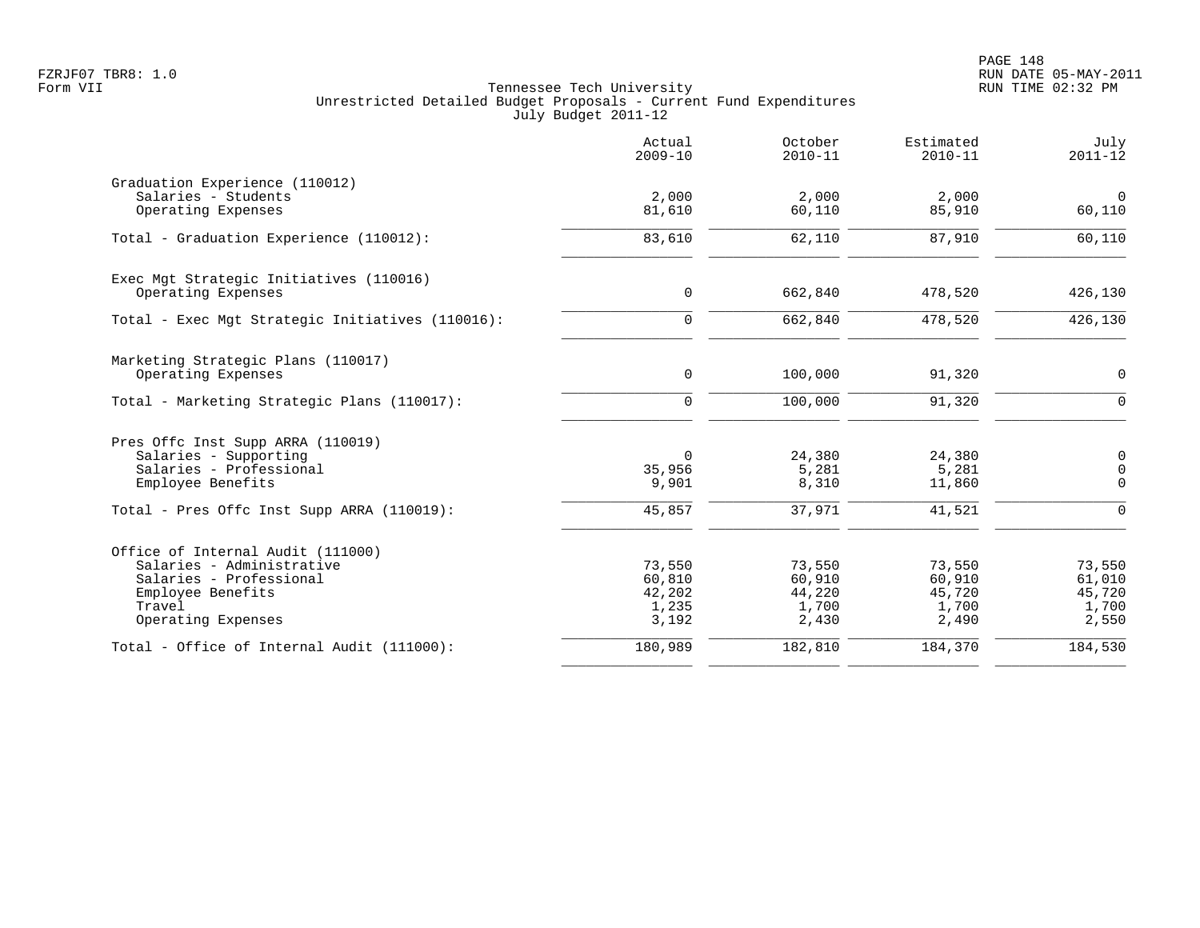Tennessee Tech University
Unrestricted Detailed Budget Proposals - Current Fund Expenditures
July Budget 2011-12

| | Actual 2009-10 | October 2010-11 | Estimated 2010-11 | July 2011-12 |
|---|---|---|---|---|
| **Graduation Experience (110012)** | | | | |
| Salaries - Students | 2,000 | 2,000 | 2,000 | 0 |
| Operating Expenses | 81,610 | 60,110 | 85,910 | 60,110 |
| Total - Graduation Experience (110012): | 83,610 | 62,110 | 87,910 | 60,110 |
| **Exec Mgt Strategic Initiatives (110016)** | | | | |
| Operating Expenses | 0 | 662,840 | 478,520 | 426,130 |
| Total - Exec Mgt Strategic Initiatives (110016): | 0 | 662,840 | 478,520 | 426,130 |
| **Marketing Strategic Plans (110017)** | | | | |
| Operating Expenses | 0 | 100,000 | 91,320 | 0 |
| Total - Marketing Strategic Plans (110017): | 0 | 100,000 | 91,320 | 0 |
| **Pres Offc Inst Supp ARRA (110019)** | | | | |
| Salaries - Supporting | 0 | 24,380 | 24,380 | 0 |
| Salaries - Professional | 35,956 | 5,281 | 5,281 | 0 |
| Employee Benefits | 9,901 | 8,310 | 11,860 | 0 |
| Total - Pres Offc Inst Supp ARRA (110019): | 45,857 | 37,971 | 41,521 | 0 |
| **Office of Internal Audit (111000)** | | | | |
| Salaries - Administrative | 73,550 | 73,550 | 73,550 | 73,550 |
| Salaries - Professional | 60,810 | 60,910 | 60,910 | 61,010 |
| Employee Benefits | 42,202 | 44,220 | 45,720 | 45,720 |
| Travel | 1,235 | 1,700 | 1,700 | 1,700 |
| Operating Expenses | 3,192 | 2,430 | 2,490 | 2,550 |
| Total - Office of Internal Audit (111000): | 180,989 | 182,810 | 184,370 | 184,530 |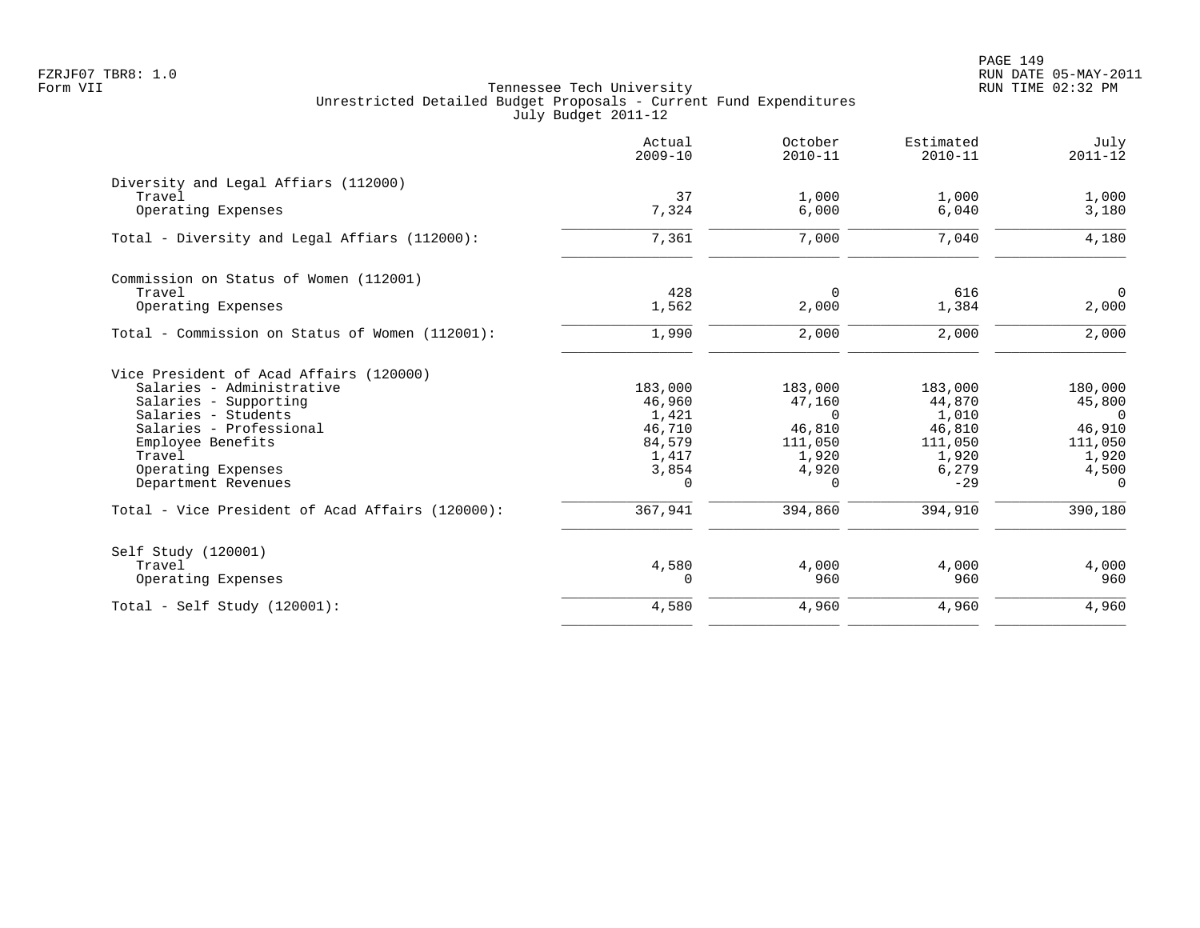Tennessee Tech University
Unrestricted Detailed Budget Proposals - Current Fund Expenditures
July Budget 2011-12

Form VII

| | Actual 2009-10 | October 2010-11 | Estimated 2010-11 | July 2011-12 |
|---|---|---|---|---|
| **Diversity and Legal Affiars (112000)** | | | | |
| Travel | 37 | 1,000 | 1,000 | 1,000 |
| Operating Expenses | 7,324 | 6,000 | 6,040 | 3,180 |
| Total - Diversity and Legal Affiars (112000): | 7,361 | 7,000 | 7,040 | 4,180 |
| **Commission on Status of Women (112001)** | | | | |
| Travel | 428 | 0 | 616 | 0 |
| Operating Expenses | 1,562 | 2,000 | 1,384 | 2,000 |
| Total - Commission on Status of Women (112001): | 1,990 | 2,000 | 2,000 | 2,000 |
| **Vice President of Acad Affairs (120000)** | | | | |
| Salaries - Administrative | 183,000 | 183,000 | 183,000 | 180,000 |
| Salaries - Supporting | 46,960 | 47,160 | 44,870 | 45,800 |
| Salaries - Students | 1,421 | 0 | 1,010 | 0 |
| Salaries - Professional | 46,710 | 46,810 | 46,810 | 46,910 |
| Employee Benefits | 84,579 | 111,050 | 111,050 | 111,050 |
| Travel | 1,417 | 1,920 | 1,920 | 1,920 |
| Operating Expenses | 3,854 | 4,920 | 6,279 | 4,500 |
| Department Revenues | 0 | 0 | -29 | 0 |
| Total - Vice President of Acad Affairs (120000): | 367,941 | 394,860 | 394,910 | 390,180 |
| **Self Study (120001)** | | | | |
| Travel | 4,580 | 4,000 | 4,000 | 4,000 |
| Operating Expenses | 0 | 960 | 960 | 960 |
| Total - Self Study (120001): | 4,580 | 4,960 | 4,960 | 4,960 |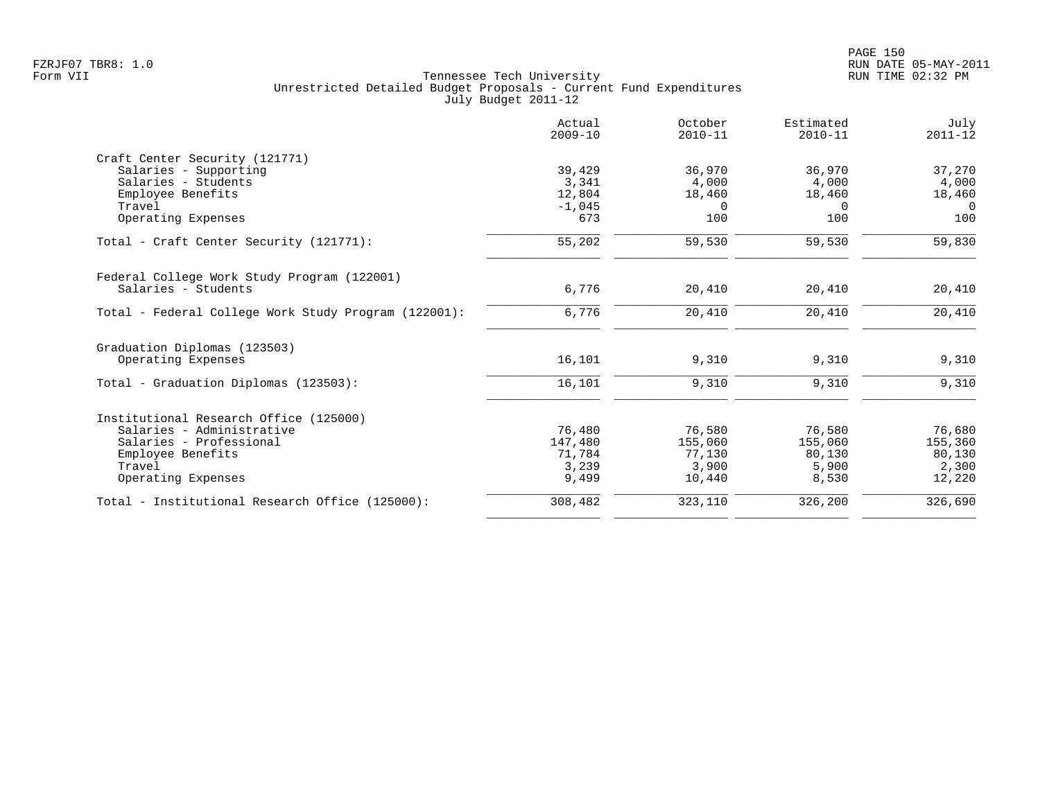Tennessee Tech University
Unrestricted Detailed Budget Proposals - Current Fund Expenditures
July Budget 2011-12

| | Actual 2009-10 | October 2010-11 | Estimated 2010-11 | July 2011-12 |
|---|---|---|---|---|
| **Craft Center Security (121771)** | | | | |
| Salaries - Supporting | 39,429 | 36,970 | 36,970 | 37,270 |
| Salaries - Students | 3,341 | 4,000 | 4,000 | 4,000 |
| Employee Benefits | 12,804 | 18,460 | 18,460 | 18,460 |
| Travel | -1,045 | 0 | 0 | 0 |
| Operating Expenses | 673 | 100 | 100 | 100 |
| Total - Craft Center Security (121771): | 55,202 | 59,530 | 59,530 | 59,830 |
| **Federal College Work Study Program (122001)** | | | | |
| Salaries - Students | 6,776 | 20,410 | 20,410 | 20,410 |
| Total - Federal College Work Study Program (122001): | 6,776 | 20,410 | 20,410 | 20,410 |
| **Graduation Diplomas (123503)** | | | | |
| Operating Expenses | 16,101 | 9,310 | 9,310 | 9,310 |
| Total - Graduation Diplomas (123503): | 16,101 | 9,310 | 9,310 | 9,310 |
| **Institutional Research Office (125000)** | | | | |
| Salaries - Administrative | 76,480 | 76,580 | 76,580 | 76,680 |
| Salaries - Professional | 147,480 | 155,060 | 155,060 | 155,360 |
| Employee Benefits | 71,784 | 77,130 | 80,130 | 80,130 |
| Travel | 3,239 | 3,900 | 5,900 | 2,300 |
| Operating Expenses | 9,499 | 10,440 | 8,530 | 12,220 |
| Total - Institutional Research Office (125000): | 308,482 | 323,110 | 326,200 | 326,690 |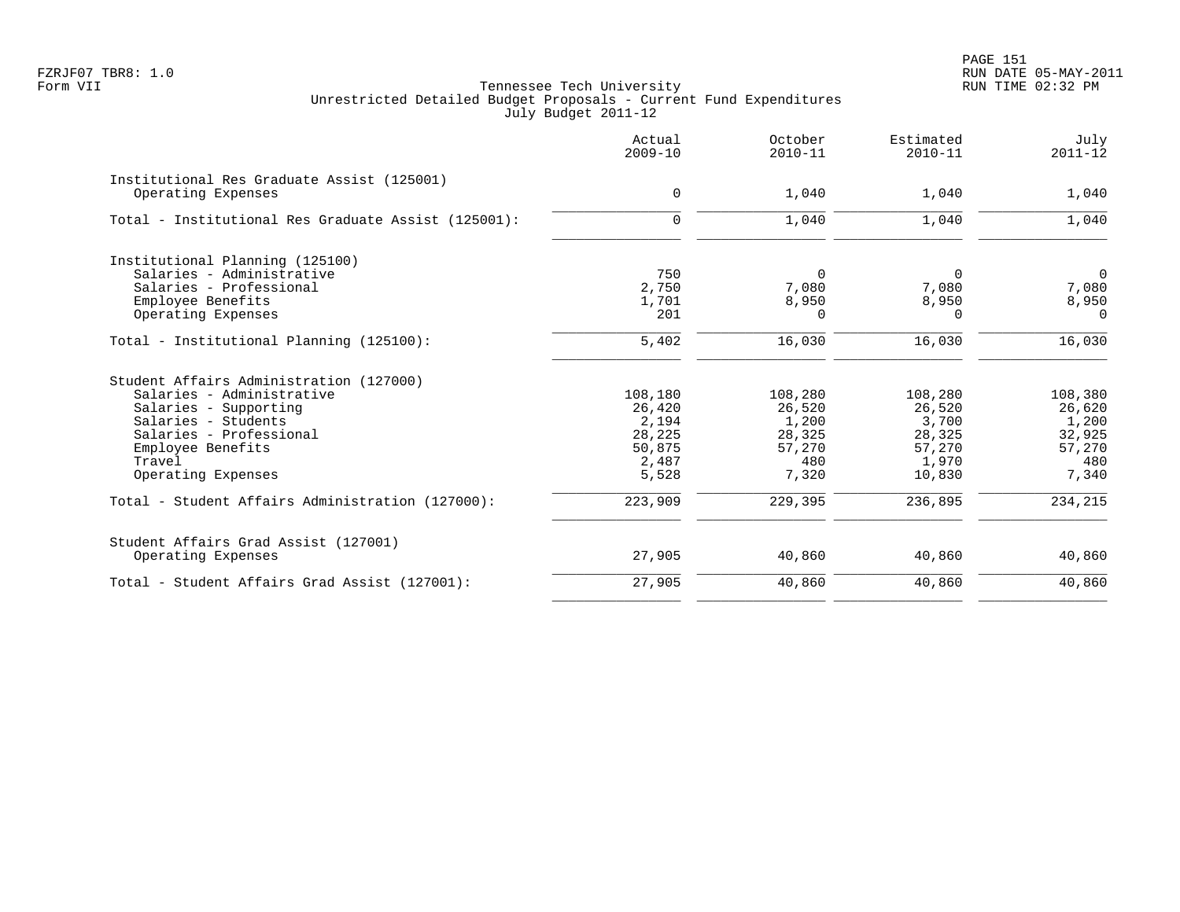FZRJF07 TBR8: 1.0
Form VII

Tennessee Tech University
Unrestricted Detailed Budget Proposals - Current Fund Expenditures
July Budget 2011-12

RUN DATE 05-MAY-2011
RUN TIME 02:32 PM

| | Actual 2009-10 | October 2010-11 | Estimated 2010-11 | July 2011-12 |
|---|---|---|---|---|
| **Institutional Res Graduate Assist (125001)** | | | | |
| Operating Expenses | 0 | 1,040 | 1,040 | 1,040 |
| Total - Institutional Res Graduate Assist (125001): | 0 | 1,040 | 1,040 | 1,040 |
| **Institutional Planning (125100)** | | | | |
| Salaries - Administrative | 750 | 0 | 0 | 0 |
| Salaries - Professional | 2,750 | 7,080 | 7,080 | 7,080 |
| Employee Benefits | 1,701 | 8,950 | 8,950 | 8,950 |
| Operating Expenses | 201 | 0 | 0 | 0 |
| Total - Institutional Planning (125100): | 5,402 | 16,030 | 16,030 | 16,030 |
| **Student Affairs Administration (127000)** | | | | |
| Salaries - Administrative | 108,180 | 108,280 | 108,280 | 108,380 |
| Salaries - Supporting | 26,420 | 26,520 | 26,520 | 26,620 |
| Salaries - Students | 2,194 | 1,200 | 3,700 | 1,200 |
| Salaries - Professional | 28,225 | 28,325 | 28,325 | 32,925 |
| Employee Benefits | 50,875 | 57,270 | 57,270 | 57,270 |
| Travel | 2,487 | 480 | 1,970 | 480 |
| Operating Expenses | 5,528 | 7,320 | 10,830 | 7,340 |
| Total - Student Affairs Administration (127000): | 223,909 | 229,395 | 236,895 | 234,215 |
| **Student Affairs Grad Assist (127001)** | | | | |
| Operating Expenses | 27,905 | 40,860 | 40,860 | 40,860 |
| Total - Student Affairs Grad Assist (127001): | 27,905 | 40,860 | 40,860 | 40,860 |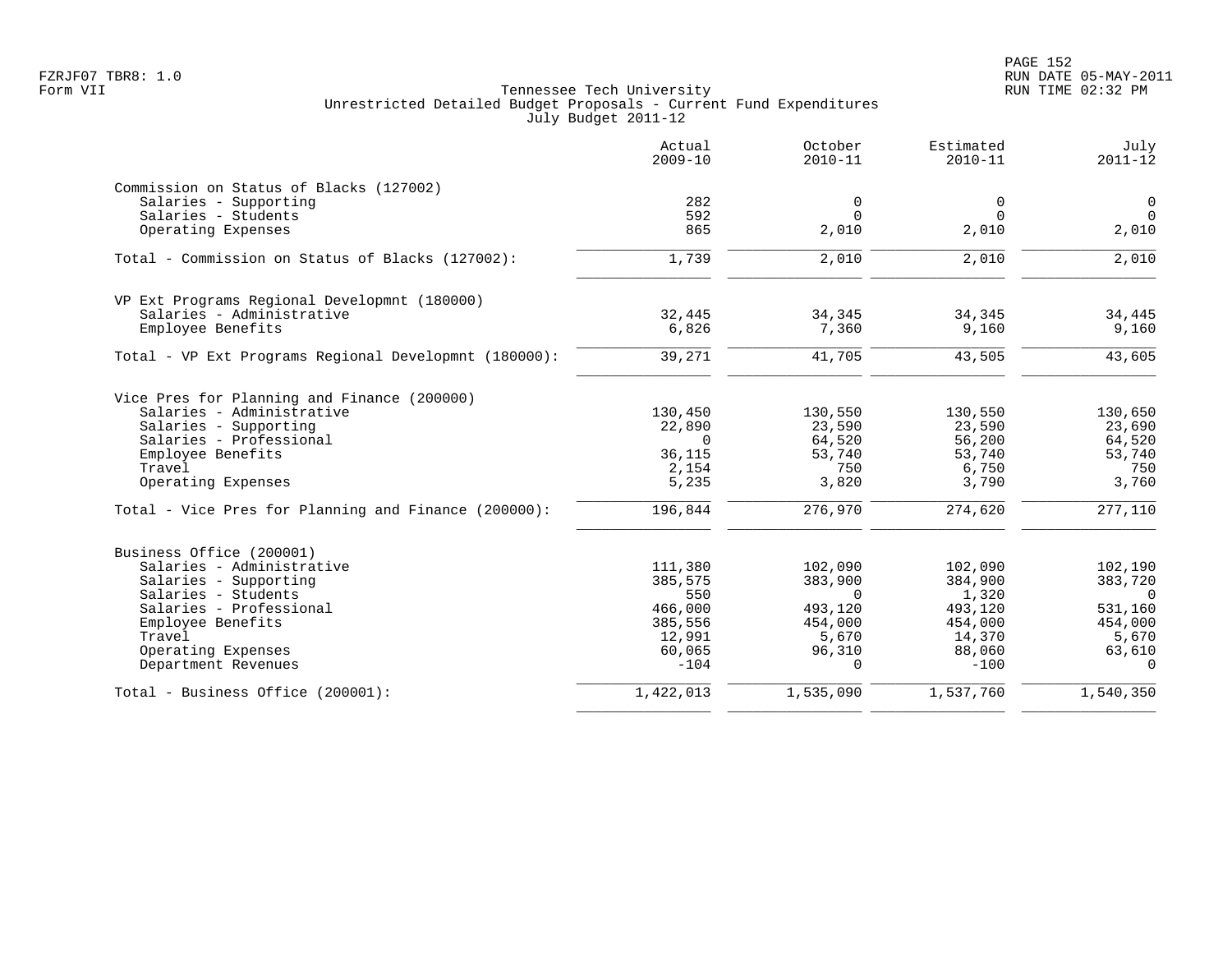Tennessee Tech University
Unrestricted Detailed Budget Proposals - Current Fund Expenditures
July Budget 2011-12

| | Actual 2009-10 | October 2010-11 | Estimated 2010-11 | July 2011-12 |
|---|---|---|---|---|
| **Commission on Status of Blacks (127002)** | | | | |
| Salaries - Supporting | 282 | 0 | 0 | 0 |
| Salaries - Students | 592 | 0 | 0 | 0 |
| Operating Expenses | 865 | 2,010 | 2,010 | 2,010 |
| Total - Commission on Status of Blacks (127002): | 1,739 | 2,010 | 2,010 | 2,010 |
| **VP Ext Programs Regional Developmnt (180000)** | | | | |
| Salaries - Administrative | 32,445 | 34,345 | 34,345 | 34,445 |
| Employee Benefits | 6,826 | 7,360 | 9,160 | 9,160 |
| Total - VP Ext Programs Regional Developmnt (180000): | 39,271 | 41,705 | 43,505 | 43,605 |
| **Vice Pres for Planning and Finance (200000)** | | | | |
| Salaries - Administrative | 130,450 | 130,550 | 130,550 | 130,650 |
| Salaries - Supporting | 22,890 | 23,590 | 23,590 | 23,690 |
| Salaries - Professional | 0 | 64,520 | 56,200 | 64,520 |
| Employee Benefits | 36,115 | 53,740 | 53,740 | 53,740 |
| Travel | 2,154 | 750 | 6,750 | 750 |
| Operating Expenses | 5,235 | 3,820 | 3,790 | 3,760 |
| Total - Vice Pres for Planning and Finance (200000): | 196,844 | 276,970 | 274,620 | 277,110 |
| **Business Office (200001)** | | | | |
| Salaries - Administrative | 111,380 | 102,090 | 102,090 | 102,190 |
| Salaries - Supporting | 385,575 | 383,900 | 384,900 | 383,720 |
| Salaries - Students | 550 | 0 | 1,320 | 0 |
| Salaries - Professional | 466,000 | 493,120 | 493,120 | 531,160 |
| Employee Benefits | 385,556 | 454,000 | 454,000 | 454,000 |
| Travel | 12,991 | 5,670 | 14,370 | 5,670 |
| Operating Expenses | 60,065 | 96,310 | 88,060 | 63,610 |
| Department Revenues | -104 | 0 | -100 | 0 |
| Total - Business Office (200001): | 1,422,013 | 1,535,090 | 1,537,760 | 1,540,350 |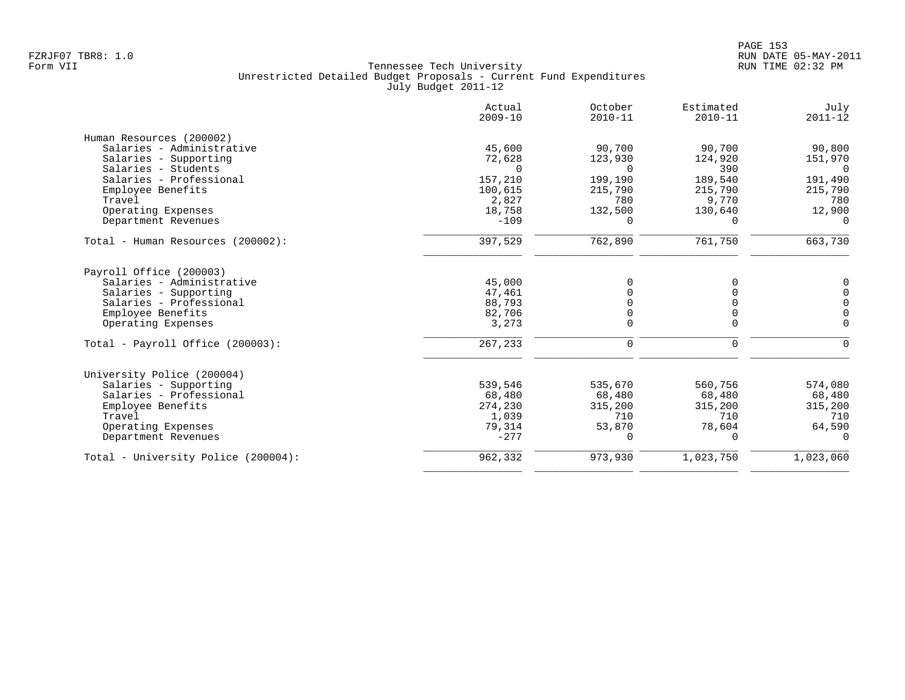Tennessee Tech University
Unrestricted Detailed Budget Proposals - Current Fund Expenditures
July Budget 2011-12

| | Actual 2009-10 | October 2010-11 | Estimated 2010-11 | July 2011-12 |
|---|---|---|---|---|
| **Human Resources (200002)** | | | | |
| Salaries - Administrative | 45,600 | 90,700 | 90,700 | 90,800 |
| Salaries - Supporting | 72,628 | 123,930 | 124,920 | 151,970 |
| Salaries - Students | 0 | 0 | 390 | 0 |
| Salaries - Professional | 157,210 | 199,190 | 189,540 | 191,490 |
| Employee Benefits | 100,615 | 215,790 | 215,790 | 215,790 |
| Travel | 2,827 | 780 | 9,770 | 780 |
| Operating Expenses | 18,758 | 132,500 | 130,640 | 12,900 |
| Department Revenues | -109 | 0 | 0 | 0 |
| Total - Human Resources (200002): | 397,529 | 762,890 | 761,750 | 663,730 |
| **Payroll Office (200003)** | | | | |
| Salaries - Administrative | 45,000 | 0 | 0 | 0 |
| Salaries - Supporting | 47,461 | 0 | 0 | 0 |
| Salaries - Professional | 88,793 | 0 | 0 | 0 |
| Employee Benefits | 82,706 | 0 | 0 | 0 |
| Operating Expenses | 3,273 | 0 | 0 | 0 |
| Total - Payroll Office (200003): | 267,233 | 0 | 0 | 0 |
| **University Police (200004)** | | | | |
| Salaries - Supporting | 539,546 | 535,670 | 560,756 | 574,080 |
| Salaries - Professional | 68,480 | 68,480 | 68,480 | 68,480 |
| Employee Benefits | 274,230 | 315,200 | 315,200 | 315,200 |
| Travel | 1,039 | 710 | 710 | 710 |
| Operating Expenses | 79,314 | 53,870 | 78,604 | 64,590 |
| Department Revenues | -277 | 0 | 0 | 0 |
| Total - University Police (200004): | 962,332 | 973,930 | 1,023,750 | 1,023,060 |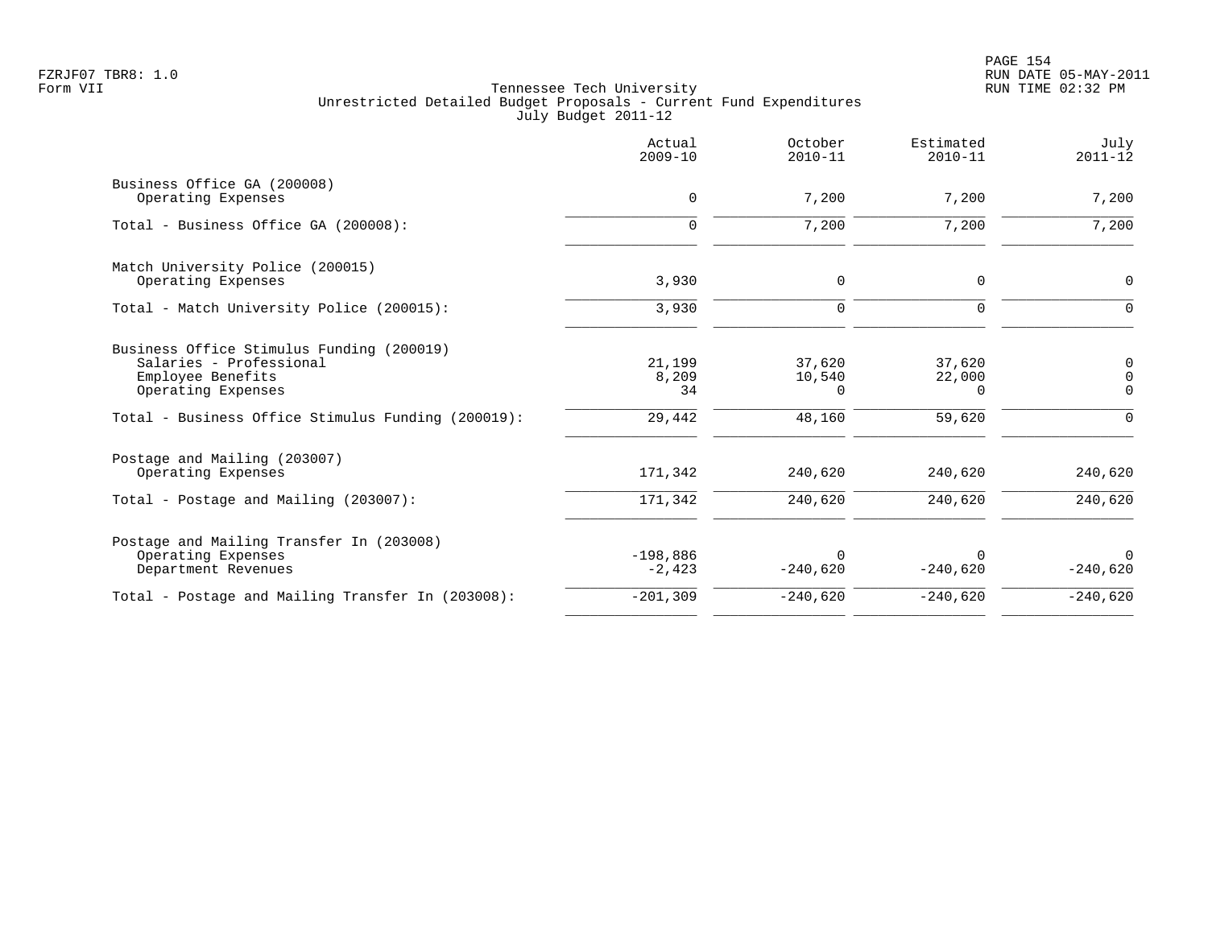Tennessee Tech University
Unrestricted Detailed Budget Proposals - Current Fund Expenditures
July Budget 2011-12

| | Actual 2009-10 | October 2010-11 | Estimated 2010-11 | July 2011-12 |
|---|---|---|---|---|
| **Business Office GA (200008)** | | | | |
| Operating Expenses | 0 | 7,200 | 7,200 | 7,200 |
| Total - Business Office GA (200008): | 0 | 7,200 | 7,200 | 7,200 |
| **Match University Police (200015)** | | | | |
| Operating Expenses | 3,930 | 0 | 0 | 0 |
| Total - Match University Police (200015): | 3,930 | 0 | 0 | 0 |
| **Business Office Stimulus Funding (200019)** | | | | |
| Salaries - Professional | 21,199 | 37,620 | 37,620 | 0 |
| Employee Benefits | 8,209 | 10,540 | 22,000 | 0 |
| Operating Expenses | 34 | 0 | 0 | 0 |
| Total - Business Office Stimulus Funding (200019): | 29,442 | 48,160 | 59,620 | 0 |
| **Postage and Mailing (203007)** | | | | |
| Operating Expenses | 171,342 | 240,620 | 240,620 | 240,620 |
| Total - Postage and Mailing (203007): | 171,342 | 240,620 | 240,620 | 240,620 |
| **Postage and Mailing Transfer In (203008)** | | | | |
| Operating Expenses | -198,886 | 0 | 0 | 0 |
| Department Revenues | -2,423 | -240,620 | -240,620 | -240,620 |
| Total - Postage and Mailing Transfer In (203008): | -201,309 | -240,620 | -240,620 | -240,620 |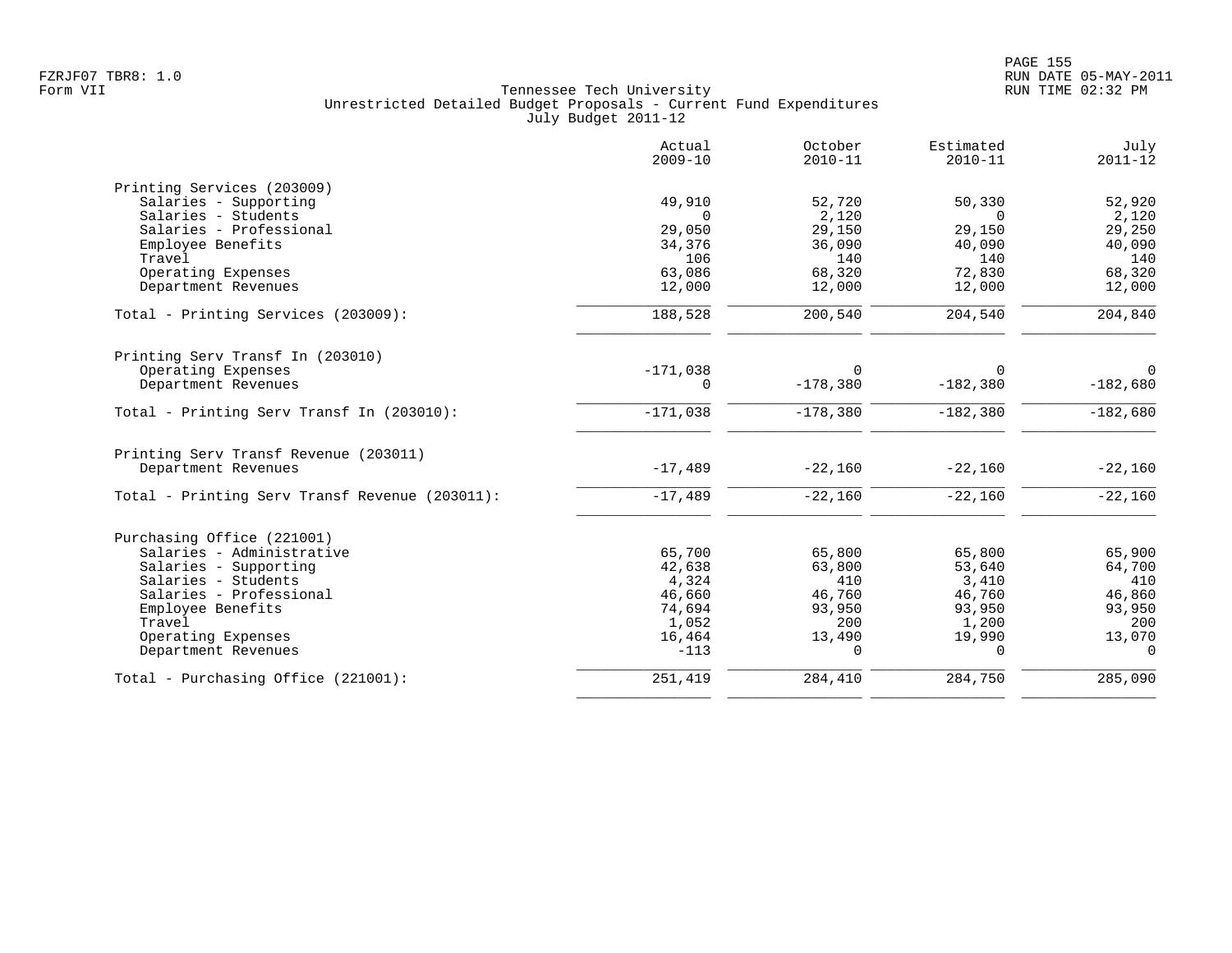Tennessee Tech University
Unrestricted Detailed Budget Proposals - Current Fund Expenditures
July Budget 2011-12

| | Actual 2009-10 | October 2010-11 | Estimated 2010-11 | July 2011-12 |
|---|---|---|---|---|
| **Printing Services (203009)** | | | | |
| Salaries - Supporting | 49,910 | 52,720 | 50,330 | 52,920 |
| Salaries - Students | 0 | 2,120 | 0 | 2,120 |
| Salaries - Professional | 29,050 | 29,150 | 29,150 | 29,250 |
| Employee Benefits | 34,376 | 36,090 | 40,090 | 40,090 |
| Travel | 106 | 140 | 140 | 140 |
| Operating Expenses | 63,086 | 68,320 | 72,830 | 68,320 |
| Department Revenues | 12,000 | 12,000 | 12,000 | 12,000 |
| Total - Printing Services (203009): | 188,528 | 200,540 | 204,540 | 204,840 |
| **Printing Serv Transf In (203010)** | | | | |
| Operating Expenses | -171,038 | 0 | 0 | 0 |
| Department Revenues | 0 | -178,380 | -182,380 | -182,680 |
| Total - Printing Serv Transf In (203010): | -171,038 | -178,380 | -182,380 | -182,680 |
| **Printing Serv Transf Revenue (203011)** | | | | |
| Department Revenues | -17,489 | -22,160 | -22,160 | -22,160 |
| Total - Printing Serv Transf Revenue (203011): | -17,489 | -22,160 | -22,160 | -22,160 |
| **Purchasing Office (221001)** | | | | |
| Salaries - Administrative | 65,700 | 65,800 | 65,800 | 65,900 |
| Salaries - Supporting | 42,638 | 63,800 | 53,640 | 64,700 |
| Salaries - Students | 4,324 | 410 | 3,410 | 410 |
| Salaries - Professional | 46,660 | 46,760 | 46,760 | 46,860 |
| Employee Benefits | 74,694 | 93,950 | 93,950 | 93,950 |
| Travel | 1,052 | 200 | 1,200 | 200 |
| Operating Expenses | 16,464 | 13,490 | 19,990 | 13,070 |
| Department Revenues | -113 | 0 | 0 | 0 |
| Total - Purchasing Office (221001): | 251,419 | 284,410 | 284,750 | 285,090 |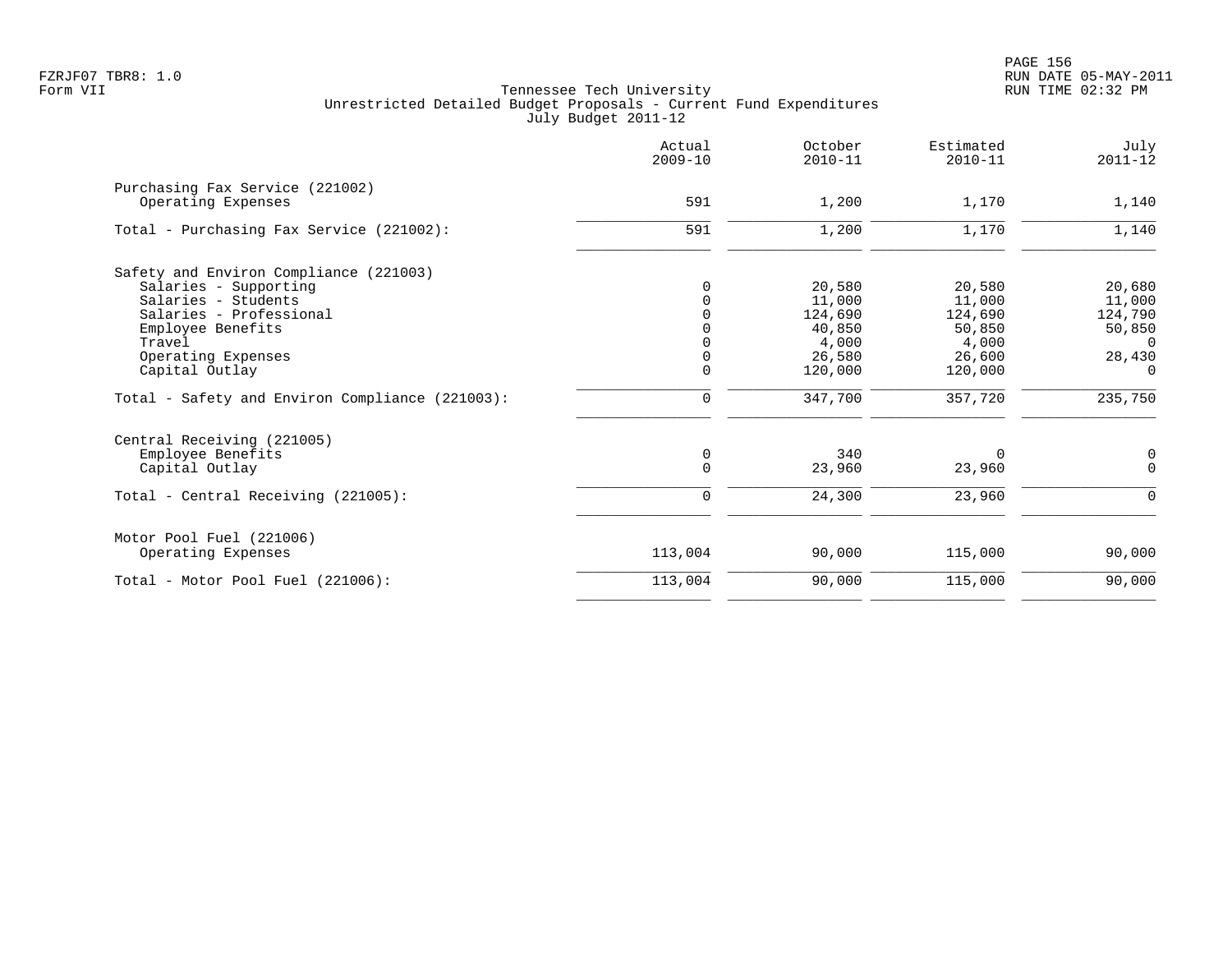FZRJF07 TBR8: 1.0
Form VII

Tennessee Tech University
Unrestricted Detailed Budget Proposals - Current Fund Expenditures
July Budget 2011-12

RUN DATE 05-MAY-2011
RUN TIME 02:32 PM

| | Actual 2009-10 | October 2010-11 | Estimated 2010-11 | July 2011-12 |
|---|---|---|---|---|
| **Purchasing Fax Service (221002)** | | | | |
| Operating Expenses | 591 | 1,200 | 1,170 | 1,140 |
| Total - Purchasing Fax Service (221002): | 591 | 1,200 | 1,170 | 1,140 |
| **Safety and Environ Compliance (221003)** | | | | |
| Salaries - Supporting | 0 | 20,580 | 20,580 | 20,680 |
| Salaries - Students | 0 | 11,000 | 11,000 | 11,000 |
| Salaries - Professional | 0 | 124,690 | 124,690 | 124,790 |
| Employee Benefits | 0 | 40,850 | 50,850 | 50,850 |
| Travel | 0 | 4,000 | 4,000 | 0 |
| Operating Expenses | 0 | 26,580 | 26,600 | 28,430 |
| Capital Outlay | 0 | 120,000 | 120,000 | 0 |
| Total - Safety and Environ Compliance (221003): | 0 | 347,700 | 357,720 | 235,750 |
| **Central Receiving (221005)** | | | | |
| Employee Benefits | 0 | 340 | 0 | 0 |
| Capital Outlay | 0 | 23,960 | 23,960 | 0 |
| Total - Central Receiving (221005): | 0 | 24,300 | 23,960 | 0 |
| **Motor Pool Fuel (221006)** | | | | |
| Operating Expenses | 113,004 | 90,000 | 115,000 | 90,000 |
| Total - Motor Pool Fuel (221006): | 113,004 | 90,000 | 115,000 | 90,000 |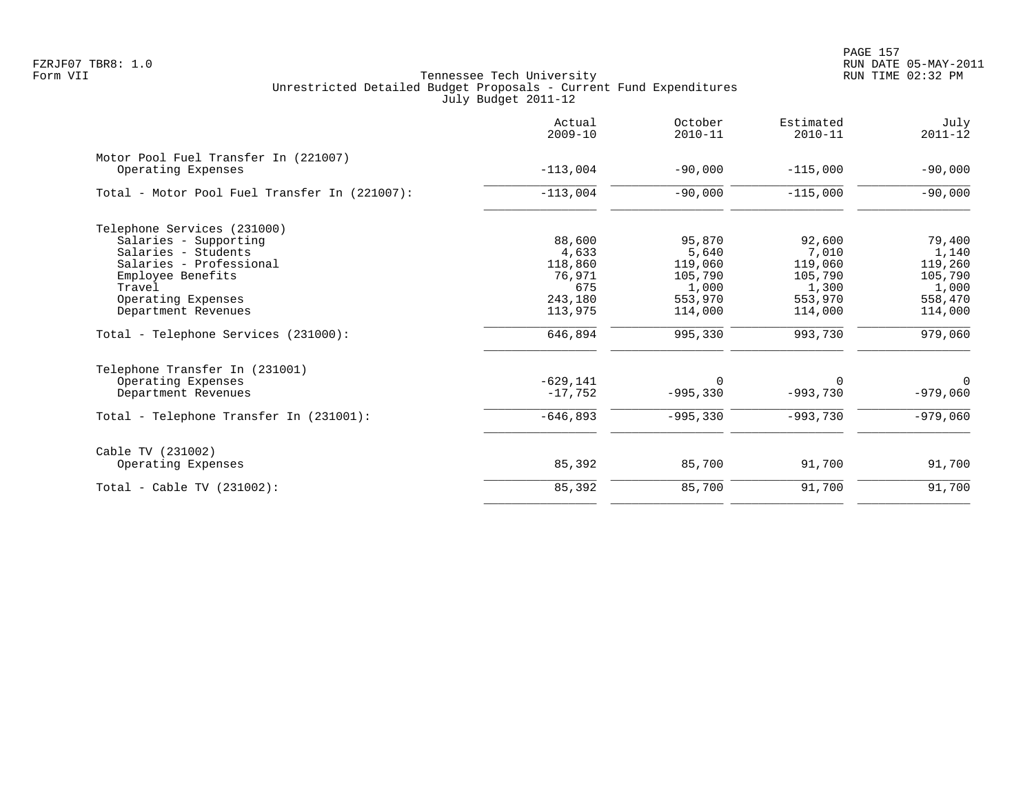FZRJF07 TBR8: 1.0
Form VII

# Tennessee Tech University
## Unrestricted Detailed Budget Proposals - Current Fund Expenditures
### July Budget 2011-12

| | Actual 2009-10 | October 2010-11 | Estimated 2010-11 | July 2011-12 |
|---|---|---|---|---|
| **Motor Pool Fuel Transfer In (221007)** | | | | |
| Operating Expenses | -113,004 | -90,000 | -115,000 | -90,000 |
| Total - Motor Pool Fuel Transfer In (221007): | -113,004 | -90,000 | -115,000 | -90,000 |
| **Telephone Services (231000)** | | | | |
| Salaries - Supporting | 88,600 | 95,870 | 92,600 | 79,400 |
| Salaries - Students | 4,633 | 5,640 | 7,010 | 1,140 |
| Salaries - Professional | 118,860 | 119,060 | 119,060 | 119,260 |
| Employee Benefits | 76,971 | 105,790 | 105,790 | 105,790 |
| Travel | 675 | 1,000 | 1,300 | 1,000 |
| Operating Expenses | 243,180 | 553,970 | 553,970 | 558,470 |
| Department Revenues | 113,975 | 114,000 | 114,000 | 114,000 |
| Total - Telephone Services (231000): | 646,894 | 995,330 | 993,730 | 979,060 |
| **Telephone Transfer In (231001)** | | | | |
| Operating Expenses | -629,141 | 0 | 0 | 0 |
| Department Revenues | -17,752 | -995,330 | -993,730 | -979,060 |
| Total - Telephone Transfer In (231001): | -646,893 | -995,330 | -993,730 | -979,060 |
| **Cable TV (231002)** | | | | |
| Operating Expenses | 85,392 | 85,700 | 91,700 | 91,700 |
| Total - Cable TV (231002): | 85,392 | 85,700 | 91,700 | 91,700 |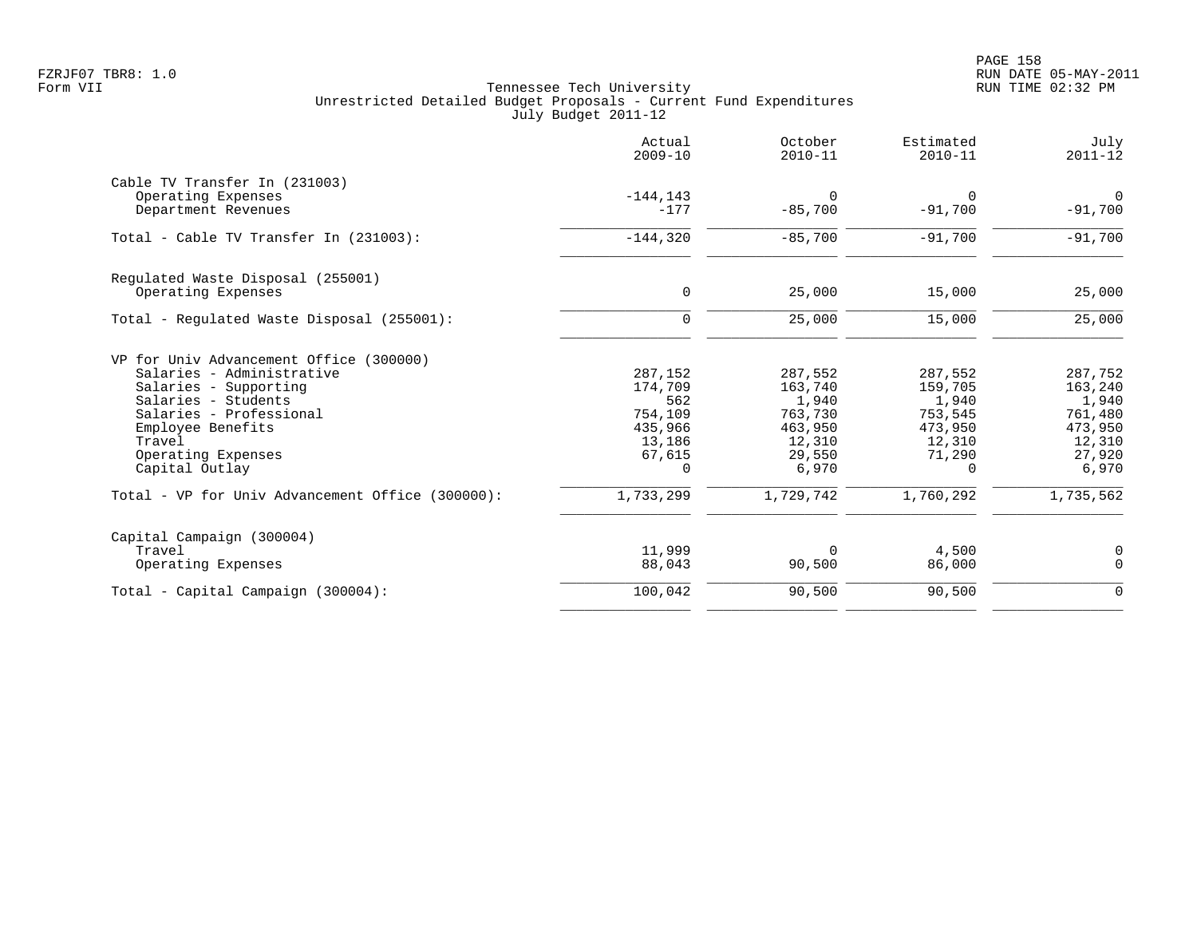Tennessee Tech University
Unrestricted Detailed Budget Proposals - Current Fund Expenditures
July Budget 2011-12

| | Actual 2009-10 | October 2010-11 | Estimated 2010-11 | July 2011-12 |
|---|---|---|---|---|
| **Cable TV Transfer In (231003)** | | | | |
| Operating Expenses | -144,143 | 0 | 0 | 0 |
| Department Revenues | -177 | -85,700 | -91,700 | -91,700 |
| Total - Cable TV Transfer In (231003): | -144,320 | -85,700 | -91,700 | -91,700 |
| **Regulated Waste Disposal (255001)** | | | | |
| Operating Expenses | 0 | 25,000 | 15,000 | 25,000 |
| Total - Regulated Waste Disposal (255001): | 0 | 25,000 | 15,000 | 25,000 |
| **VP for Univ Advancement Office (300000)** | | | | |
| Salaries - Administrative | 287,152 | 287,552 | 287,552 | 287,752 |
| Salaries - Supporting | 174,709 | 163,740 | 159,705 | 163,240 |
| Salaries - Students | 562 | 1,940 | 1,940 | 1,940 |
| Salaries - Professional | 754,109 | 763,730 | 753,545 | 761,480 |
| Employee Benefits | 435,966 | 463,950 | 473,950 | 473,950 |
| Travel | 13,186 | 12,310 | 12,310 | 12,310 |
| Operating Expenses | 67,615 | 29,550 | 71,290 | 27,920 |
| Capital Outlay | 0 | 6,970 | 0 | 6,970 |
| Total - VP for Univ Advancement Office (300000): | 1,733,299 | 1,729,742 | 1,760,292 | 1,735,562 |
| **Capital Campaign (300004)** | | | | |
| Travel | 11,999 | 0 | 4,500 | 0 |
| Operating Expenses | 88,043 | 90,500 | 86,000 | 0 |
| Total - Capital Campaign (300004): | 100,042 | 90,500 | 90,500 | 0 |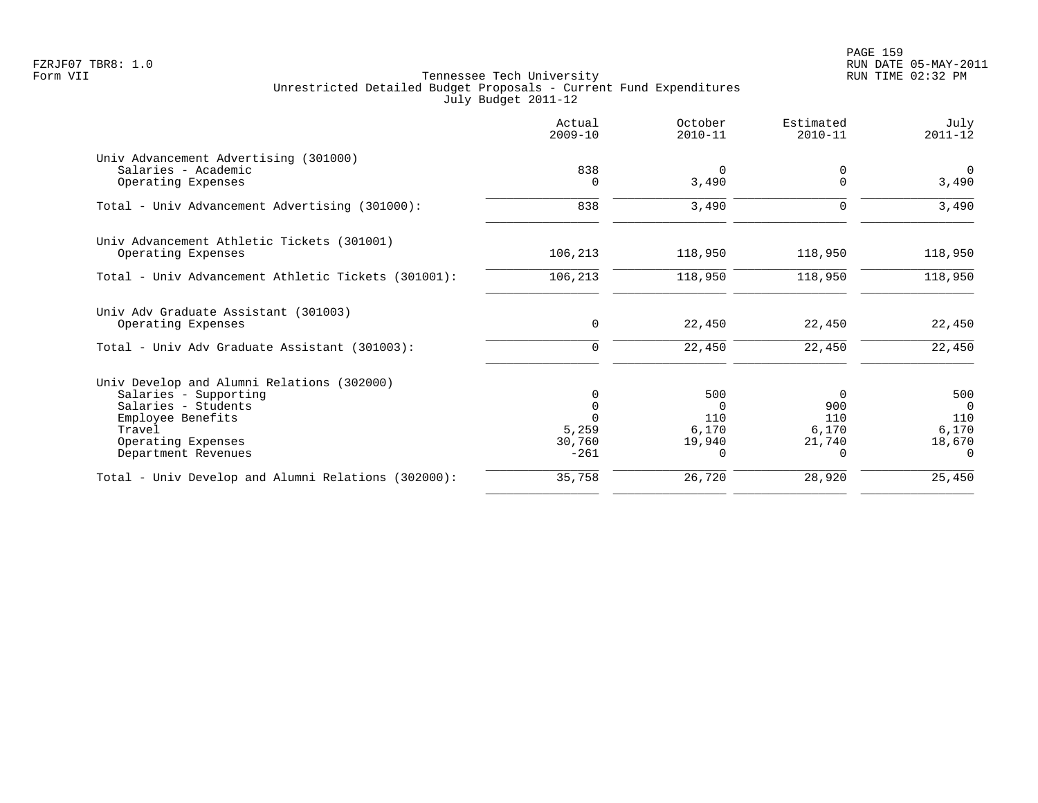Tennessee Tech University
Unrestricted Detailed Budget Proposals - Current Fund Expenditures
July Budget 2011-12

Form VII

| | Actual 2009-10 | October 2010-11 | Estimated 2010-11 | July 2011-12 |
|---|---|---|---|---|
| **Univ Advancement Advertising (301000)** | | | | |
| Salaries - Academic | 838 | 0 | 0 | 0 |
| Operating Expenses | 0 | 3,490 | 0 | 3,490 |
| Total - Univ Advancement Advertising (301000): | 838 | 3,490 | 0 | 3,490 |
| **Univ Advancement Athletic Tickets (301001)** | | | | |
| Operating Expenses | 106,213 | 118,950 | 118,950 | 118,950 |
| Total - Univ Advancement Athletic Tickets (301001): | 106,213 | 118,950 | 118,950 | 118,950 |
| **Univ Adv Graduate Assistant (301003)** | | | | |
| Operating Expenses | 0 | 22,450 | 22,450 | 22,450 |
| Total - Univ Adv Graduate Assistant (301003): | 0 | 22,450 | 22,450 | 22,450 |
| **Univ Develop and Alumni Relations (302000)** | | | | |
| Salaries - Supporting | 0 | 500 | 0 | 500 |
| Salaries - Students | 0 | 0 | 900 | 0 |
| Employee Benefits | 0 | 110 | 110 | 110 |
| Travel | 5,259 | 6,170 | 6,170 | 6,170 |
| Operating Expenses | 30,760 | 19,940 | 21,740 | 18,670 |
| Department Revenues | -261 | 0 | 0 | 0 |
| Total - Univ Develop and Alumni Relations (302000): | 35,758 | 26,720 | 28,920 | 25,450 |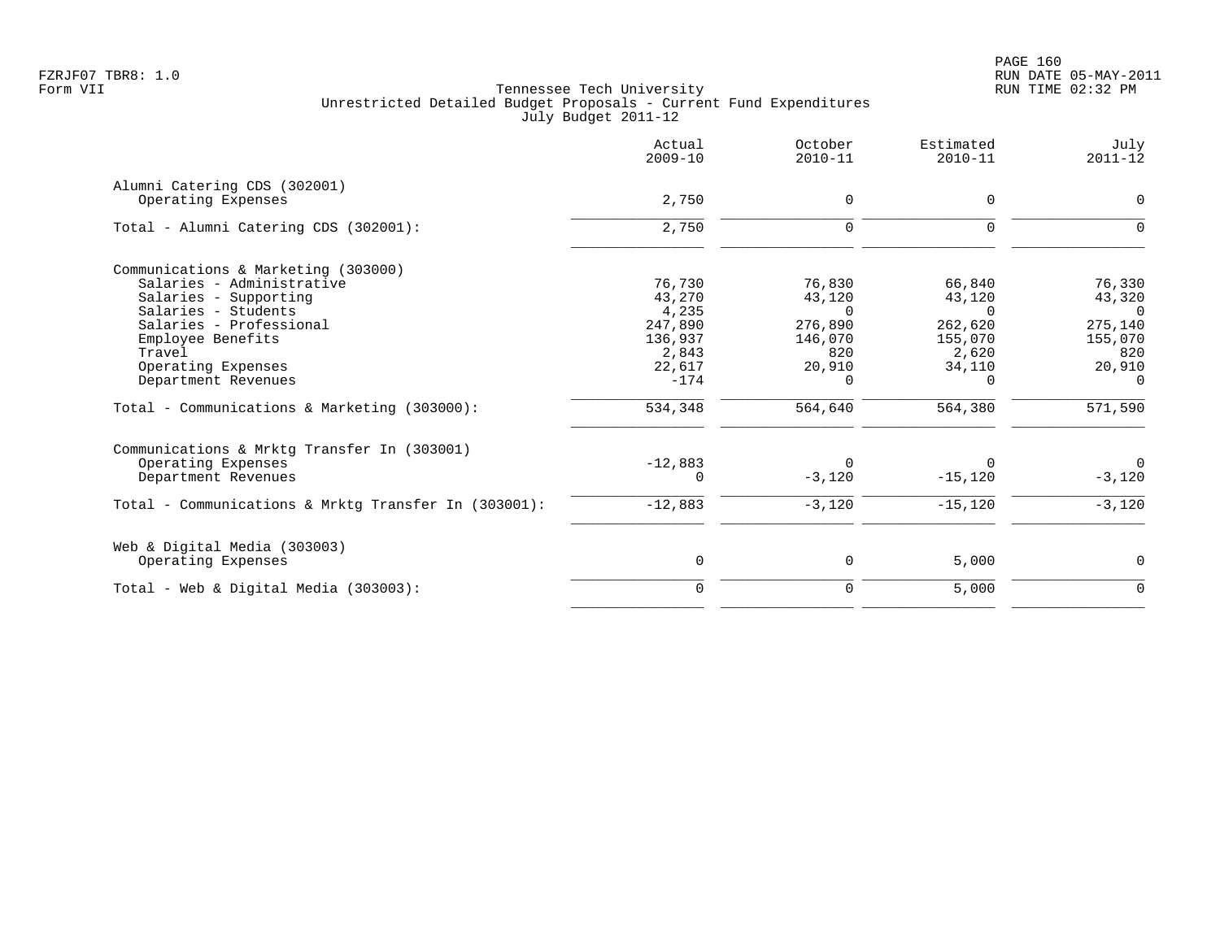Tennessee Tech University
Unrestricted Detailed Budget Proposals - Current Fund Expenditures
July Budget 2011-12

| | Actual 2009-10 | October 2010-11 | Estimated 2010-11 | July 2011-12 |
|---|---|---|---|---|
| **Alumni Catering CDS (302001)** | | | | |
| Operating Expenses | 2,750 | 0 | 0 | 0 |
| Total - Alumni Catering CDS (302001): | 2,750 | 0 | 0 | 0 |
| **Communications & Marketing (303000)** | | | | |
| Salaries - Administrative | 76,730 | 76,830 | 66,840 | 76,330 |
| Salaries - Supporting | 43,270 | 43,120 | 43,120 | 43,320 |
| Salaries - Students | 4,235 | 0 | 0 | 0 |
| Salaries - Professional | 247,890 | 276,890 | 262,620 | 275,140 |
| Employee Benefits | 136,937 | 146,070 | 155,070 | 155,070 |
| Travel | 2,843 | 820 | 2,620 | 820 |
| Operating Expenses | 22,617 | 20,910 | 34,110 | 20,910 |
| Department Revenues | -174 | 0 | 0 | 0 |
| Total - Communications & Marketing (303000): | 534,348 | 564,640 | 564,380 | 571,590 |
| **Communications & Mrktg Transfer In (303001)** | | | | |
| Operating Expenses | -12,883 | 0 | 0 | 0 |
| Department Revenues | 0 | -3,120 | -15,120 | -3,120 |
| Total - Communications & Mrktg Transfer In (303001): | -12,883 | -3,120 | -15,120 | -3,120 |
| **Web & Digital Media (303003)** | | | | |
| Operating Expenses | 0 | 0 | 5,000 | 0 |
| Total - Web & Digital Media (303003): | 0 | 0 | 5,000 | 0 |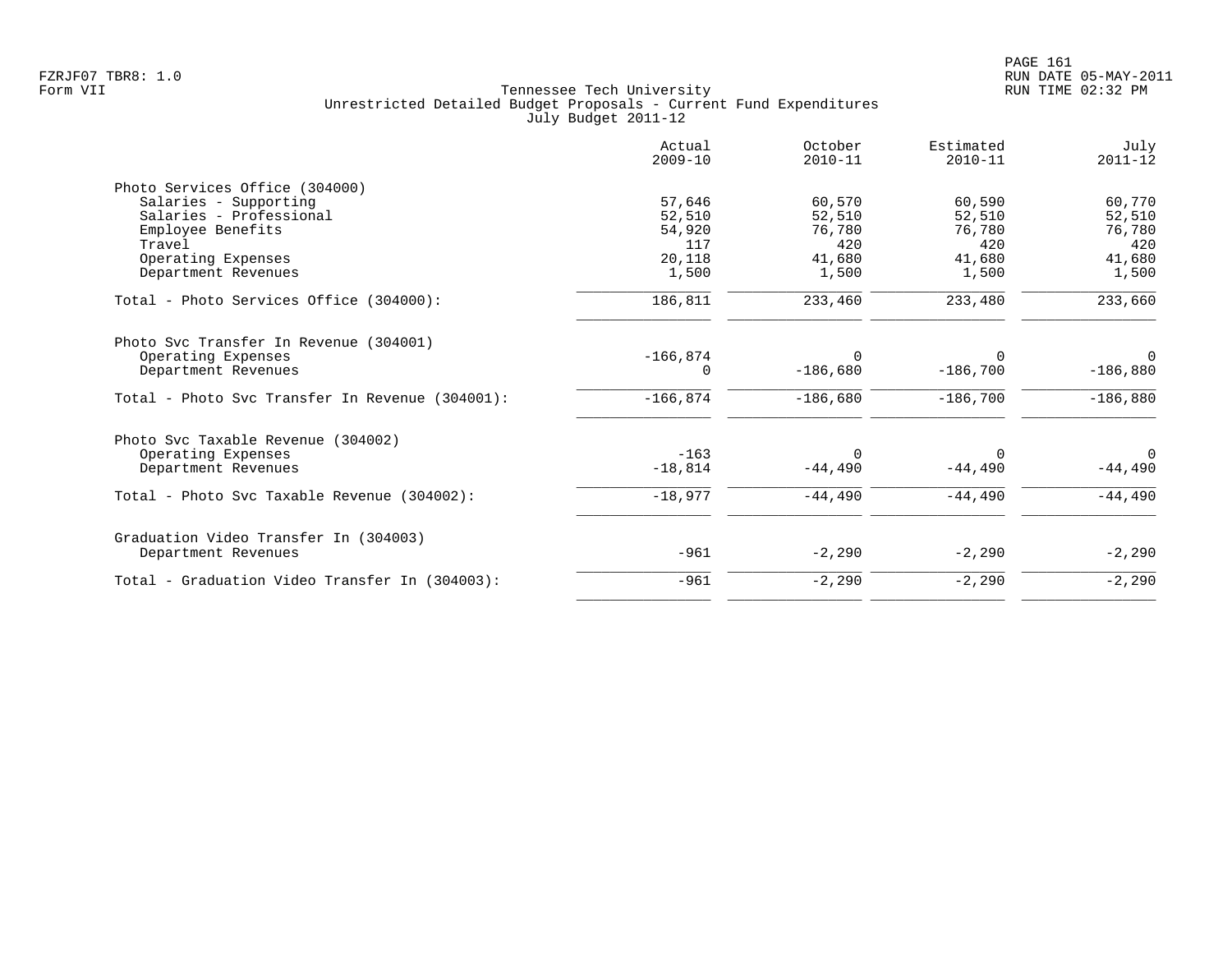Tennessee Tech University
Unrestricted Detailed Budget Proposals - Current Fund Expenditures
July Budget 2011-12

| | Actual 2009-10 | October 2010-11 | Estimated 2010-11 | July 2011-12 |
|---|---:|---:|---:|---:|
| **Photo Services Office (304000)** | | | | |
| Salaries - Supporting | 57,646 | 60,570 | 60,590 | 60,770 |
| Salaries - Professional | 52,510 | 52,510 | 52,510 | 52,510 |
| Employee Benefits | 54,920 | 76,780 | 76,780 | 76,780 |
| Travel | 117 | 420 | 420 | 420 |
| Operating Expenses | 20,118 | 41,680 | 41,680 | 41,680 |
| Department Revenues | 1,500 | 1,500 | 1,500 | 1,500 |
| Total - Photo Services Office (304000): | 186,811 | 233,460 | 233,480 | 233,660 |
| **Photo Svc Transfer In Revenue (304001)** | | | | |
| Operating Expenses | -166,874 | 0 | 0 | 0 |
| Department Revenues | 0 | -186,680 | -186,700 | -186,880 |
| Total - Photo Svc Transfer In Revenue (304001): | -166,874 | -186,680 | -186,700 | -186,880 |
| **Photo Svc Taxable Revenue (304002)** | | | | |
| Operating Expenses | -163 | 0 | 0 | 0 |
| Department Revenues | -18,814 | -44,490 | -44,490 | -44,490 |
| Total - Photo Svc Taxable Revenue (304002): | -18,977 | -44,490 | -44,490 | -44,490 |
| **Graduation Video Transfer In (304003)** | | | | |
| Department Revenues | -961 | -2,290 | -2,290 | -2,290 |
| Total - Graduation Video Transfer In (304003): | -961 | -2,290 | -2,290 | -2,290 |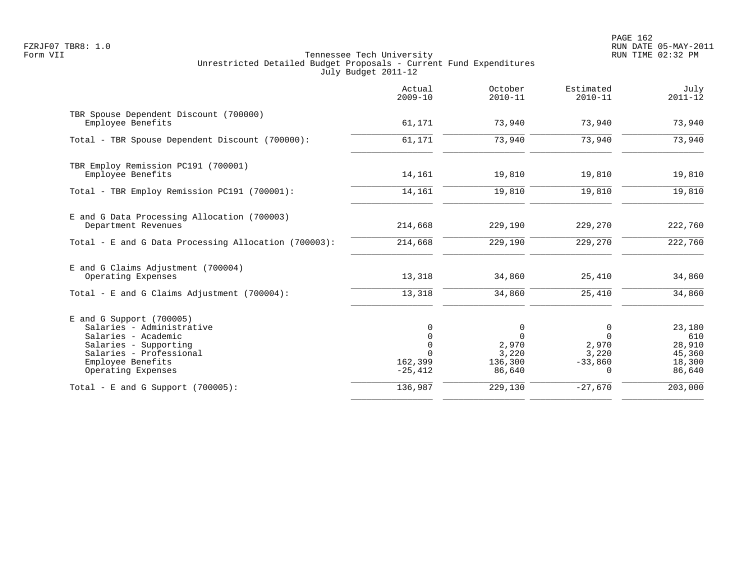Tennessee Tech University
Unrestricted Detailed Budget Proposals - Current Fund Expenditures
July Budget 2011-12

| | Actual 2009-10 | October 2010-11 | Estimated 2010-11 | July 2011-12 |
|---|---|---|---|---|
| **TBR Spouse Dependent Discount (700000)** | | | | |
| Employee Benefits | 61,171 | 73,940 | 73,940 | 73,940 |
| Total - TBR Spouse Dependent Discount (700000): | 61,171 | 73,940 | 73,940 | 73,940 |
| **TBR Employ Remission PC191 (700001)** | | | | |
| Employee Benefits | 14,161 | 19,810 | 19,810 | 19,810 |
| Total - TBR Employ Remission PC191 (700001): | 14,161 | 19,810 | 19,810 | 19,810 |
| **E and G Data Processing Allocation (700003)** | | | | |
| Department Revenues | 214,668 | 229,190 | 229,270 | 222,760 |
| Total - E and G Data Processing Allocation (700003): | 214,668 | 229,190 | 229,270 | 222,760 |
| **E and G Claims Adjustment (700004)** | | | | |
| Operating Expenses | 13,318 | 34,860 | 25,410 | 34,860 |
| Total - E and G Claims Adjustment (700004): | 13,318 | 34,860 | 25,410 | 34,860 |
| **E and G Support (700005)** | | | | |
| Salaries - Administrative | 0 | 0 | 0 | 23,180 |
| Salaries - Academic | 0 | 0 | 0 | 610 |
| Salaries - Supporting | 0 | 2,970 | 2,970 | 28,910 |
| Salaries - Professional | 0 | 3,220 | 3,220 | 45,360 |
| Employee Benefits | 162,399 | 136,300 | -33,860 | 18,300 |
| Operating Expenses | -25,412 | 86,640 | 0 | 86,640 |
| Total - E and G Support (700005): | 136,987 | 229,130 | -27,670 | 203,000 |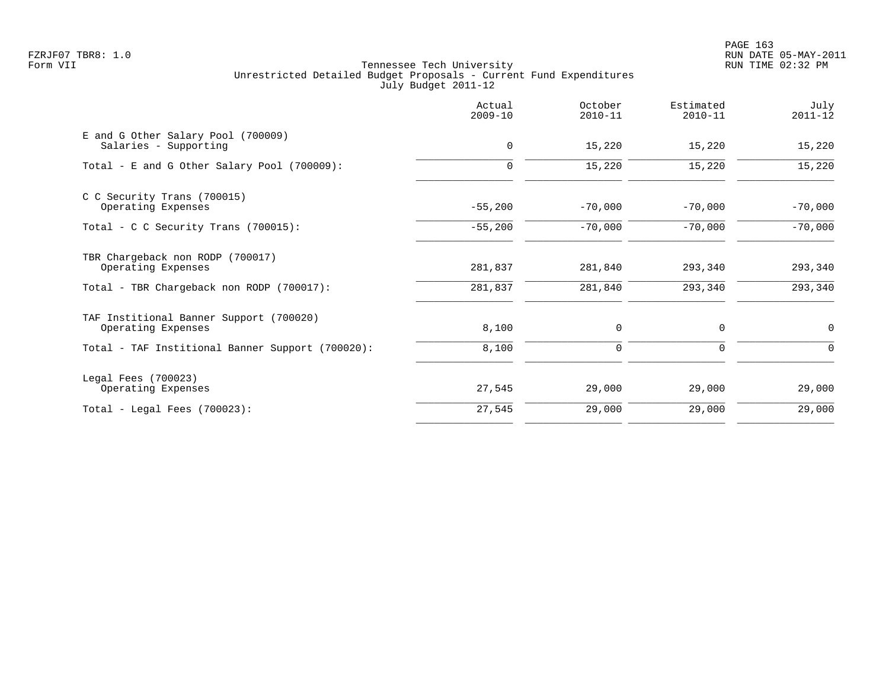Tennessee Tech University
Unrestricted Detailed Budget Proposals - Current Fund Expenditures
July Budget 2011-12

| | Actual 2009-10 | October 2010-11 | Estimated 2010-11 | July 2011-12 |
|---|---|---|---|---|
| **E and G Other Salary Pool (700009)** | | | | |
| Salaries - Supporting | 0 | 15,220 | 15,220 | 15,220 |
| Total - E and G Other Salary Pool (700009): | 0 | 15,220 | 15,220 | 15,220 |
| **C C Security Trans (700015)** | | | | |
| Operating Expenses | -55,200 | -70,000 | -70,000 | -70,000 |
| Total - C C Security Trans (700015): | -55,200 | -70,000 | -70,000 | -70,000 |
| **TBR Chargeback non RODP (700017)** | | | | |
| Operating Expenses | 281,837 | 281,840 | 293,340 | 293,340 |
| Total - TBR Chargeback non RODP (700017): | 281,837 | 281,840 | 293,340 | 293,340 |
| **TAF Institional Banner Support (700020)** | | | | |
| Operating Expenses | 8,100 | 0 | 0 | 0 |
| Total - TAF Institional Banner Support (700020): | 8,100 | 0 | 0 | 0 |
| **Legal Fees (700023)** | | | | |
| Operating Expenses | 27,545 | 29,000 | 29,000 | 29,000 |
| Total - Legal Fees (700023): | 27,545 | 29,000 | 29,000 | 29,000 |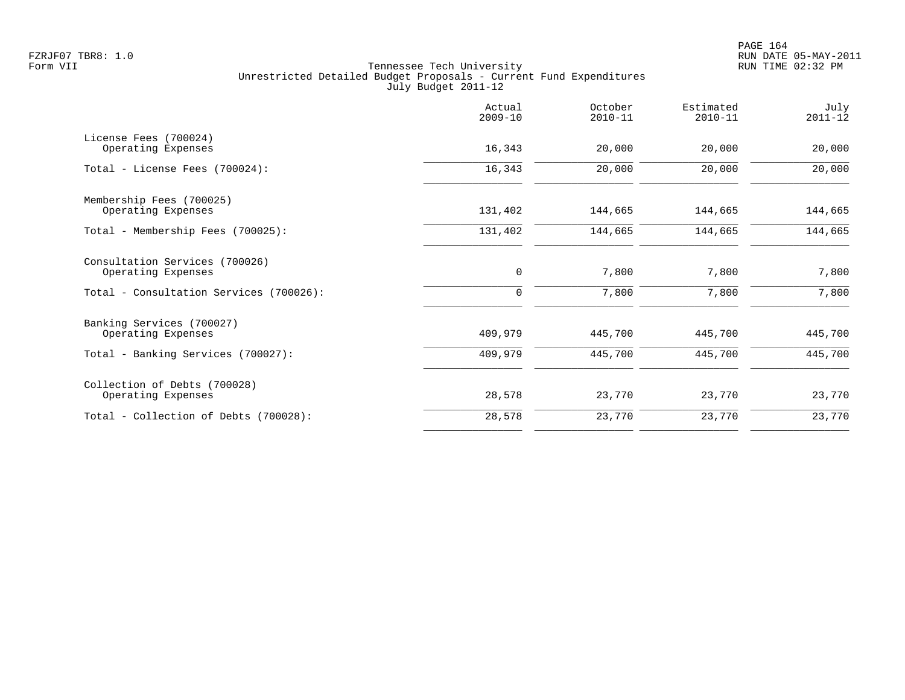Tennessee Tech University
Unrestricted Detailed Budget Proposals - Current Fund Expenditures
July Budget 2011-12

| | Actual 2009-10 | October 2010-11 | Estimated 2010-11 | July 2011-12 |
|---|---|---|---|---|
| License Fees (700024) | | | | |
| Operating Expenses | 16,343 | 20,000 | 20,000 | 20,000 |
| Total - License Fees (700024): | 16,343 | 20,000 | 20,000 | 20,000 |
| Membership Fees (700025) | | | | |
| Operating Expenses | 131,402 | 144,665 | 144,665 | 144,665 |
| Total - Membership Fees (700025): | 131,402 | 144,665 | 144,665 | 144,665 |
| Consultation Services (700026) | | | | |
| Operating Expenses | 0 | 7,800 | 7,800 | 7,800 |
| Total - Consultation Services (700026): | 0 | 7,800 | 7,800 | 7,800 |
| Banking Services (700027) | | | | |
| Operating Expenses | 409,979 | 445,700 | 445,700 | 445,700 |
| Total - Banking Services (700027): | 409,979 | 445,700 | 445,700 | 445,700 |
| Collection of Debts (700028) | | | | |
| Operating Expenses | 28,578 | 23,770 | 23,770 | 23,770 |
| Total - Collection of Debts (700028): | 28,578 | 23,770 | 23,770 | 23,770 |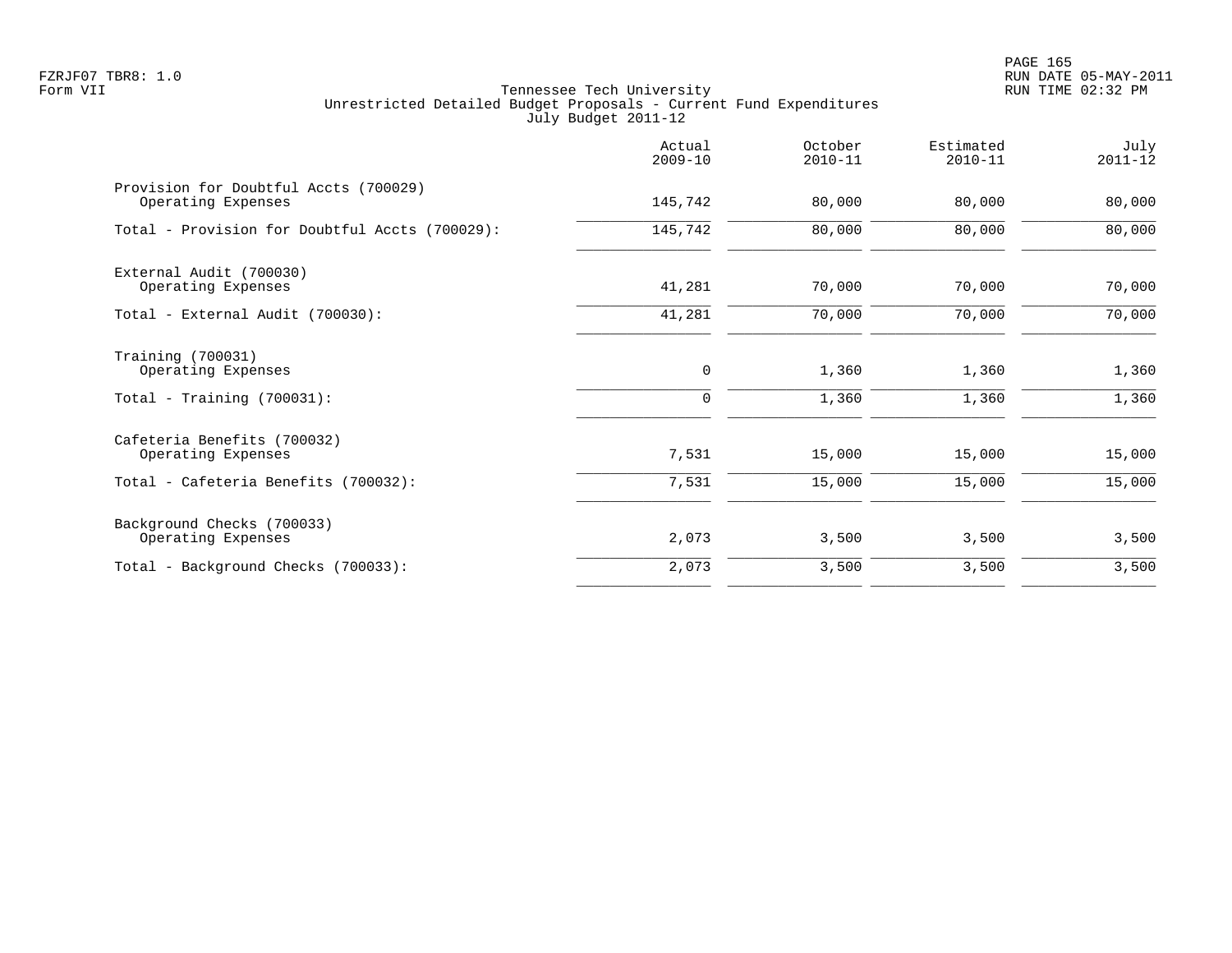Tennessee Tech University
Unrestricted Detailed Budget Proposals - Current Fund Expenditures
July Budget 2011-12

| | Actual 2009-10 | October 2010-11 | Estimated 2010-11 | July 2011-12 |
|---|---|---|---|---|
| Provision for Doubtful Accts (700029) | | | | |
| Operating Expenses | 145,742 | 80,000 | 80,000 | 80,000 |
| Total - Provision for Doubtful Accts (700029): | 145,742 | 80,000 | 80,000 | 80,000 |
| External Audit (700030) | | | | |
| Operating Expenses | 41,281 | 70,000 | 70,000 | 70,000 |
| Total - External Audit (700030): | 41,281 | 70,000 | 70,000 | 70,000 |
| Training (700031) | | | | |
| Operating Expenses | 0 | 1,360 | 1,360 | 1,360 |
| Total - Training (700031): | 0 | 1,360 | 1,360 | 1,360 |
| Cafeteria Benefits (700032) | | | | |
| Operating Expenses | 7,531 | 15,000 | 15,000 | 15,000 |
| Total - Cafeteria Benefits (700032): | 7,531 | 15,000 | 15,000 | 15,000 |
| Background Checks (700033) | | | | |
| Operating Expenses | 2,073 | 3,500 | 3,500 | 3,500 |
| Total - Background Checks (700033): | 2,073 | 3,500 | 3,500 | 3,500 |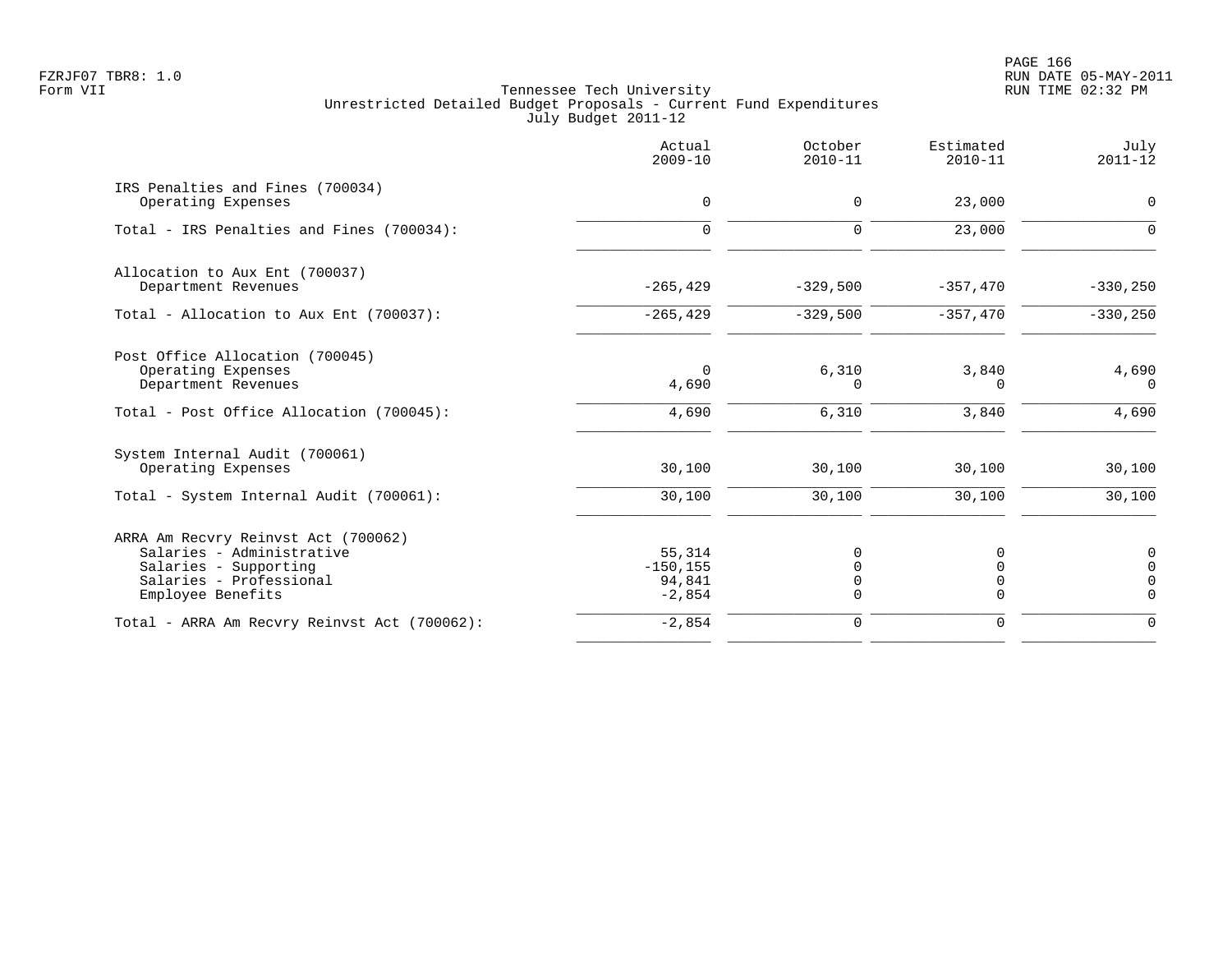FZRJF07 TBR8: 1.0
Form VII

Tennessee Tech University
Unrestricted Detailed Budget Proposals - Current Fund Expenditures
July Budget 2011-12

RUN DATE 05-MAY-2011
RUN TIME 02:32 PM

| | Actual 2009-10 | October 2010-11 | Estimated 2010-11 | July 2011-12 |
|---|---|---|---|---|
| IRS Penalties and Fines (700034) | | | | |
| Operating Expenses | 0 | 0 | 23,000 | 0 |
| Total - IRS Penalties and Fines (700034): | 0 | 0 | 23,000 | 0 |
| Allocation to Aux Ent (700037) | | | | |
| Department Revenues | -265,429 | -329,500 | -357,470 | -330,250 |
| Total - Allocation to Aux Ent (700037): | -265,429 | -329,500 | -357,470 | -330,250 |
| Post Office Allocation (700045) | | | | |
| Operating Expenses | 0 | 6,310 | 3,840 | 4,690 |
| Department Revenues | 4,690 | 0 | 0 | 0 |
| Total - Post Office Allocation (700045): | 4,690 | 6,310 | 3,840 | 4,690 |
| System Internal Audit (700061) | | | | |
| Operating Expenses | 30,100 | 30,100 | 30,100 | 30,100 |
| Total - System Internal Audit (700061): | 30,100 | 30,100 | 30,100 | 30,100 |
| ARRA Am Recvry Reinvst Act (700062) | | | | |
| Salaries - Administrative | 55,314 | 0 | 0 | 0 |
| Salaries - Supporting | -150,155 | 0 | 0 | 0 |
| Salaries - Professional | 94,841 | 0 | 0 | 0 |
| Employee Benefits | -2,854 | 0 | 0 | 0 |
| Total - ARRA Am Recvry Reinvst Act (700062): | -2,854 | 0 | 0 | 0 |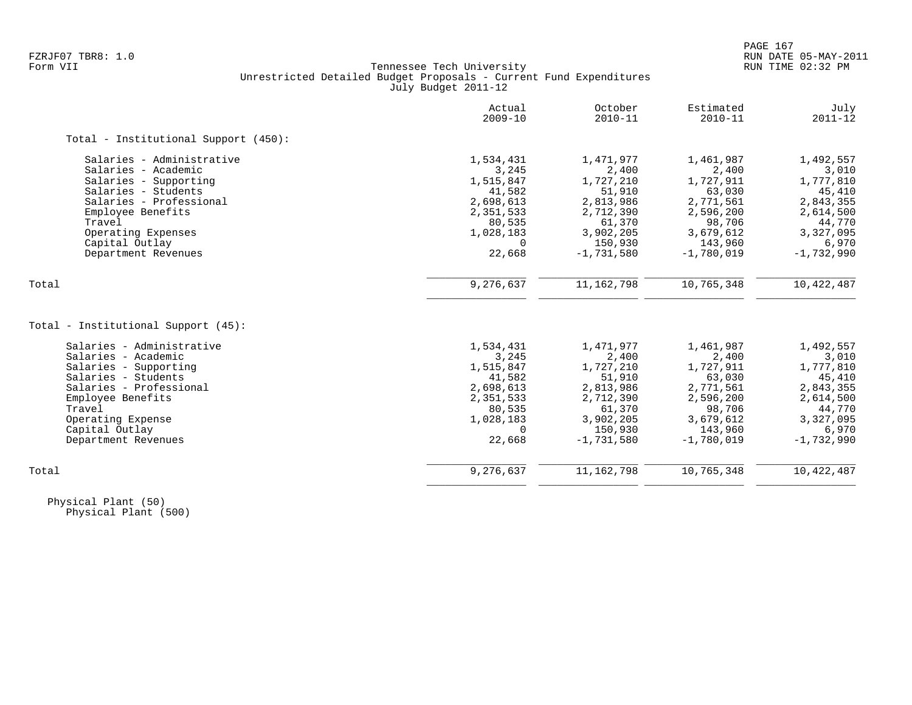FZRJF07 TBR8: 1.0
Form VII

# Tennessee Tech University
## Unrestricted Detailed Budget Proposals - Current Fund Expenditures
### July Budget 2011-12

| | Actual 2009-10 | October 2010-11 | Estimated 2010-11 | July 2011-12 |
|---|---|---|---|---|
| **Total - Institutional Support (450):** | | | | |
| Salaries - Administrative | 1,534,431 | 1,471,977 | 1,461,987 | 1,492,557 |
| Salaries - Academic | 3,245 | 2,400 | 2,400 | 3,010 |
| Salaries - Supporting | 1,515,847 | 1,727,210 | 1,727,911 | 1,777,810 |
| Salaries - Students | 41,582 | 51,910 | 63,030 | 45,410 |
| Salaries - Professional | 2,698,613 | 2,813,986 | 2,771,561 | 2,843,355 |
| Employee Benefits | 2,351,533 | 2,712,390 | 2,596,200 | 2,614,500 |
| Travel | 80,535 | 61,370 | 98,706 | 44,770 |
| Operating Expenses | 1,028,183 | 3,902,205 | 3,679,612 | 3,327,095 |
| Capital Outlay | 0 | 150,930 | 143,960 | 6,970 |
| Department Revenues | 22,668 | -1,731,580 | -1,780,019 | -1,732,990 |
| Total | 9,276,637 | 11,162,798 | 10,765,348 | 10,422,487 |

| | Actual 2009-10 | October 2010-11 | Estimated 2010-11 | July 2011-12 |
|---|---|---|---|---|
| **Total - Institutional Support (45):** | | | | |
| Salaries - Administrative | 1,534,431 | 1,471,977 | 1,461,987 | 1,492,557 |
| Salaries - Academic | 3,245 | 2,400 | 2,400 | 3,010 |
| Salaries - Supporting | 1,515,847 | 1,727,210 | 1,727,911 | 1,777,810 |
| Salaries - Students | 41,582 | 51,910 | 63,030 | 45,410 |
| Salaries - Professional | 2,698,613 | 2,813,986 | 2,771,561 | 2,843,355 |
| Employee Benefits | 2,351,533 | 2,712,390 | 2,596,200 | 2,614,500 |
| Travel | 80,535 | 61,370 | 98,706 | 44,770 |
| Operating Expense | 1,028,183 | 3,902,205 | 3,679,612 | 3,327,095 |
| Capital Outlay | 0 | 150,930 | 143,960 | 6,970 |
| Department Revenues | 22,668 | -1,731,580 | -1,780,019 | -1,732,990 |
| Total | 9,276,637 | 11,162,798 | 10,765,348 | 10,422,487 |

Physical Plant (50)
Physical Plant (500)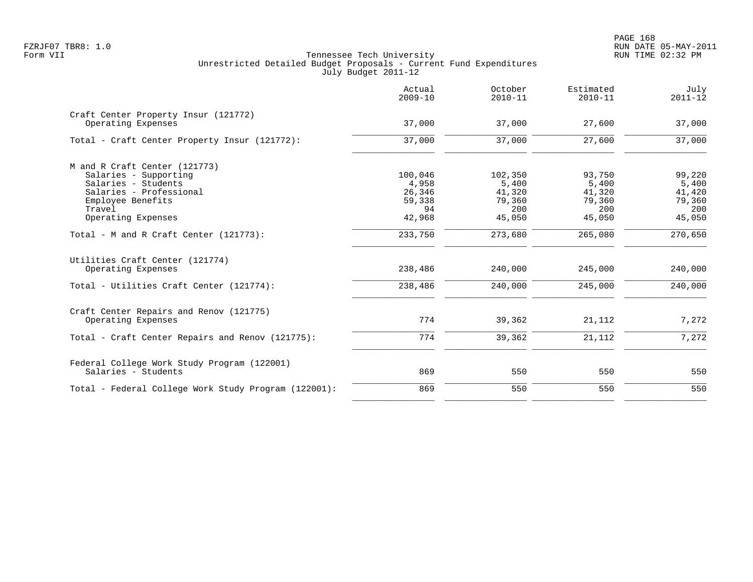Tennessee Tech University
Unrestricted Detailed Budget Proposals - Current Fund Expenditures
July Budget 2011-12

Form VII

| | Actual 2009-10 | October 2010-11 | Estimated 2010-11 | July 2011-12 |
|---|---|---|---|---|
| **Craft Center Property Insur (121772)** | | | | |
| Operating Expenses | 37,000 | 37,000 | 27,600 | 37,000 |
| Total - Craft Center Property Insur (121772): | 37,000 | 37,000 | 27,600 | 37,000 |
| **M and R Craft Center (121773)** | | | | |
| Salaries - Supporting | 100,046 | 102,350 | 93,750 | 99,220 |
| Salaries - Students | 4,958 | 5,400 | 5,400 | 5,400 |
| Salaries - Professional | 26,346 | 41,320 | 41,320 | 41,420 |
| Employee Benefits | 59,338 | 79,360 | 79,360 | 79,360 |
| Travel | 94 | 200 | 200 | 200 |
| Operating Expenses | 42,968 | 45,050 | 45,050 | 45,050 |
| Total - M and R Craft Center (121773): | 233,750 | 273,680 | 265,080 | 270,650 |
| **Utilities Craft Center (121774)** | | | | |
| Operating Expenses | 238,486 | 240,000 | 245,000 | 240,000 |
| Total - Utilities Craft Center (121774): | 238,486 | 240,000 | 245,000 | 240,000 |
| **Craft Center Repairs and Renov (121775)** | | | | |
| Operating Expenses | 774 | 39,362 | 21,112 | 7,272 |
| Total - Craft Center Repairs and Renov (121775): | 774 | 39,362 | 21,112 | 7,272 |
| **Federal College Work Study Program (122001)** | | | | |
| Salaries - Students | 869 | 550 | 550 | 550 |
| Total - Federal College Work Study Program (122001): | 869 | 550 | 550 | 550 |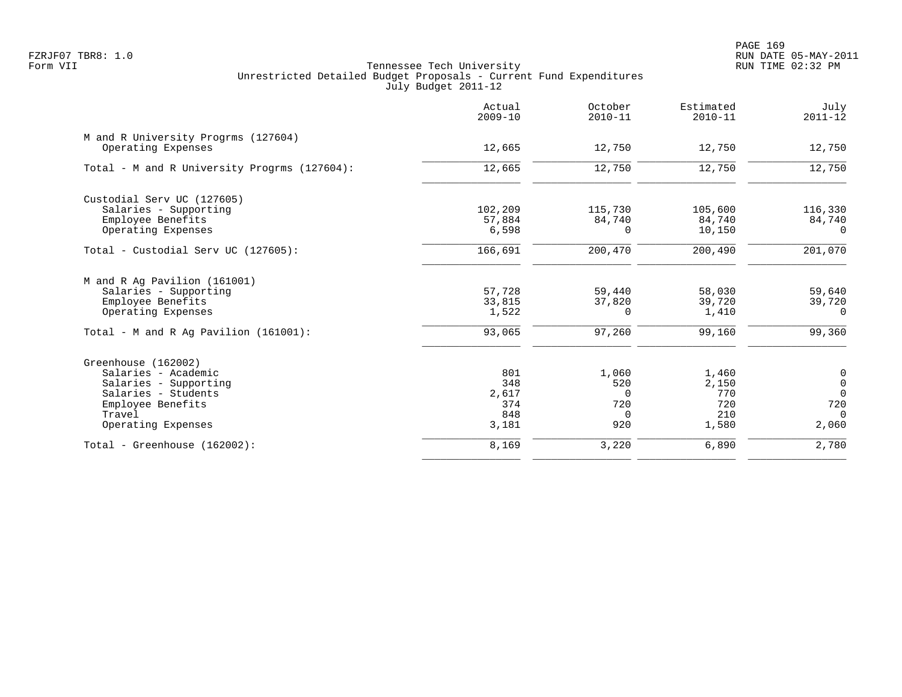Tennessee Tech University
Unrestricted Detailed Budget Proposals - Current Fund Expenditures
July Budget 2011-12

| | Actual 2009-10 | October 2010-11 | Estimated 2010-11 | July 2011-12 |
|---|---|---|---|---|
| **M and R University Progrms (127604)** | | | | |
| Operating Expenses | 12,665 | 12,750 | 12,750 | 12,750 |
| Total - M and R University Progrms (127604): | 12,665 | 12,750 | 12,750 | 12,750 |
| **Custodial Serv UC (127605)** | | | | |
| Salaries - Supporting | 102,209 | 115,730 | 105,600 | 116,330 |
| Employee Benefits | 57,884 | 84,740 | 84,740 | 84,740 |
| Operating Expenses | 6,598 | 0 | 10,150 | 0 |
| Total - Custodial Serv UC (127605): | 166,691 | 200,470 | 200,490 | 201,070 |
| **M and R Ag Pavilion (161001)** | | | | |
| Salaries - Supporting | 57,728 | 59,440 | 58,030 | 59,640 |
| Employee Benefits | 33,815 | 37,820 | 39,720 | 39,720 |
| Operating Expenses | 1,522 | 0 | 1,410 | 0 |
| Total - M and R Ag Pavilion (161001): | 93,065 | 97,260 | 99,160 | 99,360 |
| **Greenhouse (162002)** | | | | |
| Salaries - Academic | 801 | 1,060 | 1,460 | 0 |
| Salaries - Supporting | 348 | 520 | 2,150 | 0 |
| Salaries - Students | 2,617 | 0 | 770 | 0 |
| Employee Benefits | 374 | 720 | 720 | 720 |
| Travel | 848 | 0 | 210 | 0 |
| Operating Expenses | 3,181 | 920 | 1,580 | 2,060 |
| Total - Greenhouse (162002): | 8,169 | 3,220 | 6,890 | 2,780 |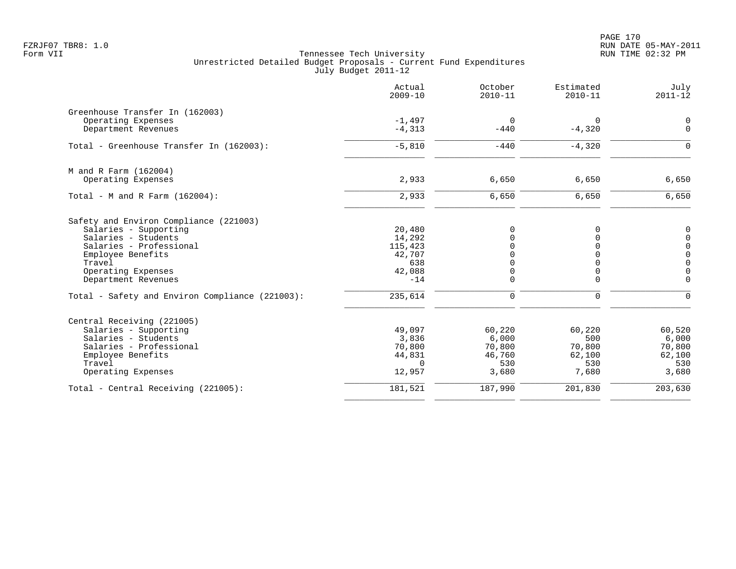Tennessee Tech University
Unrestricted Detailed Budget Proposals - Current Fund Expenditures
July Budget 2011-12

| | Actual 2009-10 | October 2010-11 | Estimated 2010-11 | July 2011-12 |
|---|---|---|---|---|
| **Greenhouse Transfer In (162003)** | | | | |
| Operating Expenses | -1,497 | 0 | 0 | 0 |
| Department Revenues | -4,313 | -440 | -4,320 | 0 |
| Total - Greenhouse Transfer In (162003): | -5,810 | -440 | -4,320 | 0 |
| **M and R Farm (162004)** | | | | |
| Operating Expenses | 2,933 | 6,650 | 6,650 | 6,650 |
| Total - M and R Farm (162004): | 2,933 | 6,650 | 6,650 | 6,650 |
| **Safety and Environ Compliance (221003)** | | | | |
| Salaries - Supporting | 20,480 | 0 | 0 | 0 |
| Salaries - Students | 14,292 | 0 | 0 | 0 |
| Salaries - Professional | 115,423 | 0 | 0 | 0 |
| Employee Benefits | 42,707 | 0 | 0 | 0 |
| Travel | 638 | 0 | 0 | 0 |
| Operating Expenses | 42,088 | 0 | 0 | 0 |
| Department Revenues | -14 | 0 | 0 | 0 |
| Total - Safety and Environ Compliance (221003): | 235,614 | 0 | 0 | 0 |
| **Central Receiving (221005)** | | | | |
| Salaries - Supporting | 49,097 | 60,220 | 60,220 | 60,520 |
| Salaries - Students | 3,836 | 6,000 | 500 | 6,000 |
| Salaries - Professional | 70,800 | 70,800 | 70,800 | 70,800 |
| Employee Benefits | 44,831 | 46,760 | 62,100 | 62,100 |
| Travel | 0 | 530 | 530 | 530 |
| Operating Expenses | 12,957 | 3,680 | 7,680 | 3,680 |
| Total - Central Receiving (221005): | 181,521 | 187,990 | 201,830 | 203,630 |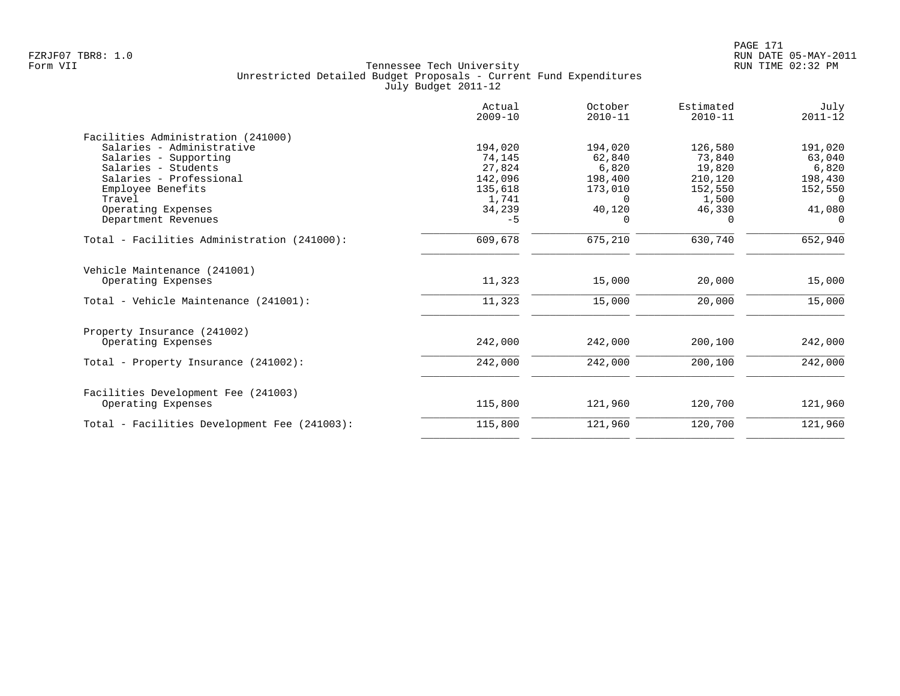Tennessee Tech University
Unrestricted Detailed Budget Proposals - Current Fund Expenditures
July Budget 2011-12

| | Actual 2009-10 | October 2010-11 | Estimated 2010-11 | July 2011-12 |
|---|---|---|---|---|
| **Facilities Administration (241000)** | | | | |
| Salaries - Administrative | 194,020 | 194,020 | 126,580 | 191,020 |
| Salaries - Supporting | 74,145 | 62,840 | 73,840 | 63,040 |
| Salaries - Students | 27,824 | 6,820 | 19,820 | 6,820 |
| Salaries - Professional | 142,096 | 198,400 | 210,120 | 198,430 |
| Employee Benefits | 135,618 | 173,010 | 152,550 | 152,550 |
| Travel | 1,741 | 0 | 1,500 | 0 |
| Operating Expenses | 34,239 | 40,120 | 46,330 | 41,080 |
| Department Revenues | -5 | 0 | 0 | 0 |
| Total - Facilities Administration (241000): | 609,678 | 675,210 | 630,740 | 652,940 |
| **Vehicle Maintenance (241001)** | | | | |
| Operating Expenses | 11,323 | 15,000 | 20,000 | 15,000 |
| Total - Vehicle Maintenance (241001): | 11,323 | 15,000 | 20,000 | 15,000 |
| **Property Insurance (241002)** | | | | |
| Operating Expenses | 242,000 | 242,000 | 200,100 | 242,000 |
| Total - Property Insurance (241002): | 242,000 | 242,000 | 200,100 | 242,000 |
| **Facilities Development Fee (241003)** | | | | |
| Operating Expenses | 115,800 | 121,960 | 120,700 | 121,960 |
| Total - Facilities Development Fee (241003): | 115,800 | 121,960 | 120,700 | 121,960 |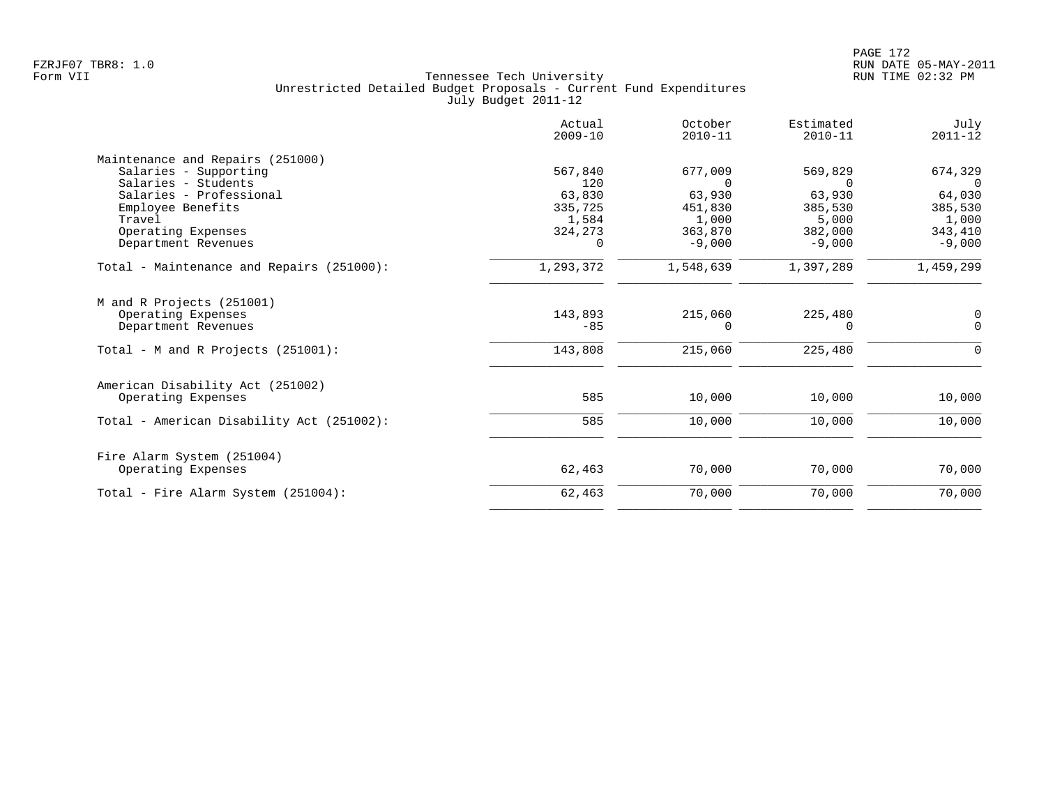Tennessee Tech University
Unrestricted Detailed Budget Proposals - Current Fund Expenditures
July Budget 2011-12

| | Actual 2009-10 | October 2010-11 | Estimated 2010-11 | July 2011-12 |
|---|---|---|---|---|
| **Maintenance and Repairs (251000)** | | | | |
| Salaries - Supporting | 567,840 | 677,009 | 569,829 | 674,329 |
| Salaries - Students | 120 | 0 | 0 | 0 |
| Salaries - Professional | 63,830 | 63,930 | 63,930 | 64,030 |
| Employee Benefits | 335,725 | 451,830 | 385,530 | 385,530 |
| Travel | 1,584 | 1,000 | 5,000 | 1,000 |
| Operating Expenses | 324,273 | 363,870 | 382,000 | 343,410 |
| Department Revenues | 0 | -9,000 | -9,000 | -9,000 |
| Total - Maintenance and Repairs (251000): | 1,293,372 | 1,548,639 | 1,397,289 | 1,459,299 |
| **M and R Projects (251001)** | | | | |
| Operating Expenses | 143,893 | 215,060 | 225,480 | 0 |
| Department Revenues | -85 | 0 | 0 | 0 |
| Total - M and R Projects (251001): | 143,808 | 215,060 | 225,480 | 0 |
| **American Disability Act (251002)** | | | | |
| Operating Expenses | 585 | 10,000 | 10,000 | 10,000 |
| Total - American Disability Act (251002): | 585 | 10,000 | 10,000 | 10,000 |
| **Fire Alarm System (251004)** | | | | |
| Operating Expenses | 62,463 | 70,000 | 70,000 | 70,000 |
| Total - Fire Alarm System (251004): | 62,463 | 70,000 | 70,000 | 70,000 |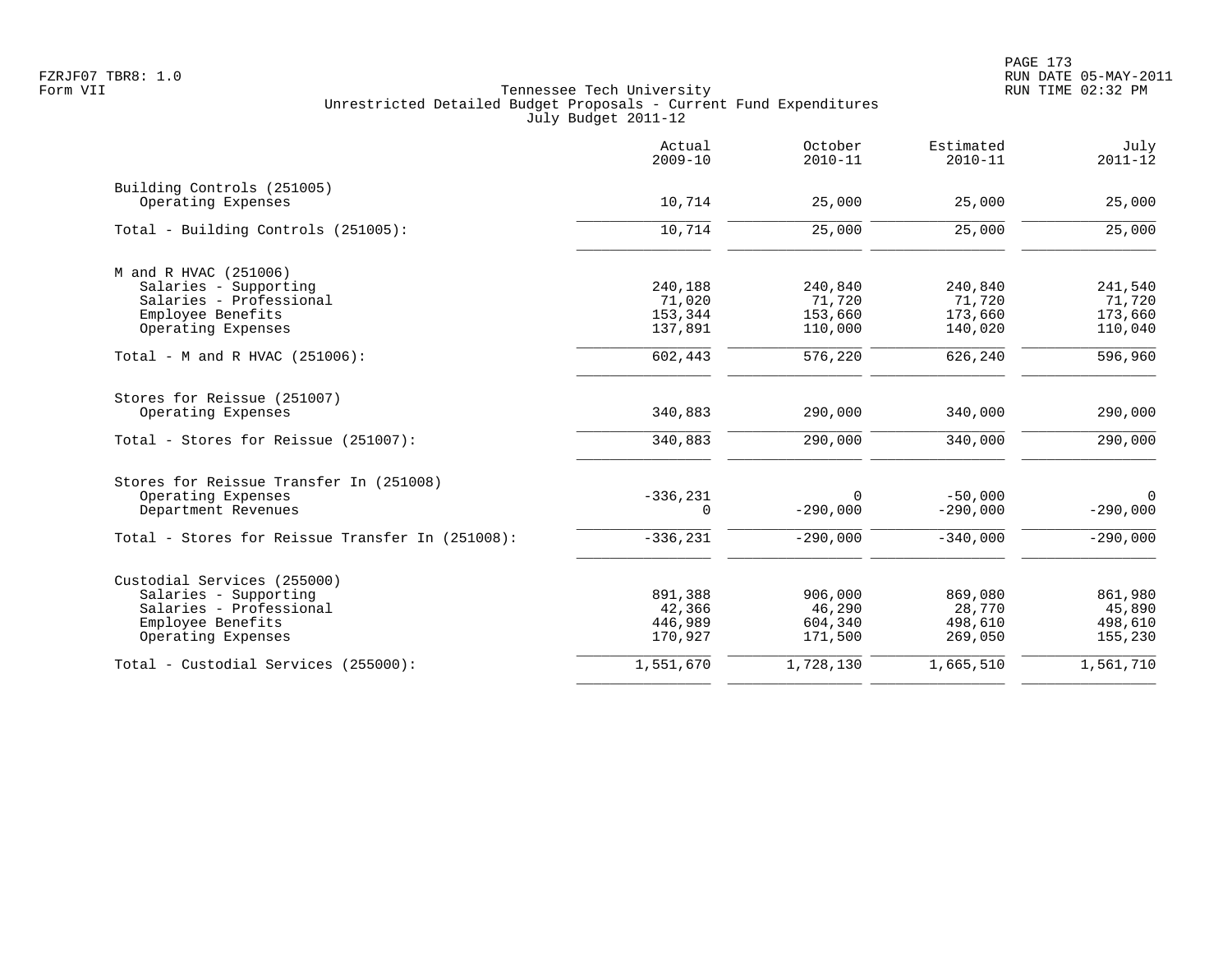Tennessee Tech University
Unrestricted Detailed Budget Proposals - Current Fund Expenditures
July Budget 2011-12

| | Actual 2009-10 | October 2010-11 | Estimated 2010-11 | July 2011-12 |
|---|---|---|---|---|
| **Building Controls (251005)** | | | | |
| Operating Expenses | 10,714 | 25,000 | 25,000 | 25,000 |
| Total - Building Controls (251005): | 10,714 | 25,000 | 25,000 | 25,000 |
| **M and R HVAC (251006)** | | | | |
| Salaries - Supporting | 240,188 | 240,840 | 240,840 | 241,540 |
| Salaries - Professional | 71,020 | 71,720 | 71,720 | 71,720 |
| Employee Benefits | 153,344 | 153,660 | 173,660 | 173,660 |
| Operating Expenses | 137,891 | 110,000 | 140,020 | 110,040 |
| Total - M and R HVAC (251006): | 602,443 | 576,220 | 626,240 | 596,960 |
| **Stores for Reissue (251007)** | | | | |
| Operating Expenses | 340,883 | 290,000 | 340,000 | 290,000 |
| Total - Stores for Reissue (251007): | 340,883 | 290,000 | 340,000 | 290,000 |
| **Stores for Reissue Transfer In (251008)** | | | | |
| Operating Expenses | -336,231 | 0 | -50,000 | 0 |
| Department Revenues | 0 | -290,000 | -290,000 | -290,000 |
| Total - Stores for Reissue Transfer In (251008): | -336,231 | -290,000 | -340,000 | -290,000 |
| **Custodial Services (255000)** | | | | |
| Salaries - Supporting | 891,388 | 906,000 | 869,080 | 861,980 |
| Salaries - Professional | 42,366 | 46,290 | 28,770 | 45,890 |
| Employee Benefits | 446,989 | 604,340 | 498,610 | 498,610 |
| Operating Expenses | 170,927 | 171,500 | 269,050 | 155,230 |
| Total - Custodial Services (255000): | 1,551,670 | 1,728,130 | 1,665,510 | 1,561,710 |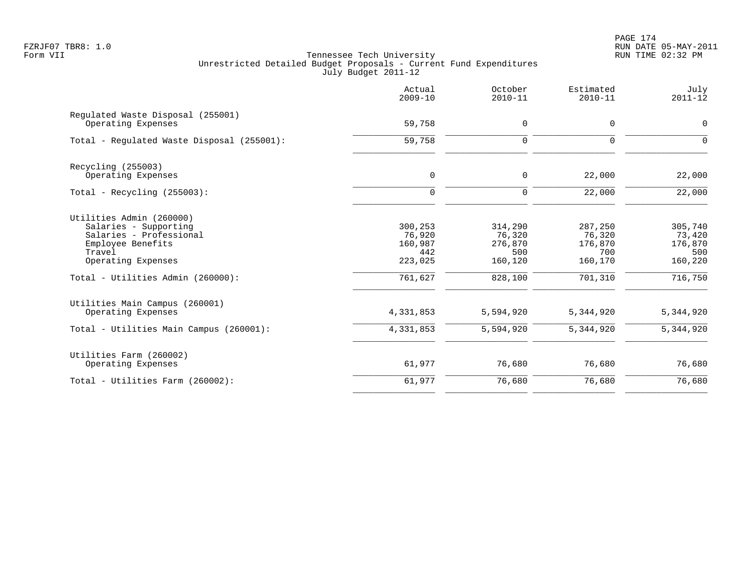Tennessee Tech University
Unrestricted Detailed Budget Proposals - Current Fund Expenditures
July Budget 2011-12

Form VII

| | Actual 2009-10 | October 2010-11 | Estimated 2010-11 | July 2011-12 |
|---|---|---|---|---|
| **Regulated Waste Disposal (255001)** | | | | |
| Operating Expenses | 59,758 | 0 | 0 | 0 |
| Total - Regulated Waste Disposal (255001): | 59,758 | 0 | 0 | 0 |
| **Recycling (255003)** | | | | |
| Operating Expenses | 0 | 0 | 22,000 | 22,000 |
| Total - Recycling (255003): | 0 | 0 | 22,000 | 22,000 |
| **Utilities Admin (260000)** | | | | |
| Salaries - Supporting | 300,253 | 314,290 | 287,250 | 305,740 |
| Salaries - Professional | 76,920 | 76,320 | 76,320 | 73,420 |
| Employee Benefits | 160,987 | 276,870 | 176,870 | 176,870 |
| Travel | 442 | 500 | 700 | 500 |
| Operating Expenses | 223,025 | 160,120 | 160,170 | 160,220 |
| Total - Utilities Admin (260000): | 761,627 | 828,100 | 701,310 | 716,750 |
| **Utilities Main Campus (260001)** | | | | |
| Operating Expenses | 4,331,853 | 5,594,920 | 5,344,920 | 5,344,920 |
| Total - Utilities Main Campus (260001): | 4,331,853 | 5,594,920 | 5,344,920 | 5,344,920 |
| **Utilities Farm (260002)** | | | | |
| Operating Expenses | 61,977 | 76,680 | 76,680 | 76,680 |
| Total - Utilities Farm (260002): | 61,977 | 76,680 | 76,680 | 76,680 |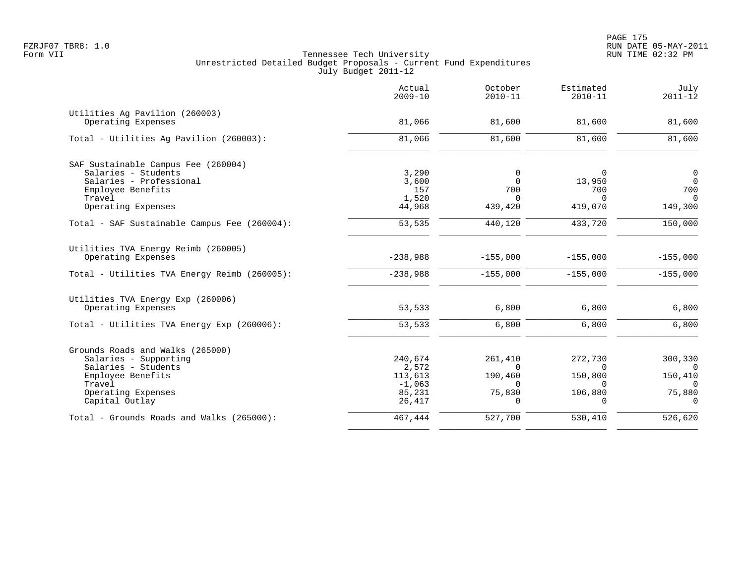FZRJF07 TBR8: 1.0
Form VII

Tennessee Tech University
Unrestricted Detailed Budget Proposals - Current Fund Expenditures
July Budget 2011-12

RUN DATE 05-MAY-2011
RUN TIME 02:32 PM

| | Actual 2009-10 | October 2010-11 | Estimated 2010-11 | July 2011-12 |
|---|---|---|---|---|
| **Utilities Ag Pavilion (260003)** | | | | |
| Operating Expenses | 81,066 | 81,600 | 81,600 | 81,600 |
| Total - Utilities Ag Pavilion (260003): | 81,066 | 81,600 | 81,600 | 81,600 |
| **SAF Sustainable Campus Fee (260004)** | | | | |
| Salaries - Students | 3,290 | 0 | 0 | 0 |
| Salaries - Professional | 3,600 | 0 | 13,950 | 0 |
| Employee Benefits | 157 | 700 | 700 | 700 |
| Travel | 1,520 | 0 | 0 | 0 |
| Operating Expenses | 44,968 | 439,420 | 419,070 | 149,300 |
| Total - SAF Sustainable Campus Fee (260004): | 53,535 | 440,120 | 433,720 | 150,000 |
| **Utilities TVA Energy Reimb (260005)** | | | | |
| Operating Expenses | -238,988 | -155,000 | -155,000 | -155,000 |
| Total - Utilities TVA Energy Reimb (260005): | -238,988 | -155,000 | -155,000 | -155,000 |
| **Utilities TVA Energy Exp (260006)** | | | | |
| Operating Expenses | 53,533 | 6,800 | 6,800 | 6,800 |
| Total - Utilities TVA Energy Exp (260006): | 53,533 | 6,800 | 6,800 | 6,800 |
| **Grounds Roads and Walks (265000)** | | | | |
| Salaries - Supporting | 240,674 | 261,410 | 272,730 | 300,330 |
| Salaries - Students | 2,572 | 0 | 0 | 0 |
| Employee Benefits | 113,613 | 190,460 | 150,800 | 150,410 |
| Travel | -1,063 | 0 | 0 | 0 |
| Operating Expenses | 85,231 | 75,830 | 106,880 | 75,880 |
| Capital Outlay | 26,417 | 0 | 0 | 0 |
| Total - Grounds Roads and Walks (265000): | 467,444 | 527,700 | 530,410 | 526,620 |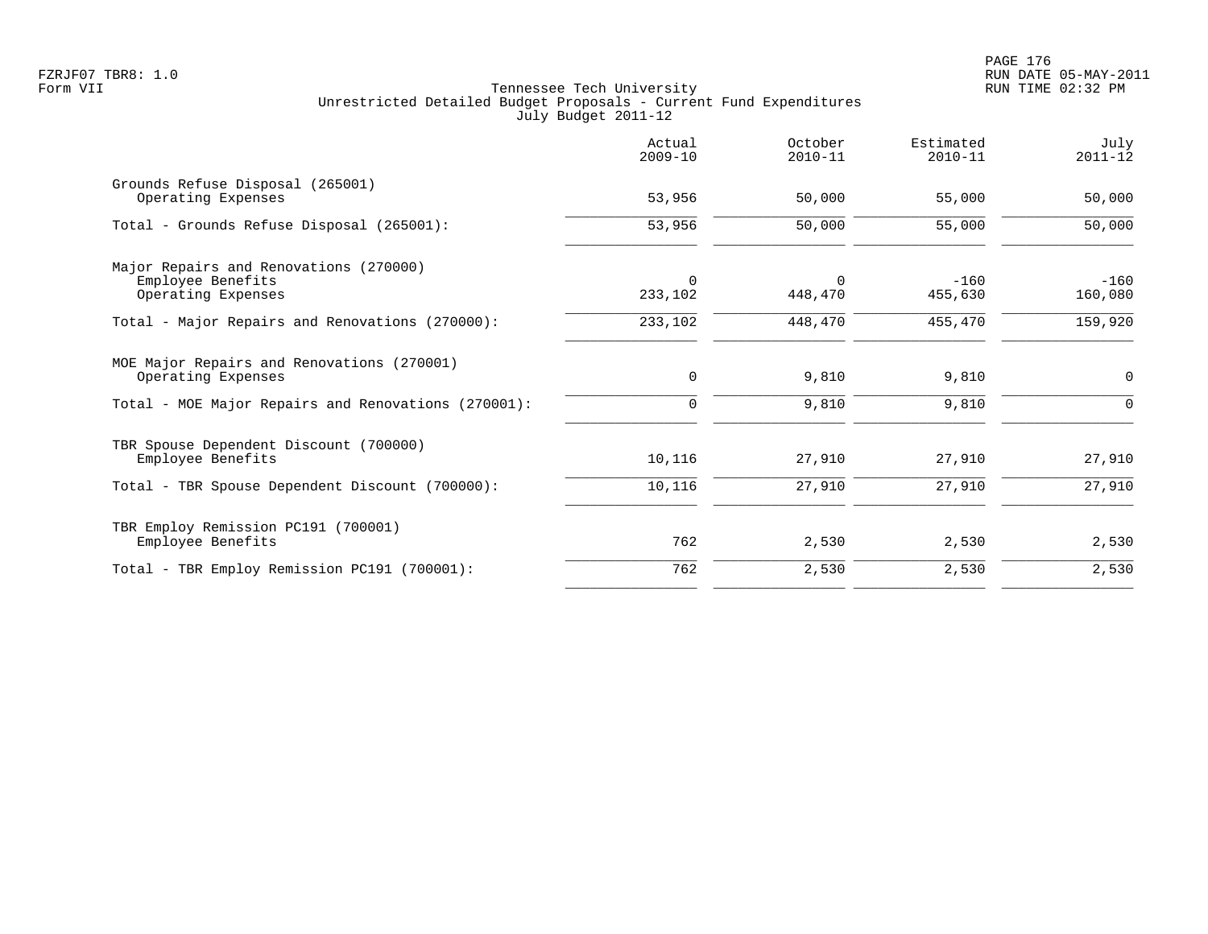Tennessee Tech University
Unrestricted Detailed Budget Proposals - Current Fund Expenditures
July Budget 2011-12

| | Actual 2009-10 | October 2010-11 | Estimated 2010-11 | July 2011-12 |
|---|---|---|---|---|
| Grounds Refuse Disposal (265001) | | | | |
| Operating Expenses | 53,956 | 50,000 | 55,000 | 50,000 |
| Total - Grounds Refuse Disposal (265001): | 53,956 | 50,000 | 55,000 | 50,000 |
| Major Repairs and Renovations (270000) | | | | |
| Employee Benefits | 0 | 0 | -160 | -160 |
| Operating Expenses | 233,102 | 448,470 | 455,630 | 160,080 |
| Total - Major Repairs and Renovations (270000): | 233,102 | 448,470 | 455,470 | 159,920 |
| MOE Major Repairs and Renovations (270001) | | | | |
| Operating Expenses | 0 | 9,810 | 9,810 | 0 |
| Total - MOE Major Repairs and Renovations (270001): | 0 | 9,810 | 9,810 | 0 |
| TBR Spouse Dependent Discount (700000) | | | | |
| Employee Benefits | 10,116 | 27,910 | 27,910 | 27,910 |
| Total - TBR Spouse Dependent Discount (700000): | 10,116 | 27,910 | 27,910 | 27,910 |
| TBR Employ Remission PC191 (700001) | | | | |
| Employee Benefits | 762 | 2,530 | 2,530 | 2,530 |
| Total - TBR Employ Remission PC191 (700001): | 762 | 2,530 | 2,530 | 2,530 |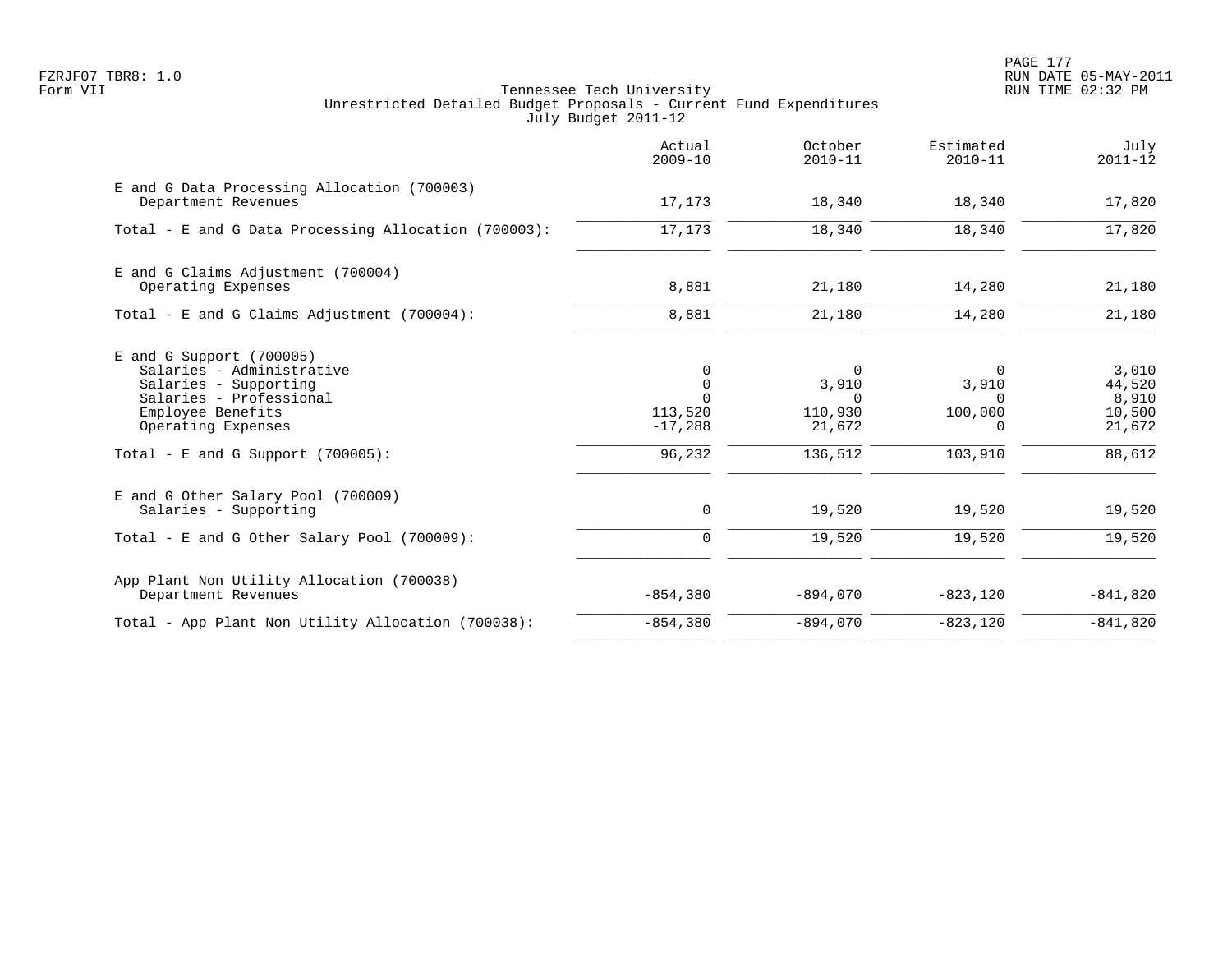Tennessee Tech University
Unrestricted Detailed Budget Proposals - Current Fund Expenditures
July Budget 2011-12

| | Actual 2009-10 | October 2010-11 | Estimated 2010-11 | July 2011-12 |
|---|---|---|---|---|
| **E and G Data Processing Allocation (700003)** | | | | |
| Department Revenues | 17,173 | 18,340 | 18,340 | 17,820 |
| Total - E and G Data Processing Allocation (700003): | 17,173 | 18,340 | 18,340 | 17,820 |
| **E and G Claims Adjustment (700004)** | | | | |
| Operating Expenses | 8,881 | 21,180 | 14,280 | 21,180 |
| Total - E and G Claims Adjustment (700004): | 8,881 | 21,180 | 14,280 | 21,180 |
| **E and G Support (700005)** | | | | |
| Salaries - Administrative | 0 | 0 | 0 | 3,010 |
| Salaries - Supporting | 0 | 3,910 | 3,910 | 44,520 |
| Salaries - Professional | 0 | 0 | 0 | 8,910 |
| Employee Benefits | 113,520 | 110,930 | 100,000 | 10,500 |
| Operating Expenses | -17,288 | 21,672 | 0 | 21,672 |
| Total - E and G Support (700005): | 96,232 | 136,512 | 103,910 | 88,612 |
| **E and G Other Salary Pool (700009)** | | | | |
| Salaries - Supporting | 0 | 19,520 | 19,520 | 19,520 |
| Total - E and G Other Salary Pool (700009): | 0 | 19,520 | 19,520 | 19,520 |
| **App Plant Non Utility Allocation (700038)** | | | | |
| Department Revenues | -854,380 | -894,070 | -823,120 | -841,820 |
| Total - App Plant Non Utility Allocation (700038): | -854,380 | -894,070 | -823,120 | -841,820 |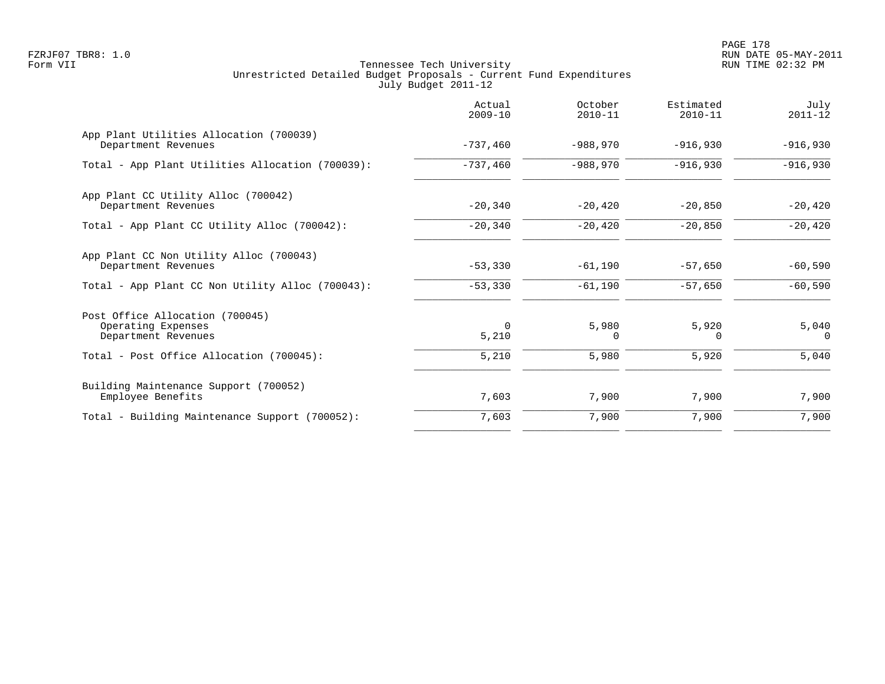Tennessee Tech University
Unrestricted Detailed Budget Proposals - Current Fund Expenditures
July Budget 2011-12

FZRJF07 TBR8: 1.0
Form VII

RUN DATE 05-MAY-2011
RUN TIME 02:32 PM

| | Actual 2009-10 | October 2010-11 | Estimated 2010-11 | July 2011-12 |
|---|---|---|---|---|
| **App Plant Utilities Allocation (700039)** | | | | |
| Department Revenues | -737,460 | -988,970 | -916,930 | -916,930 |
| Total - App Plant Utilities Allocation (700039): | -737,460 | -988,970 | -916,930 | -916,930 |
| **App Plant CC Utility Alloc (700042)** | | | | |
| Department Revenues | -20,340 | -20,420 | -20,850 | -20,420 |
| Total - App Plant CC Utility Alloc (700042): | -20,340 | -20,420 | -20,850 | -20,420 |
| **App Plant CC Non Utility Alloc (700043)** | | | | |
| Department Revenues | -53,330 | -61,190 | -57,650 | -60,590 |
| Total - App Plant CC Non Utility Alloc (700043): | -53,330 | -61,190 | -57,650 | -60,590 |
| **Post Office Allocation (700045)** | | | | |
| Operating Expenses | 0 | 5,980 | 5,920 | 5,040 |
| Department Revenues | 5,210 | 0 | 0 | 0 |
| Total - Post Office Allocation (700045): | 5,210 | 5,980 | 5,920 | 5,040 |
| **Building Maintenance Support (700052)** | | | | |
| Employee Benefits | 7,603 | 7,900 | 7,900 | 7,900 |
| Total - Building Maintenance Support (700052): | 7,603 | 7,900 | 7,900 | 7,900 |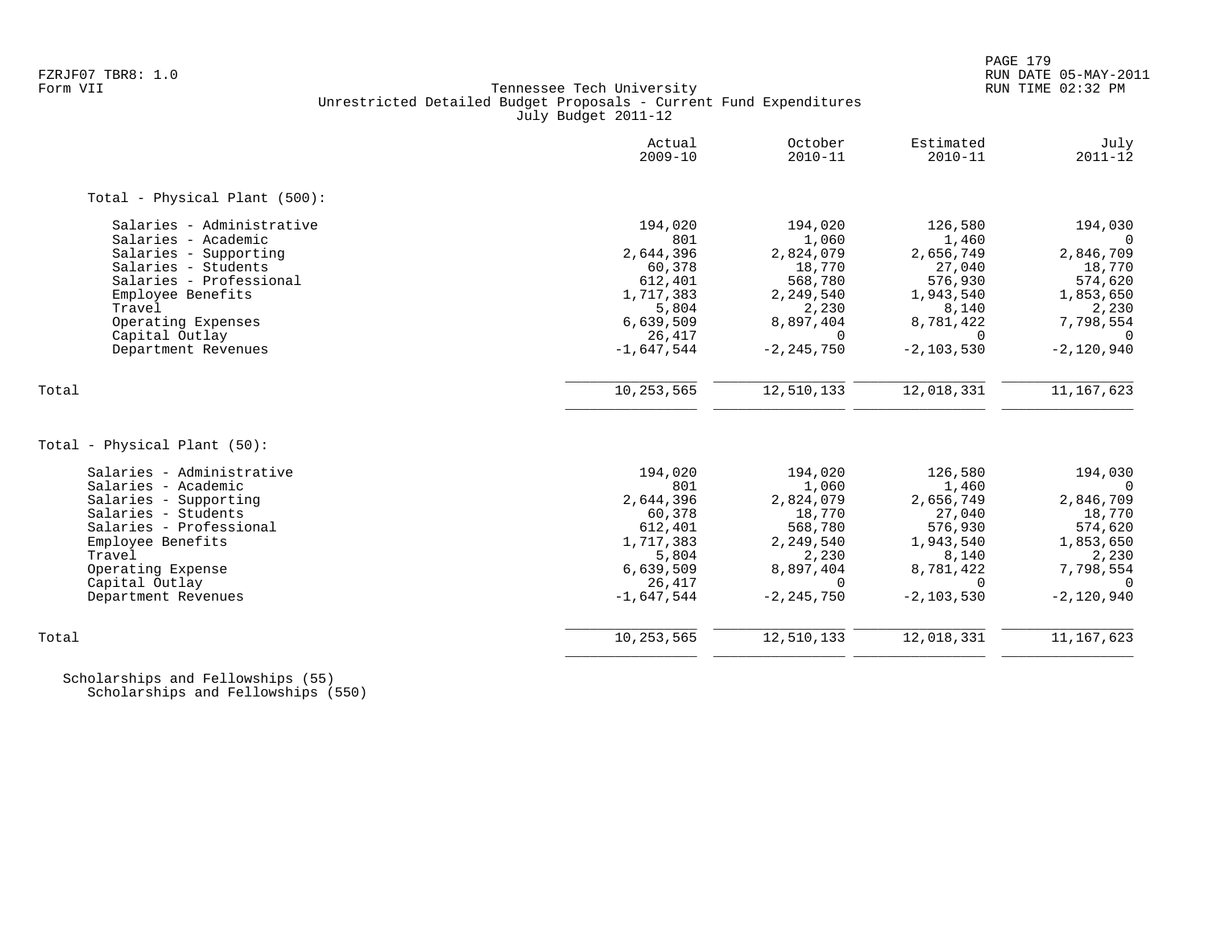Tennessee Tech University
Unrestricted Detailed Budget Proposals - Current Fund Expenditures
July Budget 2011-12

FZRJF07 TBR8: 1.0
Form VII

RUN DATE 05-MAY-2011
RUN TIME 02:32 PM

| | Actual 2009-10 | October 2010-11 | Estimated 2010-11 | July 2011-12 |
|---|---|---|---|---|
| **Total - Physical Plant (500):** | | | | |
| Salaries - Administrative | 194,020 | 194,020 | 126,580 | 194,030 |
| Salaries - Academic | 801 | 1,060 | 1,460 | 0 |
| Salaries - Supporting | 2,644,396 | 2,824,079 | 2,656,749 | 2,846,709 |
| Salaries - Students | 60,378 | 18,770 | 27,040 | 18,770 |
| Salaries - Professional | 612,401 | 568,780 | 576,930 | 574,620 |
| Employee Benefits | 1,717,383 | 2,249,540 | 1,943,540 | 1,853,650 |
| Travel | 5,804 | 2,230 | 8,140 | 2,230 |
| Operating Expenses | 6,639,509 | 8,897,404 | 8,781,422 | 7,798,554 |
| Capital Outlay | 26,417 | 0 | 0 | 0 |
| Department Revenues | -1,647,544 | -2,245,750 | -2,103,530 | -2,120,940 |
| Total | 10,253,565 | 12,510,133 | 12,018,331 | 11,167,623 |
| **Total - Physical Plant (50):** | | | | |
| Salaries - Administrative | 194,020 | 194,020 | 126,580 | 194,030 |
| Salaries - Academic | 801 | 1,060 | 1,460 | 0 |
| Salaries - Supporting | 2,644,396 | 2,824,079 | 2,656,749 | 2,846,709 |
| Salaries - Students | 60,378 | 18,770 | 27,040 | 18,770 |
| Salaries - Professional | 612,401 | 568,780 | 576,930 | 574,620 |
| Employee Benefits | 1,717,383 | 2,249,540 | 1,943,540 | 1,853,650 |
| Travel | 5,804 | 2,230 | 8,140 | 2,230 |
| Operating Expense | 6,639,509 | 8,897,404 | 8,781,422 | 7,798,554 |
| Capital Outlay | 26,417 | 0 | 0 | 0 |
| Department Revenues | -1,647,544 | -2,245,750 | -2,103,530 | -2,120,940 |
| Total | 10,253,565 | 12,510,133 | 12,018,331 | 11,167,623 |

Scholarships and Fellowships (55)
Scholarships and Fellowships (550)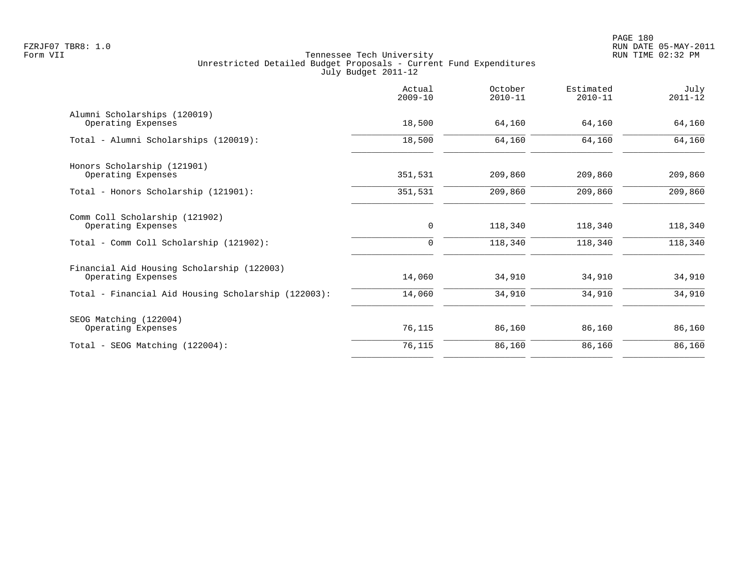FZRJF07 TBR8: 1.0
Form VII

Tennessee Tech University
Unrestricted Detailed Budget Proposals - Current Fund Expenditures
July Budget 2011-12

RUN DATE 05-MAY-2011
RUN TIME 02:32 PM

| | Actual 2009-10 | October 2010-11 | Estimated 2010-11 | July 2011-12 |
|---|---|---|---|---|
| Alumni Scholarships (120019) | | | | |
| Operating Expenses | 18,500 | 64,160 | 64,160 | 64,160 |
| Total - Alumni Scholarships (120019): | 18,500 | 64,160 | 64,160 | 64,160 |
| Honors Scholarship (121901) | | | | |
| Operating Expenses | 351,531 | 209,860 | 209,860 | 209,860 |
| Total - Honors Scholarship (121901): | 351,531 | 209,860 | 209,860 | 209,860 |
| Comm Coll Scholarship (121902) | | | | |
| Operating Expenses | 0 | 118,340 | 118,340 | 118,340 |
| Total - Comm Coll Scholarship (121902): | 0 | 118,340 | 118,340 | 118,340 |
| Financial Aid Housing Scholarship (122003) | | | | |
| Operating Expenses | 14,060 | 34,910 | 34,910 | 34,910 |
| Total - Financial Aid Housing Scholarship (122003): | 14,060 | 34,910 | 34,910 | 34,910 |
| SEOG Matching (122004) | | | | |
| Operating Expenses | 76,115 | 86,160 | 86,160 | 86,160 |
| Total - SEOG Matching (122004): | 76,115 | 86,160 | 86,160 | 86,160 |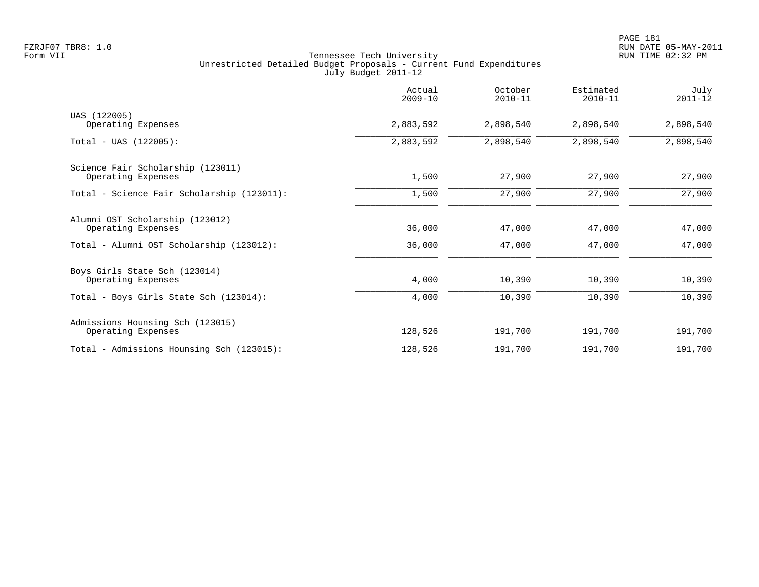FZRJF07 TBR8: 1.0
Form VII

Tennessee Tech University
Unrestricted Detailed Budget Proposals - Current Fund Expenditures
July Budget 2011-12

| | Actual 2009-10 | October 2010-11 | Estimated 2010-11 | July 2011-12 |
|---|---|---|---|---|
| UAS (122005) | | | | |
| Operating Expenses | 2,883,592 | 2,898,540 | 2,898,540 | 2,898,540 |
| Total - UAS (122005): | 2,883,592 | 2,898,540 | 2,898,540 | 2,898,540 |
| Science Fair Scholarship (123011) | | | | |
| Operating Expenses | 1,500 | 27,900 | 27,900 | 27,900 |
| Total - Science Fair Scholarship (123011): | 1,500 | 27,900 | 27,900 | 27,900 |
| Alumni OST Scholarship (123012) | | | | |
| Operating Expenses | 36,000 | 47,000 | 47,000 | 47,000 |
| Total - Alumni OST Scholarship (123012): | 36,000 | 47,000 | 47,000 | 47,000 |
| Boys Girls State Sch (123014) | | | | |
| Operating Expenses | 4,000 | 10,390 | 10,390 | 10,390 |
| Total - Boys Girls State Sch (123014): | 4,000 | 10,390 | 10,390 | 10,390 |
| Admissions Hounsing Sch (123015) | | | | |
| Operating Expenses | 128,526 | 191,700 | 191,700 | 191,700 |
| Total - Admissions Hounsing Sch (123015): | 128,526 | 191,700 | 191,700 | 191,700 |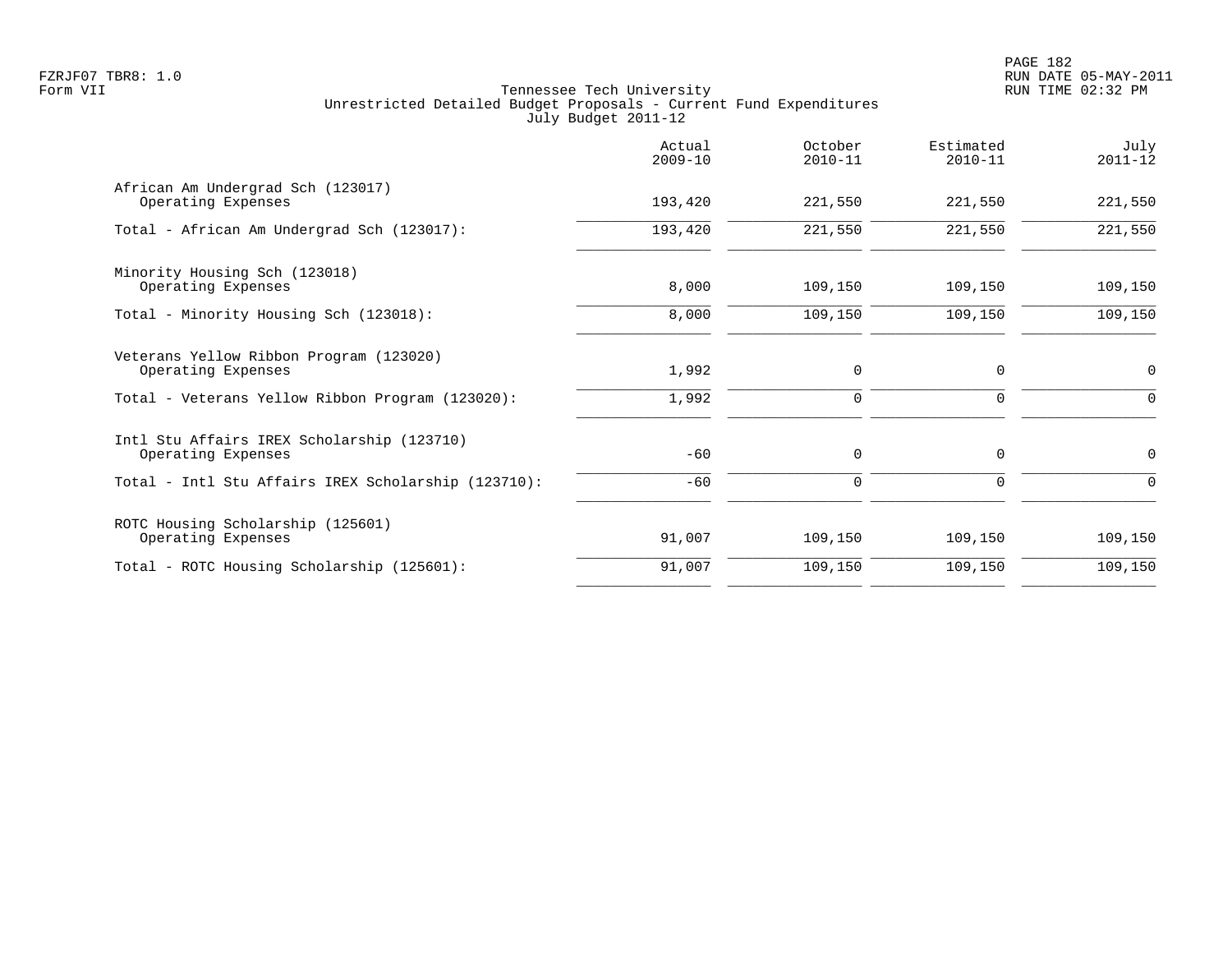Tennessee Tech University
Unrestricted Detailed Budget Proposals - Current Fund Expenditures
July Budget 2011-12

Form VII

| | Actual 2009-10 | October 2010-11 | Estimated 2010-11 | July 2011-12 |
|---|---|---|---|---|
| African Am Undergrad Sch (123017) | | | | |
| Operating Expenses | 193,420 | 221,550 | 221,550 | 221,550 |
| Total - African Am Undergrad Sch (123017): | 193,420 | 221,550 | 221,550 | 221,550 |
| Minority Housing Sch (123018) | | | | |
| Operating Expenses | 8,000 | 109,150 | 109,150 | 109,150 |
| Total - Minority Housing Sch (123018): | 8,000 | 109,150 | 109,150 | 109,150 |
| Veterans Yellow Ribbon Program (123020) | | | | |
| Operating Expenses | 1,992 | 0 | 0 | 0 |
| Total - Veterans Yellow Ribbon Program (123020): | 1,992 | 0 | 0 | 0 |
| Intl Stu Affairs IREX Scholarship (123710) | | | | |
| Operating Expenses | -60 | 0 | 0 | 0 |
| Total - Intl Stu Affairs IREX Scholarship (123710): | -60 | 0 | 0 | 0 |
| ROTC Housing Scholarship (125601) | | | | |
| Operating Expenses | 91,007 | 109,150 | 109,150 | 109,150 |
| Total - ROTC Housing Scholarship (125601): | 91,007 | 109,150 | 109,150 | 109,150 |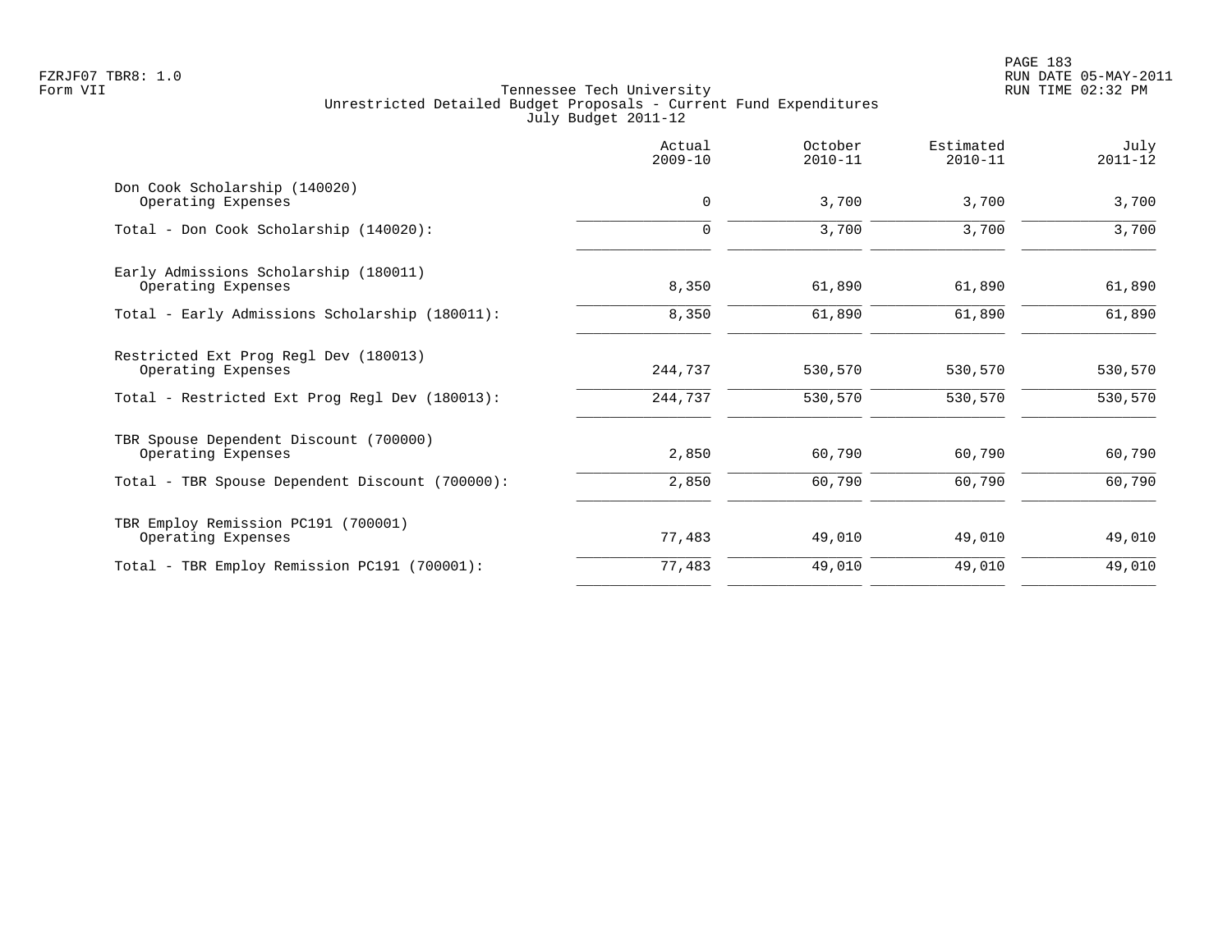Tennessee Tech University
Unrestricted Detailed Budget Proposals - Current Fund Expenditures
July Budget 2011-12

| | Actual 2009-10 | October 2010-11 | Estimated 2010-11 | July 2011-12 |
|---|---|---|---|---|
| Don Cook Scholarship (140020) | | | | |
| Operating Expenses | 0 | 3,700 | 3,700 | 3,700 |
| Total - Don Cook Scholarship (140020): | 0 | 3,700 | 3,700 | 3,700 |
| Early Admissions Scholarship (180011) | | | | |
| Operating Expenses | 8,350 | 61,890 | 61,890 | 61,890 |
| Total - Early Admissions Scholarship (180011): | 8,350 | 61,890 | 61,890 | 61,890 |
| Restricted Ext Prog Regl Dev (180013) | | | | |
| Operating Expenses | 244,737 | 530,570 | 530,570 | 530,570 |
| Total - Restricted Ext Prog Regl Dev (180013): | 244,737 | 530,570 | 530,570 | 530,570 |
| TBR Spouse Dependent Discount (700000) | | | | |
| Operating Expenses | 2,850 | 60,790 | 60,790 | 60,790 |
| Total - TBR Spouse Dependent Discount (700000): | 2,850 | 60,790 | 60,790 | 60,790 |
| TBR Employ Remission PC191 (700001) | | | | |
| Operating Expenses | 77,483 | 49,010 | 49,010 | 49,010 |
| Total - TBR Employ Remission PC191 (700001): | 77,483 | 49,010 | 49,010 | 49,010 |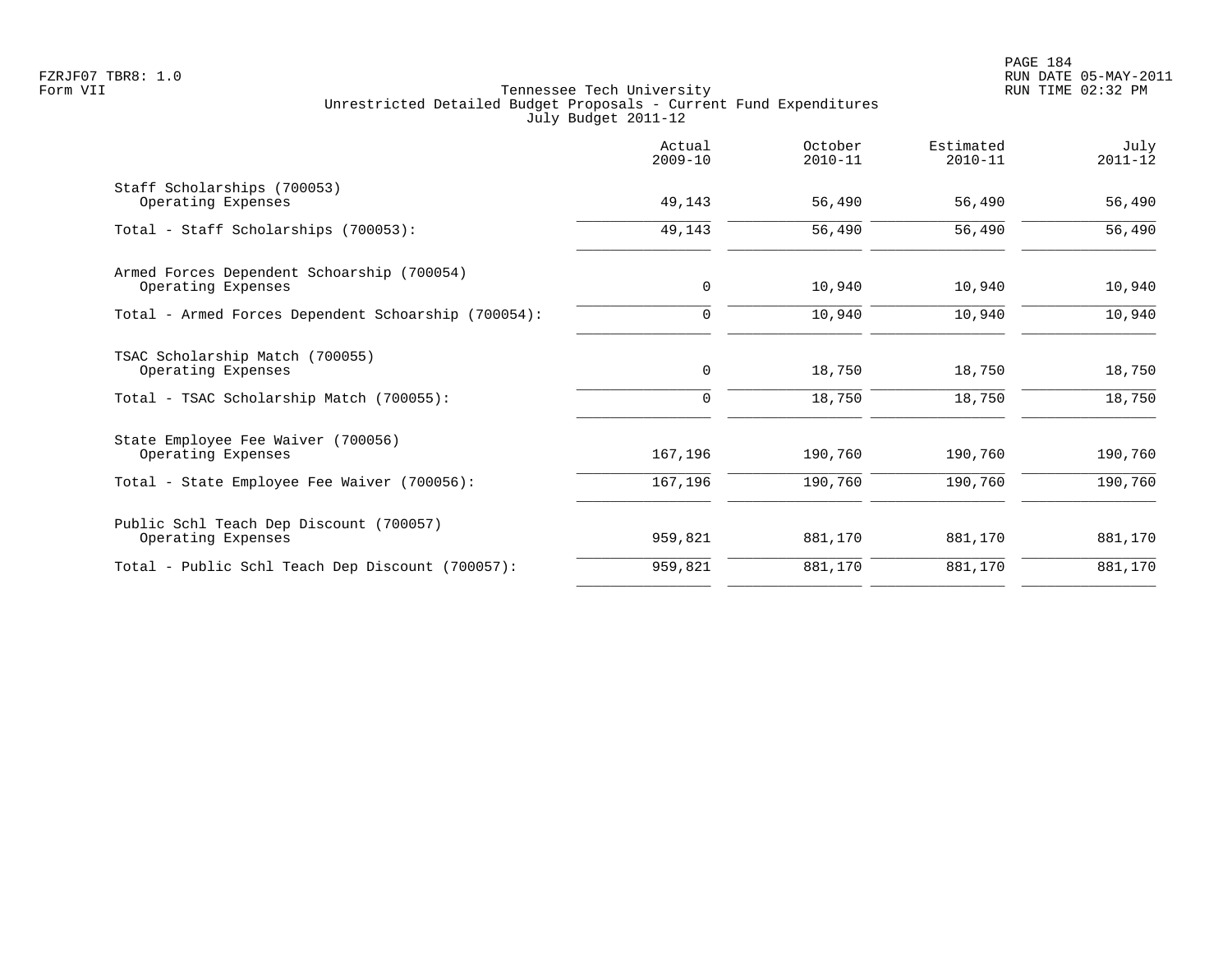FZRJF07 TBR8: 1.0
Form VII

Tennessee Tech University
Unrestricted Detailed Budget Proposals - Current Fund Expenditures
July Budget 2011-12

RUN DATE 05-MAY-2011
RUN TIME 02:32 PM

| | Actual 2009-10 | October 2010-11 | Estimated 2010-11 | July 2011-12 |
|---|---|---|---|---|
| Staff Scholarships (700053) | | | | |
| Operating Expenses | 49,143 | 56,490 | 56,490 | 56,490 |
| Total - Staff Scholarships (700053): | 49,143 | 56,490 | 56,490 | 56,490 |
| Armed Forces Dependent Schoarship (700054) | | | | |
| Operating Expenses | 0 | 10,940 | 10,940 | 10,940 |
| Total - Armed Forces Dependent Schoarship (700054): | 0 | 10,940 | 10,940 | 10,940 |
| TSAC Scholarship Match (700055) | | | | |
| Operating Expenses | 0 | 18,750 | 18,750 | 18,750 |
| Total - TSAC Scholarship Match (700055): | 0 | 18,750 | 18,750 | 18,750 |
| State Employee Fee Waiver (700056) | | | | |
| Operating Expenses | 167,196 | 190,760 | 190,760 | 190,760 |
| Total - State Employee Fee Waiver (700056): | 167,196 | 190,760 | 190,760 | 190,760 |
| Public Schl Teach Dep Discount (700057) | | | | |
| Operating Expenses | 959,821 | 881,170 | 881,170 | 881,170 |
| Total - Public Schl Teach Dep Discount (700057): | 959,821 | 881,170 | 881,170 | 881,170 |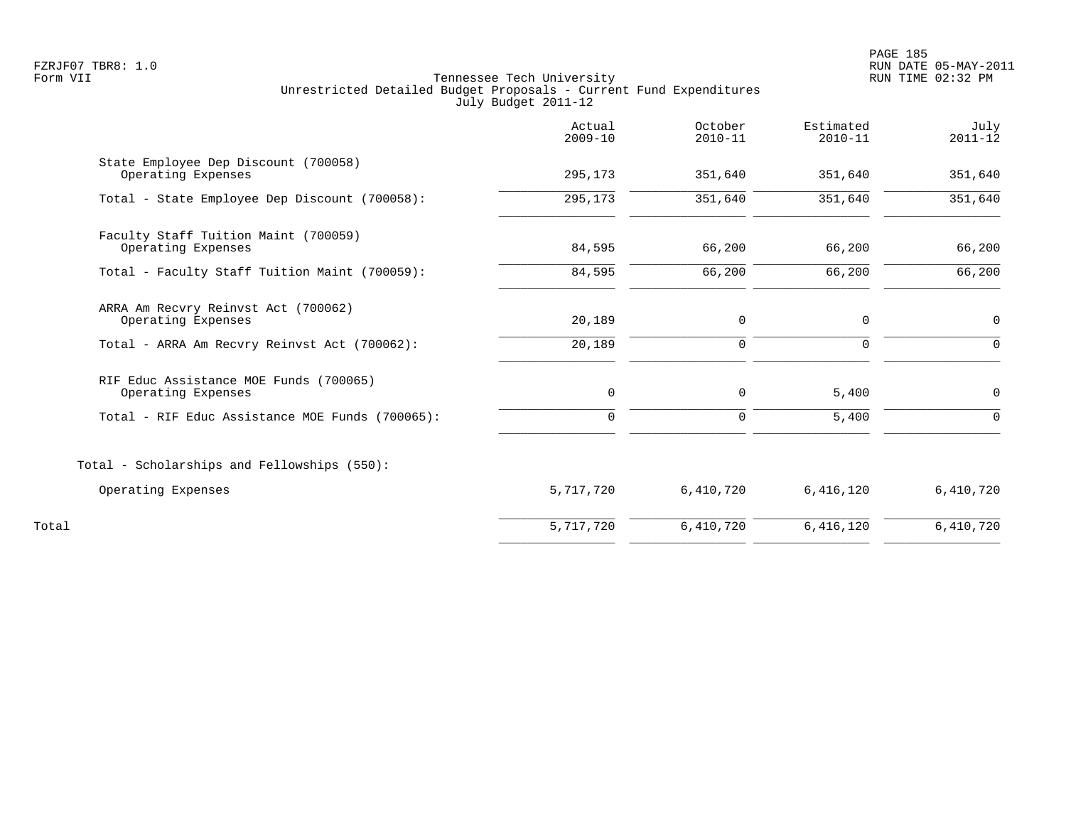FZRJF07 TBR8: 1.0
Form VII

Tennessee Tech University
Unrestricted Detailed Budget Proposals - Current Fund Expenditures
July Budget 2011-12

RUN DATE 05-MAY-2011
RUN TIME 02:32 PM

| | Actual 2009-10 | October 2010-11 | Estimated 2010-11 | July 2011-12 |
|---|---|---|---|---|
| State Employee Dep Discount (700058) | | | | |
| Operating Expenses | 295,173 | 351,640 | 351,640 | 351,640 |
| Total - State Employee Dep Discount (700058): | 295,173 | 351,640 | 351,640 | 351,640 |
| Faculty Staff Tuition Maint (700059) | | | | |
| Operating Expenses | 84,595 | 66,200 | 66,200 | 66,200 |
| Total - Faculty Staff Tuition Maint (700059): | 84,595 | 66,200 | 66,200 | 66,200 |
| ARRA Am Recvry Reinvst Act (700062) | | | | |
| Operating Expenses | 20,189 | 0 | 0 | 0 |
| Total - ARRA Am Recvry Reinvst Act (700062): | 20,189 | 0 | 0 | 0 |
| RIF Educ Assistance MOE Funds (700065) | | | | |
| Operating Expenses | 0 | 0 | 5,400 | 0 |
| Total - RIF Educ Assistance MOE Funds (700065): | 0 | 0 | 5,400 | 0 |
| Total - Scholarships and Fellowships (550): | | | | |
| Operating Expenses | 5,717,720 | 6,410,720 | 6,416,120 | 6,410,720 |
| Total | 5,717,720 | 6,410,720 | 6,416,120 | 6,410,720 |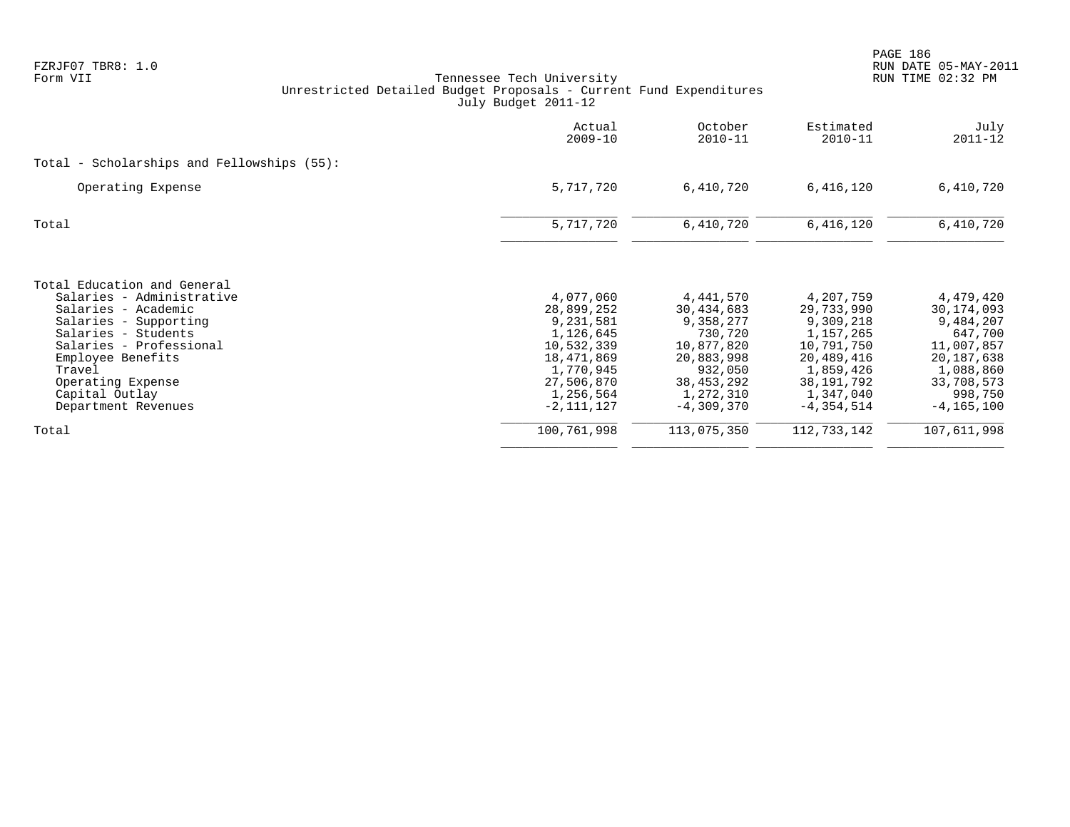Tennessee Tech University
Unrestricted Detailed Budget Proposals - Current Fund Expenditures
July Budget 2011-12

| | Actual 2009-10 | October 2010-11 | Estimated 2010-11 | July 2011-12 |
|---|---|---|---|---|
| **Total - Scholarships and Fellowships (55):** | | | | |
| Operating Expense | 5,717,720 | 6,410,720 | 6,416,120 | 6,410,720 |
| Total | 5,717,720 | 6,410,720 | 6,416,120 | 6,410,720 |
| **Total Education and General** | | | | |
| Salaries - Administrative | 4,077,060 | 4,441,570 | 4,207,759 | 4,479,420 |
| Salaries - Academic | 28,899,252 | 30,434,683 | 29,733,990 | 30,174,093 |
| Salaries - Supporting | 9,231,581 | 9,358,277 | 9,309,218 | 9,484,207 |
| Salaries - Students | 1,126,645 | 730,720 | 1,157,265 | 647,700 |
| Salaries - Professional | 10,532,339 | 10,877,820 | 10,791,750 | 11,007,857 |
| Employee Benefits | 18,471,869 | 20,883,998 | 20,489,416 | 20,187,638 |
| Travel | 1,770,945 | 932,050 | 1,859,426 | 1,088,860 |
| Operating Expense | 27,506,870 | 38,453,292 | 38,191,792 | 33,708,573 |
| Capital Outlay | 1,256,564 | 1,272,310 | 1,347,040 | 998,750 |
| Department Revenues | -2,111,127 | -4,309,370 | -4,354,514 | -4,165,100 |
| Total | 100,761,998 | 113,075,350 | 112,733,142 | 107,611,998 |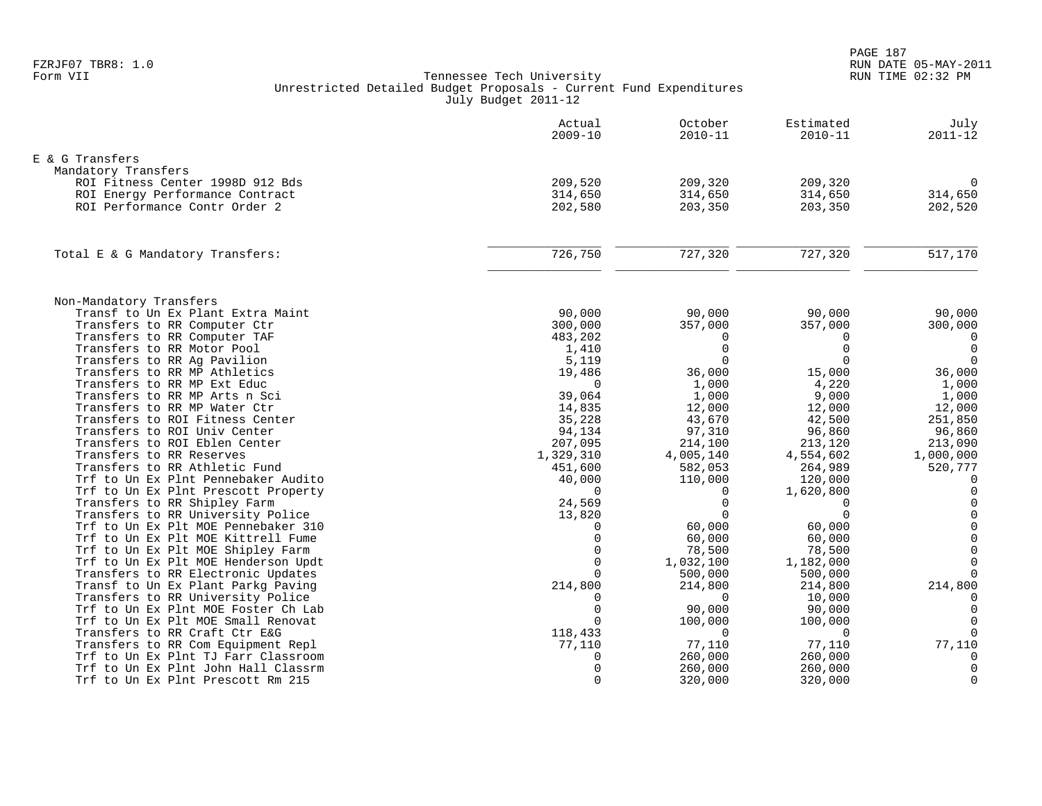FZRJF07 TBR8: 1.0
Form VII

Tennessee Tech University
Unrestricted Detailed Budget Proposals - Current Fund Expenditures
July Budget 2011-12

RUN DATE 05-MAY-2011
RUN TIME 02:32 PM

| | Actual 2009-10 | October 2010-11 | Estimated 2010-11 | July 2011-12 |
|---|---|---|---|---|
| **E & G Transfers** | | | | |
| Mandatory Transfers | | | | |
| ROI Fitness Center 1998D 912 Bds | 209,520 | 209,320 | 209,320 | 0 |
| ROI Energy Performance Contract | 314,650 | 314,650 | 314,650 | 314,650 |
| ROI Performance Contr Order 2 | 202,580 | 203,350 | 203,350 | 202,520 |
| Total E & G Mandatory Transfers: | 726,750 | 727,320 | 727,320 | 517,170 |
| Non-Mandatory Transfers | | | | |
| Transf to Un Ex Plant Extra Maint | 90,000 | 90,000 | 90,000 | 90,000 |
| Transfers to RR Computer Ctr | 300,000 | 357,000 | 357,000 | 300,000 |
| Transfers to RR Computer TAF | 483,202 | 0 | 0 | 0 |
| Transfers to RR Motor Pool | 1,410 | 0 | 0 | 0 |
| Transfers to RR Ag Pavilion | 5,119 | 0 | 0 | 0 |
| Transfers to RR MP Athletics | 19,486 | 36,000 | 15,000 | 36,000 |
| Transfers to RR MP Ext Educ | 0 | 1,000 | 4,220 | 1,000 |
| Transfers to RR MP Arts n Sci | 39,064 | 1,000 | 9,000 | 1,000 |
| Transfers to RR MP Water Ctr | 14,835 | 12,000 | 12,000 | 12,000 |
| Transfers to ROI Fitness Center | 35,228 | 43,670 | 42,500 | 251,850 |
| Transfers to ROI Univ Center | 94,134 | 97,310 | 96,860 | 96,860 |
| Transfers to ROI Eblen Center | 207,095 | 214,100 | 213,120 | 213,090 |
| Transfers to RR Reserves | 1,329,310 | 4,005,140 | 4,554,602 | 1,000,000 |
| Transfers to RR Athletic Fund | 451,600 | 582,053 | 264,989 | 520,777 |
| Trf to Un Ex Plnt Pennebaker Audito | 40,000 | 110,000 | 120,000 | 0 |
| Trf to Un Ex Plnt Prescott Property | 0 | 0 | 1,620,800 | 0 |
| Transfers to RR Shipley Farm | 24,569 | 0 | 0 | 0 |
| Transfers to RR University Police | 13,820 | 0 | 0 | 0 |
| Trf to Un Ex Plt MOE Pennebaker 310 | 0 | 60,000 | 60,000 | 0 |
| Trf to Un Ex Plt MOE Kittrell Fume | 0 | 60,000 | 60,000 | 0 |
| Trf to Un Ex Plt MOE Shipley Farm | 0 | 78,500 | 78,500 | 0 |
| Trf to Un Ex Plt MOE Henderson Updt | 0 | 1,032,100 | 1,182,000 | 0 |
| Transfers to RR Electronic Updates | 0 | 500,000 | 500,000 | 0 |
| Transf to Un Ex Plant Parkg Paving | 214,800 | 214,800 | 214,800 | 214,800 |
| Transfers to RR University Police | 0 | 0 | 10,000 | 0 |
| Trf to Un Ex Plnt MOE Foster Ch Lab | 0 | 90,000 | 90,000 | 0 |
| Trf to Un Ex Plt MOE Small Renovat | 0 | 100,000 | 100,000 | 0 |
| Transfers to RR Craft Ctr E&G | 118,433 | 0 | 0 | 0 |
| Transfers to RR Com Equipment Repl | 77,110 | 77,110 | 77,110 | 77,110 |
| Trf to Un Ex Plnt TJ Farr Classroom | 0 | 260,000 | 260,000 | 0 |
| Trf to Un Ex Plnt John Hall Classrm | 0 | 260,000 | 260,000 | 0 |
| Trf to Un Ex Plnt Prescott Rm 215 | 0 | 320,000 | 320,000 | 0 |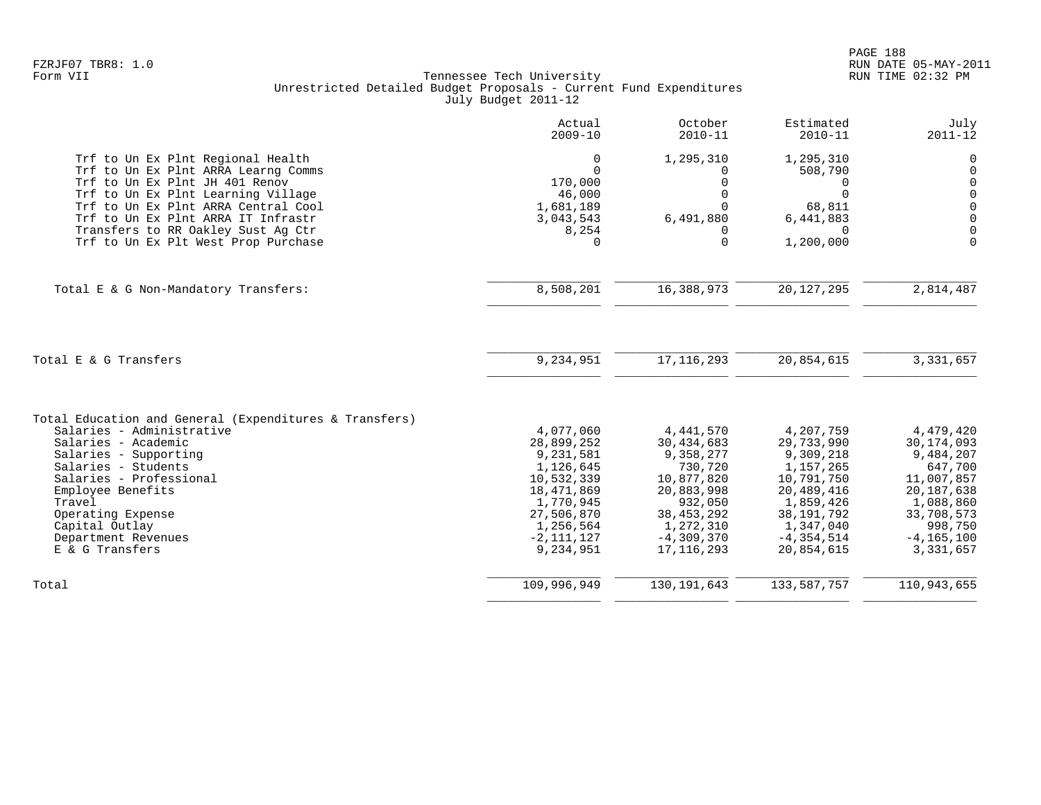FZRJF07 TBR8: 1.0
Form VII

Tennessee Tech University
Unrestricted Detailed Budget Proposals - Current Fund Expenditures
July Budget 2011-12

| | Actual 2009-10 | October 2010-11 | Estimated 2010-11 | July 2011-12 |
|---|---|---|---|---|
| Trf to Un Ex Plnt Regional Health | 0 | 1,295,310 | 1,295,310 | 0 |
| Trf to Un Ex Plnt ARRA Learng Comms | 0 | 0 | 508,790 | 0 |
| Trf to Un Ex Plnt JH 401 Renov | 170,000 | 0 | 0 | 0 |
| Trf to Un Ex Plnt Learning Village | 46,000 | 0 | 0 | 0 |
| Trf to Un Ex Plnt ARRA Central Cool | 1,681,189 | 0 | 68,811 | 0 |
| Trf to Un Ex Plnt ARRA IT Infrastr | 3,043,543 | 6,491,880 | 6,441,883 | 0 |
| Transfers to RR Oakley Sust Ag Ctr | 8,254 | 0 | 0 | 0 |
| Trf to Un Ex Plt West Prop Purchase | 0 | 0 | 1,200,000 | 0 |
| Total E & G Non-Mandatory Transfers: | 8,508,201 | 16,388,973 | 20,127,295 | 2,814,487 |
| Total E & G Transfers | 9,234,951 | 17,116,293 | 20,854,615 | 3,331,657 |
| Total Education and General (Expenditures & Transfers) | | | | |
| Salaries - Administrative | 4,077,060 | 4,441,570 | 4,207,759 | 4,479,420 |
| Salaries - Academic | 28,899,252 | 30,434,683 | 29,733,990 | 30,174,093 |
| Salaries - Supporting | 9,231,581 | 9,358,277 | 9,309,218 | 9,484,207 |
| Salaries - Students | 1,126,645 | 730,720 | 1,157,265 | 647,700 |
| Salaries - Professional | 10,532,339 | 10,877,820 | 10,791,750 | 11,007,857 |
| Employee Benefits | 18,471,869 | 20,883,998 | 20,489,416 | 20,187,638 |
| Travel | 1,770,945 | 932,050 | 1,859,426 | 1,088,860 |
| Operating Expense | 27,506,870 | 38,453,292 | 38,191,792 | 33,708,573 |
| Capital Outlay | 1,256,564 | 1,272,310 | 1,347,040 | 998,750 |
| Department Revenues | -2,111,127 | -4,309,370 | -4,354,514 | -4,165,100 |
| E & G Transfers | 9,234,951 | 17,116,293 | 20,854,615 | 3,331,657 |
| Total | 109,996,949 | 130,191,643 | 133,587,757 | 110,943,655 |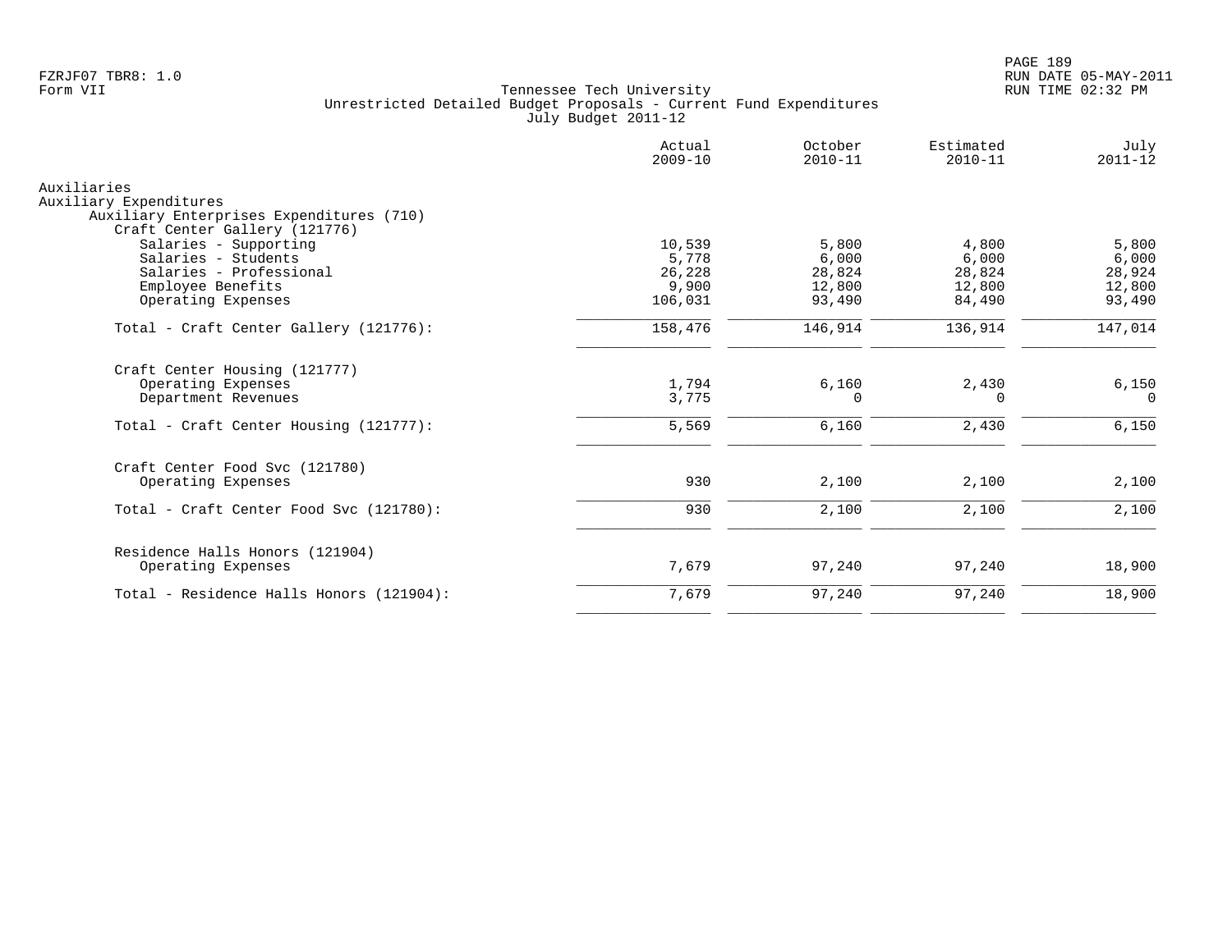Tennessee Tech University
Unrestricted Detailed Budget Proposals - Current Fund Expenditures
July Budget 2011-12

FZRJF07 TBR8: 1.0
Form VII

RUN DATE 05-MAY-2011
RUN TIME 02:32 PM

| | Actual 2009-10 | October 2010-11 | Estimated 2010-11 | July 2011-12 |
|---|---|---|---|---|
| Auxiliaries | | | | |
| Auxiliary Expenditures | | | | |
| Auxiliary Enterprises Expenditures (710) | | | | |
| Craft Center Gallery (121776) | | | | |
| Salaries - Supporting | 10,539 | 5,800 | 4,800 | 5,800 |
| Salaries - Students | 5,778 | 6,000 | 6,000 | 6,000 |
| Salaries - Professional | 26,228 | 28,824 | 28,824 | 28,924 |
| Employee Benefits | 9,900 | 12,800 | 12,800 | 12,800 |
| Operating Expenses | 106,031 | 93,490 | 84,490 | 93,490 |
| Total - Craft Center Gallery (121776): | 158,476 | 146,914 | 136,914 | 147,014 |
| Craft Center Housing (121777) | | | | |
| Operating Expenses | 1,794 | 6,160 | 2,430 | 6,150 |
| Department Revenues | 3,775 | 0 | 0 | 0 |
| Total - Craft Center Housing (121777): | 5,569 | 6,160 | 2,430 | 6,150 |
| Craft Center Food Svc (121780) | | | | |
| Operating Expenses | 930 | 2,100 | 2,100 | 2,100 |
| Total - Craft Center Food Svc (121780): | 930 | 2,100 | 2,100 | 2,100 |
| Residence Halls Honors (121904) | | | | |
| Operating Expenses | 7,679 | 97,240 | 97,240 | 18,900 |
| Total - Residence Halls Honors (121904): | 7,679 | 97,240 | 97,240 | 18,900 |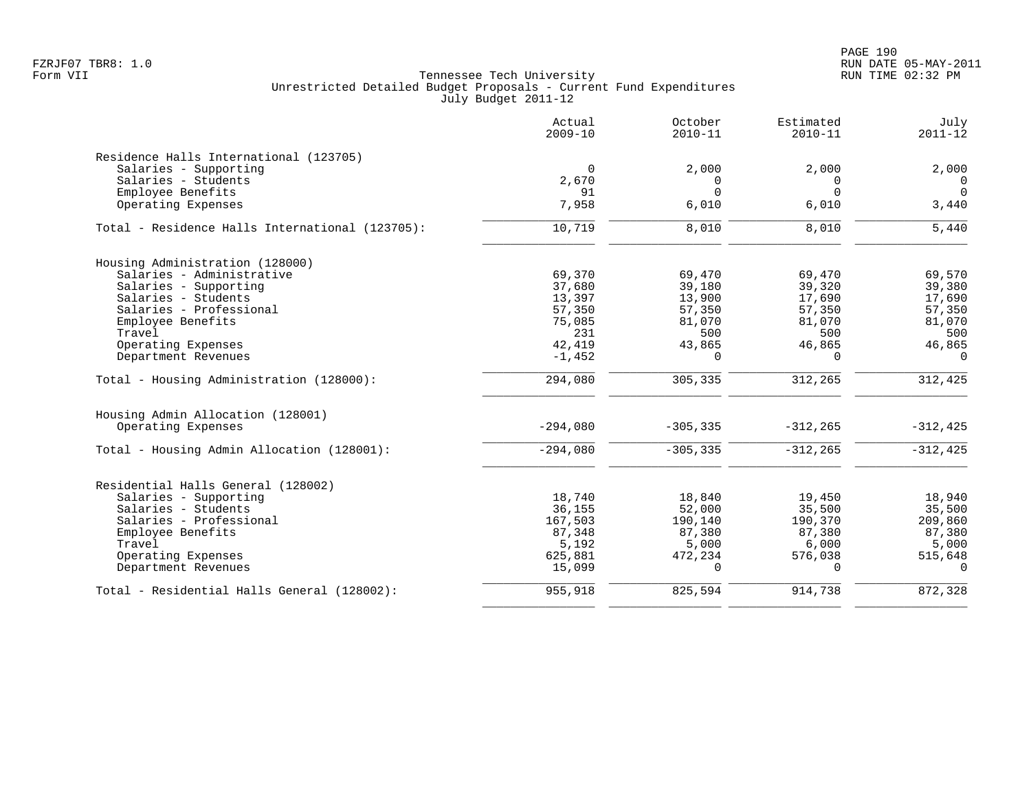Tennessee Tech University
Unrestricted Detailed Budget Proposals - Current Fund Expenditures
July Budget 2011-12

| | Actual 2009-10 | October 2010-11 | Estimated 2010-11 | July 2011-12 |
|---|---|---|---|---|
| **Residence Halls International (123705)** | | | | |
| Salaries - Supporting | 0 | 2,000 | 2,000 | 2,000 |
| Salaries - Students | 2,670 | 0 | 0 | 0 |
| Employee Benefits | 91 | 0 | 0 | 0 |
| Operating Expenses | 7,958 | 6,010 | 6,010 | 3,440 |
| Total - Residence Halls International (123705): | 10,719 | 8,010 | 8,010 | 5,440 |
| **Housing Administration (128000)** | | | | |
| Salaries - Administrative | 69,370 | 69,470 | 69,470 | 69,570 |
| Salaries - Supporting | 37,680 | 39,180 | 39,320 | 39,380 |
| Salaries - Students | 13,397 | 13,900 | 17,690 | 17,690 |
| Salaries - Professional | 57,350 | 57,350 | 57,350 | 57,350 |
| Employee Benefits | 75,085 | 81,070 | 81,070 | 81,070 |
| Travel | 231 | 500 | 500 | 500 |
| Operating Expenses | 42,419 | 43,865 | 46,865 | 46,865 |
| Department Revenues | -1,452 | 0 | 0 | 0 |
| Total - Housing Administration (128000): | 294,080 | 305,335 | 312,265 | 312,425 |
| **Housing Admin Allocation (128001)** | | | | |
| Operating Expenses | -294,080 | -305,335 | -312,265 | -312,425 |
| Total - Housing Admin Allocation (128001): | -294,080 | -305,335 | -312,265 | -312,425 |
| **Residential Halls General (128002)** | | | | |
| Salaries - Supporting | 18,740 | 18,840 | 19,450 | 18,940 |
| Salaries - Students | 36,155 | 52,000 | 35,500 | 35,500 |
| Salaries - Professional | 167,503 | 190,140 | 190,370 | 209,860 |
| Employee Benefits | 87,348 | 87,380 | 87,380 | 87,380 |
| Travel | 5,192 | 5,000 | 6,000 | 5,000 |
| Operating Expenses | 625,881 | 472,234 | 576,038 | 515,648 |
| Department Revenues | 15,099 | 0 | 0 | 0 |
| Total - Residential Halls General (128002): | 955,918 | 825,594 | 914,738 | 872,328 |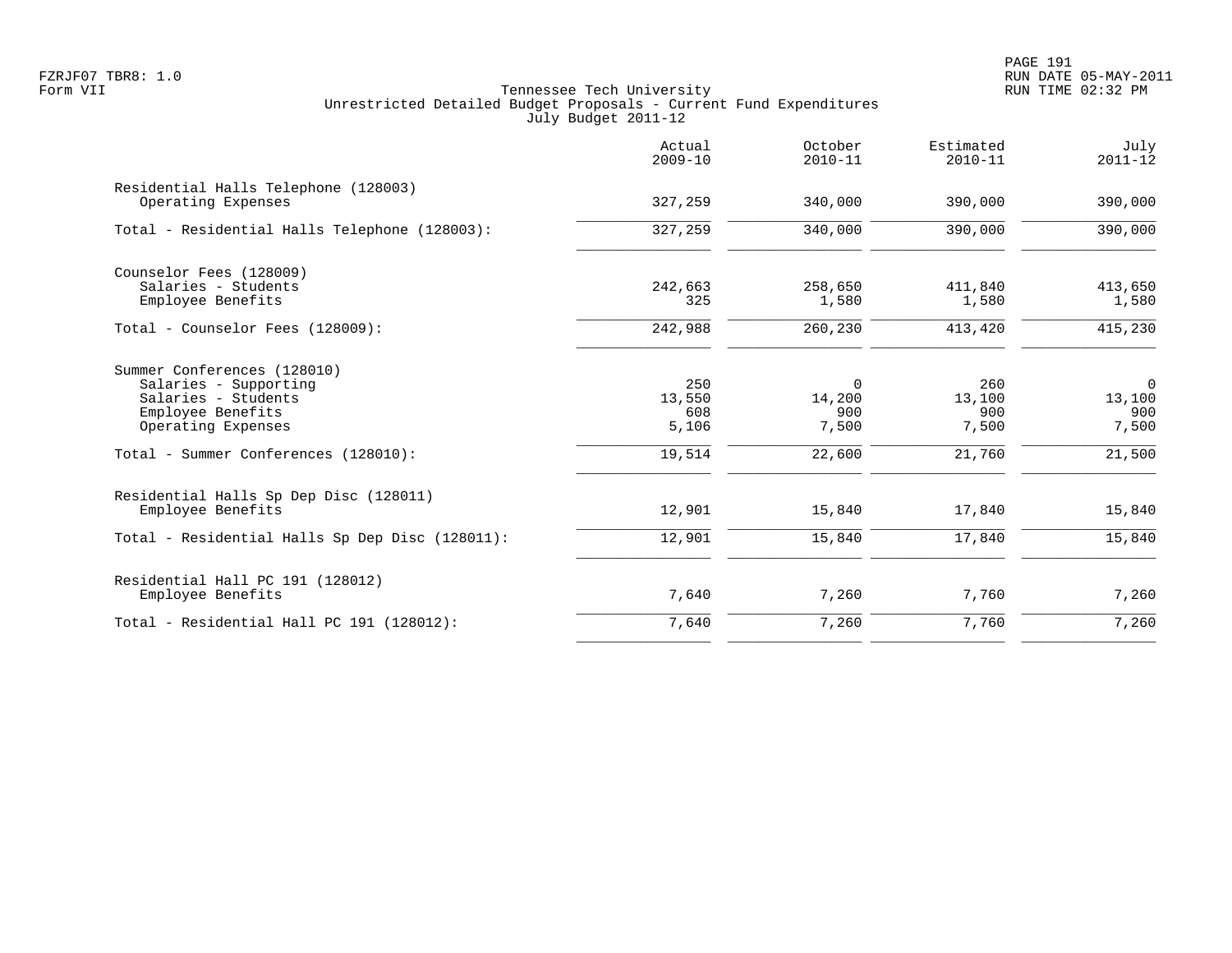FZRJF07 TBR8: 1.0
Form VII

Tennessee Tech University
Unrestricted Detailed Budget Proposals - Current Fund Expenditures
July Budget 2011-12

RUN DATE 05-MAY-2011
RUN TIME 02:32 PM

| | Actual 2009-10 | October 2010-11 | Estimated 2010-11 | July 2011-12 |
|---|---|---|---|---|
| Residential Halls Telephone (128003) | | | | |
| Operating Expenses | 327,259 | 340,000 | 390,000 | 390,000 |
| Total - Residential Halls Telephone (128003): | 327,259 | 340,000 | 390,000 | 390,000 |
| Counselor Fees (128009) | | | | |
| Salaries - Students | 242,663 | 258,650 | 411,840 | 413,650 |
| Employee Benefits | 325 | 1,580 | 1,580 | 1,580 |
| Total - Counselor Fees (128009): | 242,988 | 260,230 | 413,420 | 415,230 |
| Summer Conferences (128010) | | | | |
| Salaries - Supporting | 250 | 0 | 260 | 0 |
| Salaries - Students | 13,550 | 14,200 | 13,100 | 13,100 |
| Employee Benefits | 608 | 900 | 900 | 900 |
| Operating Expenses | 5,106 | 7,500 | 7,500 | 7,500 |
| Total - Summer Conferences (128010): | 19,514 | 22,600 | 21,760 | 21,500 |
| Residential Halls Sp Dep Disc (128011) | | | | |
| Employee Benefits | 12,901 | 15,840 | 17,840 | 15,840 |
| Total - Residential Halls Sp Dep Disc (128011): | 12,901 | 15,840 | 17,840 | 15,840 |
| Residential Hall PC 191 (128012) | | | | |
| Employee Benefits | 7,640 | 7,260 | 7,760 | 7,260 |
| Total - Residential Hall PC 191 (128012): | 7,640 | 7,260 | 7,760 | 7,260 |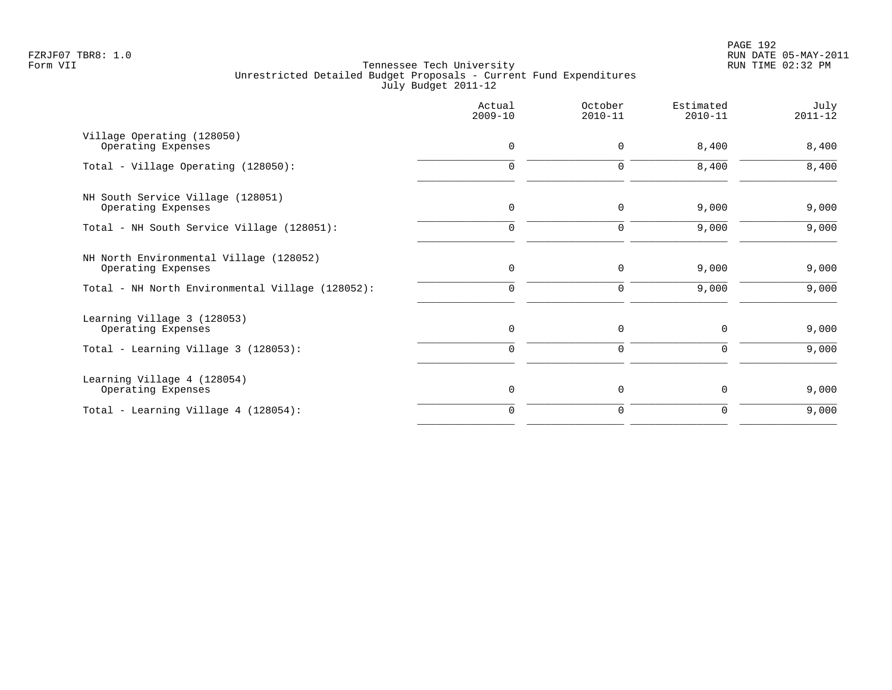FZRJF07 TBR8: 1.0
Form VII

Tennessee Tech University
Unrestricted Detailed Budget Proposals - Current Fund Expenditures
July Budget 2011-12

RUN DATE 05-MAY-2011
RUN TIME 02:32 PM

| | Actual 2009-10 | October 2010-11 | Estimated 2010-11 | July 2011-12 |
|---|---|---|---|---|
| Village Operating (128050) | | | | |
| Operating Expenses | 0 | 0 | 8,400 | 8,400 |
| Total - Village Operating (128050): | 0 | 0 | 8,400 | 8,400 |
| NH South Service Village (128051) | | | | |
| Operating Expenses | 0 | 0 | 9,000 | 9,000 |
| Total - NH South Service Village (128051): | 0 | 0 | 9,000 | 9,000 |
| NH North Environmental Village (128052) | | | | |
| Operating Expenses | 0 | 0 | 9,000 | 9,000 |
| Total - NH North Environmental Village (128052): | 0 | 0 | 9,000 | 9,000 |
| Learning Village 3 (128053) | | | | |
| Operating Expenses | 0 | 0 | 0 | 9,000 |
| Total - Learning Village 3 (128053): | 0 | 0 | 0 | 9,000 |
| Learning Village 4 (128054) | | | | |
| Operating Expenses | 0 | 0 | 0 | 9,000 |
| Total - Learning Village 4 (128054): | 0 | 0 | 0 | 9,000 |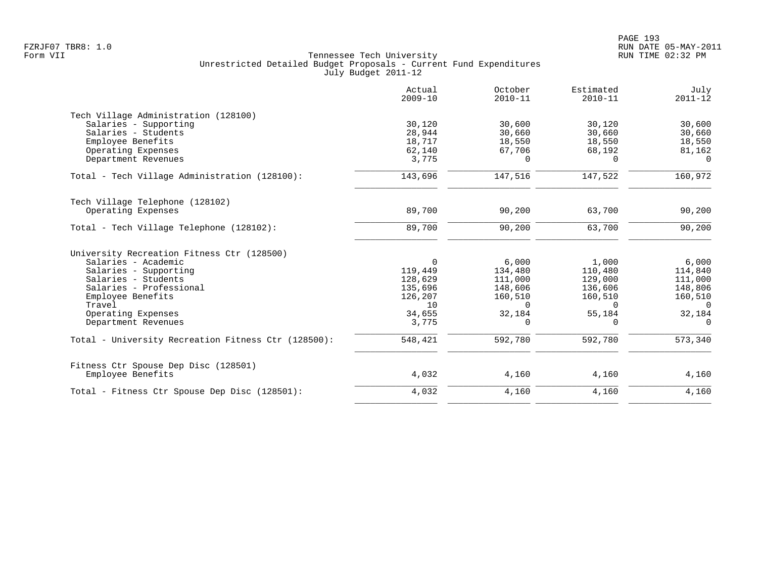FZRJF07 TBR8: 1.0
Form VII

# Tennessee Tech University
## Unrestricted Detailed Budget Proposals - Current Fund Expenditures
### July Budget 2011-12

| | Actual 2009-10 | October 2010-11 | Estimated 2010-11 | July 2011-12 |
|---|---:|---:|---:|---:|
| **Tech Village Administration (128100)** | | | | |
| Salaries - Supporting | 30,120 | 30,600 | 30,120 | 30,600 |
| Salaries - Students | 28,944 | 30,660 | 30,660 | 30,660 |
| Employee Benefits | 18,717 | 18,550 | 18,550 | 18,550 |
| Operating Expenses | 62,140 | 67,706 | 68,192 | 81,162 |
| Department Revenues | 3,775 | 0 | 0 | 0 |
| Total - Tech Village Administration (128100): | 143,696 | 147,516 | 147,522 | 160,972 |
| **Tech Village Telephone (128102)** | | | | |
| Operating Expenses | 89,700 | 90,200 | 63,700 | 90,200 |
| Total - Tech Village Telephone (128102): | 89,700 | 90,200 | 63,700 | 90,200 |
| **University Recreation Fitness Ctr (128500)** | | | | |
| Salaries - Academic | 0 | 6,000 | 1,000 | 6,000 |
| Salaries - Supporting | 119,449 | 134,480 | 110,480 | 114,840 |
| Salaries - Students | 128,629 | 111,000 | 129,000 | 111,000 |
| Salaries - Professional | 135,696 | 148,606 | 136,606 | 148,806 |
| Employee Benefits | 126,207 | 160,510 | 160,510 | 160,510 |
| Travel | 10 | 0 | 0 | 0 |
| Operating Expenses | 34,655 | 32,184 | 55,184 | 32,184 |
| Department Revenues | 3,775 | 0 | 0 | 0 |
| Total - University Recreation Fitness Ctr (128500): | 548,421 | 592,780 | 592,780 | 573,340 |
| **Fitness Ctr Spouse Dep Disc (128501)** | | | | |
| Employee Benefits | 4,032 | 4,160 | 4,160 | 4,160 |
| Total - Fitness Ctr Spouse Dep Disc (128501): | 4,032 | 4,160 | 4,160 | 4,160 |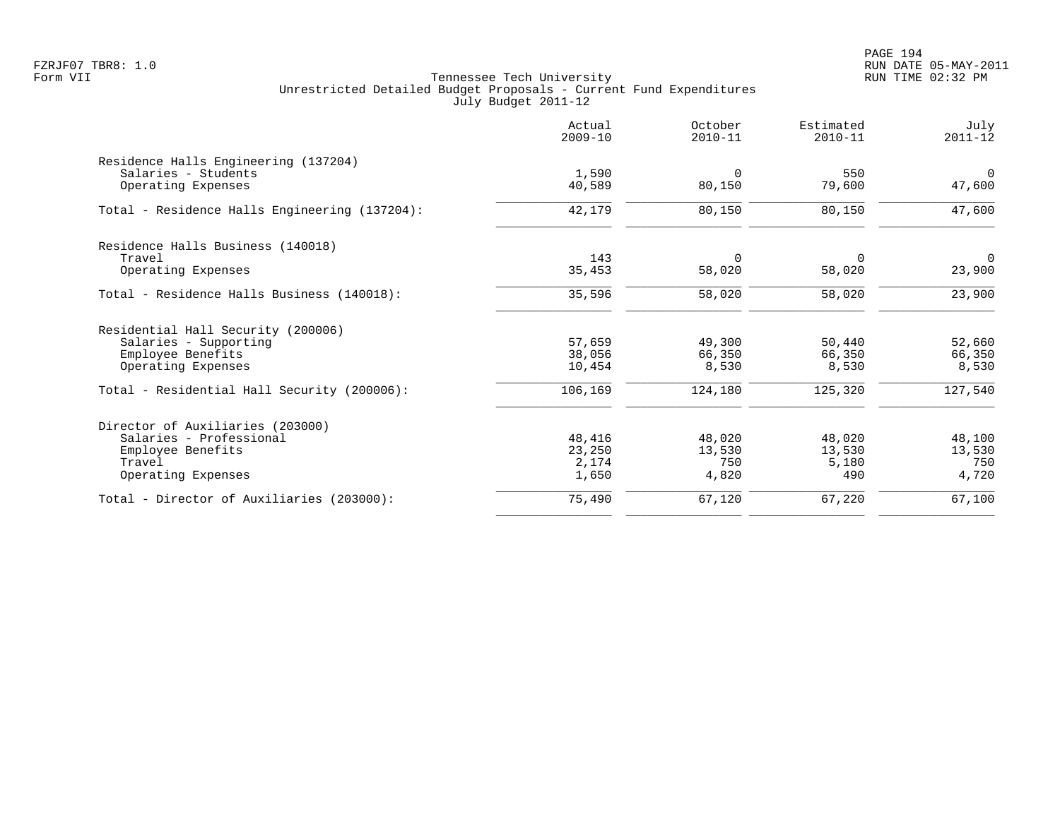FZRJF07 TBR8: 1.0
Form VII

Tennessee Tech University
Unrestricted Detailed Budget Proposals - Current Fund Expenditures
July Budget 2011-12

RUN DATE 05-MAY-2011
RUN TIME 02:32 PM

| | Actual 2009-10 | October 2010-11 | Estimated 2010-11 | July 2011-12 |
|---|---|---|---|---|
| **Residence Halls Engineering (137204)** | | | | |
| Salaries - Students | 1,590 | 0 | 550 | 0 |
| Operating Expenses | 40,589 | 80,150 | 79,600 | 47,600 |
| Total - Residence Halls Engineering (137204): | 42,179 | 80,150 | 80,150 | 47,600 |
| **Residence Halls Business (140018)** | | | | |
| Travel | 143 | 0 | 0 | 0 |
| Operating Expenses | 35,453 | 58,020 | 58,020 | 23,900 |
| Total - Residence Halls Business (140018): | 35,596 | 58,020 | 58,020 | 23,900 |
| **Residential Hall Security (200006)** | | | | |
| Salaries - Supporting | 57,659 | 49,300 | 50,440 | 52,660 |
| Employee Benefits | 38,056 | 66,350 | 66,350 | 66,350 |
| Operating Expenses | 10,454 | 8,530 | 8,530 | 8,530 |
| Total - Residential Hall Security (200006): | 106,169 | 124,180 | 125,320 | 127,540 |
| **Director of Auxiliaries (203000)** | | | | |
| Salaries - Professional | 48,416 | 48,020 | 48,020 | 48,100 |
| Employee Benefits | 23,250 | 13,530 | 13,530 | 13,530 |
| Travel | 2,174 | 750 | 5,180 | 750 |
| Operating Expenses | 1,650 | 4,820 | 490 | 4,720 |
| Total - Director of Auxiliaries (203000): | 75,490 | 67,120 | 67,220 | 67,100 |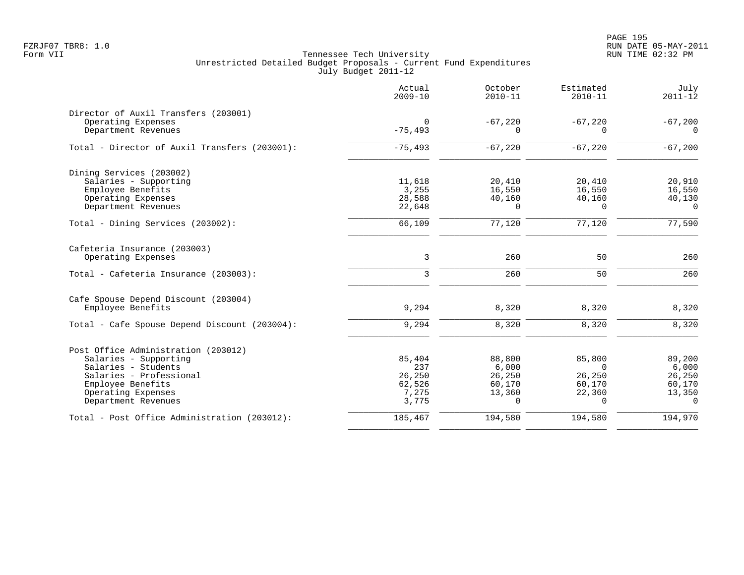FZRJF07 TBR8: 1.0
Form VII

Tennessee Tech University
Unrestricted Detailed Budget Proposals - Current Fund Expenditures
July Budget 2011-12

RUN DATE 05-MAY-2011
RUN TIME 02:32 PM

| | Actual 2009-10 | October 2010-11 | Estimated 2010-11 | July 2011-12 |
|---|---|---|---|---|
| **Director of Auxil Transfers (203001)** | | | | |
| Operating Expenses | 0 | -67,220 | -67,220 | -67,200 |
| Department Revenues | -75,493 | 0 | 0 | 0 |
| Total - Director of Auxil Transfers (203001): | -75,493 | -67,220 | -67,220 | -67,200 |
| **Dining Services (203002)** | | | | |
| Salaries - Supporting | 11,618 | 20,410 | 20,410 | 20,910 |
| Employee Benefits | 3,255 | 16,550 | 16,550 | 16,550 |
| Operating Expenses | 28,588 | 40,160 | 40,160 | 40,130 |
| Department Revenues | 22,648 | 0 | 0 | 0 |
| Total - Dining Services (203002): | 66,109 | 77,120 | 77,120 | 77,590 |
| **Cafeteria Insurance (203003)** | | | | |
| Operating Expenses | 3 | 260 | 50 | 260 |
| Total - Cafeteria Insurance (203003): | 3 | 260 | 50 | 260 |
| **Cafe Spouse Depend Discount (203004)** | | | | |
| Employee Benefits | 9,294 | 8,320 | 8,320 | 8,320 |
| Total - Cafe Spouse Depend Discount (203004): | 9,294 | 8,320 | 8,320 | 8,320 |
| **Post Office Administration (203012)** | | | | |
| Salaries - Supporting | 85,404 | 88,800 | 85,800 | 89,200 |
| Salaries - Students | 237 | 6,000 | 0 | 6,000 |
| Salaries - Professional | 26,250 | 26,250 | 26,250 | 26,250 |
| Employee Benefits | 62,526 | 60,170 | 60,170 | 60,170 |
| Operating Expenses | 7,275 | 13,360 | 22,360 | 13,350 |
| Department Revenues | 3,775 | 0 | 0 | 0 |
| Total - Post Office Administration (203012): | 185,467 | 194,580 | 194,580 | 194,970 |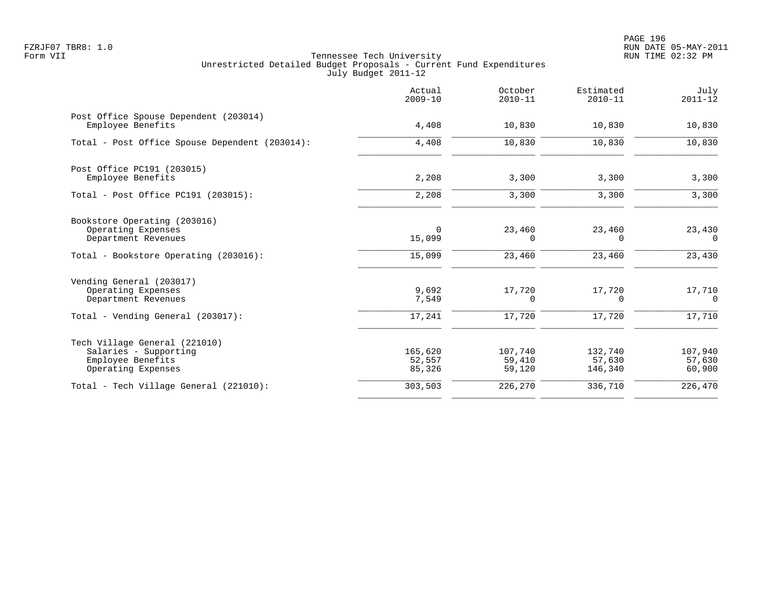Tennessee Tech University
Unrestricted Detailed Budget Proposals - Current Fund Expenditures
July Budget 2011-12

| | Actual 2009-10 | October 2010-11 | Estimated 2010-11 | July 2011-12 |
|---|---|---|---|---|
| **Post Office Spouse Dependent (203014)** | | | | |
| Employee Benefits | 4,408 | 10,830 | 10,830 | 10,830 |
| Total - Post Office Spouse Dependent (203014): | 4,408 | 10,830 | 10,830 | 10,830 |
| **Post Office PC191 (203015)** | | | | |
| Employee Benefits | 2,208 | 3,300 | 3,300 | 3,300 |
| Total - Post Office PC191 (203015): | 2,208 | 3,300 | 3,300 | 3,300 |
| **Bookstore Operating (203016)** | | | | |
| Operating Expenses | 0 | 23,460 | 23,460 | 23,430 |
| Department Revenues | 15,099 | 0 | 0 | 0 |
| Total - Bookstore Operating (203016): | 15,099 | 23,460 | 23,460 | 23,430 |
| **Vending General (203017)** | | | | |
| Operating Expenses | 9,692 | 17,720 | 17,720 | 17,710 |
| Department Revenues | 7,549 | 0 | 0 | 0 |
| Total - Vending General (203017): | 17,241 | 17,720 | 17,720 | 17,710 |
| **Tech Village General (221010)** | | | | |
| Salaries - Supporting | 165,620 | 107,740 | 132,740 | 107,940 |
| Employee Benefits | 52,557 | 59,410 | 57,630 | 57,630 |
| Operating Expenses | 85,326 | 59,120 | 146,340 | 60,900 |
| Total - Tech Village General (221010): | 303,503 | 226,270 | 336,710 | 226,470 |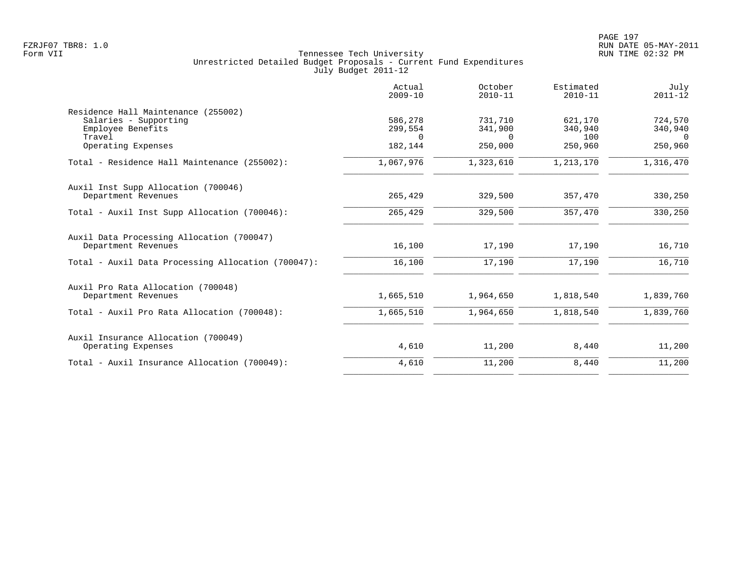Tennessee Tech University
Unrestricted Detailed Budget Proposals - Current Fund Expenditures
July Budget 2011-12

Form VII

| | Actual 2009-10 | October 2010-11 | Estimated 2010-11 | July 2011-12 |
|---|---|---|---|---|
| **Residence Hall Maintenance (255002)** | | | | |
| Salaries - Supporting | 586,278 | 731,710 | 621,170 | 724,570 |
| Employee Benefits | 299,554 | 341,900 | 340,940 | 340,940 |
| Travel | 0 | 0 | 100 | 0 |
| Operating Expenses | 182,144 | 250,000 | 250,960 | 250,960 |
| Total - Residence Hall Maintenance (255002): | 1,067,976 | 1,323,610 | 1,213,170 | 1,316,470 |
| **Auxil Inst Supp Allocation (700046)** | | | | |
| Department Revenues | 265,429 | 329,500 | 357,470 | 330,250 |
| Total - Auxil Inst Supp Allocation (700046): | 265,429 | 329,500 | 357,470 | 330,250 |
| **Auxil Data Processing Allocation (700047)** | | | | |
| Department Revenues | 16,100 | 17,190 | 17,190 | 16,710 |
| Total - Auxil Data Processing Allocation (700047): | 16,100 | 17,190 | 17,190 | 16,710 |
| **Auxil Pro Rata Allocation (700048)** | | | | |
| Department Revenues | 1,665,510 | 1,964,650 | 1,818,540 | 1,839,760 |
| Total - Auxil Pro Rata Allocation (700048): | 1,665,510 | 1,964,650 | 1,818,540 | 1,839,760 |
| **Auxil Insurance Allocation (700049)** | | | | |
| Operating Expenses | 4,610 | 11,200 | 8,440 | 11,200 |
| Total - Auxil Insurance Allocation (700049): | 4,610 | 11,200 | 8,440 | 11,200 |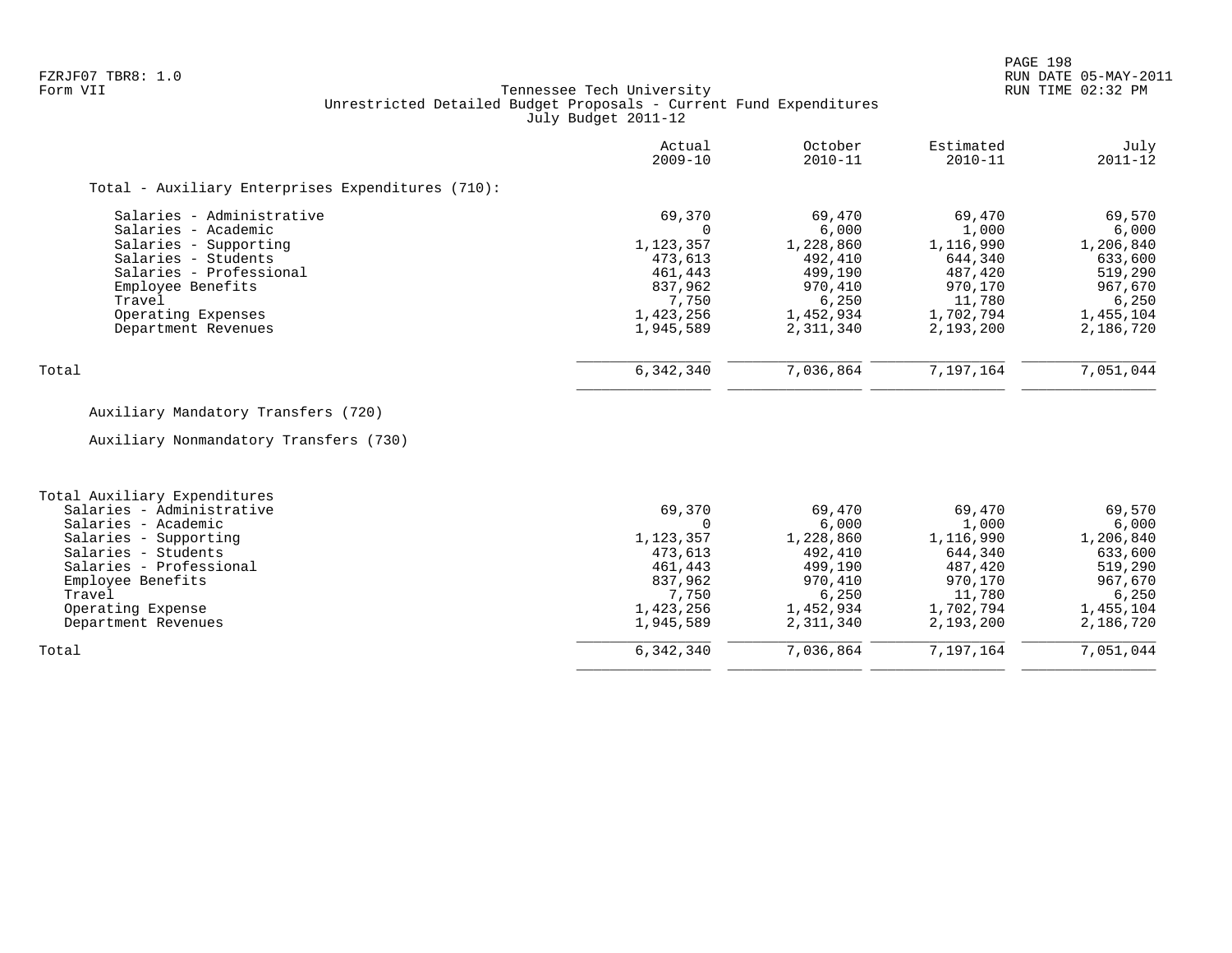FZRJF07 TBR8: 1.0
Form VII

# Tennessee Tech University
## Unrestricted Detailed Budget Proposals - Current Fund Expenditures
### July Budget 2011-12

RUN DATE 05-MAY-2011
RUN TIME 02:32 PM

| | Actual 2009-10 | October 2010-11 | Estimated 2010-11 | July 2011-12 |
|---|---|---|---|---|
| **Total - Auxiliary Enterprises Expenditures (710):** | | | | |
| Salaries - Administrative | 69,370 | 69,470 | 69,470 | 69,570 |
| Salaries - Academic | 0 | 6,000 | 1,000 | 6,000 |
| Salaries - Supporting | 1,123,357 | 1,228,860 | 1,116,990 | 1,206,840 |
| Salaries - Students | 473,613 | 492,410 | 644,340 | 633,600 |
| Salaries - Professional | 461,443 | 499,190 | 487,420 | 519,290 |
| Employee Benefits | 837,962 | 970,410 | 970,170 | 967,670 |
| Travel | 7,750 | 6,250 | 11,780 | 6,250 |
| Operating Expenses | 1,423,256 | 1,452,934 | 1,702,794 | 1,455,104 |
| Department Revenues | 1,945,589 | 2,311,340 | 2,193,200 | 2,186,720 |
| Total | 6,342,340 | 7,036,864 | 7,197,164 | 7,051,044 |
| Auxiliary Mandatory Transfers (720) | | | | |
| Auxiliary Nonmandatory Transfers (730) | | | | |
| **Total Auxiliary Expenditures** | | | | |
| Salaries - Administrative | 69,370 | 69,470 | 69,470 | 69,570 |
| Salaries - Academic | 0 | 6,000 | 1,000 | 6,000 |
| Salaries - Supporting | 1,123,357 | 1,228,860 | 1,116,990 | 1,206,840 |
| Salaries - Students | 473,613 | 492,410 | 644,340 | 633,600 |
| Salaries - Professional | 461,443 | 499,190 | 487,420 | 519,290 |
| Employee Benefits | 837,962 | 970,410 | 970,170 | 967,670 |
| Travel | 7,750 | 6,250 | 11,780 | 6,250 |
| Operating Expense | 1,423,256 | 1,452,934 | 1,702,794 | 1,455,104 |
| Department Revenues | 1,945,589 | 2,311,340 | 2,193,200 | 2,186,720 |
| Total | 6,342,340 | 7,036,864 | 7,197,164 | 7,051,044 |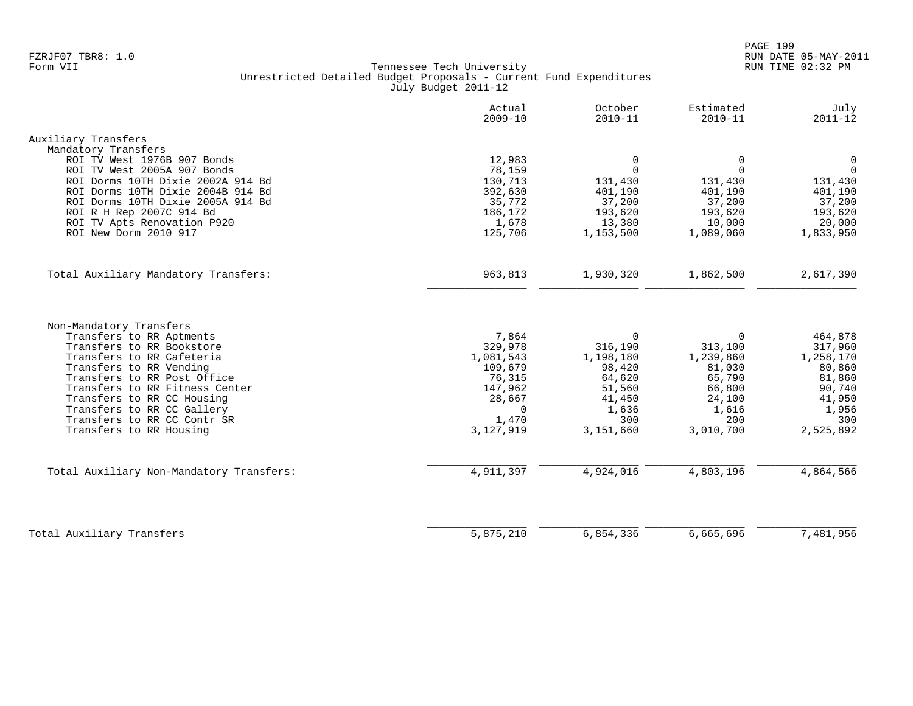Tennessee Tech University
Unrestricted Detailed Budget Proposals - Current Fund Expenditures
July Budget 2011-12

| | Actual 2009-10 | October 2010-11 | Estimated 2010-11 | July 2011-12 |
|---|---|---|---|---|
| **Auxiliary Transfers** | | | | |
| Mandatory Transfers | | | | |
| ROI TV West 1976B 907 Bonds | 12,983 | 0 | 0 | 0 |
| ROI TV West 2005A 907 Bonds | 78,159 | 0 | 0 | 0 |
| ROI Dorms 10TH Dixie 2002A 914 Bd | 130,713 | 131,430 | 131,430 | 131,430 |
| ROI Dorms 10TH Dixie 2004B 914 Bd | 392,630 | 401,190 | 401,190 | 401,190 |
| ROI Dorms 10TH Dixie 2005A 914 Bd | 35,772 | 37,200 | 37,200 | 37,200 |
| ROI R H Rep 2007C 914 Bd | 186,172 | 193,620 | 193,620 | 193,620 |
| ROI TV Apts Renovation P920 | 1,678 | 13,380 | 10,000 | 20,000 |
| ROI New Dorm 2010 917 | 125,706 | 1,153,500 | 1,089,060 | 1,833,950 |
| Total Auxiliary Mandatory Transfers: | 963,813 | 1,930,320 | 1,862,500 | 2,617,390 |
| Non-Mandatory Transfers | | | | |
| Transfers to RR Aptments | 7,864 | 0 | 0 | 464,878 |
| Transfers to RR Bookstore | 329,978 | 316,190 | 313,100 | 317,960 |
| Transfers to RR Cafeteria | 1,081,543 | 1,198,180 | 1,239,860 | 1,258,170 |
| Transfers to RR Vending | 109,679 | 98,420 | 81,030 | 80,860 |
| Transfers to RR Post Office | 76,315 | 64,620 | 65,790 | 81,860 |
| Transfers to RR Fitness Center | 147,962 | 51,560 | 66,800 | 90,740 |
| Transfers to RR CC Housing | 28,667 | 41,450 | 24,100 | 41,950 |
| Transfers to RR CC Gallery | 0 | 1,636 | 1,616 | 1,956 |
| Transfers to RR CC Contr SR | 1,470 | 300 | 200 | 300 |
| Transfers to RR Housing | 3,127,919 | 3,151,660 | 3,010,700 | 2,525,892 |
| Total Auxiliary Non-Mandatory Transfers: | 4,911,397 | 4,924,016 | 4,803,196 | 4,864,566 |
| **Total Auxiliary Transfers** | 5,875,210 | 6,854,336 | 6,665,696 | 7,481,956 |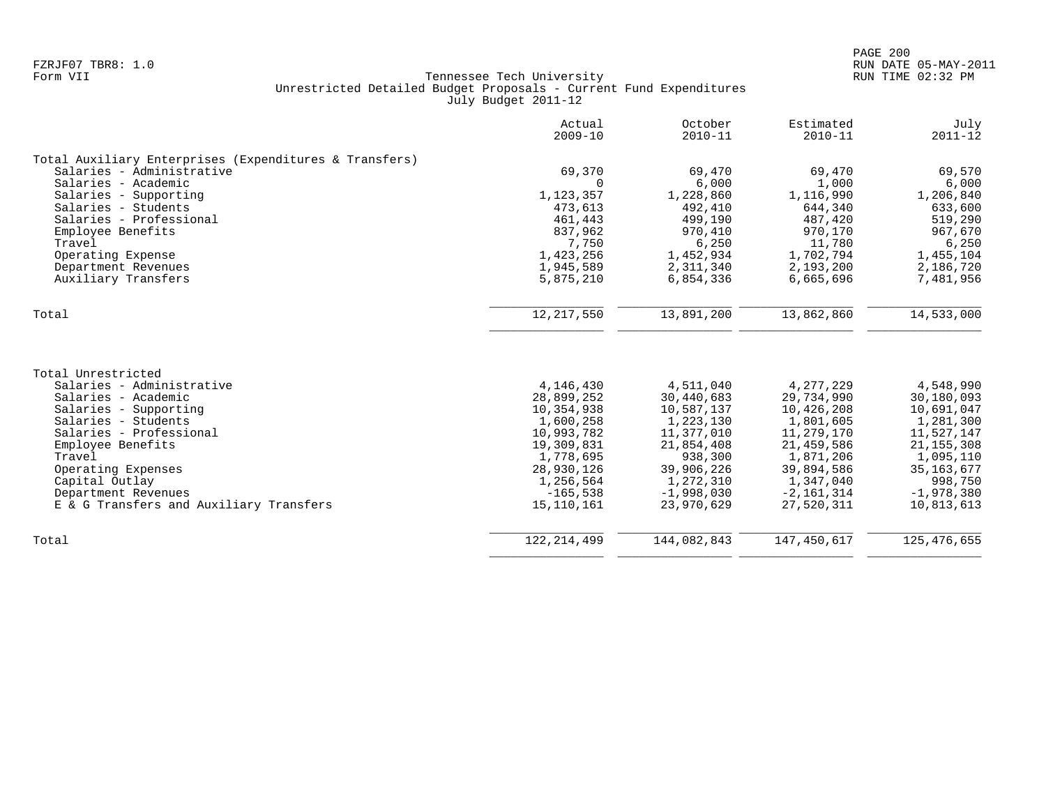FZRJF07 TBR8: 1.0
Form VII

Tennessee Tech University
Unrestricted Detailed Budget Proposals - Current Fund Expenditures
July Budget 2011-12

RUN DATE 05-MAY-2011
RUN TIME 02:32 PM

| | Actual 2009-10 | October 2010-11 | Estimated 2010-11 | July 2011-12 |
|---|---|---|---|---|
| **Total Auxiliary Enterprises (Expenditures & Transfers)** | | | | |
| Salaries - Administrative | 69,370 | 69,470 | 69,470 | 69,570 |
| Salaries - Academic | 0 | 6,000 | 1,000 | 6,000 |
| Salaries - Supporting | 1,123,357 | 1,228,860 | 1,116,990 | 1,206,840 |
| Salaries - Students | 473,613 | 492,410 | 644,340 | 633,600 |
| Salaries - Professional | 461,443 | 499,190 | 487,420 | 519,290 |
| Employee Benefits | 837,962 | 970,410 | 970,170 | 967,670 |
| Travel | 7,750 | 6,250 | 11,780 | 6,250 |
| Operating Expense | 1,423,256 | 1,452,934 | 1,702,794 | 1,455,104 |
| Department Revenues | 1,945,589 | 2,311,340 | 2,193,200 | 2,186,720 |
| Auxiliary Transfers | 5,875,210 | 6,854,336 | 6,665,696 | 7,481,956 |
| Total | 12,217,550 | 13,891,200 | 13,862,860 | 14,533,000 |
| **Total Unrestricted** | | | | |
| Salaries - Administrative | 4,146,430 | 4,511,040 | 4,277,229 | 4,548,990 |
| Salaries - Academic | 28,899,252 | 30,440,683 | 29,734,990 | 30,180,093 |
| Salaries - Supporting | 10,354,938 | 10,587,137 | 10,426,208 | 10,691,047 |
| Salaries - Students | 1,600,258 | 1,223,130 | 1,801,605 | 1,281,300 |
| Salaries - Professional | 10,993,782 | 11,377,010 | 11,279,170 | 11,527,147 |
| Employee Benefits | 19,309,831 | 21,854,408 | 21,459,586 | 21,155,308 |
| Travel | 1,778,695 | 938,300 | 1,871,206 | 1,095,110 |
| Operating Expenses | 28,930,126 | 39,906,226 | 39,894,586 | 35,163,677 |
| Capital Outlay | 1,256,564 | 1,272,310 | 1,347,040 | 998,750 |
| Department Revenues | -165,538 | -1,998,030 | -2,161,314 | -1,978,380 |
| E & G Transfers and Auxiliary Transfers | 15,110,161 | 23,970,629 | 27,520,311 | 10,813,613 |
| Total | 122,214,499 | 144,082,843 | 147,450,617 | 125,476,655 |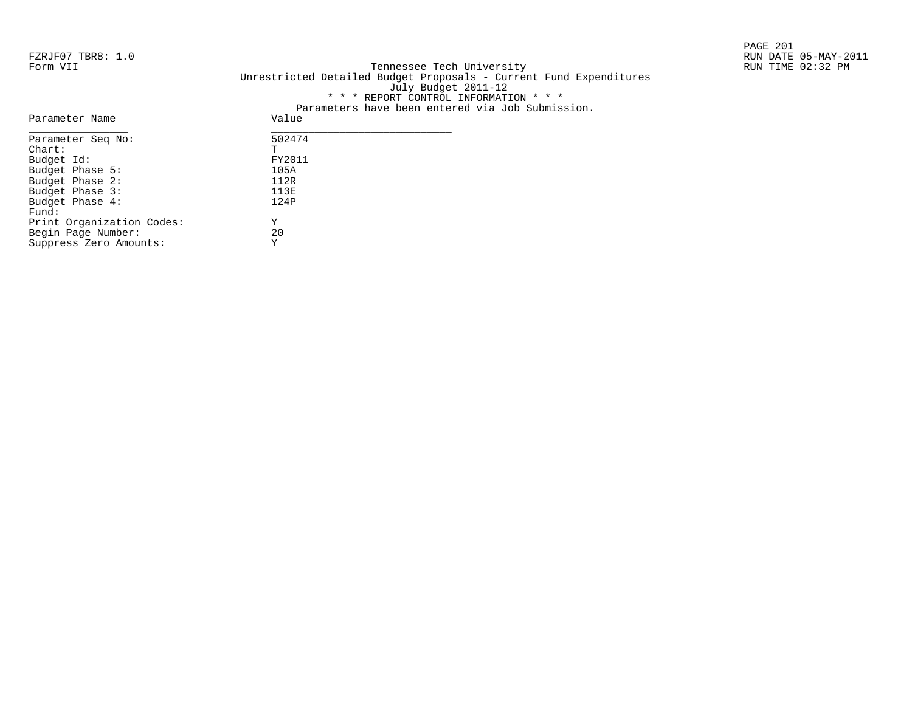FZRJF07 TBR8: 1.0
Form VII

Tennessee Tech University
Unrestricted Detailed Budget Proposals - Current Fund Expenditures
July Budget 2011-12

RUN DATE 05-MAY-2011
RUN TIME 02:32 PM

\* \* \* REPORT CONTROL INFORMATION \* \* \*

Parameters have been entered via Job Submission.

| Parameter Name | Value |
|---|---|
| Parameter Seq No: | 502474 |
| Chart: | T |
| Budget Id: | FY2011 |
| Budget Phase 5: | 105A |
| Budget Phase 2: | 112R |
| Budget Phase 3: | 113E |
| Budget Phase 4: | 124P |
| Fund: | |
| Print Organization Codes: | Y |
| Begin Page Number: | 20 |
| Suppress Zero Amounts: | Y |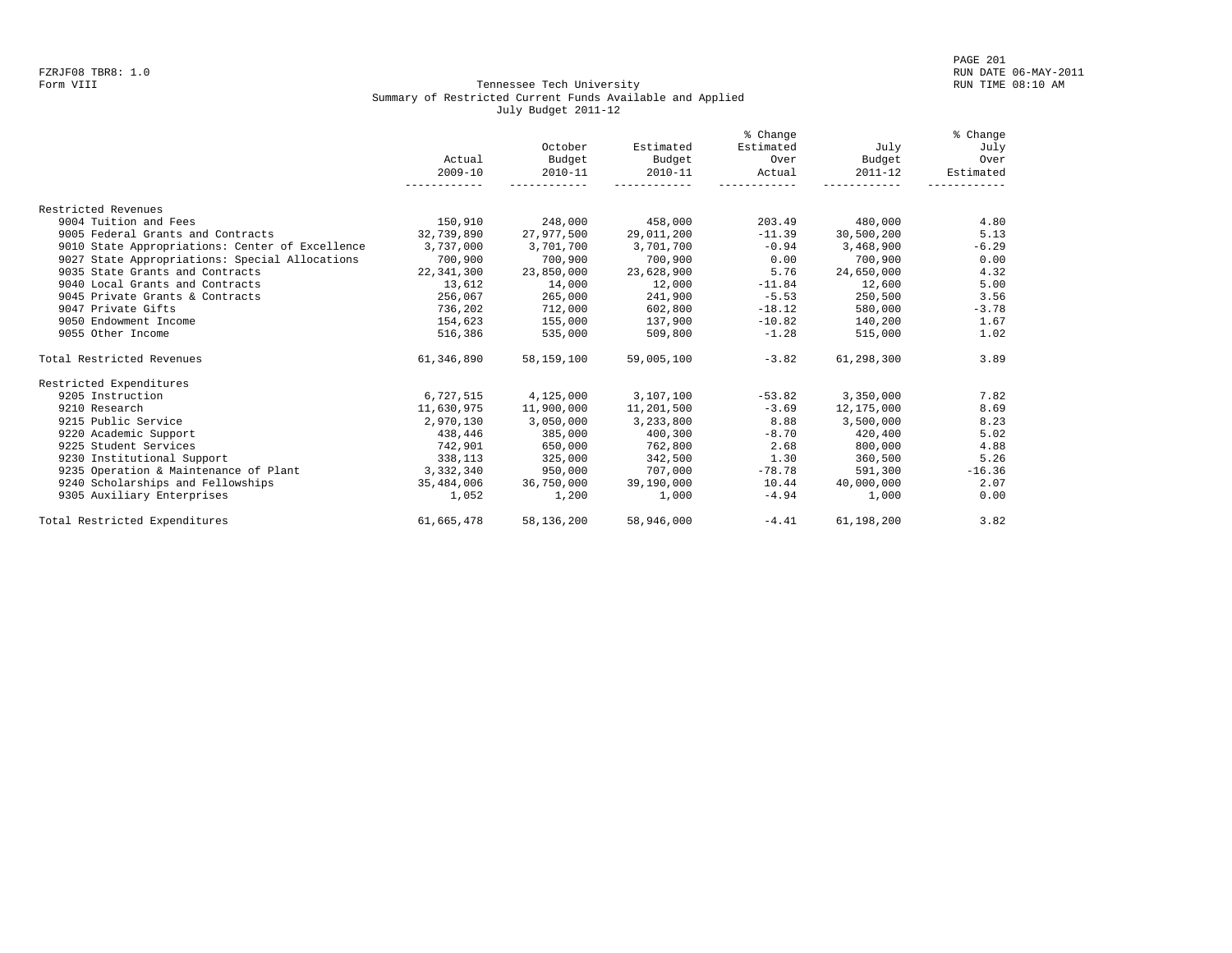Form VIII

# Tennessee Tech University
## Summary of Restricted Current Funds Available and Applied
### July Budget 2011-12

| | Actual 2009-10 | October Budget 2010-11 | Estimated Budget 2010-11 | % Change Estimated Over Actual | July Budget 2011-12 | % Change July Over Estimated |
|---|---|---|---|---|---|---|
| **Restricted Revenues** | | | | | | |
| 9004 Tuition and Fees | 150,910 | 248,000 | 458,000 | 203.49 | 480,000 | 4.80 |
| 9005 Federal Grants and Contracts | 32,739,890 | 27,977,500 | 29,011,200 | -11.39 | 30,500,200 | 5.13 |
| 9010 State Appropriations: Center of Excellence | 3,737,000 | 3,701,700 | 3,701,700 | -0.94 | 3,468,900 | -6.29 |
| 9027 State Appropriations: Special Allocations | 700,900 | 700,900 | 700,900 | 0.00 | 700,900 | 0.00 |
| 9035 State Grants and Contracts | 22,341,300 | 23,850,000 | 23,628,900 | 5.76 | 24,650,000 | 4.32 |
| 9040 Local Grants and Contracts | 13,612 | 14,000 | 12,000 | -11.84 | 12,600 | 5.00 |
| 9045 Private Grants & Contracts | 256,067 | 265,000 | 241,900 | -5.53 | 250,500 | 3.56 |
| 9047 Private Gifts | 736,202 | 712,000 | 602,800 | -18.12 | 580,000 | -3.78 |
| 9050 Endowment Income | 154,623 | 155,000 | 137,900 | -10.82 | 140,200 | 1.67 |
| 9055 Other Income | 516,386 | 535,000 | 509,800 | -1.28 | 515,000 | 1.02 |
| Total Restricted Revenues | 61,346,890 | 58,159,100 | 59,005,100 | -3.82 | 61,298,300 | 3.89 |
| **Restricted Expenditures** | | | | | | |
| 9205 Instruction | 6,727,515 | 4,125,000 | 3,107,100 | -53.82 | 3,350,000 | 7.82 |
| 9210 Research | 11,630,975 | 11,900,000 | 11,201,500 | -3.69 | 12,175,000 | 8.69 |
| 9215 Public Service | 2,970,130 | 3,050,000 | 3,233,800 | 8.88 | 3,500,000 | 8.23 |
| 9220 Academic Support | 438,446 | 385,000 | 400,300 | -8.70 | 420,400 | 5.02 |
| 9225 Student Services | 742,901 | 650,000 | 762,800 | 2.68 | 800,000 | 4.88 |
| 9230 Institutional Support | 338,113 | 325,000 | 342,500 | 1.30 | 360,500 | 5.26 |
| 9235 Operation & Maintenance of Plant | 3,332,340 | 950,000 | 707,000 | -78.78 | 591,300 | -16.36 |
| 9240 Scholarships and Fellowships | 35,484,006 | 36,750,000 | 39,190,000 | 10.44 | 40,000,000 | 2.07 |
| 9305 Auxiliary Enterprises | 1,052 | 1,200 | 1,000 | -4.94 | 1,000 | 0.00 |
| Total Restricted Expenditures | 61,665,478 | 58,136,200 | 58,946,000 | -4.41 | 61,198,200 | 3.82 |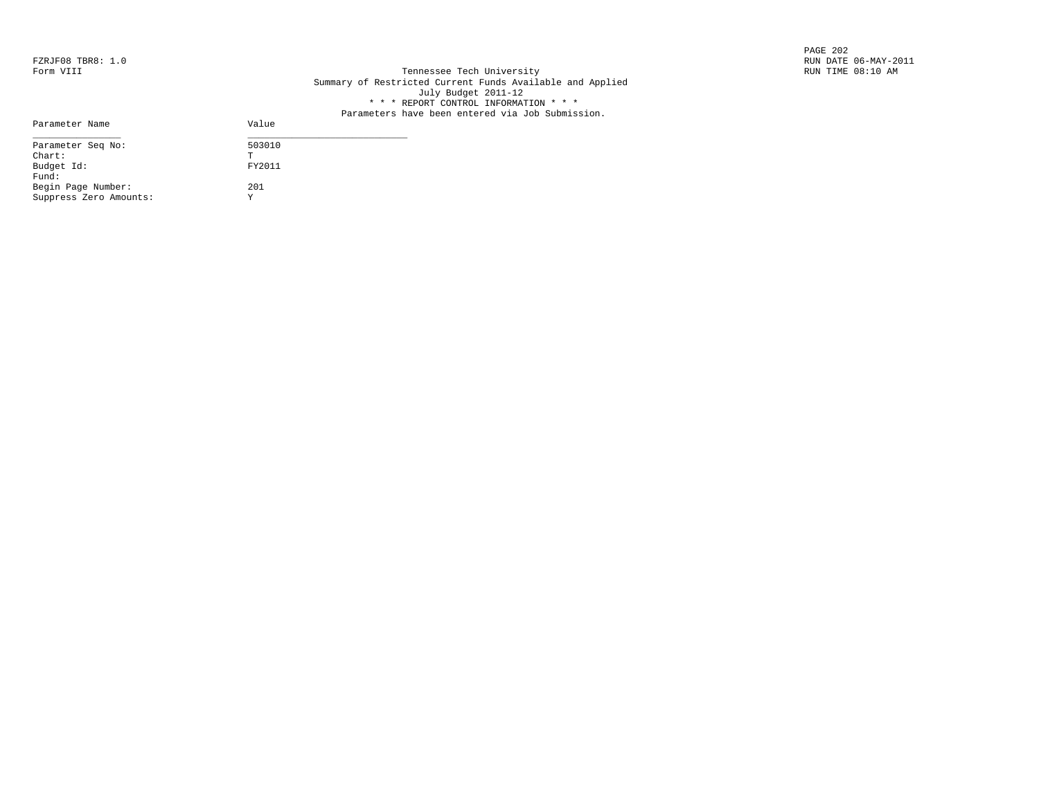FZRJF08 TBR8: 1.0
Form VIII

RUN DATE 06-MAY-2011
RUN TIME 08:10 AM

Tennessee Tech University
Summary of Restricted Current Funds Available and Applied
July Budget 2011-12
* * * REPORT CONTROL INFORMATION * * *
Parameters have been entered via Job Submission.

| Parameter Name | Value |
|---|---|
| Parameter Seq No: | 503010 |
| Chart: | T |
| Budget Id: | FY2011 |
| Fund: | |
| Begin Page Number: | 201 |
| Suppress Zero Amounts: | Y |